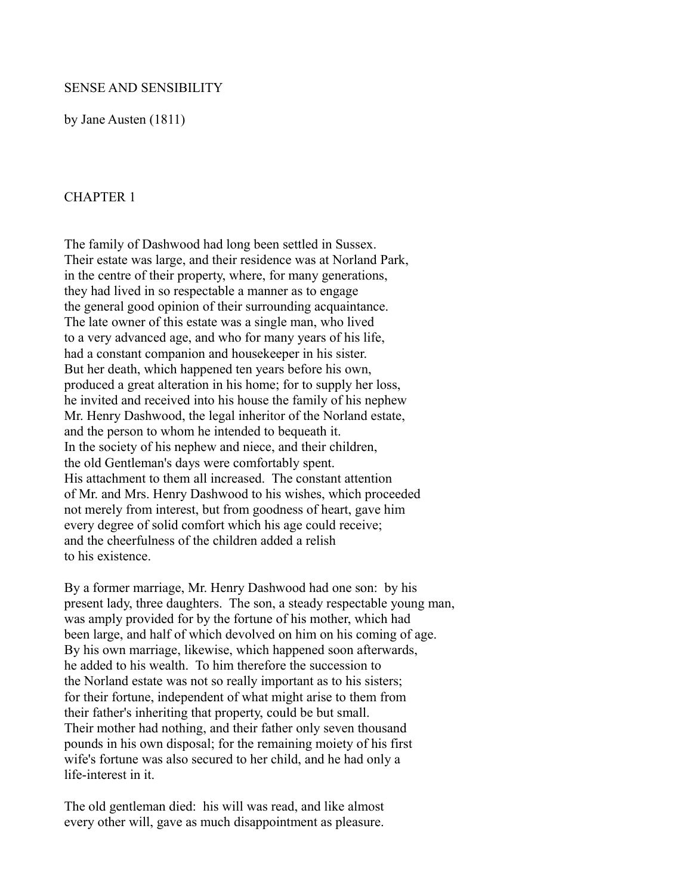# SENSE AND SENSIBILITY

by Jane Austen (1811)

## CHAPTER 1

The family of Dashwood had long been settled in Sussex. Their estate was large, and their residence was at Norland Park, in the centre of their property, where, for many generations, they had lived in so respectable a manner as to engage the general good opinion of their surrounding acquaintance. The late owner of this estate was a single man, who lived to a very advanced age, and who for many years of his life, had a constant companion and housekeeper in his sister. But her death, which happened ten years before his own, produced a great alteration in his home; for to supply her loss, he invited and received into his house the family of his nephew Mr. Henry Dashwood, the legal inheritor of the Norland estate, and the person to whom he intended to bequeath it. In the society of his nephew and niece, and their children, the old Gentleman's days were comfortably spent. His attachment to them all increased. The constant attention of Mr. and Mrs. Henry Dashwood to his wishes, which proceeded not merely from interest, but from goodness of heart, gave him every degree of solid comfort which his age could receive; and the cheerfulness of the children added a relish to his existence.

By a former marriage, Mr. Henry Dashwood had one son: by his present lady, three daughters. The son, a steady respectable young man, was amply provided for by the fortune of his mother, which had been large, and half of which devolved on him on his coming of age. By his own marriage, likewise, which happened soon afterwards, he added to his wealth. To him therefore the succession to the Norland estate was not so really important as to his sisters; for their fortune, independent of what might arise to them from their father's inheriting that property, could be but small. Their mother had nothing, and their father only seven thousand pounds in his own disposal; for the remaining moiety of his first wife's fortune was also secured to her child, and he had only a life-interest in it.

The old gentleman died: his will was read, and like almost every other will, gave as much disappointment as pleasure.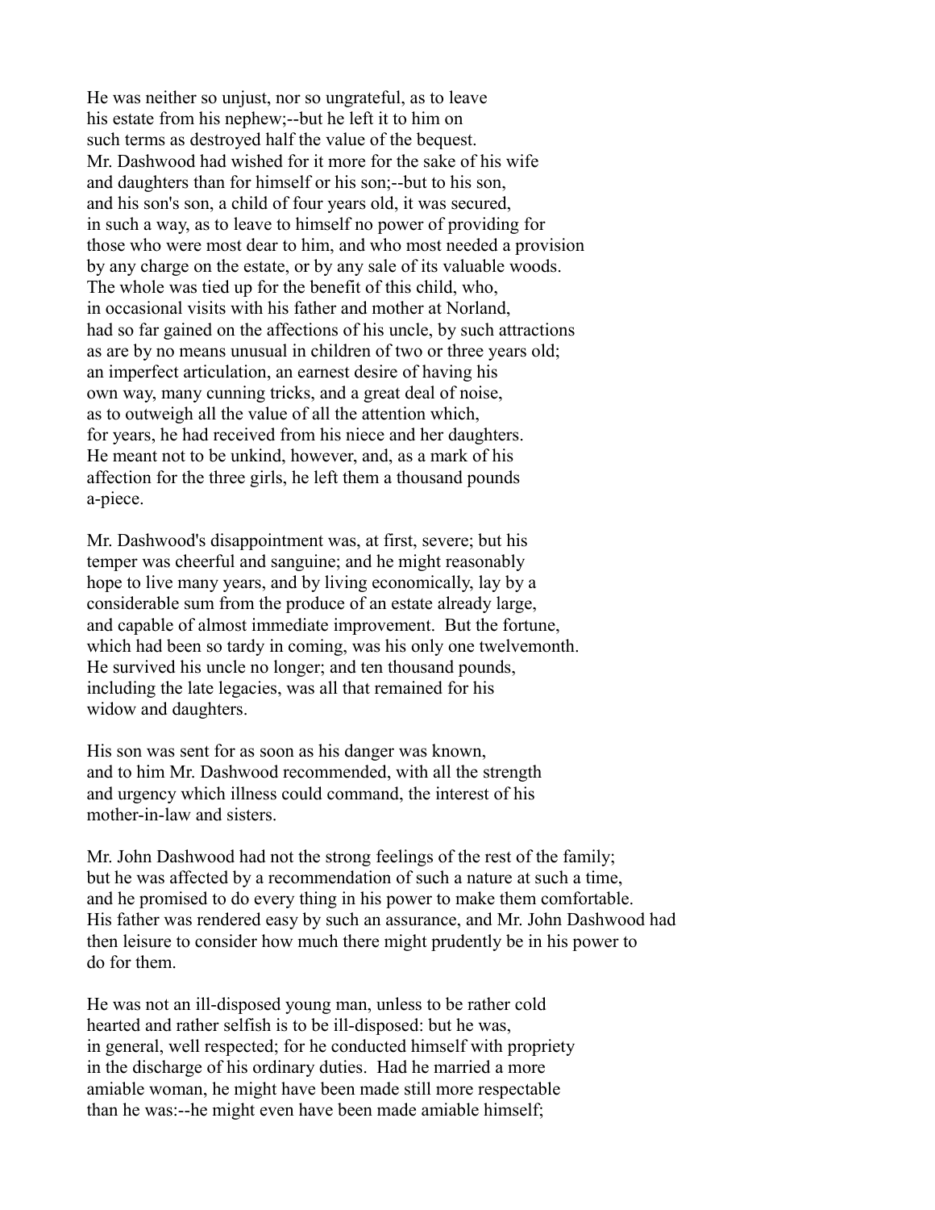He was neither so unjust, nor so ungrateful, as to leave his estate from his nephew;--but he left it to him on such terms as destroyed half the value of the bequest. Mr. Dashwood had wished for it more for the sake of his wife and daughters than for himself or his son;--but to his son, and his son's son, a child of four years old, it was secured, in such a way, as to leave to himself no power of providing for those who were most dear to him, and who most needed a provision by any charge on the estate, or by any sale of its valuable woods. The whole was tied up for the benefit of this child, who, in occasional visits with his father and mother at Norland, had so far gained on the affections of his uncle, by such attractions as are by no means unusual in children of two or three years old; an imperfect articulation, an earnest desire of having his own way, many cunning tricks, and a great deal of noise, as to outweigh all the value of all the attention which, for years, he had received from his niece and her daughters. He meant not to be unkind, however, and, as a mark of his affection for the three girls, he left them a thousand pounds a-piece.

Mr. Dashwood's disappointment was, at first, severe; but his temper was cheerful and sanguine; and he might reasonably hope to live many years, and by living economically, lay by a considerable sum from the produce of an estate already large, and capable of almost immediate improvement. But the fortune, which had been so tardy in coming, was his only one twelvemonth. He survived his uncle no longer; and ten thousand pounds, including the late legacies, was all that remained for his widow and daughters.

His son was sent for as soon as his danger was known, and to him Mr. Dashwood recommended, with all the strength and urgency which illness could command, the interest of his mother-in-law and sisters.

Mr. John Dashwood had not the strong feelings of the rest of the family; but he was affected by a recommendation of such a nature at such a time, and he promised to do every thing in his power to make them comfortable. His father was rendered easy by such an assurance, and Mr. John Dashwood had then leisure to consider how much there might prudently be in his power to do for them.

He was not an ill-disposed young man, unless to be rather cold hearted and rather selfish is to be ill-disposed: but he was, in general, well respected; for he conducted himself with propriety in the discharge of his ordinary duties. Had he married a more amiable woman, he might have been made still more respectable than he was:--he might even have been made amiable himself;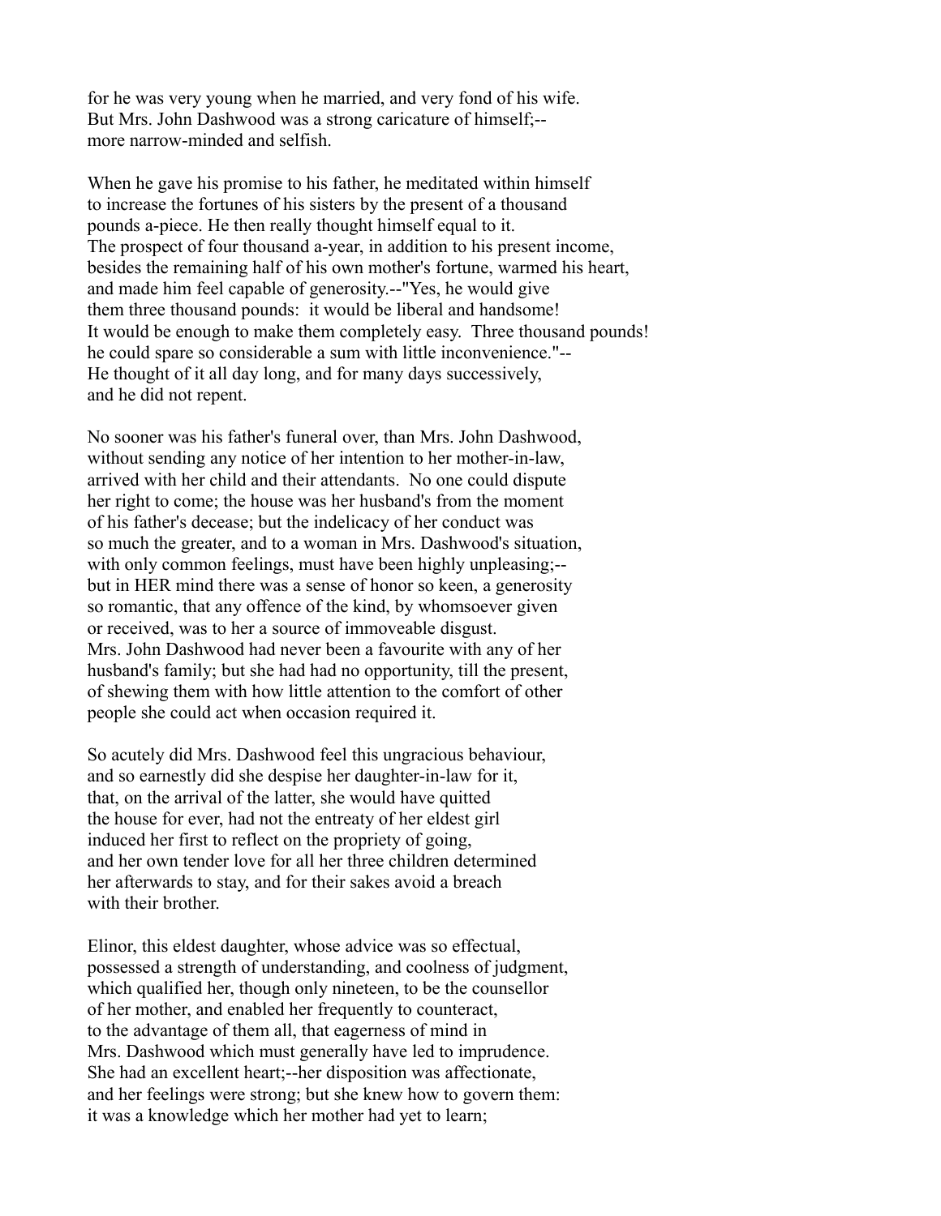for he was very young when he married, and very fond of his wife. But Mrs. John Dashwood was a strong caricature of himself;-- more narrow-minded and selfish.

When he gave his promise to his father, he meditated within himself to increase the fortunes of his sisters by the present of a thousand pounds a-piece. He then really thought himself equal to it. The prospect of four thousand a-year, in addition to his present income, besides the remaining half of his own mother's fortune, warmed his heart, and made him feel capable of generosity.--"Yes, he would give them three thousand pounds: it would be liberal and handsome! It would be enough to make them completely easy. Three thousand pounds! he could spare so considerable a sum with little inconvenience."-- He thought of it all day long, and for many days successively, and he did not repent.

No sooner was his father's funeral over, than Mrs. John Dashwood, without sending any notice of her intention to her mother-in-law, arrived with her child and their attendants. No one could dispute her right to come; the house was her husband's from the moment of his father's decease; but the indelicacy of her conduct was so much the greater, and to a woman in Mrs. Dashwood's situation, with only common feelings, must have been highly unpleasing;-- but in HER mind there was a sense of honor so keen, a generosity so romantic, that any offence of the kind, by whomsoever given or received, was to her a source of immoveable disgust. Mrs. John Dashwood had never been a favourite with any of her husband's family; but she had had no opportunity, till the present, of shewing them with how little attention to the comfort of other people she could act when occasion required it.

So acutely did Mrs. Dashwood feel this ungracious behaviour, and so earnestly did she despise her daughter-in-law for it, that, on the arrival of the latter, she would have quitted the house for ever, had not the entreaty of her eldest girl induced her first to reflect on the propriety of going, and her own tender love for all her three children determined her afterwards to stay, and for their sakes avoid a breach with their brother.

Elinor, this eldest daughter, whose advice was so effectual, possessed a strength of understanding, and coolness of judgment, which qualified her, though only nineteen, to be the counsellor of her mother, and enabled her frequently to counteract, to the advantage of them all, that eagerness of mind in Mrs. Dashwood which must generally have led to imprudence. She had an excellent heart;--her disposition was affectionate, and her feelings were strong; but she knew how to govern them: it was a knowledge which her mother had yet to learn;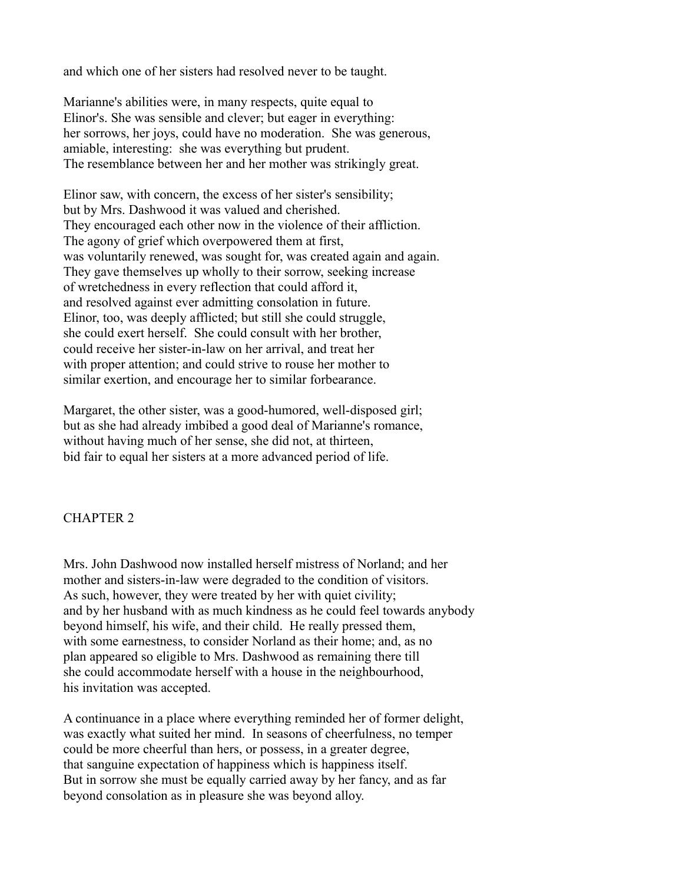and which one of her sisters had resolved never to be taught.

Marianne's abilities were, in many respects, quite equal to Elinor's. She was sensible and clever; but eager in everything: her sorrows, her joys, could have no moderation. She was generous, amiable, interesting: she was everything but prudent. The resemblance between her and her mother was strikingly great.

Elinor saw, with concern, the excess of her sister's sensibility; but by Mrs. Dashwood it was valued and cherished. They encouraged each other now in the violence of their affliction. The agony of grief which overpowered them at first, was voluntarily renewed, was sought for, was created again and again. They gave themselves up wholly to their sorrow, seeking increase of wretchedness in every reflection that could afford it, and resolved against ever admitting consolation in future. Elinor, too, was deeply afflicted; but still she could struggle, she could exert herself. She could consult with her brother, could receive her sister-in-law on her arrival, and treat her with proper attention; and could strive to rouse her mother to similar exertion, and encourage her to similar forbearance.

Margaret, the other sister, was a good-humored, well-disposed girl; but as she had already imbibed a good deal of Marianne's romance, without having much of her sense, she did not, at thirteen, bid fair to equal her sisters at a more advanced period of life.

## CHAPTER 2

Mrs. John Dashwood now installed herself mistress of Norland; and her mother and sisters-in-law were degraded to the condition of visitors. As such, however, they were treated by her with quiet civility; and by her husband with as much kindness as he could feel towards anybody beyond himself, his wife, and their child. He really pressed them, with some earnestness, to consider Norland as their home; and, as no plan appeared so eligible to Mrs. Dashwood as remaining there till she could accommodate herself with a house in the neighbourhood, his invitation was accepted.

A continuance in a place where everything reminded her of former delight, was exactly what suited her mind. In seasons of cheerfulness, no temper could be more cheerful than hers, or possess, in a greater degree, that sanguine expectation of happiness which is happiness itself. But in sorrow she must be equally carried away by her fancy, and as far beyond consolation as in pleasure she was beyond alloy.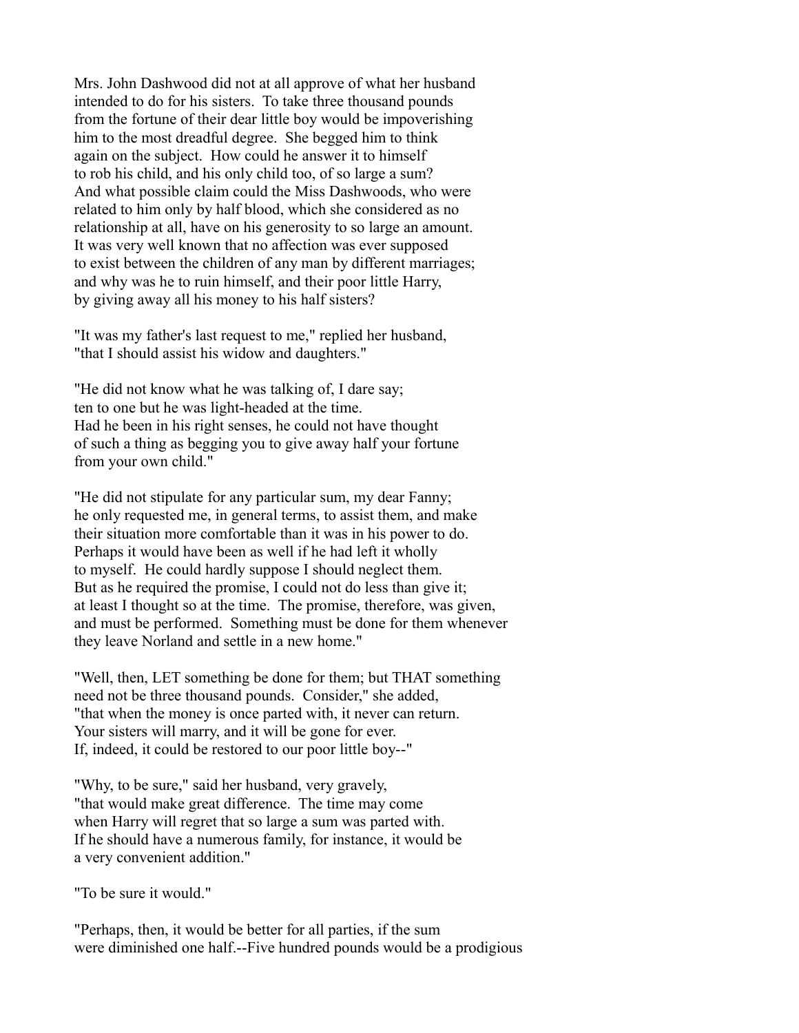Mrs. John Dashwood did not at all approve of what her husband intended to do for his sisters. To take three thousand pounds from the fortune of their dear little boy would be impoverishing him to the most dreadful degree. She begged him to think again on the subject. How could he answer it to himself to rob his child, and his only child too, of so large a sum? And what possible claim could the Miss Dashwoods, who were related to him only by half blood, which she considered as no relationship at all, have on his generosity to so large an amount. It was very well known that no affection was ever supposed to exist between the children of any man by different marriages; and why was he to ruin himself, and their poor little Harry, by giving away all his money to his half sisters?

"It was my father's last request to me," replied her husband, "that I should assist his widow and daughters."

"He did not know what he was talking of, I dare say; ten to one but he was light-headed at the time. Had he been in his right senses, he could not have thought of such a thing as begging you to give away half your fortune from your own child."

"He did not stipulate for any particular sum, my dear Fanny; he only requested me, in general terms, to assist them, and make their situation more comfortable than it was in his power to do. Perhaps it would have been as well if he had left it wholly to myself. He could hardly suppose I should neglect them. But as he required the promise, I could not do less than give it; at least I thought so at the time. The promise, therefore, was given, and must be performed. Something must be done for them whenever they leave Norland and settle in a new home."

"Well, then, LET something be done for them; but THAT something need not be three thousand pounds. Consider," she added, "that when the money is once parted with, it never can return. Your sisters will marry, and it will be gone for ever. If, indeed, it could be restored to our poor little boy--"

"Why, to be sure," said her husband, very gravely, "that would make great difference. The time may come when Harry will regret that so large a sum was parted with. If he should have a numerous family, for instance, it would be a very convenient addition."

"To be sure it would."

"Perhaps, then, it would be better for all parties, if the sum were diminished one half.--Five hundred pounds would be a prodigious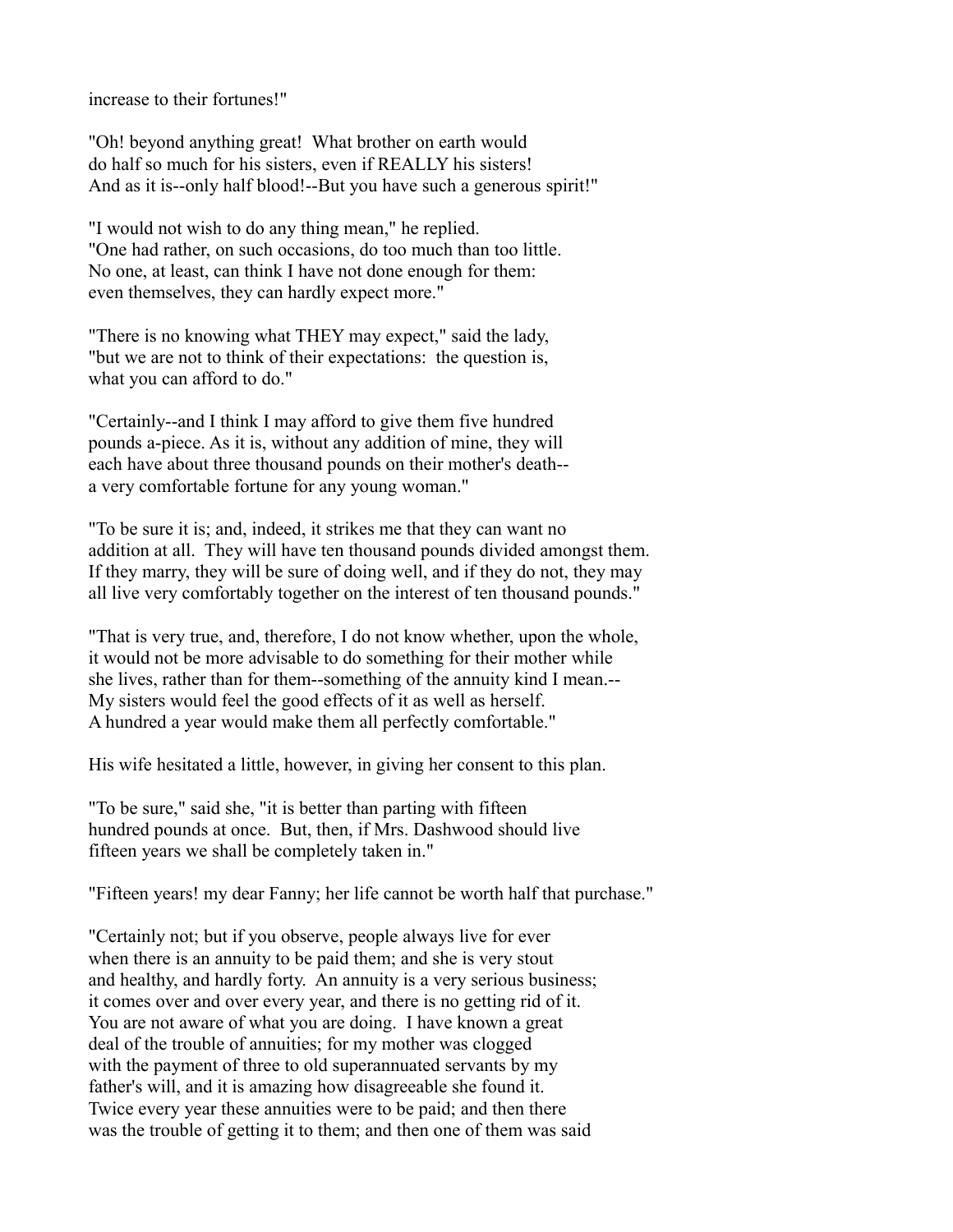increase to their fortunes!"

"Oh! beyond anything great! What brother on earth would do half so much for his sisters, even if REALLY his sisters! And as it is--only half blood!--But you have such a generous spirit!"

"I would not wish to do any thing mean," he replied. "One had rather, on such occasions, do too much than too little. No one, at least, can think I have not done enough for them: even themselves, they can hardly expect more."

"There is no knowing what THEY may expect," said the lady, "but we are not to think of their expectations: the question is, what you can afford to do."

"Certainly--and I think I may afford to give them five hundred pounds a-piece. As it is, without any addition of mine, they will each have about three thousand pounds on their mother's death--a very comfortable fortune for any young woman."

"To be sure it is; and, indeed, it strikes me that they can want no addition at all. They will have ten thousand pounds divided amongst them. If they marry, they will be sure of doing well, and if they do not, they may all live very comfortably together on the interest of ten thousand pounds."

"That is very true, and, therefore, I do not know whether, upon the whole, it would not be more advisable to do something for their mother while she lives, rather than for them--something of the annuity kind I mean.--My sisters would feel the good effects of it as well as herself. A hundred a year would make them all perfectly comfortable."

His wife hesitated a little, however, in giving her consent to this plan.

"To be sure," said she, "it is better than parting with fifteen hundred pounds at once. But, then, if Mrs. Dashwood should live fifteen years we shall be completely taken in."

"Fifteen years! my dear Fanny; her life cannot be worth half that purchase."

"Certainly not; but if you observe, people always live for ever when there is an annuity to be paid them; and she is very stout and healthy, and hardly forty. An annuity is a very serious business; it comes over and over every year, and there is no getting rid of it. You are not aware of what you are doing. I have known a great deal of the trouble of annuities; for my mother was clogged with the payment of three to old superannuated servants by my father's will, and it is amazing how disagreeable she found it. Twice every year these annuities were to be paid; and then there was the trouble of getting it to them; and then one of them was said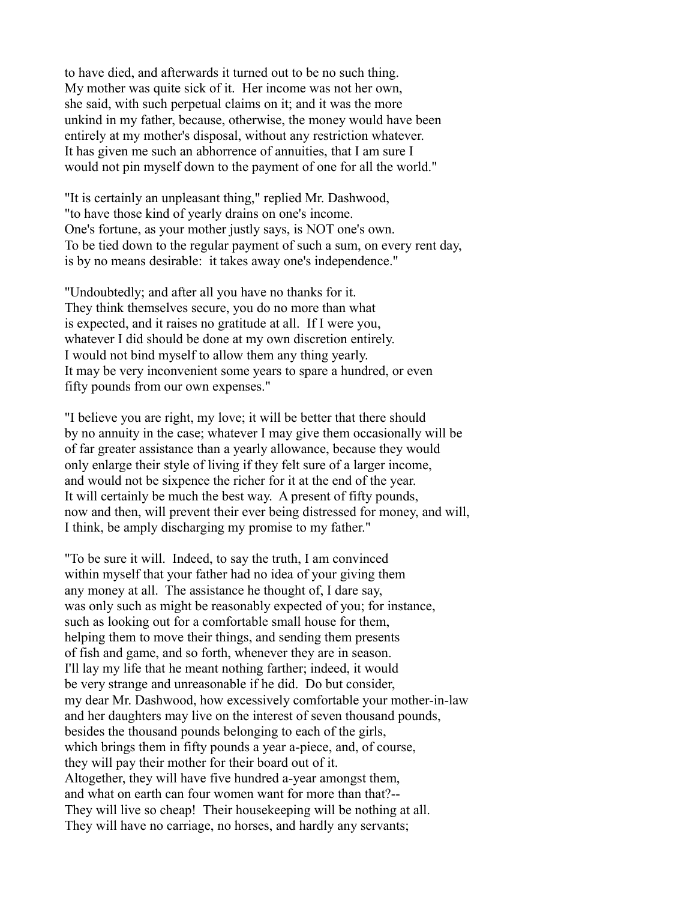to have died, and afterwards it turned out to be no such thing.
My mother was quite sick of it. Her income was not her own,
she said, with such perpetual claims on it; and it was the more
unkind in my father, because, otherwise, the money would have been
entirely at my mother's disposal, without any restriction whatever.
It has given me such an abhorrence of annuities, that I am sure I
would not pin myself down to the payment of one for all the world."

"It is certainly an unpleasant thing," replied Mr. Dashwood,
"to have those kind of yearly drains on one's income.
One's fortune, as your mother justly says, is NOT one's own.
To be tied down to the regular payment of such a sum, on every rent day,
is by no means desirable: it takes away one's independence."

"Undoubtedly; and after all you have no thanks for it.
They think themselves secure, you do no more than what
is expected, and it raises no gratitude at all. If I were you,
whatever I did should be done at my own discretion entirely.
I would not bind myself to allow them any thing yearly.
It may be very inconvenient some years to spare a hundred, or even
fifty pounds from our own expenses."

"I believe you are right, my love; it will be better that there should
by no annuity in the case; whatever I may give them occasionally will be
of far greater assistance than a yearly allowance, because they would
only enlarge their style of living if they felt sure of a larger income,
and would not be sixpence the richer for it at the end of the year.
It will certainly be much the best way. A present of fifty pounds,
now and then, will prevent their ever being distressed for money, and will,
I think, be amply discharging my promise to my father."

"To be sure it will. Indeed, to say the truth, I am convinced
within myself that your father had no idea of your giving them
any money at all. The assistance he thought of, I dare say,
was only such as might be reasonably expected of you; for instance,
such as looking out for a comfortable small house for them,
helping them to move their things, and sending them presents
of fish and game, and so forth, whenever they are in season.
I'll lay my life that he meant nothing farther; indeed, it would
be very strange and unreasonable if he did. Do but consider,
my dear Mr. Dashwood, how excessively comfortable your mother-in-law
and her daughters may live on the interest of seven thousand pounds,
besides the thousand pounds belonging to each of the girls,
which brings them in fifty pounds a year a-piece, and, of course,
they will pay their mother for their board out of it.
Altogether, they will have five hundred a-year amongst them,
and what on earth can four women want for more than that?--
They will live so cheap! Their housekeeping will be nothing at all.
They will have no carriage, no horses, and hardly any servants;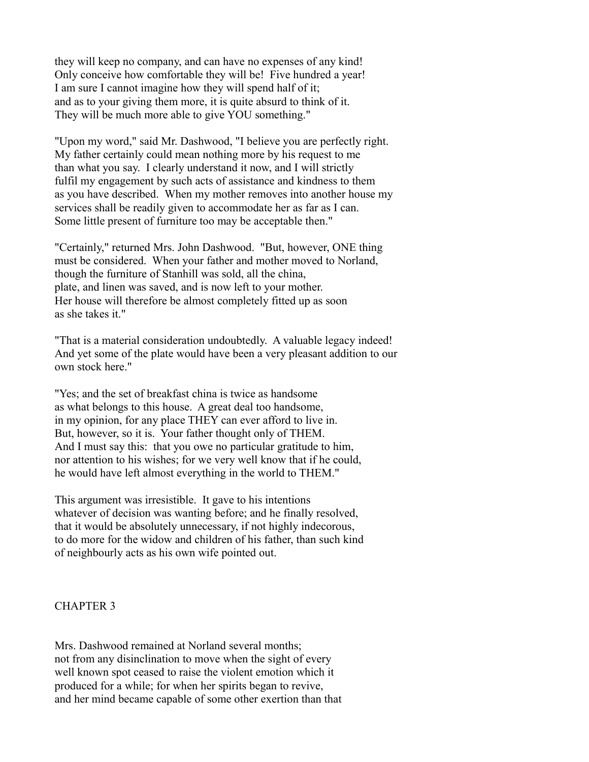they will keep no company, and can have no expenses of any kind! Only conceive how comfortable they will be! Five hundred a year! I am sure I cannot imagine how they will spend half of it; and as to your giving them more, it is quite absurd to think of it. They will be much more able to give YOU something."

"Upon my word," said Mr. Dashwood, "I believe you are perfectly right. My father certainly could mean nothing more by his request to me than what you say. I clearly understand it now, and I will strictly fulfil my engagement by such acts of assistance and kindness to them as you have described. When my mother removes into another house my services shall be readily given to accommodate her as far as I can. Some little present of furniture too may be acceptable then."

"Certainly," returned Mrs. John Dashwood. "But, however, ONE thing must be considered. When your father and mother moved to Norland, though the furniture of Stanhill was sold, all the china, plate, and linen was saved, and is now left to your mother. Her house will therefore be almost completely fitted up as soon as she takes it."

"That is a material consideration undoubtedly. A valuable legacy indeed! And yet some of the plate would have been a very pleasant addition to our own stock here."

"Yes; and the set of breakfast china is twice as handsome as what belongs to this house. A great deal too handsome, in my opinion, for any place THEY can ever afford to live in. But, however, so it is. Your father thought only of THEM. And I must say this: that you owe no particular gratitude to him, nor attention to his wishes; for we very well know that if he could, he would have left almost everything in the world to THEM."

This argument was irresistible. It gave to his intentions whatever of decision was wanting before; and he finally resolved, that it would be absolutely unnecessary, if not highly indecorous, to do more for the widow and children of his father, than such kind of neighbourly acts as his own wife pointed out.

## CHAPTER 3

Mrs. Dashwood remained at Norland several months; not from any disinclination to move when the sight of every well known spot ceased to raise the violent emotion which it produced for a while; for when her spirits began to revive, and her mind became capable of some other exertion than that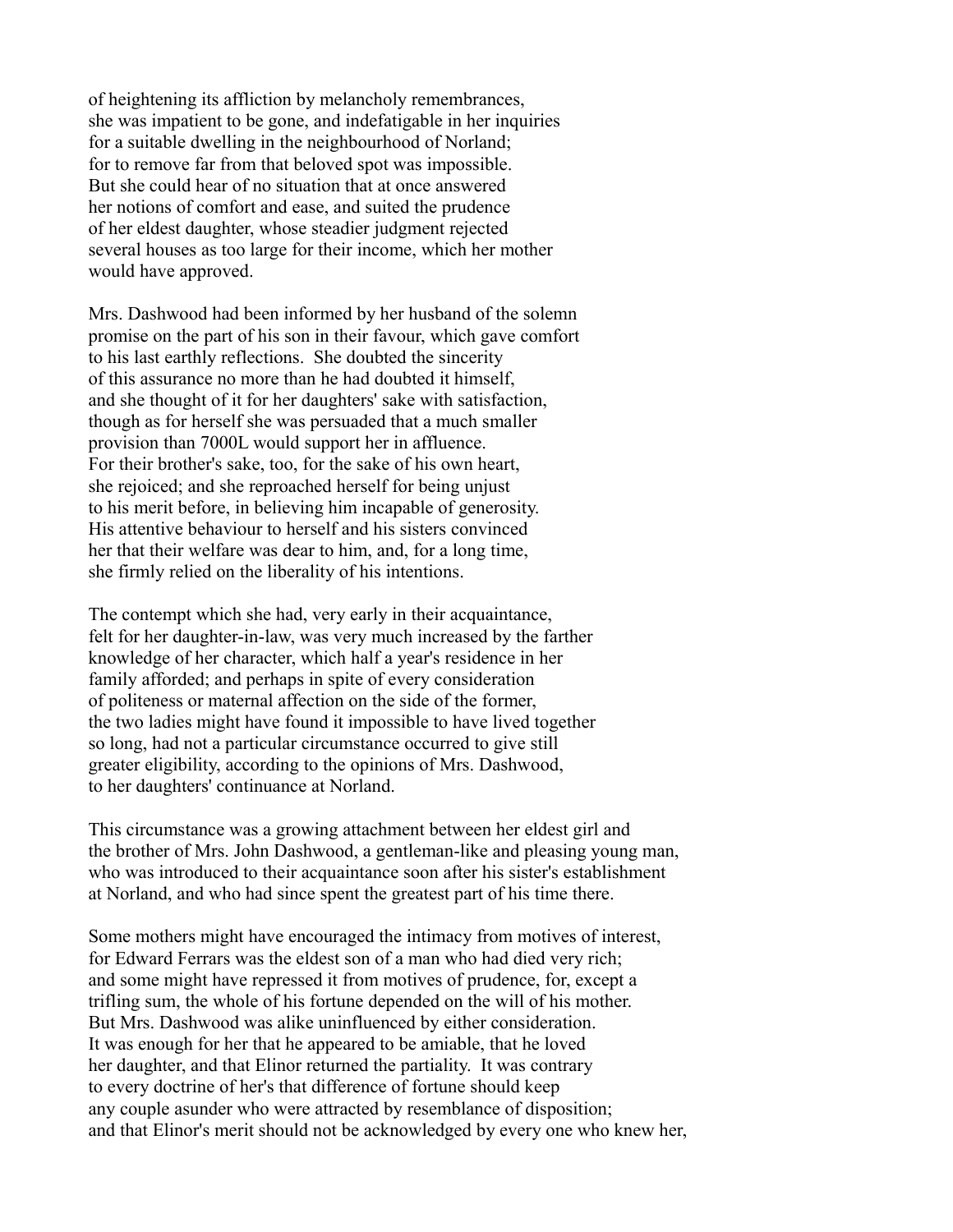of heightening its affliction by melancholy remembrances, she was impatient to be gone, and indefatigable in her inquiries for a suitable dwelling in the neighbourhood of Norland; for to remove far from that beloved spot was impossible. But she could hear of no situation that at once answered her notions of comfort and ease, and suited the prudence of her eldest daughter, whose steadier judgment rejected several houses as too large for their income, which her mother would have approved.

Mrs. Dashwood had been informed by her husband of the solemn promise on the part of his son in their favour, which gave comfort to his last earthly reflections. She doubted the sincerity of this assurance no more than he had doubted it himself, and she thought of it for her daughters' sake with satisfaction, though as for herself she was persuaded that a much smaller provision than 7000L would support her in affluence. For their brother's sake, too, for the sake of his own heart, she rejoiced; and she reproached herself for being unjust to his merit before, in believing him incapable of generosity. His attentive behaviour to herself and his sisters convinced her that their welfare was dear to him, and, for a long time, she firmly relied on the liberality of his intentions.

The contempt which she had, very early in their acquaintance, felt for her daughter-in-law, was very much increased by the farther knowledge of her character, which half a year's residence in her family afforded; and perhaps in spite of every consideration of politeness or maternal affection on the side of the former, the two ladies might have found it impossible to have lived together so long, had not a particular circumstance occurred to give still greater eligibility, according to the opinions of Mrs. Dashwood, to her daughters' continuance at Norland.

This circumstance was a growing attachment between her eldest girl and the brother of Mrs. John Dashwood, a gentleman-like and pleasing young man, who was introduced to their acquaintance soon after his sister's establishment at Norland, and who had since spent the greatest part of his time there.

Some mothers might have encouraged the intimacy from motives of interest, for Edward Ferrars was the eldest son of a man who had died very rich; and some might have repressed it from motives of prudence, for, except a trifling sum, the whole of his fortune depended on the will of his mother. But Mrs. Dashwood was alike uninfluenced by either consideration. It was enough for her that he appeared to be amiable, that he loved her daughter, and that Elinor returned the partiality. It was contrary to every doctrine of her's that difference of fortune should keep any couple asunder who were attracted by resemblance of disposition; and that Elinor's merit should not be acknowledged by every one who knew her,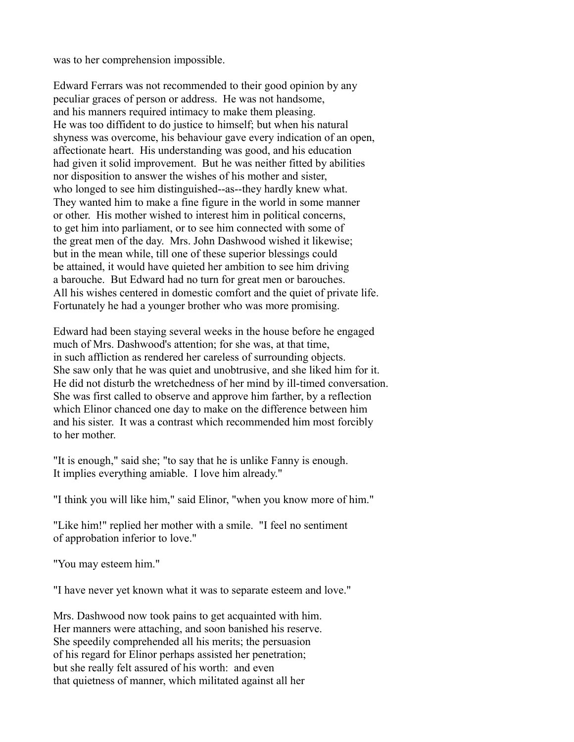was to her comprehension impossible.

Edward Ferrars was not recommended to their good opinion by any peculiar graces of person or address. He was not handsome, and his manners required intimacy to make them pleasing. He was too diffident to do justice to himself; but when his natural shyness was overcome, his behaviour gave every indication of an open, affectionate heart. His understanding was good, and his education had given it solid improvement. But he was neither fitted by abilities nor disposition to answer the wishes of his mother and sister, who longed to see him distinguished--as--they hardly knew what. They wanted him to make a fine figure in the world in some manner or other. His mother wished to interest him in political concerns, to get him into parliament, or to see him connected with some of the great men of the day. Mrs. John Dashwood wished it likewise; but in the mean while, till one of these superior blessings could be attained, it would have quieted her ambition to see him driving a barouche. But Edward had no turn for great men or barouches. All his wishes centered in domestic comfort and the quiet of private life. Fortunately he had a younger brother who was more promising.

Edward had been staying several weeks in the house before he engaged much of Mrs. Dashwood's attention; for she was, at that time, in such affliction as rendered her careless of surrounding objects. She saw only that he was quiet and unobtrusive, and she liked him for it. He did not disturb the wretchedness of her mind by ill-timed conversation. She was first called to observe and approve him farther, by a reflection which Elinor chanced one day to make on the difference between him and his sister. It was a contrast which recommended him most forcibly to her mother.

"It is enough," said she; "to say that he is unlike Fanny is enough. It implies everything amiable. I love him already."

"I think you will like him," said Elinor, "when you know more of him."

"Like him!" replied her mother with a smile. "I feel no sentiment of approbation inferior to love."

"You may esteem him."

"I have never yet known what it was to separate esteem and love."

Mrs. Dashwood now took pains to get acquainted with him. Her manners were attaching, and soon banished his reserve. She speedily comprehended all his merits; the persuasion of his regard for Elinor perhaps assisted her penetration; but she really felt assured of his worth: and even that quietness of manner, which militated against all her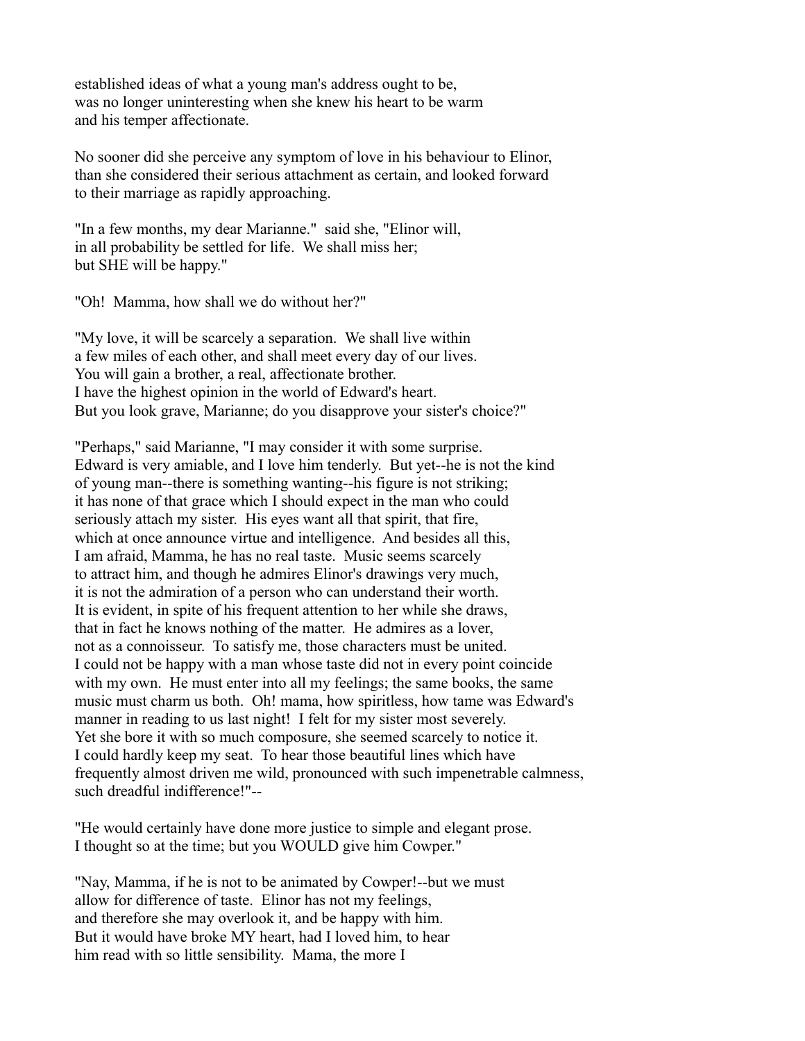established ideas of what a young man's address ought to be, was no longer uninteresting when she knew his heart to be warm and his temper affectionate.

No sooner did she perceive any symptom of love in his behaviour to Elinor, than she considered their serious attachment as certain, and looked forward to their marriage as rapidly approaching.

"In a few months, my dear Marianne." said she, "Elinor will, in all probability be settled for life. We shall miss her; but SHE will be happy."

"Oh! Mamma, how shall we do without her?"

"My love, it will be scarcely a separation. We shall live within a few miles of each other, and shall meet every day of our lives. You will gain a brother, a real, affectionate brother. I have the highest opinion in the world of Edward's heart. But you look grave, Marianne; do you disapprove your sister's choice?"

"Perhaps," said Marianne, "I may consider it with some surprise. Edward is very amiable, and I love him tenderly. But yet--he is not the kind of young man--there is something wanting--his figure is not striking; it has none of that grace which I should expect in the man who could seriously attach my sister. His eyes want all that spirit, that fire, which at once announce virtue and intelligence. And besides all this, I am afraid, Mamma, he has no real taste. Music seems scarcely to attract him, and though he admires Elinor's drawings very much, it is not the admiration of a person who can understand their worth. It is evident, in spite of his frequent attention to her while she draws, that in fact he knows nothing of the matter. He admires as a lover, not as a connoisseur. To satisfy me, those characters must be united. I could not be happy with a man whose taste did not in every point coincide with my own. He must enter into all my feelings; the same books, the same music must charm us both. Oh! mama, how spiritless, how tame was Edward's manner in reading to us last night! I felt for my sister most severely. Yet she bore it with so much composure, she seemed scarcely to notice it. I could hardly keep my seat. To hear those beautiful lines which have frequently almost driven me wild, pronounced with such impenetrable calmness, such dreadful indifference!"--

"He would certainly have done more justice to simple and elegant prose. I thought so at the time; but you WOULD give him Cowper."

"Nay, Mamma, if he is not to be animated by Cowper!--but we must allow for difference of taste. Elinor has not my feelings, and therefore she may overlook it, and be happy with him. But it would have broke MY heart, had I loved him, to hear him read with so little sensibility. Mama, the more I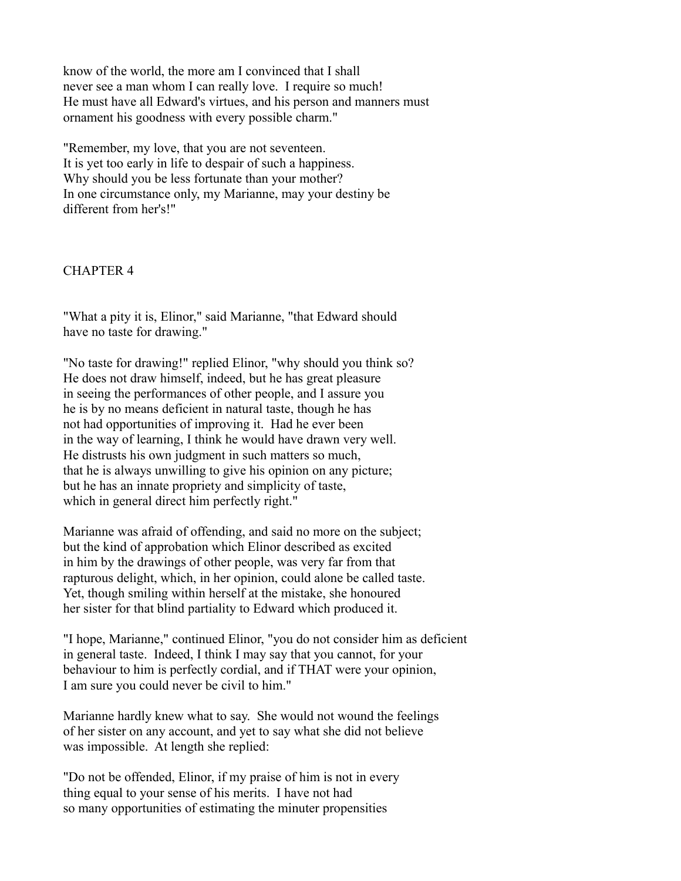know of the world, the more am I convinced that I shall never see a man whom I can really love. I require so much! He must have all Edward's virtues, and his person and manners must ornament his goodness with every possible charm."

"Remember, my love, that you are not seventeen. It is yet too early in life to despair of such a happiness. Why should you be less fortunate than your mother? In one circumstance only, my Marianne, may your destiny be different from her's!"

## CHAPTER 4

"What a pity it is, Elinor," said Marianne, "that Edward should have no taste for drawing."

"No taste for drawing!" replied Elinor, "why should you think so? He does not draw himself, indeed, but he has great pleasure in seeing the performances of other people, and I assure you he is by no means deficient in natural taste, though he has not had opportunities of improving it. Had he ever been in the way of learning, I think he would have drawn very well. He distrusts his own judgment in such matters so much, that he is always unwilling to give his opinion on any picture; but he has an innate propriety and simplicity of taste, which in general direct him perfectly right."

Marianne was afraid of offending, and said no more on the subject; but the kind of approbation which Elinor described as excited in him by the drawings of other people, was very far from that rapturous delight, which, in her opinion, could alone be called taste. Yet, though smiling within herself at the mistake, she honoured her sister for that blind partiality to Edward which produced it.

"I hope, Marianne," continued Elinor, "you do not consider him as deficient in general taste. Indeed, I think I may say that you cannot, for your behaviour to him is perfectly cordial, and if THAT were your opinion, I am sure you could never be civil to him."

Marianne hardly knew what to say. She would not wound the feelings of her sister on any account, and yet to say what she did not believe was impossible. At length she replied:

"Do not be offended, Elinor, if my praise of him is not in every thing equal to your sense of his merits. I have not had so many opportunities of estimating the minuter propensities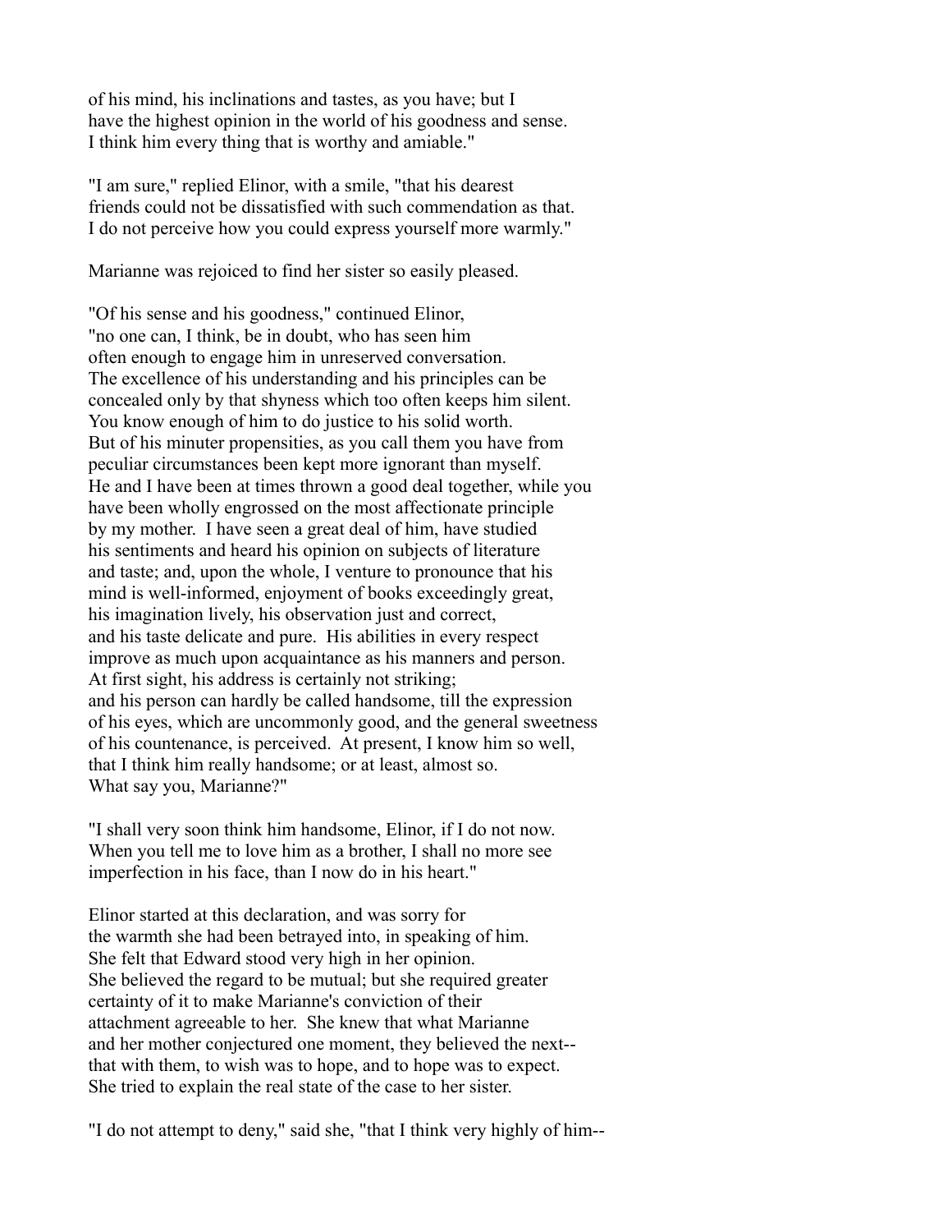of his mind, his inclinations and tastes, as you have; but I have the highest opinion in the world of his goodness and sense. I think him every thing that is worthy and amiable."

"I am sure," replied Elinor, with a smile, "that his dearest friends could not be dissatisfied with such commendation as that. I do not perceive how you could express yourself more warmly."

Marianne was rejoiced to find her sister so easily pleased.

"Of his sense and his goodness," continued Elinor, "no one can, I think, be in doubt, who has seen him often enough to engage him in unreserved conversation. The excellence of his understanding and his principles can be concealed only by that shyness which too often keeps him silent. You know enough of him to do justice to his solid worth. But of his minuter propensities, as you call them you have from peculiar circumstances been kept more ignorant than myself. He and I have been at times thrown a good deal together, while you have been wholly engrossed on the most affectionate principle by my mother. I have seen a great deal of him, have studied his sentiments and heard his opinion on subjects of literature and taste; and, upon the whole, I venture to pronounce that his mind is well-informed, enjoyment of books exceedingly great, his imagination lively, his observation just and correct, and his taste delicate and pure. His abilities in every respect improve as much upon acquaintance as his manners and person. At first sight, his address is certainly not striking; and his person can hardly be called handsome, till the expression of his eyes, which are uncommonly good, and the general sweetness of his countenance, is perceived. At present, I know him so well, that I think him really handsome; or at least, almost so. What say you, Marianne?"

"I shall very soon think him handsome, Elinor, if I do not now. When you tell me to love him as a brother, I shall no more see imperfection in his face, than I now do in his heart."

Elinor started at this declaration, and was sorry for the warmth she had been betrayed into, in speaking of him. She felt that Edward stood very high in her opinion. She believed the regard to be mutual; but she required greater certainty of it to make Marianne's conviction of their attachment agreeable to her. She knew that what Marianne and her mother conjectured one moment, they believed the next-- that with them, to wish was to hope, and to hope was to expect. She tried to explain the real state of the case to her sister.

"I do not attempt to deny," said she, "that I think very highly of him--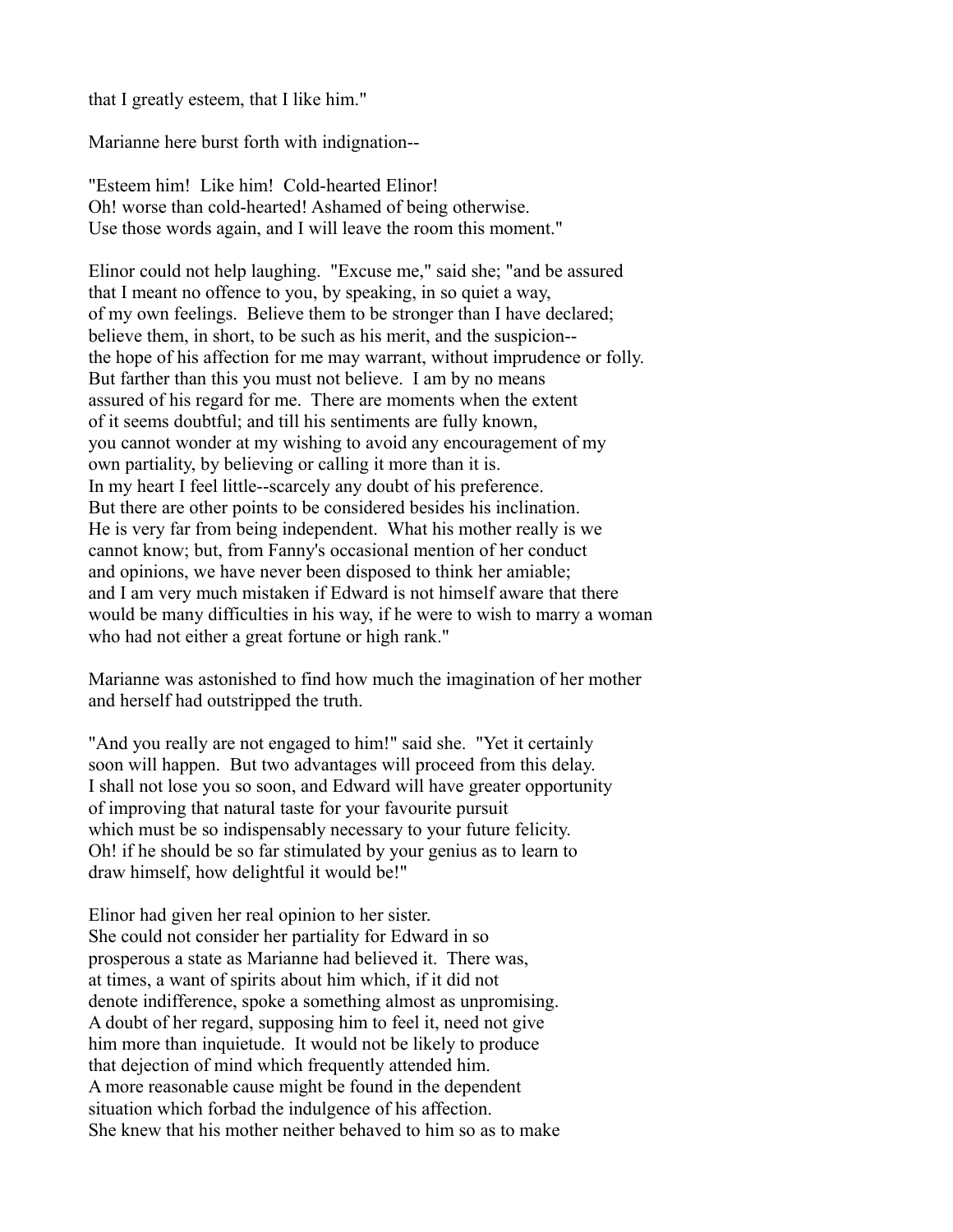that I greatly esteem, that I like him."

Marianne here burst forth with indignation--

"Esteem him! Like him! Cold-hearted Elinor!
Oh! worse than cold-hearted! Ashamed of being otherwise.
Use those words again, and I will leave the room this moment."

Elinor could not help laughing. "Excuse me," said she; "and be assured
that I meant no offence to you, by speaking, in so quiet a way,
of my own feelings. Believe them to be stronger than I have declared;
believe them, in short, to be such as his merit, and the suspicion--
the hope of his affection for me may warrant, without imprudence or folly.
But farther than this you must not believe. I am by no means
assured of his regard for me. There are moments when the extent
of it seems doubtful; and till his sentiments are fully known,
you cannot wonder at my wishing to avoid any encouragement of my
own partiality, by believing or calling it more than it is.
In my heart I feel little--scarcely any doubt of his preference.
But there are other points to be considered besides his inclination.
He is very far from being independent. What his mother really is we
cannot know; but, from Fanny's occasional mention of her conduct
and opinions, we have never been disposed to think her amiable;
and I am very much mistaken if Edward is not himself aware that there
would be many difficulties in his way, if he were to wish to marry a woman
who had not either a great fortune or high rank."

Marianne was astonished to find how much the imagination of her mother
and herself had outstripped the truth.

"And you really are not engaged to him!" said she. "Yet it certainly
soon will happen. But two advantages will proceed from this delay.
I shall not lose you so soon, and Edward will have greater opportunity
of improving that natural taste for your favourite pursuit
which must be so indispensably necessary to your future felicity.
Oh! if he should be so far stimulated by your genius as to learn to
draw himself, how delightful it would be!"

Elinor had given her real opinion to her sister.
She could not consider her partiality for Edward in so
prosperous a state as Marianne had believed it. There was,
at times, a want of spirits about him which, if it did not
denote indifference, spoke a something almost as unpromising.
A doubt of her regard, supposing him to feel it, need not give
him more than inquietude. It would not be likely to produce
that dejection of mind which frequently attended him.
A more reasonable cause might be found in the dependent
situation which forbad the indulgence of his affection.
She knew that his mother neither behaved to him so as to make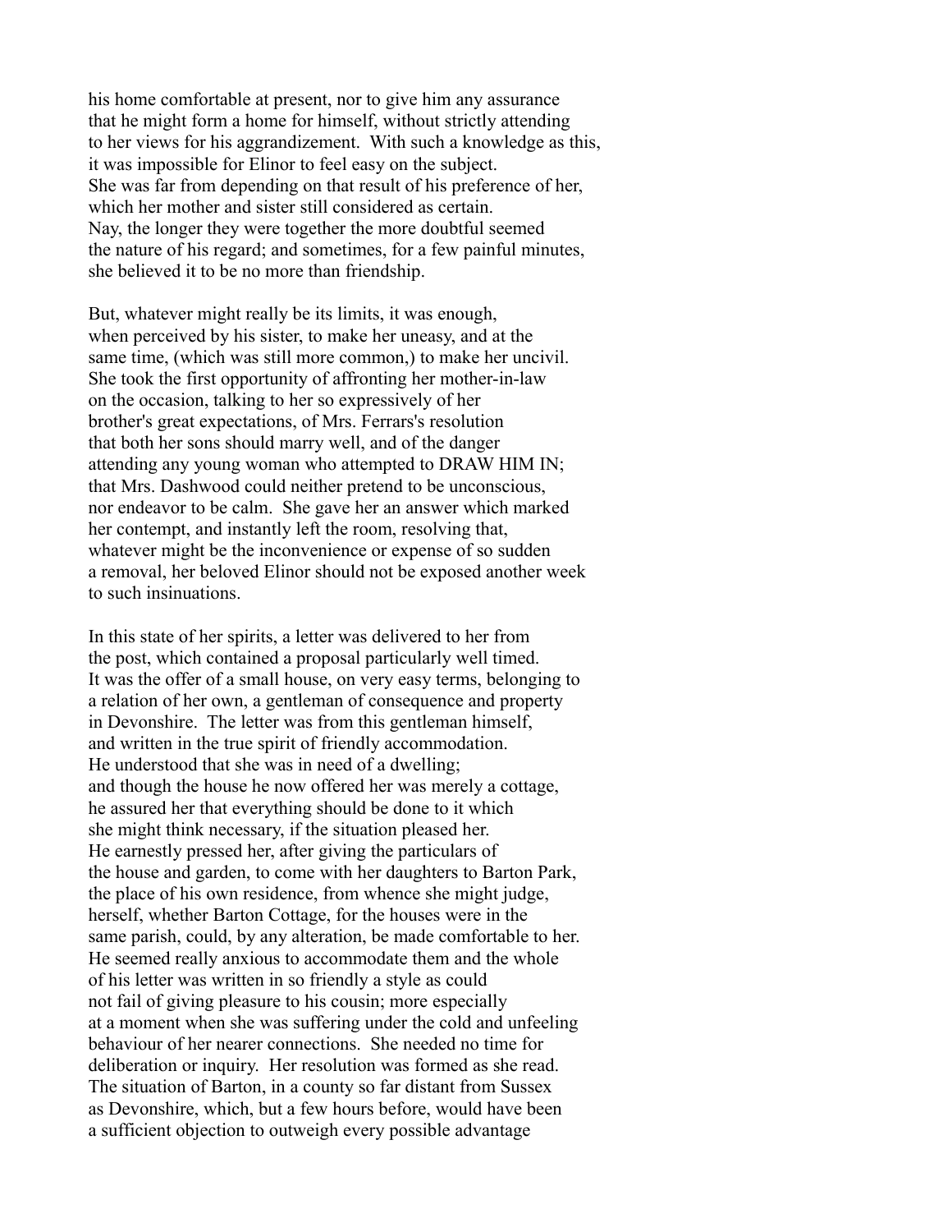his home comfortable at present, nor to give him any assurance that he might form a home for himself, without strictly attending to her views for his aggrandizement. With such a knowledge as this, it was impossible for Elinor to feel easy on the subject. She was far from depending on that result of his preference of her, which her mother and sister still considered as certain. Nay, the longer they were together the more doubtful seemed the nature of his regard; and sometimes, for a few painful minutes, she believed it to be no more than friendship.

But, whatever might really be its limits, it was enough, when perceived by his sister, to make her uneasy, and at the same time, (which was still more common,) to make her uncivil. She took the first opportunity of affronting her mother-in-law on the occasion, talking to her so expressively of her brother's great expectations, of Mrs. Ferrars's resolution that both her sons should marry well, and of the danger attending any young woman who attempted to DRAW HIM IN; that Mrs. Dashwood could neither pretend to be unconscious, nor endeavor to be calm. She gave her an answer which marked her contempt, and instantly left the room, resolving that, whatever might be the inconvenience or expense of so sudden a removal, her beloved Elinor should not be exposed another week to such insinuations.

In this state of her spirits, a letter was delivered to her from the post, which contained a proposal particularly well timed. It was the offer of a small house, on very easy terms, belonging to a relation of her own, a gentleman of consequence and property in Devonshire. The letter was from this gentleman himself, and written in the true spirit of friendly accommodation. He understood that she was in need of a dwelling; and though the house he now offered her was merely a cottage, he assured her that everything should be done to it which she might think necessary, if the situation pleased her. He earnestly pressed her, after giving the particulars of the house and garden, to come with her daughters to Barton Park, the place of his own residence, from whence she might judge, herself, whether Barton Cottage, for the houses were in the same parish, could, by any alteration, be made comfortable to her. He seemed really anxious to accommodate them and the whole of his letter was written in so friendly a style as could not fail of giving pleasure to his cousin; more especially at a moment when she was suffering under the cold and unfeeling behaviour of her nearer connections. She needed no time for deliberation or inquiry. Her resolution was formed as she read. The situation of Barton, in a county so far distant from Sussex as Devonshire, which, but a few hours before, would have been a sufficient objection to outweigh every possible advantage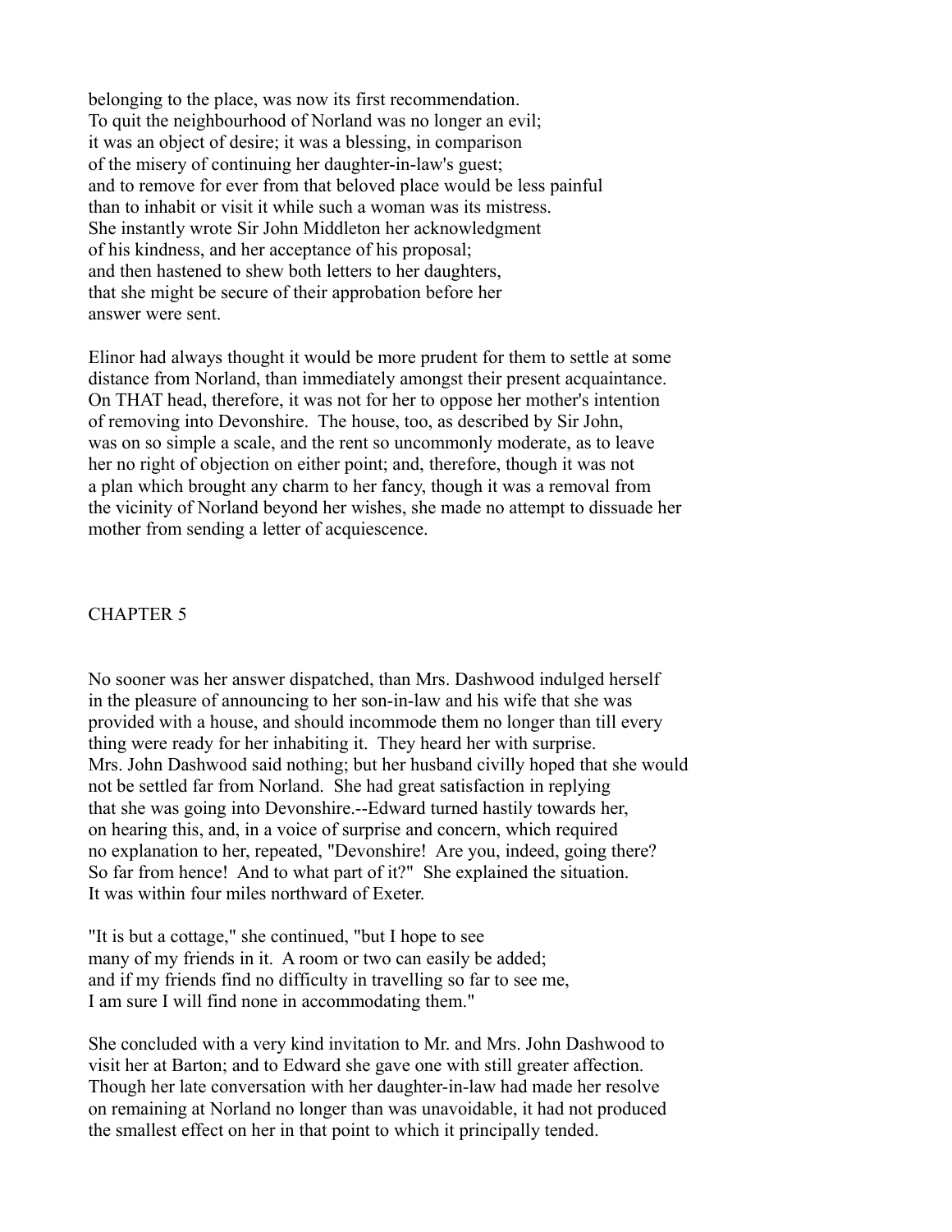belonging to the place, was now its first recommendation. To quit the neighbourhood of Norland was no longer an evil; it was an object of desire; it was a blessing, in comparison of the misery of continuing her daughter-in-law's guest; and to remove for ever from that beloved place would be less painful than to inhabit or visit it while such a woman was its mistress. She instantly wrote Sir John Middleton her acknowledgment of his kindness, and her acceptance of his proposal; and then hastened to shew both letters to her daughters, that she might be secure of their approbation before her answer were sent.

Elinor had always thought it would be more prudent for them to settle at some distance from Norland, than immediately amongst their present acquaintance. On THAT head, therefore, it was not for her to oppose her mother's intention of removing into Devonshire. The house, too, as described by Sir John, was on so simple a scale, and the rent so uncommonly moderate, as to leave her no right of objection on either point; and, therefore, though it was not a plan which brought any charm to her fancy, though it was a removal from the vicinity of Norland beyond her wishes, she made no attempt to dissuade her mother from sending a letter of acquiescence.

## CHAPTER 5

No sooner was her answer dispatched, than Mrs. Dashwood indulged herself in the pleasure of announcing to her son-in-law and his wife that she was provided with a house, and should incommode them no longer than till every thing were ready for her inhabiting it. They heard her with surprise. Mrs. John Dashwood said nothing; but her husband civilly hoped that she would not be settled far from Norland. She had great satisfaction in replying that she was going into Devonshire.--Edward turned hastily towards her, on hearing this, and, in a voice of surprise and concern, which required no explanation to her, repeated, "Devonshire! Are you, indeed, going there? So far from hence! And to what part of it?" She explained the situation. It was within four miles northward of Exeter.

"It is but a cottage," she continued, "but I hope to see many of my friends in it. A room or two can easily be added; and if my friends find no difficulty in travelling so far to see me, I am sure I will find none in accommodating them."

She concluded with a very kind invitation to Mr. and Mrs. John Dashwood to visit her at Barton; and to Edward she gave one with still greater affection. Though her late conversation with her daughter-in-law had made her resolve on remaining at Norland no longer than was unavoidable, it had not produced the smallest effect on her in that point to which it principally tended.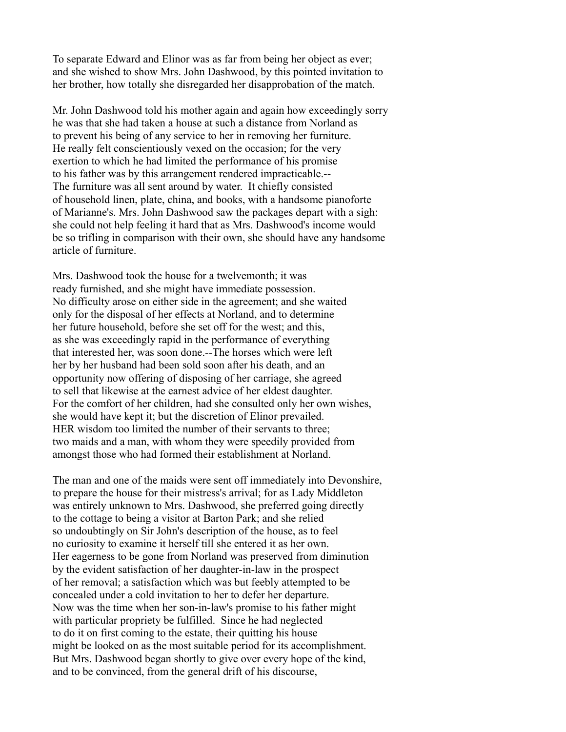To separate Edward and Elinor was as far from being her object as ever; and she wished to show Mrs. John Dashwood, by this pointed invitation to her brother, how totally she disregarded her disapprobation of the match.

Mr. John Dashwood told his mother again and again how exceedingly sorry he was that she had taken a house at such a distance from Norland as to prevent his being of any service to her in removing her furniture. He really felt conscientiously vexed on the occasion; for the very exertion to which he had limited the performance of his promise to his father was by this arrangement rendered impracticable.-- The furniture was all sent around by water. It chiefly consisted of household linen, plate, china, and books, with a handsome pianoforte of Marianne's. Mrs. John Dashwood saw the packages depart with a sigh: she could not help feeling it hard that as Mrs. Dashwood's income would be so trifling in comparison with their own, she should have any handsome article of furniture.

Mrs. Dashwood took the house for a twelvemonth; it was ready furnished, and she might have immediate possession. No difficulty arose on either side in the agreement; and she waited only for the disposal of her effects at Norland, and to determine her future household, before she set off for the west; and this, as she was exceedingly rapid in the performance of everything that interested her, was soon done.--The horses which were left her by her husband had been sold soon after his death, and an opportunity now offering of disposing of her carriage, she agreed to sell that likewise at the earnest advice of her eldest daughter. For the comfort of her children, had she consulted only her own wishes, she would have kept it; but the discretion of Elinor prevailed. HER wisdom too limited the number of their servants to three; two maids and a man, with whom they were speedily provided from amongst those who had formed their establishment at Norland.

The man and one of the maids were sent off immediately into Devonshire, to prepare the house for their mistress's arrival; for as Lady Middleton was entirely unknown to Mrs. Dashwood, she preferred going directly to the cottage to being a visitor at Barton Park; and she relied so undoubtingly on Sir John's description of the house, as to feel no curiosity to examine it herself till she entered it as her own. Her eagerness to be gone from Norland was preserved from diminution by the evident satisfaction of her daughter-in-law in the prospect of her removal; a satisfaction which was but feebly attempted to be concealed under a cold invitation to her to defer her departure. Now was the time when her son-in-law's promise to his father might with particular propriety be fulfilled. Since he had neglected to do it on first coming to the estate, their quitting his house might be looked on as the most suitable period for its accomplishment. But Mrs. Dashwood began shortly to give over every hope of the kind, and to be convinced, from the general drift of his discourse,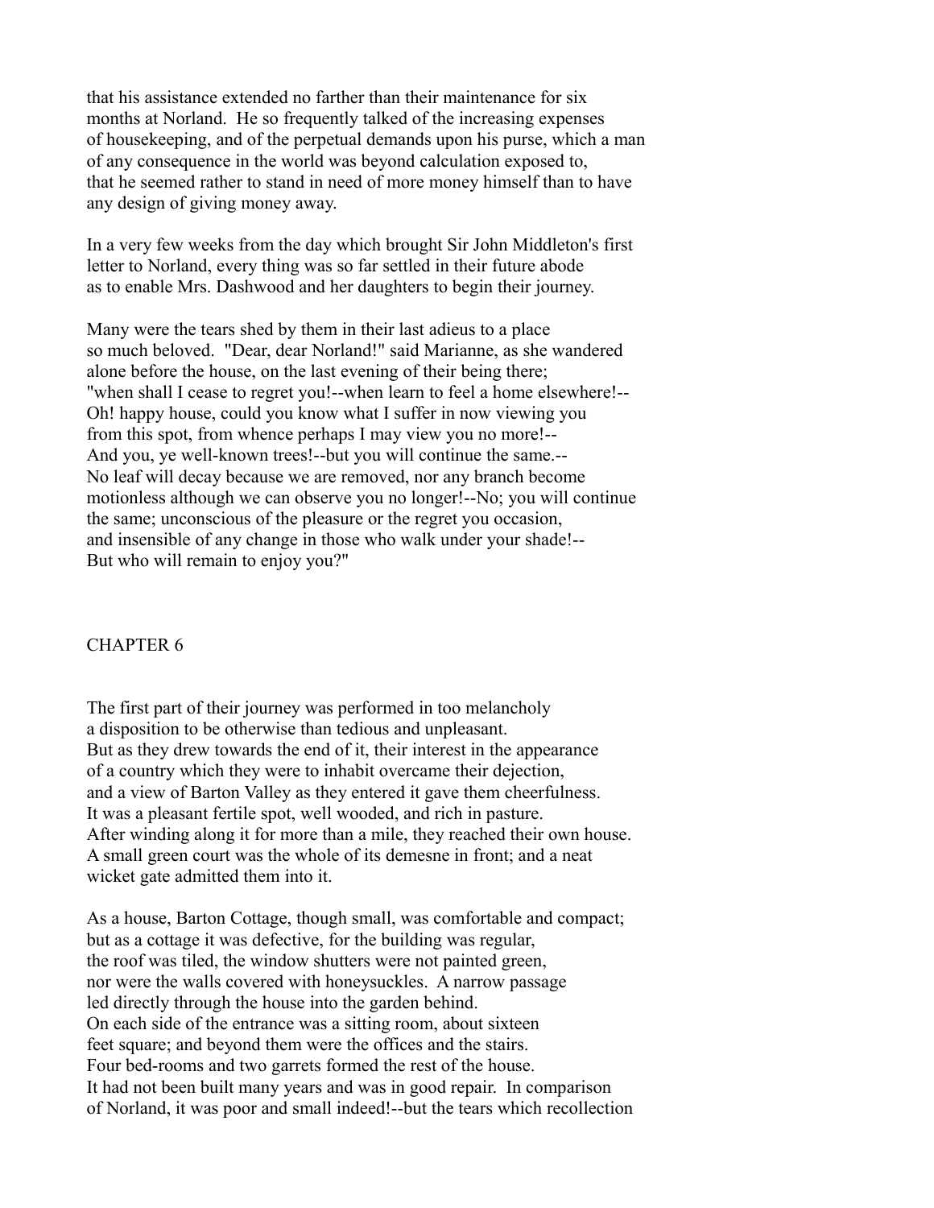that his assistance extended no farther than their maintenance for six months at Norland. He so frequently talked of the increasing expenses of housekeeping, and of the perpetual demands upon his purse, which a man of any consequence in the world was beyond calculation exposed to, that he seemed rather to stand in need of more money himself than to have any design of giving money away.

In a very few weeks from the day which brought Sir John Middleton's first letter to Norland, every thing was so far settled in their future abode as to enable Mrs. Dashwood and her daughters to begin their journey.

Many were the tears shed by them in their last adieus to a place so much beloved. "Dear, dear Norland!" said Marianne, as she wandered alone before the house, on the last evening of their being there; "when shall I cease to regret you!--when learn to feel a home elsewhere!-- Oh! happy house, could you know what I suffer in now viewing you from this spot, from whence perhaps I may view you no more!-- And you, ye well-known trees!--but you will continue the same.-- No leaf will decay because we are removed, nor any branch become motionless although we can observe you no longer!--No; you will continue the same; unconscious of the pleasure or the regret you occasion, and insensible of any change in those who walk under your shade!-- But who will remain to enjoy you?"

## CHAPTER 6

The first part of their journey was performed in too melancholy a disposition to be otherwise than tedious and unpleasant. But as they drew towards the end of it, their interest in the appearance of a country which they were to inhabit overcame their dejection, and a view of Barton Valley as they entered it gave them cheerfulness. It was a pleasant fertile spot, well wooded, and rich in pasture. After winding along it for more than a mile, they reached their own house. A small green court was the whole of its demesne in front; and a neat wicket gate admitted them into it.

As a house, Barton Cottage, though small, was comfortable and compact; but as a cottage it was defective, for the building was regular, the roof was tiled, the window shutters were not painted green, nor were the walls covered with honeysuckles. A narrow passage led directly through the house into the garden behind. On each side of the entrance was a sitting room, about sixteen feet square; and beyond them were the offices and the stairs. Four bed-rooms and two garrets formed the rest of the house. It had not been built many years and was in good repair. In comparison of Norland, it was poor and small indeed!--but the tears which recollection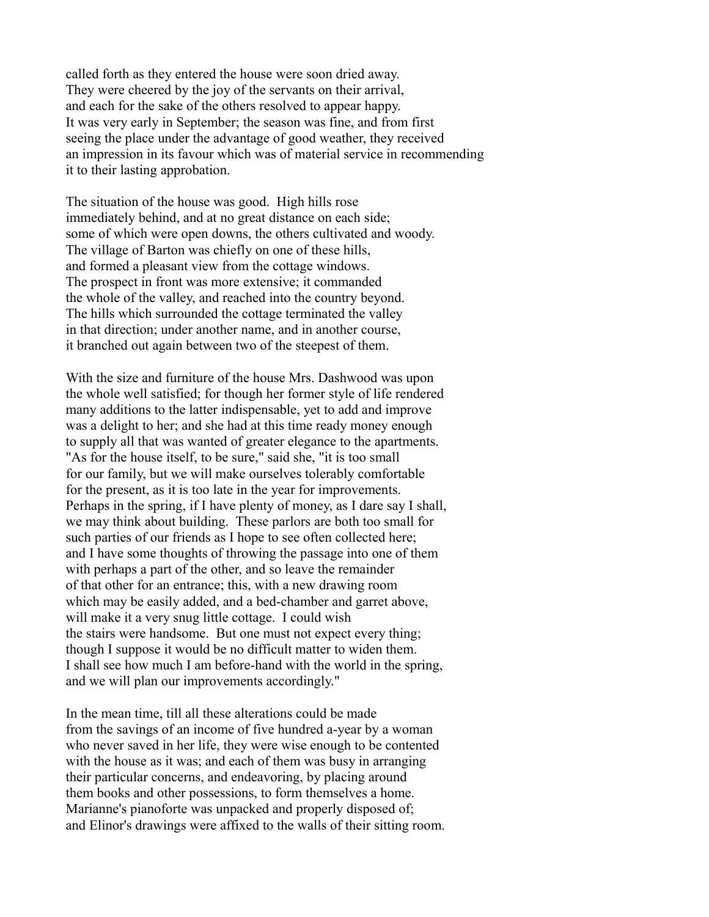called forth as they entered the house were soon dried away.
They were cheered by the joy of the servants on their arrival,
and each for the sake of the others resolved to appear happy.
It was very early in September; the season was fine, and from first
seeing the place under the advantage of good weather, they received
an impression in its favour which was of material service in recommending
it to their lasting approbation.

The situation of the house was good. High hills rose
immediately behind, and at no great distance on each side;
some of which were open downs, the others cultivated and woody.
The village of Barton was chiefly on one of these hills,
and formed a pleasant view from the cottage windows.
The prospect in front was more extensive; it commanded
the whole of the valley, and reached into the country beyond.
The hills which surrounded the cottage terminated the valley
in that direction; under another name, and in another course,
it branched out again between two of the steepest of them.

With the size and furniture of the house Mrs. Dashwood was upon
the whole well satisfied; for though her former style of life rendered
many additions to the latter indispensable, yet to add and improve
was a delight to her; and she had at this time ready money enough
to supply all that was wanted of greater elegance to the apartments.
"As for the house itself, to be sure," said she, "it is too small
for our family, but we will make ourselves tolerably comfortable
for the present, as it is too late in the year for improvements.
Perhaps in the spring, if I have plenty of money, as I dare say I shall,
we may think about building. These parlors are both too small for
such parties of our friends as I hope to see often collected here;
and I have some thoughts of throwing the passage into one of them
with perhaps a part of the other, and so leave the remainder
of that other for an entrance; this, with a new drawing room
which may be easily added, and a bed-chamber and garret above,
will make it a very snug little cottage. I could wish
the stairs were handsome. But one must not expect every thing;
though I suppose it would be no difficult matter to widen them.
I shall see how much I am before-hand with the world in the spring,
and we will plan our improvements accordingly."

In the mean time, till all these alterations could be made
from the savings of an income of five hundred a-year by a woman
who never saved in her life, they were wise enough to be contented
with the house as it was; and each of them was busy in arranging
their particular concerns, and endeavoring, by placing around
them books and other possessions, to form themselves a home.
Marianne's pianoforte was unpacked and properly disposed of;
and Elinor's drawings were affixed to the walls of their sitting room.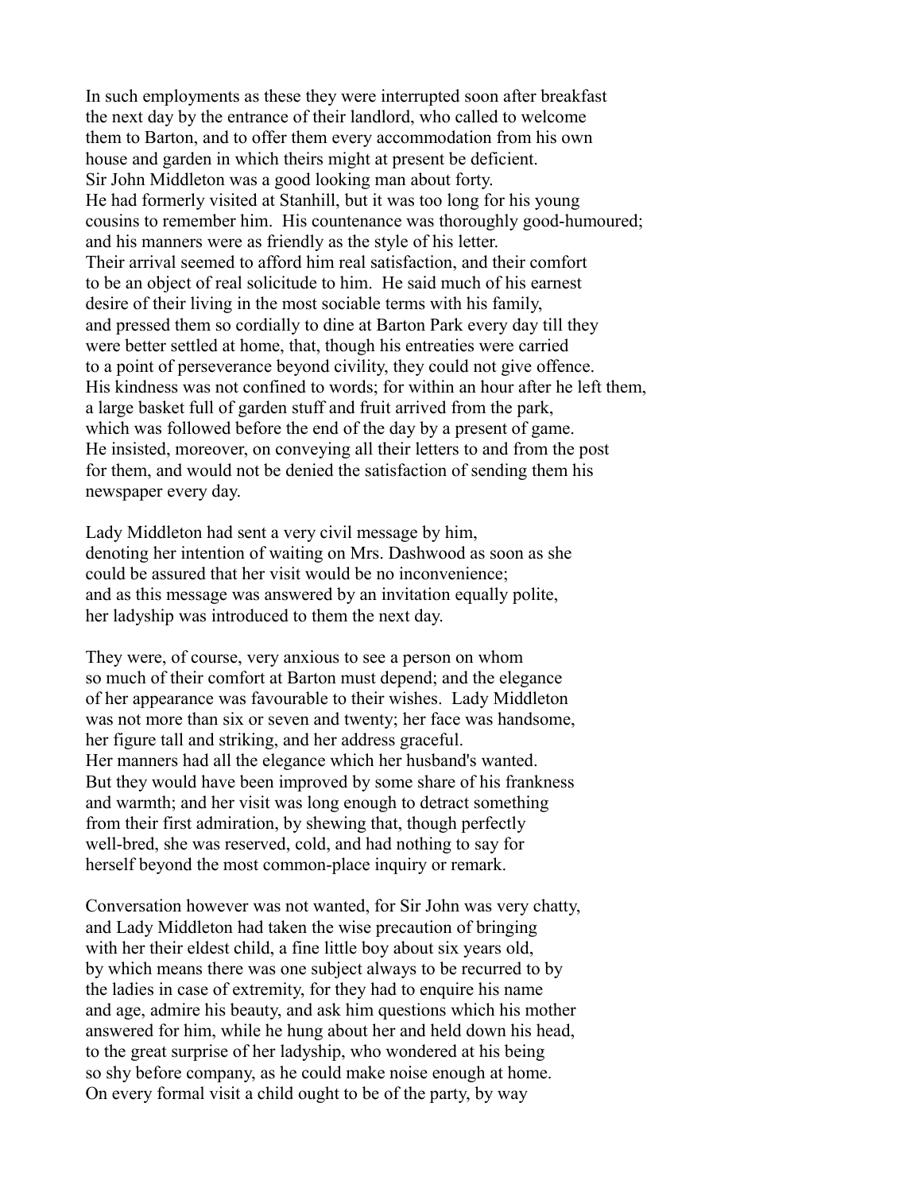In such employments as these they were interrupted soon after breakfast the next day by the entrance of their landlord, who called to welcome them to Barton, and to offer them every accommodation from his own house and garden in which theirs might at present be deficient. Sir John Middleton was a good looking man about forty. He had formerly visited at Stanhill, but it was too long for his young cousins to remember him. His countenance was thoroughly good-humoured; and his manners were as friendly as the style of his letter. Their arrival seemed to afford him real satisfaction, and their comfort to be an object of real solicitude to him. He said much of his earnest desire of their living in the most sociable terms with his family, and pressed them so cordially to dine at Barton Park every day till they were better settled at home, that, though his entreaties were carried to a point of perseverance beyond civility, they could not give offence. His kindness was not confined to words; for within an hour after he left them, a large basket full of garden stuff and fruit arrived from the park, which was followed before the end of the day by a present of game. He insisted, moreover, on conveying all their letters to and from the post for them, and would not be denied the satisfaction of sending them his newspaper every day.

Lady Middleton had sent a very civil message by him, denoting her intention of waiting on Mrs. Dashwood as soon as she could be assured that her visit would be no inconvenience; and as this message was answered by an invitation equally polite, her ladyship was introduced to them the next day.

They were, of course, very anxious to see a person on whom so much of their comfort at Barton must depend; and the elegance of her appearance was favourable to their wishes. Lady Middleton was not more than six or seven and twenty; her face was handsome, her figure tall and striking, and her address graceful. Her manners had all the elegance which her husband's wanted. But they would have been improved by some share of his frankness and warmth; and her visit was long enough to detract something from their first admiration, by shewing that, though perfectly well-bred, she was reserved, cold, and had nothing to say for herself beyond the most common-place inquiry or remark.

Conversation however was not wanted, for Sir John was very chatty, and Lady Middleton had taken the wise precaution of bringing with her their eldest child, a fine little boy about six years old, by which means there was one subject always to be recurred to by the ladies in case of extremity, for they had to enquire his name and age, admire his beauty, and ask him questions which his mother answered for him, while he hung about her and held down his head, to the great surprise of her ladyship, who wondered at his being so shy before company, as he could make noise enough at home. On every formal visit a child ought to be of the party, by way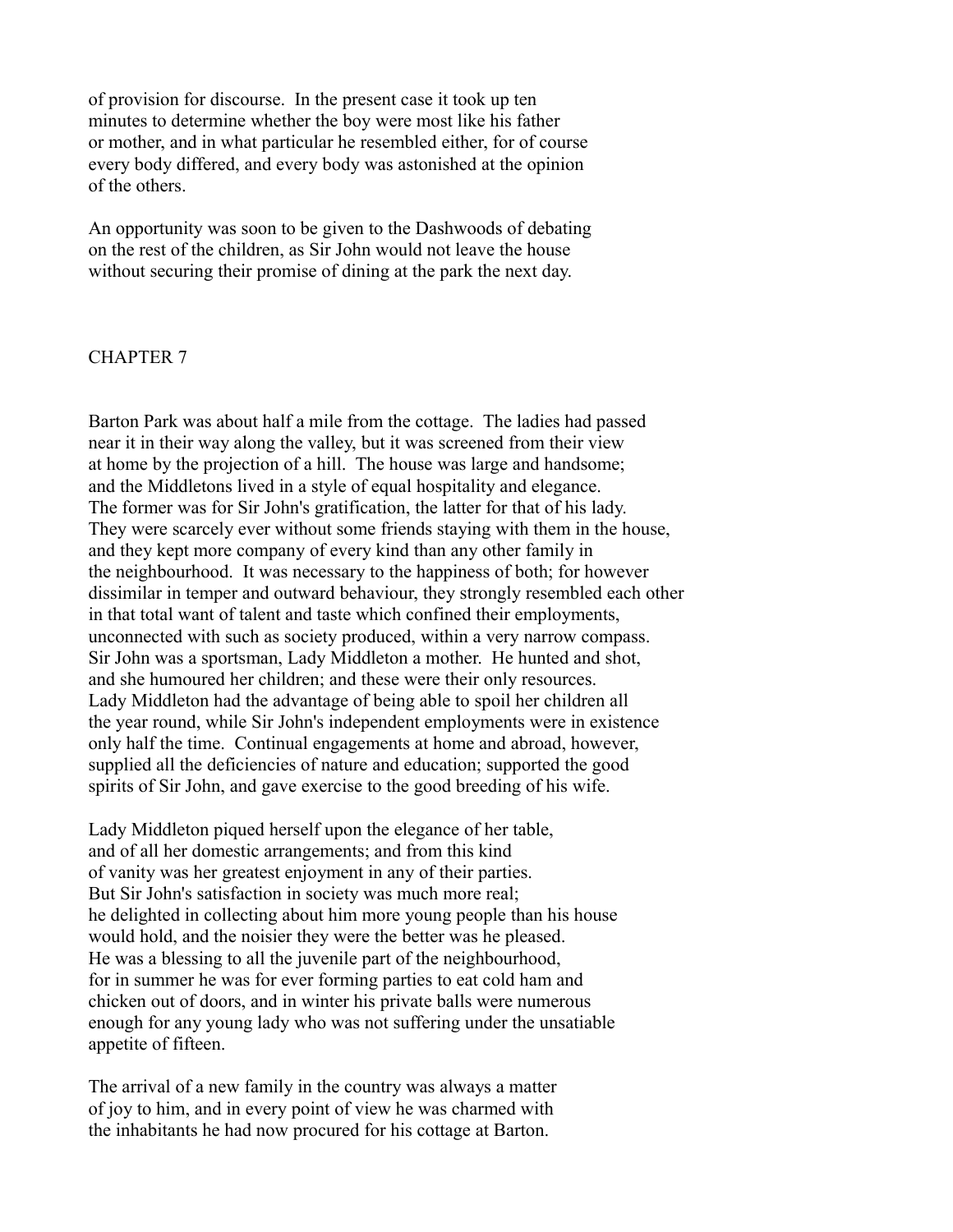of provision for discourse. In the present case it took up ten minutes to determine whether the boy were most like his father or mother, and in what particular he resembled either, for of course every body differed, and every body was astonished at the opinion of the others.

An opportunity was soon to be given to the Dashwoods of debating on the rest of the children, as Sir John would not leave the house without securing their promise of dining at the park the next day.

## CHAPTER 7

Barton Park was about half a mile from the cottage. The ladies had passed near it in their way along the valley, but it was screened from their view at home by the projection of a hill. The house was large and handsome; and the Middletons lived in a style of equal hospitality and elegance. The former was for Sir John's gratification, the latter for that of his lady. They were scarcely ever without some friends staying with them in the house, and they kept more company of every kind than any other family in the neighbourhood. It was necessary to the happiness of both; for however dissimilar in temper and outward behaviour, they strongly resembled each other in that total want of talent and taste which confined their employments, unconnected with such as society produced, within a very narrow compass. Sir John was a sportsman, Lady Middleton a mother. He hunted and shot, and she humoured her children; and these were their only resources. Lady Middleton had the advantage of being able to spoil her children all the year round, while Sir John's independent employments were in existence only half the time. Continual engagements at home and abroad, however, supplied all the deficiencies of nature and education; supported the good spirits of Sir John, and gave exercise to the good breeding of his wife.

Lady Middleton piqued herself upon the elegance of her table, and of all her domestic arrangements; and from this kind of vanity was her greatest enjoyment in any of their parties. But Sir John's satisfaction in society was much more real; he delighted in collecting about him more young people than his house would hold, and the noisier they were the better was he pleased. He was a blessing to all the juvenile part of the neighbourhood, for in summer he was for ever forming parties to eat cold ham and chicken out of doors, and in winter his private balls were numerous enough for any young lady who was not suffering under the unsatiable appetite of fifteen.

The arrival of a new family in the country was always a matter of joy to him, and in every point of view he was charmed with the inhabitants he had now procured for his cottage at Barton.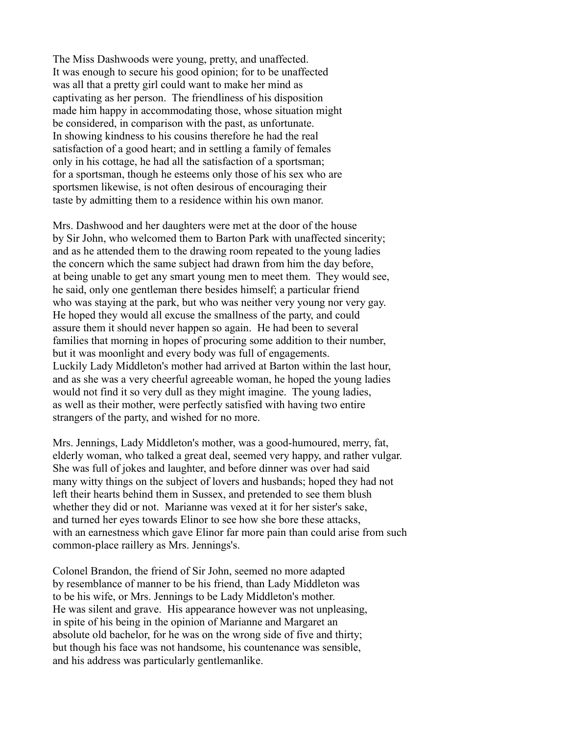The Miss Dashwoods were young, pretty, and unaffected. It was enough to secure his good opinion; for to be unaffected was all that a pretty girl could want to make her mind as captivating as her person. The friendliness of his disposition made him happy in accommodating those, whose situation might be considered, in comparison with the past, as unfortunate. In showing kindness to his cousins therefore he had the real satisfaction of a good heart; and in settling a family of females only in his cottage, he had all the satisfaction of a sportsman; for a sportsman, though he esteems only those of his sex who are sportsmen likewise, is not often desirous of encouraging their taste by admitting them to a residence within his own manor.

Mrs. Dashwood and her daughters were met at the door of the house by Sir John, who welcomed them to Barton Park with unaffected sincerity; and as he attended them to the drawing room repeated to the young ladies the concern which the same subject had drawn from him the day before, at being unable to get any smart young men to meet them. They would see, he said, only one gentleman there besides himself; a particular friend who was staying at the park, but who was neither very young nor very gay. He hoped they would all excuse the smallness of the party, and could assure them it should never happen so again. He had been to several families that morning in hopes of procuring some addition to their number, but it was moonlight and every body was full of engagements. Luckily Lady Middleton's mother had arrived at Barton within the last hour, and as she was a very cheerful agreeable woman, he hoped the young ladies would not find it so very dull as they might imagine. The young ladies, as well as their mother, were perfectly satisfied with having two entire strangers of the party, and wished for no more.

Mrs. Jennings, Lady Middleton's mother, was a good-humoured, merry, fat, elderly woman, who talked a great deal, seemed very happy, and rather vulgar. She was full of jokes and laughter, and before dinner was over had said many witty things on the subject of lovers and husbands; hoped they had not left their hearts behind them in Sussex, and pretended to see them blush whether they did or not. Marianne was vexed at it for her sister's sake, and turned her eyes towards Elinor to see how she bore these attacks, with an earnestness which gave Elinor far more pain than could arise from such common-place raillery as Mrs. Jennings's.

Colonel Brandon, the friend of Sir John, seemed no more adapted by resemblance of manner to be his friend, than Lady Middleton was to be his wife, or Mrs. Jennings to be Lady Middleton's mother. He was silent and grave. His appearance however was not unpleasing, in spite of his being in the opinion of Marianne and Margaret an absolute old bachelor, for he was on the wrong side of five and thirty; but though his face was not handsome, his countenance was sensible, and his address was particularly gentlemanlike.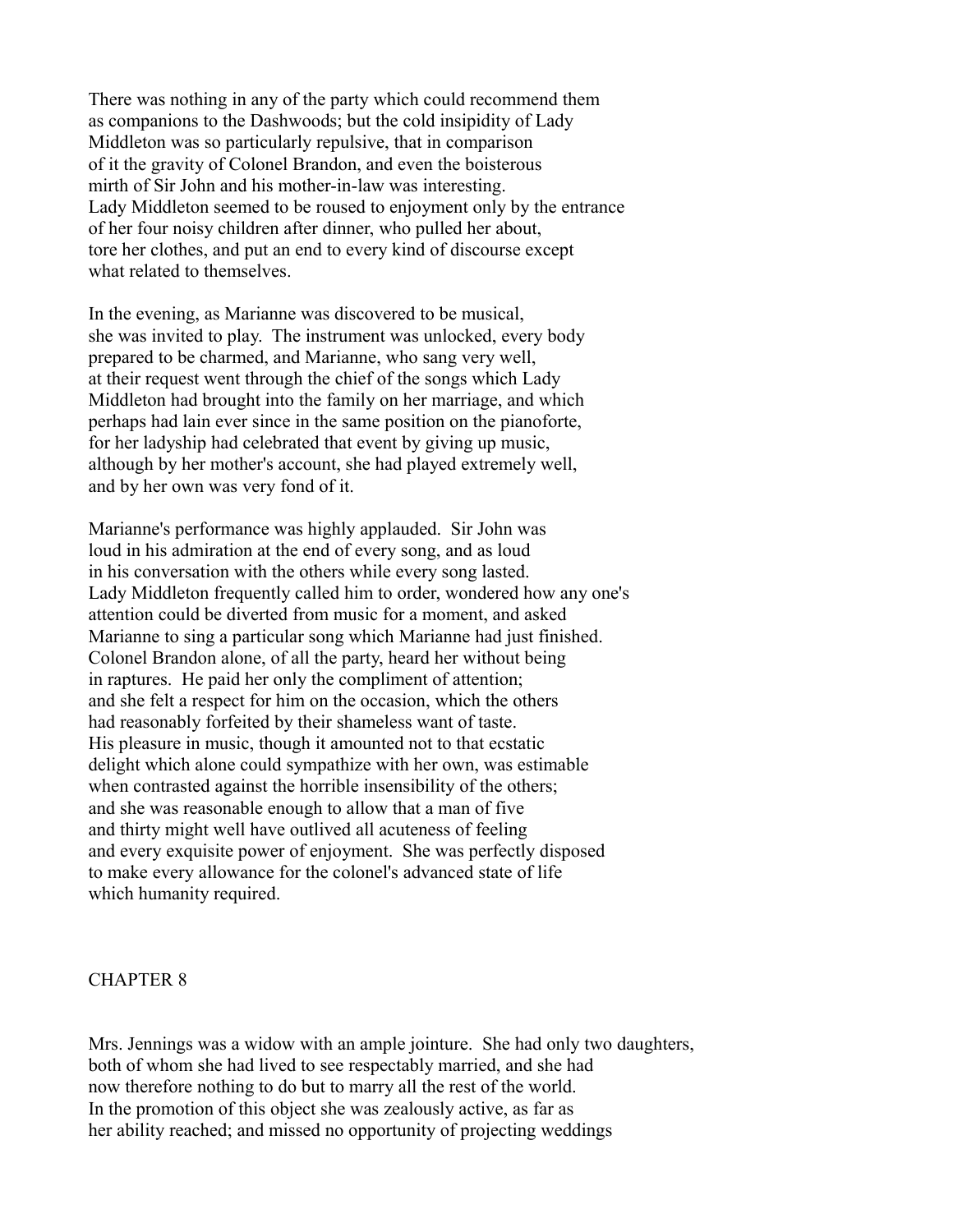There was nothing in any of the party which could recommend them as companions to the Dashwoods; but the cold insipidity of Lady Middleton was so particularly repulsive, that in comparison of it the gravity of Colonel Brandon, and even the boisterous mirth of Sir John and his mother-in-law was interesting. Lady Middleton seemed to be roused to enjoyment only by the entrance of her four noisy children after dinner, who pulled her about, tore her clothes, and put an end to every kind of discourse except what related to themselves.

In the evening, as Marianne was discovered to be musical, she was invited to play. The instrument was unlocked, every body prepared to be charmed, and Marianne, who sang very well, at their request went through the chief of the songs which Lady Middleton had brought into the family on her marriage, and which perhaps had lain ever since in the same position on the pianoforte, for her ladyship had celebrated that event by giving up music, although by her mother's account, she had played extremely well, and by her own was very fond of it.

Marianne's performance was highly applauded. Sir John was loud in his admiration at the end of every song, and as loud in his conversation with the others while every song lasted. Lady Middleton frequently called him to order, wondered how any one's attention could be diverted from music for a moment, and asked Marianne to sing a particular song which Marianne had just finished. Colonel Brandon alone, of all the party, heard her without being in raptures. He paid her only the compliment of attention; and she felt a respect for him on the occasion, which the others had reasonably forfeited by their shameless want of taste. His pleasure in music, though it amounted not to that ecstatic delight which alone could sympathize with her own, was estimable when contrasted against the horrible insensibility of the others; and she was reasonable enough to allow that a man of five and thirty might well have outlived all acuteness of feeling and every exquisite power of enjoyment. She was perfectly disposed to make every allowance for the colonel's advanced state of life which humanity required.

## CHAPTER 8

Mrs. Jennings was a widow with an ample jointure. She had only two daughters, both of whom she had lived to see respectably married, and she had now therefore nothing to do but to marry all the rest of the world. In the promotion of this object she was zealously active, as far as her ability reached; and missed no opportunity of projecting weddings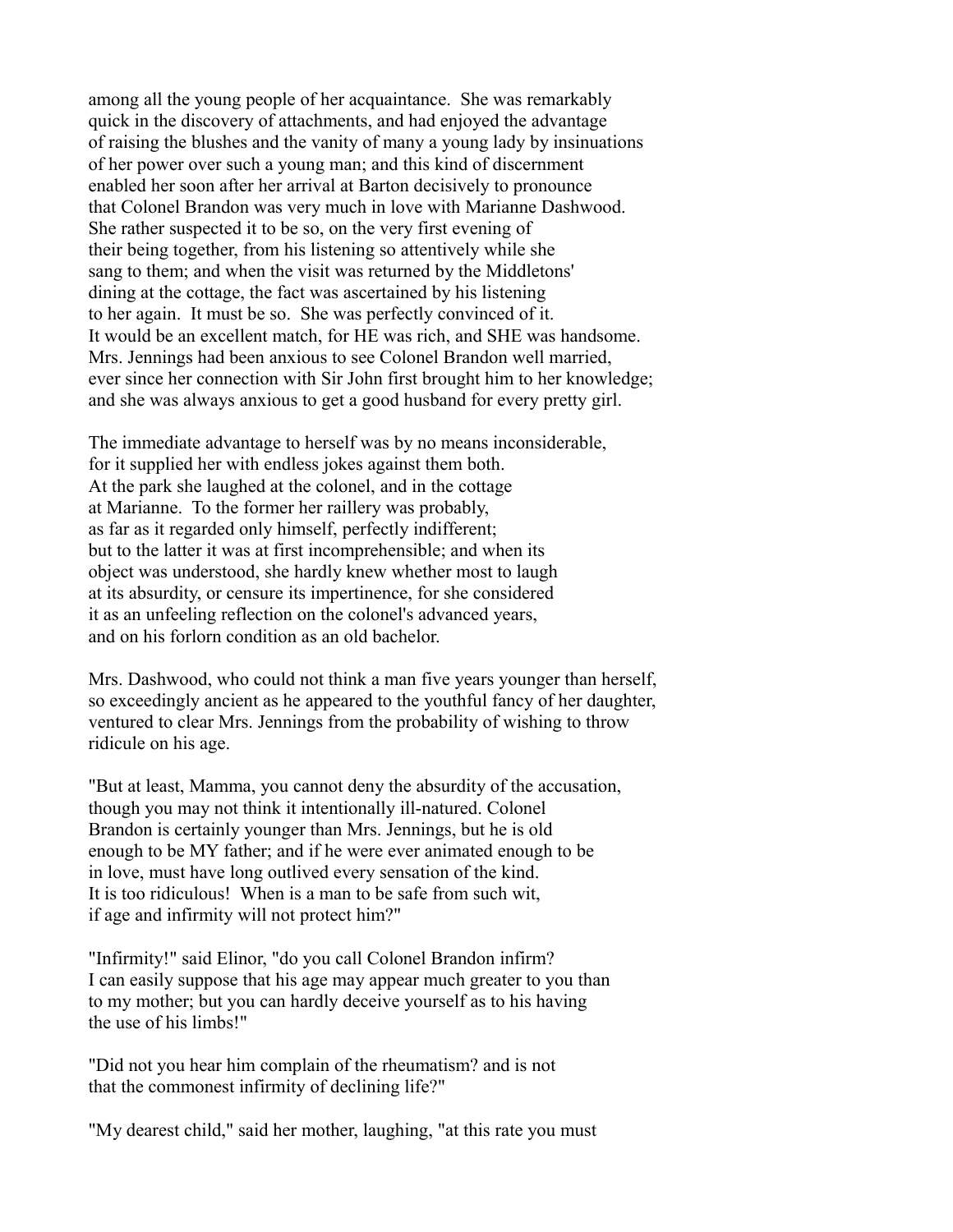among all the young people of her acquaintance. She was remarkably quick in the discovery of attachments, and had enjoyed the advantage of raising the blushes and the vanity of many a young lady by insinuations of her power over such a young man; and this kind of discernment enabled her soon after her arrival at Barton decisively to pronounce that Colonel Brandon was very much in love with Marianne Dashwood. She rather suspected it to be so, on the very first evening of their being together, from his listening so attentively while she sang to them; and when the visit was returned by the Middletons' dining at the cottage, the fact was ascertained by his listening to her again. It must be so. She was perfectly convinced of it. It would be an excellent match, for HE was rich, and SHE was handsome. Mrs. Jennings had been anxious to see Colonel Brandon well married, ever since her connection with Sir John first brought him to her knowledge; and she was always anxious to get a good husband for every pretty girl.

The immediate advantage to herself was by no means inconsiderable, for it supplied her with endless jokes against them both. At the park she laughed at the colonel, and in the cottage at Marianne. To the former her raillery was probably, as far as it regarded only himself, perfectly indifferent; but to the latter it was at first incomprehensible; and when its object was understood, she hardly knew whether most to laugh at its absurdity, or censure its impertinence, for she considered it as an unfeeling reflection on the colonel's advanced years, and on his forlorn condition as an old bachelor.

Mrs. Dashwood, who could not think a man five years younger than herself, so exceedingly ancient as he appeared to the youthful fancy of her daughter, ventured to clear Mrs. Jennings from the probability of wishing to throw ridicule on his age.

"But at least, Mamma, you cannot deny the absurdity of the accusation, though you may not think it intentionally ill-natured. Colonel Brandon is certainly younger than Mrs. Jennings, but he is old enough to be MY father; and if he were ever animated enough to be in love, must have long outlived every sensation of the kind. It is too ridiculous! When is a man to be safe from such wit, if age and infirmity will not protect him?"

"Infirmity!" said Elinor, "do you call Colonel Brandon infirm? I can easily suppose that his age may appear much greater to you than to my mother; but you can hardly deceive yourself as to his having the use of his limbs!"

"Did not you hear him complain of the rheumatism? and is not that the commonest infirmity of declining life?"

"My dearest child," said her mother, laughing, "at this rate you must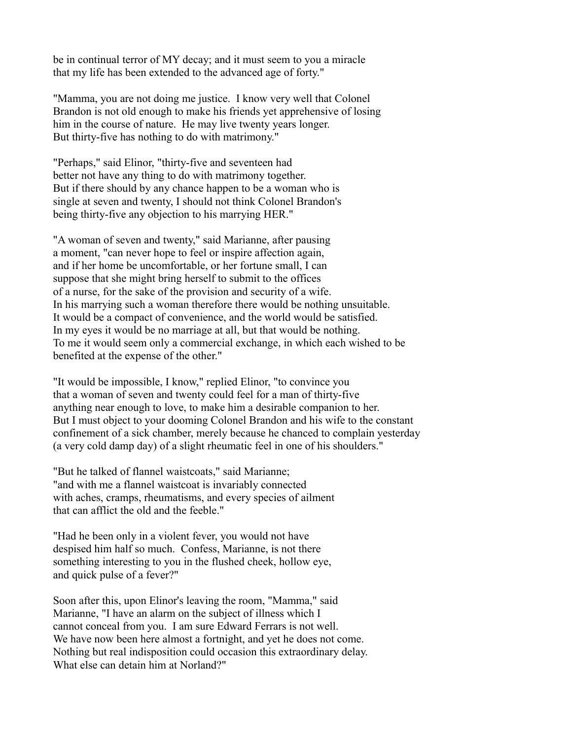be in continual terror of MY decay; and it must seem to you a miracle that my life has been extended to the advanced age of forty."

"Mamma, you are not doing me justice. I know very well that Colonel Brandon is not old enough to make his friends yet apprehensive of losing him in the course of nature. He may live twenty years longer. But thirty-five has nothing to do with matrimony."

"Perhaps," said Elinor, "thirty-five and seventeen had better not have any thing to do with matrimony together. But if there should by any chance happen to be a woman who is single at seven and twenty, I should not think Colonel Brandon's being thirty-five any objection to his marrying HER."

"A woman of seven and twenty," said Marianne, after pausing a moment, "can never hope to feel or inspire affection again, and if her home be uncomfortable, or her fortune small, I can suppose that she might bring herself to submit to the offices of a nurse, for the sake of the provision and security of a wife. In his marrying such a woman therefore there would be nothing unsuitable. It would be a compact of convenience, and the world would be satisfied. In my eyes it would be no marriage at all, but that would be nothing. To me it would seem only a commercial exchange, in which each wished to be benefited at the expense of the other."

"It would be impossible, I know," replied Elinor, "to convince you that a woman of seven and twenty could feel for a man of thirty-five anything near enough to love, to make him a desirable companion to her. But I must object to your dooming Colonel Brandon and his wife to the constant confinement of a sick chamber, merely because he chanced to complain yesterday (a very cold damp day) of a slight rheumatic feel in one of his shoulders."

"But he talked of flannel waistcoats," said Marianne; "and with me a flannel waistcoat is invariably connected with aches, cramps, rheumatisms, and every species of ailment that can afflict the old and the feeble."

"Had he been only in a violent fever, you would not have despised him half so much. Confess, Marianne, is not there something interesting to you in the flushed cheek, hollow eye, and quick pulse of a fever?"

Soon after this, upon Elinor's leaving the room, "Mamma," said Marianne, "I have an alarm on the subject of illness which I cannot conceal from you. I am sure Edward Ferrars is not well. We have now been here almost a fortnight, and yet he does not come. Nothing but real indisposition could occasion this extraordinary delay. What else can detain him at Norland?"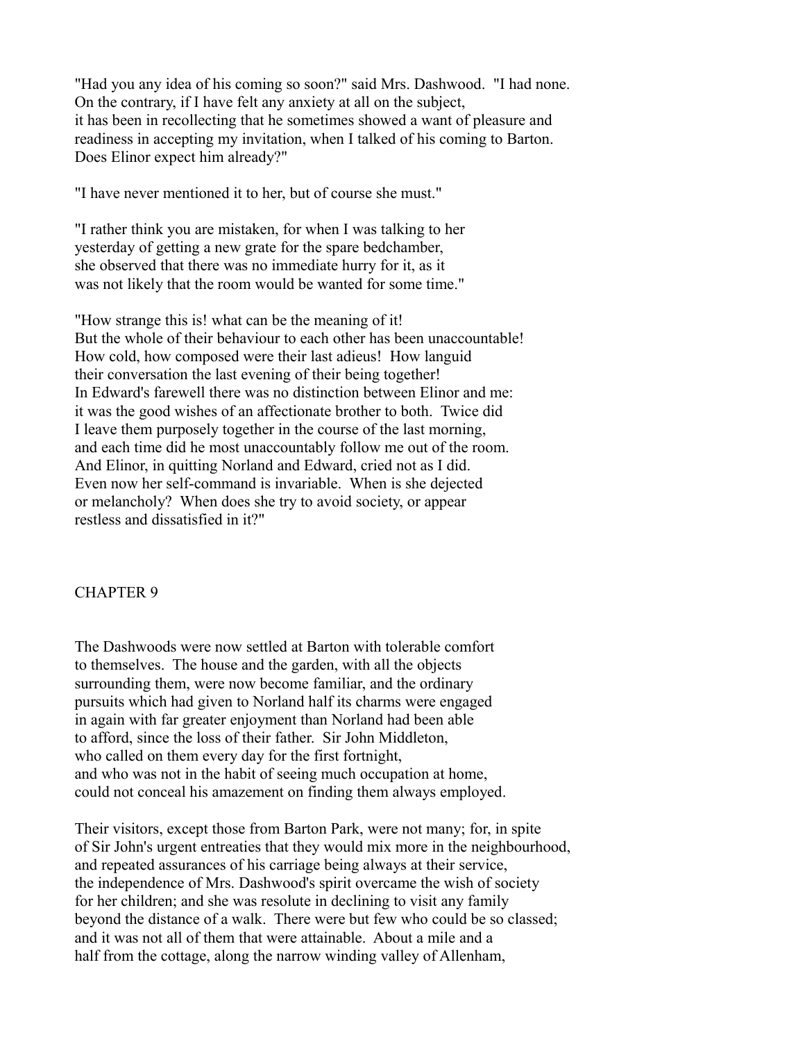"Had you any idea of his coming so soon?" said Mrs. Dashwood. "I had none. On the contrary, if I have felt any anxiety at all on the subject, it has been in recollecting that he sometimes showed a want of pleasure and readiness in accepting my invitation, when I talked of his coming to Barton. Does Elinor expect him already?"

"I have never mentioned it to her, but of course she must."

"I rather think you are mistaken, for when I was talking to her yesterday of getting a new grate for the spare bedchamber, she observed that there was no immediate hurry for it, as it was not likely that the room would be wanted for some time."

"How strange this is! what can be the meaning of it! But the whole of their behaviour to each other has been unaccountable! How cold, how composed were their last adieus! How languid their conversation the last evening of their being together! In Edward's farewell there was no distinction between Elinor and me: it was the good wishes of an affectionate brother to both. Twice did I leave them purposely together in the course of the last morning, and each time did he most unaccountably follow me out of the room. And Elinor, in quitting Norland and Edward, cried not as I did. Even now her self-command is invariable. When is she dejected or melancholy? When does she try to avoid society, or appear restless and dissatisfied in it?"

## CHAPTER 9

The Dashwoods were now settled at Barton with tolerable comfort to themselves. The house and the garden, with all the objects surrounding them, were now become familiar, and the ordinary pursuits which had given to Norland half its charms were engaged in again with far greater enjoyment than Norland had been able to afford, since the loss of their father. Sir John Middleton, who called on them every day for the first fortnight, and who was not in the habit of seeing much occupation at home, could not conceal his amazement on finding them always employed.

Their visitors, except those from Barton Park, were not many; for, in spite of Sir John's urgent entreaties that they would mix more in the neighbourhood, and repeated assurances of his carriage being always at their service, the independence of Mrs. Dashwood's spirit overcame the wish of society for her children; and she was resolute in declining to visit any family beyond the distance of a walk. There were but few who could be so classed; and it was not all of them that were attainable. About a mile and a half from the cottage, along the narrow winding valley of Allenham,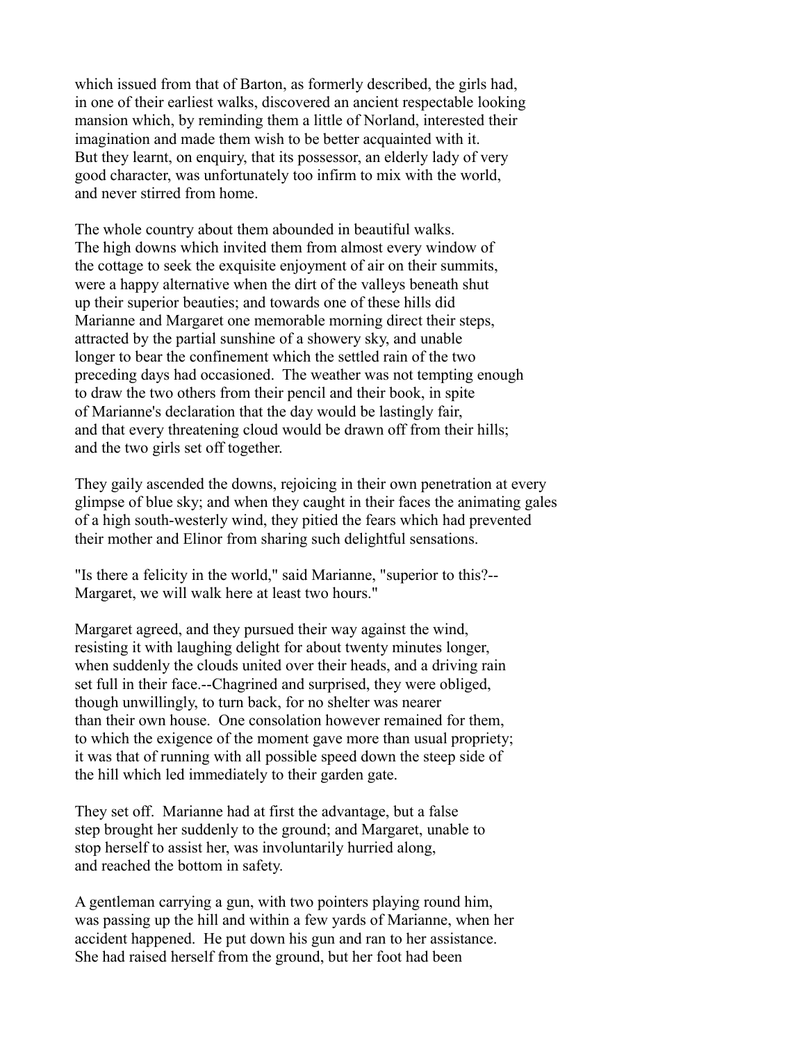which issued from that of Barton, as formerly described, the girls had, in one of their earliest walks, discovered an ancient respectable looking mansion which, by reminding them a little of Norland, interested their imagination and made them wish to be better acquainted with it. But they learnt, on enquiry, that its possessor, an elderly lady of very good character, was unfortunately too infirm to mix with the world, and never stirred from home.

The whole country about them abounded in beautiful walks. The high downs which invited them from almost every window of the cottage to seek the exquisite enjoyment of air on their summits, were a happy alternative when the dirt of the valleys beneath shut up their superior beauties; and towards one of these hills did Marianne and Margaret one memorable morning direct their steps, attracted by the partial sunshine of a showery sky, and unable longer to bear the confinement which the settled rain of the two preceding days had occasioned. The weather was not tempting enough to draw the two others from their pencil and their book, in spite of Marianne's declaration that the day would be lastingly fair, and that every threatening cloud would be drawn off from their hills; and the two girls set off together.

They gaily ascended the downs, rejoicing in their own penetration at every glimpse of blue sky; and when they caught in their faces the animating gales of a high south-westerly wind, they pitied the fears which had prevented their mother and Elinor from sharing such delightful sensations.

"Is there a felicity in the world," said Marianne, "superior to this?--Margaret, we will walk here at least two hours."

Margaret agreed, and they pursued their way against the wind, resisting it with laughing delight for about twenty minutes longer, when suddenly the clouds united over their heads, and a driving rain set full in their face.--Chagrined and surprised, they were obliged, though unwillingly, to turn back, for no shelter was nearer than their own house. One consolation however remained for them, to which the exigence of the moment gave more than usual propriety; it was that of running with all possible speed down the steep side of the hill which led immediately to their garden gate.

They set off. Marianne had at first the advantage, but a false step brought her suddenly to the ground; and Margaret, unable to stop herself to assist her, was involuntarily hurried along, and reached the bottom in safety.

A gentleman carrying a gun, with two pointers playing round him, was passing up the hill and within a few yards of Marianne, when her accident happened. He put down his gun and ran to her assistance. She had raised herself from the ground, but her foot had been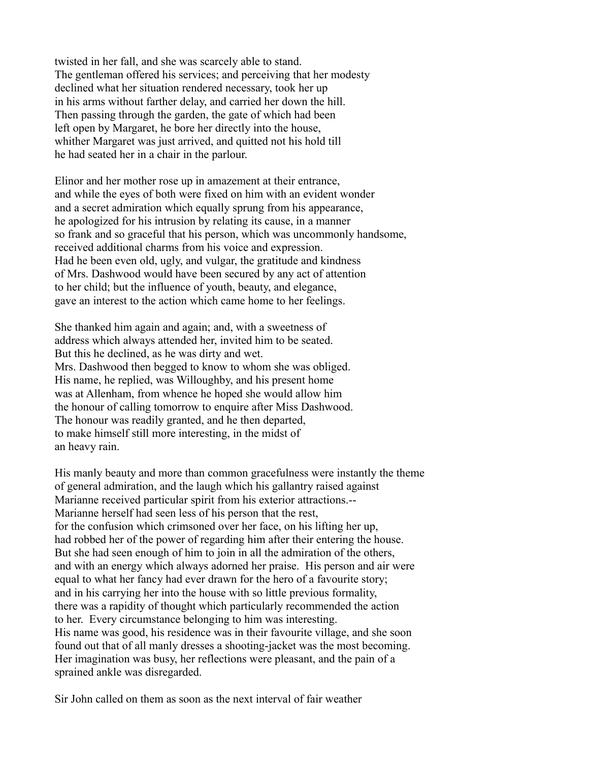twisted in her fall, and she was scarcely able to stand.
The gentleman offered his services; and perceiving that her modesty
declined what her situation rendered necessary, took her up
in his arms without farther delay, and carried her down the hill.
Then passing through the garden, the gate of which had been
left open by Margaret, he bore her directly into the house,
whither Margaret was just arrived, and quitted not his hold till
he had seated her in a chair in the parlour.

Elinor and her mother rose up in amazement at their entrance,
and while the eyes of both were fixed on him with an evident wonder
and a secret admiration which equally sprung from his appearance,
he apologized for his intrusion by relating its cause, in a manner
so frank and so graceful that his person, which was uncommonly handsome,
received additional charms from his voice and expression.
Had he been even old, ugly, and vulgar, the gratitude and kindness
of Mrs. Dashwood would have been secured by any act of attention
to her child; but the influence of youth, beauty, and elegance,
gave an interest to the action which came home to her feelings.

She thanked him again and again; and, with a sweetness of
address which always attended her, invited him to be seated.
But this he declined, as he was dirty and wet.
Mrs. Dashwood then begged to know to whom she was obliged.
His name, he replied, was Willoughby, and his present home
was at Allenham, from whence he hoped she would allow him
the honour of calling tomorrow to enquire after Miss Dashwood.
The honour was readily granted, and he then departed,
to make himself still more interesting, in the midst of
an heavy rain.

His manly beauty and more than common gracefulness were instantly the theme
of general admiration, and the laugh which his gallantry raised against
Marianne received particular spirit from his exterior attractions.--
Marianne herself had seen less of his person that the rest,
for the confusion which crimsoned over her face, on his lifting her up,
had robbed her of the power of regarding him after their entering the house.
But she had seen enough of him to join in all the admiration of the others,
and with an energy which always adorned her praise. His person and air were
equal to what her fancy had ever drawn for the hero of a favourite story;
and in his carrying her into the house with so little previous formality,
there was a rapidity of thought which particularly recommended the action
to her. Every circumstance belonging to him was interesting.
His name was good, his residence was in their favourite village, and she soon
found out that of all manly dresses a shooting-jacket was the most becoming.
Her imagination was busy, her reflections were pleasant, and the pain of a
sprained ankle was disregarded.

Sir John called on them as soon as the next interval of fair weather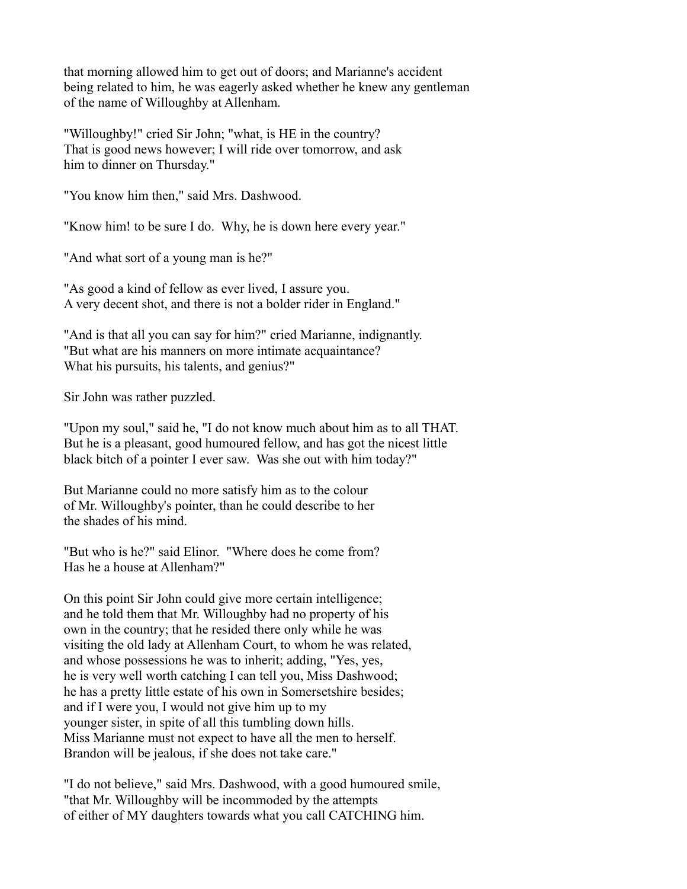that morning allowed him to get out of doors; and Marianne's accident being related to him, he was eagerly asked whether he knew any gentleman of the name of Willoughby at Allenham.

"Willoughby!" cried Sir John; "what, is HE in the country? That is good news however; I will ride over tomorrow, and ask him to dinner on Thursday."

"You know him then," said Mrs. Dashwood.

"Know him! to be sure I do. Why, he is down here every year."

"And what sort of a young man is he?"

"As good a kind of fellow as ever lived, I assure you. A very decent shot, and there is not a bolder rider in England."

"And is that all you can say for him?" cried Marianne, indignantly. "But what are his manners on more intimate acquaintance? What his pursuits, his talents, and genius?"

Sir John was rather puzzled.

"Upon my soul," said he, "I do not know much about him as to all THAT. But he is a pleasant, good humoured fellow, and has got the nicest little black bitch of a pointer I ever saw. Was she out with him today?"

But Marianne could no more satisfy him as to the colour of Mr. Willoughby's pointer, than he could describe to her the shades of his mind.

"But who is he?" said Elinor. "Where does he come from? Has he a house at Allenham?"

On this point Sir John could give more certain intelligence; and he told them that Mr. Willoughby had no property of his own in the country; that he resided there only while he was visiting the old lady at Allenham Court, to whom he was related, and whose possessions he was to inherit; adding, "Yes, yes, he is very well worth catching I can tell you, Miss Dashwood; he has a pretty little estate of his own in Somersetshire besides; and if I were you, I would not give him up to my younger sister, in spite of all this tumbling down hills. Miss Marianne must not expect to have all the men to herself. Brandon will be jealous, if she does not take care."

"I do not believe," said Mrs. Dashwood, with a good humoured smile, "that Mr. Willoughby will be incommoded by the attempts of either of MY daughters towards what you call CATCHING him.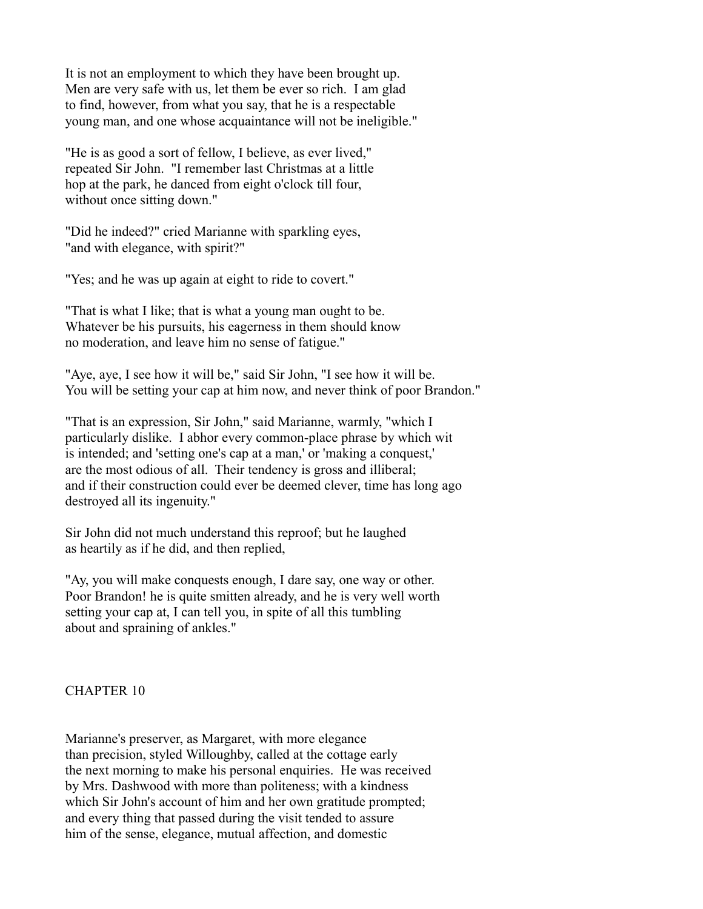It is not an employment to which they have been brought up. Men are very safe with us, let them be ever so rich. I am glad to find, however, from what you say, that he is a respectable young man, and one whose acquaintance will not be ineligible."

"He is as good a sort of fellow, I believe, as ever lived," repeated Sir John. "I remember last Christmas at a little hop at the park, he danced from eight o'clock till four, without once sitting down."

"Did he indeed?" cried Marianne with sparkling eyes, "and with elegance, with spirit?"

"Yes; and he was up again at eight to ride to covert."

"That is what I like; that is what a young man ought to be. Whatever be his pursuits, his eagerness in them should know no moderation, and leave him no sense of fatigue."

"Aye, aye, I see how it will be," said Sir John, "I see how it will be. You will be setting your cap at him now, and never think of poor Brandon."

"That is an expression, Sir John," said Marianne, warmly, "which I particularly dislike. I abhor every common-place phrase by which wit is intended; and 'setting one's cap at a man,' or 'making a conquest,' are the most odious of all. Their tendency is gross and illiberal; and if their construction could ever be deemed clever, time has long ago destroyed all its ingenuity."

Sir John did not much understand this reproof; but he laughed as heartily as if he did, and then replied,

"Ay, you will make conquests enough, I dare say, one way or other. Poor Brandon! he is quite smitten already, and he is very well worth setting your cap at, I can tell you, in spite of all this tumbling about and spraining of ankles."

## CHAPTER 10

Marianne's preserver, as Margaret, with more elegance than precision, styled Willoughby, called at the cottage early the next morning to make his personal enquiries. He was received by Mrs. Dashwood with more than politeness; with a kindness which Sir John's account of him and her own gratitude prompted; and every thing that passed during the visit tended to assure him of the sense, elegance, mutual affection, and domestic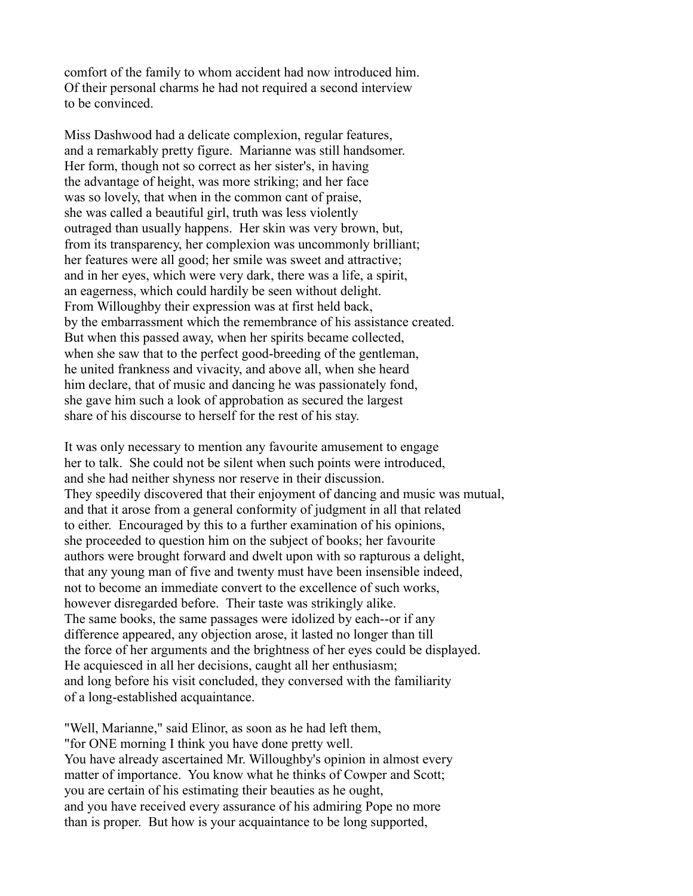comfort of the family to whom accident had now introduced him.
Of their personal charms he had not required a second interview
to be convinced.

Miss Dashwood had a delicate complexion, regular features,
and a remarkably pretty figure. Marianne was still handsomer.
Her form, though not so correct as her sister's, in having
the advantage of height, was more striking; and her face
was so lovely, that when in the common cant of praise,
she was called a beautiful girl, truth was less violently
outraged than usually happens. Her skin was very brown, but,
from its transparency, her complexion was uncommonly brilliant;
her features were all good; her smile was sweet and attractive;
and in her eyes, which were very dark, there was a life, a spirit,
an eagerness, which could hardily be seen without delight.
From Willoughby their expression was at first held back,
by the embarrassment which the remembrance of his assistance created.
But when this passed away, when her spirits became collected,
when she saw that to the perfect good-breeding of the gentleman,
he united frankness and vivacity, and above all, when she heard
him declare, that of music and dancing he was passionately fond,
she gave him such a look of approbation as secured the largest
share of his discourse to herself for the rest of his stay.

It was only necessary to mention any favourite amusement to engage
her to talk. She could not be silent when such points were introduced,
and she had neither shyness nor reserve in their discussion.
They speedily discovered that their enjoyment of dancing and music was mutual,
and that it arose from a general conformity of judgment in all that related
to either. Encouraged by this to a further examination of his opinions,
she proceeded to question him on the subject of books; her favourite
authors were brought forward and dwelt upon with so rapturous a delight,
that any young man of five and twenty must have been insensible indeed,
not to become an immediate convert to the excellence of such works,
however disregarded before. Their taste was strikingly alike.
The same books, the same passages were idolized by each--or if any
difference appeared, any objection arose, it lasted no longer than till
the force of her arguments and the brightness of her eyes could be displayed.
He acquiesced in all her decisions, caught all her enthusiasm;
and long before his visit concluded, they conversed with the familiarity
of a long-established acquaintance.

"Well, Marianne," said Elinor, as soon as he had left them,
"for ONE morning I think you have done pretty well.
You have already ascertained Mr. Willoughby's opinion in almost every
matter of importance. You know what he thinks of Cowper and Scott;
you are certain of his estimating their beauties as he ought,
and you have received every assurance of his admiring Pope no more
than is proper. But how is your acquaintance to be long supported,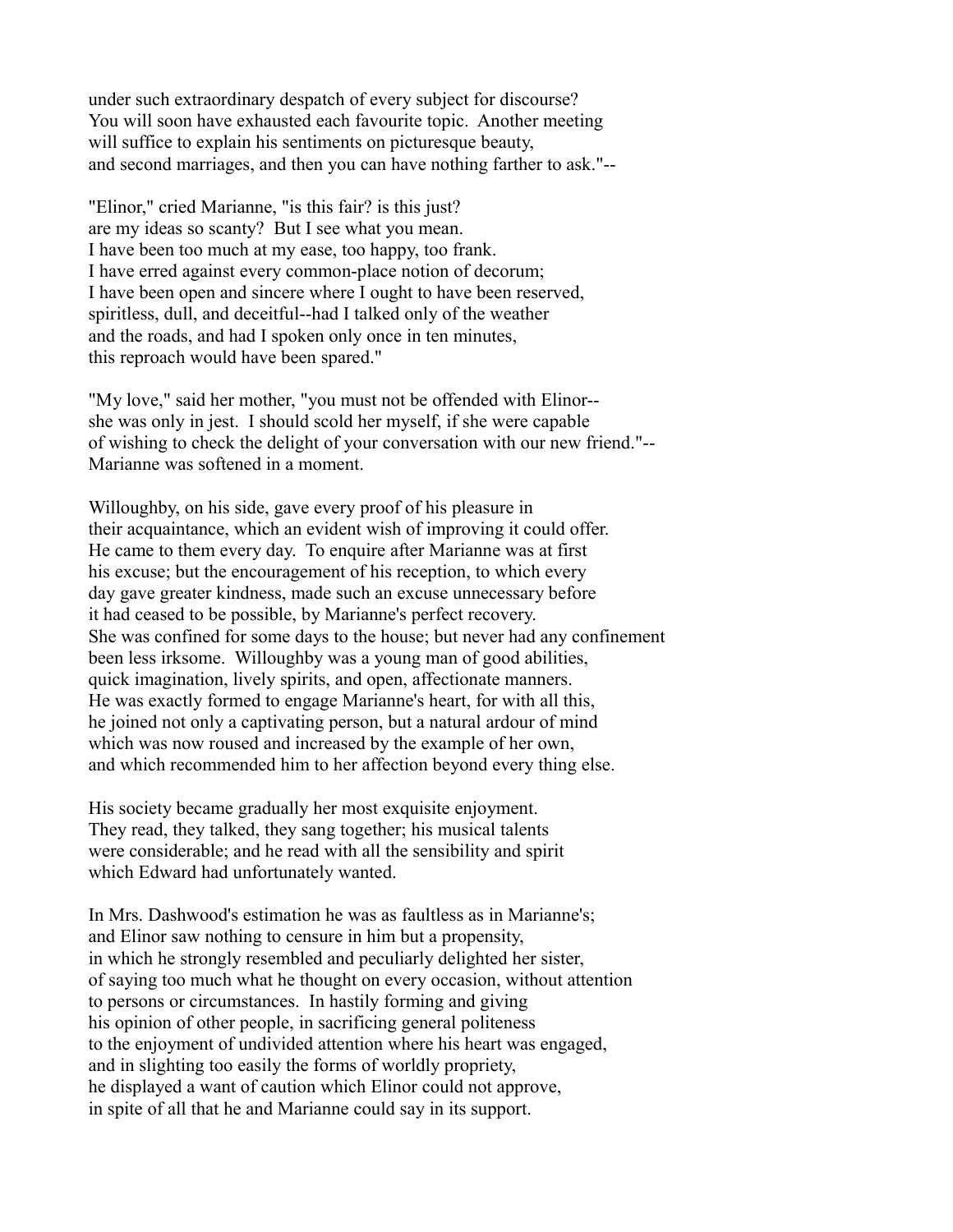under such extraordinary despatch of every subject for discourse?
You will soon have exhausted each favourite topic. Another meeting
will suffice to explain his sentiments on picturesque beauty,
and second marriages, and then you can have nothing farther to ask."--

"Elinor," cried Marianne, "is this fair? is this just?
are my ideas so scanty? But I see what you mean.
I have been too much at my ease, too happy, too frank.
I have erred against every common-place notion of decorum;
I have been open and sincere where I ought to have been reserved,
spiritless, dull, and deceitful--had I talked only of the weather
and the roads, and had I spoken only once in ten minutes,
this reproach would have been spared."

"My love," said her mother, "you must not be offended with Elinor--
she was only in jest. I should scold her myself, if she were capable
of wishing to check the delight of your conversation with our new friend."--
Marianne was softened in a moment.

Willoughby, on his side, gave every proof of his pleasure in
their acquaintance, which an evident wish of improving it could offer.
He came to them every day. To enquire after Marianne was at first
his excuse; but the encouragement of his reception, to which every
day gave greater kindness, made such an excuse unnecessary before
it had ceased to be possible, by Marianne's perfect recovery.
She was confined for some days to the house; but never had any confinement
been less irksome. Willoughby was a young man of good abilities,
quick imagination, lively spirits, and open, affectionate manners.
He was exactly formed to engage Marianne's heart, for with all this,
he joined not only a captivating person, but a natural ardour of mind
which was now roused and increased by the example of her own,
and which recommended him to her affection beyond every thing else.

His society became gradually her most exquisite enjoyment.
They read, they talked, they sang together; his musical talents
were considerable; and he read with all the sensibility and spirit
which Edward had unfortunately wanted.

In Mrs. Dashwood's estimation he was as faultless as in Marianne's;
and Elinor saw nothing to censure in him but a propensity,
in which he strongly resembled and peculiarly delighted her sister,
of saying too much what he thought on every occasion, without attention
to persons or circumstances. In hastily forming and giving
his opinion of other people, in sacrificing general politeness
to the enjoyment of undivided attention where his heart was engaged,
and in slighting too easily the forms of worldly propriety,
he displayed a want of caution which Elinor could not approve,
in spite of all that he and Marianne could say in its support.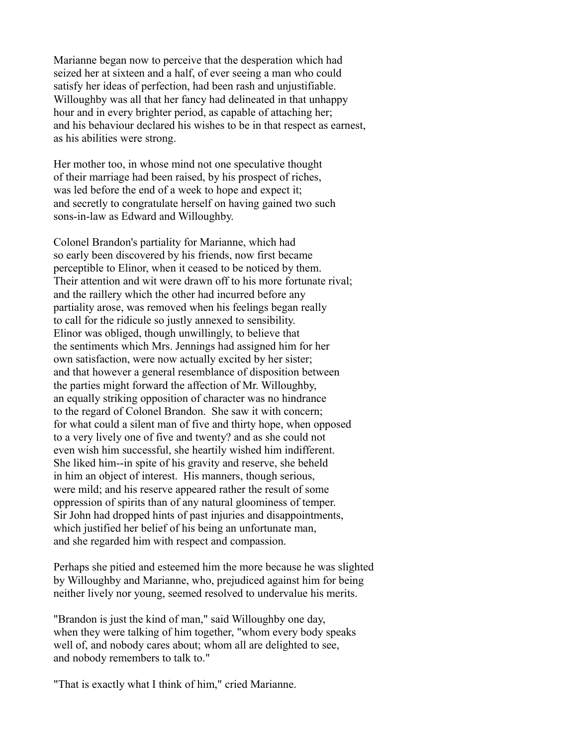Marianne began now to perceive that the desperation which had seized her at sixteen and a half, of ever seeing a man who could satisfy her ideas of perfection, had been rash and unjustifiable. Willoughby was all that her fancy had delineated in that unhappy hour and in every brighter period, as capable of attaching her; and his behaviour declared his wishes to be in that respect as earnest, as his abilities were strong.

Her mother too, in whose mind not one speculative thought of their marriage had been raised, by his prospect of riches, was led before the end of a week to hope and expect it; and secretly to congratulate herself on having gained two such sons-in-law as Edward and Willoughby.

Colonel Brandon's partiality for Marianne, which had so early been discovered by his friends, now first became perceptible to Elinor, when it ceased to be noticed by them. Their attention and wit were drawn off to his more fortunate rival; and the raillery which the other had incurred before any partiality arose, was removed when his feelings began really to call for the ridicule so justly annexed to sensibility. Elinor was obliged, though unwillingly, to believe that the sentiments which Mrs. Jennings had assigned him for her own satisfaction, were now actually excited by her sister; and that however a general resemblance of disposition between the parties might forward the affection of Mr. Willoughby, an equally striking opposition of character was no hindrance to the regard of Colonel Brandon. She saw it with concern; for what could a silent man of five and thirty hope, when opposed to a very lively one of five and twenty? and as she could not even wish him successful, she heartily wished him indifferent. She liked him--in spite of his gravity and reserve, she beheld in him an object of interest. His manners, though serious, were mild; and his reserve appeared rather the result of some oppression of spirits than of any natural gloominess of temper. Sir John had dropped hints of past injuries and disappointments, which justified her belief of his being an unfortunate man, and she regarded him with respect and compassion.

Perhaps she pitied and esteemed him the more because he was slighted by Willoughby and Marianne, who, prejudiced against him for being neither lively nor young, seemed resolved to undervalue his merits.

"Brandon is just the kind of man," said Willoughby one day, when they were talking of him together, "whom every body speaks well of, and nobody cares about; whom all are delighted to see, and nobody remembers to talk to."

"That is exactly what I think of him," cried Marianne.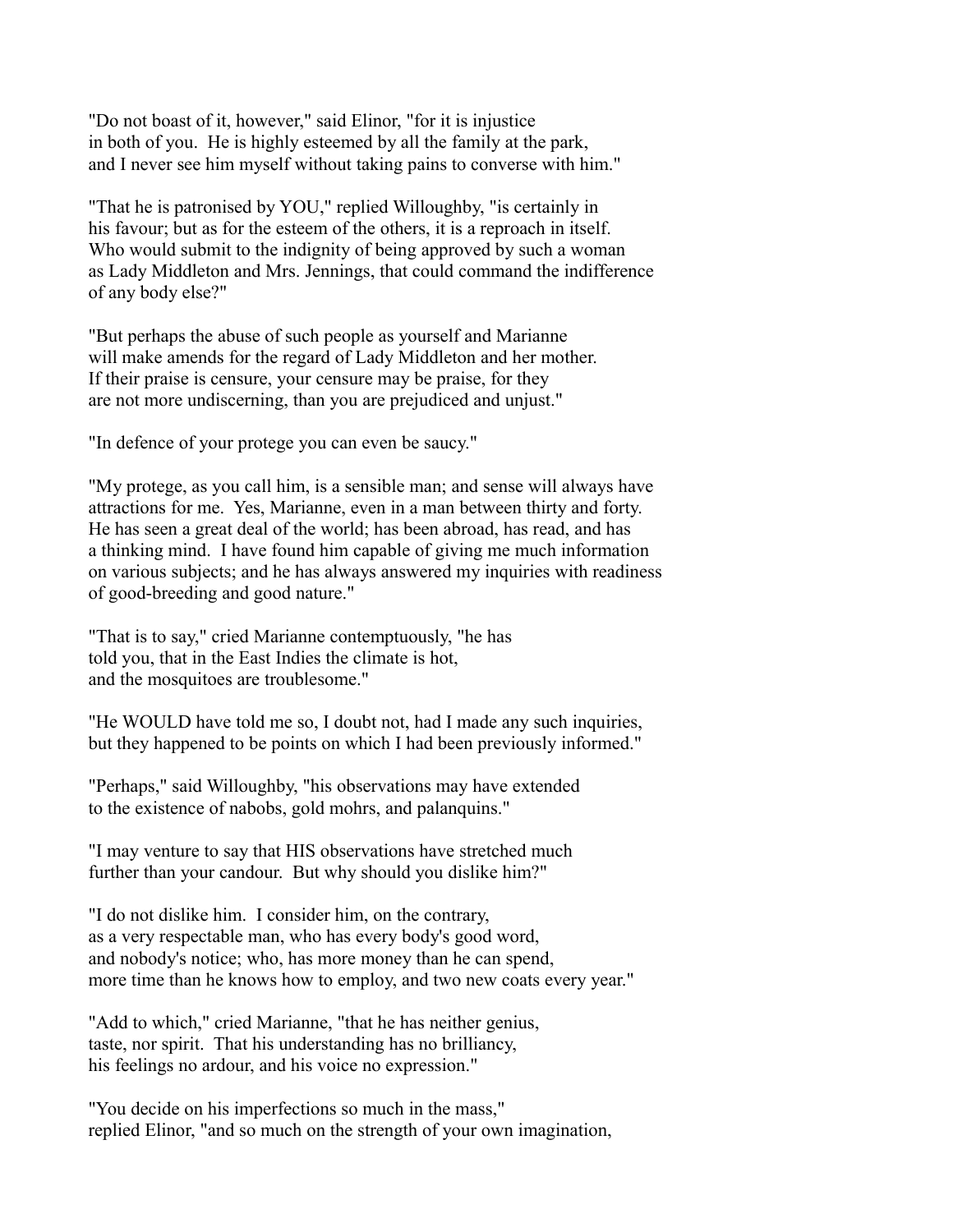"Do not boast of it, however," said Elinor, "for it is injustice in both of you. He is highly esteemed by all the family at the park, and I never see him myself without taking pains to converse with him."

"That he is patronised by YOU," replied Willoughby, "is certainly in his favour; but as for the esteem of the others, it is a reproach in itself. Who would submit to the indignity of being approved by such a woman as Lady Middleton and Mrs. Jennings, that could command the indifference of any body else?"

"But perhaps the abuse of such people as yourself and Marianne will make amends for the regard of Lady Middleton and her mother. If their praise is censure, your censure may be praise, for they are not more undiscerning, than you are prejudiced and unjust."

"In defence of your protege you can even be saucy."

"My protege, as you call him, is a sensible man; and sense will always have attractions for me. Yes, Marianne, even in a man between thirty and forty. He has seen a great deal of the world; has been abroad, has read, and has a thinking mind. I have found him capable of giving me much information on various subjects; and he has always answered my inquiries with readiness of good-breeding and good nature."

"That is to say," cried Marianne contemptuously, "he has told you, that in the East Indies the climate is hot, and the mosquitoes are troublesome."

"He WOULD have told me so, I doubt not, had I made any such inquiries, but they happened to be points on which I had been previously informed."

"Perhaps," said Willoughby, "his observations may have extended to the existence of nabobs, gold mohrs, and palanquins."

"I may venture to say that HIS observations have stretched much further than your candour. But why should you dislike him?"

"I do not dislike him. I consider him, on the contrary, as a very respectable man, who has every body's good word, and nobody's notice; who, has more money than he can spend, more time than he knows how to employ, and two new coats every year."

"Add to which," cried Marianne, "that he has neither genius, taste, nor spirit. That his understanding has no brilliancy, his feelings no ardour, and his voice no expression."

"You decide on his imperfections so much in the mass," replied Elinor, "and so much on the strength of your own imagination,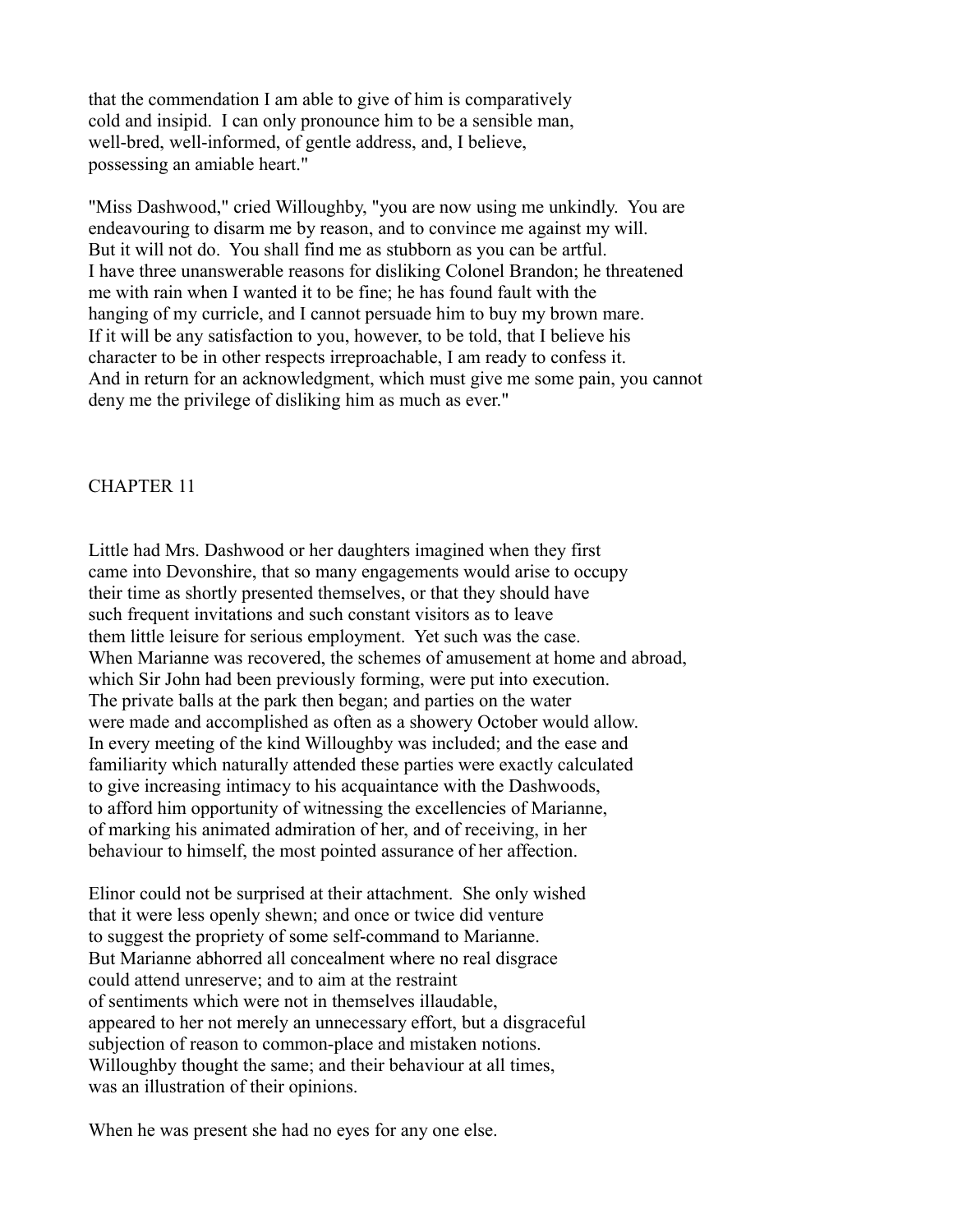that the commendation I am able to give of him is comparatively cold and insipid. I can only pronounce him to be a sensible man, well-bred, well-informed, of gentle address, and, I believe, possessing an amiable heart."

"Miss Dashwood," cried Willoughby, "you are now using me unkindly. You are endeavouring to disarm me by reason, and to convince me against my will. But it will not do. You shall find me as stubborn as you can be artful. I have three unanswerable reasons for disliking Colonel Brandon; he threatened me with rain when I wanted it to be fine; he has found fault with the hanging of my curricle, and I cannot persuade him to buy my brown mare. If it will be any satisfaction to you, however, to be told, that I believe his character to be in other respects irreproachable, I am ready to confess it. And in return for an acknowledgment, which must give me some pain, you cannot deny me the privilege of disliking him as much as ever."

## CHAPTER 11

Little had Mrs. Dashwood or her daughters imagined when they first came into Devonshire, that so many engagements would arise to occupy their time as shortly presented themselves, or that they should have such frequent invitations and such constant visitors as to leave them little leisure for serious employment. Yet such was the case. When Marianne was recovered, the schemes of amusement at home and abroad, which Sir John had been previously forming, were put into execution. The private balls at the park then began; and parties on the water were made and accomplished as often as a showery October would allow. In every meeting of the kind Willoughby was included; and the ease and familiarity which naturally attended these parties were exactly calculated to give increasing intimacy to his acquaintance with the Dashwoods, to afford him opportunity of witnessing the excellencies of Marianne, of marking his animated admiration of her, and of receiving, in her behaviour to himself, the most pointed assurance of her affection.

Elinor could not be surprised at their attachment. She only wished that it were less openly shewn; and once or twice did venture to suggest the propriety of some self-command to Marianne. But Marianne abhorred all concealment where no real disgrace could attend unreserve; and to aim at the restraint of sentiments which were not in themselves illaudable, appeared to her not merely an unnecessary effort, but a disgraceful subjection of reason to common-place and mistaken notions. Willoughby thought the same; and their behaviour at all times, was an illustration of their opinions.

When he was present she had no eyes for any one else.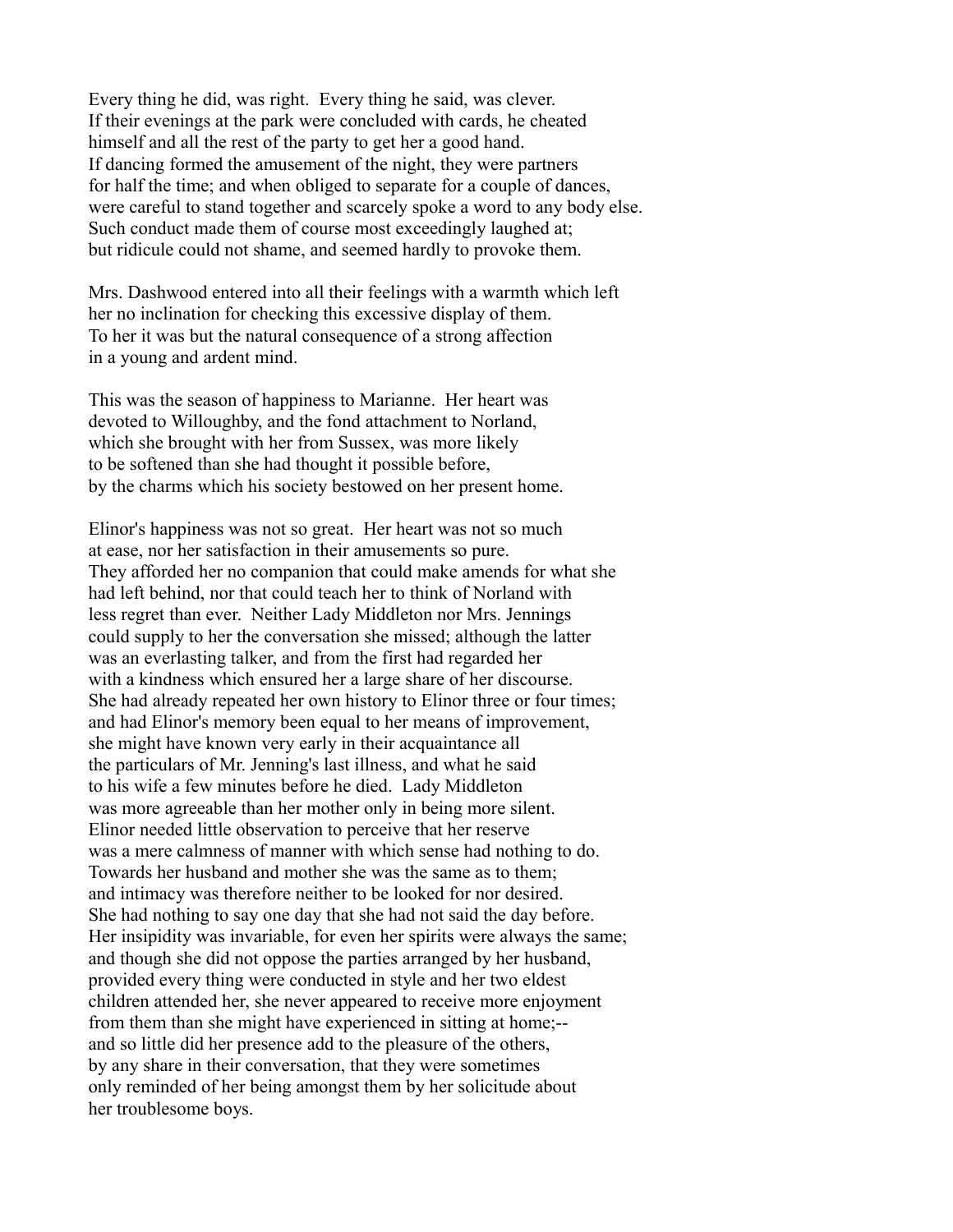Every thing he did, was right. Every thing he said, was clever. If their evenings at the park were concluded with cards, he cheated himself and all the rest of the party to get her a good hand. If dancing formed the amusement of the night, they were partners for half the time; and when obliged to separate for a couple of dances, were careful to stand together and scarcely spoke a word to any body else. Such conduct made them of course most exceedingly laughed at; but ridicule could not shame, and seemed hardly to provoke them.

Mrs. Dashwood entered into all their feelings with a warmth which left her no inclination for checking this excessive display of them. To her it was but the natural consequence of a strong affection in a young and ardent mind.

This was the season of happiness to Marianne. Her heart was devoted to Willoughby, and the fond attachment to Norland, which she brought with her from Sussex, was more likely to be softened than she had thought it possible before, by the charms which his society bestowed on her present home.

Elinor's happiness was not so great. Her heart was not so much at ease, nor her satisfaction in their amusements so pure. They afforded her no companion that could make amends for what she had left behind, nor that could teach her to think of Norland with less regret than ever. Neither Lady Middleton nor Mrs. Jennings could supply to her the conversation she missed; although the latter was an everlasting talker, and from the first had regarded her with a kindness which ensured her a large share of her discourse. She had already repeated her own history to Elinor three or four times; and had Elinor's memory been equal to her means of improvement, she might have known very early in their acquaintance all the particulars of Mr. Jenning's last illness, and what he said to his wife a few minutes before he died. Lady Middleton was more agreeable than her mother only in being more silent. Elinor needed little observation to perceive that her reserve was a mere calmness of manner with which sense had nothing to do. Towards her husband and mother she was the same as to them; and intimacy was therefore neither to be looked for nor desired. She had nothing to say one day that she had not said the day before. Her insipidity was invariable, for even her spirits were always the same; and though she did not oppose the parties arranged by her husband, provided every thing were conducted in style and her two eldest children attended her, she never appeared to receive more enjoyment from them than she might have experienced in sitting at home;-- and so little did her presence add to the pleasure of the others, by any share in their conversation, that they were sometimes only reminded of her being amongst them by her solicitude about her troublesome boys.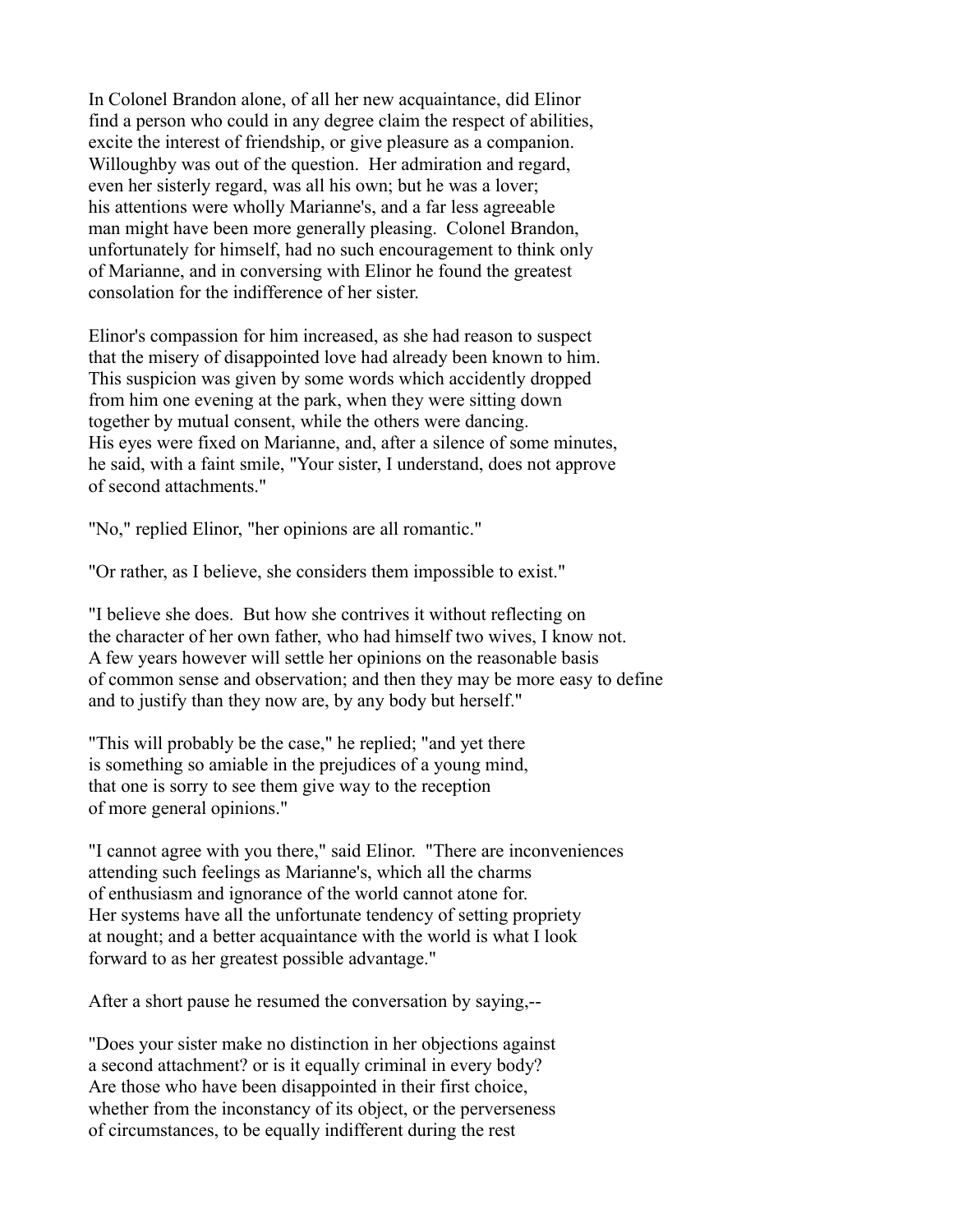In Colonel Brandon alone, of all her new acquaintance, did Elinor find a person who could in any degree claim the respect of abilities, excite the interest of friendship, or give pleasure as a companion. Willoughby was out of the question. Her admiration and regard, even her sisterly regard, was all his own; but he was a lover; his attentions were wholly Marianne's, and a far less agreeable man might have been more generally pleasing. Colonel Brandon, unfortunately for himself, had no such encouragement to think only of Marianne, and in conversing with Elinor he found the greatest consolation for the indifference of her sister.

Elinor's compassion for him increased, as she had reason to suspect that the misery of disappointed love had already been known to him. This suspicion was given by some words which accidently dropped from him one evening at the park, when they were sitting down together by mutual consent, while the others were dancing. His eyes were fixed on Marianne, and, after a silence of some minutes, he said, with a faint smile, "Your sister, I understand, does not approve of second attachments."

"No," replied Elinor, "her opinions are all romantic."

"Or rather, as I believe, she considers them impossible to exist."

"I believe she does. But how she contrives it without reflecting on the character of her own father, who had himself two wives, I know not. A few years however will settle her opinions on the reasonable basis of common sense and observation; and then they may be more easy to define and to justify than they now are, by any body but herself."

"This will probably be the case," he replied; "and yet there is something so amiable in the prejudices of a young mind, that one is sorry to see them give way to the reception of more general opinions."

"I cannot agree with you there," said Elinor. "There are inconveniences attending such feelings as Marianne's, which all the charms of enthusiasm and ignorance of the world cannot atone for. Her systems have all the unfortunate tendency of setting propriety at nought; and a better acquaintance with the world is what I look forward to as her greatest possible advantage."

After a short pause he resumed the conversation by saying,--

"Does your sister make no distinction in her objections against a second attachment? or is it equally criminal in every body? Are those who have been disappointed in their first choice, whether from the inconstancy of its object, or the perverseness of circumstances, to be equally indifferent during the rest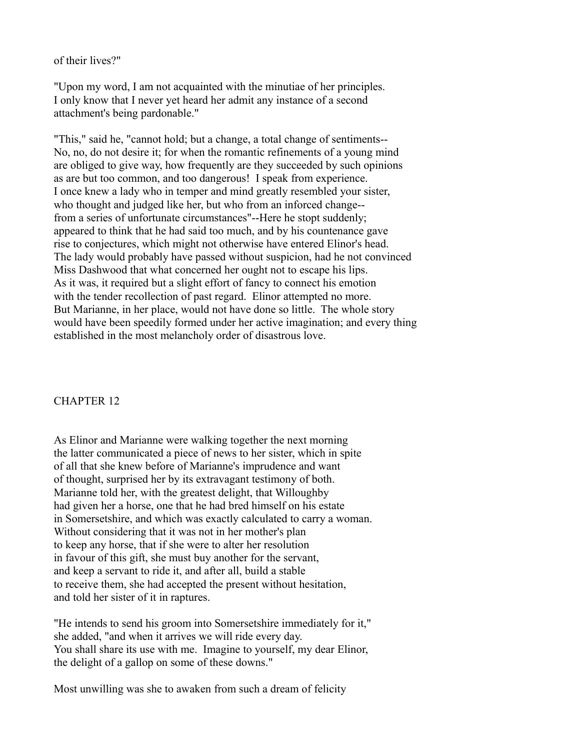of their lives?"

"Upon my word, I am not acquainted with the minutiae of her principles. I only know that I never yet heard her admit any instance of a second attachment's being pardonable."

"This," said he, "cannot hold; but a change, a total change of sentiments-- No, no, do not desire it; for when the romantic refinements of a young mind are obliged to give way, how frequently are they succeeded by such opinions as are but too common, and too dangerous! I speak from experience. I once knew a lady who in temper and mind greatly resembled your sister, who thought and judged like her, but who from an inforced change-- from a series of unfortunate circumstances"--Here he stopt suddenly; appeared to think that he had said too much, and by his countenance gave rise to conjectures, which might not otherwise have entered Elinor's head. The lady would probably have passed without suspicion, had he not convinced Miss Dashwood that what concerned her ought not to escape his lips. As it was, it required but a slight effort of fancy to connect his emotion with the tender recollection of past regard. Elinor attempted no more. But Marianne, in her place, would not have done so little. The whole story would have been speedily formed under her active imagination; and every thing established in the most melancholy order of disastrous love.

## CHAPTER 12

As Elinor and Marianne were walking together the next morning the latter communicated a piece of news to her sister, which in spite of all that she knew before of Marianne's imprudence and want of thought, surprised her by its extravagant testimony of both. Marianne told her, with the greatest delight, that Willoughby had given her a horse, one that he had bred himself on his estate in Somersetshire, and which was exactly calculated to carry a woman. Without considering that it was not in her mother's plan to keep any horse, that if she were to alter her resolution in favour of this gift, she must buy another for the servant, and keep a servant to ride it, and after all, build a stable to receive them, she had accepted the present without hesitation, and told her sister of it in raptures.

"He intends to send his groom into Somersetshire immediately for it," she added, "and when it arrives we will ride every day. You shall share its use with me. Imagine to yourself, my dear Elinor, the delight of a gallop on some of these downs."

Most unwilling was she to awaken from such a dream of felicity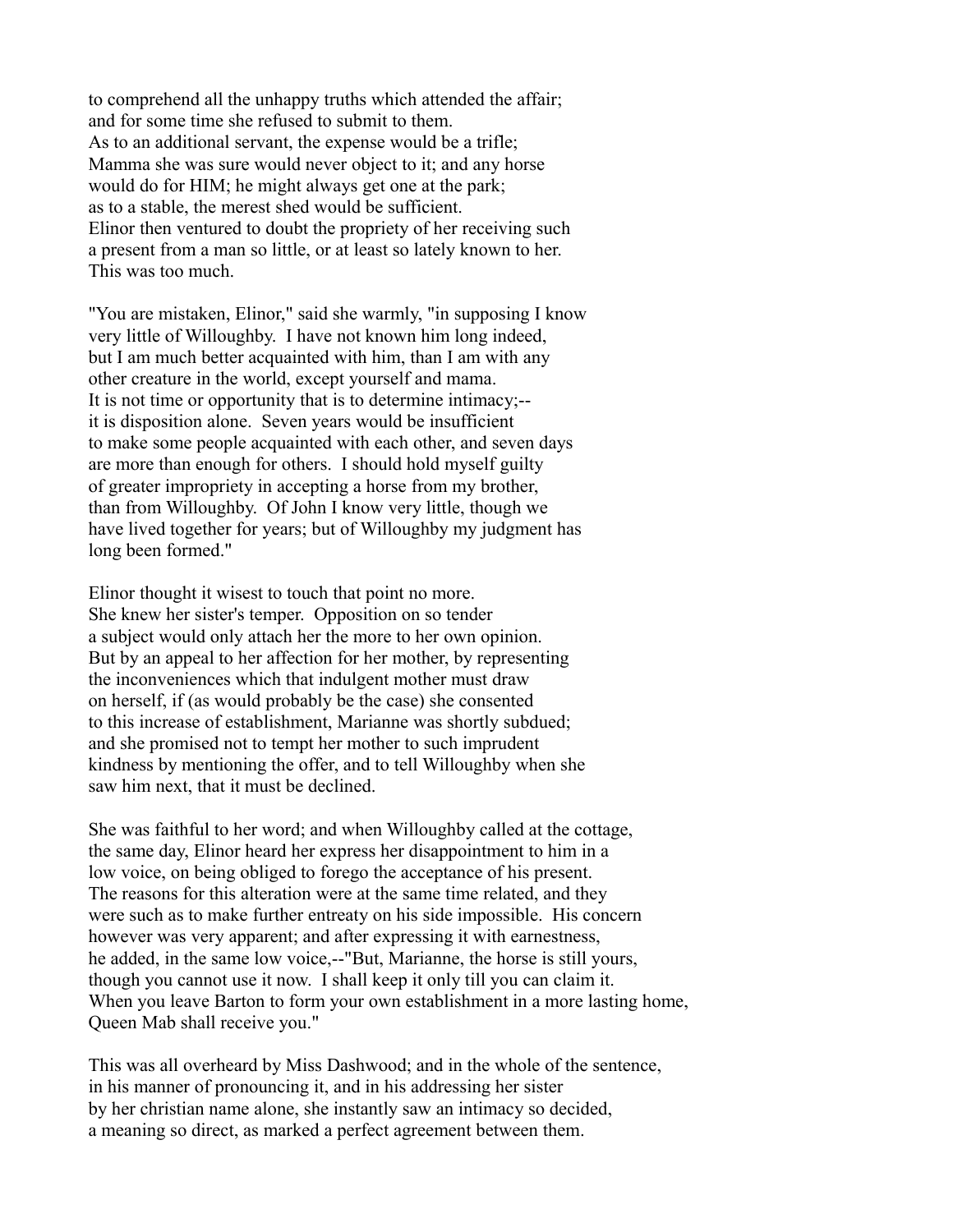to comprehend all the unhappy truths which attended the affair; and for some time she refused to submit to them. As to an additional servant, the expense would be a trifle; Mamma she was sure would never object to it; and any horse would do for HIM; he might always get one at the park; as to a stable, the merest shed would be sufficient. Elinor then ventured to doubt the propriety of her receiving such a present from a man so little, or at least so lately known to her. This was too much.

"You are mistaken, Elinor," said she warmly, "in supposing I know very little of Willoughby. I have not known him long indeed, but I am much better acquainted with him, than I am with any other creature in the world, except yourself and mama. It is not time or opportunity that is to determine intimacy;-- it is disposition alone. Seven years would be insufficient to make some people acquainted with each other, and seven days are more than enough for others. I should hold myself guilty of greater impropriety in accepting a horse from my brother, than from Willoughby. Of John I know very little, though we have lived together for years; but of Willoughby my judgment has long been formed."

Elinor thought it wisest to touch that point no more. She knew her sister's temper. Opposition on so tender a subject would only attach her the more to her own opinion. But by an appeal to her affection for her mother, by representing the inconveniences which that indulgent mother must draw on herself, if (as would probably be the case) she consented to this increase of establishment, Marianne was shortly subdued; and she promised not to tempt her mother to such imprudent kindness by mentioning the offer, and to tell Willoughby when she saw him next, that it must be declined.

She was faithful to her word; and when Willoughby called at the cottage, the same day, Elinor heard her express her disappointment to him in a low voice, on being obliged to forego the acceptance of his present. The reasons for this alteration were at the same time related, and they were such as to make further entreaty on his side impossible. His concern however was very apparent; and after expressing it with earnestness, he added, in the same low voice,--"But, Marianne, the horse is still yours, though you cannot use it now. I shall keep it only till you can claim it. When you leave Barton to form your own establishment in a more lasting home, Queen Mab shall receive you."

This was all overheard by Miss Dashwood; and in the whole of the sentence, in his manner of pronouncing it, and in his addressing her sister by her christian name alone, she instantly saw an intimacy so decided, a meaning so direct, as marked a perfect agreement between them.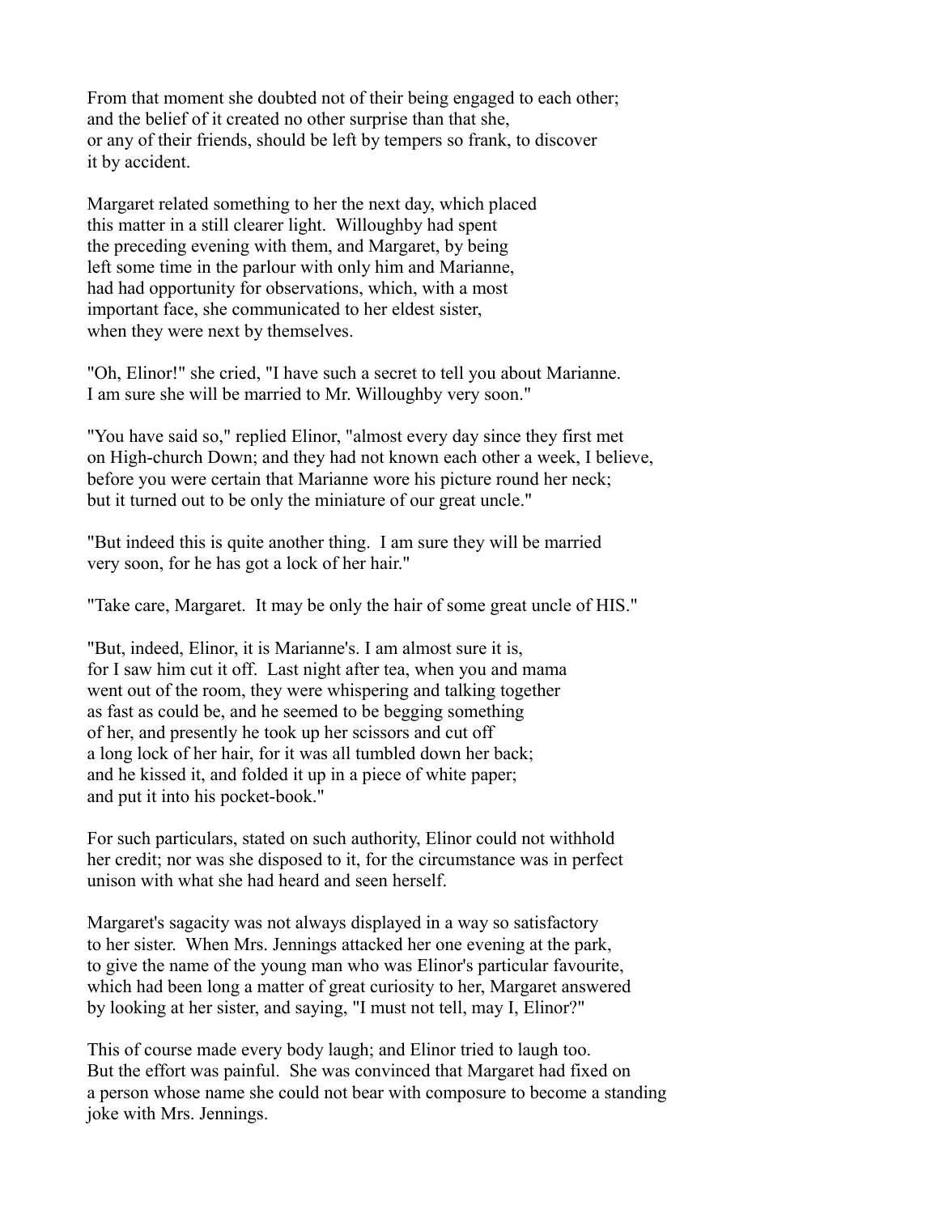From that moment she doubted not of their being engaged to each other; and the belief of it created no other surprise than that she, or any of their friends, should be left by tempers so frank, to discover it by accident.

Margaret related something to her the next day, which placed this matter in a still clearer light. Willoughby had spent the preceding evening with them, and Margaret, by being left some time in the parlour with only him and Marianne, had had opportunity for observations, which, with a most important face, she communicated to her eldest sister, when they were next by themselves.

"Oh, Elinor!" she cried, "I have such a secret to tell you about Marianne. I am sure she will be married to Mr. Willoughby very soon."

"You have said so," replied Elinor, "almost every day since they first met on High-church Down; and they had not known each other a week, I believe, before you were certain that Marianne wore his picture round her neck; but it turned out to be only the miniature of our great uncle."

"But indeed this is quite another thing. I am sure they will be married very soon, for he has got a lock of her hair."

"Take care, Margaret. It may be only the hair of some great uncle of HIS."

"But, indeed, Elinor, it is Marianne's. I am almost sure it is, for I saw him cut it off. Last night after tea, when you and mama went out of the room, they were whispering and talking together as fast as could be, and he seemed to be begging something of her, and presently he took up her scissors and cut off a long lock of her hair, for it was all tumbled down her back; and he kissed it, and folded it up in a piece of white paper; and put it into his pocket-book."

For such particulars, stated on such authority, Elinor could not withhold her credit; nor was she disposed to it, for the circumstance was in perfect unison with what she had heard and seen herself.

Margaret's sagacity was not always displayed in a way so satisfactory to her sister. When Mrs. Jennings attacked her one evening at the park, to give the name of the young man who was Elinor's particular favourite, which had been long a matter of great curiosity to her, Margaret answered by looking at her sister, and saying, "I must not tell, may I, Elinor?"

This of course made every body laugh; and Elinor tried to laugh too. But the effort was painful. She was convinced that Margaret had fixed on a person whose name she could not bear with composure to become a standing joke with Mrs. Jennings.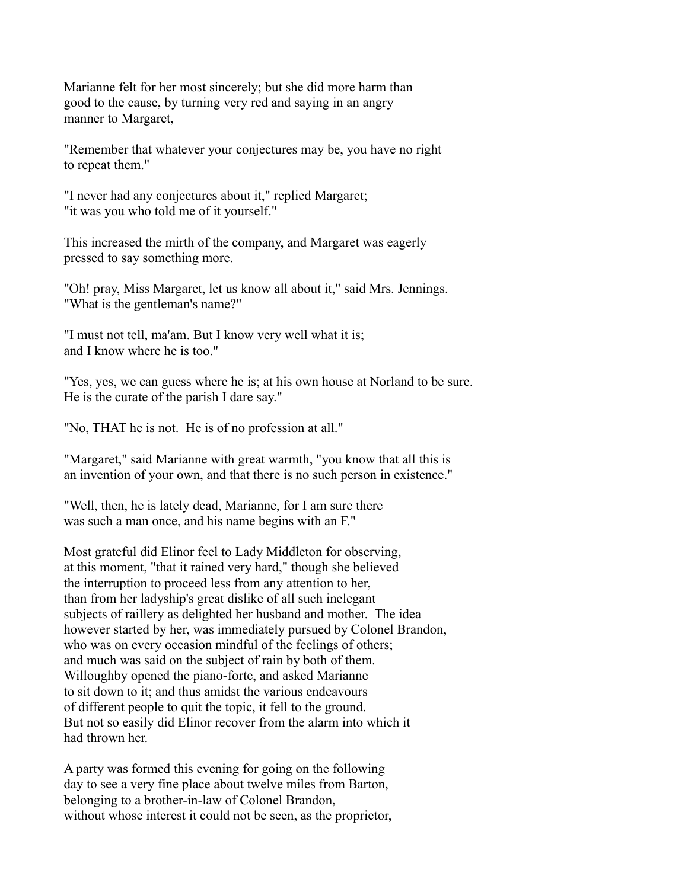Marianne felt for her most sincerely; but she did more harm than good to the cause, by turning very red and saying in an angry manner to Margaret,

"Remember that whatever your conjectures may be, you have no right to repeat them."

"I never had any conjectures about it," replied Margaret; "it was you who told me of it yourself."

This increased the mirth of the company, and Margaret was eagerly pressed to say something more.

"Oh! pray, Miss Margaret, let us know all about it," said Mrs. Jennings. "What is the gentleman's name?"

"I must not tell, ma'am. But I know very well what it is; and I know where he is too."

"Yes, yes, we can guess where he is; at his own house at Norland to be sure. He is the curate of the parish I dare say."

"No, THAT he is not. He is of no profession at all."

"Margaret," said Marianne with great warmth, "you know that all this is an invention of your own, and that there is no such person in existence."

"Well, then, he is lately dead, Marianne, for I am sure there was such a man once, and his name begins with an F."

Most grateful did Elinor feel to Lady Middleton for observing, at this moment, "that it rained very hard," though she believed the interruption to proceed less from any attention to her, than from her ladyship's great dislike of all such inelegant subjects of raillery as delighted her husband and mother. The idea however started by her, was immediately pursued by Colonel Brandon, who was on every occasion mindful of the feelings of others; and much was said on the subject of rain by both of them. Willoughby opened the piano-forte, and asked Marianne to sit down to it; and thus amidst the various endeavours of different people to quit the topic, it fell to the ground. But not so easily did Elinor recover from the alarm into which it had thrown her.

A party was formed this evening for going on the following day to see a very fine place about twelve miles from Barton, belonging to a brother-in-law of Colonel Brandon, without whose interest it could not be seen, as the proprietor,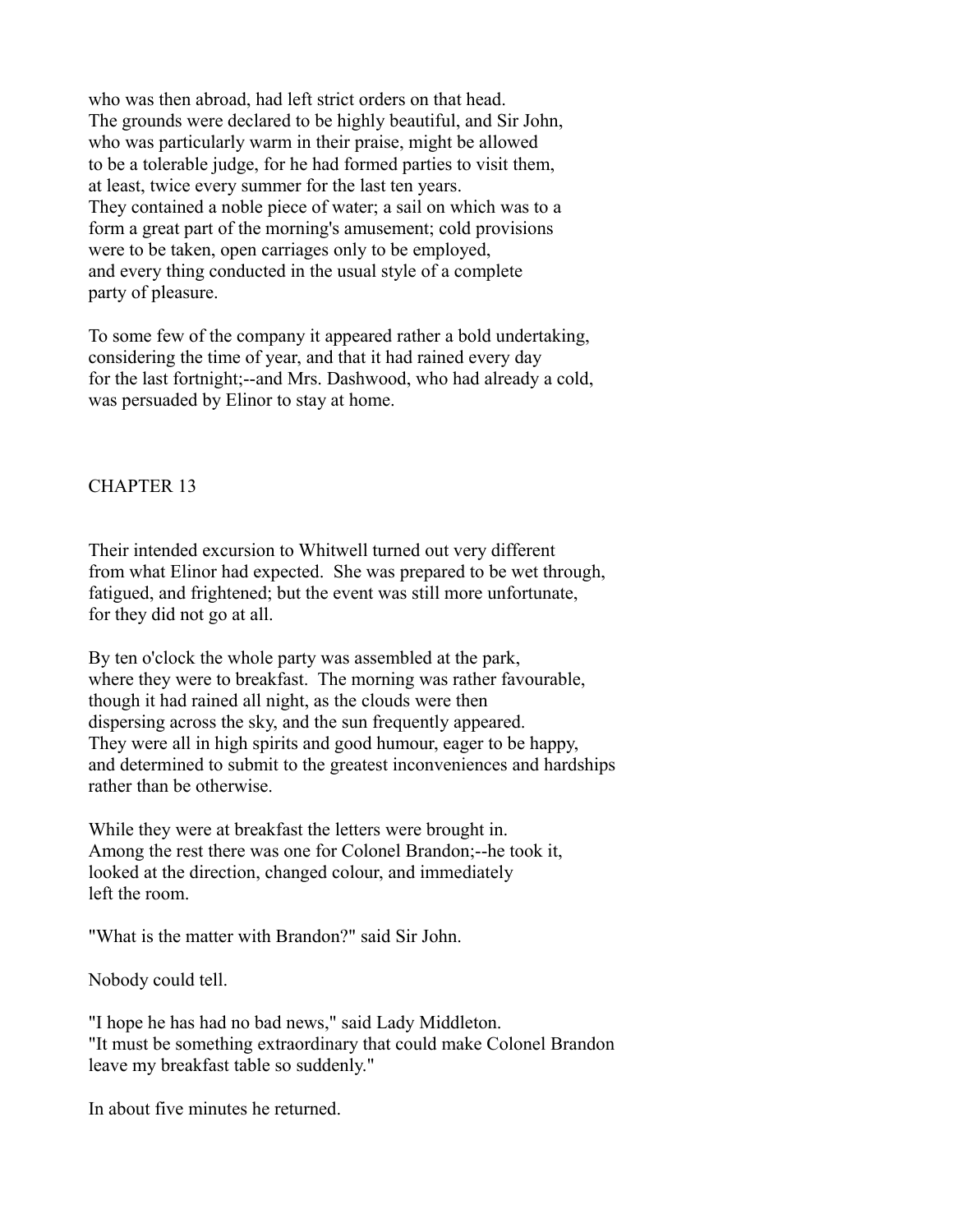who was then abroad, had left strict orders on that head. The grounds were declared to be highly beautiful, and Sir John, who was particularly warm in their praise, might be allowed to be a tolerable judge, for he had formed parties to visit them, at least, twice every summer for the last ten years. They contained a noble piece of water; a sail on which was to a form a great part of the morning's amusement; cold provisions were to be taken, open carriages only to be employed, and every thing conducted in the usual style of a complete party of pleasure.

To some few of the company it appeared rather a bold undertaking, considering the time of year, and that it had rained every day for the last fortnight;--and Mrs. Dashwood, who had already a cold, was persuaded by Elinor to stay at home.

## CHAPTER 13

Their intended excursion to Whitwell turned out very different from what Elinor had expected. She was prepared to be wet through, fatigued, and frightened; but the event was still more unfortunate, for they did not go at all.

By ten o'clock the whole party was assembled at the park, where they were to breakfast. The morning was rather favourable, though it had rained all night, as the clouds were then dispersing across the sky, and the sun frequently appeared. They were all in high spirits and good humour, eager to be happy, and determined to submit to the greatest inconveniences and hardships rather than be otherwise.

While they were at breakfast the letters were brought in. Among the rest there was one for Colonel Brandon;--he took it, looked at the direction, changed colour, and immediately left the room.

"What is the matter with Brandon?" said Sir John.

Nobody could tell.

"I hope he has had no bad news," said Lady Middleton. "It must be something extraordinary that could make Colonel Brandon leave my breakfast table so suddenly."

In about five minutes he returned.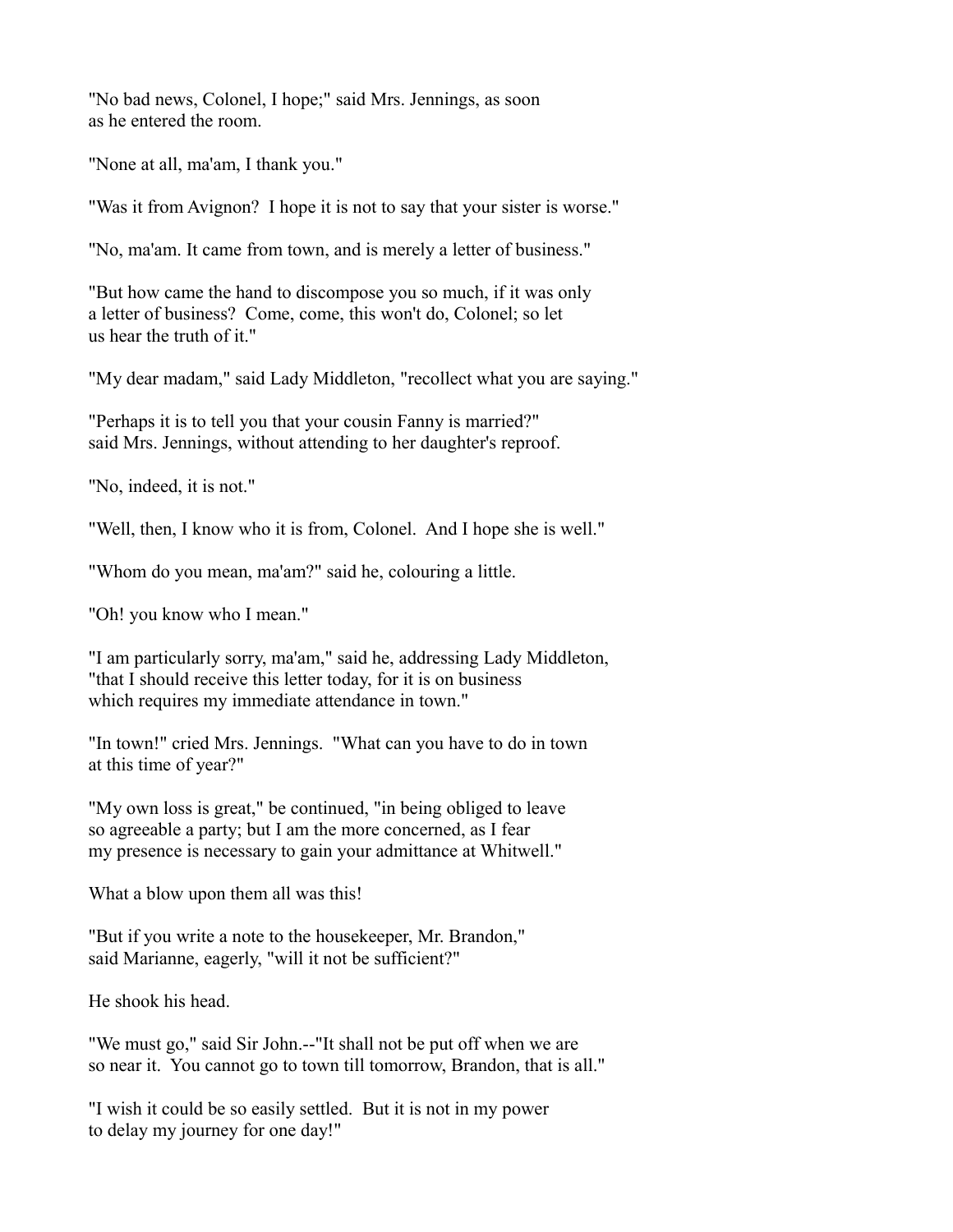"No bad news, Colonel, I hope;" said Mrs. Jennings, as soon as he entered the room.

"None at all, ma'am, I thank you."

"Was it from Avignon? I hope it is not to say that your sister is worse."

"No, ma'am. It came from town, and is merely a letter of business."

"But how came the hand to discompose you so much, if it was only a letter of business? Come, come, this won't do, Colonel; so let us hear the truth of it."

"My dear madam," said Lady Middleton, "recollect what you are saying."

"Perhaps it is to tell you that your cousin Fanny is married?" said Mrs. Jennings, without attending to her daughter's reproof.

"No, indeed, it is not."

"Well, then, I know who it is from, Colonel. And I hope she is well."

"Whom do you mean, ma'am?" said he, colouring a little.

"Oh! you know who I mean."

"I am particularly sorry, ma'am," said he, addressing Lady Middleton, "that I should receive this letter today, for it is on business which requires my immediate attendance in town."

"In town!" cried Mrs. Jennings. "What can you have to do in town at this time of year?"

"My own loss is great," be continued, "in being obliged to leave so agreeable a party; but I am the more concerned, as I fear my presence is necessary to gain your admittance at Whitwell."

What a blow upon them all was this!

"But if you write a note to the housekeeper, Mr. Brandon," said Marianne, eagerly, "will it not be sufficient?"

He shook his head.

"We must go," said Sir John.--"It shall not be put off when we are so near it. You cannot go to town till tomorrow, Brandon, that is all."

"I wish it could be so easily settled. But it is not in my power to delay my journey for one day!"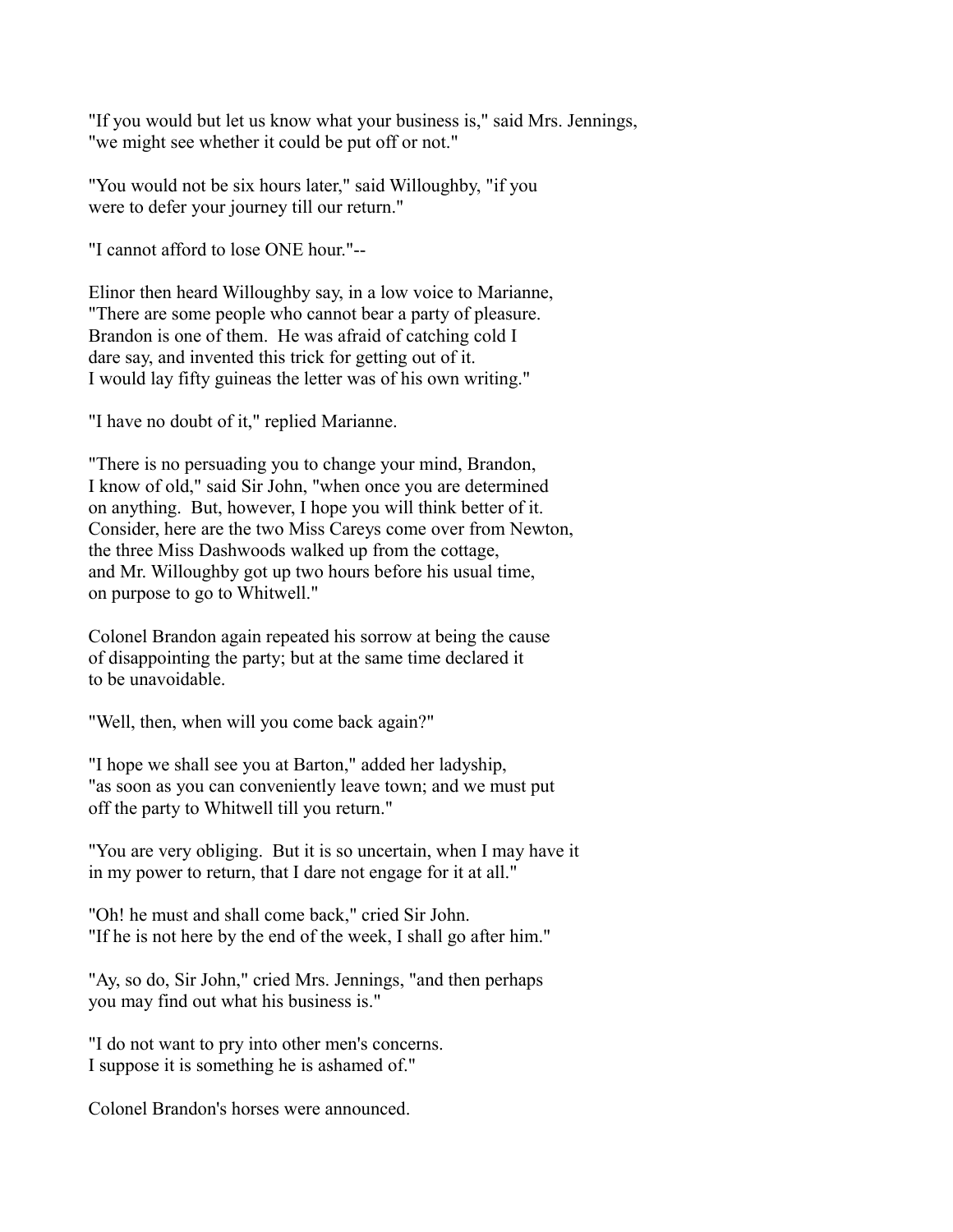"If you would but let us know what your business is," said Mrs. Jennings, "we might see whether it could be put off or not."

"You would not be six hours later," said Willoughby, "if you were to defer your journey till our return."

"I cannot afford to lose ONE hour."--

Elinor then heard Willoughby say, in a low voice to Marianne, "There are some people who cannot bear a party of pleasure. Brandon is one of them. He was afraid of catching cold I dare say, and invented this trick for getting out of it. I would lay fifty guineas the letter was of his own writing."

"I have no doubt of it," replied Marianne.

"There is no persuading you to change your mind, Brandon, I know of old," said Sir John, "when once you are determined on anything. But, however, I hope you will think better of it. Consider, here are the two Miss Careys come over from Newton, the three Miss Dashwoods walked up from the cottage, and Mr. Willoughby got up two hours before his usual time, on purpose to go to Whitwell."

Colonel Brandon again repeated his sorrow at being the cause of disappointing the party; but at the same time declared it to be unavoidable.

"Well, then, when will you come back again?"

"I hope we shall see you at Barton," added her ladyship, "as soon as you can conveniently leave town; and we must put off the party to Whitwell till you return."

"You are very obliging. But it is so uncertain, when I may have it in my power to return, that I dare not engage for it at all."

"Oh! he must and shall come back," cried Sir John. "If he is not here by the end of the week, I shall go after him."

"Ay, so do, Sir John," cried Mrs. Jennings, "and then perhaps you may find out what his business is."

"I do not want to pry into other men's concerns. I suppose it is something he is ashamed of."

Colonel Brandon's horses were announced.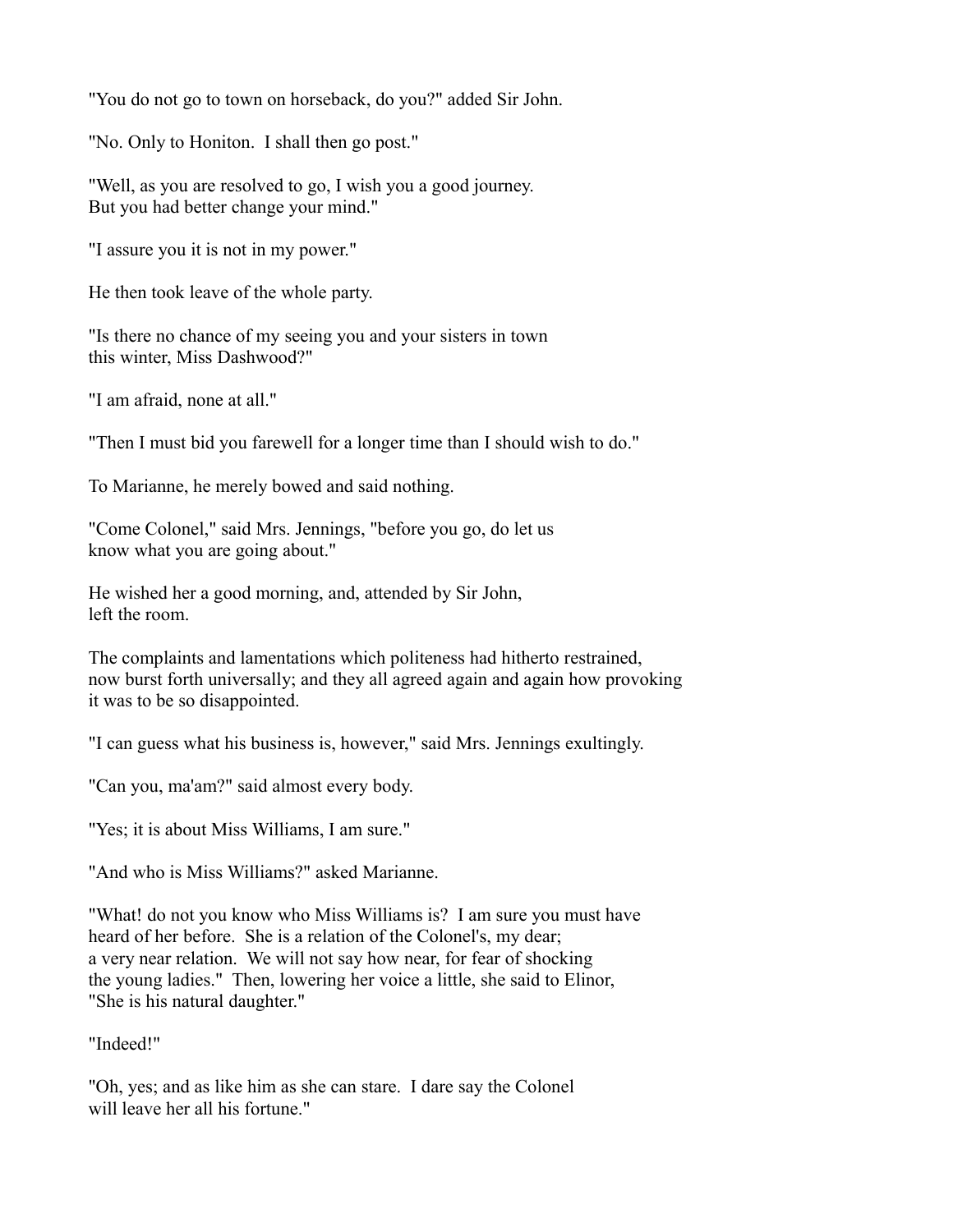"You do not go to town on horseback, do you?" added Sir John.

"No. Only to Honiton. I shall then go post."

"Well, as you are resolved to go, I wish you a good journey.
But you had better change your mind."

"I assure you it is not in my power."

He then took leave of the whole party.

"Is there no chance of my seeing you and your sisters in town
this winter, Miss Dashwood?"

"I am afraid, none at all."

"Then I must bid you farewell for a longer time than I should wish to do."

To Marianne, he merely bowed and said nothing.

"Come Colonel," said Mrs. Jennings, "before you go, do let us
know what you are going about."

He wished her a good morning, and, attended by Sir John,
left the room.

The complaints and lamentations which politeness had hitherto restrained,
now burst forth universally; and they all agreed again and again how provoking
it was to be so disappointed.

"I can guess what his business is, however," said Mrs. Jennings exultingly.

"Can you, ma'am?" said almost every body.

"Yes; it is about Miss Williams, I am sure."

"And who is Miss Williams?" asked Marianne.

"What! do not you know who Miss Williams is? I am sure you must have
heard of her before. She is a relation of the Colonel's, my dear;
a very near relation. We will not say how near, for fear of shocking
the young ladies." Then, lowering her voice a little, she said to Elinor,
"She is his natural daughter."

"Indeed!"

"Oh, yes; and as like him as she can stare. I dare say the Colonel
will leave her all his fortune."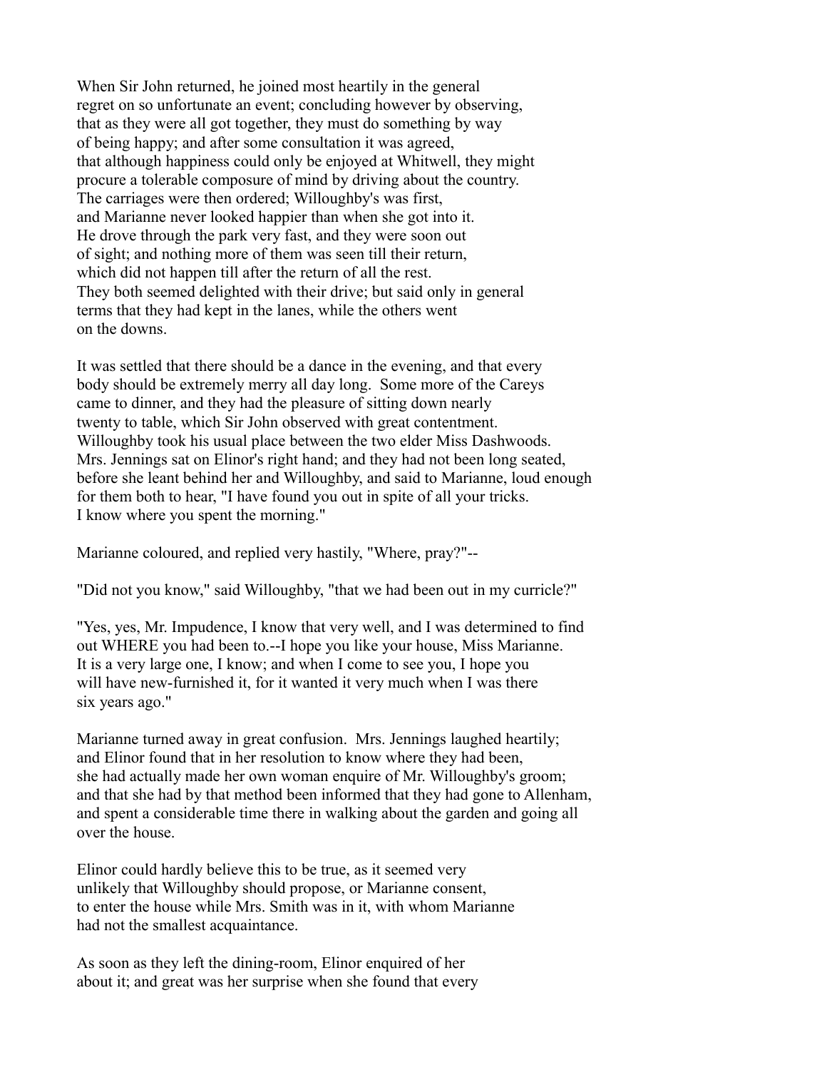When Sir John returned, he joined most heartily in the general regret on so unfortunate an event; concluding however by observing, that as they were all got together, they must do something by way of being happy; and after some consultation it was agreed, that although happiness could only be enjoyed at Whitwell, they might procure a tolerable composure of mind by driving about the country. The carriages were then ordered; Willoughby's was first, and Marianne never looked happier than when she got into it. He drove through the park very fast, and they were soon out of sight; and nothing more of them was seen till their return, which did not happen till after the return of all the rest. They both seemed delighted with their drive; but said only in general terms that they had kept in the lanes, while the others went on the downs.

It was settled that there should be a dance in the evening, and that every body should be extremely merry all day long. Some more of the Careys came to dinner, and they had the pleasure of sitting down nearly twenty to table, which Sir John observed with great contentment. Willoughby took his usual place between the two elder Miss Dashwoods. Mrs. Jennings sat on Elinor's right hand; and they had not been long seated, before she leant behind her and Willoughby, and said to Marianne, loud enough for them both to hear, "I have found you out in spite of all your tricks. I know where you spent the morning."

Marianne coloured, and replied very hastily, "Where, pray?"--

"Did not you know," said Willoughby, "that we had been out in my curricle?"

"Yes, yes, Mr. Impudence, I know that very well, and I was determined to find out WHERE you had been to.--I hope you like your house, Miss Marianne. It is a very large one, I know; and when I come to see you, I hope you will have new-furnished it, for it wanted it very much when I was there six years ago."

Marianne turned away in great confusion. Mrs. Jennings laughed heartily; and Elinor found that in her resolution to know where they had been, she had actually made her own woman enquire of Mr. Willoughby's groom; and that she had by that method been informed that they had gone to Allenham, and spent a considerable time there in walking about the garden and going all over the house.

Elinor could hardly believe this to be true, as it seemed very unlikely that Willoughby should propose, or Marianne consent, to enter the house while Mrs. Smith was in it, with whom Marianne had not the smallest acquaintance.

As soon as they left the dining-room, Elinor enquired of her about it; and great was her surprise when she found that every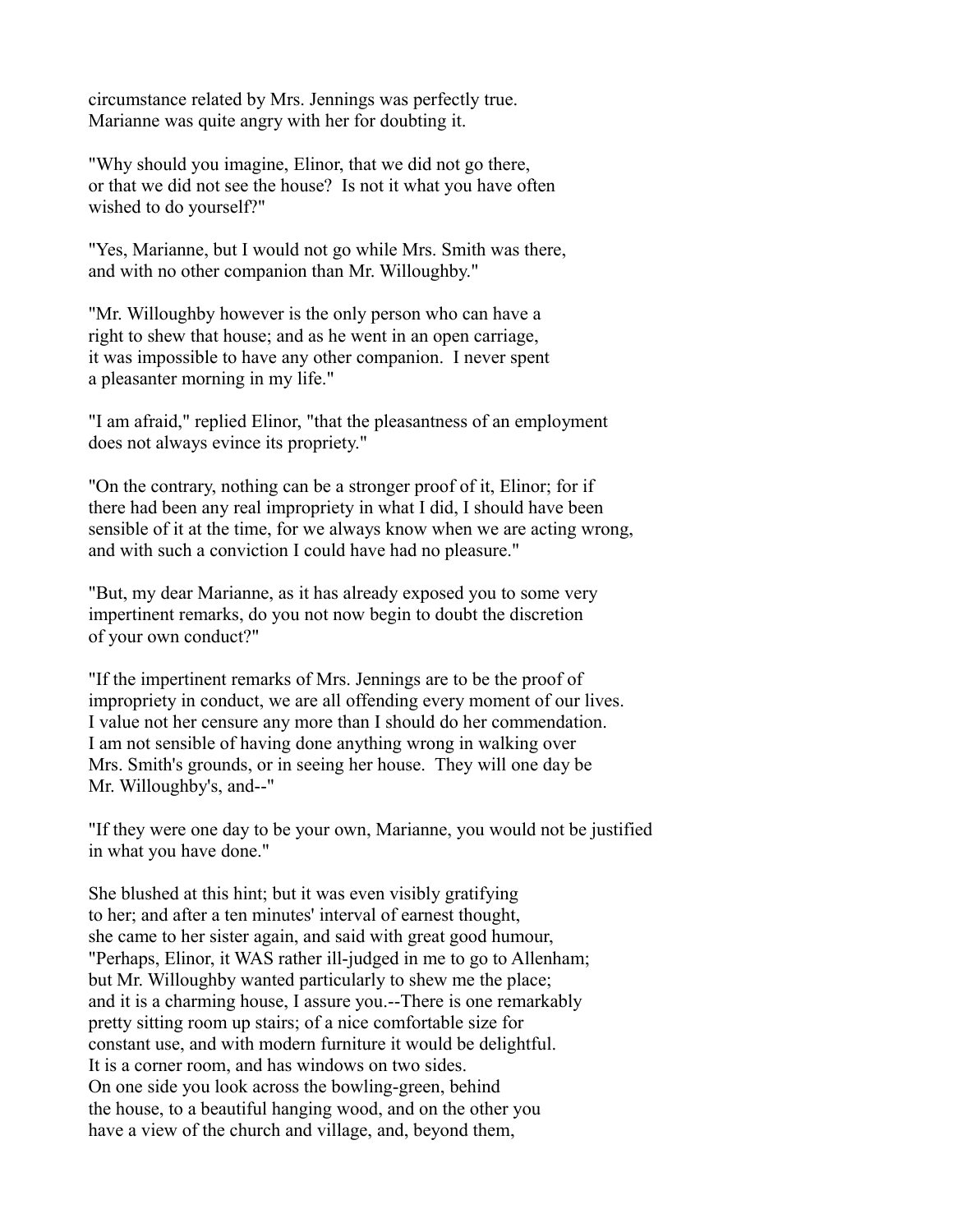circumstance related by Mrs. Jennings was perfectly true. Marianne was quite angry with her for doubting it.

"Why should you imagine, Elinor, that we did not go there, or that we did not see the house? Is not it what you have often wished to do yourself?"

"Yes, Marianne, but I would not go while Mrs. Smith was there, and with no other companion than Mr. Willoughby."

"Mr. Willoughby however is the only person who can have a right to shew that house; and as he went in an open carriage, it was impossible to have any other companion. I never spent a pleasanter morning in my life."

"I am afraid," replied Elinor, "that the pleasantness of an employment does not always evince its propriety."

"On the contrary, nothing can be a stronger proof of it, Elinor; for if there had been any real impropriety in what I did, I should have been sensible of it at the time, for we always know when we are acting wrong, and with such a conviction I could have had no pleasure."

"But, my dear Marianne, as it has already exposed you to some very impertinent remarks, do you not now begin to doubt the discretion of your own conduct?"

"If the impertinent remarks of Mrs. Jennings are to be the proof of impropriety in conduct, we are all offending every moment of our lives. I value not her censure any more than I should do her commendation. I am not sensible of having done anything wrong in walking over Mrs. Smith's grounds, or in seeing her house. They will one day be Mr. Willoughby's, and--"

"If they were one day to be your own, Marianne, you would not be justified in what you have done."

She blushed at this hint; but it was even visibly gratifying to her; and after a ten minutes' interval of earnest thought, she came to her sister again, and said with great good humour, "Perhaps, Elinor, it WAS rather ill-judged in me to go to Allenham; but Mr. Willoughby wanted particularly to shew me the place; and it is a charming house, I assure you.--There is one remarkably pretty sitting room up stairs; of a nice comfortable size for constant use, and with modern furniture it would be delightful. It is a corner room, and has windows on two sides. On one side you look across the bowling-green, behind the house, to a beautiful hanging wood, and on the other you have a view of the church and village, and, beyond them,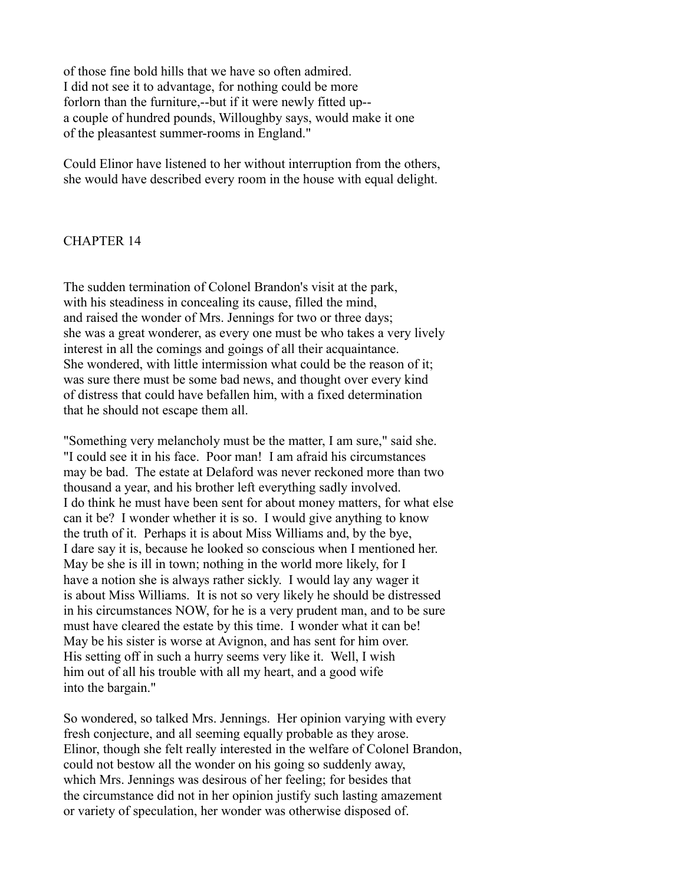of those fine bold hills that we have so often admired. I did not see it to advantage, for nothing could be more forlorn than the furniture,--but if it were newly fitted up-- a couple of hundred pounds, Willoughby says, would make it one of the pleasantest summer-rooms in England."

Could Elinor have listened to her without interruption from the others, she would have described every room in the house with equal delight.

## CHAPTER 14

The sudden termination of Colonel Brandon's visit at the park, with his steadiness in concealing its cause, filled the mind, and raised the wonder of Mrs. Jennings for two or three days; she was a great wonderer, as every one must be who takes a very lively interest in all the comings and goings of all their acquaintance. She wondered, with little intermission what could be the reason of it; was sure there must be some bad news, and thought over every kind of distress that could have befallen him, with a fixed determination that he should not escape them all.

"Something very melancholy must be the matter, I am sure," said she. "I could see it in his face. Poor man! I am afraid his circumstances may be bad. The estate at Delaford was never reckoned more than two thousand a year, and his brother left everything sadly involved. I do think he must have been sent for about money matters, for what else can it be? I wonder whether it is so. I would give anything to know the truth of it. Perhaps it is about Miss Williams and, by the bye, I dare say it is, because he looked so conscious when I mentioned her. May be she is ill in town; nothing in the world more likely, for I have a notion she is always rather sickly. I would lay any wager it is about Miss Williams. It is not so very likely he should be distressed in his circumstances NOW, for he is a very prudent man, and to be sure must have cleared the estate by this time. I wonder what it can be! May be his sister is worse at Avignon, and has sent for him over. His setting off in such a hurry seems very like it. Well, I wish him out of all his trouble with all my heart, and a good wife into the bargain."

So wondered, so talked Mrs. Jennings. Her opinion varying with every fresh conjecture, and all seeming equally probable as they arose. Elinor, though she felt really interested in the welfare of Colonel Brandon, could not bestow all the wonder on his going so suddenly away, which Mrs. Jennings was desirous of her feeling; for besides that the circumstance did not in her opinion justify such lasting amazement or variety of speculation, her wonder was otherwise disposed of.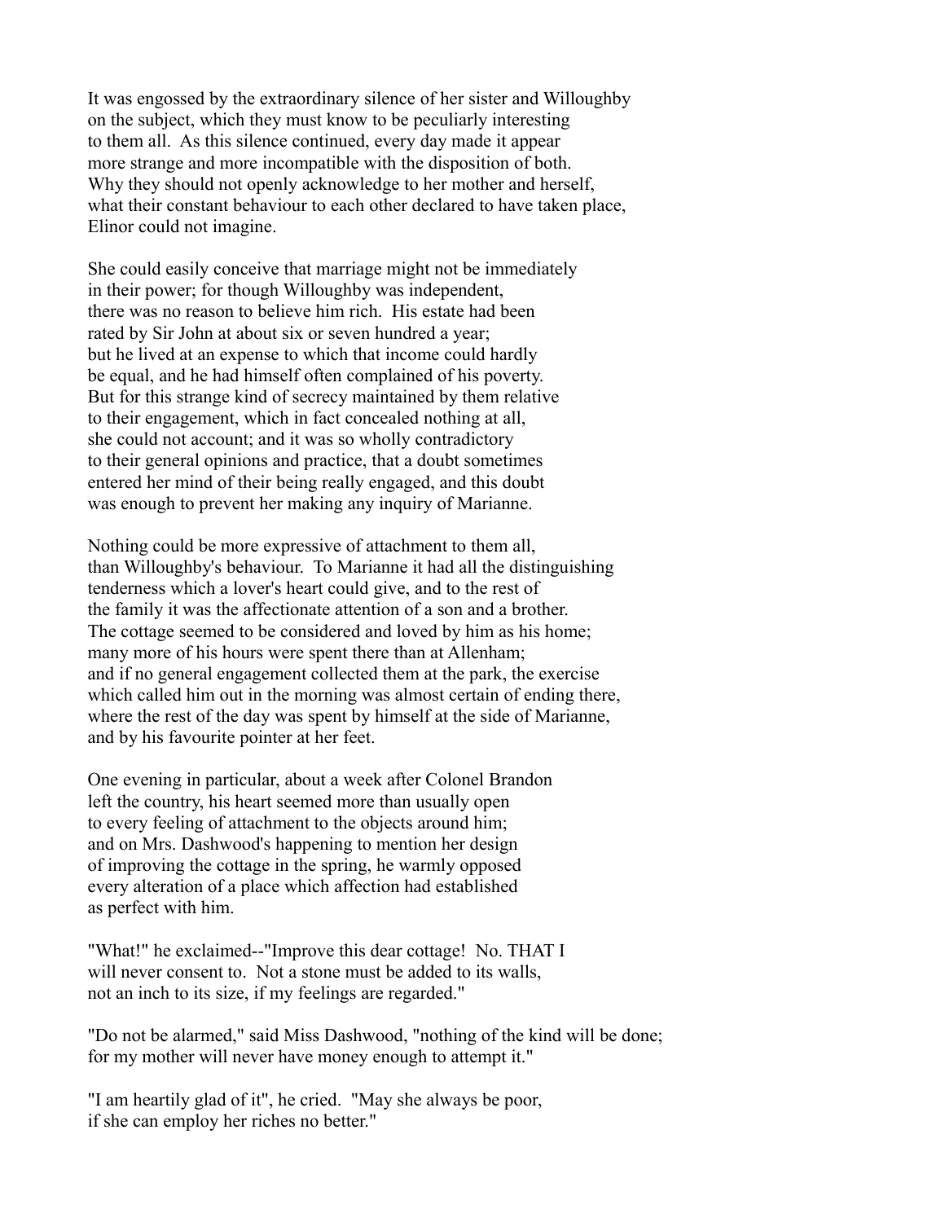It was engossed by the extraordinary silence of her sister and Willoughby on the subject, which they must know to be peculiarly interesting to them all. As this silence continued, every day made it appear more strange and more incompatible with the disposition of both. Why they should not openly acknowledge to her mother and herself, what their constant behaviour to each other declared to have taken place, Elinor could not imagine.

She could easily conceive that marriage might not be immediately in their power; for though Willoughby was independent, there was no reason to believe him rich. His estate had been rated by Sir John at about six or seven hundred a year; but he lived at an expense to which that income could hardly be equal, and he had himself often complained of his poverty. But for this strange kind of secrecy maintained by them relative to their engagement, which in fact concealed nothing at all, she could not account; and it was so wholly contradictory to their general opinions and practice, that a doubt sometimes entered her mind of their being really engaged, and this doubt was enough to prevent her making any inquiry of Marianne.

Nothing could be more expressive of attachment to them all, than Willoughby's behaviour. To Marianne it had all the distinguishing tenderness which a lover's heart could give, and to the rest of the family it was the affectionate attention of a son and a brother. The cottage seemed to be considered and loved by him as his home; many more of his hours were spent there than at Allenham; and if no general engagement collected them at the park, the exercise which called him out in the morning was almost certain of ending there, where the rest of the day was spent by himself at the side of Marianne, and by his favourite pointer at her feet.

One evening in particular, about a week after Colonel Brandon left the country, his heart seemed more than usually open to every feeling of attachment to the objects around him; and on Mrs. Dashwood's happening to mention her design of improving the cottage in the spring, he warmly opposed every alteration of a place which affection had established as perfect with him.

"What!" he exclaimed--"Improve this dear cottage! No. THAT I will never consent to. Not a stone must be added to its walls, not an inch to its size, if my feelings are regarded."

"Do not be alarmed," said Miss Dashwood, "nothing of the kind will be done; for my mother will never have money enough to attempt it."

"I am heartily glad of it", he cried. "May she always be poor, if she can employ her riches no better."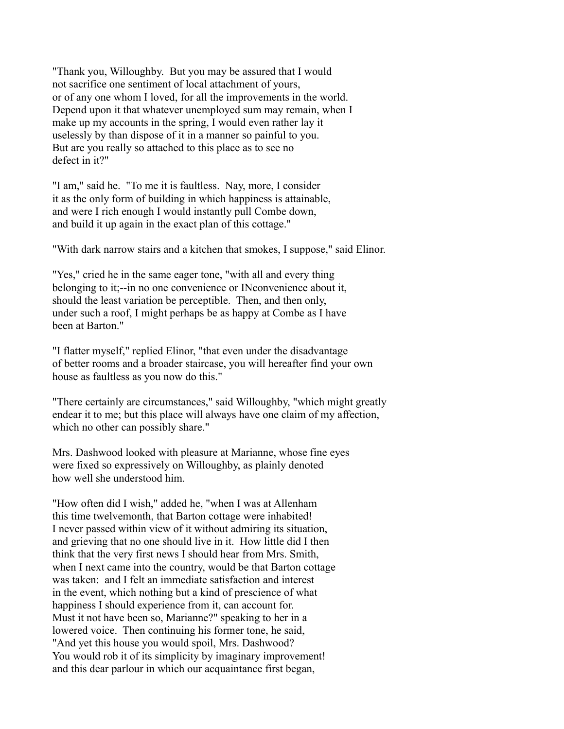"Thank you, Willoughby. But you may be assured that I would not sacrifice one sentiment of local attachment of yours, or of any one whom I loved, for all the improvements in the world. Depend upon it that whatever unemployed sum may remain, when I make up my accounts in the spring, I would even rather lay it uselessly by than dispose of it in a manner so painful to you. But are you really so attached to this place as to see no defect in it?"

"I am," said he. "To me it is faultless. Nay, more, I consider it as the only form of building in which happiness is attainable, and were I rich enough I would instantly pull Combe down, and build it up again in the exact plan of this cottage."

"With dark narrow stairs and a kitchen that smokes, I suppose," said Elinor.

"Yes," cried he in the same eager tone, "with all and every thing belonging to it;--in no one convenience or INconvenience about it, should the least variation be perceptible. Then, and then only, under such a roof, I might perhaps be as happy at Combe as I have been at Barton."

"I flatter myself," replied Elinor, "that even under the disadvantage of better rooms and a broader staircase, you will hereafter find your own house as faultless as you now do this."

"There certainly are circumstances," said Willoughby, "which might greatly endear it to me; but this place will always have one claim of my affection, which no other can possibly share."

Mrs. Dashwood looked with pleasure at Marianne, whose fine eyes were fixed so expressively on Willoughby, as plainly denoted how well she understood him.

"How often did I wish," added he, "when I was at Allenham this time twelvemonth, that Barton cottage were inhabited! I never passed within view of it without admiring its situation, and grieving that no one should live in it. How little did I then think that the very first news I should hear from Mrs. Smith, when I next came into the country, would be that Barton cottage was taken: and I felt an immediate satisfaction and interest in the event, which nothing but a kind of prescience of what happiness I should experience from it, can account for. Must it not have been so, Marianne?" speaking to her in a lowered voice. Then continuing his former tone, he said, "And yet this house you would spoil, Mrs. Dashwood? You would rob it of its simplicity by imaginary improvement! and this dear parlour in which our acquaintance first began,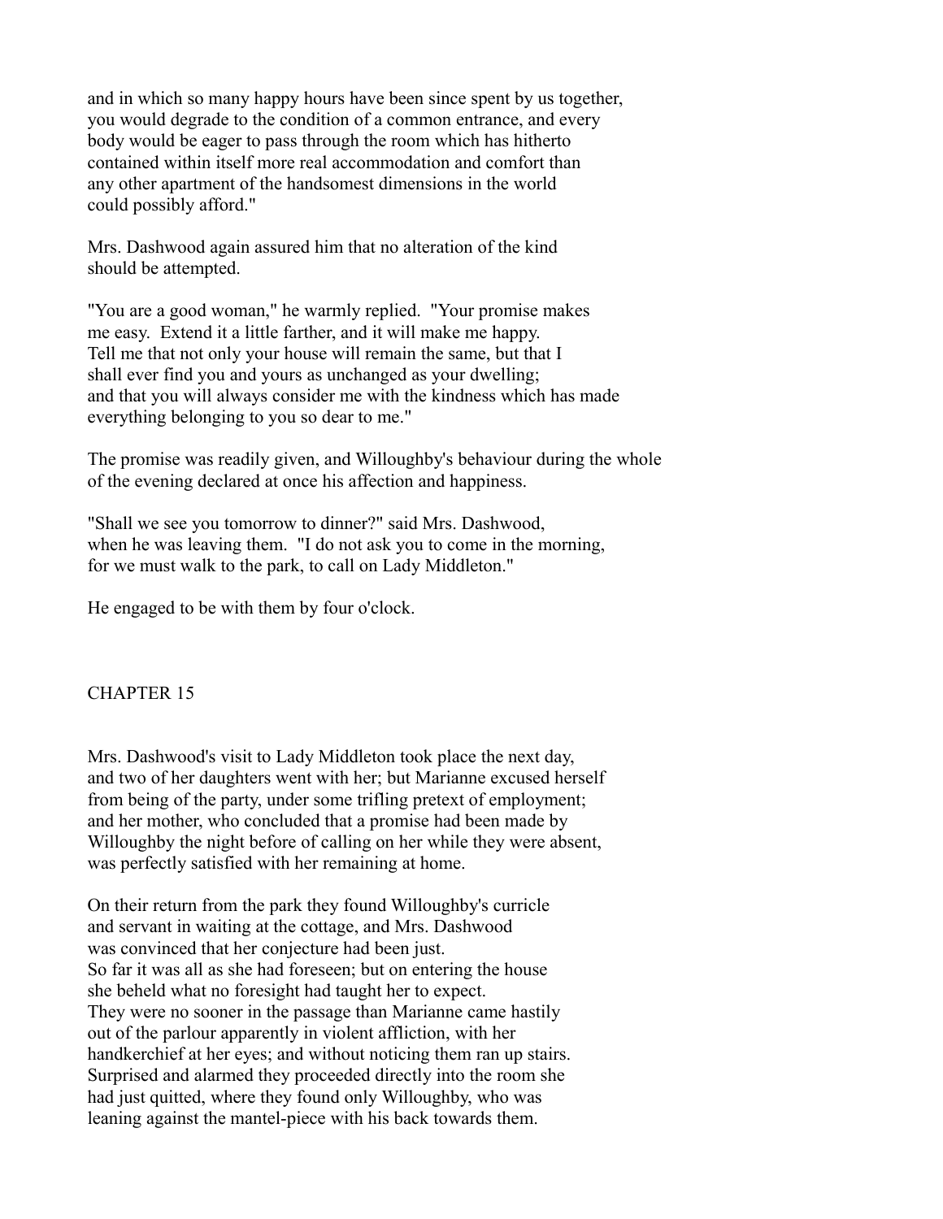and in which so many happy hours have been since spent by us together, you would degrade to the condition of a common entrance, and every body would be eager to pass through the room which has hitherto contained within itself more real accommodation and comfort than any other apartment of the handsomest dimensions in the world could possibly afford."

Mrs. Dashwood again assured him that no alteration of the kind should be attempted.

"You are a good woman," he warmly replied. "Your promise makes me easy. Extend it a little farther, and it will make me happy. Tell me that not only your house will remain the same, but that I shall ever find you and yours as unchanged as your dwelling; and that you will always consider me with the kindness which has made everything belonging to you so dear to me."

The promise was readily given, and Willoughby's behaviour during the whole of the evening declared at once his affection and happiness.

"Shall we see you tomorrow to dinner?" said Mrs. Dashwood, when he was leaving them. "I do not ask you to come in the morning, for we must walk to the park, to call on Lady Middleton."

He engaged to be with them by four o'clock.

## CHAPTER 15

Mrs. Dashwood's visit to Lady Middleton took place the next day, and two of her daughters went with her; but Marianne excused herself from being of the party, under some trifling pretext of employment; and her mother, who concluded that a promise had been made by Willoughby the night before of calling on her while they were absent, was perfectly satisfied with her remaining at home.

On their return from the park they found Willoughby's curricle and servant in waiting at the cottage, and Mrs. Dashwood was convinced that her conjecture had been just. So far it was all as she had foreseen; but on entering the house she beheld what no foresight had taught her to expect. They were no sooner in the passage than Marianne came hastily out of the parlour apparently in violent affliction, with her handkerchief at her eyes; and without noticing them ran up stairs. Surprised and alarmed they proceeded directly into the room she had just quitted, where they found only Willoughby, who was leaning against the mantel-piece with his back towards them.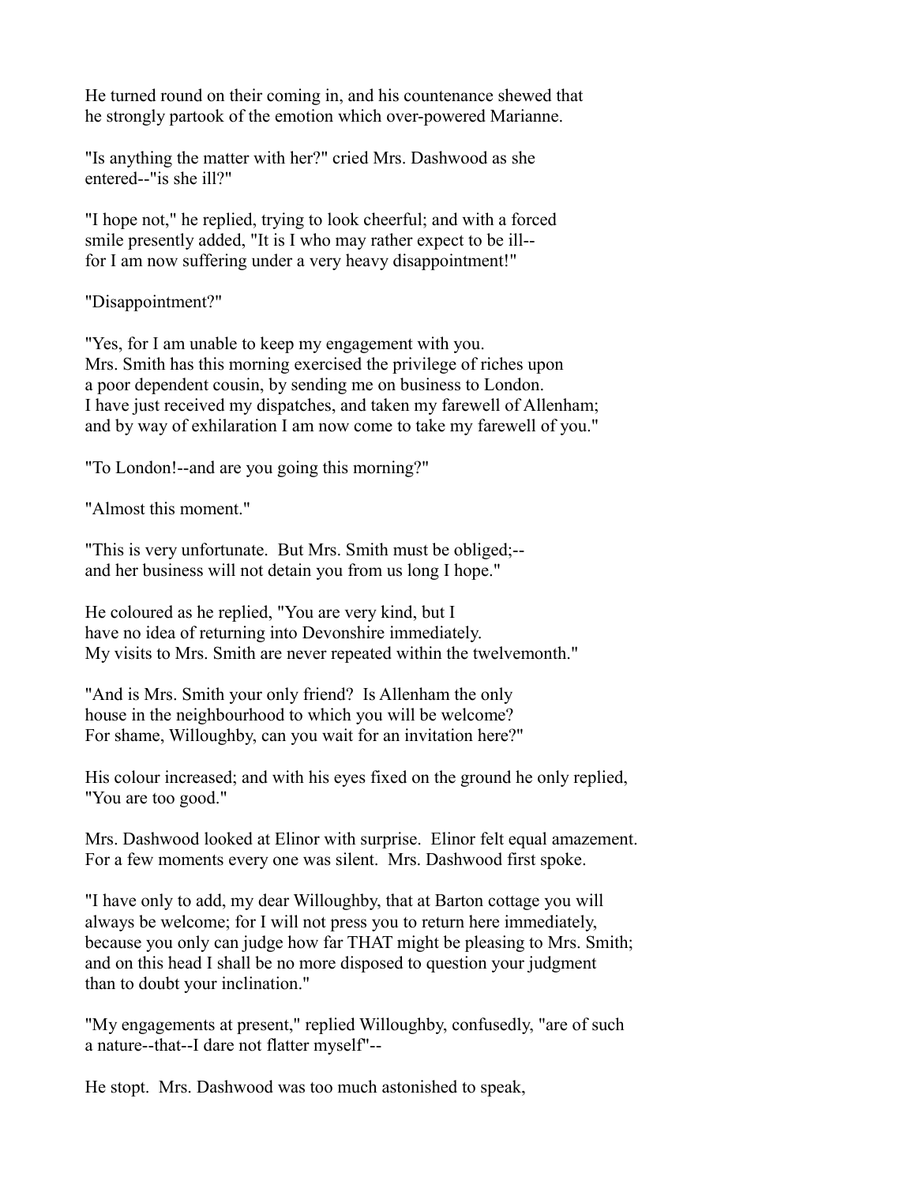He turned round on their coming in, and his countenance shewed that he strongly partook of the emotion which over-powered Marianne.

"Is anything the matter with her?" cried Mrs. Dashwood as she entered--"is she ill?"

"I hope not," he replied, trying to look cheerful; and with a forced smile presently added, "It is I who may rather expect to be ill-- for I am now suffering under a very heavy disappointment!"

"Disappointment?"

"Yes, for I am unable to keep my engagement with you. Mrs. Smith has this morning exercised the privilege of riches upon a poor dependent cousin, by sending me on business to London. I have just received my dispatches, and taken my farewell of Allenham; and by way of exhilaration I am now come to take my farewell of you."

"To London!--and are you going this morning?"

"Almost this moment."

"This is very unfortunate. But Mrs. Smith must be obliged;-- and her business will not detain you from us long I hope."

He coloured as he replied, "You are very kind, but I have no idea of returning into Devonshire immediately. My visits to Mrs. Smith are never repeated within the twelvemonth."

"And is Mrs. Smith your only friend? Is Allenham the only house in the neighbourhood to which you will be welcome? For shame, Willoughby, can you wait for an invitation here?"

His colour increased; and with his eyes fixed on the ground he only replied, "You are too good."

Mrs. Dashwood looked at Elinor with surprise. Elinor felt equal amazement. For a few moments every one was silent. Mrs. Dashwood first spoke.

"I have only to add, my dear Willoughby, that at Barton cottage you will always be welcome; for I will not press you to return here immediately, because you only can judge how far THAT might be pleasing to Mrs. Smith; and on this head I shall be no more disposed to question your judgment than to doubt your inclination."

"My engagements at present," replied Willoughby, confusedly, "are of such a nature--that--I dare not flatter myself"--

He stopt. Mrs. Dashwood was too much astonished to speak,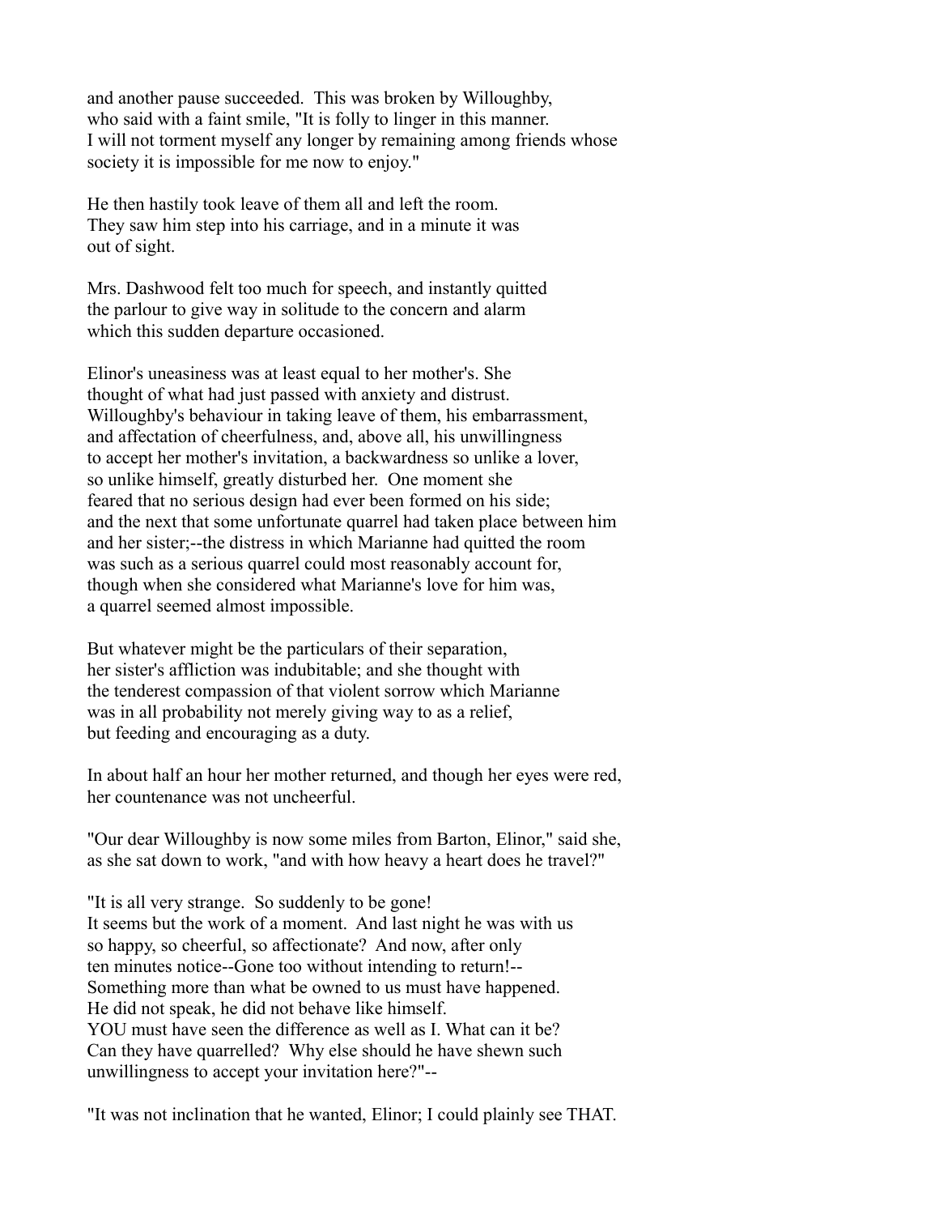and another pause succeeded. This was broken by Willoughby, who said with a faint smile, "It is folly to linger in this manner. I will not torment myself any longer by remaining among friends whose society it is impossible for me now to enjoy."

He then hastily took leave of them all and left the room. They saw him step into his carriage, and in a minute it was out of sight.

Mrs. Dashwood felt too much for speech, and instantly quitted the parlour to give way in solitude to the concern and alarm which this sudden departure occasioned.

Elinor's uneasiness was at least equal to her mother's. She thought of what had just passed with anxiety and distrust. Willoughby's behaviour in taking leave of them, his embarrassment, and affectation of cheerfulness, and, above all, his unwillingness to accept her mother's invitation, a backwardness so unlike a lover, so unlike himself, greatly disturbed her. One moment she feared that no serious design had ever been formed on his side; and the next that some unfortunate quarrel had taken place between him and her sister;--the distress in which Marianne had quitted the room was such as a serious quarrel could most reasonably account for, though when she considered what Marianne's love for him was, a quarrel seemed almost impossible.

But whatever might be the particulars of their separation, her sister's affliction was indubitable; and she thought with the tenderest compassion of that violent sorrow which Marianne was in all probability not merely giving way to as a relief, but feeding and encouraging as a duty.

In about half an hour her mother returned, and though her eyes were red, her countenance was not uncheerful.

"Our dear Willoughby is now some miles from Barton, Elinor," said she, as she sat down to work, "and with how heavy a heart does he travel?"

"It is all very strange. So suddenly to be gone! It seems but the work of a moment. And last night he was with us so happy, so cheerful, so affectionate? And now, after only ten minutes notice--Gone too without intending to return!-- Something more than what be owned to us must have happened. He did not speak, he did not behave like himself. YOU must have seen the difference as well as I. What can it be? Can they have quarrelled? Why else should he have shewn such unwillingness to accept your invitation here?"--

"It was not inclination that he wanted, Elinor; I could plainly see THAT.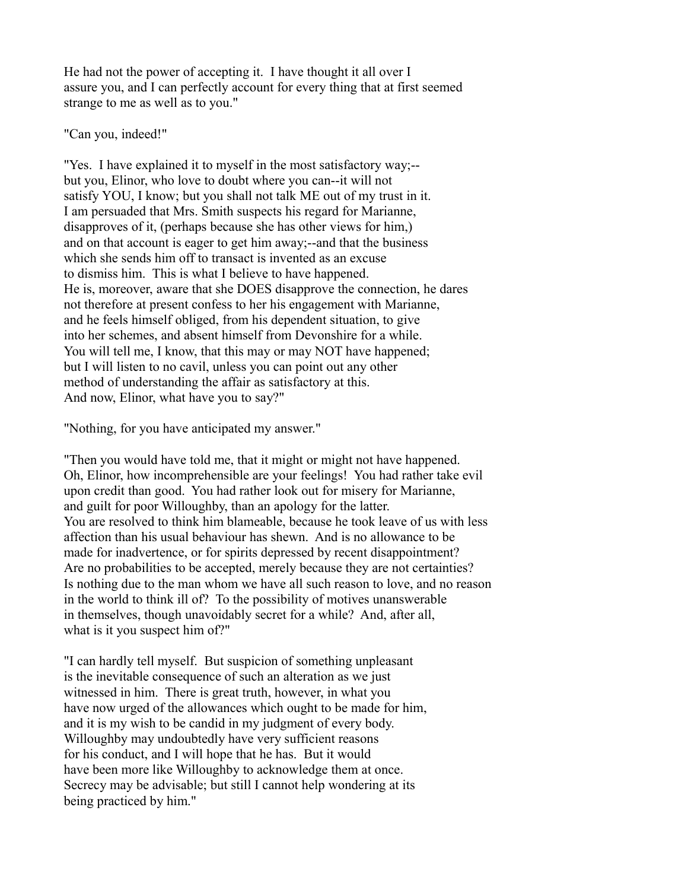He had not the power of accepting it. I have thought it all over I assure you, and I can perfectly account for every thing that at first seemed strange to me as well as to you."

"Can you, indeed!"

"Yes. I have explained it to myself in the most satisfactory way;--but you, Elinor, who love to doubt where you can--it will not satisfy YOU, I know; but you shall not talk ME out of my trust in it. I am persuaded that Mrs. Smith suspects his regard for Marianne, disapproves of it, (perhaps because she has other views for him,) and on that account is eager to get him away;--and that the business which she sends him off to transact is invented as an excuse to dismiss him. This is what I believe to have happened. He is, moreover, aware that she DOES disapprove the connection, he dares not therefore at present confess to her his engagement with Marianne, and he feels himself obliged, from his dependent situation, to give into her schemes, and absent himself from Devonshire for a while. You will tell me, I know, that this may or may NOT have happened; but I will listen to no cavil, unless you can point out any other method of understanding the affair as satisfactory at this. And now, Elinor, what have you to say?"

"Nothing, for you have anticipated my answer."

"Then you would have told me, that it might or might not have happened. Oh, Elinor, how incomprehensible are your feelings! You had rather take evil upon credit than good. You had rather look out for misery for Marianne, and guilt for poor Willoughby, than an apology for the latter. You are resolved to think him blameable, because he took leave of us with less affection than his usual behaviour has shewn. And is no allowance to be made for inadvertence, or for spirits depressed by recent disappointment? Are no probabilities to be accepted, merely because they are not certainties? Is nothing due to the man whom we have all such reason to love, and no reason in the world to think ill of? To the possibility of motives unanswerable in themselves, though unavoidably secret for a while? And, after all, what is it you suspect him of?"

"I can hardly tell myself. But suspicion of something unpleasant is the inevitable consequence of such an alteration as we just witnessed in him. There is great truth, however, in what you have now urged of the allowances which ought to be made for him, and it is my wish to be candid in my judgment of every body. Willoughby may undoubtedly have very sufficient reasons for his conduct, and I will hope that he has. But it would have been more like Willoughby to acknowledge them at once. Secrecy may be advisable; but still I cannot help wondering at its being practiced by him."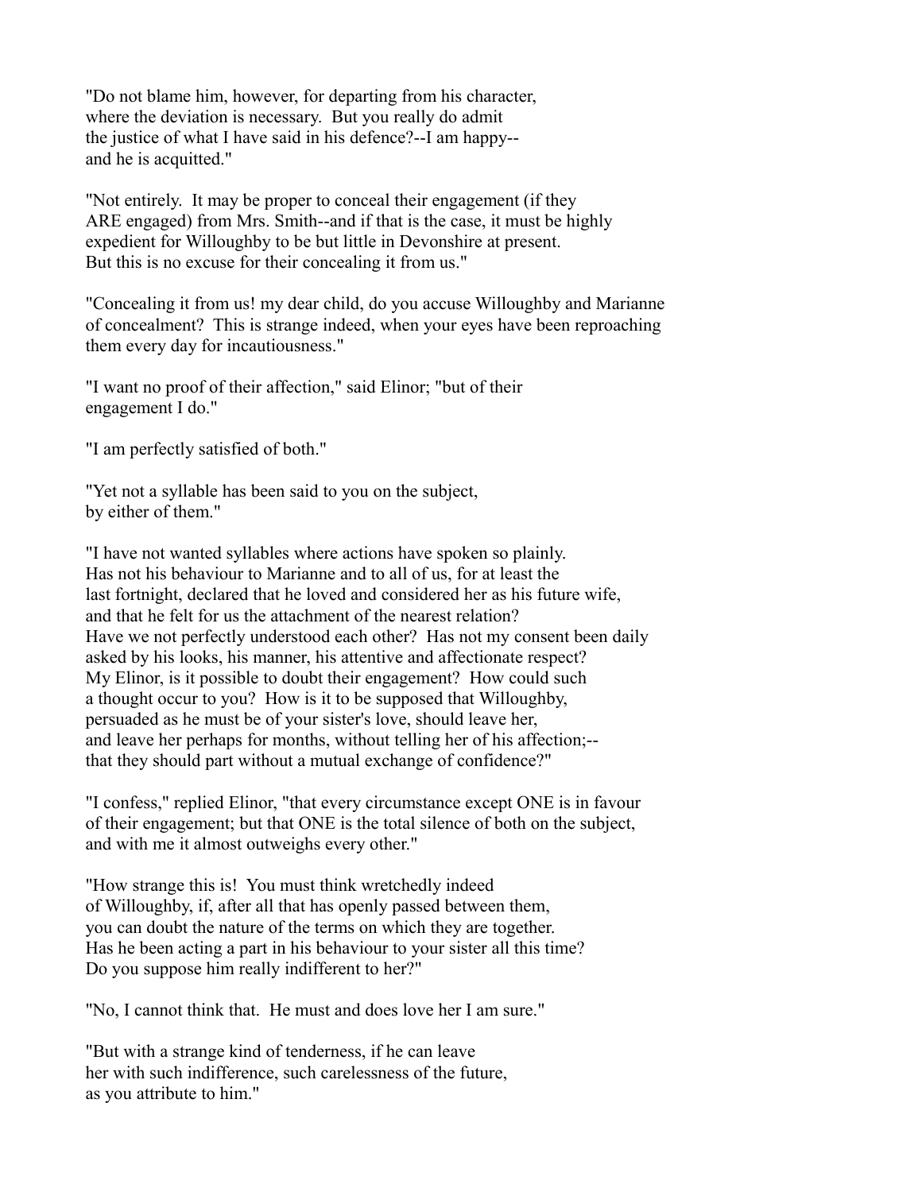"Do not blame him, however, for departing from his character, where the deviation is necessary. But you really do admit the justice of what I have said in his defence?--I am happy-- and he is acquitted."

"Not entirely. It may be proper to conceal their engagement (if they ARE engaged) from Mrs. Smith--and if that is the case, it must be highly expedient for Willoughby to be but little in Devonshire at present. But this is no excuse for their concealing it from us."

"Concealing it from us! my dear child, do you accuse Willoughby and Marianne of concealment? This is strange indeed, when your eyes have been reproaching them every day for incautiousness."

"I want no proof of their affection," said Elinor; "but of their engagement I do."

"I am perfectly satisfied of both."

"Yet not a syllable has been said to you on the subject, by either of them."

"I have not wanted syllables where actions have spoken so plainly. Has not his behaviour to Marianne and to all of us, for at least the last fortnight, declared that he loved and considered her as his future wife, and that he felt for us the attachment of the nearest relation? Have we not perfectly understood each other? Has not my consent been daily asked by his looks, his manner, his attentive and affectionate respect? My Elinor, is it possible to doubt their engagement? How could such a thought occur to you? How is it to be supposed that Willoughby, persuaded as he must be of your sister's love, should leave her, and leave her perhaps for months, without telling her of his affection;-- that they should part without a mutual exchange of confidence?"

"I confess," replied Elinor, "that every circumstance except ONE is in favour of their engagement; but that ONE is the total silence of both on the subject, and with me it almost outweighs every other."

"How strange this is! You must think wretchedly indeed of Willoughby, if, after all that has openly passed between them, you can doubt the nature of the terms on which they are together. Has he been acting a part in his behaviour to your sister all this time? Do you suppose him really indifferent to her?"

"No, I cannot think that. He must and does love her I am sure."

"But with a strange kind of tenderness, if he can leave her with such indifference, such carelessness of the future, as you attribute to him."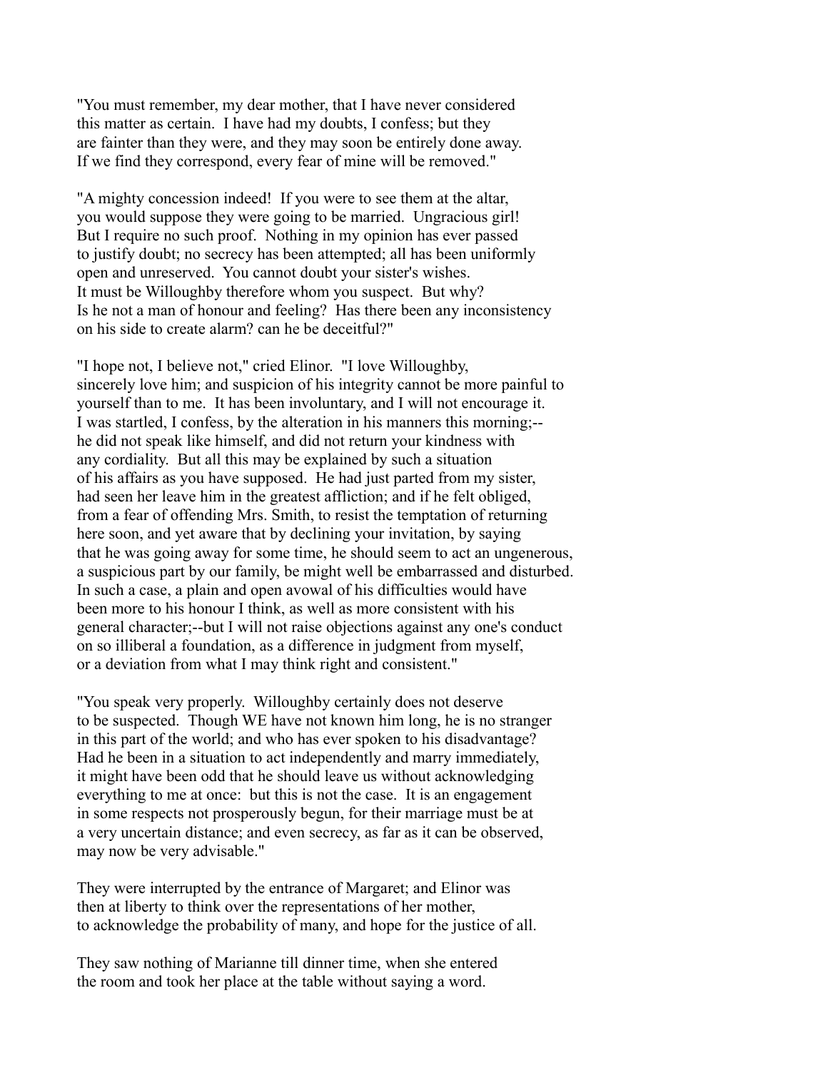"You must remember, my dear mother, that I have never considered this matter as certain. I have had my doubts, I confess; but they are fainter than they were, and they may soon be entirely done away. If we find they correspond, every fear of mine will be removed."

"A mighty concession indeed! If you were to see them at the altar, you would suppose they were going to be married. Ungracious girl! But I require no such proof. Nothing in my opinion has ever passed to justify doubt; no secrecy has been attempted; all has been uniformly open and unreserved. You cannot doubt your sister's wishes. It must be Willoughby therefore whom you suspect. But why? Is he not a man of honour and feeling? Has there been any inconsistency on his side to create alarm? can he be deceitful?"

"I hope not, I believe not," cried Elinor. "I love Willoughby, sincerely love him; and suspicion of his integrity cannot be more painful to yourself than to me. It has been involuntary, and I will not encourage it. I was startled, I confess, by the alteration in his manners this morning;--he did not speak like himself, and did not return your kindness with any cordiality. But all this may be explained by such a situation of his affairs as you have supposed. He had just parted from my sister, had seen her leave him in the greatest affliction; and if he felt obliged, from a fear of offending Mrs. Smith, to resist the temptation of returning here soon, and yet aware that by declining your invitation, by saying that he was going away for some time, he should seem to act an ungenerous, a suspicious part by our family, be might well be embarrassed and disturbed. In such a case, a plain and open avowal of his difficulties would have been more to his honour I think, as well as more consistent with his general character;--but I will not raise objections against any one's conduct on so illiberal a foundation, as a difference in judgment from myself, or a deviation from what I may think right and consistent."

"You speak very properly. Willoughby certainly does not deserve to be suspected. Though WE have not known him long, he is no stranger in this part of the world; and who has ever spoken to his disadvantage? Had he been in a situation to act independently and marry immediately, it might have been odd that he should leave us without acknowledging everything to me at once: but this is not the case. It is an engagement in some respects not prosperously begun, for their marriage must be at a very uncertain distance; and even secrecy, as far as it can be observed, may now be very advisable."

They were interrupted by the entrance of Margaret; and Elinor was then at liberty to think over the representations of her mother, to acknowledge the probability of many, and hope for the justice of all.

They saw nothing of Marianne till dinner time, when she entered the room and took her place at the table without saying a word.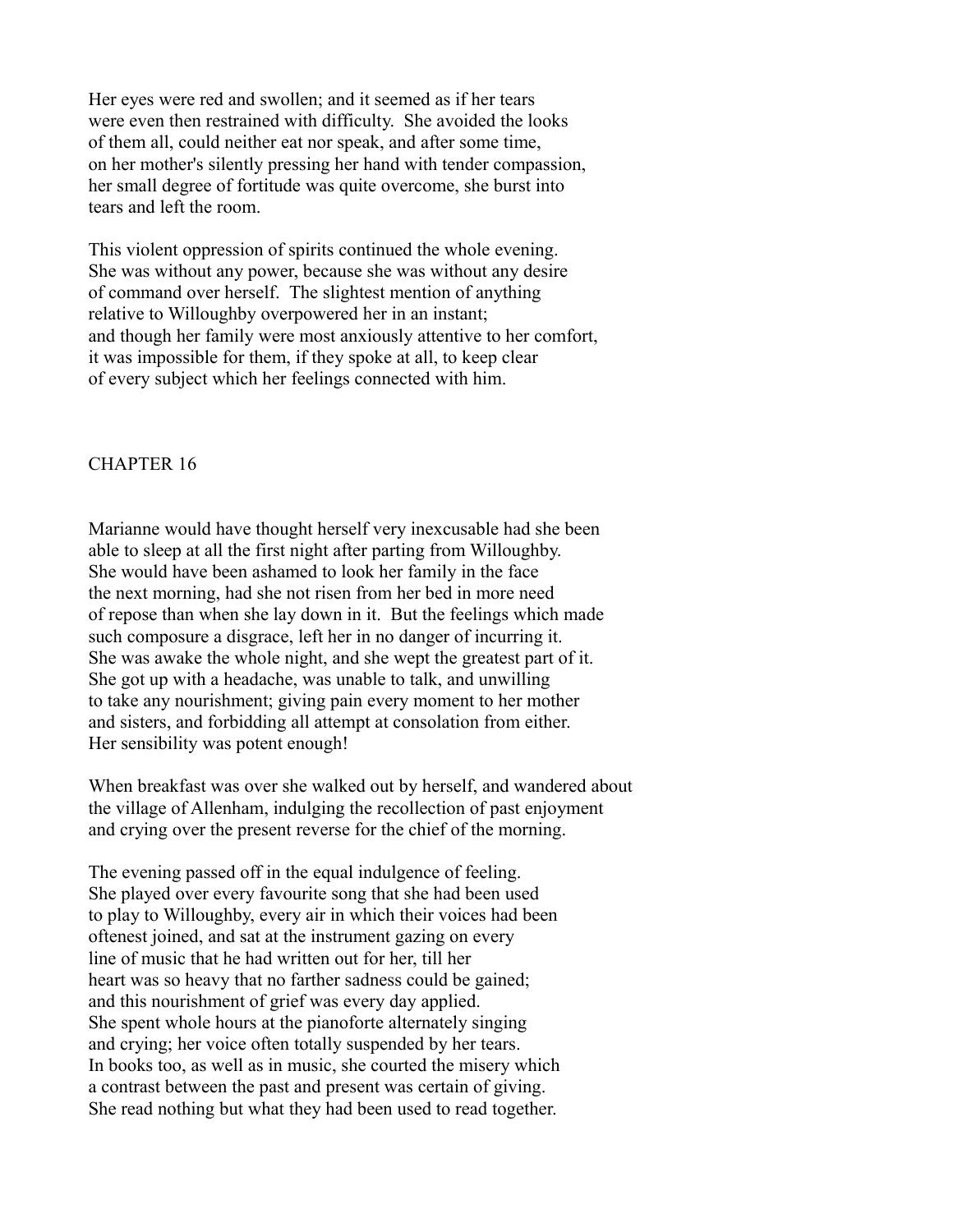Her eyes were red and swollen; and it seemed as if her tears were even then restrained with difficulty. She avoided the looks of them all, could neither eat nor speak, and after some time, on her mother's silently pressing her hand with tender compassion, her small degree of fortitude was quite overcome, she burst into tears and left the room.

This violent oppression of spirits continued the whole evening. She was without any power, because she was without any desire of command over herself. The slightest mention of anything relative to Willoughby overpowered her in an instant; and though her family were most anxiously attentive to her comfort, it was impossible for them, if they spoke at all, to keep clear of every subject which her feelings connected with him.

## CHAPTER 16

Marianne would have thought herself very inexcusable had she been able to sleep at all the first night after parting from Willoughby. She would have been ashamed to look her family in the face the next morning, had she not risen from her bed in more need of repose than when she lay down in it. But the feelings which made such composure a disgrace, left her in no danger of incurring it. She was awake the whole night, and she wept the greatest part of it. She got up with a headache, was unable to talk, and unwilling to take any nourishment; giving pain every moment to her mother and sisters, and forbidding all attempt at consolation from either. Her sensibility was potent enough!

When breakfast was over she walked out by herself, and wandered about the village of Allenham, indulging the recollection of past enjoyment and crying over the present reverse for the chief of the morning.

The evening passed off in the equal indulgence of feeling. She played over every favourite song that she had been used to play to Willoughby, every air in which their voices had been oftenest joined, and sat at the instrument gazing on every line of music that he had written out for her, till her heart was so heavy that no farther sadness could be gained; and this nourishment of grief was every day applied. She spent whole hours at the pianoforte alternately singing and crying; her voice often totally suspended by her tears. In books too, as well as in music, she courted the misery which a contrast between the past and present was certain of giving. She read nothing but what they had been used to read together.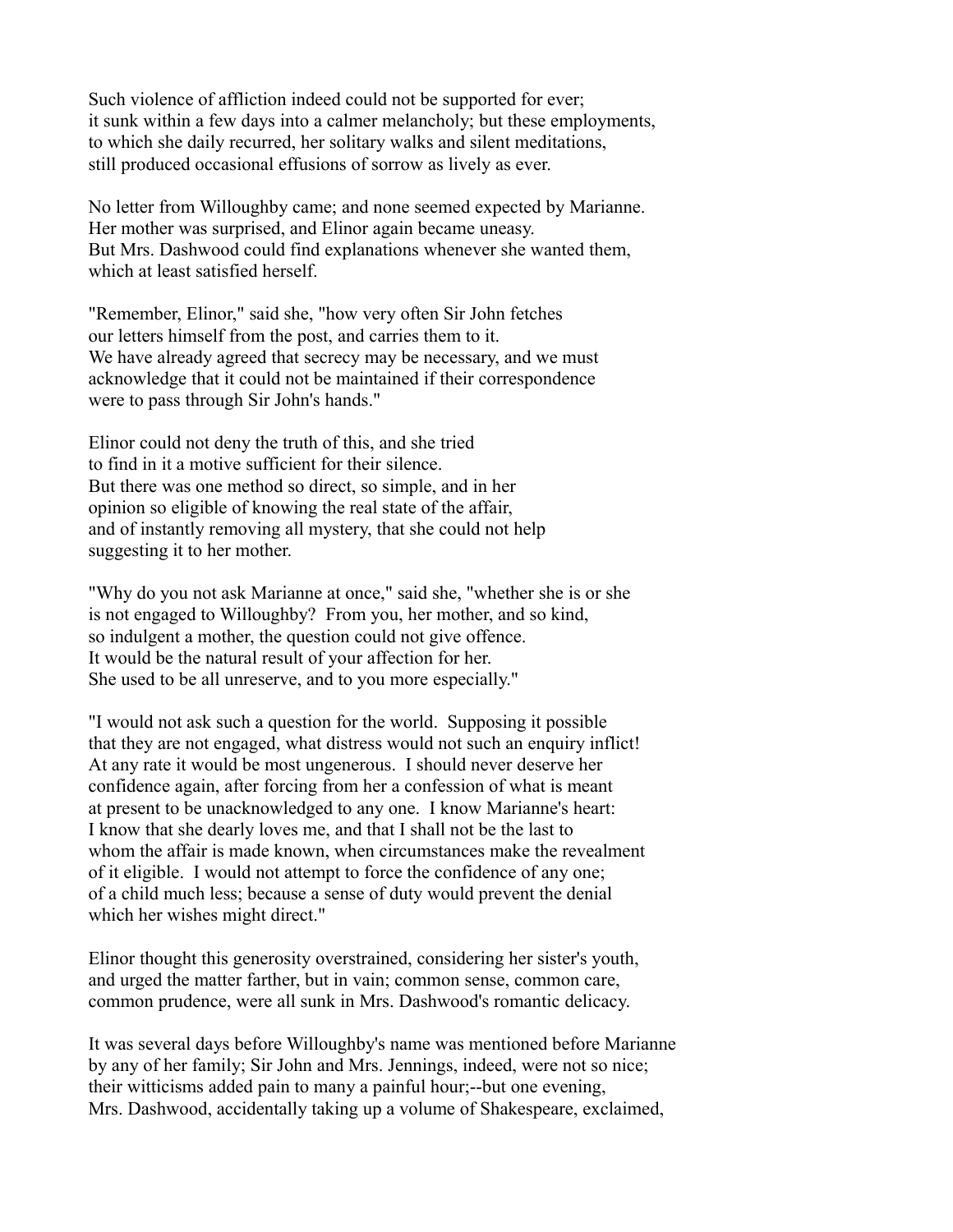Such violence of affliction indeed could not be supported for ever; it sunk within a few days into a calmer melancholy; but these employments, to which she daily recurred, her solitary walks and silent meditations, still produced occasional effusions of sorrow as lively as ever.

No letter from Willoughby came; and none seemed expected by Marianne. Her mother was surprised, and Elinor again became uneasy. But Mrs. Dashwood could find explanations whenever she wanted them, which at least satisfied herself.

"Remember, Elinor," said she, "how very often Sir John fetches our letters himself from the post, and carries them to it. We have already agreed that secrecy may be necessary, and we must acknowledge that it could not be maintained if their correspondence were to pass through Sir John's hands."

Elinor could not deny the truth of this, and she tried to find in it a motive sufficient for their silence. But there was one method so direct, so simple, and in her opinion so eligible of knowing the real state of the affair, and of instantly removing all mystery, that she could not help suggesting it to her mother.

"Why do you not ask Marianne at once," said she, "whether she is or she is not engaged to Willoughby? From you, her mother, and so kind, so indulgent a mother, the question could not give offence. It would be the natural result of your affection for her. She used to be all unreserve, and to you more especially."

"I would not ask such a question for the world. Supposing it possible that they are not engaged, what distress would not such an enquiry inflict! At any rate it would be most ungenerous. I should never deserve her confidence again, after forcing from her a confession of what is meant at present to be unacknowledged to any one. I know Marianne's heart: I know that she dearly loves me, and that I shall not be the last to whom the affair is made known, when circumstances make the revealment of it eligible. I would not attempt to force the confidence of any one; of a child much less; because a sense of duty would prevent the denial which her wishes might direct."

Elinor thought this generosity overstrained, considering her sister's youth, and urged the matter farther, but in vain; common sense, common care, common prudence, were all sunk in Mrs. Dashwood's romantic delicacy.

It was several days before Willoughby's name was mentioned before Marianne by any of her family; Sir John and Mrs. Jennings, indeed, were not so nice; their witticisms added pain to many a painful hour;--but one evening, Mrs. Dashwood, accidentally taking up a volume of Shakespeare, exclaimed,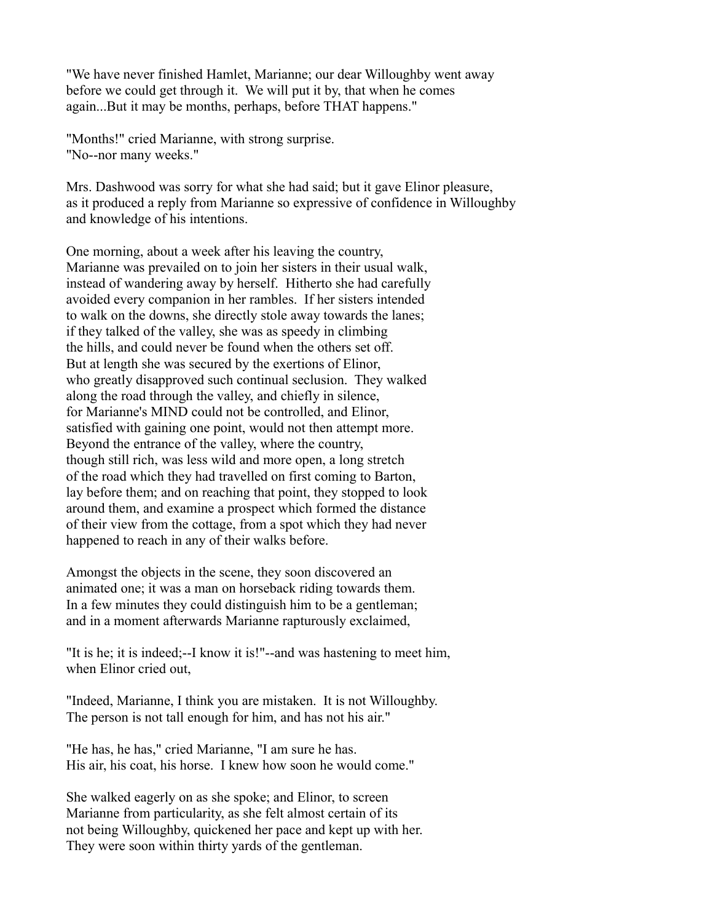"We have never finished Hamlet, Marianne; our dear Willoughby went away before we could get through it. We will put it by, that when he comes again...But it may be months, perhaps, before THAT happens."

"Months!" cried Marianne, with strong surprise.
"No--nor many weeks."

Mrs. Dashwood was sorry for what she had said; but it gave Elinor pleasure, as it produced a reply from Marianne so expressive of confidence in Willoughby and knowledge of his intentions.

One morning, about a week after his leaving the country, Marianne was prevailed on to join her sisters in their usual walk, instead of wandering away by herself. Hitherto she had carefully avoided every companion in her rambles. If her sisters intended to walk on the downs, she directly stole away towards the lanes; if they talked of the valley, she was as speedy in climbing the hills, and could never be found when the others set off. But at length she was secured by the exertions of Elinor, who greatly disapproved such continual seclusion. They walked along the road through the valley, and chiefly in silence, for Marianne's MIND could not be controlled, and Elinor, satisfied with gaining one point, would not then attempt more. Beyond the entrance of the valley, where the country, though still rich, was less wild and more open, a long stretch of the road which they had travelled on first coming to Barton, lay before them; and on reaching that point, they stopped to look around them, and examine a prospect which formed the distance of their view from the cottage, from a spot which they had never happened to reach in any of their walks before.

Amongst the objects in the scene, they soon discovered an animated one; it was a man on horseback riding towards them. In a few minutes they could distinguish him to be a gentleman; and in a moment afterwards Marianne rapturously exclaimed,

"It is he; it is indeed;--I know it is!"--and was hastening to meet him, when Elinor cried out,

"Indeed, Marianne, I think you are mistaken. It is not Willoughby. The person is not tall enough for him, and has not his air."

"He has, he has," cried Marianne, "I am sure he has. His air, his coat, his horse. I knew how soon he would come."

She walked eagerly on as she spoke; and Elinor, to screen Marianne from particularity, as she felt almost certain of its not being Willoughby, quickened her pace and kept up with her. They were soon within thirty yards of the gentleman.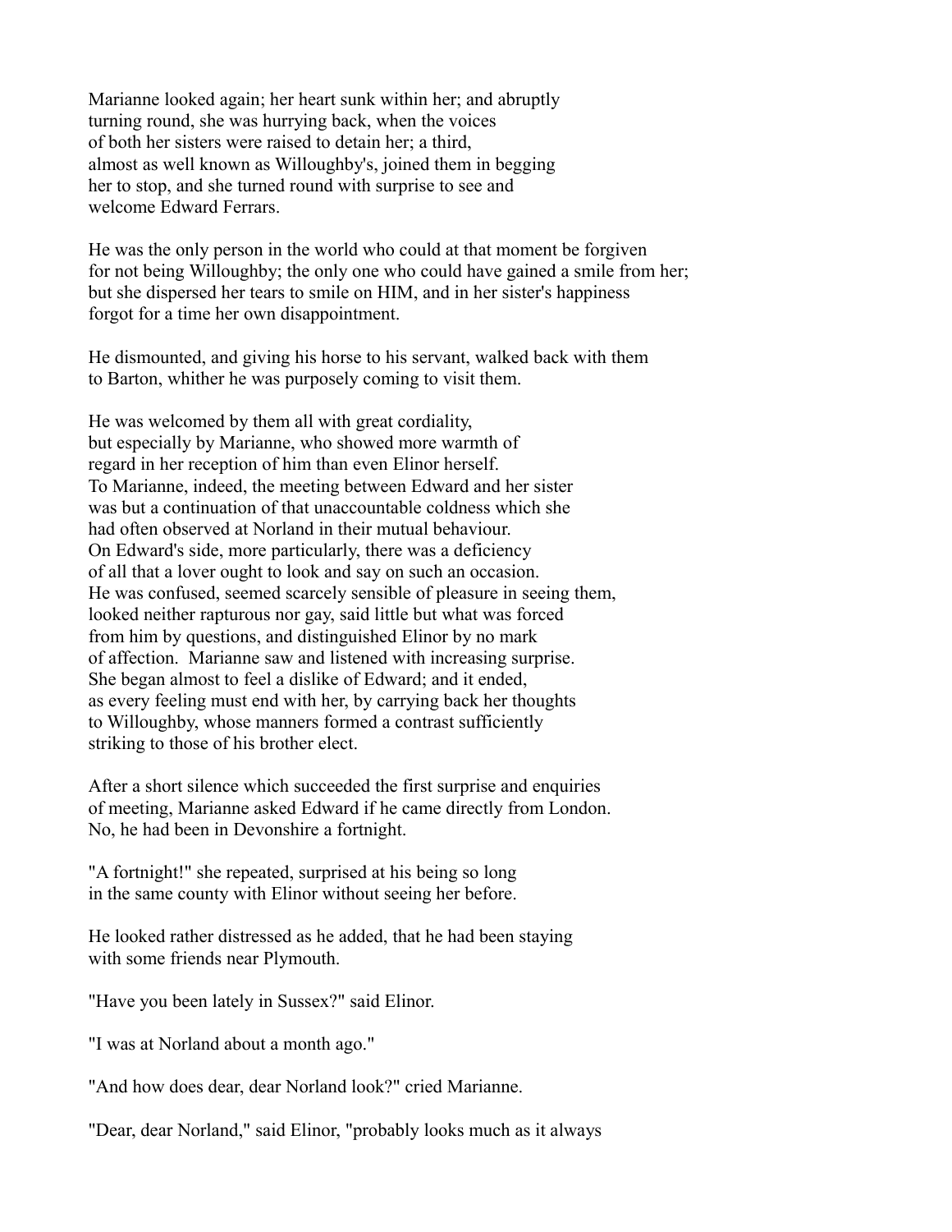Marianne looked again; her heart sunk within her; and abruptly turning round, she was hurrying back, when the voices of both her sisters were raised to detain her; a third, almost as well known as Willoughby's, joined them in begging her to stop, and she turned round with surprise to see and welcome Edward Ferrars.

He was the only person in the world who could at that moment be forgiven for not being Willoughby; the only one who could have gained a smile from her; but she dispersed her tears to smile on HIM, and in her sister's happiness forgot for a time her own disappointment.

He dismounted, and giving his horse to his servant, walked back with them to Barton, whither he was purposely coming to visit them.

He was welcomed by them all with great cordiality, but especially by Marianne, who showed more warmth of regard in her reception of him than even Elinor herself. To Marianne, indeed, the meeting between Edward and her sister was but a continuation of that unaccountable coldness which she had often observed at Norland in their mutual behaviour. On Edward's side, more particularly, there was a deficiency of all that a lover ought to look and say on such an occasion. He was confused, seemed scarcely sensible of pleasure in seeing them, looked neither rapturous nor gay, said little but what was forced from him by questions, and distinguished Elinor by no mark of affection. Marianne saw and listened with increasing surprise. She began almost to feel a dislike of Edward; and it ended, as every feeling must end with her, by carrying back her thoughts to Willoughby, whose manners formed a contrast sufficiently striking to those of his brother elect.

After a short silence which succeeded the first surprise and enquiries of meeting, Marianne asked Edward if he came directly from London. No, he had been in Devonshire a fortnight.

"A fortnight!" she repeated, surprised at his being so long in the same county with Elinor without seeing her before.

He looked rather distressed as he added, that he had been staying with some friends near Plymouth.

"Have you been lately in Sussex?" said Elinor.

"I was at Norland about a month ago."

"And how does dear, dear Norland look?" cried Marianne.

"Dear, dear Norland," said Elinor, "probably looks much as it always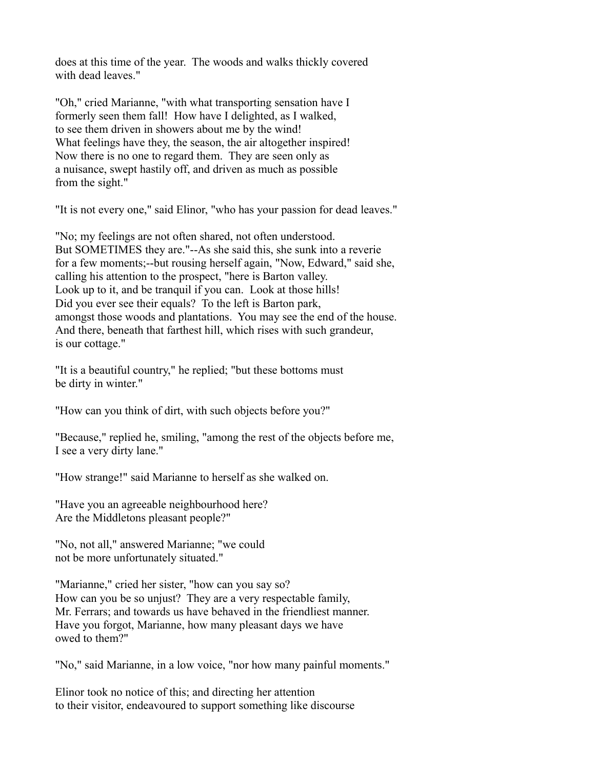does at this time of the year. The woods and walks thickly covered with dead leaves."

"Oh," cried Marianne, "with what transporting sensation have I formerly seen them fall! How have I delighted, as I walked, to see them driven in showers about me by the wind! What feelings have they, the season, the air altogether inspired! Now there is no one to regard them. They are seen only as a nuisance, swept hastily off, and driven as much as possible from the sight."

"It is not every one," said Elinor, "who has your passion for dead leaves."

"No; my feelings are not often shared, not often understood. But SOMETIMES they are."--As she said this, she sunk into a reverie for a few moments;--but rousing herself again, "Now, Edward," said she, calling his attention to the prospect, "here is Barton valley. Look up to it, and be tranquil if you can. Look at those hills! Did you ever see their equals? To the left is Barton park, amongst those woods and plantations. You may see the end of the house. And there, beneath that farthest hill, which rises with such grandeur, is our cottage."

"It is a beautiful country," he replied; "but these bottoms must be dirty in winter."

"How can you think of dirt, with such objects before you?"

"Because," replied he, smiling, "among the rest of the objects before me, I see a very dirty lane."

"How strange!" said Marianne to herself as she walked on.

"Have you an agreeable neighbourhood here? Are the Middletons pleasant people?"

"No, not all," answered Marianne; "we could not be more unfortunately situated."

"Marianne," cried her sister, "how can you say so? How can you be so unjust? They are a very respectable family, Mr. Ferrars; and towards us have behaved in the friendliest manner. Have you forgot, Marianne, how many pleasant days we have owed to them?"

"No," said Marianne, in a low voice, "nor how many painful moments."

Elinor took no notice of this; and directing her attention to their visitor, endeavoured to support something like discourse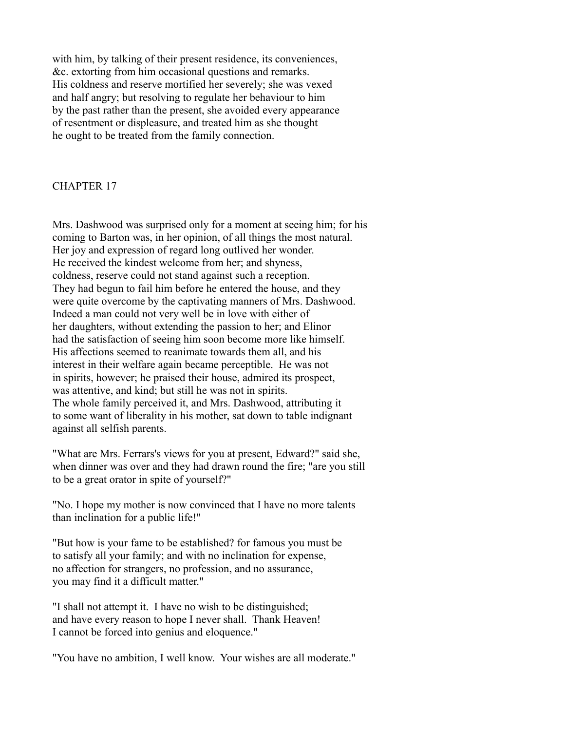with him, by talking of their present residence, its conveniences, &c. extorting from him occasional questions and remarks. His coldness and reserve mortified her severely; she was vexed and half angry; but resolving to regulate her behaviour to him by the past rather than the present, she avoided every appearance of resentment or displeasure, and treated him as she thought he ought to be treated from the family connection.

## CHAPTER 17

Mrs. Dashwood was surprised only for a moment at seeing him; for his coming to Barton was, in her opinion, of all things the most natural. Her joy and expression of regard long outlived her wonder. He received the kindest welcome from her; and shyness, coldness, reserve could not stand against such a reception. They had begun to fail him before he entered the house, and they were quite overcome by the captivating manners of Mrs. Dashwood. Indeed a man could not very well be in love with either of her daughters, without extending the passion to her; and Elinor had the satisfaction of seeing him soon become more like himself. His affections seemed to reanimate towards them all, and his interest in their welfare again became perceptible. He was not in spirits, however; he praised their house, admired its prospect, was attentive, and kind; but still he was not in spirits. The whole family perceived it, and Mrs. Dashwood, attributing it to some want of liberality in his mother, sat down to table indignant against all selfish parents.

"What are Mrs. Ferrars's views for you at present, Edward?" said she, when dinner was over and they had drawn round the fire; "are you still to be a great orator in spite of yourself?"

"No. I hope my mother is now convinced that I have no more talents than inclination for a public life!"

"But how is your fame to be established? for famous you must be to satisfy all your family; and with no inclination for expense, no affection for strangers, no profession, and no assurance, you may find it a difficult matter."

"I shall not attempt it. I have no wish to be distinguished; and have every reason to hope I never shall. Thank Heaven! I cannot be forced into genius and eloquence."

"You have no ambition, I well know. Your wishes are all moderate."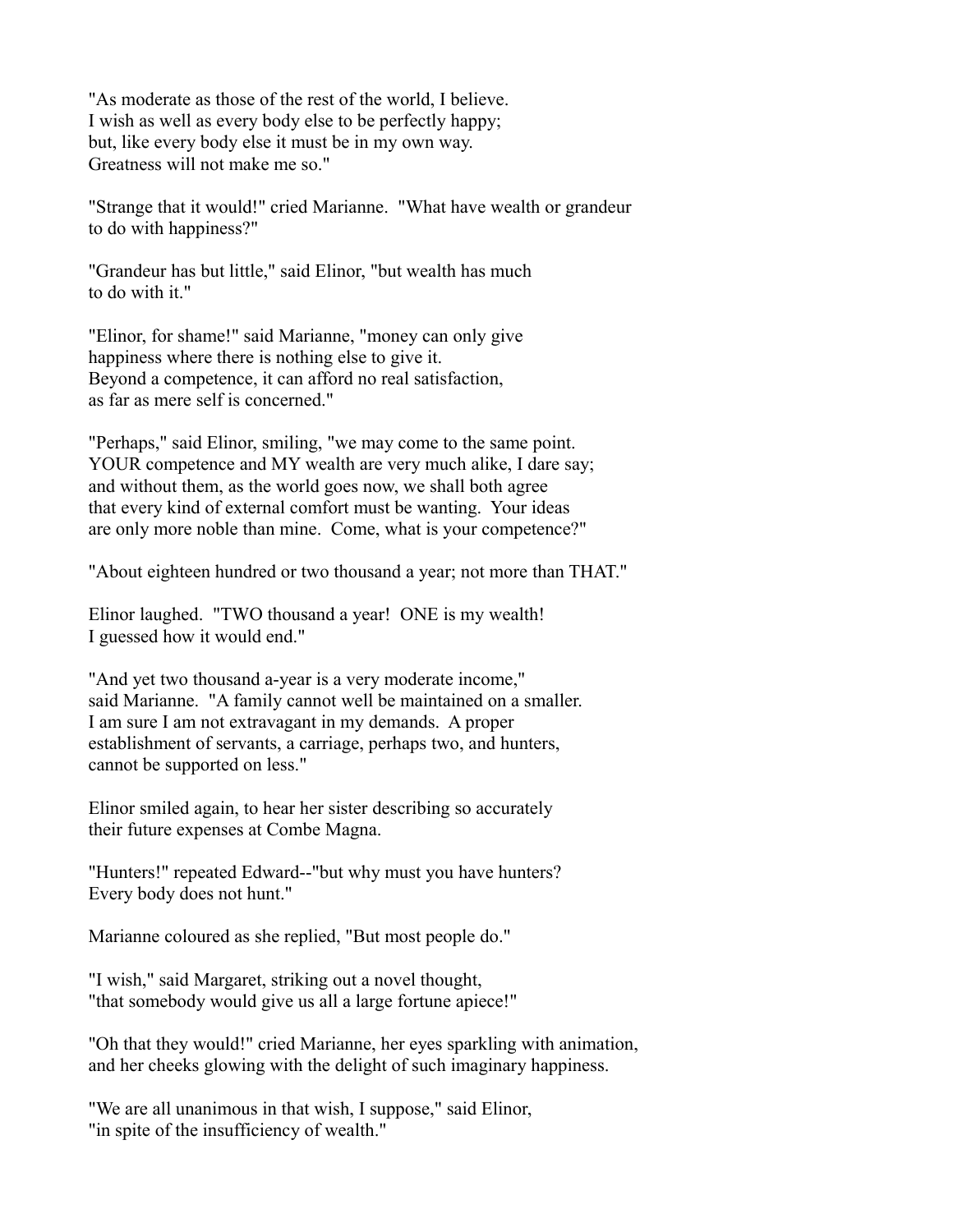"As moderate as those of the rest of the world, I believe.
I wish as well as every body else to be perfectly happy;
but, like every body else it must be in my own way.
Greatness will not make me so."

"Strange that it would!" cried Marianne. "What have wealth or grandeur
to do with happiness?"

"Grandeur has but little," said Elinor, "but wealth has much
to do with it."

"Elinor, for shame!" said Marianne, "money can only give
happiness where there is nothing else to give it.
Beyond a competence, it can afford no real satisfaction,
as far as mere self is concerned."

"Perhaps," said Elinor, smiling, "we may come to the same point.
YOUR competence and MY wealth are very much alike, I dare say;
and without them, as the world goes now, we shall both agree
that every kind of external comfort must be wanting. Your ideas
are only more noble than mine. Come, what is your competence?"

"About eighteen hundred or two thousand a year; not more than THAT."

Elinor laughed. "TWO thousand a year! ONE is my wealth!
I guessed how it would end."

"And yet two thousand a-year is a very moderate income,"
said Marianne. "A family cannot well be maintained on a smaller.
I am sure I am not extravagant in my demands. A proper
establishment of servants, a carriage, perhaps two, and hunters,
cannot be supported on less."

Elinor smiled again, to hear her sister describing so accurately
their future expenses at Combe Magna.

"Hunters!" repeated Edward--"but why must you have hunters?
Every body does not hunt."

Marianne coloured as she replied, "But most people do."

"I wish," said Margaret, striking out a novel thought,
"that somebody would give us all a large fortune apiece!"

"Oh that they would!" cried Marianne, her eyes sparkling with animation,
and her cheeks glowing with the delight of such imaginary happiness.

"We are all unanimous in that wish, I suppose," said Elinor,
"in spite of the insufficiency of wealth."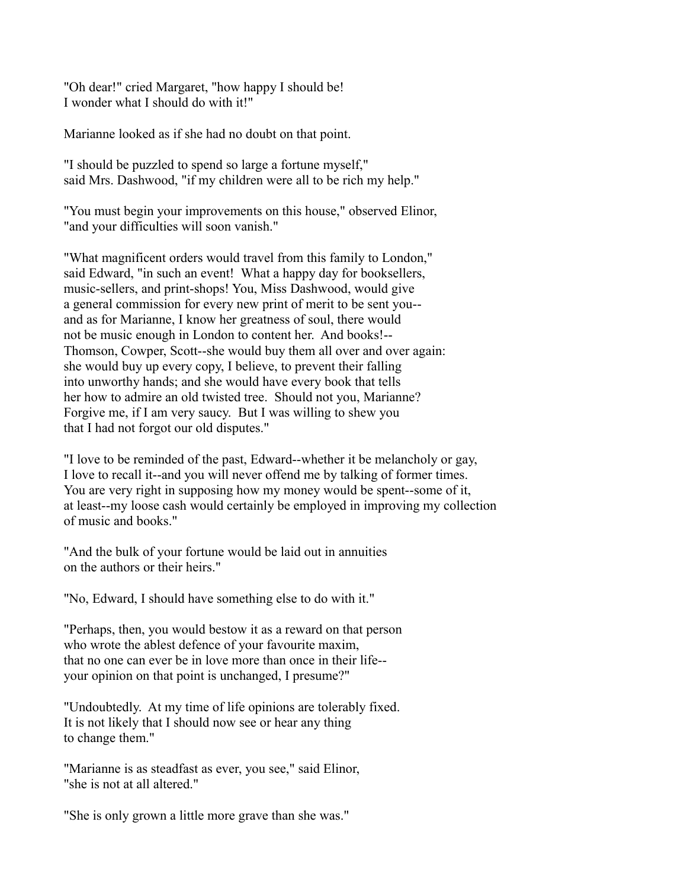"Oh dear!" cried Margaret, "how happy I should be!
I wonder what I should do with it!"

Marianne looked as if she had no doubt on that point.

"I should be puzzled to spend so large a fortune myself,"
said Mrs. Dashwood, "if my children were all to be rich my help."

"You must begin your improvements on this house," observed Elinor,
"and your difficulties will soon vanish."

"What magnificent orders would travel from this family to London,"
said Edward, "in such an event! What a happy day for booksellers,
music-sellers, and print-shops! You, Miss Dashwood, would give
a general commission for every new print of merit to be sent you--
and as for Marianne, I know her greatness of soul, there would
not be music enough in London to content her. And books!--
Thomson, Cowper, Scott--she would buy them all over and over again:
she would buy up every copy, I believe, to prevent their falling
into unworthy hands; and she would have every book that tells
her how to admire an old twisted tree. Should not you, Marianne?
Forgive me, if I am very saucy. But I was willing to shew you
that I had not forgot our old disputes."

"I love to be reminded of the past, Edward--whether it be melancholy or gay,
I love to recall it--and you will never offend me by talking of former times.
You are very right in supposing how my money would be spent--some of it,
at least--my loose cash would certainly be employed in improving my collection
of music and books."

"And the bulk of your fortune would be laid out in annuities
on the authors or their heirs."

"No, Edward, I should have something else to do with it."

"Perhaps, then, you would bestow it as a reward on that person
who wrote the ablest defence of your favourite maxim,
that no one can ever be in love more than once in their life--
your opinion on that point is unchanged, I presume?"

"Undoubtedly. At my time of life opinions are tolerably fixed.
It is not likely that I should now see or hear any thing
to change them."

"Marianne is as steadfast as ever, you see," said Elinor,
"she is not at all altered."

"She is only grown a little more grave than she was."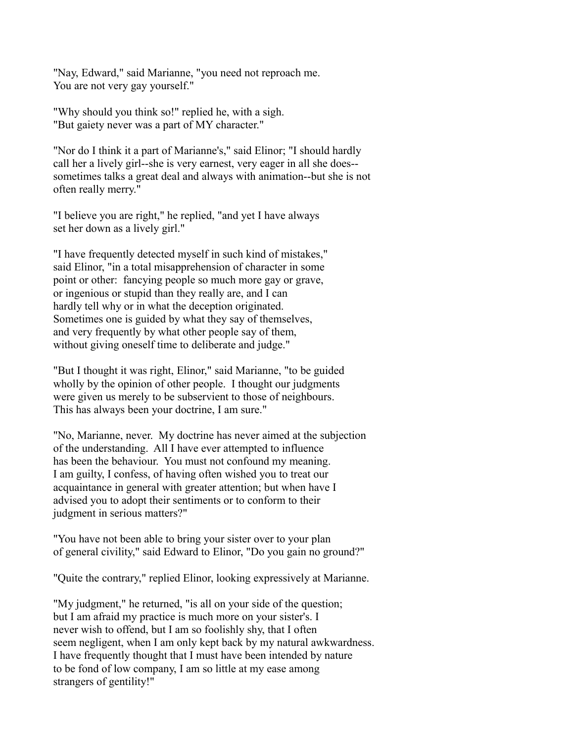"Nay, Edward," said Marianne, "you need not reproach me.
You are not very gay yourself."

"Why should you think so!" replied he, with a sigh.
"But gaiety never was a part of MY character."

"Nor do I think it a part of Marianne's," said Elinor; "I should hardly call her a lively girl--she is very earnest, very eager in all she does--sometimes talks a great deal and always with animation--but she is not often really merry."

"I believe you are right," he replied, "and yet I have always set her down as a lively girl."

"I have frequently detected myself in such kind of mistakes," said Elinor, "in a total misapprehension of character in some point or other: fancying people so much more gay or grave, or ingenious or stupid than they really are, and I can hardly tell why or in what the deception originated.
Sometimes one is guided by what they say of themselves, and very frequently by what other people say of them, without giving oneself time to deliberate and judge."

"But I thought it was right, Elinor," said Marianne, "to be guided wholly by the opinion of other people. I thought our judgments were given us merely to be subservient to those of neighbours.
This has always been your doctrine, I am sure."

"No, Marianne, never. My doctrine has never aimed at the subjection of the understanding. All I have ever attempted to influence has been the behaviour. You must not confound my meaning.
I am guilty, I confess, of having often wished you to treat our acquaintance in general with greater attention; but when have I advised you to adopt their sentiments or to conform to their judgment in serious matters?"

"You have not been able to bring your sister over to your plan of general civility," said Edward to Elinor, "Do you gain no ground?"

"Quite the contrary," replied Elinor, looking expressively at Marianne.

"My judgment," he returned, "is all on your side of the question; but I am afraid my practice is much more on your sister's. I never wish to offend, but I am so foolishly shy, that I often seem negligent, when I am only kept back by my natural awkwardness.
I have frequently thought that I must have been intended by nature to be fond of low company, I am so little at my ease among strangers of gentility!"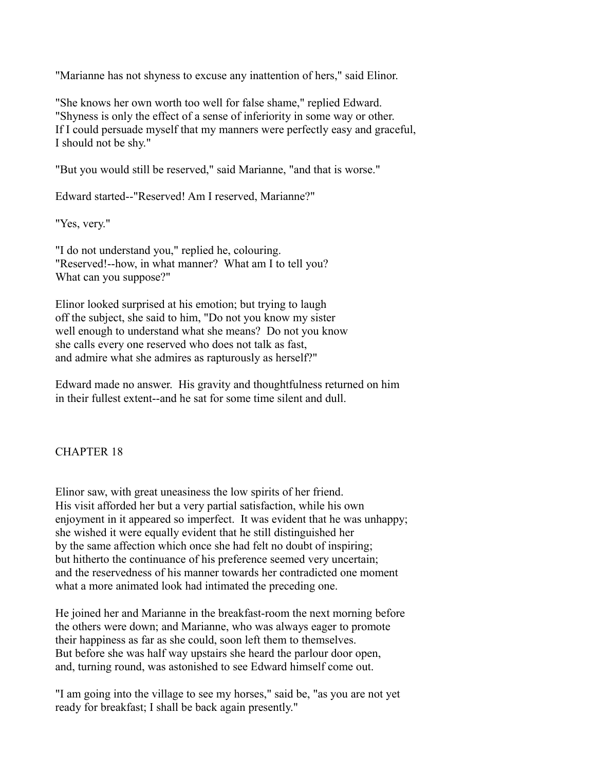"Marianne has not shyness to excuse any inattention of hers," said Elinor.

"She knows her own worth too well for false shame," replied Edward. "Shyness is only the effect of a sense of inferiority in some way or other. If I could persuade myself that my manners were perfectly easy and graceful, I should not be shy."

"But you would still be reserved," said Marianne, "and that is worse."

Edward started--"Reserved! Am I reserved, Marianne?"

"Yes, very."

"I do not understand you," replied he, colouring. "Reserved!--how, in what manner? What am I to tell you? What can you suppose?"

Elinor looked surprised at his emotion; but trying to laugh off the subject, she said to him, "Do not you know my sister well enough to understand what she means? Do not you know she calls every one reserved who does not talk as fast, and admire what she admires as rapturously as herself?"

Edward made no answer. His gravity and thoughtfulness returned on him in their fullest extent--and he sat for some time silent and dull.

## CHAPTER 18

Elinor saw, with great uneasiness the low spirits of her friend. His visit afforded her but a very partial satisfaction, while his own enjoyment in it appeared so imperfect. It was evident that he was unhappy; she wished it were equally evident that he still distinguished her by the same affection which once she had felt no doubt of inspiring; but hitherto the continuance of his preference seemed very uncertain; and the reservedness of his manner towards her contradicted one moment what a more animated look had intimated the preceding one.

He joined her and Marianne in the breakfast-room the next morning before the others were down; and Marianne, who was always eager to promote their happiness as far as she could, soon left them to themselves. But before she was half way upstairs she heard the parlour door open, and, turning round, was astonished to see Edward himself come out.

"I am going into the village to see my horses," said be, "as you are not yet ready for breakfast; I shall be back again presently."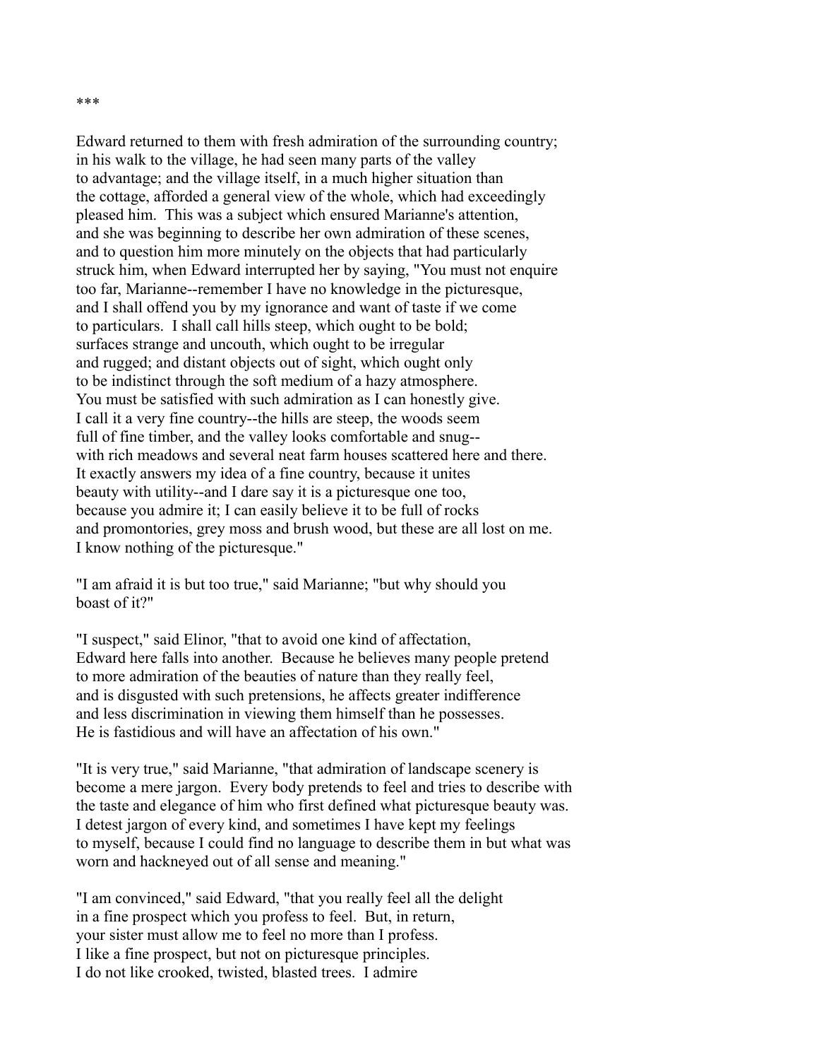***

Edward returned to them with fresh admiration of the surrounding country; in his walk to the village, he had seen many parts of the valley to advantage; and the village itself, in a much higher situation than the cottage, afforded a general view of the whole, which had exceedingly pleased him. This was a subject which ensured Marianne's attention, and she was beginning to describe her own admiration of these scenes, and to question him more minutely on the objects that had particularly struck him, when Edward interrupted her by saying, "You must not enquire too far, Marianne--remember I have no knowledge in the picturesque, and I shall offend you by my ignorance and want of taste if we come to particulars. I shall call hills steep, which ought to be bold; surfaces strange and uncouth, which ought to be irregular and rugged; and distant objects out of sight, which ought only to be indistinct through the soft medium of a hazy atmosphere. You must be satisfied with such admiration as I can honestly give. I call it a very fine country--the hills are steep, the woods seem full of fine timber, and the valley looks comfortable and snug-- with rich meadows and several neat farm houses scattered here and there. It exactly answers my idea of a fine country, because it unites beauty with utility--and I dare say it is a picturesque one too, because you admire it; I can easily believe it to be full of rocks and promontories, grey moss and brush wood, but these are all lost on me. I know nothing of the picturesque."

"I am afraid it is but too true," said Marianne; "but why should you boast of it?"

"I suspect," said Elinor, "that to avoid one kind of affectation, Edward here falls into another. Because he believes many people pretend to more admiration of the beauties of nature than they really feel, and is disgusted with such pretensions, he affects greater indifference and less discrimination in viewing them himself than he possesses. He is fastidious and will have an affectation of his own."

"It is very true," said Marianne, "that admiration of landscape scenery is become a mere jargon. Every body pretends to feel and tries to describe with the taste and elegance of him who first defined what picturesque beauty was. I detest jargon of every kind, and sometimes I have kept my feelings to myself, because I could find no language to describe them in but what was worn and hackneyed out of all sense and meaning."

"I am convinced," said Edward, "that you really feel all the delight in a fine prospect which you profess to feel. But, in return, your sister must allow me to feel no more than I profess. I like a fine prospect, but not on picturesque principles. I do not like crooked, twisted, blasted trees. I admire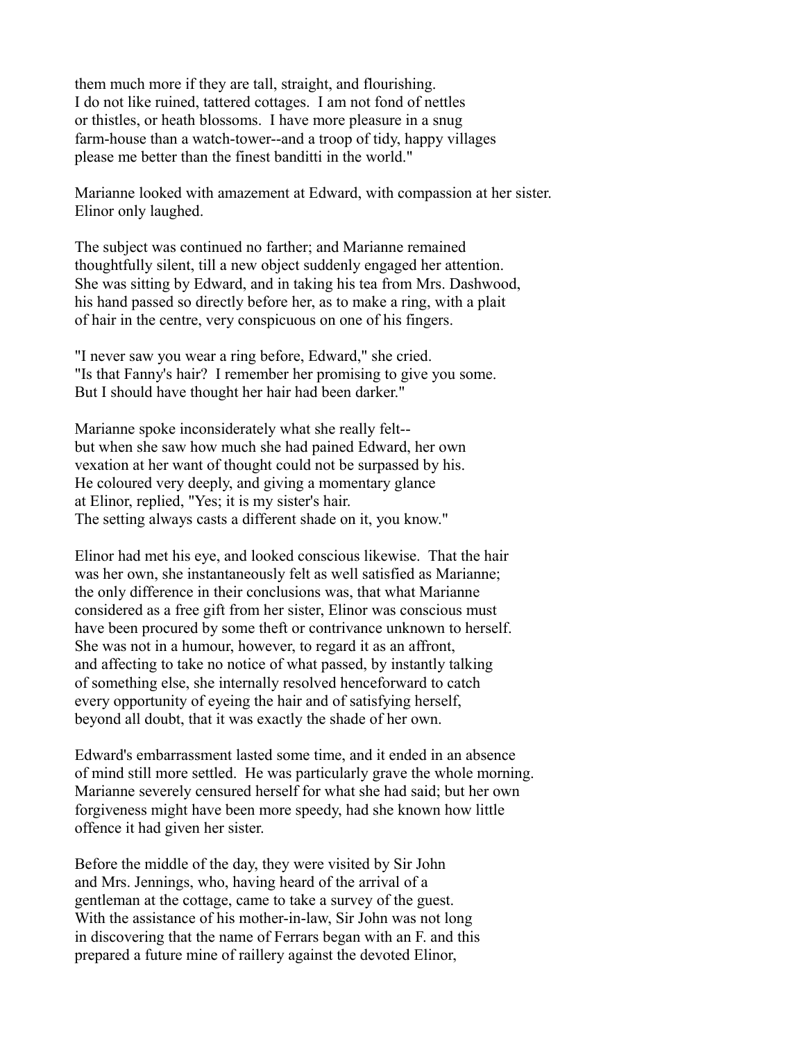them much more if they are tall, straight, and flourishing. I do not like ruined, tattered cottages. I am not fond of nettles or thistles, or heath blossoms. I have more pleasure in a snug farm-house than a watch-tower--and a troop of tidy, happy villages please me better than the finest banditti in the world."

Marianne looked with amazement at Edward, with compassion at her sister. Elinor only laughed.

The subject was continued no farther; and Marianne remained thoughtfully silent, till a new object suddenly engaged her attention. She was sitting by Edward, and in taking his tea from Mrs. Dashwood, his hand passed so directly before her, as to make a ring, with a plait of hair in the centre, very conspicuous on one of his fingers.

"I never saw you wear a ring before, Edward," she cried. "Is that Fanny's hair? I remember her promising to give you some. But I should have thought her hair had been darker."

Marianne spoke inconsiderately what she really felt-- but when she saw how much she had pained Edward, her own vexation at her want of thought could not be surpassed by his. He coloured very deeply, and giving a momentary glance at Elinor, replied, "Yes; it is my sister's hair. The setting always casts a different shade on it, you know."

Elinor had met his eye, and looked conscious likewise. That the hair was her own, she instantaneously felt as well satisfied as Marianne; the only difference in their conclusions was, that what Marianne considered as a free gift from her sister, Elinor was conscious must have been procured by some theft or contrivance unknown to herself. She was not in a humour, however, to regard it as an affront, and affecting to take no notice of what passed, by instantly talking of something else, she internally resolved henceforward to catch every opportunity of eyeing the hair and of satisfying herself, beyond all doubt, that it was exactly the shade of her own.

Edward's embarrassment lasted some time, and it ended in an absence of mind still more settled. He was particularly grave the whole morning. Marianne severely censured herself for what she had said; but her own forgiveness might have been more speedy, had she known how little offence it had given her sister.

Before the middle of the day, they were visited by Sir John and Mrs. Jennings, who, having heard of the arrival of a gentleman at the cottage, came to take a survey of the guest. With the assistance of his mother-in-law, Sir John was not long in discovering that the name of Ferrars began with an F. and this prepared a future mine of raillery against the devoted Elinor,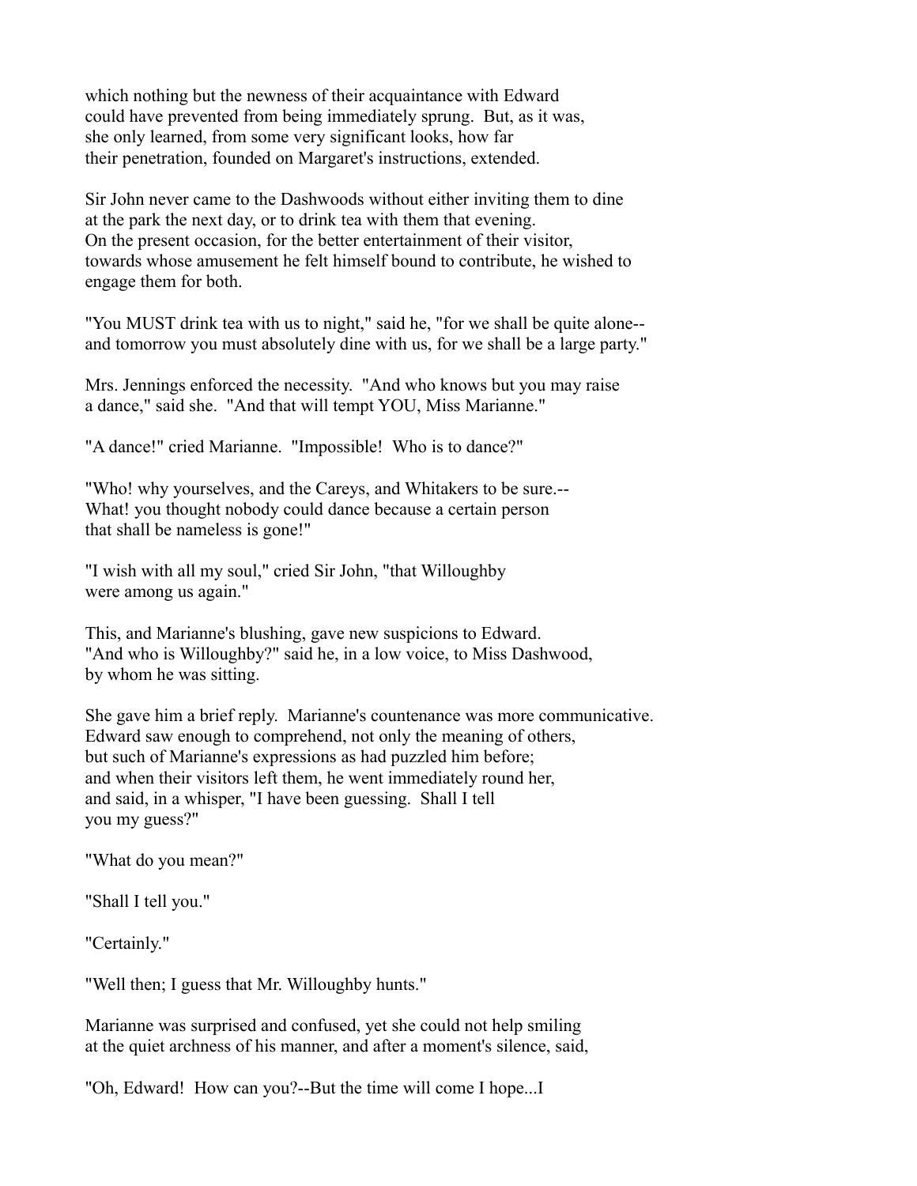which nothing but the newness of their acquaintance with Edward could have prevented from being immediately sprung. But, as it was, she only learned, from some very significant looks, how far their penetration, founded on Margaret's instructions, extended.

Sir John never came to the Dashwoods without either inviting them to dine at the park the next day, or to drink tea with them that evening. On the present occasion, for the better entertainment of their visitor, towards whose amusement he felt himself bound to contribute, he wished to engage them for both.

"You MUST drink tea with us to night," said he, "for we shall be quite alone-- and tomorrow you must absolutely dine with us, for we shall be a large party."

Mrs. Jennings enforced the necessity. "And who knows but you may raise a dance," said she. "And that will tempt YOU, Miss Marianne."

"A dance!" cried Marianne. "Impossible! Who is to dance?"

"Who! why yourselves, and the Careys, and Whitakers to be sure.-- What! you thought nobody could dance because a certain person that shall be nameless is gone!"

"I wish with all my soul," cried Sir John, "that Willoughby were among us again."

This, and Marianne's blushing, gave new suspicions to Edward. "And who is Willoughby?" said he, in a low voice, to Miss Dashwood, by whom he was sitting.

She gave him a brief reply. Marianne's countenance was more communicative. Edward saw enough to comprehend, not only the meaning of others, but such of Marianne's expressions as had puzzled him before; and when their visitors left them, he went immediately round her, and said, in a whisper, "I have been guessing. Shall I tell you my guess?"

"What do you mean?"

"Shall I tell you."

"Certainly."

"Well then; I guess that Mr. Willoughby hunts."

Marianne was surprised and confused, yet she could not help smiling at the quiet archness of his manner, and after a moment's silence, said,

"Oh, Edward! How can you?--But the time will come I hope...I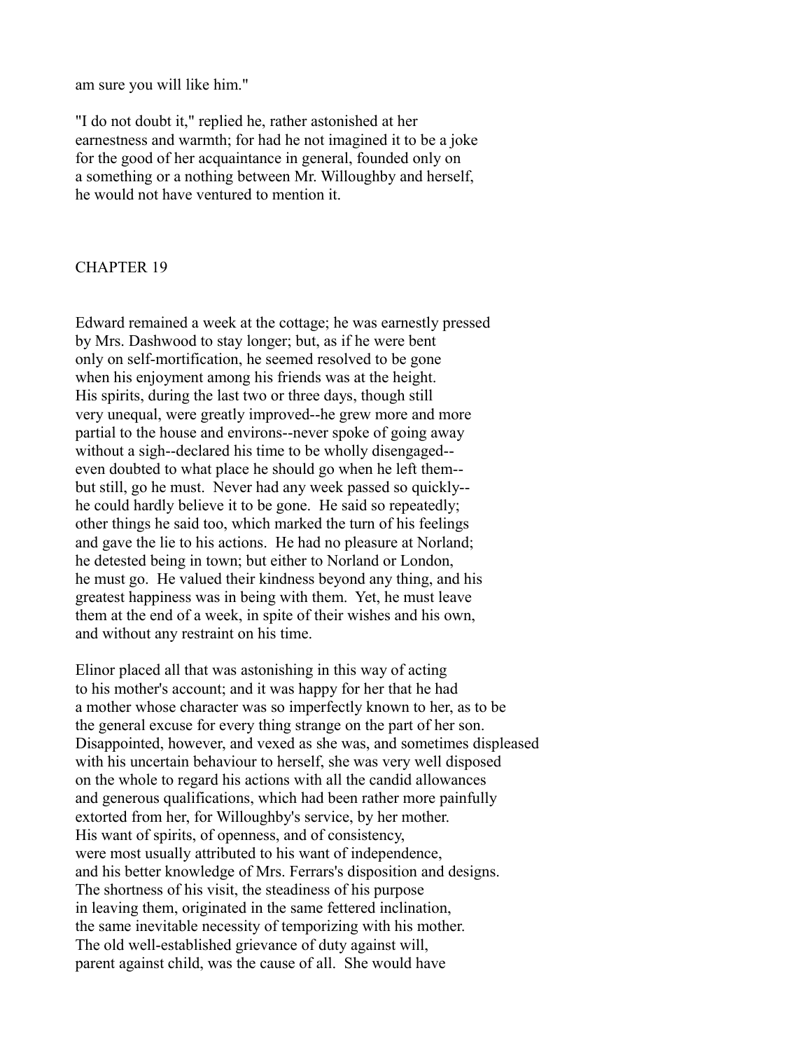am sure you will like him."

"I do not doubt it," replied he, rather astonished at her earnestness and warmth; for had he not imagined it to be a joke for the good of her acquaintance in general, founded only on a something or a nothing between Mr. Willoughby and herself, he would not have ventured to mention it.

## CHAPTER 19

Edward remained a week at the cottage; he was earnestly pressed by Mrs. Dashwood to stay longer; but, as if he were bent only on self-mortification, he seemed resolved to be gone when his enjoyment among his friends was at the height. His spirits, during the last two or three days, though still very unequal, were greatly improved--he grew more and more partial to the house and environs--never spoke of going away without a sigh--declared his time to be wholly disengaged--even doubted to what place he should go when he left them--but still, go he must. Never had any week passed so quickly--he could hardly believe it to be gone. He said so repeatedly; other things he said too, which marked the turn of his feelings and gave the lie to his actions. He had no pleasure at Norland; he detested being in town; but either to Norland or London, he must go. He valued their kindness beyond any thing, and his greatest happiness was in being with them. Yet, he must leave them at the end of a week, in spite of their wishes and his own, and without any restraint on his time.

Elinor placed all that was astonishing in this way of acting to his mother's account; and it was happy for her that he had a mother whose character was so imperfectly known to her, as to be the general excuse for every thing strange on the part of her son. Disappointed, however, and vexed as she was, and sometimes displeased with his uncertain behaviour to herself, she was very well disposed on the whole to regard his actions with all the candid allowances and generous qualifications, which had been rather more painfully extorted from her, for Willoughby's service, by her mother. His want of spirits, of openness, and of consistency, were most usually attributed to his want of independence, and his better knowledge of Mrs. Ferrars's disposition and designs. The shortness of his visit, the steadiness of his purpose in leaving them, originated in the same fettered inclination, the same inevitable necessity of temporizing with his mother. The old well-established grievance of duty against will, parent against child, was the cause of all. She would have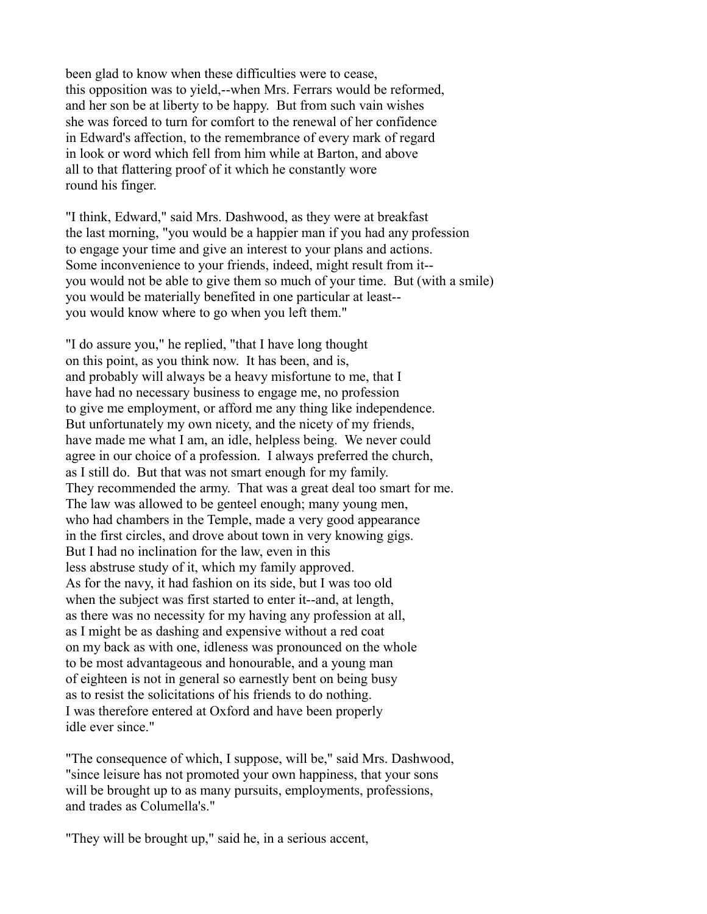been glad to know when these difficulties were to cease, this opposition was to yield,--when Mrs. Ferrars would be reformed, and her son be at liberty to be happy. But from such vain wishes she was forced to turn for comfort to the renewal of her confidence in Edward's affection, to the remembrance of every mark of regard in look or word which fell from him while at Barton, and above all to that flattering proof of it which he constantly wore round his finger.

"I think, Edward," said Mrs. Dashwood, as they were at breakfast the last morning, "you would be a happier man if you had any profession to engage your time and give an interest to your plans and actions. Some inconvenience to your friends, indeed, might result from it-- you would not be able to give them so much of your time. But (with a smile) you would be materially benefited in one particular at least-- you would know where to go when you left them."

"I do assure you," he replied, "that I have long thought on this point, as you think now. It has been, and is, and probably will always be a heavy misfortune to me, that I have had no necessary business to engage me, no profession to give me employment, or afford me any thing like independence. But unfortunately my own nicety, and the nicety of my friends, have made me what I am, an idle, helpless being. We never could agree in our choice of a profession. I always preferred the church, as I still do. But that was not smart enough for my family. They recommended the army. That was a great deal too smart for me. The law was allowed to be genteel enough; many young men, who had chambers in the Temple, made a very good appearance in the first circles, and drove about town in very knowing gigs. But I had no inclination for the law, even in this less abstruse study of it, which my family approved. As for the navy, it had fashion on its side, but I was too old when the subject was first started to enter it--and, at length, as there was no necessity for my having any profession at all, as I might be as dashing and expensive without a red coat on my back as with one, idleness was pronounced on the whole to be most advantageous and honourable, and a young man of eighteen is not in general so earnestly bent on being busy as to resist the solicitations of his friends to do nothing. I was therefore entered at Oxford and have been properly idle ever since."

"The consequence of which, I suppose, will be," said Mrs. Dashwood, "since leisure has not promoted your own happiness, that your sons will be brought up to as many pursuits, employments, professions, and trades as Columella's."

"They will be brought up," said he, in a serious accent,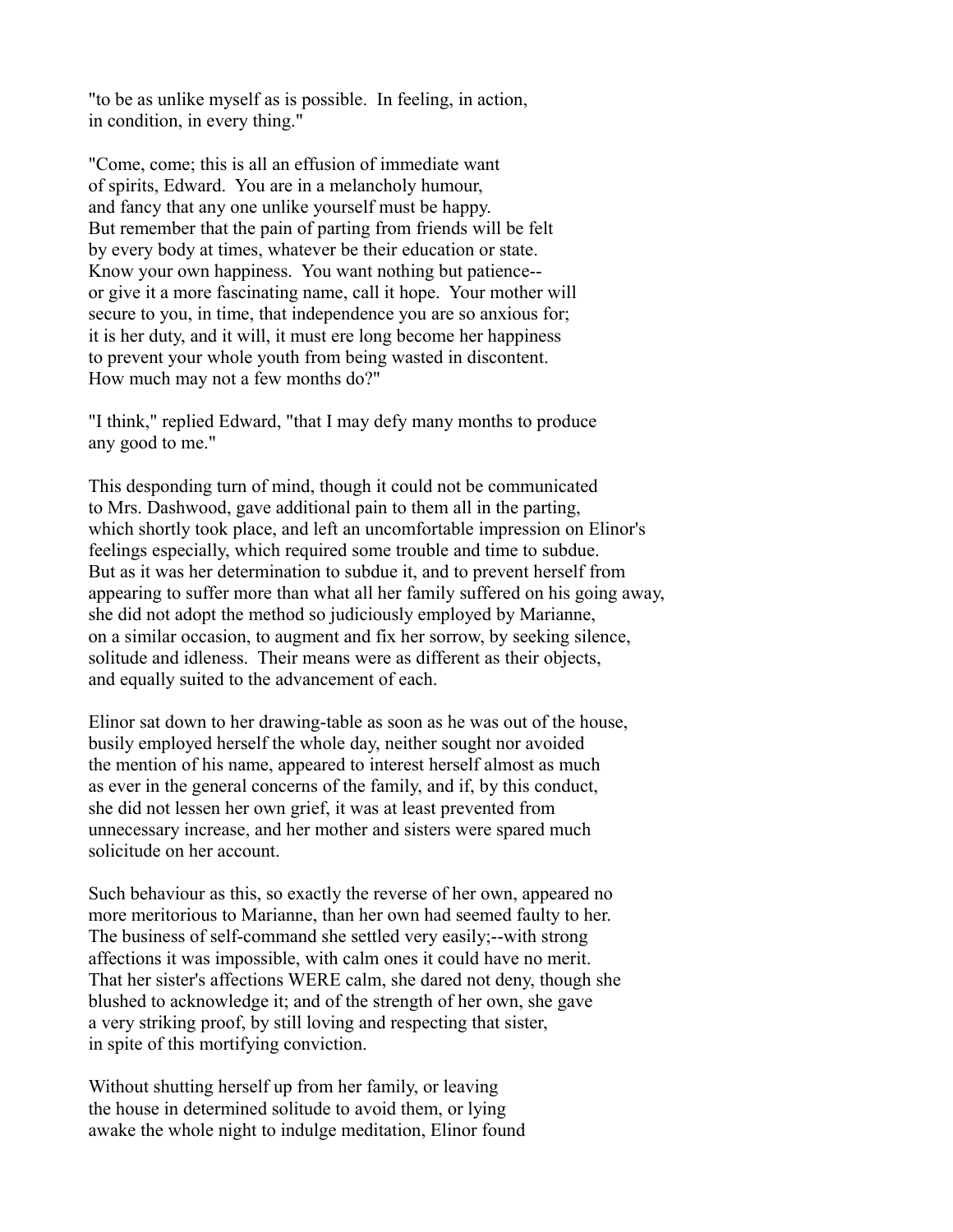"to be as unlike myself as is possible. In feeling, in action, in condition, in every thing."

"Come, come; this is all an effusion of immediate want of spirits, Edward. You are in a melancholy humour, and fancy that any one unlike yourself must be happy. But remember that the pain of parting from friends will be felt by every body at times, whatever be their education or state. Know your own happiness. You want nothing but patience-- or give it a more fascinating name, call it hope. Your mother will secure to you, in time, that independence you are so anxious for; it is her duty, and it will, it must ere long become her happiness to prevent your whole youth from being wasted in discontent. How much may not a few months do?"

"I think," replied Edward, "that I may defy many months to produce any good to me."

This desponding turn of mind, though it could not be communicated to Mrs. Dashwood, gave additional pain to them all in the parting, which shortly took place, and left an uncomfortable impression on Elinor's feelings especially, which required some trouble and time to subdue. But as it was her determination to subdue it, and to prevent herself from appearing to suffer more than what all her family suffered on his going away, she did not adopt the method so judiciously employed by Marianne, on a similar occasion, to augment and fix her sorrow, by seeking silence, solitude and idleness. Their means were as different as their objects, and equally suited to the advancement of each.

Elinor sat down to her drawing-table as soon as he was out of the house, busily employed herself the whole day, neither sought nor avoided the mention of his name, appeared to interest herself almost as much as ever in the general concerns of the family, and if, by this conduct, she did not lessen her own grief, it was at least prevented from unnecessary increase, and her mother and sisters were spared much solicitude on her account.

Such behaviour as this, so exactly the reverse of her own, appeared no more meritorious to Marianne, than her own had seemed faulty to her. The business of self-command she settled very easily;--with strong affections it was impossible, with calm ones it could have no merit. That her sister's affections WERE calm, she dared not deny, though she blushed to acknowledge it; and of the strength of her own, she gave a very striking proof, by still loving and respecting that sister, in spite of this mortifying conviction.

Without shutting herself up from her family, or leaving the house in determined solitude to avoid them, or lying awake the whole night to indulge meditation, Elinor found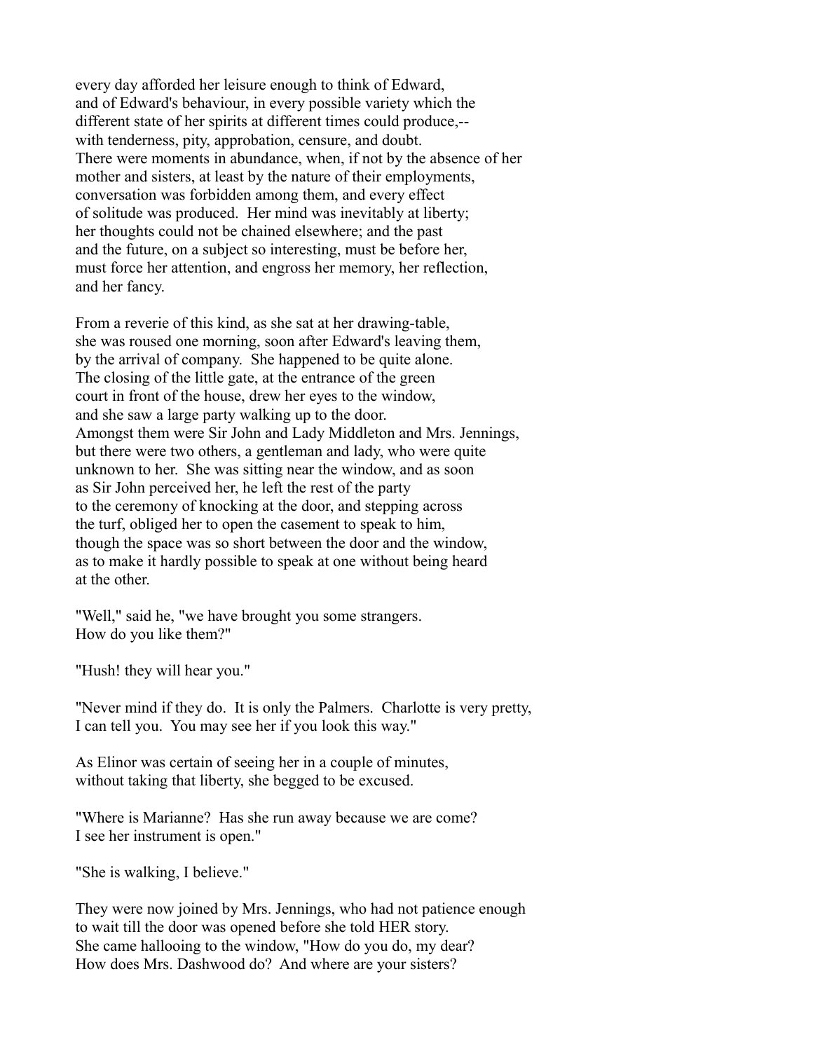every day afforded her leisure enough to think of Edward, and of Edward's behaviour, in every possible variety which the different state of her spirits at different times could produce,-- with tenderness, pity, approbation, censure, and doubt. There were moments in abundance, when, if not by the absence of her mother and sisters, at least by the nature of their employments, conversation was forbidden among them, and every effect of solitude was produced. Her mind was inevitably at liberty; her thoughts could not be chained elsewhere; and the past and the future, on a subject so interesting, must be before her, must force her attention, and engross her memory, her reflection, and her fancy.

From a reverie of this kind, as she sat at her drawing-table, she was roused one morning, soon after Edward's leaving them, by the arrival of company. She happened to be quite alone. The closing of the little gate, at the entrance of the green court in front of the house, drew her eyes to the window, and she saw a large party walking up to the door. Amongst them were Sir John and Lady Middleton and Mrs. Jennings, but there were two others, a gentleman and lady, who were quite unknown to her. She was sitting near the window, and as soon as Sir John perceived her, he left the rest of the party to the ceremony of knocking at the door, and stepping across the turf, obliged her to open the casement to speak to him, though the space was so short between the door and the window, as to make it hardly possible to speak at one without being heard at the other.

"Well," said he, "we have brought you some strangers. How do you like them?"

"Hush! they will hear you."

"Never mind if they do. It is only the Palmers. Charlotte is very pretty, I can tell you. You may see her if you look this way."

As Elinor was certain of seeing her in a couple of minutes, without taking that liberty, she begged to be excused.

"Where is Marianne? Has she run away because we are come? I see her instrument is open."

"She is walking, I believe."

They were now joined by Mrs. Jennings, who had not patience enough to wait till the door was opened before she told HER story. She came hallooing to the window, "How do you do, my dear? How does Mrs. Dashwood do? And where are your sisters?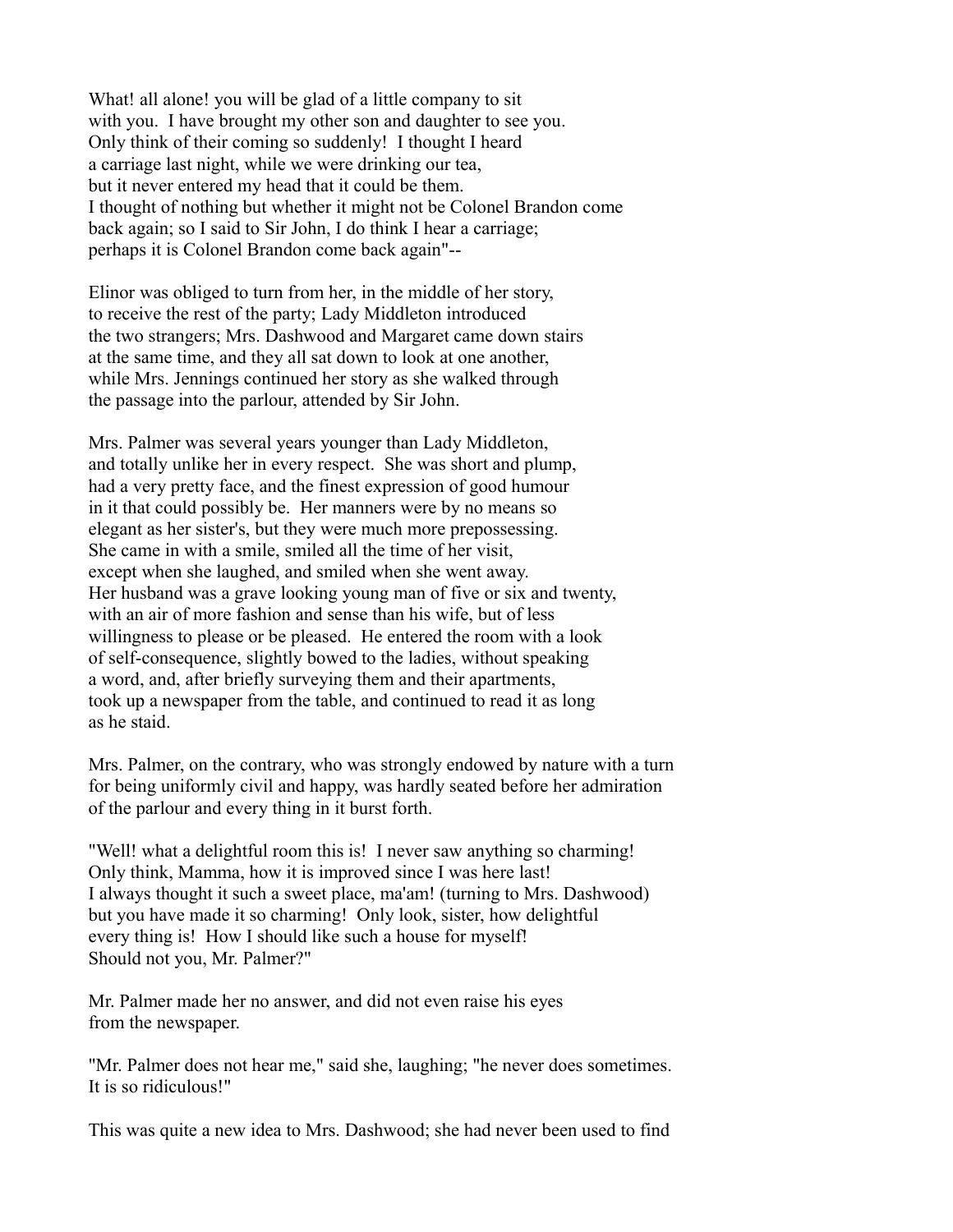What! all alone! you will be glad of a little company to sit with you. I have brought my other son and daughter to see you. Only think of their coming so suddenly! I thought I heard a carriage last night, while we were drinking our tea, but it never entered my head that it could be them. I thought of nothing but whether it might not be Colonel Brandon come back again; so I said to Sir John, I do think I hear a carriage; perhaps it is Colonel Brandon come back again"--

Elinor was obliged to turn from her, in the middle of her story, to receive the rest of the party; Lady Middleton introduced the two strangers; Mrs. Dashwood and Margaret came down stairs at the same time, and they all sat down to look at one another, while Mrs. Jennings continued her story as she walked through the passage into the parlour, attended by Sir John.

Mrs. Palmer was several years younger than Lady Middleton, and totally unlike her in every respect. She was short and plump, had a very pretty face, and the finest expression of good humour in it that could possibly be. Her manners were by no means so elegant as her sister's, but they were much more prepossessing. She came in with a smile, smiled all the time of her visit, except when she laughed, and smiled when she went away. Her husband was a grave looking young man of five or six and twenty, with an air of more fashion and sense than his wife, but of less willingness to please or be pleased. He entered the room with a look of self-consequence, slightly bowed to the ladies, without speaking a word, and, after briefly surveying them and their apartments, took up a newspaper from the table, and continued to read it as long as he staid.

Mrs. Palmer, on the contrary, who was strongly endowed by nature with a turn for being uniformly civil and happy, was hardly seated before her admiration of the parlour and every thing in it burst forth.

"Well! what a delightful room this is! I never saw anything so charming! Only think, Mamma, how it is improved since I was here last! I always thought it such a sweet place, ma'am! (turning to Mrs. Dashwood) but you have made it so charming! Only look, sister, how delightful every thing is! How I should like such a house for myself! Should not you, Mr. Palmer?"

Mr. Palmer made her no answer, and did not even raise his eyes from the newspaper.

"Mr. Palmer does not hear me," said she, laughing; "he never does sometimes. It is so ridiculous!"

This was quite a new idea to Mrs. Dashwood; she had never been used to find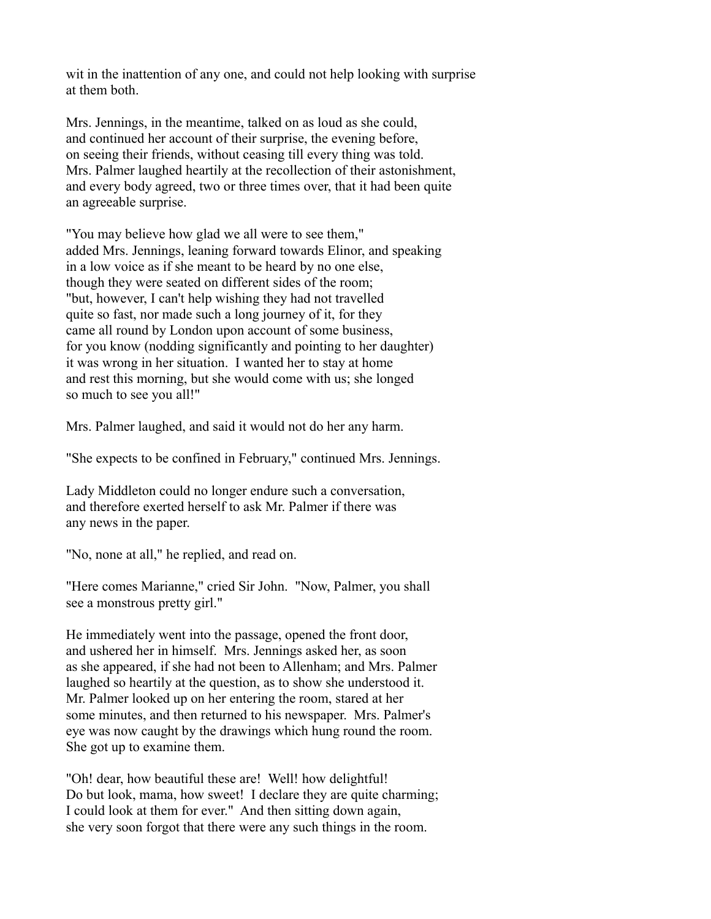wit in the inattention of any one, and could not help looking with surprise at them both.

Mrs. Jennings, in the meantime, talked on as loud as she could, and continued her account of their surprise, the evening before, on seeing their friends, without ceasing till every thing was told. Mrs. Palmer laughed heartily at the recollection of their astonishment, and every body agreed, two or three times over, that it had been quite an agreeable surprise.

"You may believe how glad we all were to see them," added Mrs. Jennings, leaning forward towards Elinor, and speaking in a low voice as if she meant to be heard by no one else, though they were seated on different sides of the room; "but, however, I can't help wishing they had not travelled quite so fast, nor made such a long journey of it, for they came all round by London upon account of some business, for you know (nodding significantly and pointing to her daughter) it was wrong in her situation. I wanted her to stay at home and rest this morning, but she would come with us; she longed so much to see you all!"

Mrs. Palmer laughed, and said it would not do her any harm.

"She expects to be confined in February," continued Mrs. Jennings.

Lady Middleton could no longer endure such a conversation, and therefore exerted herself to ask Mr. Palmer if there was any news in the paper.

"No, none at all," he replied, and read on.

"Here comes Marianne," cried Sir John. "Now, Palmer, you shall see a monstrous pretty girl."

He immediately went into the passage, opened the front door, and ushered her in himself. Mrs. Jennings asked her, as soon as she appeared, if she had not been to Allenham; and Mrs. Palmer laughed so heartily at the question, as to show she understood it. Mr. Palmer looked up on her entering the room, stared at her some minutes, and then returned to his newspaper. Mrs. Palmer's eye was now caught by the drawings which hung round the room. She got up to examine them.

"Oh! dear, how beautiful these are! Well! how delightful! Do but look, mama, how sweet! I declare they are quite charming; I could look at them for ever." And then sitting down again, she very soon forgot that there were any such things in the room.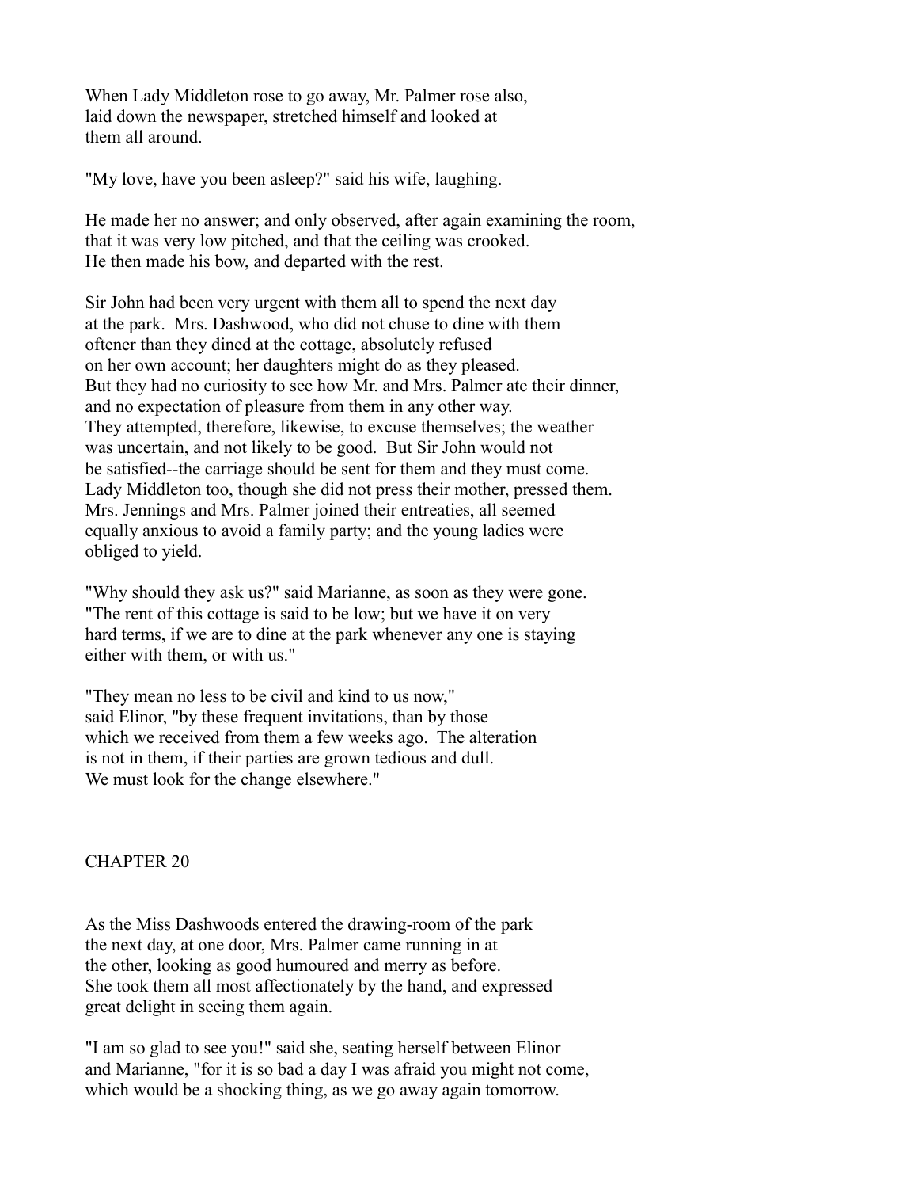When Lady Middleton rose to go away, Mr. Palmer rose also, laid down the newspaper, stretched himself and looked at them all around.

"My love, have you been asleep?" said his wife, laughing.

He made her no answer; and only observed, after again examining the room, that it was very low pitched, and that the ceiling was crooked. He then made his bow, and departed with the rest.

Sir John had been very urgent with them all to spend the next day at the park. Mrs. Dashwood, who did not chuse to dine with them oftener than they dined at the cottage, absolutely refused on her own account; her daughters might do as they pleased. But they had no curiosity to see how Mr. and Mrs. Palmer ate their dinner, and no expectation of pleasure from them in any other way. They attempted, therefore, likewise, to excuse themselves; the weather was uncertain, and not likely to be good. But Sir John would not be satisfied--the carriage should be sent for them and they must come. Lady Middleton too, though she did not press their mother, pressed them. Mrs. Jennings and Mrs. Palmer joined their entreaties, all seemed equally anxious to avoid a family party; and the young ladies were obliged to yield.

"Why should they ask us?" said Marianne, as soon as they were gone. "The rent of this cottage is said to be low; but we have it on very hard terms, if we are to dine at the park whenever any one is staying either with them, or with us."

"They mean no less to be civil and kind to us now," said Elinor, "by these frequent invitations, than by those which we received from them a few weeks ago. The alteration is not in them, if their parties are grown tedious and dull. We must look for the change elsewhere."

## CHAPTER 20

As the Miss Dashwoods entered the drawing-room of the park the next day, at one door, Mrs. Palmer came running in at the other, looking as good humoured and merry as before. She took them all most affectionately by the hand, and expressed great delight in seeing them again.

"I am so glad to see you!" said she, seating herself between Elinor and Marianne, "for it is so bad a day I was afraid you might not come, which would be a shocking thing, as we go away again tomorrow.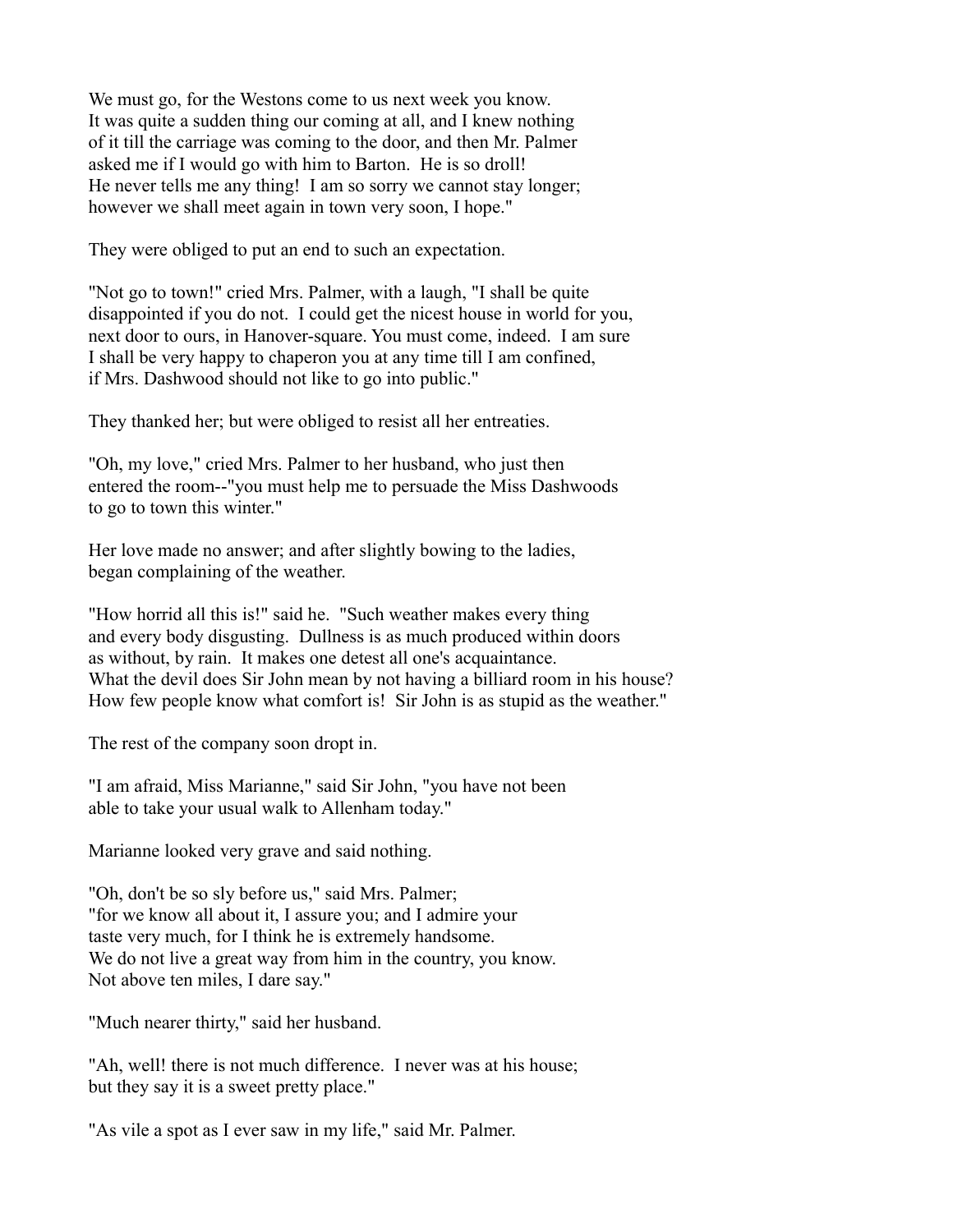We must go, for the Westons come to us next week you know.
It was quite a sudden thing our coming at all, and I knew nothing
of it till the carriage was coming to the door, and then Mr. Palmer
asked me if I would go with him to Barton. He is so droll!
He never tells me any thing! I am so sorry we cannot stay longer;
however we shall meet again in town very soon, I hope."

They were obliged to put an end to such an expectation.

"Not go to town!" cried Mrs. Palmer, with a laugh, "I shall be quite
disappointed if you do not. I could get the nicest house in world for you,
next door to ours, in Hanover-square. You must come, indeed. I am sure
I shall be very happy to chaperon you at any time till I am confined,
if Mrs. Dashwood should not like to go into public."

They thanked her; but were obliged to resist all her entreaties.

"Oh, my love," cried Mrs. Palmer to her husband, who just then
entered the room--"you must help me to persuade the Miss Dashwoods
to go to town this winter."

Her love made no answer; and after slightly bowing to the ladies,
began complaining of the weather.

"How horrid all this is!" said he. "Such weather makes every thing
and every body disgusting. Dullness is as much produced within doors
as without, by rain. It makes one detest all one's acquaintance.
What the devil does Sir John mean by not having a billiard room in his house?
How few people know what comfort is! Sir John is as stupid as the weather."

The rest of the company soon dropt in.

"I am afraid, Miss Marianne," said Sir John, "you have not been
able to take your usual walk to Allenham today."

Marianne looked very grave and said nothing.

"Oh, don't be so sly before us," said Mrs. Palmer;
"for we know all about it, I assure you; and I admire your
taste very much, for I think he is extremely handsome.
We do not live a great way from him in the country, you know.
Not above ten miles, I dare say."

"Much nearer thirty," said her husband.

"Ah, well! there is not much difference. I never was at his house;
but they say it is a sweet pretty place."

"As vile a spot as I ever saw in my life," said Mr. Palmer.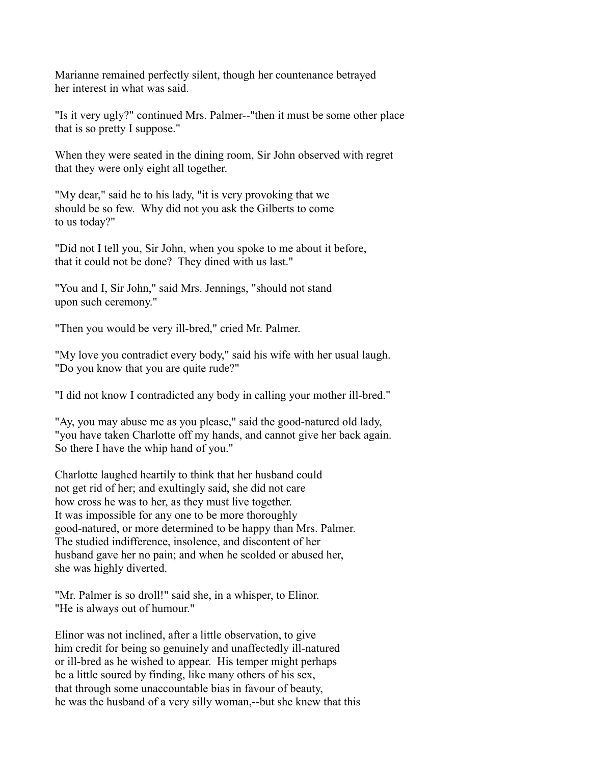Marianne remained perfectly silent, though her countenance betrayed her interest in what was said.

"Is it very ugly?" continued Mrs. Palmer--"then it must be some other place that is so pretty I suppose."

When they were seated in the dining room, Sir John observed with regret that they were only eight all together.

"My dear," said he to his lady, "it is very provoking that we should be so few. Why did not you ask the Gilberts to come to us today?"

"Did not I tell you, Sir John, when you spoke to me about it before, that it could not be done? They dined with us last."

"You and I, Sir John," said Mrs. Jennings, "should not stand upon such ceremony."

"Then you would be very ill-bred," cried Mr. Palmer.

"My love you contradict every body," said his wife with her usual laugh. "Do you know that you are quite rude?"

"I did not know I contradicted any body in calling your mother ill-bred."

"Ay, you may abuse me as you please," said the good-natured old lady, "you have taken Charlotte off my hands, and cannot give her back again. So there I have the whip hand of you."

Charlotte laughed heartily to think that her husband could not get rid of her; and exultingly said, she did not care how cross he was to her, as they must live together. It was impossible for any one to be more thoroughly good-natured, or more determined to be happy than Mrs. Palmer. The studied indifference, insolence, and discontent of her husband gave her no pain; and when he scolded or abused her, she was highly diverted.

"Mr. Palmer is so droll!" said she, in a whisper, to Elinor. "He is always out of humour."

Elinor was not inclined, after a little observation, to give him credit for being so genuinely and unaffectedly ill-natured or ill-bred as he wished to appear. His temper might perhaps be a little soured by finding, like many others of his sex, that through some unaccountable bias in favour of beauty, he was the husband of a very silly woman,--but she knew that this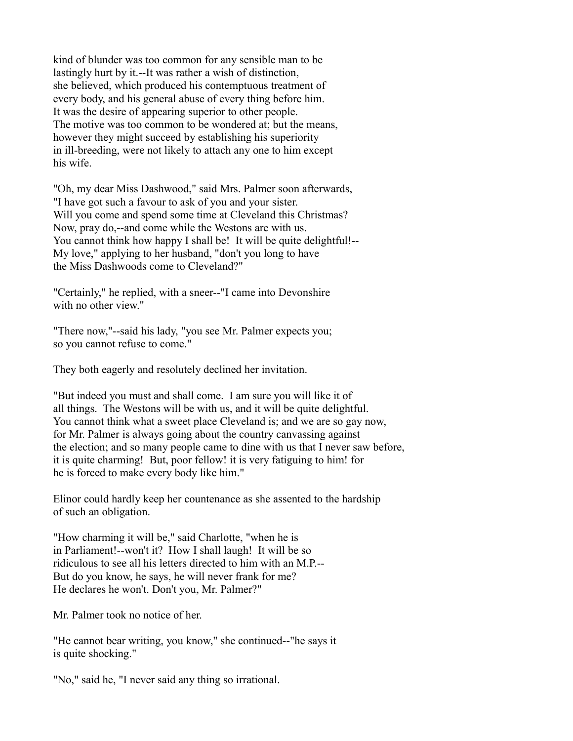kind of blunder was too common for any sensible man to be lastingly hurt by it.--It was rather a wish of distinction, she believed, which produced his contemptuous treatment of every body, and his general abuse of every thing before him. It was the desire of appearing superior to other people. The motive was too common to be wondered at; but the means, however they might succeed by establishing his superiority in ill-breeding, were not likely to attach any one to him except his wife.

"Oh, my dear Miss Dashwood," said Mrs. Palmer soon afterwards, "I have got such a favour to ask of you and your sister. Will you come and spend some time at Cleveland this Christmas? Now, pray do,--and come while the Westons are with us. You cannot think how happy I shall be! It will be quite delightful!-- My love," applying to her husband, "don't you long to have the Miss Dashwoods come to Cleveland?"

"Certainly," he replied, with a sneer--"I came into Devonshire with no other view."

"There now,"--said his lady, "you see Mr. Palmer expects you; so you cannot refuse to come."

They both eagerly and resolutely declined her invitation.

"But indeed you must and shall come. I am sure you will like it of all things. The Westons will be with us, and it will be quite delightful. You cannot think what a sweet place Cleveland is; and we are so gay now, for Mr. Palmer is always going about the country canvassing against the election; and so many people came to dine with us that I never saw before, it is quite charming! But, poor fellow! it is very fatiguing to him! for he is forced to make every body like him."

Elinor could hardly keep her countenance as she assented to the hardship of such an obligation.

"How charming it will be," said Charlotte, "when he is in Parliament!--won't it? How I shall laugh! It will be so ridiculous to see all his letters directed to him with an M.P.-- But do you know, he says, he will never frank for me? He declares he won't. Don't you, Mr. Palmer?"

Mr. Palmer took no notice of her.

"He cannot bear writing, you know," she continued--"he says it is quite shocking."

"No," said he, "I never said any thing so irrational.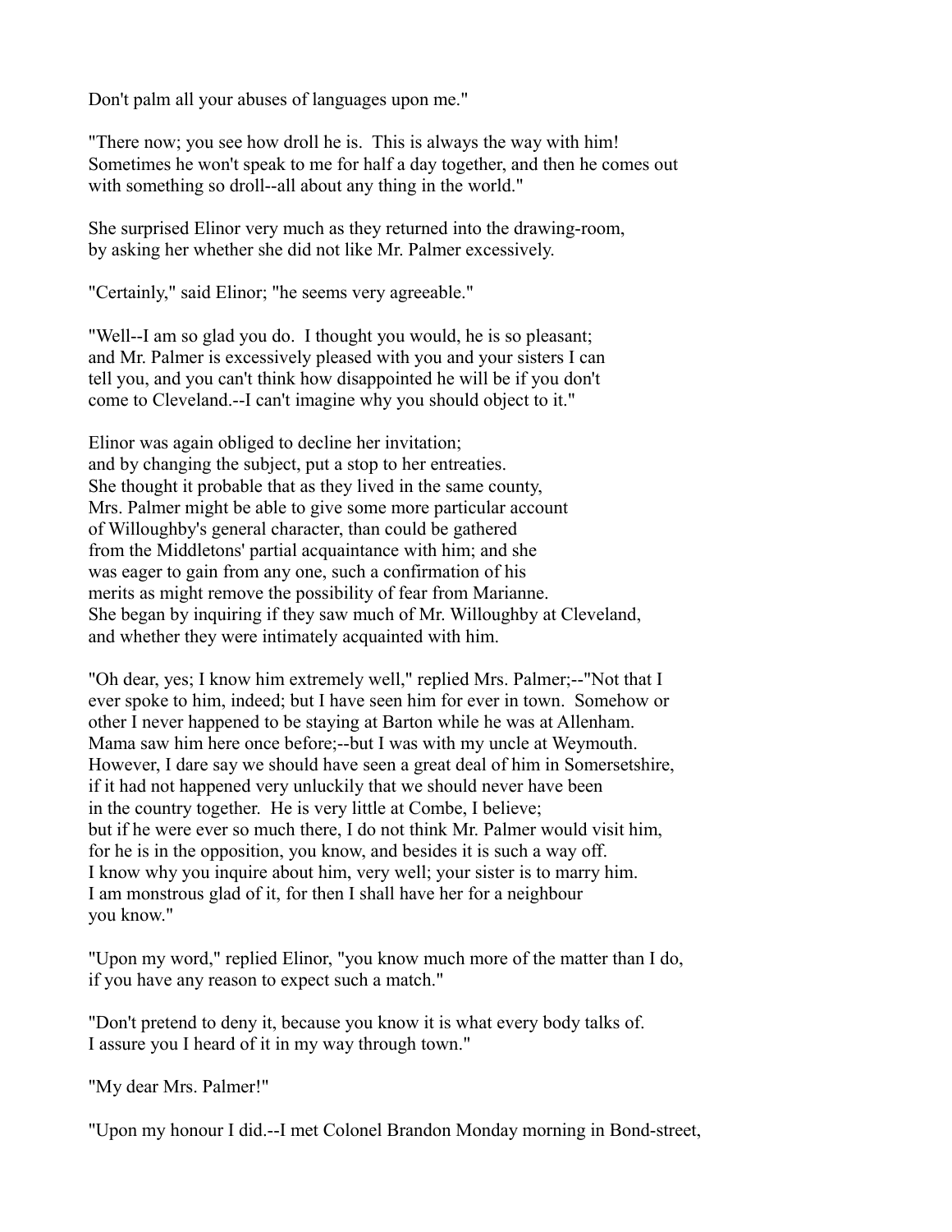Don't palm all your abuses of languages upon me."

"There now; you see how droll he is. This is always the way with him! Sometimes he won't speak to me for half a day together, and then he comes out with something so droll--all about any thing in the world."

She surprised Elinor very much as they returned into the drawing-room, by asking her whether she did not like Mr. Palmer excessively.

"Certainly," said Elinor; "he seems very agreeable."

"Well--I am so glad you do. I thought you would, he is so pleasant; and Mr. Palmer is excessively pleased with you and your sisters I can tell you, and you can't think how disappointed he will be if you don't come to Cleveland.--I can't imagine why you should object to it."

Elinor was again obliged to decline her invitation; and by changing the subject, put a stop to her entreaties. She thought it probable that as they lived in the same county, Mrs. Palmer might be able to give some more particular account of Willoughby's general character, than could be gathered from the Middletons' partial acquaintance with him; and she was eager to gain from any one, such a confirmation of his merits as might remove the possibility of fear from Marianne. She began by inquiring if they saw much of Mr. Willoughby at Cleveland, and whether they were intimately acquainted with him.

"Oh dear, yes; I know him extremely well," replied Mrs. Palmer;--"Not that I ever spoke to him, indeed; but I have seen him for ever in town. Somehow or other I never happened to be staying at Barton while he was at Allenham. Mama saw him here once before;--but I was with my uncle at Weymouth. However, I dare say we should have seen a great deal of him in Somersetshire, if it had not happened very unluckily that we should never have been in the country together. He is very little at Combe, I believe; but if he were ever so much there, I do not think Mr. Palmer would visit him, for he is in the opposition, you know, and besides it is such a way off. I know why you inquire about him, very well; your sister is to marry him. I am monstrous glad of it, for then I shall have her for a neighbour you know."

"Upon my word," replied Elinor, "you know much more of the matter than I do, if you have any reason to expect such a match."

"Don't pretend to deny it, because you know it is what every body talks of. I assure you I heard of it in my way through town."

"My dear Mrs. Palmer!"

"Upon my honour I did.--I met Colonel Brandon Monday morning in Bond-street,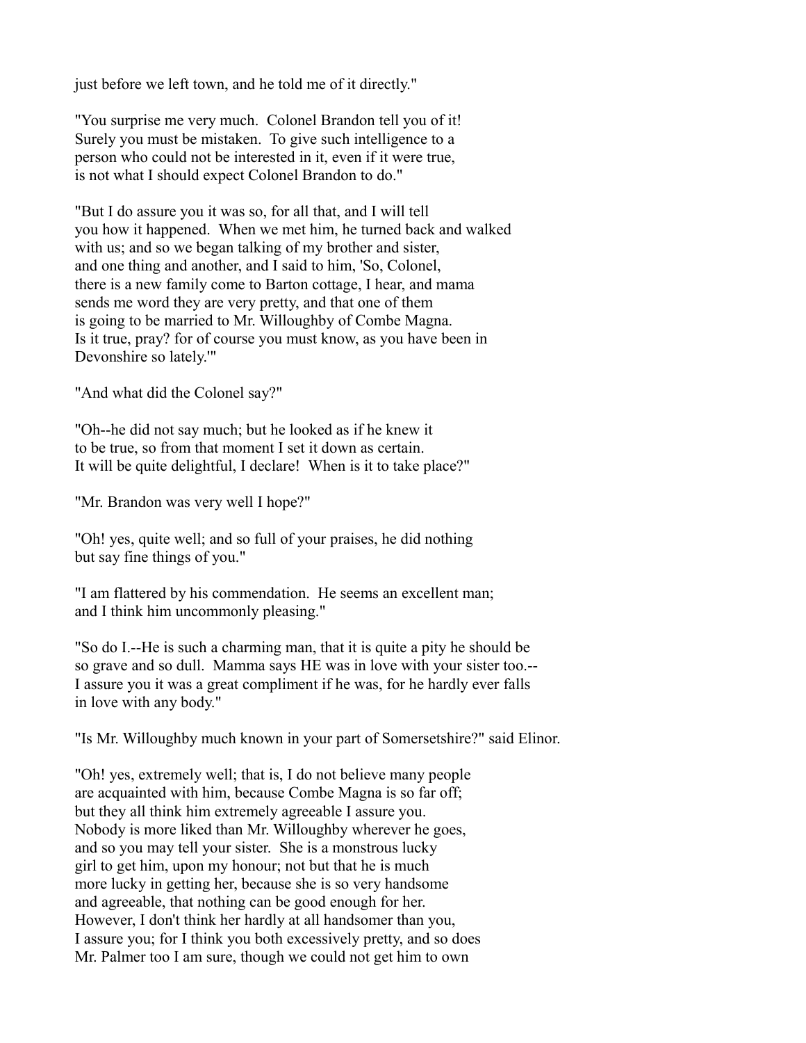just before we left town, and he told me of it directly."

"You surprise me very much. Colonel Brandon tell you of it! Surely you must be mistaken. To give such intelligence to a person who could not be interested in it, even if it were true, is not what I should expect Colonel Brandon to do."

"But I do assure you it was so, for all that, and I will tell you how it happened. When we met him, he turned back and walked with us; and so we began talking of my brother and sister, and one thing and another, and I said to him, 'So, Colonel, there is a new family come to Barton cottage, I hear, and mama sends me word they are very pretty, and that one of them is going to be married to Mr. Willoughby of Combe Magna. Is it true, pray? for of course you must know, as you have been in Devonshire so lately.'"

"And what did the Colonel say?"

"Oh--he did not say much; but he looked as if he knew it to be true, so from that moment I set it down as certain. It will be quite delightful, I declare! When is it to take place?"

"Mr. Brandon was very well I hope?"

"Oh! yes, quite well; and so full of your praises, he did nothing but say fine things of you."

"I am flattered by his commendation. He seems an excellent man; and I think him uncommonly pleasing."

"So do I.--He is such a charming man, that it is quite a pity he should be so grave and so dull. Mamma says HE was in love with your sister too.-- I assure you it was a great compliment if he was, for he hardly ever falls in love with any body."

"Is Mr. Willoughby much known in your part of Somersetshire?" said Elinor.

"Oh! yes, extremely well; that is, I do not believe many people are acquainted with him, because Combe Magna is so far off; but they all think him extremely agreeable I assure you. Nobody is more liked than Mr. Willoughby wherever he goes, and so you may tell your sister. She is a monstrous lucky girl to get him, upon my honour; not but that he is much more lucky in getting her, because she is so very handsome and agreeable, that nothing can be good enough for her. However, I don't think her hardly at all handsomer than you, I assure you; for I think you both excessively pretty, and so does Mr. Palmer too I am sure, though we could not get him to own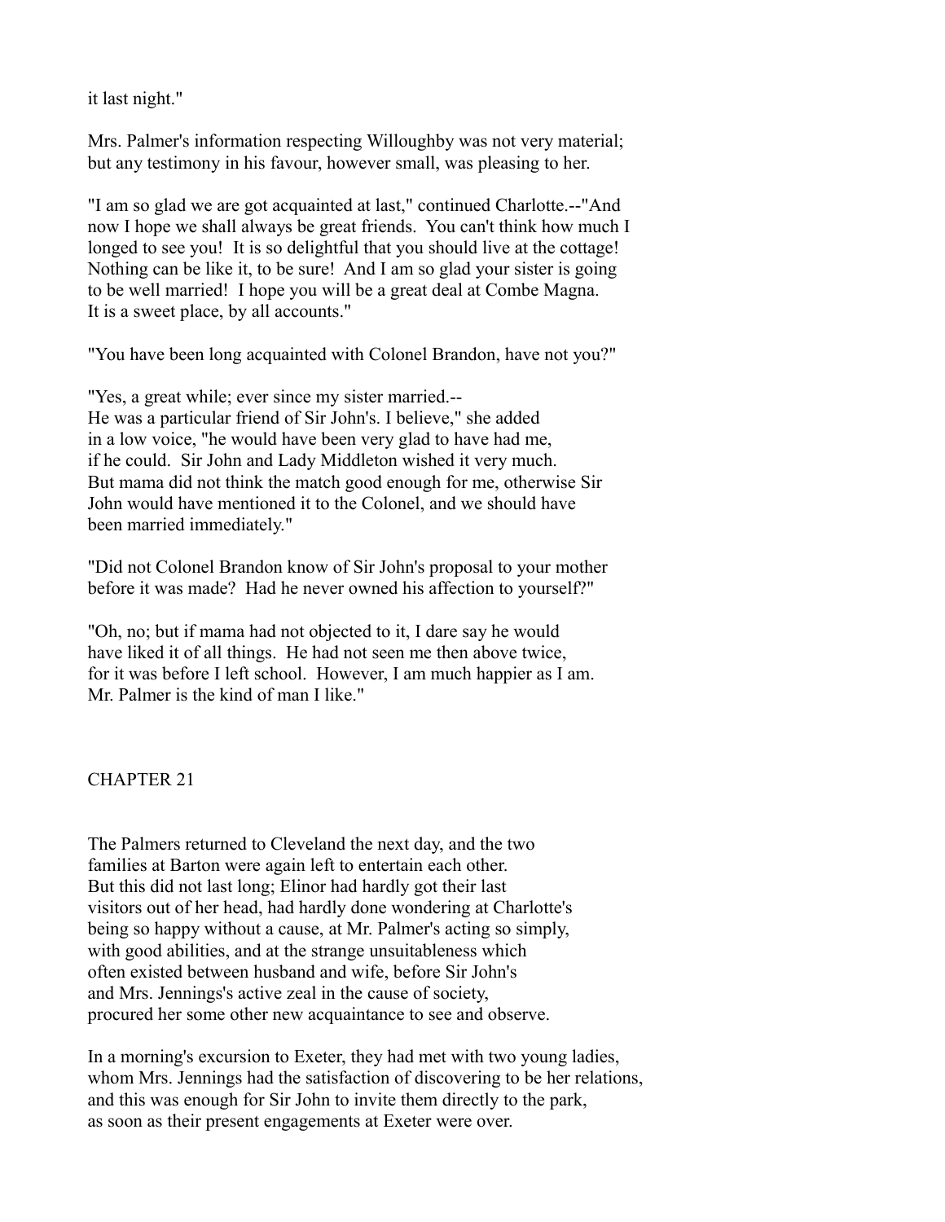it last night."

Mrs. Palmer's information respecting Willoughby was not very material; but any testimony in his favour, however small, was pleasing to her.

"I am so glad we are got acquainted at last," continued Charlotte.--"And now I hope we shall always be great friends. You can't think how much I longed to see you! It is so delightful that you should live at the cottage! Nothing can be like it, to be sure! And I am so glad your sister is going to be well married! I hope you will be a great deal at Combe Magna. It is a sweet place, by all accounts."

"You have been long acquainted with Colonel Brandon, have not you?"

"Yes, a great while; ever since my sister married.-- He was a particular friend of Sir John's. I believe," she added in a low voice, "he would have been very glad to have had me, if he could. Sir John and Lady Middleton wished it very much. But mama did not think the match good enough for me, otherwise Sir John would have mentioned it to the Colonel, and we should have been married immediately."

"Did not Colonel Brandon know of Sir John's proposal to your mother before it was made? Had he never owned his affection to yourself?"

"Oh, no; but if mama had not objected to it, I dare say he would have liked it of all things. He had not seen me then above twice, for it was before I left school. However, I am much happier as I am. Mr. Palmer is the kind of man I like."

## CHAPTER 21

The Palmers returned to Cleveland the next day, and the two families at Barton were again left to entertain each other. But this did not last long; Elinor had hardly got their last visitors out of her head, had hardly done wondering at Charlotte's being so happy without a cause, at Mr. Palmer's acting so simply, with good abilities, and at the strange unsuitableness which often existed between husband and wife, before Sir John's and Mrs. Jennings's active zeal in the cause of society, procured her some other new acquaintance to see and observe.

In a morning's excursion to Exeter, they had met with two young ladies, whom Mrs. Jennings had the satisfaction of discovering to be her relations, and this was enough for Sir John to invite them directly to the park, as soon as their present engagements at Exeter were over.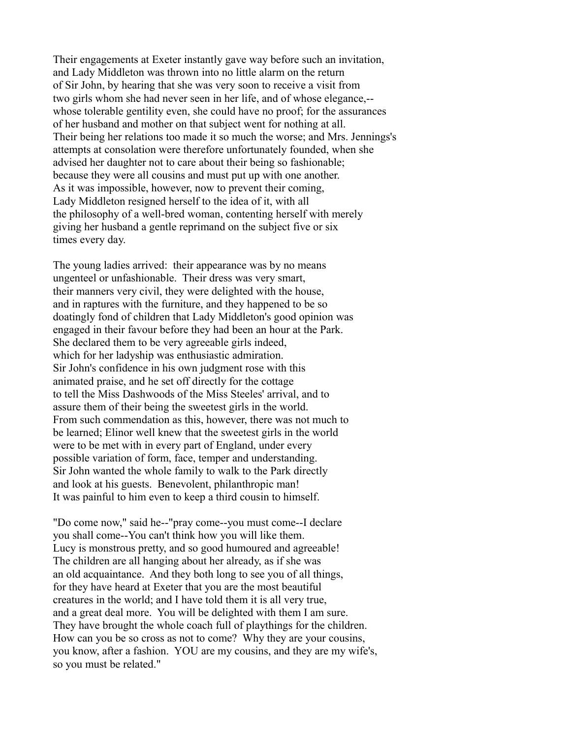Their engagements at Exeter instantly gave way before such an invitation, and Lady Middleton was thrown into no little alarm on the return of Sir John, by hearing that she was very soon to receive a visit from two girls whom she had never seen in her life, and of whose elegance,--whose tolerable gentility even, she could have no proof; for the assurances of her husband and mother on that subject went for nothing at all. Their being her relations too made it so much the worse; and Mrs. Jennings's attempts at consolation were therefore unfortunately founded, when she advised her daughter not to care about their being so fashionable; because they were all cousins and must put up with one another. As it was impossible, however, now to prevent their coming, Lady Middleton resigned herself to the idea of it, with all the philosophy of a well-bred woman, contenting herself with merely giving her husband a gentle reprimand on the subject five or six times every day.

The young ladies arrived: their appearance was by no means ungenteel or unfashionable. Their dress was very smart, their manners very civil, they were delighted with the house, and in raptures with the furniture, and they happened to be so doatingly fond of children that Lady Middleton's good opinion was engaged in their favour before they had been an hour at the Park. She declared them to be very agreeable girls indeed, which for her ladyship was enthusiastic admiration. Sir John's confidence in his own judgment rose with this animated praise, and he set off directly for the cottage to tell the Miss Dashwoods of the Miss Steeles' arrival, and to assure them of their being the sweetest girls in the world. From such commendation as this, however, there was not much to be learned; Elinor well knew that the sweetest girls in the world were to be met with in every part of England, under every possible variation of form, face, temper and understanding. Sir John wanted the whole family to walk to the Park directly and look at his guests. Benevolent, philanthropic man! It was painful to him even to keep a third cousin to himself.

"Do come now," said he--"pray come--you must come--I declare you shall come--You can't think how you will like them. Lucy is monstrous pretty, and so good humoured and agreeable! The children are all hanging about her already, as if she was an old acquaintance. And they both long to see you of all things, for they have heard at Exeter that you are the most beautiful creatures in the world; and I have told them it is all very true, and a great deal more. You will be delighted with them I am sure. They have brought the whole coach full of playthings for the children. How can you be so cross as not to come? Why they are your cousins, you know, after a fashion. YOU are my cousins, and they are my wife's, so you must be related."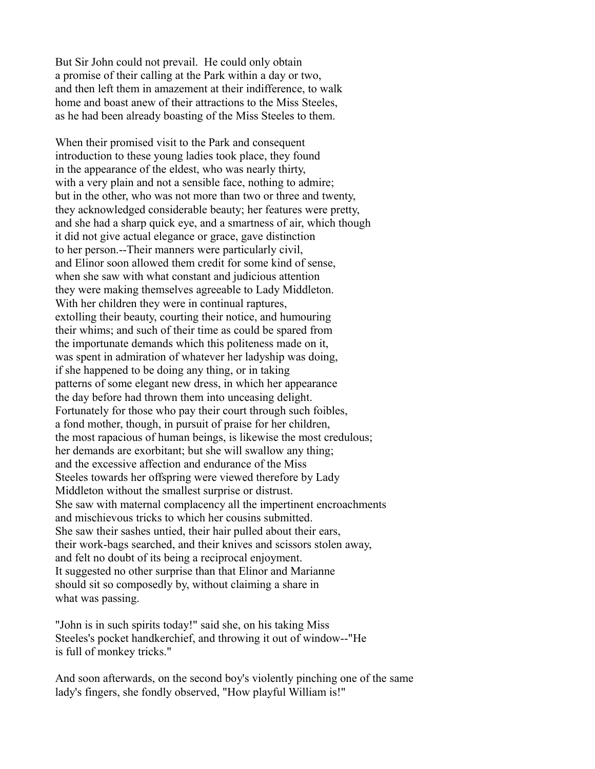But Sir John could not prevail. He could only obtain a promise of their calling at the Park within a day or two, and then left them in amazement at their indifference, to walk home and boast anew of their attractions to the Miss Steeles, as he had been already boasting of the Miss Steeles to them.

When their promised visit to the Park and consequent introduction to these young ladies took place, they found in the appearance of the eldest, who was nearly thirty, with a very plain and not a sensible face, nothing to admire; but in the other, who was not more than two or three and twenty, they acknowledged considerable beauty; her features were pretty, and she had a sharp quick eye, and a smartness of air, which though it did not give actual elegance or grace, gave distinction to her person.--Their manners were particularly civil, and Elinor soon allowed them credit for some kind of sense, when she saw with what constant and judicious attention they were making themselves agreeable to Lady Middleton. With her children they were in continual raptures, extolling their beauty, courting their notice, and humouring their whims; and such of their time as could be spared from the importunate demands which this politeness made on it, was spent in admiration of whatever her ladyship was doing, if she happened to be doing any thing, or in taking patterns of some elegant new dress, in which her appearance the day before had thrown them into unceasing delight. Fortunately for those who pay their court through such foibles, a fond mother, though, in pursuit of praise for her children, the most rapacious of human beings, is likewise the most credulous; her demands are exorbitant; but she will swallow any thing; and the excessive affection and endurance of the Miss Steeles towards her offspring were viewed therefore by Lady Middleton without the smallest surprise or distrust. She saw with maternal complacency all the impertinent encroachments and mischievous tricks to which her cousins submitted. She saw their sashes untied, their hair pulled about their ears, their work-bags searched, and their knives and scissors stolen away, and felt no doubt of its being a reciprocal enjoyment. It suggested no other surprise than that Elinor and Marianne should sit so composedly by, without claiming a share in what was passing.

"John is in such spirits today!" said she, on his taking Miss Steeles's pocket handkerchief, and throwing it out of window--"He is full of monkey tricks."

And soon afterwards, on the second boy's violently pinching one of the same lady's fingers, she fondly observed, "How playful William is!"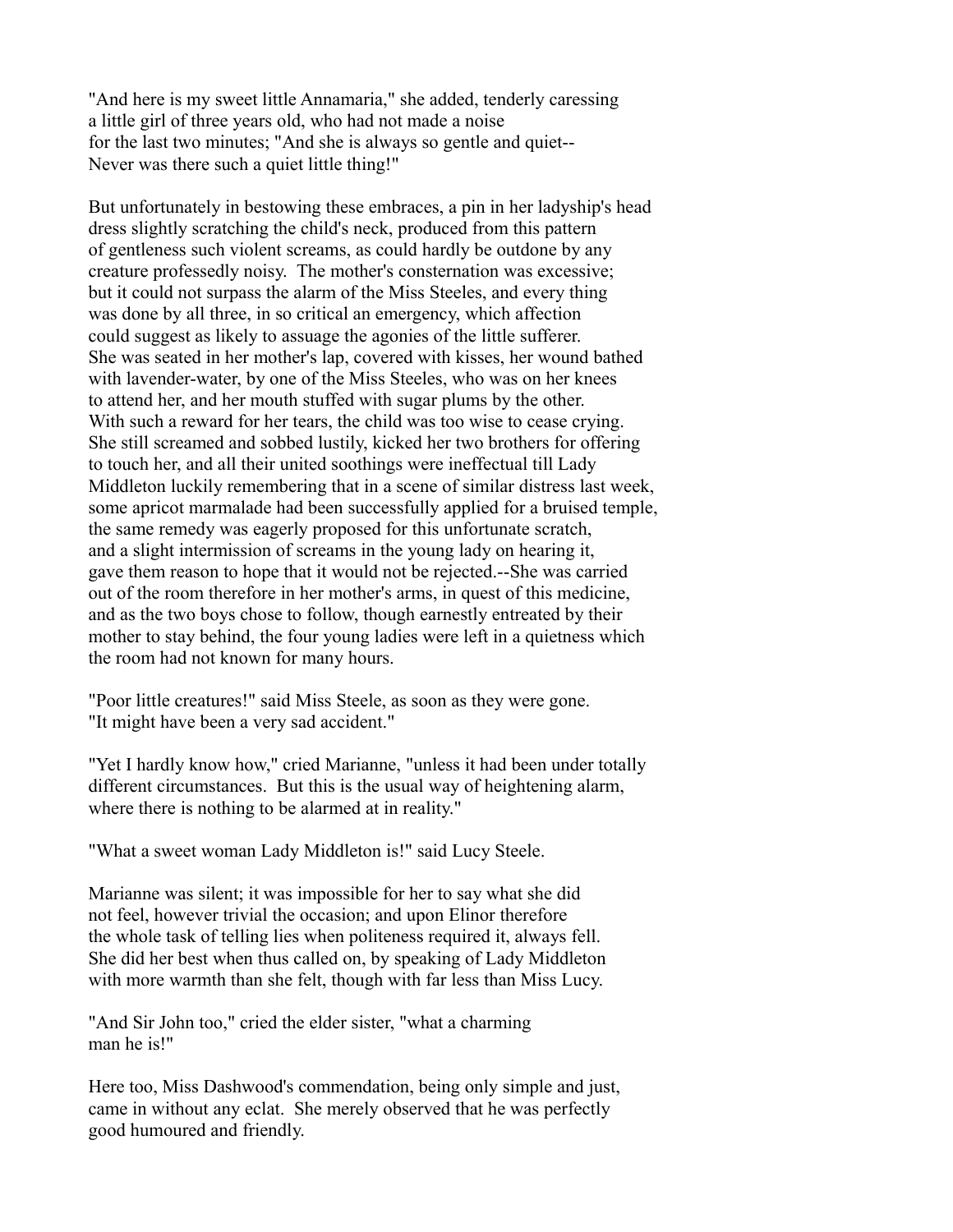"And here is my sweet little Annamaria," she added, tenderly caressing a little girl of three years old, who had not made a noise for the last two minutes; "And she is always so gentle and quiet-- Never was there such a quiet little thing!"

But unfortunately in bestowing these embraces, a pin in her ladyship's head dress slightly scratching the child's neck, produced from this pattern of gentleness such violent screams, as could hardly be outdone by any creature professedly noisy. The mother's consternation was excessive; but it could not surpass the alarm of the Miss Steeles, and every thing was done by all three, in so critical an emergency, which affection could suggest as likely to assuage the agonies of the little sufferer. She was seated in her mother's lap, covered with kisses, her wound bathed with lavender-water, by one of the Miss Steeles, who was on her knees to attend her, and her mouth stuffed with sugar plums by the other. With such a reward for her tears, the child was too wise to cease crying. She still screamed and sobbed lustily, kicked her two brothers for offering to touch her, and all their united soothings were ineffectual till Lady Middleton luckily remembering that in a scene of similar distress last week, some apricot marmalade had been successfully applied for a bruised temple, the same remedy was eagerly proposed for this unfortunate scratch, and a slight intermission of screams in the young lady on hearing it, gave them reason to hope that it would not be rejected.--She was carried out of the room therefore in her mother's arms, in quest of this medicine, and as the two boys chose to follow, though earnestly entreated by their mother to stay behind, the four young ladies were left in a quietness which the room had not known for many hours.

"Poor little creatures!" said Miss Steele, as soon as they were gone. "It might have been a very sad accident."

"Yet I hardly know how," cried Marianne, "unless it had been under totally different circumstances. But this is the usual way of heightening alarm, where there is nothing to be alarmed at in reality."

"What a sweet woman Lady Middleton is!" said Lucy Steele.

Marianne was silent; it was impossible for her to say what she did not feel, however trivial the occasion; and upon Elinor therefore the whole task of telling lies when politeness required it, always fell. She did her best when thus called on, by speaking of Lady Middleton with more warmth than she felt, though with far less than Miss Lucy.

"And Sir John too," cried the elder sister, "what a charming man he is!"

Here too, Miss Dashwood's commendation, being only simple and just, came in without any eclat. She merely observed that he was perfectly good humoured and friendly.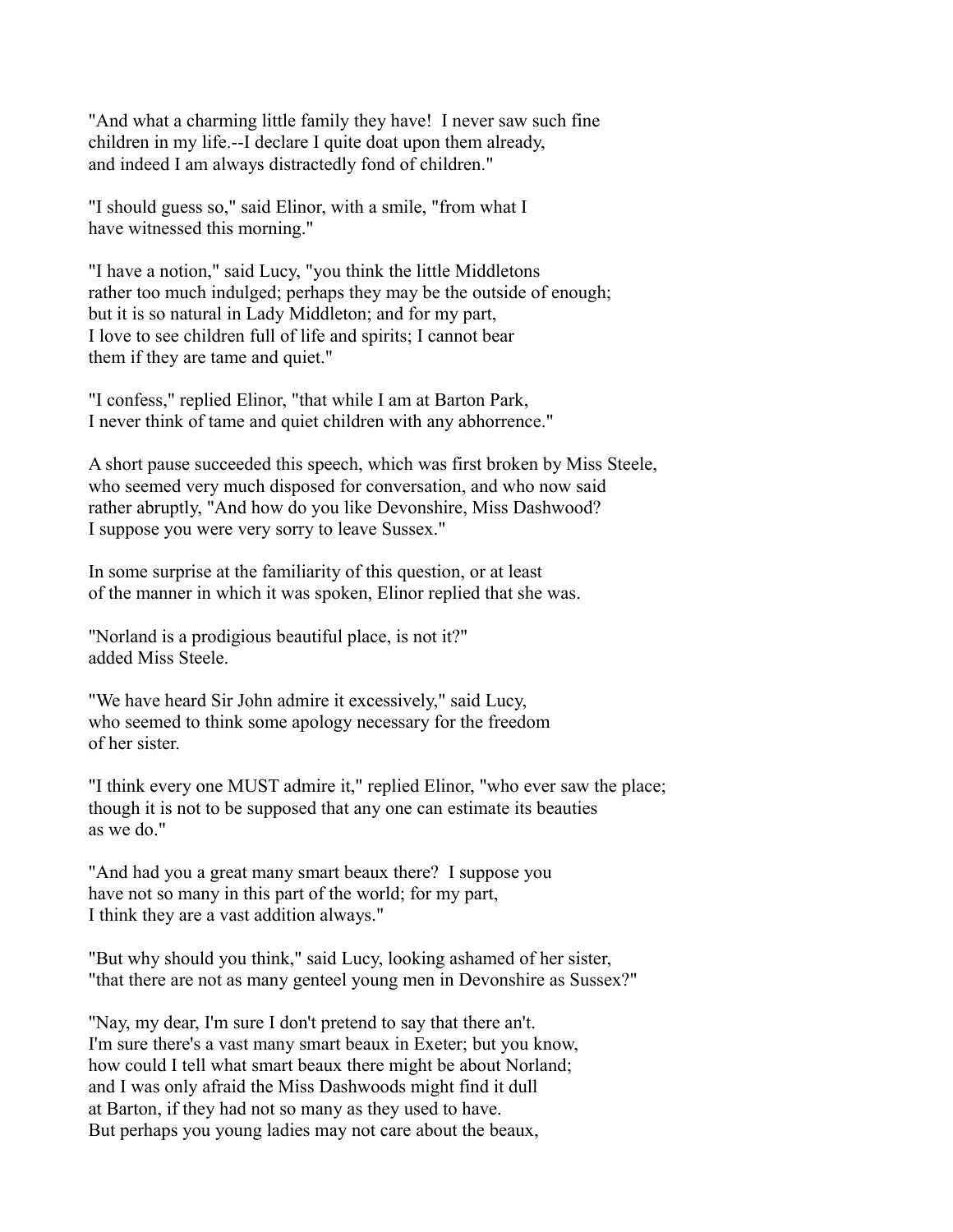"And what a charming little family they have! I never saw such fine children in my life.--I declare I quite doat upon them already, and indeed I am always distractedly fond of children."

"I should guess so," said Elinor, with a smile, "from what I have witnessed this morning."

"I have a notion," said Lucy, "you think the little Middletons rather too much indulged; perhaps they may be the outside of enough; but it is so natural in Lady Middleton; and for my part, I love to see children full of life and spirits; I cannot bear them if they are tame and quiet."

"I confess," replied Elinor, "that while I am at Barton Park, I never think of tame and quiet children with any abhorrence."

A short pause succeeded this speech, which was first broken by Miss Steele, who seemed very much disposed for conversation, and who now said rather abruptly, "And how do you like Devonshire, Miss Dashwood? I suppose you were very sorry to leave Sussex."

In some surprise at the familiarity of this question, or at least of the manner in which it was spoken, Elinor replied that she was.

"Norland is a prodigious beautiful place, is not it?" added Miss Steele.

"We have heard Sir John admire it excessively," said Lucy, who seemed to think some apology necessary for the freedom of her sister.

"I think every one MUST admire it," replied Elinor, "who ever saw the place; though it is not to be supposed that any one can estimate its beauties as we do."

"And had you a great many smart beaux there? I suppose you have not so many in this part of the world; for my part, I think they are a vast addition always."

"But why should you think," said Lucy, looking ashamed of her sister, "that there are not as many genteel young men in Devonshire as Sussex?"

"Nay, my dear, I'm sure I don't pretend to say that there an't. I'm sure there's a vast many smart beaux in Exeter; but you know, how could I tell what smart beaux there might be about Norland; and I was only afraid the Miss Dashwoods might find it dull at Barton, if they had not so many as they used to have. But perhaps you young ladies may not care about the beaux,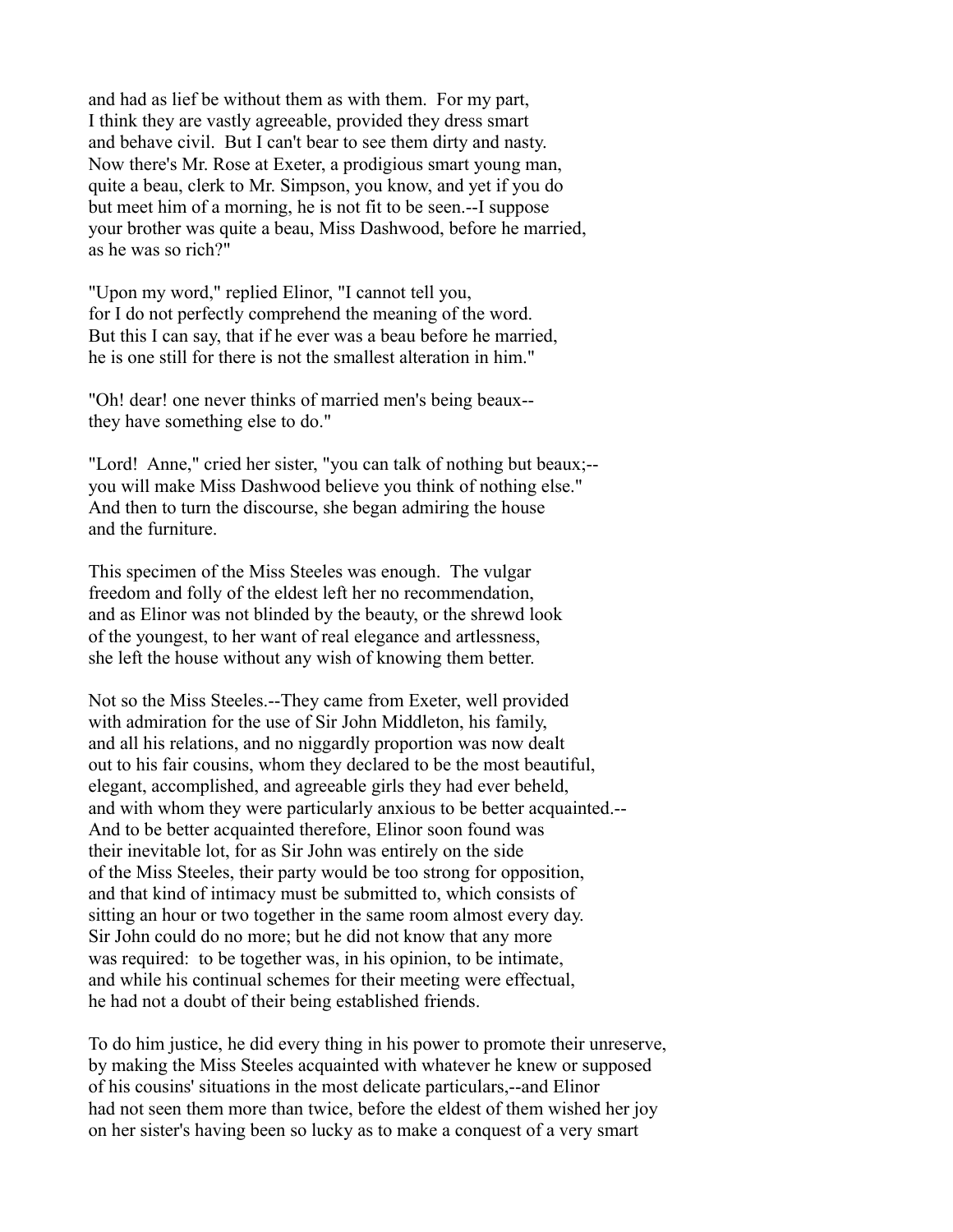and had as lief be without them as with them. For my part, I think they are vastly agreeable, provided they dress smart and behave civil. But I can't bear to see them dirty and nasty. Now there's Mr. Rose at Exeter, a prodigious smart young man, quite a beau, clerk to Mr. Simpson, you know, and yet if you do but meet him of a morning, he is not fit to be seen.--I suppose your brother was quite a beau, Miss Dashwood, before he married, as he was so rich?"

"Upon my word," replied Elinor, "I cannot tell you, for I do not perfectly comprehend the meaning of the word. But this I can say, that if he ever was a beau before he married, he is one still for there is not the smallest alteration in him."

"Oh! dear! one never thinks of married men's being beaux-- they have something else to do."

"Lord! Anne," cried her sister, "you can talk of nothing but beaux;-- you will make Miss Dashwood believe you think of nothing else." And then to turn the discourse, she began admiring the house and the furniture.

This specimen of the Miss Steeles was enough. The vulgar freedom and folly of the eldest left her no recommendation, and as Elinor was not blinded by the beauty, or the shrewd look of the youngest, to her want of real elegance and artlessness, she left the house without any wish of knowing them better.

Not so the Miss Steeles.--They came from Exeter, well provided with admiration for the use of Sir John Middleton, his family, and all his relations, and no niggardly proportion was now dealt out to his fair cousins, whom they declared to be the most beautiful, elegant, accomplished, and agreeable girls they had ever beheld, and with whom they were particularly anxious to be better acquainted.-- And to be better acquainted therefore, Elinor soon found was their inevitable lot, for as Sir John was entirely on the side of the Miss Steeles, their party would be too strong for opposition, and that kind of intimacy must be submitted to, which consists of sitting an hour or two together in the same room almost every day. Sir John could do no more; but he did not know that any more was required: to be together was, in his opinion, to be intimate, and while his continual schemes for their meeting were effectual, he had not a doubt of their being established friends.

To do him justice, he did every thing in his power to promote their unreserve, by making the Miss Steeles acquainted with whatever he knew or supposed of his cousins' situations in the most delicate particulars,--and Elinor had not seen them more than twice, before the eldest of them wished her joy on her sister's having been so lucky as to make a conquest of a very smart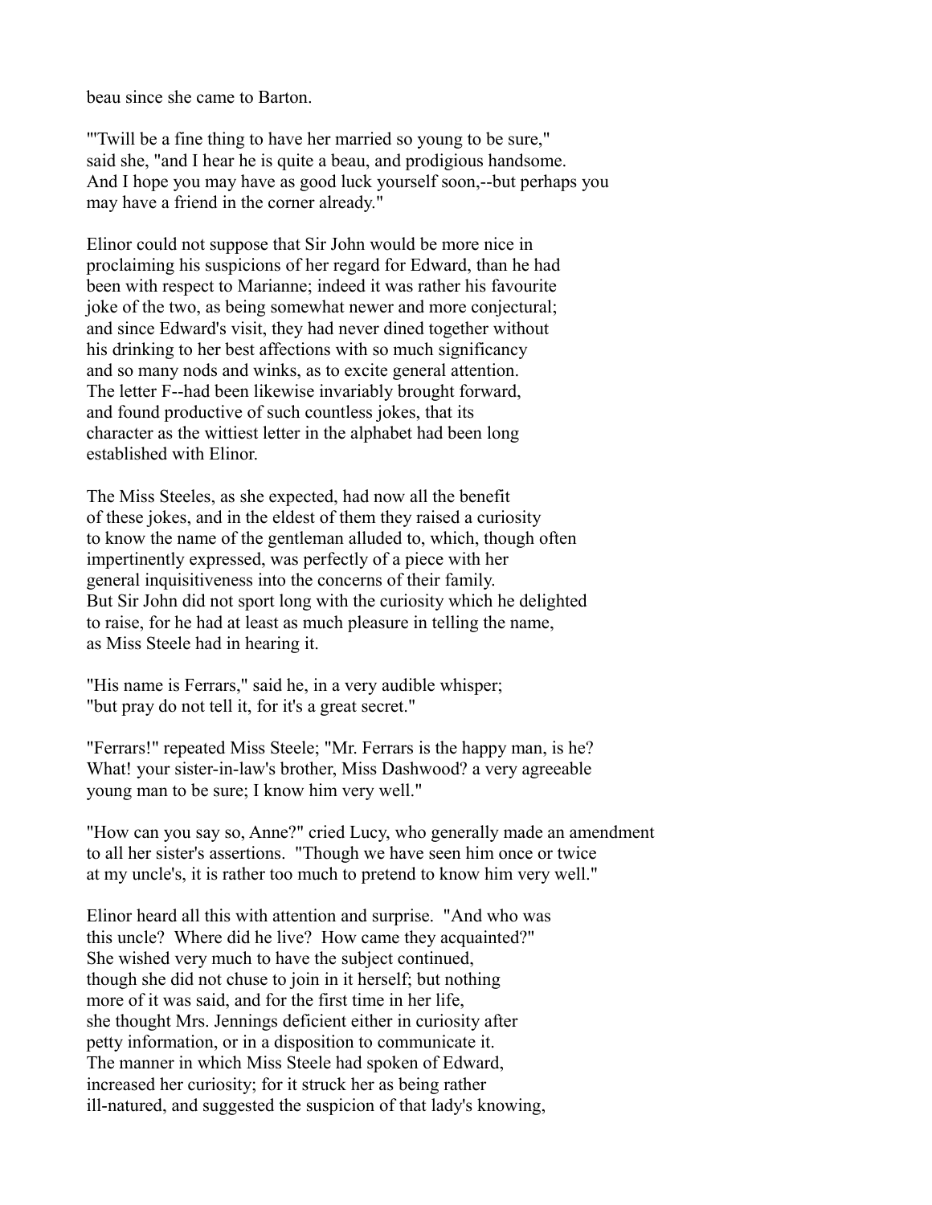beau since she came to Barton.

"'Twill be a fine thing to have her married so young to be sure," said she, "and I hear he is quite a beau, and prodigious handsome. And I hope you may have as good luck yourself soon,--but perhaps you may have a friend in the corner already."

Elinor could not suppose that Sir John would be more nice in proclaiming his suspicions of her regard for Edward, than he had been with respect to Marianne; indeed it was rather his favourite joke of the two, as being somewhat newer and more conjectural; and since Edward's visit, they had never dined together without his drinking to her best affections with so much significancy and so many nods and winks, as to excite general attention. The letter F--had been likewise invariably brought forward, and found productive of such countless jokes, that its character as the wittiest letter in the alphabet had been long established with Elinor.

The Miss Steeles, as she expected, had now all the benefit of these jokes, and in the eldest of them they raised a curiosity to know the name of the gentleman alluded to, which, though often impertinently expressed, was perfectly of a piece with her general inquisitiveness into the concerns of their family. But Sir John did not sport long with the curiosity which he delighted to raise, for he had at least as much pleasure in telling the name, as Miss Steele had in hearing it.

"His name is Ferrars," said he, in a very audible whisper; "but pray do not tell it, for it's a great secret."

"Ferrars!" repeated Miss Steele; "Mr. Ferrars is the happy man, is he? What! your sister-in-law's brother, Miss Dashwood? a very agreeable young man to be sure; I know him very well."

"How can you say so, Anne?" cried Lucy, who generally made an amendment to all her sister's assertions. "Though we have seen him once or twice at my uncle's, it is rather too much to pretend to know him very well."

Elinor heard all this with attention and surprise. "And who was this uncle? Where did he live? How came they acquainted?" She wished very much to have the subject continued, though she did not chuse to join in it herself; but nothing more of it was said, and for the first time in her life, she thought Mrs. Jennings deficient either in curiosity after petty information, or in a disposition to communicate it. The manner in which Miss Steele had spoken of Edward, increased her curiosity; for it struck her as being rather ill-natured, and suggested the suspicion of that lady's knowing,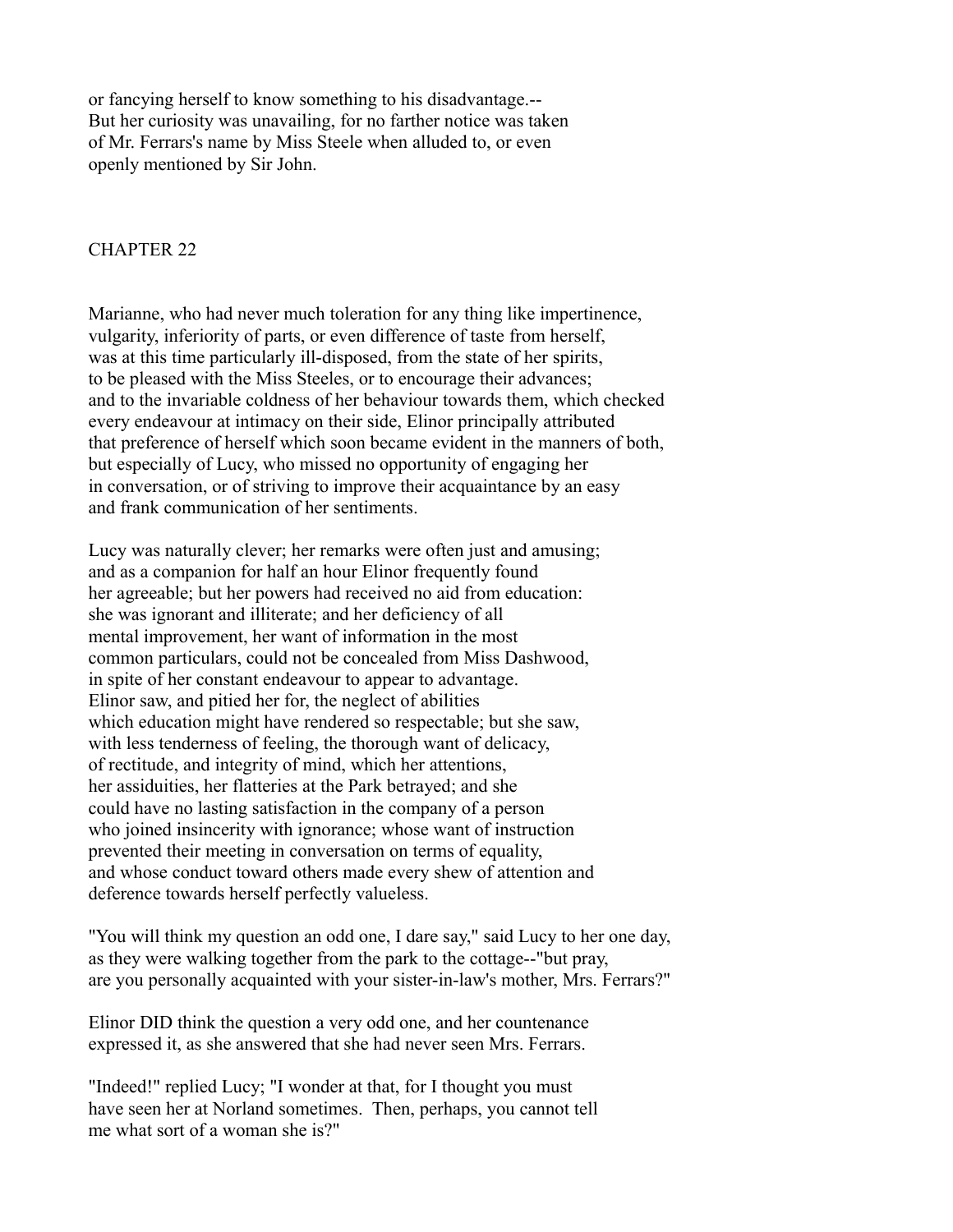or fancying herself to know something to his disadvantage.--
But her curiosity was unavailing, for no farther notice was taken
of Mr. Ferrars's name by Miss Steele when alluded to, or even
openly mentioned by Sir John.

## CHAPTER 22

Marianne, who had never much toleration for any thing like impertinence,
vulgarity, inferiority of parts, or even difference of taste from herself,
was at this time particularly ill-disposed, from the state of her spirits,
to be pleased with the Miss Steeles, or to encourage their advances;
and to the invariable coldness of her behaviour towards them, which checked
every endeavour at intimacy on their side, Elinor principally attributed
that preference of herself which soon became evident in the manners of both,
but especially of Lucy, who missed no opportunity of engaging her
in conversation, or of striving to improve their acquaintance by an easy
and frank communication of her sentiments.

Lucy was naturally clever; her remarks were often just and amusing;
and as a companion for half an hour Elinor frequently found
her agreeable; but her powers had received no aid from education:
she was ignorant and illiterate; and her deficiency of all
mental improvement, her want of information in the most
common particulars, could not be concealed from Miss Dashwood,
in spite of her constant endeavour to appear to advantage.
Elinor saw, and pitied her for, the neglect of abilities
which education might have rendered so respectable; but she saw,
with less tenderness of feeling, the thorough want of delicacy,
of rectitude, and integrity of mind, which her attentions,
her assiduities, her flatteries at the Park betrayed; and she
could have no lasting satisfaction in the company of a person
who joined insincerity with ignorance; whose want of instruction
prevented their meeting in conversation on terms of equality,
and whose conduct toward others made every shew of attention and
deference towards herself perfectly valueless.

"You will think my question an odd one, I dare say," said Lucy to her one day,
as they were walking together from the park to the cottage--"but pray,
are you personally acquainted with your sister-in-law's mother, Mrs. Ferrars?"

Elinor DID think the question a very odd one, and her countenance
expressed it, as she answered that she had never seen Mrs. Ferrars.

"Indeed!" replied Lucy; "I wonder at that, for I thought you must
have seen her at Norland sometimes. Then, perhaps, you cannot tell
me what sort of a woman she is?"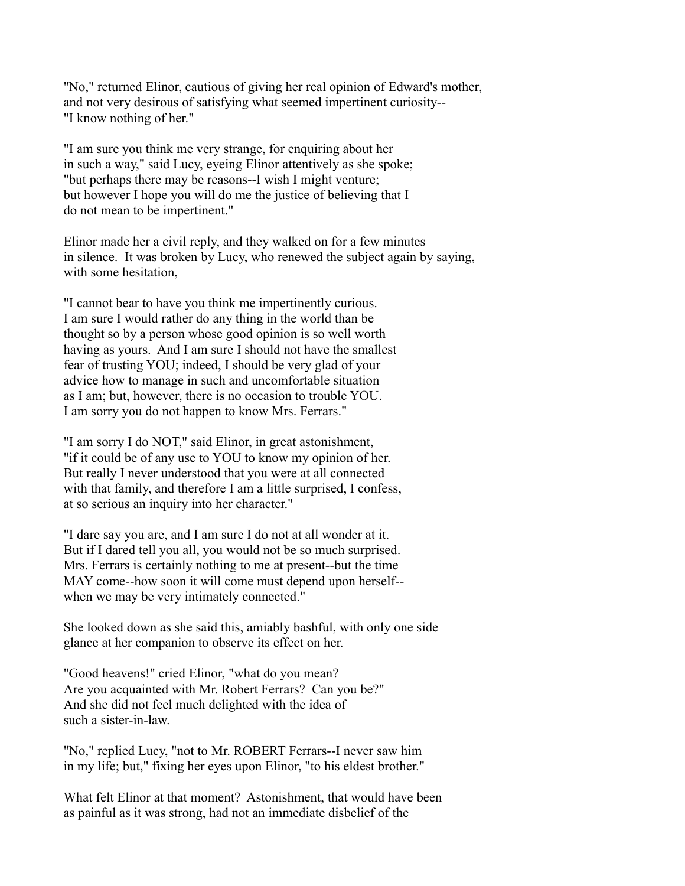"No," returned Elinor, cautious of giving her real opinion of Edward's mother, and not very desirous of satisfying what seemed impertinent curiosity-- "I know nothing of her."

"I am sure you think me very strange, for enquiring about her in such a way," said Lucy, eyeing Elinor attentively as she spoke; "but perhaps there may be reasons--I wish I might venture; but however I hope you will do me the justice of believing that I do not mean to be impertinent."

Elinor made her a civil reply, and they walked on for a few minutes in silence. It was broken by Lucy, who renewed the subject again by saying, with some hesitation,

"I cannot bear to have you think me impertinently curious. I am sure I would rather do any thing in the world than be thought so by a person whose good opinion is so well worth having as yours. And I am sure I should not have the smallest fear of trusting YOU; indeed, I should be very glad of your advice how to manage in such and uncomfortable situation as I am; but, however, there is no occasion to trouble YOU. I am sorry you do not happen to know Mrs. Ferrars."

"I am sorry I do NOT," said Elinor, in great astonishment, "if it could be of any use to YOU to know my opinion of her. But really I never understood that you were at all connected with that family, and therefore I am a little surprised, I confess, at so serious an inquiry into her character."

"I dare say you are, and I am sure I do not at all wonder at it. But if I dared tell you all, you would not be so much surprised. Mrs. Ferrars is certainly nothing to me at present--but the time MAY come--how soon it will come must depend upon herself-- when we may be very intimately connected."

She looked down as she said this, amiably bashful, with only one side glance at her companion to observe its effect on her.

"Good heavens!" cried Elinor, "what do you mean? Are you acquainted with Mr. Robert Ferrars? Can you be?" And she did not feel much delighted with the idea of such a sister-in-law.

"No," replied Lucy, "not to Mr. ROBERT Ferrars--I never saw him in my life; but," fixing her eyes upon Elinor, "to his eldest brother."

What felt Elinor at that moment? Astonishment, that would have been as painful as it was strong, had not an immediate disbelief of the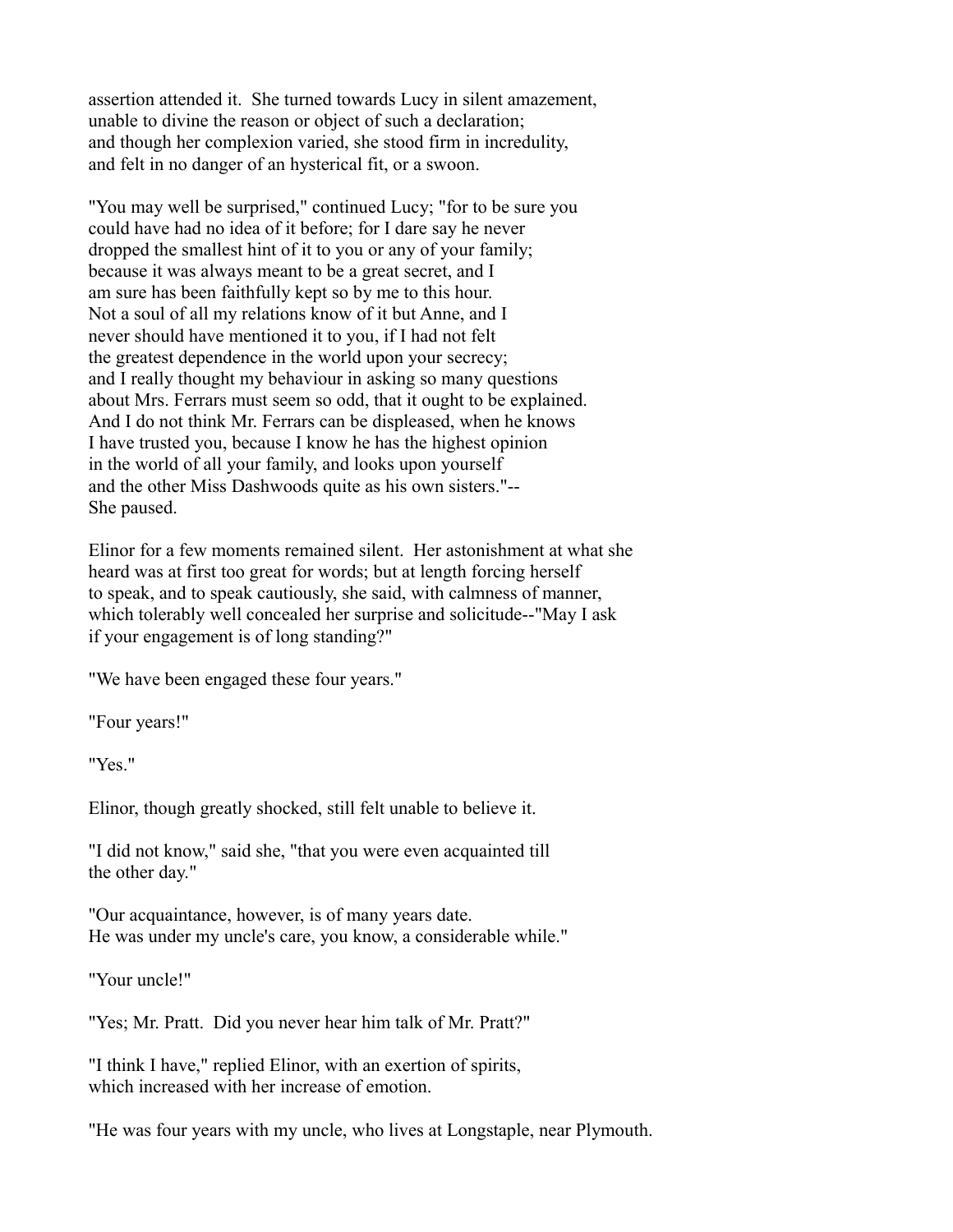assertion attended it. She turned towards Lucy in silent amazement, unable to divine the reason or object of such a declaration; and though her complexion varied, she stood firm in incredulity, and felt in no danger of an hysterical fit, or a swoon.

"You may well be surprised," continued Lucy; "for to be sure you could have had no idea of it before; for I dare say he never dropped the smallest hint of it to you or any of your family; because it was always meant to be a great secret, and I am sure has been faithfully kept so by me to this hour. Not a soul of all my relations know of it but Anne, and I never should have mentioned it to you, if I had not felt the greatest dependence in the world upon your secrecy; and I really thought my behaviour in asking so many questions about Mrs. Ferrars must seem so odd, that it ought to be explained. And I do not think Mr. Ferrars can be displeased, when he knows I have trusted you, because I know he has the highest opinion in the world of all your family, and looks upon yourself and the other Miss Dashwoods quite as his own sisters."-- She paused.

Elinor for a few moments remained silent. Her astonishment at what she heard was at first too great for words; but at length forcing herself to speak, and to speak cautiously, she said, with calmness of manner, which tolerably well concealed her surprise and solicitude--"May I ask if your engagement is of long standing?"

"We have been engaged these four years."

"Four years!"

"Yes."

Elinor, though greatly shocked, still felt unable to believe it.

"I did not know," said she, "that you were even acquainted till the other day."

"Our acquaintance, however, is of many years date. He was under my uncle's care, you know, a considerable while."

"Your uncle!"

"Yes; Mr. Pratt. Did you never hear him talk of Mr. Pratt?"

"I think I have," replied Elinor, with an exertion of spirits, which increased with her increase of emotion.

"He was four years with my uncle, who lives at Longstaple, near Plymouth.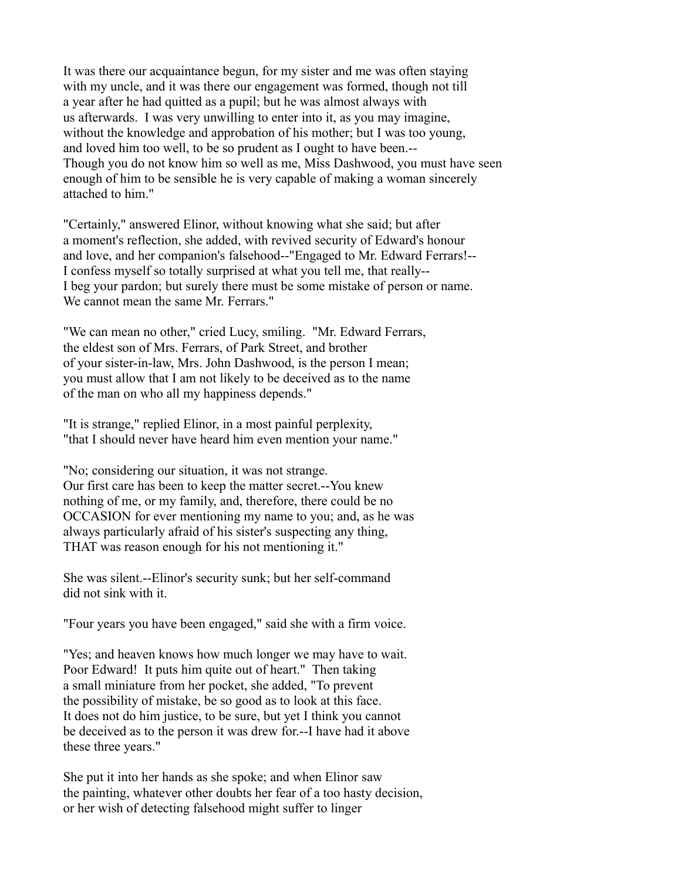It was there our acquaintance begun, for my sister and me was often staying with my uncle, and it was there our engagement was formed, though not till a year after he had quitted as a pupil; but he was almost always with us afterwards. I was very unwilling to enter into it, as you may imagine, without the knowledge and approbation of his mother; but I was too young, and loved him too well, to be so prudent as I ought to have been.-- Though you do not know him so well as me, Miss Dashwood, you must have seen enough of him to be sensible he is very capable of making a woman sincerely attached to him."

"Certainly," answered Elinor, without knowing what she said; but after a moment's reflection, she added, with revived security of Edward's honour and love, and her companion's falsehood--"Engaged to Mr. Edward Ferrars!-- I confess myself so totally surprised at what you tell me, that really-- I beg your pardon; but surely there must be some mistake of person or name. We cannot mean the same Mr. Ferrars."

"We can mean no other," cried Lucy, smiling. "Mr. Edward Ferrars, the eldest son of Mrs. Ferrars, of Park Street, and brother of your sister-in-law, Mrs. John Dashwood, is the person I mean; you must allow that I am not likely to be deceived as to the name of the man on who all my happiness depends."

"It is strange," replied Elinor, in a most painful perplexity, "that I should never have heard him even mention your name."

"No; considering our situation, it was not strange. Our first care has been to keep the matter secret.--You knew nothing of me, or my family, and, therefore, there could be no OCCASION for ever mentioning my name to you; and, as he was always particularly afraid of his sister's suspecting any thing, THAT was reason enough for his not mentioning it."

She was silent.--Elinor's security sunk; but her self-command did not sink with it.

"Four years you have been engaged," said she with a firm voice.

"Yes; and heaven knows how much longer we may have to wait. Poor Edward! It puts him quite out of heart." Then taking a small miniature from her pocket, she added, "To prevent the possibility of mistake, be so good as to look at this face. It does not do him justice, to be sure, but yet I think you cannot be deceived as to the person it was drew for.--I have had it above these three years."

She put it into her hands as she spoke; and when Elinor saw the painting, whatever other doubts her fear of a too hasty decision, or her wish of detecting falsehood might suffer to linger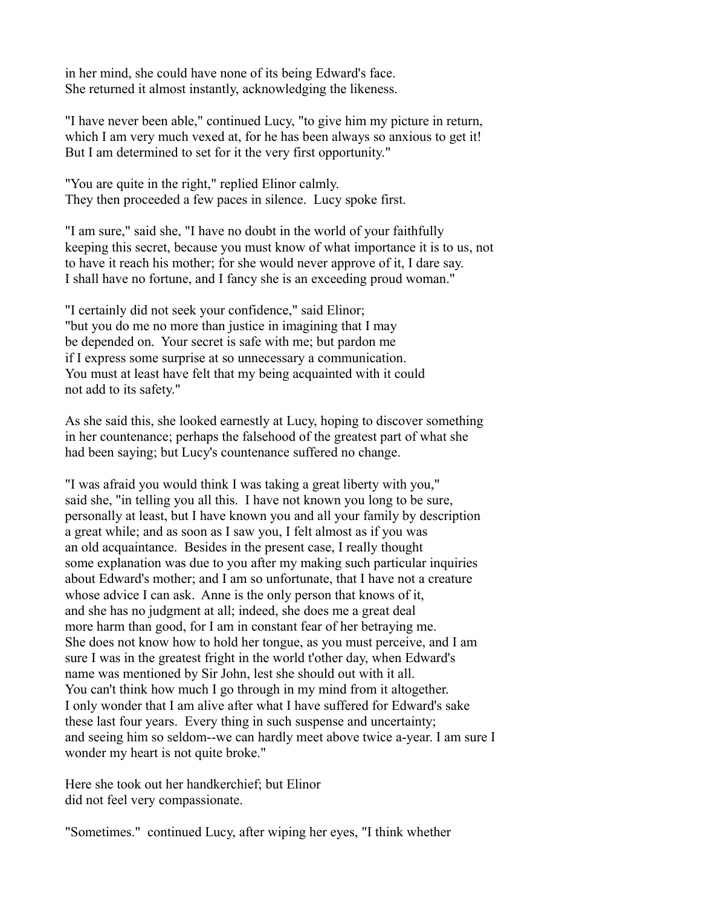in her mind, she could have none of its being Edward's face. She returned it almost instantly, acknowledging the likeness.

"I have never been able," continued Lucy, "to give him my picture in return, which I am very much vexed at, for he has been always so anxious to get it! But I am determined to set for it the very first opportunity."

"You are quite in the right," replied Elinor calmly. They then proceeded a few paces in silence. Lucy spoke first.

"I am sure," said she, "I have no doubt in the world of your faithfully keeping this secret, because you must know of what importance it is to us, not to have it reach his mother; for she would never approve of it, I dare say. I shall have no fortune, and I fancy she is an exceeding proud woman."

"I certainly did not seek your confidence," said Elinor; "but you do me no more than justice in imagining that I may be depended on. Your secret is safe with me; but pardon me if I express some surprise at so unnecessary a communication. You must at least have felt that my being acquainted with it could not add to its safety."

As she said this, she looked earnestly at Lucy, hoping to discover something in her countenance; perhaps the falsehood of the greatest part of what she had been saying; but Lucy's countenance suffered no change.

"I was afraid you would think I was taking a great liberty with you," said she, "in telling you all this. I have not known you long to be sure, personally at least, but I have known you and all your family by description a great while; and as soon as I saw you, I felt almost as if you was an old acquaintance. Besides in the present case, I really thought some explanation was due to you after my making such particular inquiries about Edward's mother; and I am so unfortunate, that I have not a creature whose advice I can ask. Anne is the only person that knows of it, and she has no judgment at all; indeed, she does me a great deal more harm than good, for I am in constant fear of her betraying me. She does not know how to hold her tongue, as you must perceive, and I am sure I was in the greatest fright in the world t'other day, when Edward's name was mentioned by Sir John, lest she should out with it all. You can't think how much I go through in my mind from it altogether. I only wonder that I am alive after what I have suffered for Edward's sake these last four years. Every thing in such suspense and uncertainty; and seeing him so seldom--we can hardly meet above twice a-year. I am sure I wonder my heart is not quite broke."

Here she took out her handkerchief; but Elinor did not feel very compassionate.

"Sometimes." continued Lucy, after wiping her eyes, "I think whether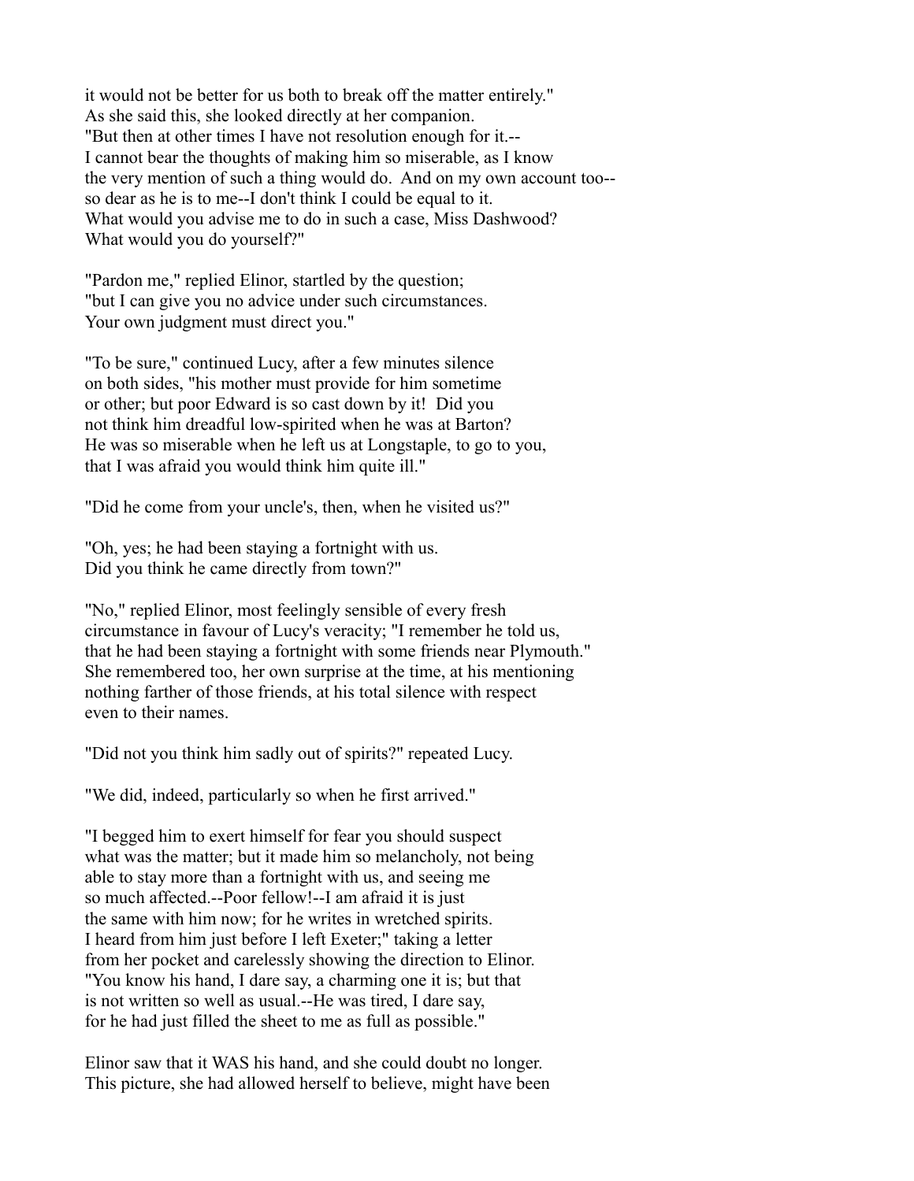it would not be better for us both to break off the matter entirely."
As she said this, she looked directly at her companion.
"But then at other times I have not resolution enough for it.--
I cannot bear the thoughts of making him so miserable, as I know
the very mention of such a thing would do. And on my own account too--
so dear as he is to me--I don't think I could be equal to it.
What would you advise me to do in such a case, Miss Dashwood?
What would you do yourself?"

"Pardon me," replied Elinor, startled by the question;
"but I can give you no advice under such circumstances.
Your own judgment must direct you."

"To be sure," continued Lucy, after a few minutes silence
on both sides, "his mother must provide for him sometime
or other; but poor Edward is so cast down by it! Did you
not think him dreadful low-spirited when he was at Barton?
He was so miserable when he left us at Longstaple, to go to you,
that I was afraid you would think him quite ill."

"Did he come from your uncle's, then, when he visited us?"

"Oh, yes; he had been staying a fortnight with us.
Did you think he came directly from town?"

"No," replied Elinor, most feelingly sensible of every fresh
circumstance in favour of Lucy's veracity; "I remember he told us,
that he had been staying a fortnight with some friends near Plymouth."
She remembered too, her own surprise at the time, at his mentioning
nothing farther of those friends, at his total silence with respect
even to their names.

"Did not you think him sadly out of spirits?" repeated Lucy.

"We did, indeed, particularly so when he first arrived."

"I begged him to exert himself for fear you should suspect
what was the matter; but it made him so melancholy, not being
able to stay more than a fortnight with us, and seeing me
so much affected.--Poor fellow!--I am afraid it is just
the same with him now; for he writes in wretched spirits.
I heard from him just before I left Exeter;" taking a letter
from her pocket and carelessly showing the direction to Elinor.
"You know his hand, I dare say, a charming one it is; but that
is not written so well as usual.--He was tired, I dare say,
for he had just filled the sheet to me as full as possible."

Elinor saw that it WAS his hand, and she could doubt no longer.
This picture, she had allowed herself to believe, might have been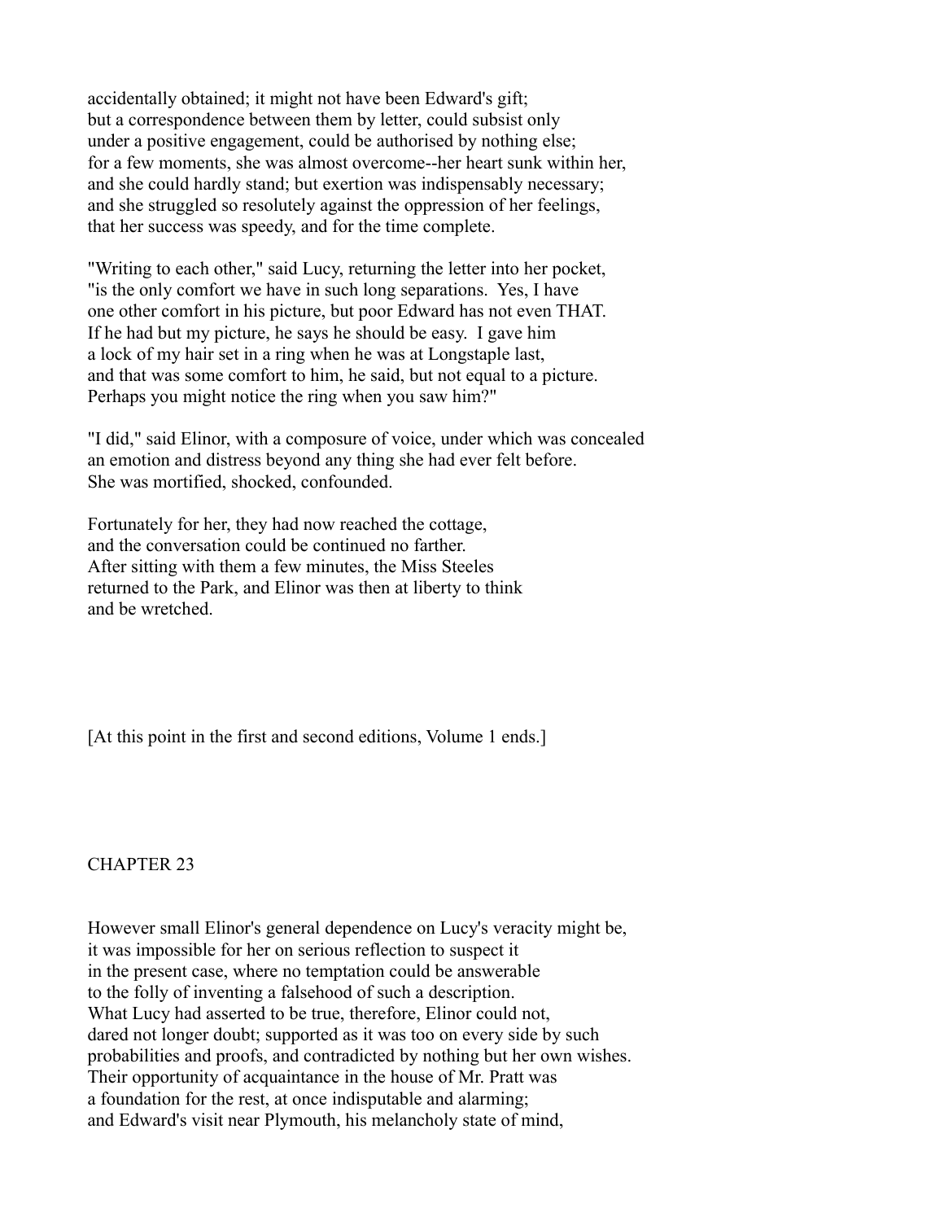accidentally obtained; it might not have been Edward's gift;
but a correspondence between them by letter, could subsist only
under a positive engagement, could be authorised by nothing else;
for a few moments, she was almost overcome--her heart sunk within her,
and she could hardly stand; but exertion was indispensably necessary;
and she struggled so resolutely against the oppression of her feelings,
that her success was speedy, and for the time complete.

"Writing to each other," said Lucy, returning the letter into her pocket,
"is the only comfort we have in such long separations. Yes, I have
one other comfort in his picture, but poor Edward has not even THAT.
If he had but my picture, he says he should be easy. I gave him
a lock of my hair set in a ring when he was at Longstaple last,
and that was some comfort to him, he said, but not equal to a picture.
Perhaps you might notice the ring when you saw him?"

"I did," said Elinor, with a composure of voice, under which was concealed
an emotion and distress beyond any thing she had ever felt before.
She was mortified, shocked, confounded.

Fortunately for her, they had now reached the cottage,
and the conversation could be continued no farther.
After sitting with them a few minutes, the Miss Steeles
returned to the Park, and Elinor was then at liberty to think
and be wretched.

[At this point in the first and second editions, Volume 1 ends.]

## CHAPTER 23

However small Elinor's general dependence on Lucy's veracity might be,
it was impossible for her on serious reflection to suspect it
in the present case, where no temptation could be answerable
to the folly of inventing a falsehood of such a description.
What Lucy had asserted to be true, therefore, Elinor could not,
dared not longer doubt; supported as it was too on every side by such
probabilities and proofs, and contradicted by nothing but her own wishes.
Their opportunity of acquaintance in the house of Mr. Pratt was
a foundation for the rest, at once indisputable and alarming;
and Edward's visit near Plymouth, his melancholy state of mind,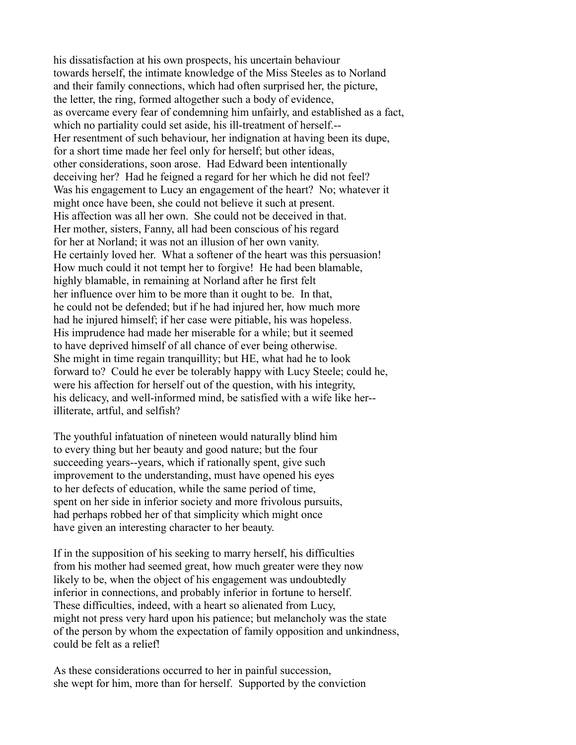his dissatisfaction at his own prospects, his uncertain behaviour towards herself, the intimate knowledge of the Miss Steeles as to Norland and their family connections, which had often surprised her, the picture, the letter, the ring, formed altogether such a body of evidence, as overcame every fear of condemning him unfairly, and established as a fact, which no partiality could set aside, his ill-treatment of herself.-- Her resentment of such behaviour, her indignation at having been its dupe, for a short time made her feel only for herself; but other ideas, other considerations, soon arose. Had Edward been intentionally deceiving her? Had he feigned a regard for her which he did not feel? Was his engagement to Lucy an engagement of the heart? No; whatever it might once have been, she could not believe it such at present. His affection was all her own. She could not be deceived in that. Her mother, sisters, Fanny, all had been conscious of his regard for her at Norland; it was not an illusion of her own vanity. He certainly loved her. What a softener of the heart was this persuasion! How much could it not tempt her to forgive! He had been blamable, highly blamable, in remaining at Norland after he first felt her influence over him to be more than it ought to be. In that, he could not be defended; but if he had injured her, how much more had he injured himself; if her case were pitiable, his was hopeless. His imprudence had made her miserable for a while; but it seemed to have deprived himself of all chance of ever being otherwise. She might in time regain tranquillity; but HE, what had he to look forward to? Could he ever be tolerably happy with Lucy Steele; could he, were his affection for herself out of the question, with his integrity, his delicacy, and well-informed mind, be satisfied with a wife like her-- illiterate, artful, and selfish?

The youthful infatuation of nineteen would naturally blind him to every thing but her beauty and good nature; but the four succeeding years--years, which if rationally spent, give such improvement to the understanding, must have opened his eyes to her defects of education, while the same period of time, spent on her side in inferior society and more frivolous pursuits, had perhaps robbed her of that simplicity which might once have given an interesting character to her beauty.

If in the supposition of his seeking to marry herself, his difficulties from his mother had seemed great, how much greater were they now likely to be, when the object of his engagement was undoubtedly inferior in connections, and probably inferior in fortune to herself. These difficulties, indeed, with a heart so alienated from Lucy, might not press very hard upon his patience; but melancholy was the state of the person by whom the expectation of family opposition and unkindness, could be felt as a relief!

As these considerations occurred to her in painful succession, she wept for him, more than for herself. Supported by the conviction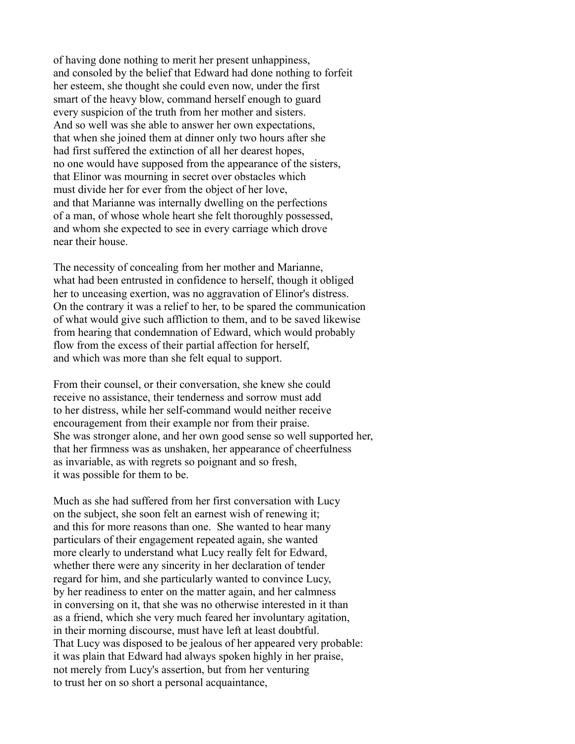of having done nothing to merit her present unhappiness, and consoled by the belief that Edward had done nothing to forfeit her esteem, she thought she could even now, under the first smart of the heavy blow, command herself enough to guard every suspicion of the truth from her mother and sisters. And so well was she able to answer her own expectations, that when she joined them at dinner only two hours after she had first suffered the extinction of all her dearest hopes, no one would have supposed from the appearance of the sisters, that Elinor was mourning in secret over obstacles which must divide her for ever from the object of her love, and that Marianne was internally dwelling on the perfections of a man, of whose whole heart she felt thoroughly possessed, and whom she expected to see in every carriage which drove near their house.

The necessity of concealing from her mother and Marianne, what had been entrusted in confidence to herself, though it obliged her to unceasing exertion, was no aggravation of Elinor's distress. On the contrary it was a relief to her, to be spared the communication of what would give such affliction to them, and to be saved likewise from hearing that condemnation of Edward, which would probably flow from the excess of their partial affection for herself, and which was more than she felt equal to support.

From their counsel, or their conversation, she knew she could receive no assistance, their tenderness and sorrow must add to her distress, while her self-command would neither receive encouragement from their example nor from their praise. She was stronger alone, and her own good sense so well supported her, that her firmness was as unshaken, her appearance of cheerfulness as invariable, as with regrets so poignant and so fresh, it was possible for them to be.

Much as she had suffered from her first conversation with Lucy on the subject, she soon felt an earnest wish of renewing it; and this for more reasons than one. She wanted to hear many particulars of their engagement repeated again, she wanted more clearly to understand what Lucy really felt for Edward, whether there were any sincerity in her declaration of tender regard for him, and she particularly wanted to convince Lucy, by her readiness to enter on the matter again, and her calmness in conversing on it, that she was no otherwise interested in it than as a friend, which she very much feared her involuntary agitation, in their morning discourse, must have left at least doubtful. That Lucy was disposed to be jealous of her appeared very probable: it was plain that Edward had always spoken highly in her praise, not merely from Lucy's assertion, but from her venturing to trust her on so short a personal acquaintance,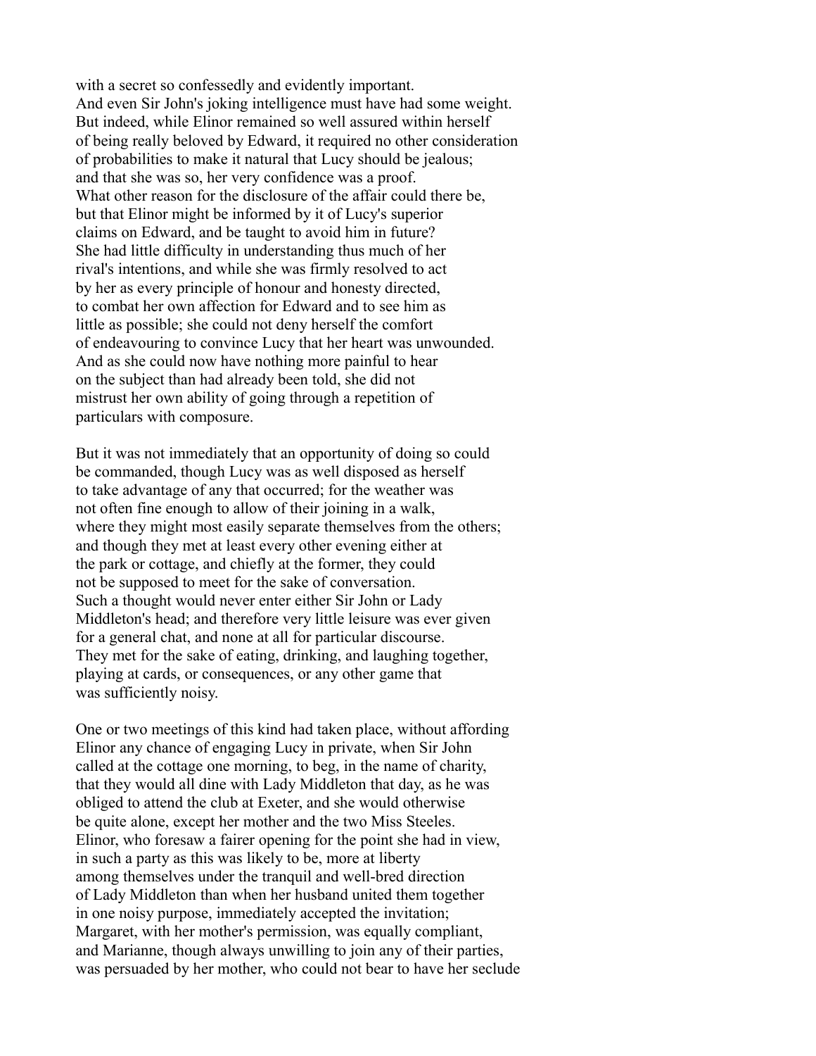with a secret so confessedly and evidently important. And even Sir John's joking intelligence must have had some weight. But indeed, while Elinor remained so well assured within herself of being really beloved by Edward, it required no other consideration of probabilities to make it natural that Lucy should be jealous; and that she was so, her very confidence was a proof. What other reason for the disclosure of the affair could there be, but that Elinor might be informed by it of Lucy's superior claims on Edward, and be taught to avoid him in future? She had little difficulty in understanding thus much of her rival's intentions, and while she was firmly resolved to act by her as every principle of honour and honesty directed, to combat her own affection for Edward and to see him as little as possible; she could not deny herself the comfort of endeavouring to convince Lucy that her heart was unwounded. And as she could now have nothing more painful to hear on the subject than had already been told, she did not mistrust her own ability of going through a repetition of particulars with composure.

But it was not immediately that an opportunity of doing so could be commanded, though Lucy was as well disposed as herself to take advantage of any that occurred; for the weather was not often fine enough to allow of their joining in a walk, where they might most easily separate themselves from the others; and though they met at least every other evening either at the park or cottage, and chiefly at the former, they could not be supposed to meet for the sake of conversation. Such a thought would never enter either Sir John or Lady Middleton's head; and therefore very little leisure was ever given for a general chat, and none at all for particular discourse. They met for the sake of eating, drinking, and laughing together, playing at cards, or consequences, or any other game that was sufficiently noisy.

One or two meetings of this kind had taken place, without affording Elinor any chance of engaging Lucy in private, when Sir John called at the cottage one morning, to beg, in the name of charity, that they would all dine with Lady Middleton that day, as he was obliged to attend the club at Exeter, and she would otherwise be quite alone, except her mother and the two Miss Steeles. Elinor, who foresaw a fairer opening for the point she had in view, in such a party as this was likely to be, more at liberty among themselves under the tranquil and well-bred direction of Lady Middleton than when her husband united them together in one noisy purpose, immediately accepted the invitation; Margaret, with her mother's permission, was equally compliant, and Marianne, though always unwilling to join any of their parties, was persuaded by her mother, who could not bear to have her seclude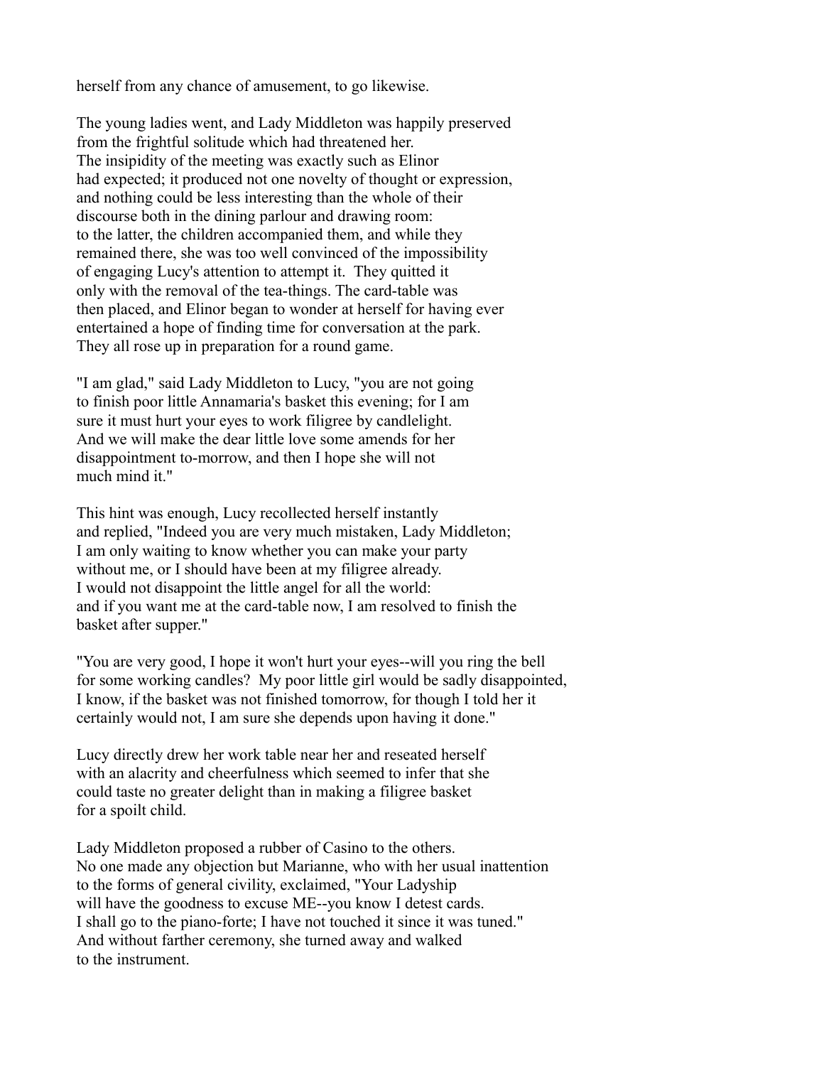herself from any chance of amusement, to go likewise.

The young ladies went, and Lady Middleton was happily preserved from the frightful solitude which had threatened her. The insipidity of the meeting was exactly such as Elinor had expected; it produced not one novelty of thought or expression, and nothing could be less interesting than the whole of their discourse both in the dining parlour and drawing room: to the latter, the children accompanied them, and while they remained there, she was too well convinced of the impossibility of engaging Lucy's attention to attempt it. They quitted it only with the removal of the tea-things. The card-table was then placed, and Elinor began to wonder at herself for having ever entertained a hope of finding time for conversation at the park. They all rose up in preparation for a round game.

"I am glad," said Lady Middleton to Lucy, "you are not going to finish poor little Annamaria's basket this evening; for I am sure it must hurt your eyes to work filigree by candlelight. And we will make the dear little love some amends for her disappointment to-morrow, and then I hope she will not much mind it."

This hint was enough, Lucy recollected herself instantly and replied, "Indeed you are very much mistaken, Lady Middleton; I am only waiting to know whether you can make your party without me, or I should have been at my filigree already. I would not disappoint the little angel for all the world: and if you want me at the card-table now, I am resolved to finish the basket after supper."

"You are very good, I hope it won't hurt your eyes--will you ring the bell for some working candles? My poor little girl would be sadly disappointed, I know, if the basket was not finished tomorrow, for though I told her it certainly would not, I am sure she depends upon having it done."

Lucy directly drew her work table near her and reseated herself with an alacrity and cheerfulness which seemed to infer that she could taste no greater delight than in making a filigree basket for a spoilt child.

Lady Middleton proposed a rubber of Casino to the others. No one made any objection but Marianne, who with her usual inattention to the forms of general civility, exclaimed, "Your Ladyship will have the goodness to excuse ME--you know I detest cards. I shall go to the piano-forte; I have not touched it since it was tuned." And without farther ceremony, she turned away and walked to the instrument.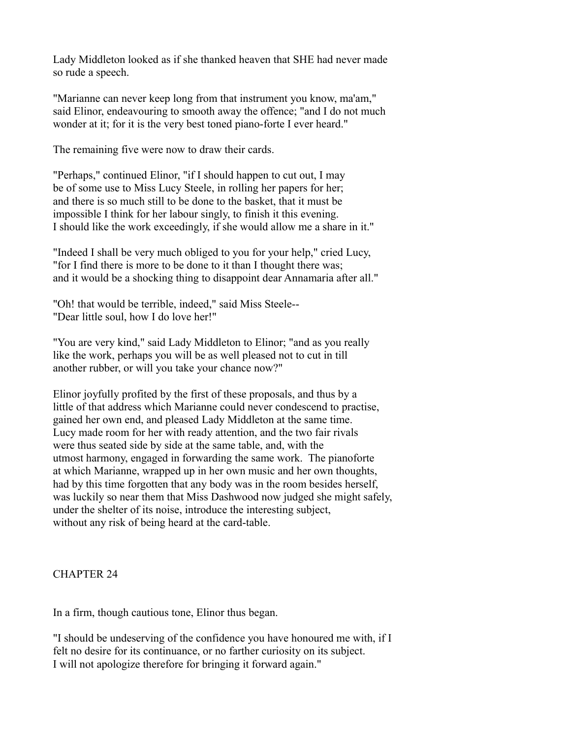Lady Middleton looked as if she thanked heaven that SHE had never made so rude a speech.

"Marianne can never keep long from that instrument you know, ma'am," said Elinor, endeavouring to smooth away the offence; "and I do not much wonder at it; for it is the very best toned piano-forte I ever heard."

The remaining five were now to draw their cards.

"Perhaps," continued Elinor, "if I should happen to cut out, I may be of some use to Miss Lucy Steele, in rolling her papers for her; and there is so much still to be done to the basket, that it must be impossible I think for her labour singly, to finish it this evening. I should like the work exceedingly, if she would allow me a share in it."

"Indeed I shall be very much obliged to you for your help," cried Lucy, "for I find there is more to be done to it than I thought there was; and it would be a shocking thing to disappoint dear Annamaria after all."

"Oh! that would be terrible, indeed," said Miss Steele-- "Dear little soul, how I do love her!"

"You are very kind," said Lady Middleton to Elinor; "and as you really like the work, perhaps you will be as well pleased not to cut in till another rubber, or will you take your chance now?"

Elinor joyfully profited by the first of these proposals, and thus by a little of that address which Marianne could never condescend to practise, gained her own end, and pleased Lady Middleton at the same time. Lucy made room for her with ready attention, and the two fair rivals were thus seated side by side at the same table, and, with the utmost harmony, engaged in forwarding the same work. The pianoforte at which Marianne, wrapped up in her own music and her own thoughts, had by this time forgotten that any body was in the room besides herself, was luckily so near them that Miss Dashwood now judged she might safely, under the shelter of its noise, introduce the interesting subject, without any risk of being heard at the card-table.

## CHAPTER 24

In a firm, though cautious tone, Elinor thus began.

"I should be undeserving of the confidence you have honoured me with, if I felt no desire for its continuance, or no farther curiosity on its subject. I will not apologize therefore for bringing it forward again."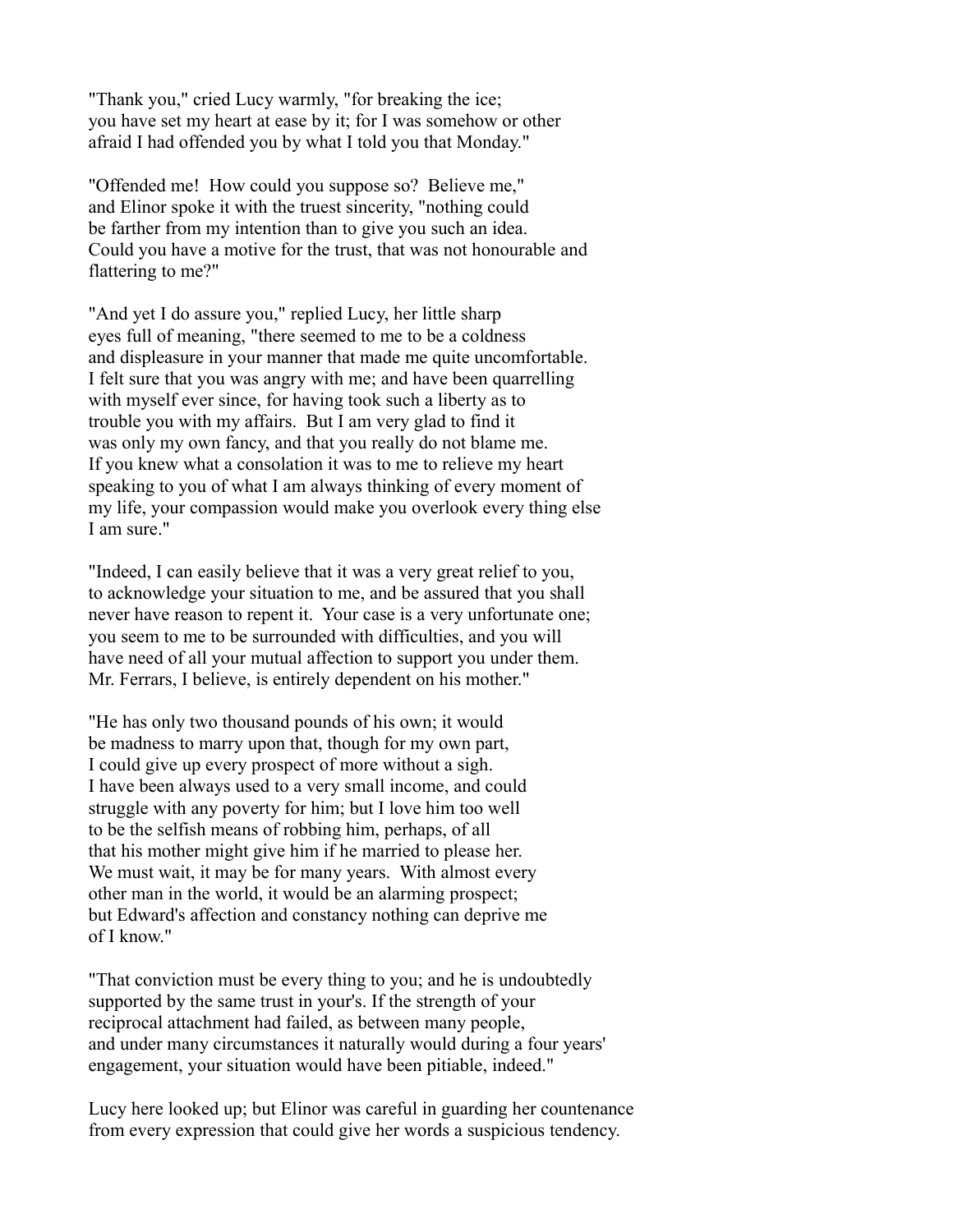"Thank you," cried Lucy warmly, "for breaking the ice; you have set my heart at ease by it; for I was somehow or other afraid I had offended you by what I told you that Monday."

"Offended me! How could you suppose so? Believe me," and Elinor spoke it with the truest sincerity, "nothing could be farther from my intention than to give you such an idea. Could you have a motive for the trust, that was not honourable and flattering to me?"

"And yet I do assure you," replied Lucy, her little sharp eyes full of meaning, "there seemed to me to be a coldness and displeasure in your manner that made me quite uncomfortable. I felt sure that you was angry with me; and have been quarrelling with myself ever since, for having took such a liberty as to trouble you with my affairs. But I am very glad to find it was only my own fancy, and that you really do not blame me. If you knew what a consolation it was to me to relieve my heart speaking to you of what I am always thinking of every moment of my life, your compassion would make you overlook every thing else I am sure."

"Indeed, I can easily believe that it was a very great relief to you, to acknowledge your situation to me, and be assured that you shall never have reason to repent it. Your case is a very unfortunate one; you seem to me to be surrounded with difficulties, and you will have need of all your mutual affection to support you under them. Mr. Ferrars, I believe, is entirely dependent on his mother."

"He has only two thousand pounds of his own; it would be madness to marry upon that, though for my own part, I could give up every prospect of more without a sigh. I have been always used to a very small income, and could struggle with any poverty for him; but I love him too well to be the selfish means of robbing him, perhaps, of all that his mother might give him if he married to please her. We must wait, it may be for many years. With almost every other man in the world, it would be an alarming prospect; but Edward's affection and constancy nothing can deprive me of I know."

"That conviction must be every thing to you; and he is undoubtedly supported by the same trust in your's. If the strength of your reciprocal attachment had failed, as between many people, and under many circumstances it naturally would during a four years' engagement, your situation would have been pitiable, indeed."

Lucy here looked up; but Elinor was careful in guarding her countenance from every expression that could give her words a suspicious tendency.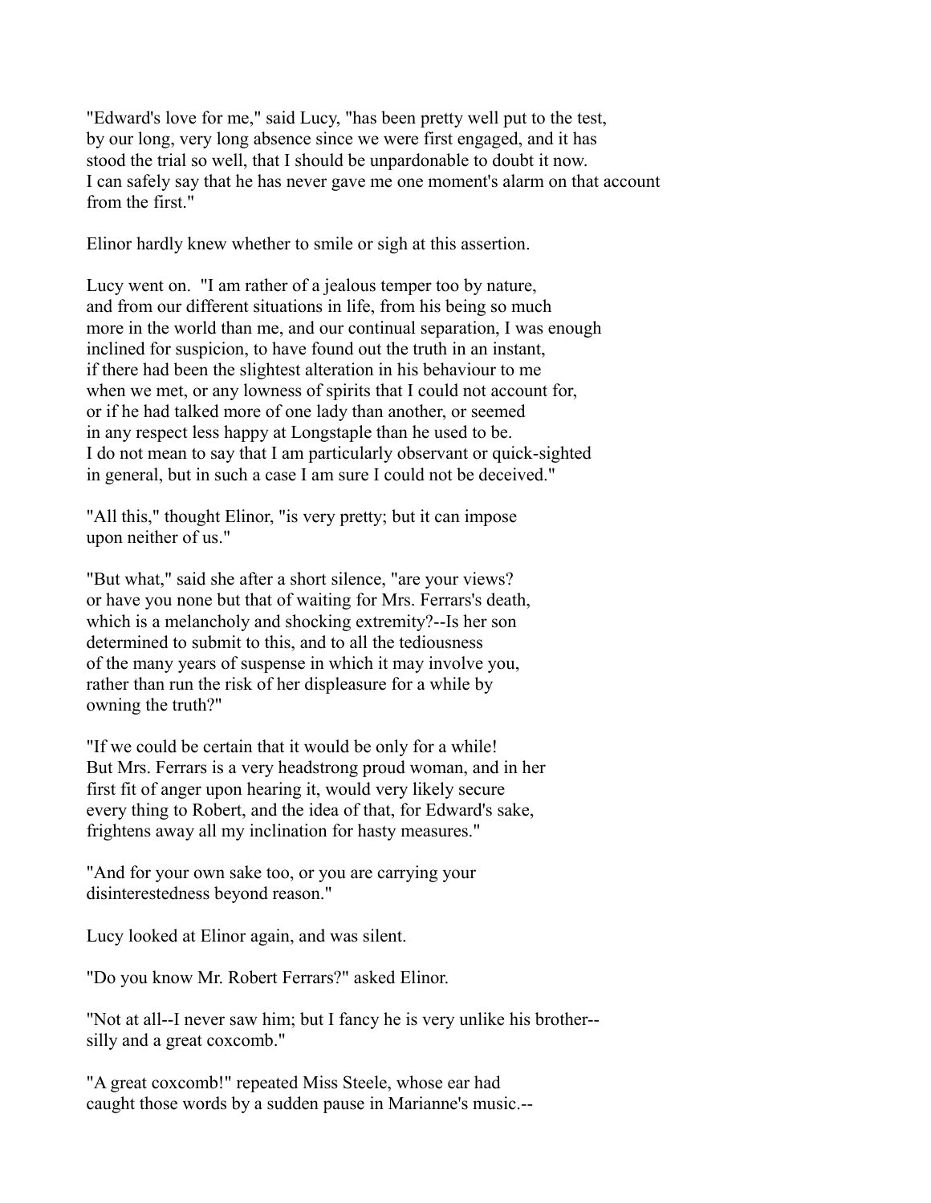"Edward's love for me," said Lucy, "has been pretty well put to the test, by our long, very long absence since we were first engaged, and it has stood the trial so well, that I should be unpardonable to doubt it now. I can safely say that he has never gave me one moment's alarm on that account from the first."

Elinor hardly knew whether to smile or sigh at this assertion.

Lucy went on. "I am rather of a jealous temper too by nature, and from our different situations in life, from his being so much more in the world than me, and our continual separation, I was enough inclined for suspicion, to have found out the truth in an instant, if there had been the slightest alteration in his behaviour to me when we met, or any lowness of spirits that I could not account for, or if he had talked more of one lady than another, or seemed in any respect less happy at Longstaple than he used to be. I do not mean to say that I am particularly observant or quick-sighted in general, but in such a case I am sure I could not be deceived."

"All this," thought Elinor, "is very pretty; but it can impose upon neither of us."

"But what," said she after a short silence, "are your views? or have you none but that of waiting for Mrs. Ferrars's death, which is a melancholy and shocking extremity?--Is her son determined to submit to this, and to all the tediousness of the many years of suspense in which it may involve you, rather than run the risk of her displeasure for a while by owning the truth?"

"If we could be certain that it would be only for a while! But Mrs. Ferrars is a very headstrong proud woman, and in her first fit of anger upon hearing it, would very likely secure every thing to Robert, and the idea of that, for Edward's sake, frightens away all my inclination for hasty measures."

"And for your own sake too, or you are carrying your disinterestedness beyond reason."

Lucy looked at Elinor again, and was silent.

"Do you know Mr. Robert Ferrars?" asked Elinor.

"Not at all--I never saw him; but I fancy he is very unlike his brother-- silly and a great coxcomb."

"A great coxcomb!" repeated Miss Steele, whose ear had caught those words by a sudden pause in Marianne's music.--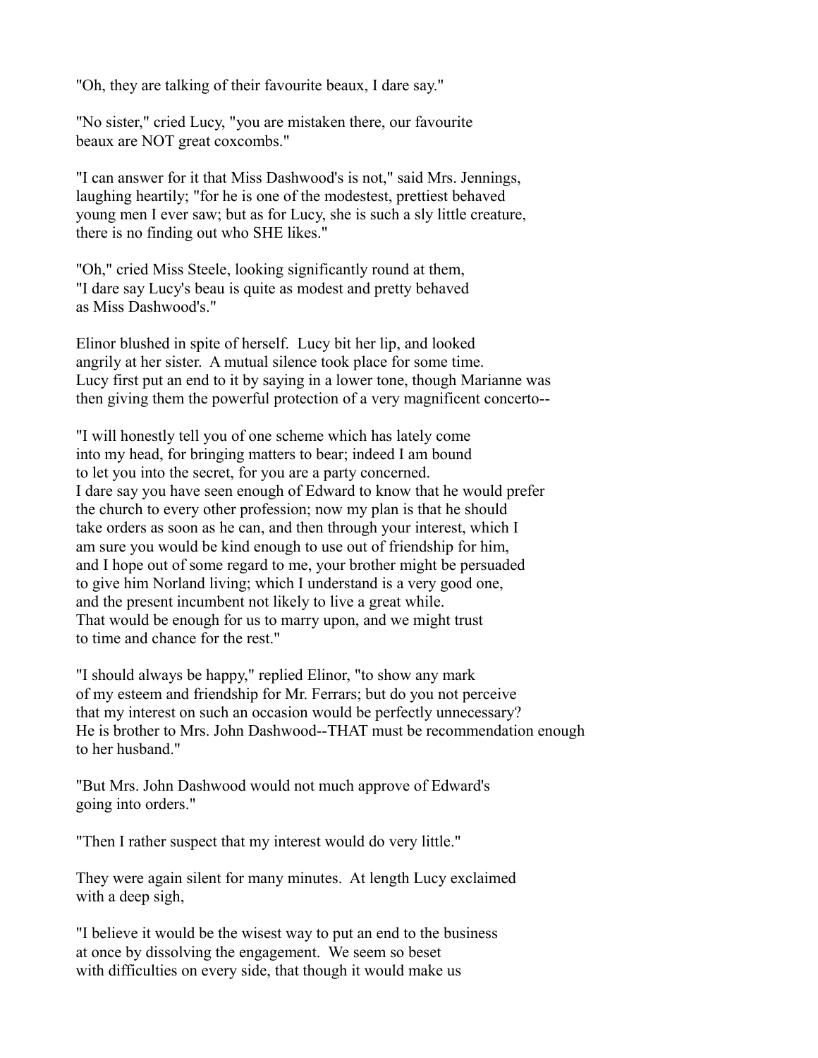"Oh, they are talking of their favourite beaux, I dare say."

"No sister," cried Lucy, "you are mistaken there, our favourite beaux are NOT great coxcombs."

"I can answer for it that Miss Dashwood's is not," said Mrs. Jennings, laughing heartily; "for he is one of the modestest, prettiest behaved young men I ever saw; but as for Lucy, she is such a sly little creature, there is no finding out who SHE likes."

"Oh," cried Miss Steele, looking significantly round at them, "I dare say Lucy's beau is quite as modest and pretty behaved as Miss Dashwood's."

Elinor blushed in spite of herself. Lucy bit her lip, and looked angrily at her sister. A mutual silence took place for some time. Lucy first put an end to it by saying in a lower tone, though Marianne was then giving them the powerful protection of a very magnificent concerto--

"I will honestly tell you of one scheme which has lately come into my head, for bringing matters to bear; indeed I am bound to let you into the secret, for you are a party concerned. I dare say you have seen enough of Edward to know that he would prefer the church to every other profession; now my plan is that he should take orders as soon as he can, and then through your interest, which I am sure you would be kind enough to use out of friendship for him, and I hope out of some regard to me, your brother might be persuaded to give him Norland living; which I understand is a very good one, and the present incumbent not likely to live a great while. That would be enough for us to marry upon, and we might trust to time and chance for the rest."

"I should always be happy," replied Elinor, "to show any mark of my esteem and friendship for Mr. Ferrars; but do you not perceive that my interest on such an occasion would be perfectly unnecessary? He is brother to Mrs. John Dashwood--THAT must be recommendation enough to her husband."

"But Mrs. John Dashwood would not much approve of Edward's going into orders."

"Then I rather suspect that my interest would do very little."

They were again silent for many minutes. At length Lucy exclaimed with a deep sigh,

"I believe it would be the wisest way to put an end to the business at once by dissolving the engagement. We seem so beset with difficulties on every side, that though it would make us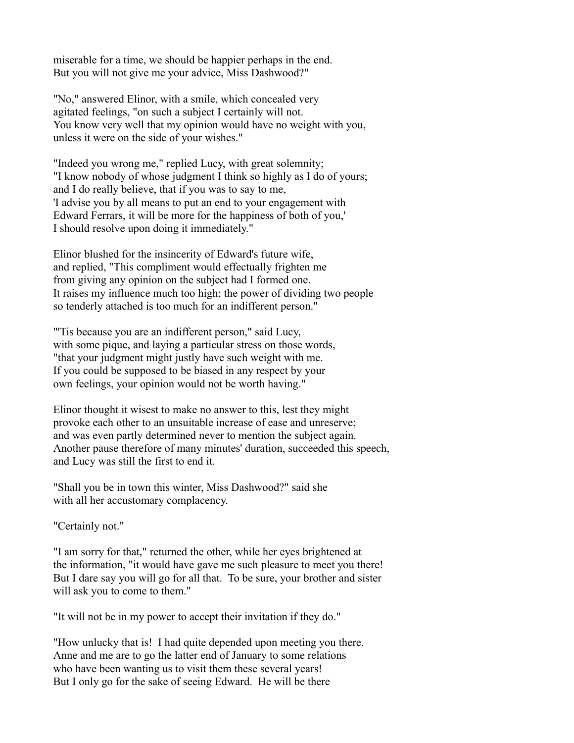miserable for a time, we should be happier perhaps in the end.
But you will not give me your advice, Miss Dashwood?"

"No," answered Elinor, with a smile, which concealed very
agitated feelings, "on such a subject I certainly will not.
You know very well that my opinion would have no weight with you,
unless it were on the side of your wishes."

"Indeed you wrong me," replied Lucy, with great solemnity;
"I know nobody of whose judgment I think so highly as I do of yours;
and I do really believe, that if you was to say to me,
'I advise you by all means to put an end to your engagement with
Edward Ferrars, it will be more for the happiness of both of you,'
I should resolve upon doing it immediately."

Elinor blushed for the insincerity of Edward's future wife,
and replied, "This compliment would effectually frighten me
from giving any opinion on the subject had I formed one.
It raises my influence much too high; the power of dividing two people
so tenderly attached is too much for an indifferent person."

"'Tis because you are an indifferent person," said Lucy,
with some pique, and laying a particular stress on those words,
"that your judgment might justly have such weight with me.
If you could be supposed to be biased in any respect by your
own feelings, your opinion would not be worth having."

Elinor thought it wisest to make no answer to this, lest they might
provoke each other to an unsuitable increase of ease and unreserve;
and was even partly determined never to mention the subject again.
Another pause therefore of many minutes' duration, succeeded this speech,
and Lucy was still the first to end it.

"Shall you be in town this winter, Miss Dashwood?" said she
with all her accustomary complacency.

"Certainly not."

"I am sorry for that," returned the other, while her eyes brightened at
the information, "it would have gave me such pleasure to meet you there!
But I dare say you will go for all that. To be sure, your brother and sister
will ask you to come to them."

"It will not be in my power to accept their invitation if they do."

"How unlucky that is! I had quite depended upon meeting you there.
Anne and me are to go the latter end of January to some relations
who have been wanting us to visit them these several years!
But I only go for the sake of seeing Edward. He will be there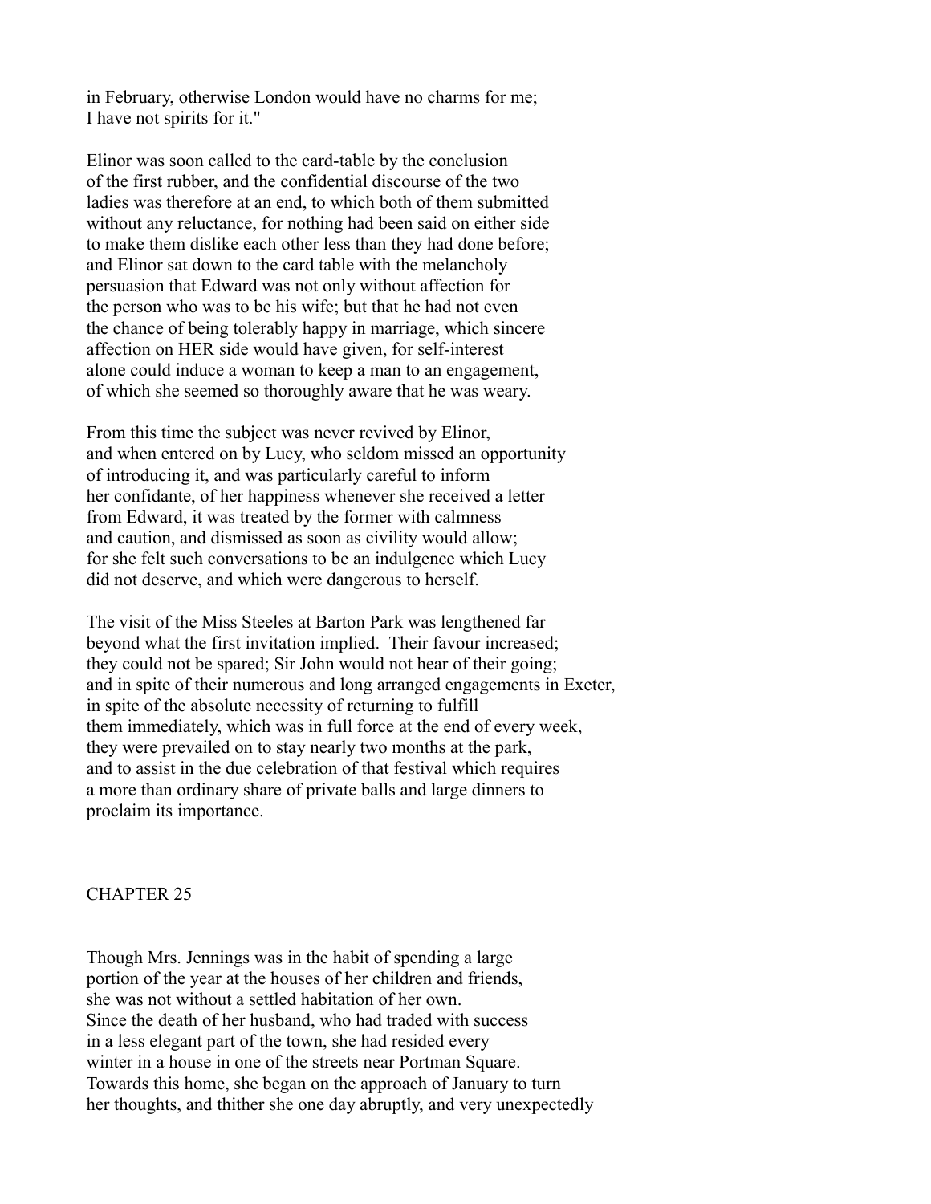in February, otherwise London would have no charms for me; I have not spirits for it."

Elinor was soon called to the card-table by the conclusion of the first rubber, and the confidential discourse of the two ladies was therefore at an end, to which both of them submitted without any reluctance, for nothing had been said on either side to make them dislike each other less than they had done before; and Elinor sat down to the card table with the melancholy persuasion that Edward was not only without affection for the person who was to be his wife; but that he had not even the chance of being tolerably happy in marriage, which sincere affection on HER side would have given, for self-interest alone could induce a woman to keep a man to an engagement, of which she seemed so thoroughly aware that he was weary.

From this time the subject was never revived by Elinor, and when entered on by Lucy, who seldom missed an opportunity of introducing it, and was particularly careful to inform her confidante, of her happiness whenever she received a letter from Edward, it was treated by the former with calmness and caution, and dismissed as soon as civility would allow; for she felt such conversations to be an indulgence which Lucy did not deserve, and which were dangerous to herself.

The visit of the Miss Steeles at Barton Park was lengthened far beyond what the first invitation implied. Their favour increased; they could not be spared; Sir John would not hear of their going; and in spite of their numerous and long arranged engagements in Exeter, in spite of the absolute necessity of returning to fulfill them immediately, which was in full force at the end of every week, they were prevailed on to stay nearly two months at the park, and to assist in the due celebration of that festival which requires a more than ordinary share of private balls and large dinners to proclaim its importance.

## CHAPTER 25

Though Mrs. Jennings was in the habit of spending a large portion of the year at the houses of her children and friends, she was not without a settled habitation of her own. Since the death of her husband, who had traded with success in a less elegant part of the town, she had resided every winter in a house in one of the streets near Portman Square. Towards this home, she began on the approach of January to turn her thoughts, and thither she one day abruptly, and very unexpectedly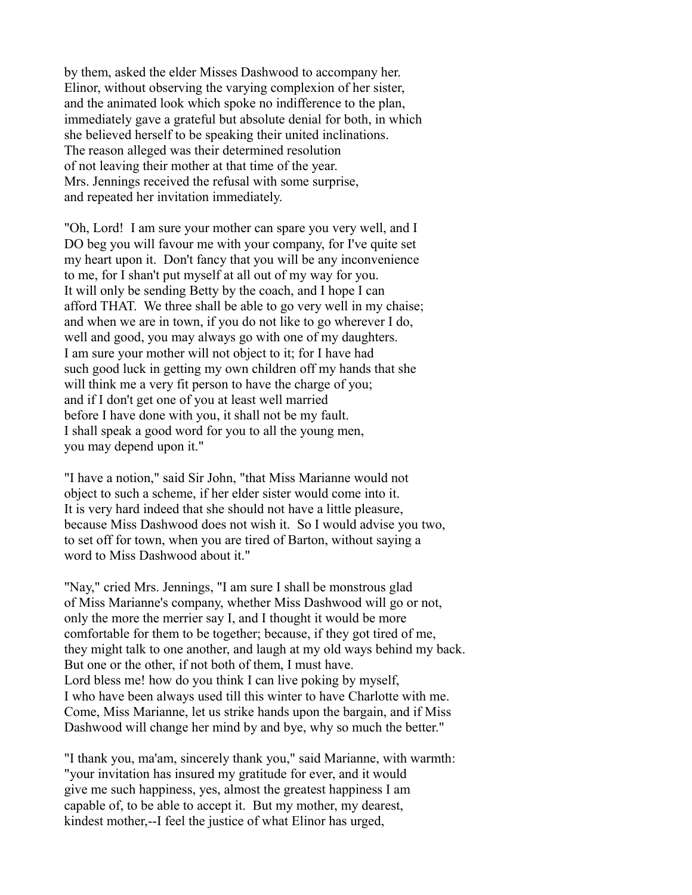by them, asked the elder Misses Dashwood to accompany her. Elinor, without observing the varying complexion of her sister, and the animated look which spoke no indifference to the plan, immediately gave a grateful but absolute denial for both, in which she believed herself to be speaking their united inclinations. The reason alleged was their determined resolution of not leaving their mother at that time of the year. Mrs. Jennings received the refusal with some surprise, and repeated her invitation immediately.

"Oh, Lord! I am sure your mother can spare you very well, and I DO beg you will favour me with your company, for I've quite set my heart upon it. Don't fancy that you will be any inconvenience to me, for I shan't put myself at all out of my way for you. It will only be sending Betty by the coach, and I hope I can afford THAT. We three shall be able to go very well in my chaise; and when we are in town, if you do not like to go wherever I do, well and good, you may always go with one of my daughters. I am sure your mother will not object to it; for I have had such good luck in getting my own children off my hands that she will think me a very fit person to have the charge of you; and if I don't get one of you at least well married before I have done with you, it shall not be my fault. I shall speak a good word for you to all the young men, you may depend upon it."

"I have a notion," said Sir John, "that Miss Marianne would not object to such a scheme, if her elder sister would come into it. It is very hard indeed that she should not have a little pleasure, because Miss Dashwood does not wish it. So I would advise you two, to set off for town, when you are tired of Barton, without saying a word to Miss Dashwood about it."

"Nay," cried Mrs. Jennings, "I am sure I shall be monstrous glad of Miss Marianne's company, whether Miss Dashwood will go or not, only the more the merrier say I, and I thought it would be more comfortable for them to be together; because, if they got tired of me, they might talk to one another, and laugh at my old ways behind my back. But one or the other, if not both of them, I must have. Lord bless me! how do you think I can live poking by myself, I who have been always used till this winter to have Charlotte with me. Come, Miss Marianne, let us strike hands upon the bargain, and if Miss Dashwood will change her mind by and bye, why so much the better."

"I thank you, ma'am, sincerely thank you," said Marianne, with warmth: "your invitation has insured my gratitude for ever, and it would give me such happiness, yes, almost the greatest happiness I am capable of, to be able to accept it. But my mother, my dearest, kindest mother,--I feel the justice of what Elinor has urged,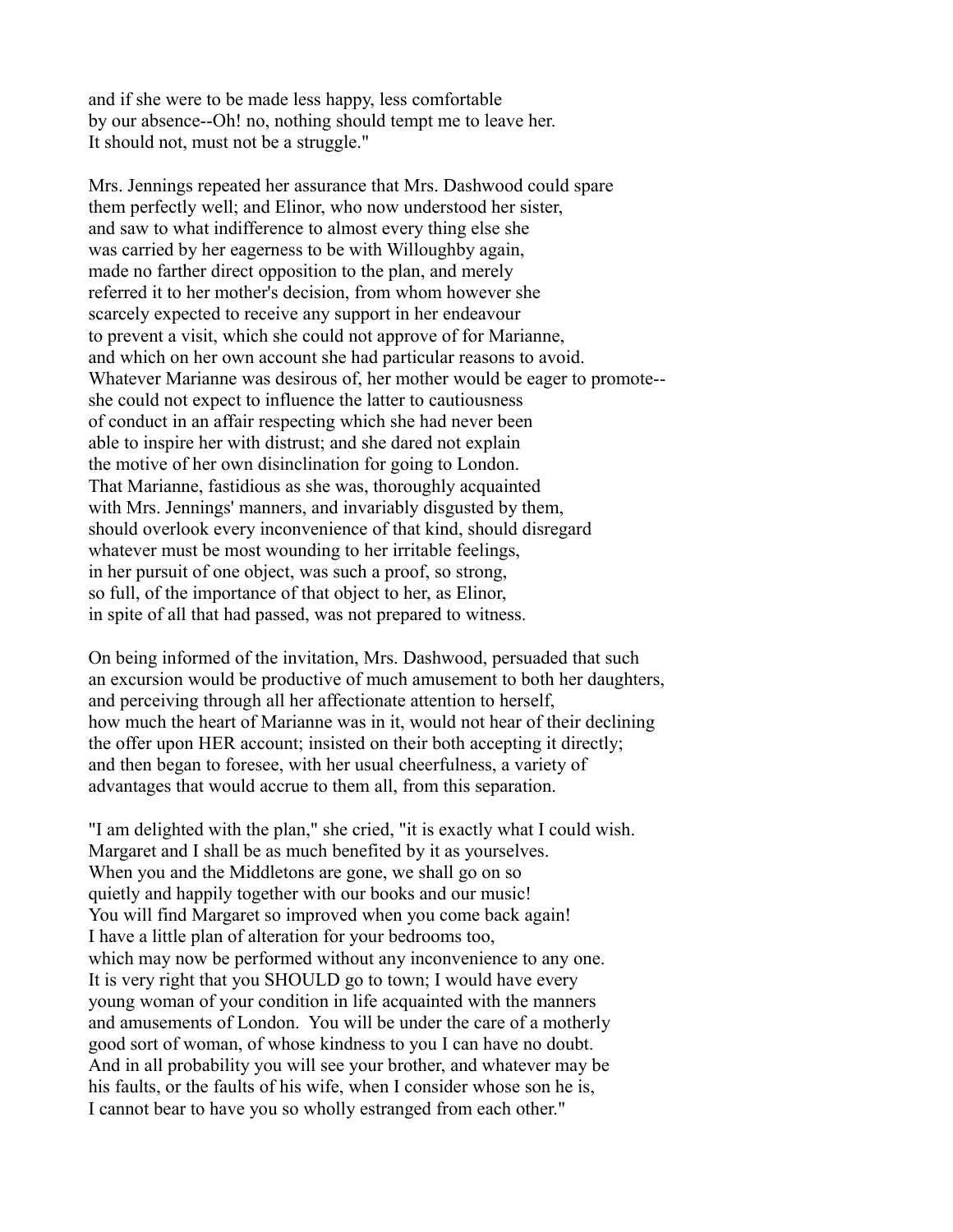and if she were to be made less happy, less comfortable
by our absence--Oh! no, nothing should tempt me to leave her.
It should not, must not be a struggle."

Mrs. Jennings repeated her assurance that Mrs. Dashwood could spare
them perfectly well; and Elinor, who now understood her sister,
and saw to what indifference to almost every thing else she
was carried by her eagerness to be with Willoughby again,
made no farther direct opposition to the plan, and merely
referred it to her mother's decision, from whom however she
scarcely expected to receive any support in her endeavour
to prevent a visit, which she could not approve of for Marianne,
and which on her own account she had particular reasons to avoid.
Whatever Marianne was desirous of, her mother would be eager to promote--
she could not expect to influence the latter to cautiousness
of conduct in an affair respecting which she had never been
able to inspire her with distrust; and she dared not explain
the motive of her own disinclination for going to London.
That Marianne, fastidious as she was, thoroughly acquainted
with Mrs. Jennings' manners, and invariably disgusted by them,
should overlook every inconvenience of that kind, should disregard
whatever must be most wounding to her irritable feelings,
in her pursuit of one object, was such a proof, so strong,
so full, of the importance of that object to her, as Elinor,
in spite of all that had passed, was not prepared to witness.

On being informed of the invitation, Mrs. Dashwood, persuaded that such
an excursion would be productive of much amusement to both her daughters,
and perceiving through all her affectionate attention to herself,
how much the heart of Marianne was in it, would not hear of their declining
the offer upon HER account; insisted on their both accepting it directly;
and then began to foresee, with her usual cheerfulness, a variety of
advantages that would accrue to them all, from this separation.

"I am delighted with the plan," she cried, "it is exactly what I could wish.
Margaret and I shall be as much benefited by it as yourselves.
When you and the Middletons are gone, we shall go on so
quietly and happily together with our books and our music!
You will find Margaret so improved when you come back again!
I have a little plan of alteration for your bedrooms too,
which may now be performed without any inconvenience to any one.
It is very right that you SHOULD go to town; I would have every
young woman of your condition in life acquainted with the manners
and amusements of London. You will be under the care of a motherly
good sort of woman, of whose kindness to you I can have no doubt.
And in all probability you will see your brother, and whatever may be
his faults, or the faults of his wife, when I consider whose son he is,
I cannot bear to have you so wholly estranged from each other."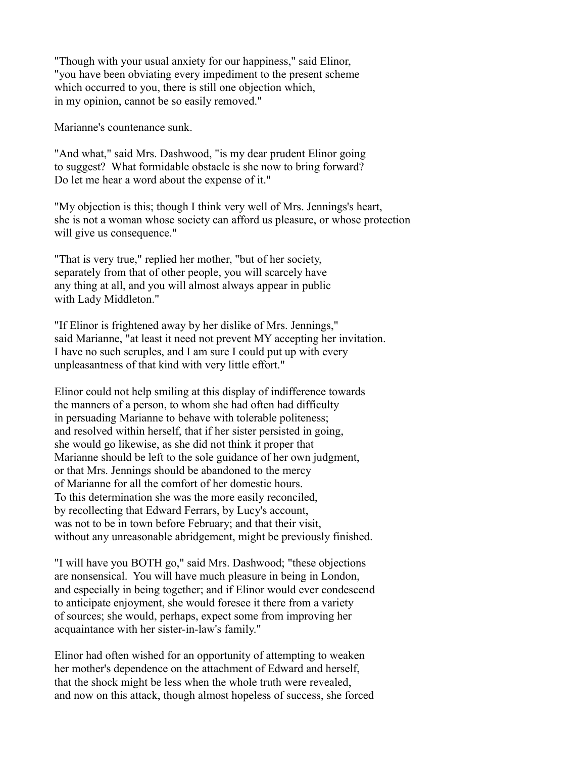"Though with your usual anxiety for our happiness," said Elinor, "you have been obviating every impediment to the present scheme which occurred to you, there is still one objection which, in my opinion, cannot be so easily removed."

Marianne's countenance sunk.

"And what," said Mrs. Dashwood, "is my dear prudent Elinor going to suggest? What formidable obstacle is she now to bring forward? Do let me hear a word about the expense of it."

"My objection is this; though I think very well of Mrs. Jennings's heart, she is not a woman whose society can afford us pleasure, or whose protection will give us consequence."

"That is very true," replied her mother, "but of her society, separately from that of other people, you will scarcely have any thing at all, and you will almost always appear in public with Lady Middleton."

"If Elinor is frightened away by her dislike of Mrs. Jennings," said Marianne, "at least it need not prevent MY accepting her invitation. I have no such scruples, and I am sure I could put up with every unpleasantness of that kind with very little effort."

Elinor could not help smiling at this display of indifference towards the manners of a person, to whom she had often had difficulty in persuading Marianne to behave with tolerable politeness; and resolved within herself, that if her sister persisted in going, she would go likewise, as she did not think it proper that Marianne should be left to the sole guidance of her own judgment, or that Mrs. Jennings should be abandoned to the mercy of Marianne for all the comfort of her domestic hours. To this determination she was the more easily reconciled, by recollecting that Edward Ferrars, by Lucy's account, was not to be in town before February; and that their visit, without any unreasonable abridgement, might be previously finished.

"I will have you BOTH go," said Mrs. Dashwood; "these objections are nonsensical. You will have much pleasure in being in London, and especially in being together; and if Elinor would ever condescend to anticipate enjoyment, she would foresee it there from a variety of sources; she would, perhaps, expect some from improving her acquaintance with her sister-in-law's family."

Elinor had often wished for an opportunity of attempting to weaken her mother's dependence on the attachment of Edward and herself, that the shock might be less when the whole truth were revealed, and now on this attack, though almost hopeless of success, she forced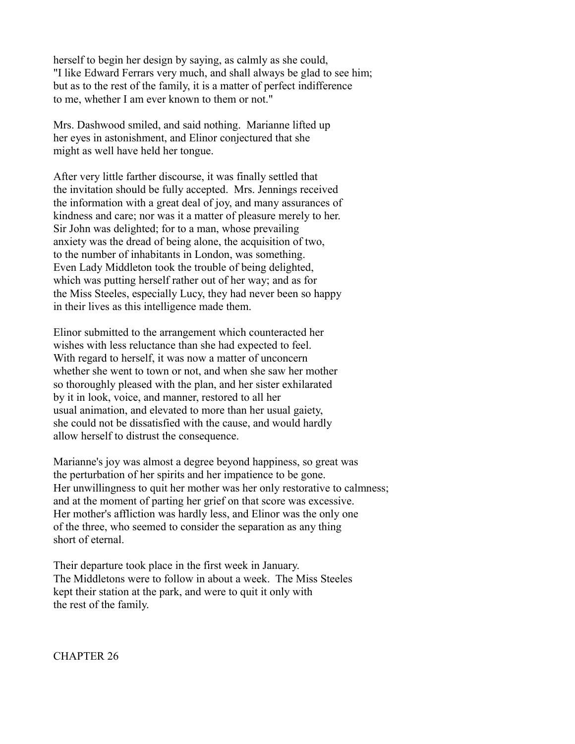herself to begin her design by saying, as calmly as she could, "I like Edward Ferrars very much, and shall always be glad to see him; but as to the rest of the family, it is a matter of perfect indifference to me, whether I am ever known to them or not."

Mrs. Dashwood smiled, and said nothing. Marianne lifted up her eyes in astonishment, and Elinor conjectured that she might as well have held her tongue.

After very little farther discourse, it was finally settled that the invitation should be fully accepted. Mrs. Jennings received the information with a great deal of joy, and many assurances of kindness and care; nor was it a matter of pleasure merely to her. Sir John was delighted; for to a man, whose prevailing anxiety was the dread of being alone, the acquisition of two, to the number of inhabitants in London, was something. Even Lady Middleton took the trouble of being delighted, which was putting herself rather out of her way; and as for the Miss Steeles, especially Lucy, they had never been so happy in their lives as this intelligence made them.

Elinor submitted to the arrangement which counteracted her wishes with less reluctance than she had expected to feel. With regard to herself, it was now a matter of unconcern whether she went to town or not, and when she saw her mother so thoroughly pleased with the plan, and her sister exhilarated by it in look, voice, and manner, restored to all her usual animation, and elevated to more than her usual gaiety, she could not be dissatisfied with the cause, and would hardly allow herself to distrust the consequence.

Marianne's joy was almost a degree beyond happiness, so great was the perturbation of her spirits and her impatience to be gone. Her unwillingness to quit her mother was her only restorative to calmness; and at the moment of parting her grief on that score was excessive. Her mother's affliction was hardly less, and Elinor was the only one of the three, who seemed to consider the separation as any thing short of eternal.

Their departure took place in the first week in January. The Middletons were to follow in about a week. The Miss Steeles kept their station at the park, and were to quit it only with the rest of the family.

## CHAPTER 26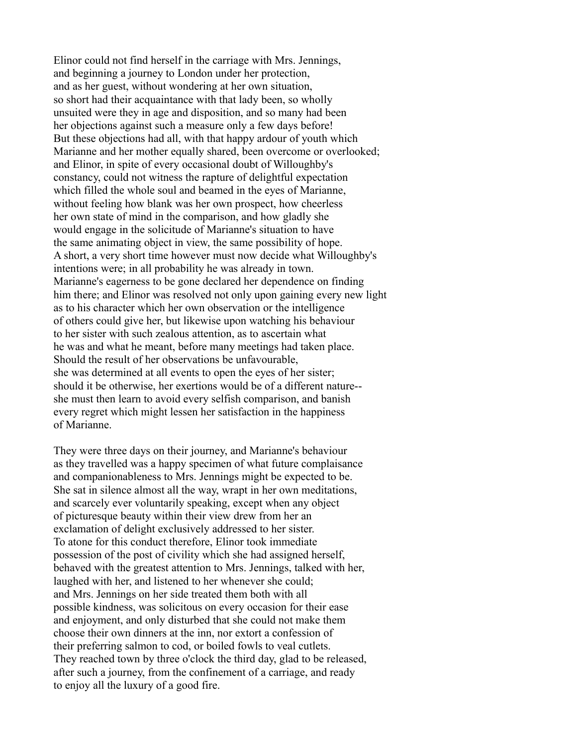Elinor could not find herself in the carriage with Mrs. Jennings, and beginning a journey to London under her protection, and as her guest, without wondering at her own situation, so short had their acquaintance with that lady been, so wholly unsuited were they in age and disposition, and so many had been her objections against such a measure only a few days before! But these objections had all, with that happy ardour of youth which Marianne and her mother equally shared, been overcome or overlooked; and Elinor, in spite of every occasional doubt of Willoughby's constancy, could not witness the rapture of delightful expectation which filled the whole soul and beamed in the eyes of Marianne, without feeling how blank was her own prospect, how cheerless her own state of mind in the comparison, and how gladly she would engage in the solicitude of Marianne's situation to have the same animating object in view, the same possibility of hope. A short, a very short time however must now decide what Willoughby's intentions were; in all probability he was already in town. Marianne's eagerness to be gone declared her dependence on finding him there; and Elinor was resolved not only upon gaining every new light as to his character which her own observation or the intelligence of others could give her, but likewise upon watching his behaviour to her sister with such zealous attention, as to ascertain what he was and what he meant, before many meetings had taken place. Should the result of her observations be unfavourable, she was determined at all events to open the eyes of her sister; should it be otherwise, her exertions would be of a different nature-- she must then learn to avoid every selfish comparison, and banish every regret which might lessen her satisfaction in the happiness of Marianne.

They were three days on their journey, and Marianne's behaviour as they travelled was a happy specimen of what future complaisance and companionableness to Mrs. Jennings might be expected to be. She sat in silence almost all the way, wrapt in her own meditations, and scarcely ever voluntarily speaking, except when any object of picturesque beauty within their view drew from her an exclamation of delight exclusively addressed to her sister. To atone for this conduct therefore, Elinor took immediate possession of the post of civility which she had assigned herself, behaved with the greatest attention to Mrs. Jennings, talked with her, laughed with her, and listened to her whenever she could; and Mrs. Jennings on her side treated them both with all possible kindness, was solicitous on every occasion for their ease and enjoyment, and only disturbed that she could not make them choose their own dinners at the inn, nor extort a confession of their preferring salmon to cod, or boiled fowls to veal cutlets. They reached town by three o'clock the third day, glad to be released, after such a journey, from the confinement of a carriage, and ready to enjoy all the luxury of a good fire.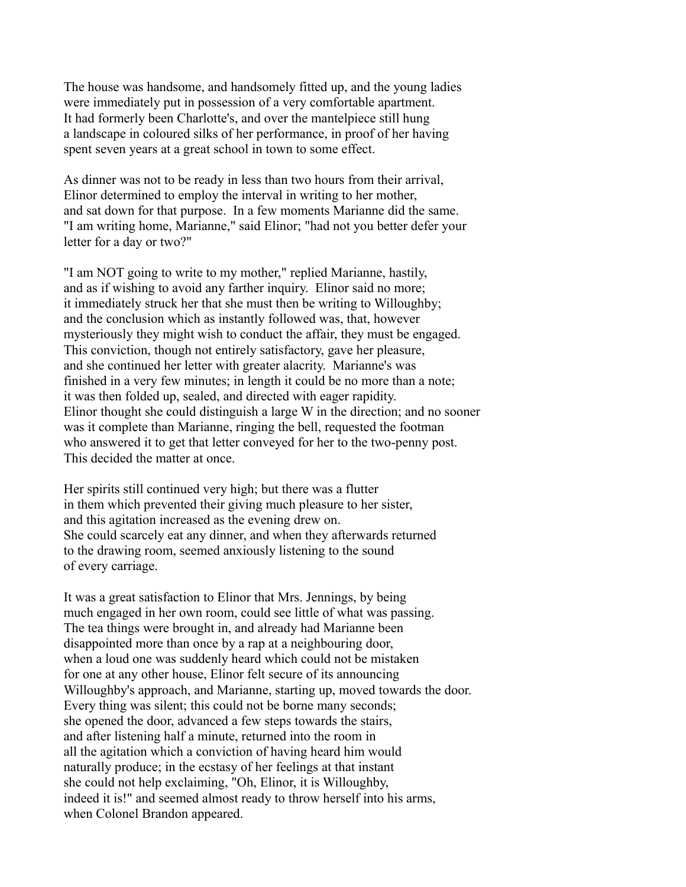The house was handsome, and handsomely fitted up, and the young ladies were immediately put in possession of a very comfortable apartment. It had formerly been Charlotte's, and over the mantelpiece still hung a landscape in coloured silks of her performance, in proof of her having spent seven years at a great school in town to some effect.

As dinner was not to be ready in less than two hours from their arrival, Elinor determined to employ the interval in writing to her mother, and sat down for that purpose. In a few moments Marianne did the same. "I am writing home, Marianne," said Elinor; "had not you better defer your letter for a day or two?"

"I am NOT going to write to my mother," replied Marianne, hastily, and as if wishing to avoid any farther inquiry. Elinor said no more; it immediately struck her that she must then be writing to Willoughby; and the conclusion which as instantly followed was, that, however mysteriously they might wish to conduct the affair, they must be engaged. This conviction, though not entirely satisfactory, gave her pleasure, and she continued her letter with greater alacrity. Marianne's was finished in a very few minutes; in length it could be no more than a note; it was then folded up, sealed, and directed with eager rapidity. Elinor thought she could distinguish a large W in the direction; and no sooner was it complete than Marianne, ringing the bell, requested the footman who answered it to get that letter conveyed for her to the two-penny post. This decided the matter at once.

Her spirits still continued very high; but there was a flutter in them which prevented their giving much pleasure to her sister, and this agitation increased as the evening drew on. She could scarcely eat any dinner, and when they afterwards returned to the drawing room, seemed anxiously listening to the sound of every carriage.

It was a great satisfaction to Elinor that Mrs. Jennings, by being much engaged in her own room, could see little of what was passing. The tea things were brought in, and already had Marianne been disappointed more than once by a rap at a neighbouring door, when a loud one was suddenly heard which could not be mistaken for one at any other house, Elinor felt secure of its announcing Willoughby's approach, and Marianne, starting up, moved towards the door. Every thing was silent; this could not be borne many seconds; she opened the door, advanced a few steps towards the stairs, and after listening half a minute, returned into the room in all the agitation which a conviction of having heard him would naturally produce; in the ecstasy of her feelings at that instant she could not help exclaiming, "Oh, Elinor, it is Willoughby, indeed it is!" and seemed almost ready to throw herself into his arms, when Colonel Brandon appeared.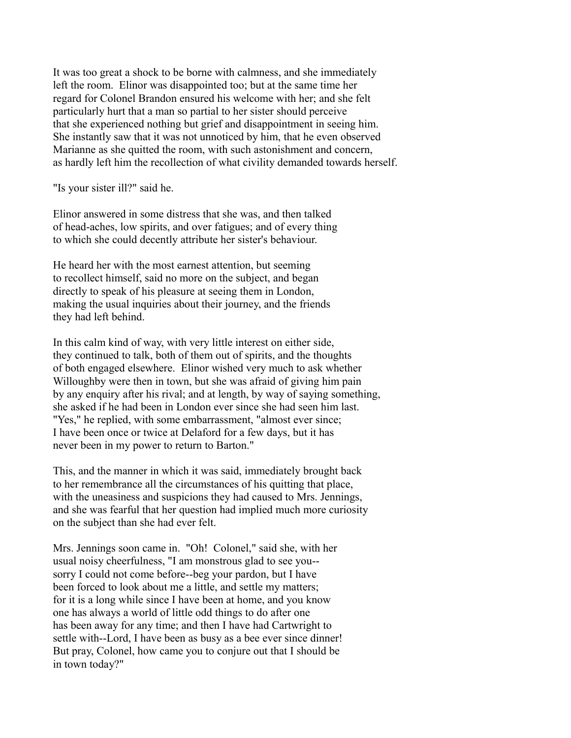It was too great a shock to be borne with calmness, and she immediately left the room. Elinor was disappointed too; but at the same time her regard for Colonel Brandon ensured his welcome with her; and she felt particularly hurt that a man so partial to her sister should perceive that she experienced nothing but grief and disappointment in seeing him. She instantly saw that it was not unnoticed by him, that he even observed Marianne as she quitted the room, with such astonishment and concern, as hardly left him the recollection of what civility demanded towards herself.

"Is your sister ill?" said he.

Elinor answered in some distress that she was, and then talked of head-aches, low spirits, and over fatigues; and of every thing to which she could decently attribute her sister's behaviour.

He heard her with the most earnest attention, but seeming to recollect himself, said no more on the subject, and began directly to speak of his pleasure at seeing them in London, making the usual inquiries about their journey, and the friends they had left behind.

In this calm kind of way, with very little interest on either side, they continued to talk, both of them out of spirits, and the thoughts of both engaged elsewhere. Elinor wished very much to ask whether Willoughby were then in town, but she was afraid of giving him pain by any enquiry after his rival; and at length, by way of saying something, she asked if he had been in London ever since she had seen him last. "Yes," he replied, with some embarrassment, "almost ever since; I have been once or twice at Delaford for a few days, but it has never been in my power to return to Barton."

This, and the manner in which it was said, immediately brought back to her remembrance all the circumstances of his quitting that place, with the uneasiness and suspicions they had caused to Mrs. Jennings, and she was fearful that her question had implied much more curiosity on the subject than she had ever felt.

Mrs. Jennings soon came in. "Oh! Colonel," said she, with her usual noisy cheerfulness, "I am monstrous glad to see you-- sorry I could not come before--beg your pardon, but I have been forced to look about me a little, and settle my matters; for it is a long while since I have been at home, and you know one has always a world of little odd things to do after one has been away for any time; and then I have had Cartwright to settle with--Lord, I have been as busy as a bee ever since dinner! But pray, Colonel, how came you to conjure out that I should be in town today?"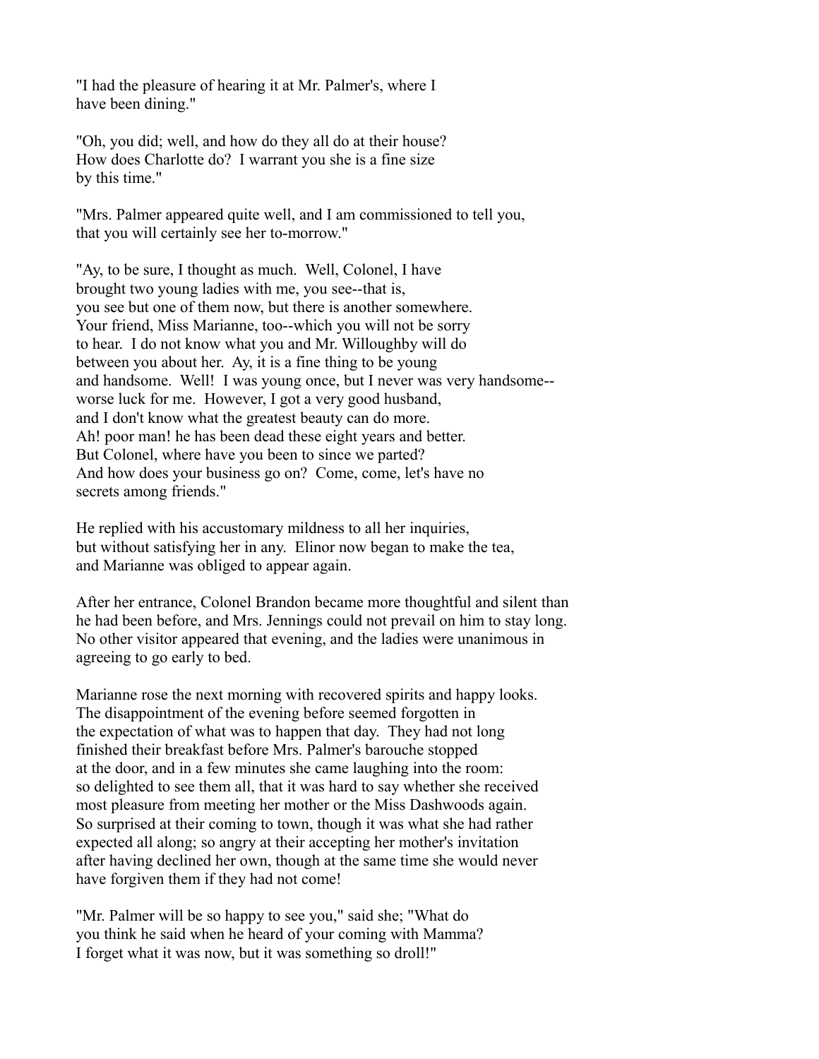"I had the pleasure of hearing it at Mr. Palmer's, where I have been dining."

"Oh, you did; well, and how do they all do at their house? How does Charlotte do? I warrant you she is a fine size by this time."

"Mrs. Palmer appeared quite well, and I am commissioned to tell you, that you will certainly see her to-morrow."

"Ay, to be sure, I thought as much. Well, Colonel, I have brought two young ladies with me, you see--that is, you see but one of them now, but there is another somewhere. Your friend, Miss Marianne, too--which you will not be sorry to hear. I do not know what you and Mr. Willoughby will do between you about her. Ay, it is a fine thing to be young and handsome. Well! I was young once, but I never was very handsome-- worse luck for me. However, I got a very good husband, and I don't know what the greatest beauty can do more. Ah! poor man! he has been dead these eight years and better. But Colonel, where have you been to since we parted? And how does your business go on? Come, come, let's have no secrets among friends."

He replied with his accustomary mildness to all her inquiries, but without satisfying her in any. Elinor now began to make the tea, and Marianne was obliged to appear again.

After her entrance, Colonel Brandon became more thoughtful and silent than he had been before, and Mrs. Jennings could not prevail on him to stay long. No other visitor appeared that evening, and the ladies were unanimous in agreeing to go early to bed.

Marianne rose the next morning with recovered spirits and happy looks. The disappointment of the evening before seemed forgotten in the expectation of what was to happen that day. They had not long finished their breakfast before Mrs. Palmer's barouche stopped at the door, and in a few minutes she came laughing into the room: so delighted to see them all, that it was hard to say whether she received most pleasure from meeting her mother or the Miss Dashwoods again. So surprised at their coming to town, though it was what she had rather expected all along; so angry at their accepting her mother's invitation after having declined her own, though at the same time she would never have forgiven them if they had not come!

"Mr. Palmer will be so happy to see you," said she; "What do you think he said when he heard of your coming with Mamma? I forget what it was now, but it was something so droll!"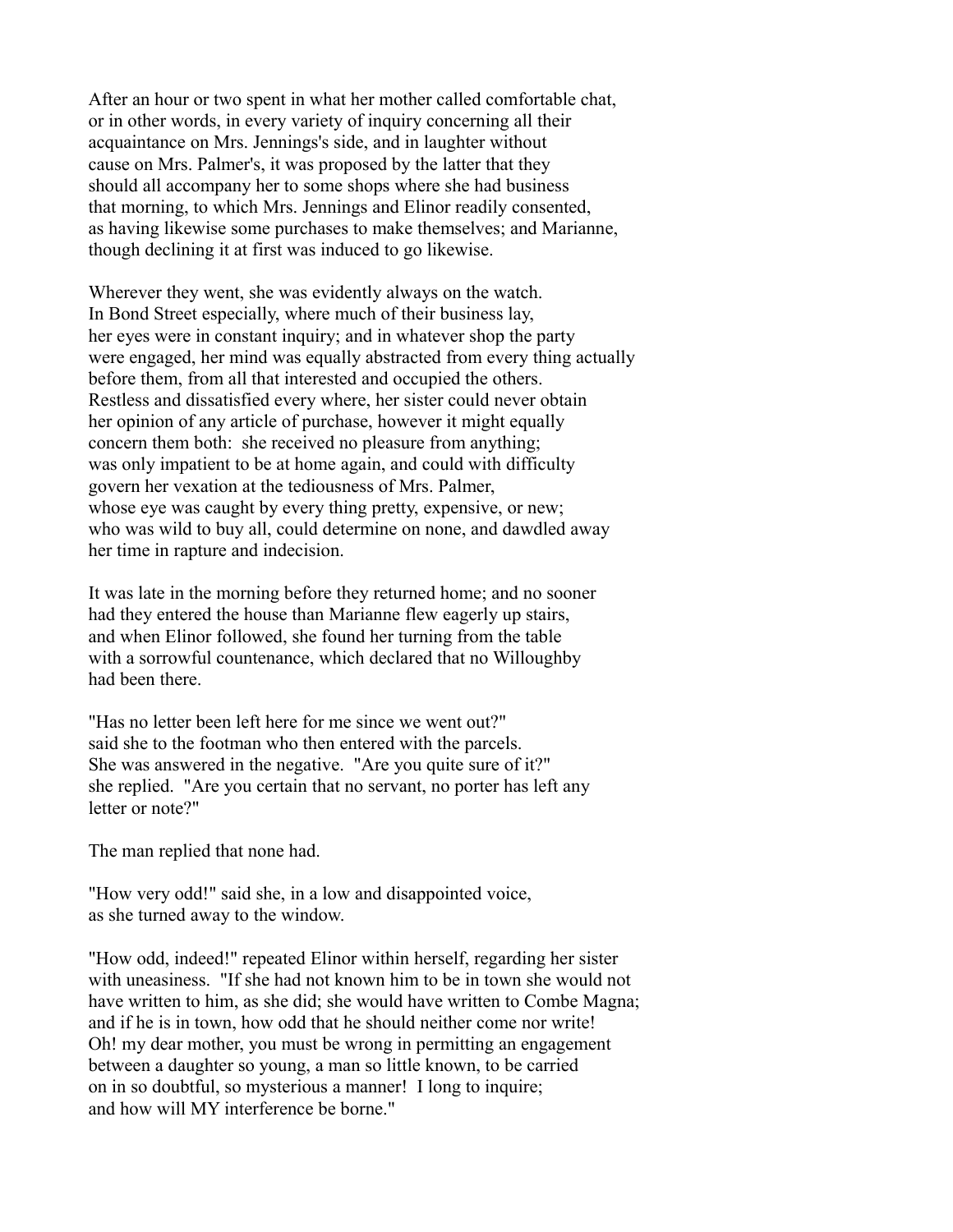After an hour or two spent in what her mother called comfortable chat, or in other words, in every variety of inquiry concerning all their acquaintance on Mrs. Jennings's side, and in laughter without cause on Mrs. Palmer's, it was proposed by the latter that they should all accompany her to some shops where she had business that morning, to which Mrs. Jennings and Elinor readily consented, as having likewise some purchases to make themselves; and Marianne, though declining it at first was induced to go likewise.

Wherever they went, she was evidently always on the watch. In Bond Street especially, where much of their business lay, her eyes were in constant inquiry; and in whatever shop the party were engaged, her mind was equally abstracted from every thing actually before them, from all that interested and occupied the others. Restless and dissatisfied every where, her sister could never obtain her opinion of any article of purchase, however it might equally concern them both: she received no pleasure from anything; was only impatient to be at home again, and could with difficulty govern her vexation at the tediousness of Mrs. Palmer, whose eye was caught by every thing pretty, expensive, or new; who was wild to buy all, could determine on none, and dawdled away her time in rapture and indecision.

It was late in the morning before they returned home; and no sooner had they entered the house than Marianne flew eagerly up stairs, and when Elinor followed, she found her turning from the table with a sorrowful countenance, which declared that no Willoughby had been there.

"Has no letter been left here for me since we went out?" said she to the footman who then entered with the parcels. She was answered in the negative. "Are you quite sure of it?" she replied. "Are you certain that no servant, no porter has left any letter or note?"

The man replied that none had.

"How very odd!" said she, in a low and disappointed voice, as she turned away to the window.

"How odd, indeed!" repeated Elinor within herself, regarding her sister with uneasiness. "If she had not known him to be in town she would not have written to him, as she did; she would have written to Combe Magna; and if he is in town, how odd that he should neither come nor write! Oh! my dear mother, you must be wrong in permitting an engagement between a daughter so young, a man so little known, to be carried on in so doubtful, so mysterious a manner! I long to inquire; and how will MY interference be borne."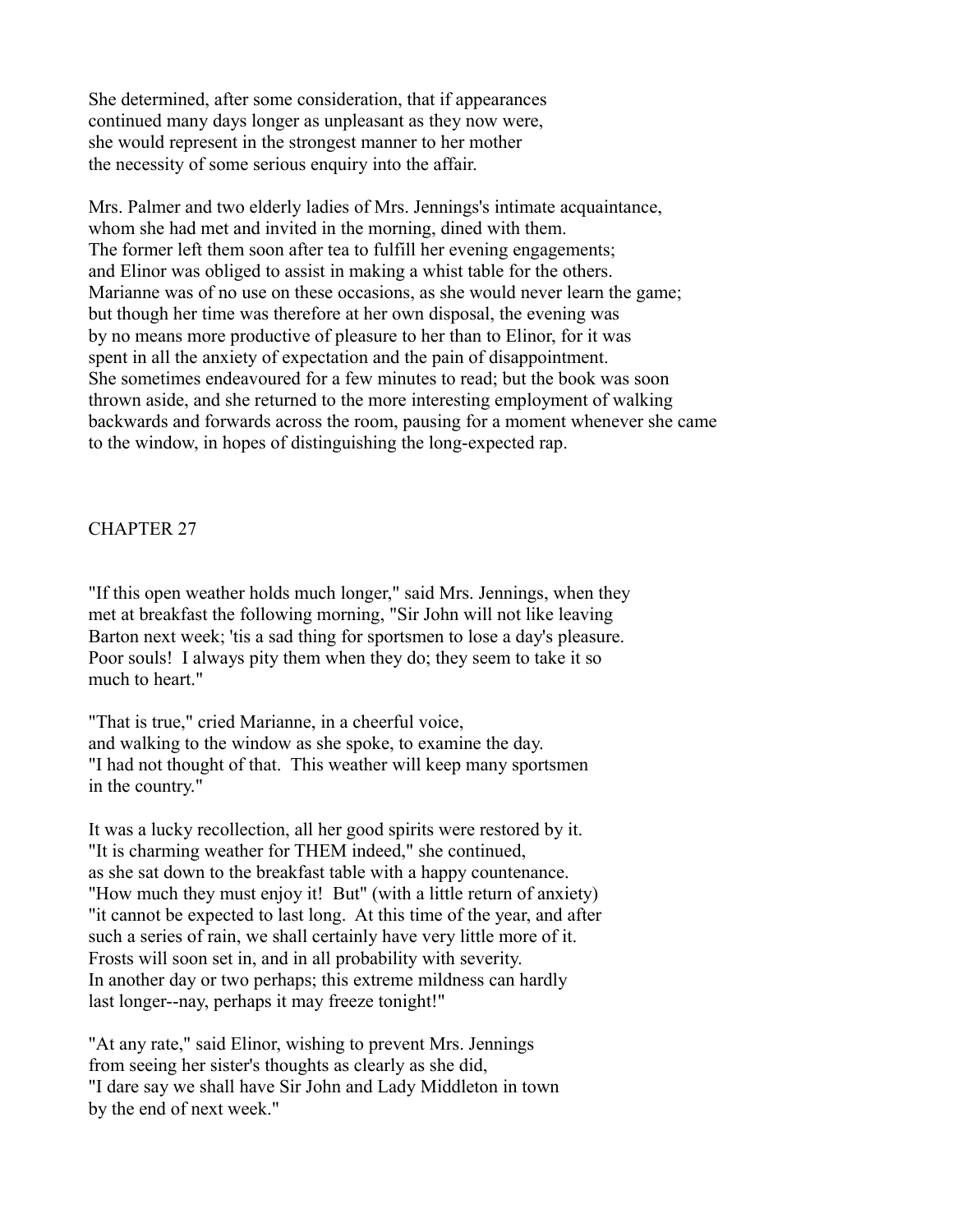She determined, after some consideration, that if appearances continued many days longer as unpleasant as they now were, she would represent in the strongest manner to her mother the necessity of some serious enquiry into the affair.

Mrs. Palmer and two elderly ladies of Mrs. Jennings's intimate acquaintance, whom she had met and invited in the morning, dined with them. The former left them soon after tea to fulfill her evening engagements; and Elinor was obliged to assist in making a whist table for the others. Marianne was of no use on these occasions, as she would never learn the game; but though her time was therefore at her own disposal, the evening was by no means more productive of pleasure to her than to Elinor, for it was spent in all the anxiety of expectation and the pain of disappointment. She sometimes endeavoured for a few minutes to read; but the book was soon thrown aside, and she returned to the more interesting employment of walking backwards and forwards across the room, pausing for a moment whenever she came to the window, in hopes of distinguishing the long-expected rap.

## CHAPTER 27

"If this open weather holds much longer," said Mrs. Jennings, when they met at breakfast the following morning, "Sir John will not like leaving Barton next week; 'tis a sad thing for sportsmen to lose a day's pleasure. Poor souls! I always pity them when they do; they seem to take it so much to heart."

"That is true," cried Marianne, in a cheerful voice, and walking to the window as she spoke, to examine the day. "I had not thought of that. This weather will keep many sportsmen in the country."

It was a lucky recollection, all her good spirits were restored by it. "It is charming weather for THEM indeed," she continued, as she sat down to the breakfast table with a happy countenance. "How much they must enjoy it! But" (with a little return of anxiety) "it cannot be expected to last long. At this time of the year, and after such a series of rain, we shall certainly have very little more of it. Frosts will soon set in, and in all probability with severity. In another day or two perhaps; this extreme mildness can hardly last longer--nay, perhaps it may freeze tonight!"

"At any rate," said Elinor, wishing to prevent Mrs. Jennings from seeing her sister's thoughts as clearly as she did, "I dare say we shall have Sir John and Lady Middleton in town by the end of next week."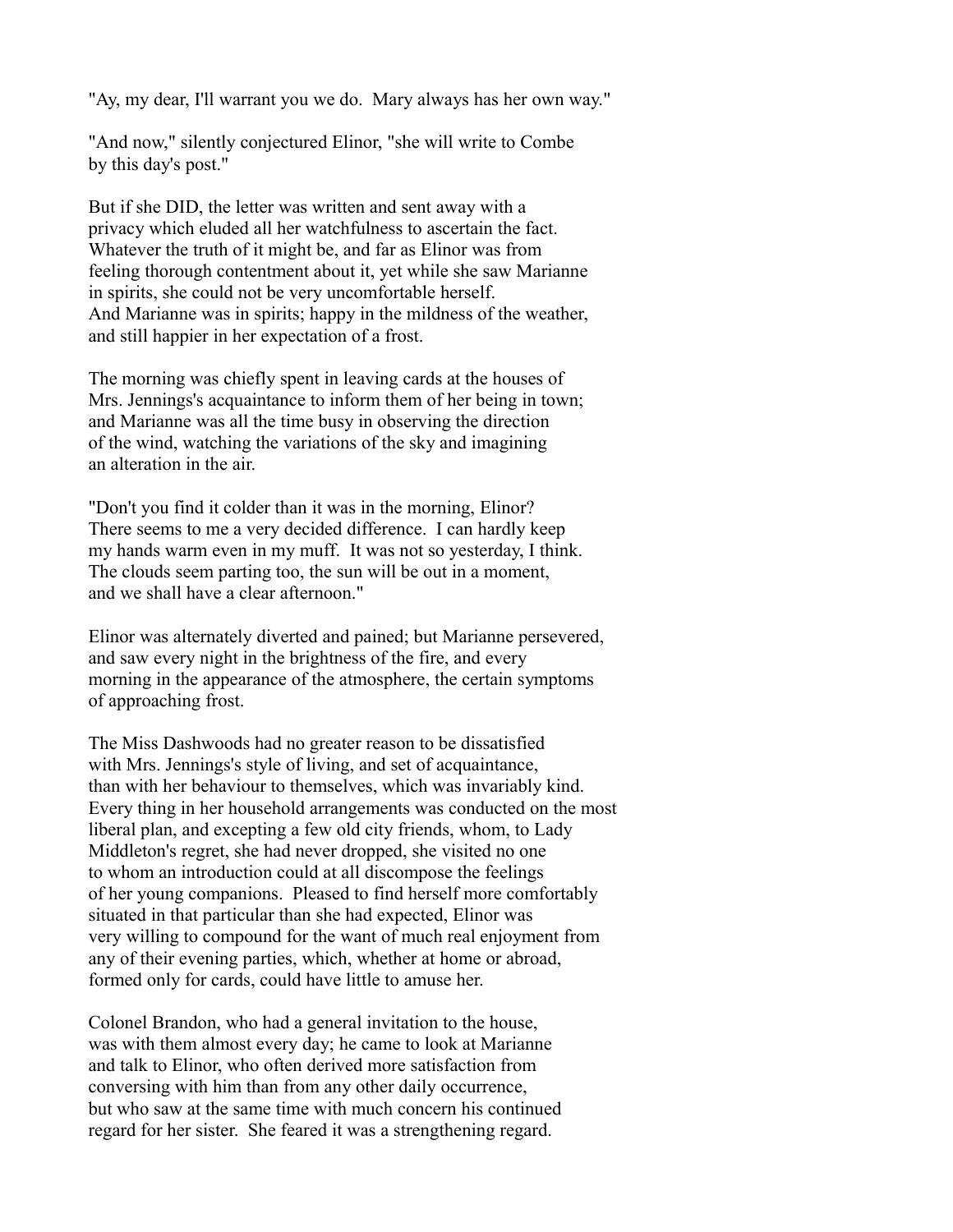"Ay, my dear, I'll warrant you we do. Mary always has her own way."

"And now," silently conjectured Elinor, "she will write to Combe by this day's post."

But if she DID, the letter was written and sent away with a privacy which eluded all her watchfulness to ascertain the fact. Whatever the truth of it might be, and far as Elinor was from feeling thorough contentment about it, yet while she saw Marianne in spirits, she could not be very uncomfortable herself. And Marianne was in spirits; happy in the mildness of the weather, and still happier in her expectation of a frost.

The morning was chiefly spent in leaving cards at the houses of Mrs. Jennings's acquaintance to inform them of her being in town; and Marianne was all the time busy in observing the direction of the wind, watching the variations of the sky and imagining an alteration in the air.

"Don't you find it colder than it was in the morning, Elinor? There seems to me a very decided difference. I can hardly keep my hands warm even in my muff. It was not so yesterday, I think. The clouds seem parting too, the sun will be out in a moment, and we shall have a clear afternoon."

Elinor was alternately diverted and pained; but Marianne persevered, and saw every night in the brightness of the fire, and every morning in the appearance of the atmosphere, the certain symptoms of approaching frost.

The Miss Dashwoods had no greater reason to be dissatisfied with Mrs. Jennings's style of living, and set of acquaintance, than with her behaviour to themselves, which was invariably kind. Every thing in her household arrangements was conducted on the most liberal plan, and excepting a few old city friends, whom, to Lady Middleton's regret, she had never dropped, she visited no one to whom an introduction could at all discompose the feelings of her young companions. Pleased to find herself more comfortably situated in that particular than she had expected, Elinor was very willing to compound for the want of much real enjoyment from any of their evening parties, which, whether at home or abroad, formed only for cards, could have little to amuse her.

Colonel Brandon, who had a general invitation to the house, was with them almost every day; he came to look at Marianne and talk to Elinor, who often derived more satisfaction from conversing with him than from any other daily occurrence, but who saw at the same time with much concern his continued regard for her sister. She feared it was a strengthening regard.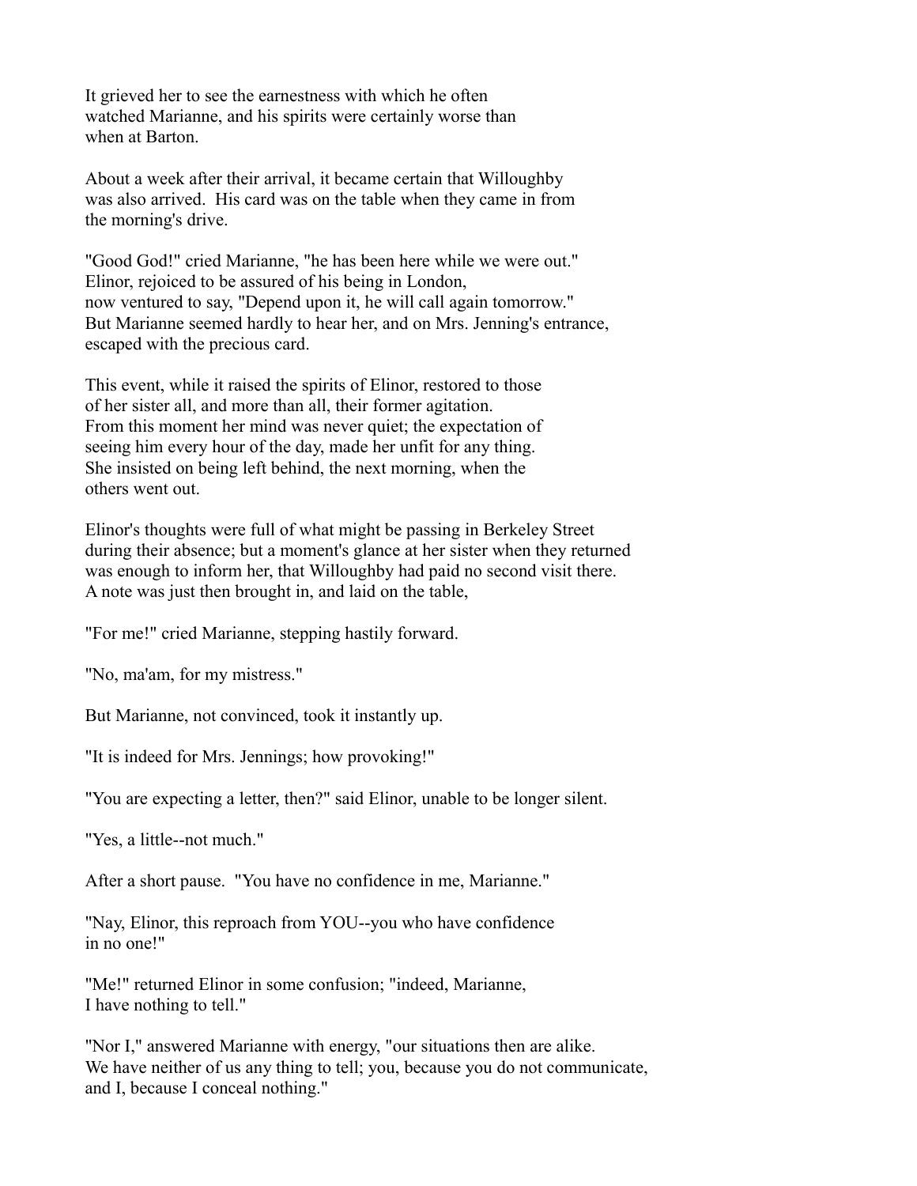It grieved her to see the earnestness with which he often watched Marianne, and his spirits were certainly worse than when at Barton.

About a week after their arrival, it became certain that Willoughby was also arrived. His card was on the table when they came in from the morning's drive.

"Good God!" cried Marianne, "he has been here while we were out." Elinor, rejoiced to be assured of his being in London, now ventured to say, "Depend upon it, he will call again tomorrow." But Marianne seemed hardly to hear her, and on Mrs. Jenning's entrance, escaped with the precious card.

This event, while it raised the spirits of Elinor, restored to those of her sister all, and more than all, their former agitation. From this moment her mind was never quiet; the expectation of seeing him every hour of the day, made her unfit for any thing. She insisted on being left behind, the next morning, when the others went out.

Elinor's thoughts were full of what might be passing in Berkeley Street during their absence; but a moment's glance at her sister when they returned was enough to inform her, that Willoughby had paid no second visit there. A note was just then brought in, and laid on the table,

"For me!" cried Marianne, stepping hastily forward.

"No, ma'am, for my mistress."

But Marianne, not convinced, took it instantly up.

"It is indeed for Mrs. Jennings; how provoking!"

"You are expecting a letter, then?" said Elinor, unable to be longer silent.

"Yes, a little--not much."

After a short pause. "You have no confidence in me, Marianne."

"Nay, Elinor, this reproach from YOU--you who have confidence in no one!"

"Me!" returned Elinor in some confusion; "indeed, Marianne, I have nothing to tell."

"Nor I," answered Marianne with energy, "our situations then are alike. We have neither of us any thing to tell; you, because you do not communicate, and I, because I conceal nothing."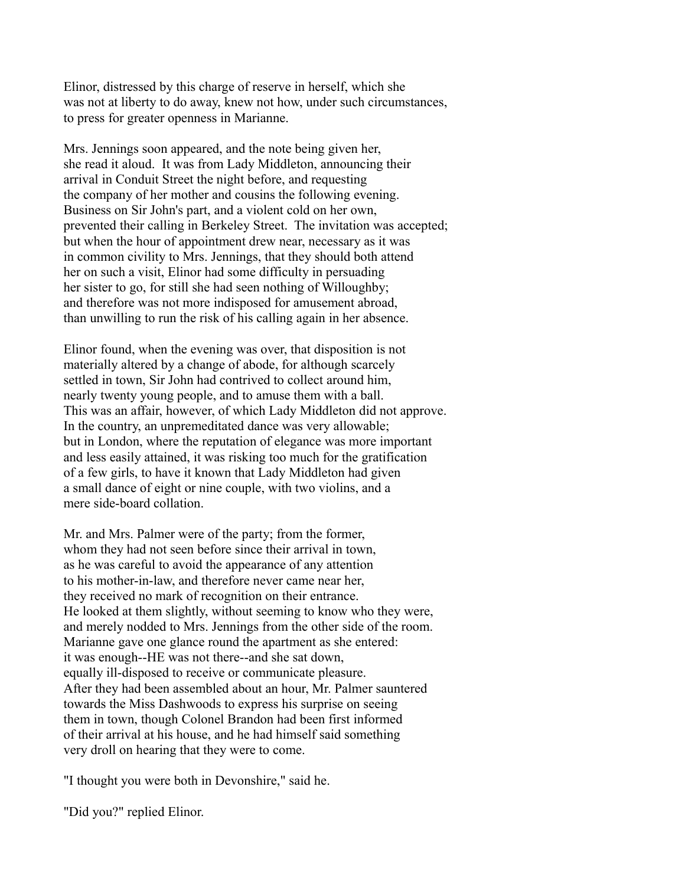Elinor, distressed by this charge of reserve in herself, which she was not at liberty to do away, knew not how, under such circumstances, to press for greater openness in Marianne.

Mrs. Jennings soon appeared, and the note being given her, she read it aloud. It was from Lady Middleton, announcing their arrival in Conduit Street the night before, and requesting the company of her mother and cousins the following evening. Business on Sir John's part, and a violent cold on her own, prevented their calling in Berkeley Street. The invitation was accepted; but when the hour of appointment drew near, necessary as it was in common civility to Mrs. Jennings, that they should both attend her on such a visit, Elinor had some difficulty in persuading her sister to go, for still she had seen nothing of Willoughby; and therefore was not more indisposed for amusement abroad, than unwilling to run the risk of his calling again in her absence.

Elinor found, when the evening was over, that disposition is not materially altered by a change of abode, for although scarcely settled in town, Sir John had contrived to collect around him, nearly twenty young people, and to amuse them with a ball. This was an affair, however, of which Lady Middleton did not approve. In the country, an unpremeditated dance was very allowable; but in London, where the reputation of elegance was more important and less easily attained, it was risking too much for the gratification of a few girls, to have it known that Lady Middleton had given a small dance of eight or nine couple, with two violins, and a mere side-board collation.

Mr. and Mrs. Palmer were of the party; from the former, whom they had not seen before since their arrival in town, as he was careful to avoid the appearance of any attention to his mother-in-law, and therefore never came near her, they received no mark of recognition on their entrance. He looked at them slightly, without seeming to know who they were, and merely nodded to Mrs. Jennings from the other side of the room. Marianne gave one glance round the apartment as she entered: it was enough--HE was not there--and she sat down, equally ill-disposed to receive or communicate pleasure. After they had been assembled about an hour, Mr. Palmer sauntered towards the Miss Dashwoods to express his surprise on seeing them in town, though Colonel Brandon had been first informed of their arrival at his house, and he had himself said something very droll on hearing that they were to come.

"I thought you were both in Devonshire," said he.

"Did you?" replied Elinor.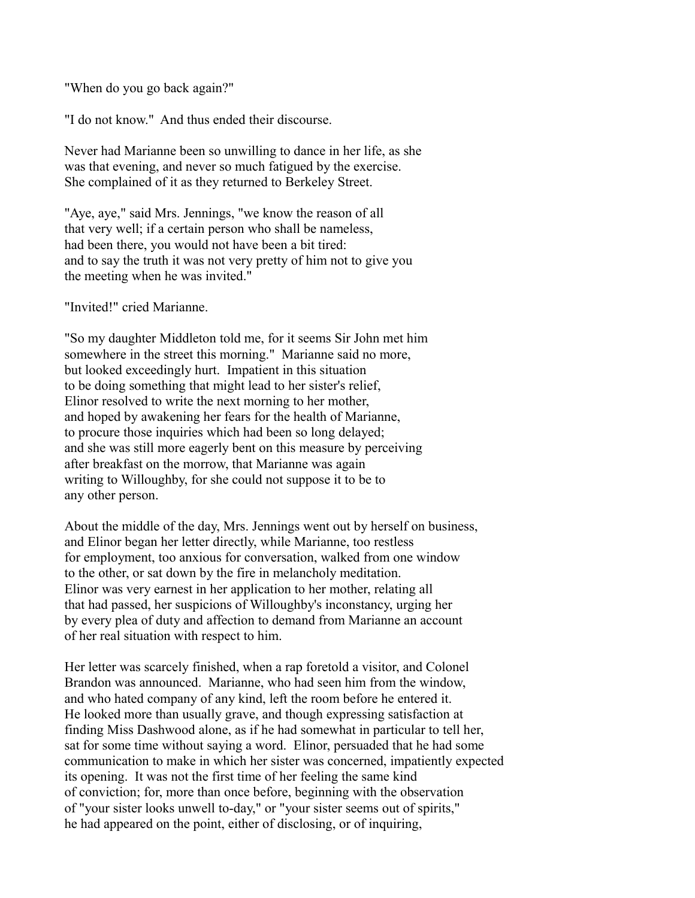"When do you go back again?"

"I do not know."  And thus ended their discourse.

Never had Marianne been so unwilling to dance in her life, as she was that evening, and never so much fatigued by the exercise. She complained of it as they returned to Berkeley Street.

"Aye, aye," said Mrs. Jennings, "we know the reason of all that very well; if a certain person who shall be nameless, had been there, you would not have been a bit tired: and to say the truth it was not very pretty of him not to give you the meeting when he was invited."

"Invited!" cried Marianne.

"So my daughter Middleton told me, for it seems Sir John met him somewhere in the street this morning."  Marianne said no more, but looked exceedingly hurt.  Impatient in this situation to be doing something that might lead to her sister's relief, Elinor resolved to write the next morning to her mother, and hoped by awakening her fears for the health of Marianne, to procure those inquiries which had been so long delayed; and she was still more eagerly bent on this measure by perceiving after breakfast on the morrow, that Marianne was again writing to Willoughby, for she could not suppose it to be to any other person.

About the middle of the day, Mrs. Jennings went out by herself on business, and Elinor began her letter directly, while Marianne, too restless for employment, too anxious for conversation, walked from one window to the other, or sat down by the fire in melancholy meditation. Elinor was very earnest in her application to her mother, relating all that had passed, her suspicions of Willoughby's inconstancy, urging her by every plea of duty and affection to demand from Marianne an account of her real situation with respect to him.

Her letter was scarcely finished, when a rap foretold a visitor, and Colonel Brandon was announced.  Marianne, who had seen him from the window, and who hated company of any kind, left the room before he entered it. He looked more than usually grave, and though expressing satisfaction at finding Miss Dashwood alone, as if he had somewhat in particular to tell her, sat for some time without saying a word.  Elinor, persuaded that he had some communication to make in which her sister was concerned, impatiently expected its opening.  It was not the first time of her feeling the same kind of conviction; for, more than once before, beginning with the observation of "your sister looks unwell to-day," or "your sister seems out of spirits," he had appeared on the point, either of disclosing, or of inquiring,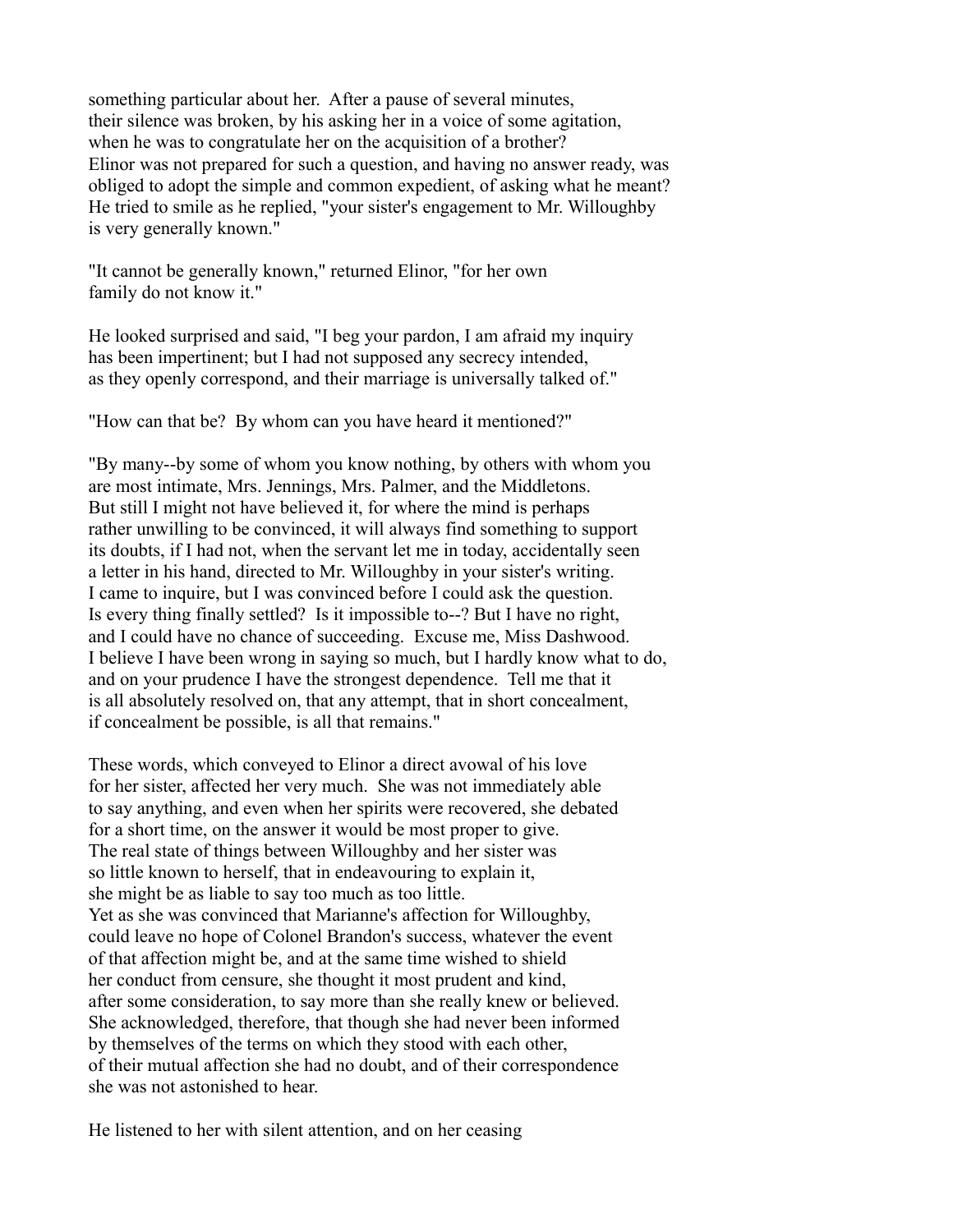something particular about her. After a pause of several minutes, their silence was broken, by his asking her in a voice of some agitation, when he was to congratulate her on the acquisition of a brother? Elinor was not prepared for such a question, and having no answer ready, was obliged to adopt the simple and common expedient, of asking what he meant? He tried to smile as he replied, "your sister's engagement to Mr. Willoughby is very generally known."

"It cannot be generally known," returned Elinor, "for her own family do not know it."

He looked surprised and said, "I beg your pardon, I am afraid my inquiry has been impertinent; but I had not supposed any secrecy intended, as they openly correspond, and their marriage is universally talked of."

"How can that be? By whom can you have heard it mentioned?"

"By many--by some of whom you know nothing, by others with whom you are most intimate, Mrs. Jennings, Mrs. Palmer, and the Middletons. But still I might not have believed it, for where the mind is perhaps rather unwilling to be convinced, it will always find something to support its doubts, if I had not, when the servant let me in today, accidentally seen a letter in his hand, directed to Mr. Willoughby in your sister's writing. I came to inquire, but I was convinced before I could ask the question. Is every thing finally settled? Is it impossible to--? But I have no right, and I could have no chance of succeeding. Excuse me, Miss Dashwood. I believe I have been wrong in saying so much, but I hardly know what to do, and on your prudence I have the strongest dependence. Tell me that it is all absolutely resolved on, that any attempt, that in short concealment, if concealment be possible, is all that remains."

These words, which conveyed to Elinor a direct avowal of his love for her sister, affected her very much. She was not immediately able to say anything, and even when her spirits were recovered, she debated for a short time, on the answer it would be most proper to give. The real state of things between Willoughby and her sister was so little known to herself, that in endeavouring to explain it, she might be as liable to say too much as too little. Yet as she was convinced that Marianne's affection for Willoughby, could leave no hope of Colonel Brandon's success, whatever the event of that affection might be, and at the same time wished to shield her conduct from censure, she thought it most prudent and kind, after some consideration, to say more than she really knew or believed. She acknowledged, therefore, that though she had never been informed by themselves of the terms on which they stood with each other, of their mutual affection she had no doubt, and of their correspondence she was not astonished to hear.

He listened to her with silent attention, and on her ceasing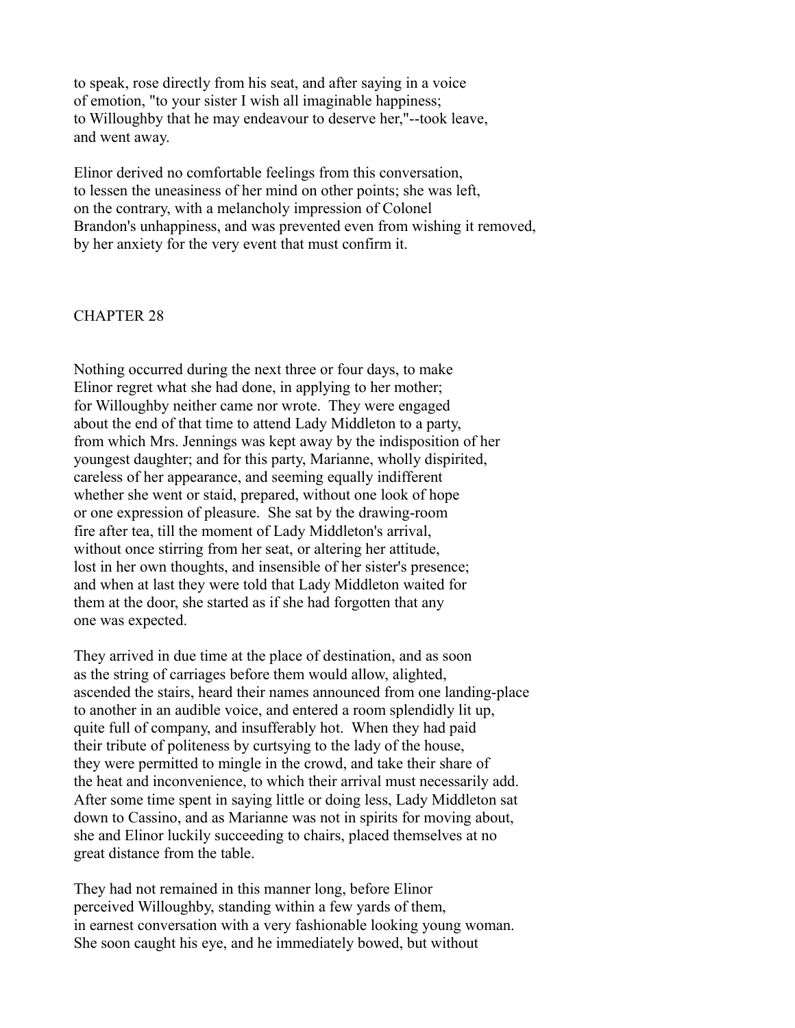to speak, rose directly from his seat, and after saying in a voice of emotion, "to your sister I wish all imaginable happiness; to Willoughby that he may endeavour to deserve her,"--took leave, and went away.

Elinor derived no comfortable feelings from this conversation, to lessen the uneasiness of her mind on other points; she was left, on the contrary, with a melancholy impression of Colonel Brandon's unhappiness, and was prevented even from wishing it removed, by her anxiety for the very event that must confirm it.

## CHAPTER 28

Nothing occurred during the next three or four days, to make Elinor regret what she had done, in applying to her mother; for Willoughby neither came nor wrote. They were engaged about the end of that time to attend Lady Middleton to a party, from which Mrs. Jennings was kept away by the indisposition of her youngest daughter; and for this party, Marianne, wholly dispirited, careless of her appearance, and seeming equally indifferent whether she went or staid, prepared, without one look of hope or one expression of pleasure. She sat by the drawing-room fire after tea, till the moment of Lady Middleton's arrival, without once stirring from her seat, or altering her attitude, lost in her own thoughts, and insensible of her sister's presence; and when at last they were told that Lady Middleton waited for them at the door, she started as if she had forgotten that any one was expected.

They arrived in due time at the place of destination, and as soon as the string of carriages before them would allow, alighted, ascended the stairs, heard their names announced from one landing-place to another in an audible voice, and entered a room splendidly lit up, quite full of company, and insufferably hot. When they had paid their tribute of politeness by curtsying to the lady of the house, they were permitted to mingle in the crowd, and take their share of the heat and inconvenience, to which their arrival must necessarily add. After some time spent in saying little or doing less, Lady Middleton sat down to Cassino, and as Marianne was not in spirits for moving about, she and Elinor luckily succeeding to chairs, placed themselves at no great distance from the table.

They had not remained in this manner long, before Elinor perceived Willoughby, standing within a few yards of them, in earnest conversation with a very fashionable looking young woman. She soon caught his eye, and he immediately bowed, but without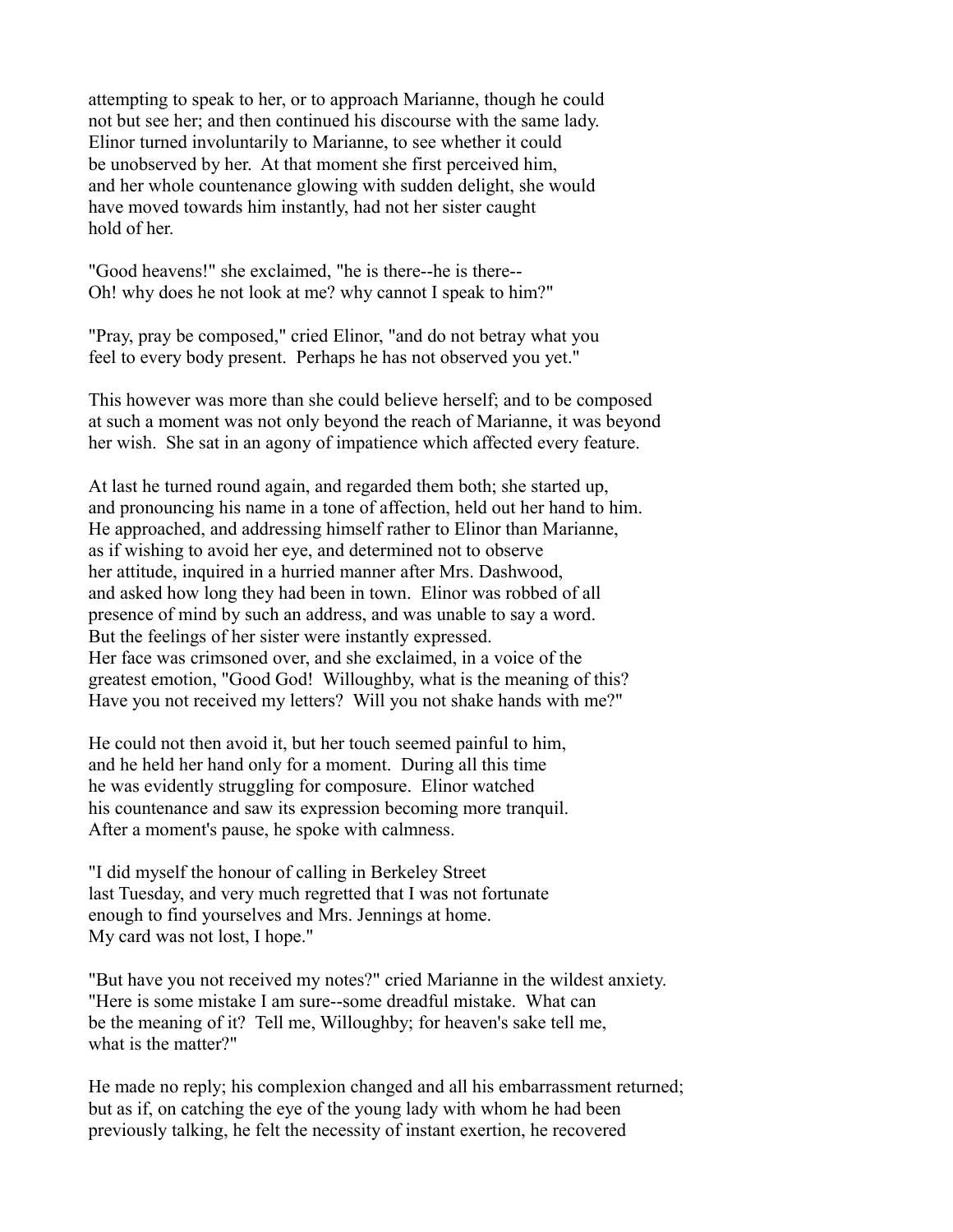attempting to speak to her, or to approach Marianne, though he could not but see her; and then continued his discourse with the same lady. Elinor turned involuntarily to Marianne, to see whether it could be unobserved by her. At that moment she first perceived him, and her whole countenance glowing with sudden delight, she would have moved towards him instantly, had not her sister caught hold of her.

"Good heavens!" she exclaimed, "he is there--he is there-- Oh! why does he not look at me? why cannot I speak to him?"

"Pray, pray be composed," cried Elinor, "and do not betray what you feel to every body present. Perhaps he has not observed you yet."

This however was more than she could believe herself; and to be composed at such a moment was not only beyond the reach of Marianne, it was beyond her wish. She sat in an agony of impatience which affected every feature.

At last he turned round again, and regarded them both; she started up, and pronouncing his name in a tone of affection, held out her hand to him. He approached, and addressing himself rather to Elinor than Marianne, as if wishing to avoid her eye, and determined not to observe her attitude, inquired in a hurried manner after Mrs. Dashwood, and asked how long they had been in town. Elinor was robbed of all presence of mind by such an address, and was unable to say a word. But the feelings of her sister were instantly expressed. Her face was crimsoned over, and she exclaimed, in a voice of the greatest emotion, "Good God! Willoughby, what is the meaning of this? Have you not received my letters? Will you not shake hands with me?"

He could not then avoid it, but her touch seemed painful to him, and he held her hand only for a moment. During all this time he was evidently struggling for composure. Elinor watched his countenance and saw its expression becoming more tranquil. After a moment's pause, he spoke with calmness.

"I did myself the honour of calling in Berkeley Street last Tuesday, and very much regretted that I was not fortunate enough to find yourselves and Mrs. Jennings at home. My card was not lost, I hope."

"But have you not received my notes?" cried Marianne in the wildest anxiety. "Here is some mistake I am sure--some dreadful mistake. What can be the meaning of it? Tell me, Willoughby; for heaven's sake tell me, what is the matter?"

He made no reply; his complexion changed and all his embarrassment returned; but as if, on catching the eye of the young lady with whom he had been previously talking, he felt the necessity of instant exertion, he recovered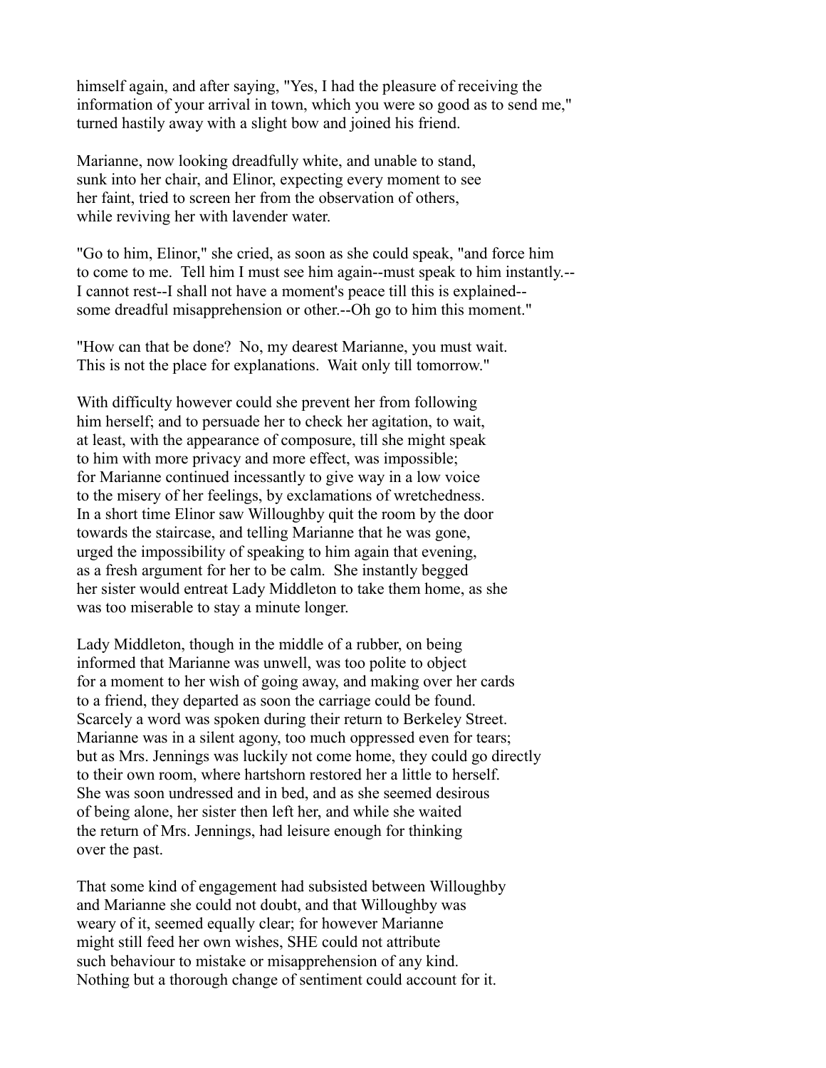himself again, and after saying, "Yes, I had the pleasure of receiving the information of your arrival in town, which you were so good as to send me," turned hastily away with a slight bow and joined his friend.

Marianne, now looking dreadfully white, and unable to stand, sunk into her chair, and Elinor, expecting every moment to see her faint, tried to screen her from the observation of others, while reviving her with lavender water.

"Go to him, Elinor," she cried, as soon as she could speak, "and force him to come to me. Tell him I must see him again--must speak to him instantly.-- I cannot rest--I shall not have a moment's peace till this is explained-- some dreadful misapprehension or other.--Oh go to him this moment."

"How can that be done? No, my dearest Marianne, you must wait. This is not the place for explanations. Wait only till tomorrow."

With difficulty however could she prevent her from following him herself; and to persuade her to check her agitation, to wait, at least, with the appearance of composure, till she might speak to him with more privacy and more effect, was impossible; for Marianne continued incessantly to give way in a low voice to the misery of her feelings, by exclamations of wretchedness. In a short time Elinor saw Willoughby quit the room by the door towards the staircase, and telling Marianne that he was gone, urged the impossibility of speaking to him again that evening, as a fresh argument for her to be calm. She instantly begged her sister would entreat Lady Middleton to take them home, as she was too miserable to stay a minute longer.

Lady Middleton, though in the middle of a rubber, on being informed that Marianne was unwell, was too polite to object for a moment to her wish of going away, and making over her cards to a friend, they departed as soon the carriage could be found. Scarcely a word was spoken during their return to Berkeley Street. Marianne was in a silent agony, too much oppressed even for tears; but as Mrs. Jennings was luckily not come home, they could go directly to their own room, where hartshorn restored her a little to herself. She was soon undressed and in bed, and as she seemed desirous of being alone, her sister then left her, and while she waited the return of Mrs. Jennings, had leisure enough for thinking over the past.

That some kind of engagement had subsisted between Willoughby and Marianne she could not doubt, and that Willoughby was weary of it, seemed equally clear; for however Marianne might still feed her own wishes, SHE could not attribute such behaviour to mistake or misapprehension of any kind. Nothing but a thorough change of sentiment could account for it.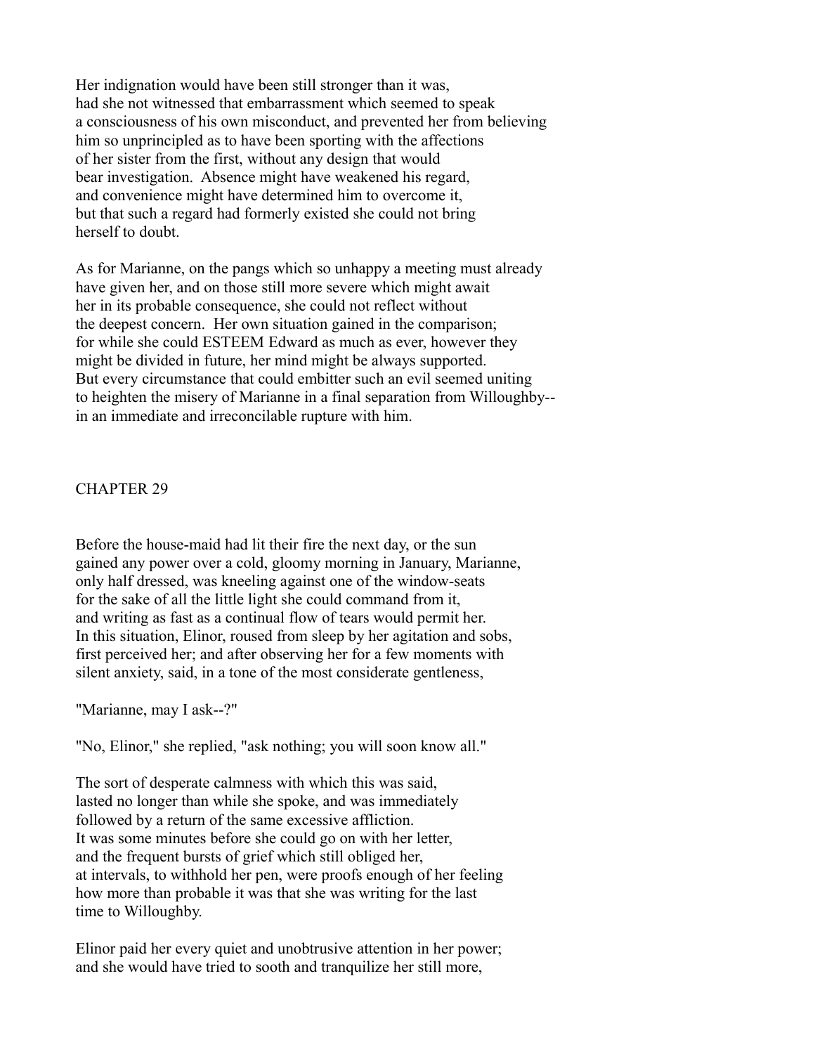Her indignation would have been still stronger than it was, had she not witnessed that embarrassment which seemed to speak a consciousness of his own misconduct, and prevented her from believing him so unprincipled as to have been sporting with the affections of her sister from the first, without any design that would bear investigation. Absence might have weakened his regard, and convenience might have determined him to overcome it, but that such a regard had formerly existed she could not bring herself to doubt.

As for Marianne, on the pangs which so unhappy a meeting must already have given her, and on those still more severe which might await her in its probable consequence, she could not reflect without the deepest concern. Her own situation gained in the comparison; for while she could ESTEEM Edward as much as ever, however they might be divided in future, her mind might be always supported. But every circumstance that could embitter such an evil seemed uniting to heighten the misery of Marianne in a final separation from Willoughby-- in an immediate and irreconcilable rupture with him.

## CHAPTER 29

Before the house-maid had lit their fire the next day, or the sun gained any power over a cold, gloomy morning in January, Marianne, only half dressed, was kneeling against one of the window-seats for the sake of all the little light she could command from it, and writing as fast as a continual flow of tears would permit her. In this situation, Elinor, roused from sleep by her agitation and sobs, first perceived her; and after observing her for a few moments with silent anxiety, said, in a tone of the most considerate gentleness,

"Marianne, may I ask--?"

"No, Elinor," she replied, "ask nothing; you will soon know all."

The sort of desperate calmness with which this was said, lasted no longer than while she spoke, and was immediately followed by a return of the same excessive affliction. It was some minutes before she could go on with her letter, and the frequent bursts of grief which still obliged her, at intervals, to withhold her pen, were proofs enough of her feeling how more than probable it was that she was writing for the last time to Willoughby.

Elinor paid her every quiet and unobtrusive attention in her power; and she would have tried to sooth and tranquilize her still more,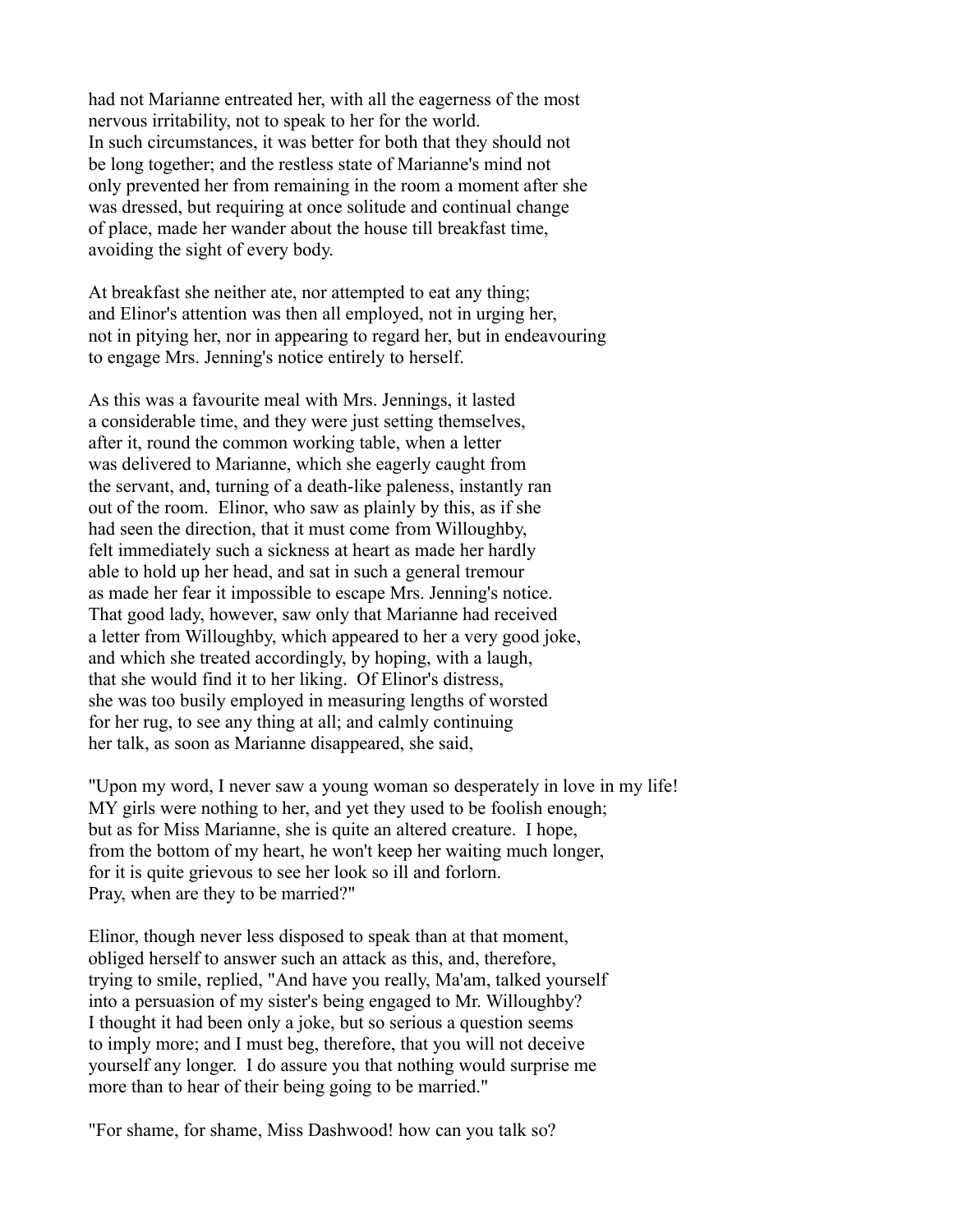had not Marianne entreated her, with all the eagerness of the most nervous irritability, not to speak to her for the world. In such circumstances, it was better for both that they should not be long together; and the restless state of Marianne's mind not only prevented her from remaining in the room a moment after she was dressed, but requiring at once solitude and continual change of place, made her wander about the house till breakfast time, avoiding the sight of every body.

At breakfast she neither ate, nor attempted to eat any thing; and Elinor's attention was then all employed, not in urging her, not in pitying her, nor in appearing to regard her, but in endeavouring to engage Mrs. Jenning's notice entirely to herself.

As this was a favourite meal with Mrs. Jennings, it lasted a considerable time, and they were just setting themselves, after it, round the common working table, when a letter was delivered to Marianne, which she eagerly caught from the servant, and, turning of a death-like paleness, instantly ran out of the room. Elinor, who saw as plainly by this, as if she had seen the direction, that it must come from Willoughby, felt immediately such a sickness at heart as made her hardly able to hold up her head, and sat in such a general tremour as made her fear it impossible to escape Mrs. Jenning's notice. That good lady, however, saw only that Marianne had received a letter from Willoughby, which appeared to her a very good joke, and which she treated accordingly, by hoping, with a laugh, that she would find it to her liking. Of Elinor's distress, she was too busily employed in measuring lengths of worsted for her rug, to see any thing at all; and calmly continuing her talk, as soon as Marianne disappeared, she said,

"Upon my word, I never saw a young woman so desperately in love in my life! MY girls were nothing to her, and yet they used to be foolish enough; but as for Miss Marianne, she is quite an altered creature. I hope, from the bottom of my heart, he won't keep her waiting much longer, for it is quite grievous to see her look so ill and forlorn. Pray, when are they to be married?"

Elinor, though never less disposed to speak than at that moment, obliged herself to answer such an attack as this, and, therefore, trying to smile, replied, "And have you really, Ma'am, talked yourself into a persuasion of my sister's being engaged to Mr. Willoughby? I thought it had been only a joke, but so serious a question seems to imply more; and I must beg, therefore, that you will not deceive yourself any longer. I do assure you that nothing would surprise me more than to hear of their being going to be married."

"For shame, for shame, Miss Dashwood! how can you talk so?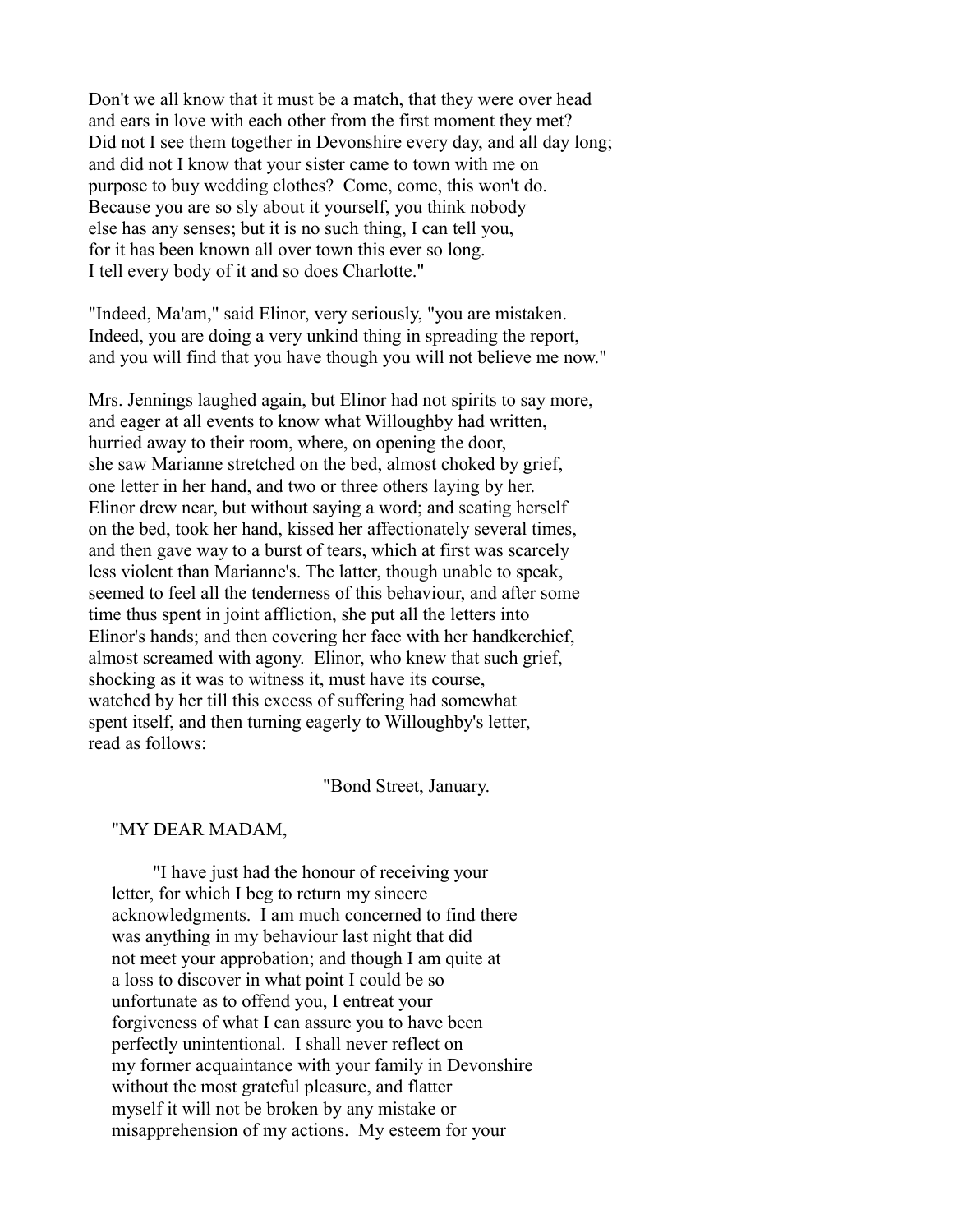Don't we all know that it must be a match, that they were over head and ears in love with each other from the first moment they met? Did not I see them together in Devonshire every day, and all day long; and did not I know that your sister came to town with me on purpose to buy wedding clothes? Come, come, this won't do. Because you are so sly about it yourself, you think nobody else has any senses; but it is no such thing, I can tell you, for it has been known all over town this ever so long. I tell every body of it and so does Charlotte."

"Indeed, Ma'am," said Elinor, very seriously, "you are mistaken. Indeed, you are doing a very unkind thing in spreading the report, and you will find that you have though you will not believe me now."

Mrs. Jennings laughed again, but Elinor had not spirits to say more, and eager at all events to know what Willoughby had written, hurried away to their room, where, on opening the door, she saw Marianne stretched on the bed, almost choked by grief, one letter in her hand, and two or three others laying by her. Elinor drew near, but without saying a word; and seating herself on the bed, took her hand, kissed her affectionately several times, and then gave way to a burst of tears, which at first was scarcely less violent than Marianne's. The latter, though unable to speak, seemed to feel all the tenderness of this behaviour, and after some time thus spent in joint affliction, she put all the letters into Elinor's hands; and then covering her face with her handkerchief, almost screamed with agony. Elinor, who knew that such grief, shocking as it was to witness it, must have its course, watched by her till this excess of suffering had somewhat spent itself, and then turning eagerly to Willoughby's letter, read as follows:

"Bond Street, January.

"MY DEAR MADAM,

"I have just had the honour of receiving your letter, for which I beg to return my sincere acknowledgments. I am much concerned to find there was anything in my behaviour last night that did not meet your approbation; and though I am quite at a loss to discover in what point I could be so unfortunate as to offend you, I entreat your forgiveness of what I can assure you to have been perfectly unintentional. I shall never reflect on my former acquaintance with your family in Devonshire without the most grateful pleasure, and flatter myself it will not be broken by any mistake or misapprehension of my actions. My esteem for your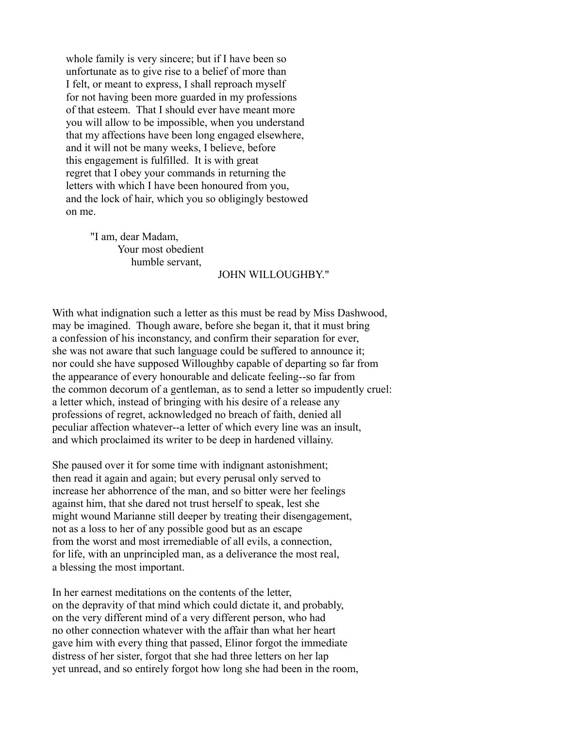whole family is very sincere; but if I have been so unfortunate as to give rise to a belief of more than I felt, or meant to express, I shall reproach myself for not having been more guarded in my professions of that esteem. That I should ever have meant more you will allow to be impossible, when you understand that my affections have been long engaged elsewhere, and it will not be many weeks, I believe, before this engagement is fulfilled. It is with great regret that I obey your commands in returning the letters with which I have been honoured from you, and the lock of hair, which you so obligingly bestowed on me.

"I am, dear Madam,
Your most obedient
humble servant,
JOHN WILLOUGHBY."

With what indignation such a letter as this must be read by Miss Dashwood, may be imagined. Though aware, before she began it, that it must bring a confession of his inconstancy, and confirm their separation for ever, she was not aware that such language could be suffered to announce it; nor could she have supposed Willoughby capable of departing so far from the appearance of every honourable and delicate feeling--so far from the common decorum of a gentleman, as to send a letter so impudently cruel: a letter which, instead of bringing with his desire of a release any professions of regret, acknowledged no breach of faith, denied all peculiar affection whatever--a letter of which every line was an insult, and which proclaimed its writer to be deep in hardened villainy.

She paused over it for some time with indignant astonishment; then read it again and again; but every perusal only served to increase her abhorrence of the man, and so bitter were her feelings against him, that she dared not trust herself to speak, lest she might wound Marianne still deeper by treating their disengagement, not as a loss to her of any possible good but as an escape from the worst and most irremediable of all evils, a connection, for life, with an unprincipled man, as a deliverance the most real, a blessing the most important.

In her earnest meditations on the contents of the letter, on the depravity of that mind which could dictate it, and probably, on the very different mind of a very different person, who had no other connection whatever with the affair than what her heart gave him with every thing that passed, Elinor forgot the immediate distress of her sister, forgot that she had three letters on her lap yet unread, and so entirely forgot how long she had been in the room,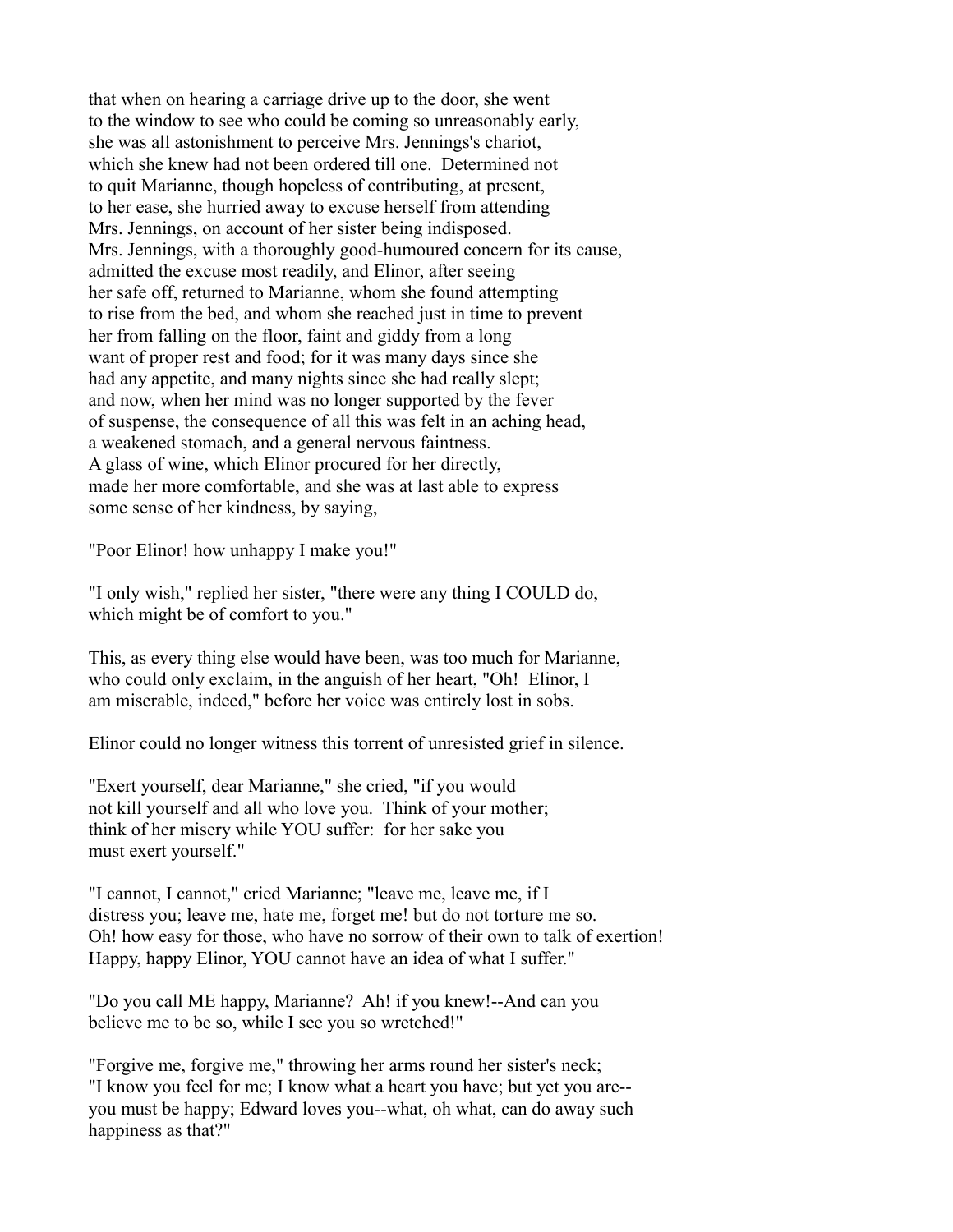that when on hearing a carriage drive up to the door, she went to the window to see who could be coming so unreasonably early, she was all astonishment to perceive Mrs. Jennings's chariot, which she knew had not been ordered till one. Determined not to quit Marianne, though hopeless of contributing, at present, to her ease, she hurried away to excuse herself from attending Mrs. Jennings, on account of her sister being indisposed. Mrs. Jennings, with a thoroughly good-humoured concern for its cause, admitted the excuse most readily, and Elinor, after seeing her safe off, returned to Marianne, whom she found attempting to rise from the bed, and whom she reached just in time to prevent her from falling on the floor, faint and giddy from a long want of proper rest and food; for it was many days since she had any appetite, and many nights since she had really slept; and now, when her mind was no longer supported by the fever of suspense, the consequence of all this was felt in an aching head, a weakened stomach, and a general nervous faintness. A glass of wine, which Elinor procured for her directly, made her more comfortable, and she was at last able to express some sense of her kindness, by saying,

"Poor Elinor! how unhappy I make you!"

"I only wish," replied her sister, "there were any thing I COULD do, which might be of comfort to you."

This, as every thing else would have been, was too much for Marianne, who could only exclaim, in the anguish of her heart, "Oh! Elinor, I am miserable, indeed," before her voice was entirely lost in sobs.

Elinor could no longer witness this torrent of unresisted grief in silence.

"Exert yourself, dear Marianne," she cried, "if you would not kill yourself and all who love you. Think of your mother; think of her misery while YOU suffer: for her sake you must exert yourself."

"I cannot, I cannot," cried Marianne; "leave me, leave me, if I distress you; leave me, hate me, forget me! but do not torture me so. Oh! how easy for those, who have no sorrow of their own to talk of exertion! Happy, happy Elinor, YOU cannot have an idea of what I suffer."

"Do you call ME happy, Marianne? Ah! if you knew!--And can you believe me to be so, while I see you so wretched!"

"Forgive me, forgive me," throwing her arms round her sister's neck; "I know you feel for me; I know what a heart you have; but yet you are--you must be happy; Edward loves you--what, oh what, can do away such happiness as that?"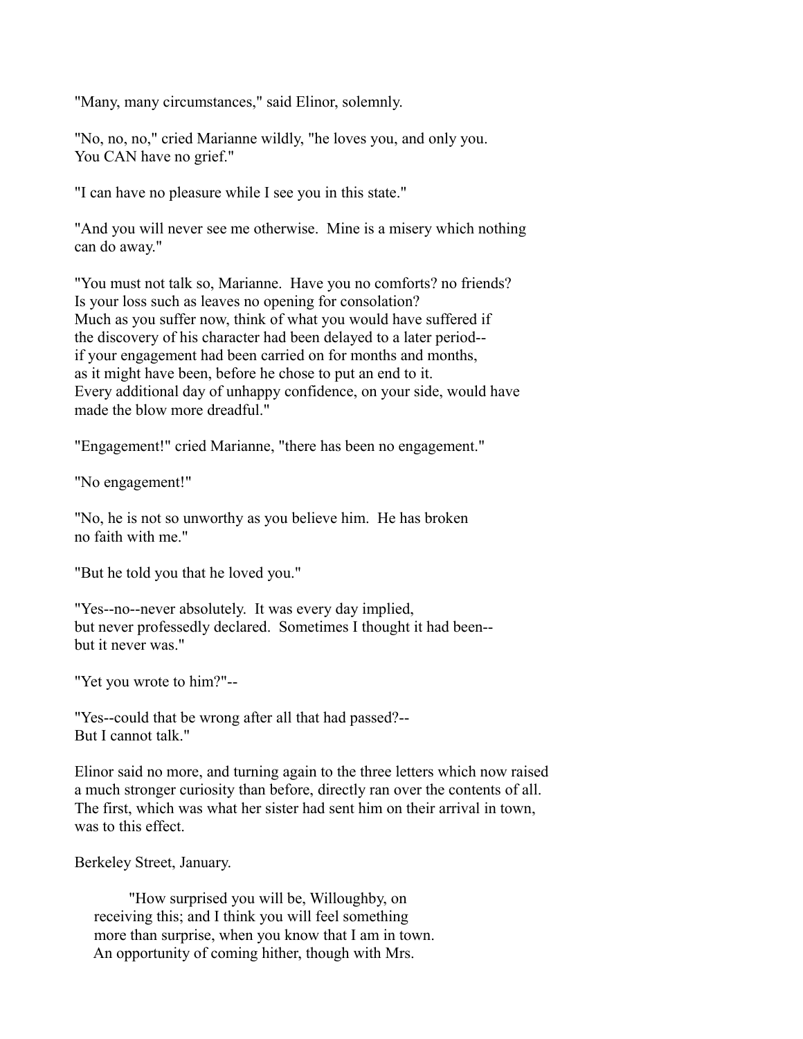"Many, many circumstances," said Elinor, solemnly.

"No, no, no," cried Marianne wildly, "he loves you, and only you. You CAN have no grief."

"I can have no pleasure while I see you in this state."

"And you will never see me otherwise. Mine is a misery which nothing can do away."

"You must not talk so, Marianne. Have you no comforts? no friends? Is your loss such as leaves no opening for consolation? Much as you suffer now, think of what you would have suffered if the discovery of his character had been delayed to a later period-- if your engagement had been carried on for months and months, as it might have been, before he chose to put an end to it. Every additional day of unhappy confidence, on your side, would have made the blow more dreadful."

"Engagement!" cried Marianne, "there has been no engagement."

"No engagement!"

"No, he is not so unworthy as you believe him. He has broken no faith with me."

"But he told you that he loved you."

"Yes--no--never absolutely. It was every day implied, but never professedly declared. Sometimes I thought it had been-- but it never was."

"Yet you wrote to him?"--

"Yes--could that be wrong after all that had passed?-- But I cannot talk."

Elinor said no more, and turning again to the three letters which now raised a much stronger curiosity than before, directly ran over the contents of all. The first, which was what her sister had sent him on their arrival in town, was to this effect.

Berkeley Street, January.

"How surprised you will be, Willoughby, on receiving this; and I think you will feel something more than surprise, when you know that I am in town. An opportunity of coming hither, though with Mrs.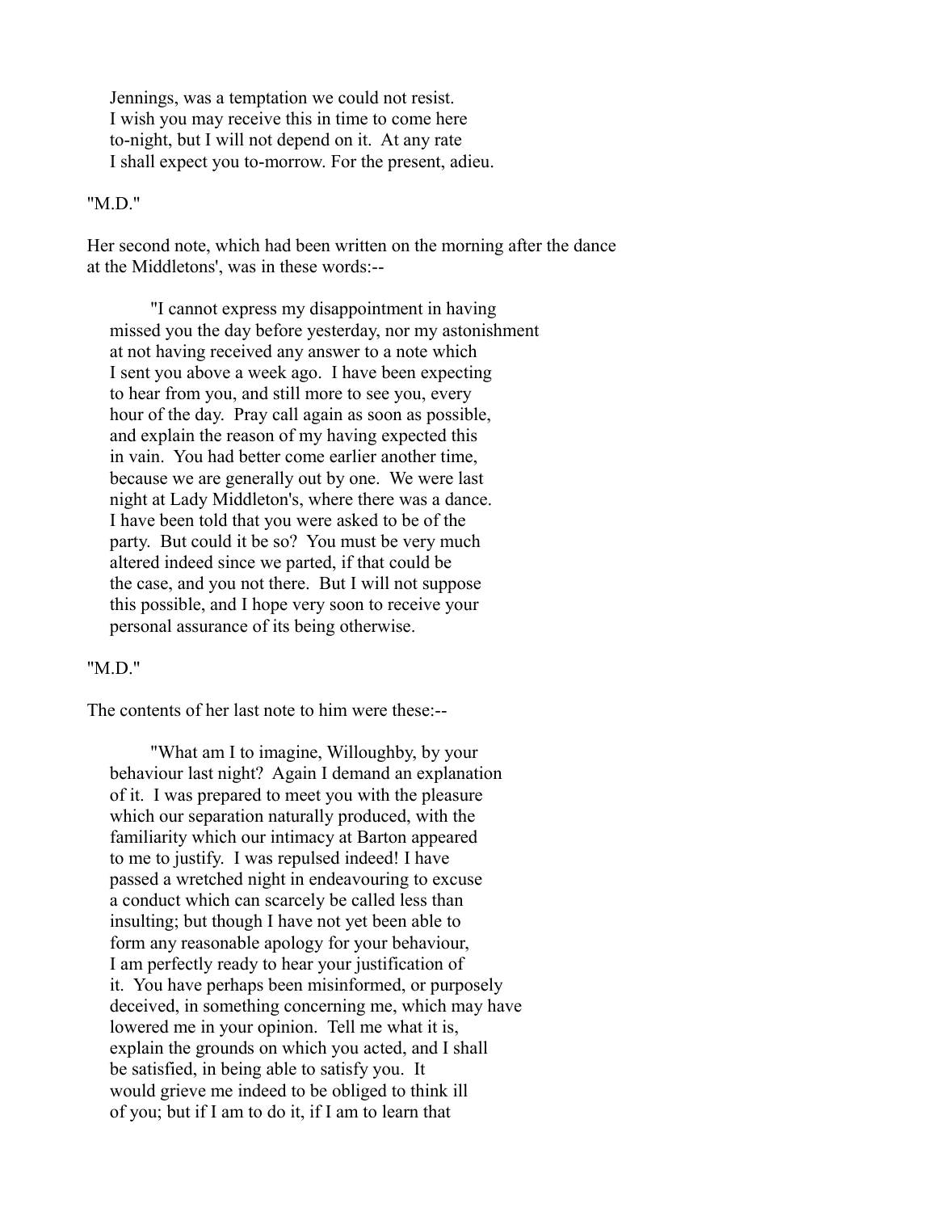Jennings, was a temptation we could not resist.
I wish you may receive this in time to come here
to-night, but I will not depend on it. At any rate
I shall expect you to-morrow. For the present, adieu.

"M.D."

Her second note, which had been written on the morning after the dance at the Middletons', was in these words:--

"I cannot express my disappointment in having missed you the day before yesterday, nor my astonishment at not having received any answer to a note which I sent you above a week ago. I have been expecting to hear from you, and still more to see you, every hour of the day. Pray call again as soon as possible, and explain the reason of my having expected this in vain. You had better come earlier another time, because we are generally out by one. We were last night at Lady Middleton's, where there was a dance. I have been told that you were asked to be of the party. But could it be so? You must be very much altered indeed since we parted, if that could be the case, and you not there. But I will not suppose this possible, and I hope very soon to receive your personal assurance of its being otherwise.

"M.D."

The contents of her last note to him were these:--

"What am I to imagine, Willoughby, by your behaviour last night? Again I demand an explanation of it. I was prepared to meet you with the pleasure which our separation naturally produced, with the familiarity which our intimacy at Barton appeared to me to justify. I was repulsed indeed! I have passed a wretched night in endeavouring to excuse a conduct which can scarcely be called less than insulting; but though I have not yet been able to form any reasonable apology for your behaviour, I am perfectly ready to hear your justification of it. You have perhaps been misinformed, or purposely deceived, in something concerning me, which may have lowered me in your opinion. Tell me what it is, explain the grounds on which you acted, and I shall be satisfied, in being able to satisfy you. It would grieve me indeed to be obliged to think ill of you; but if I am to do it, if I am to learn that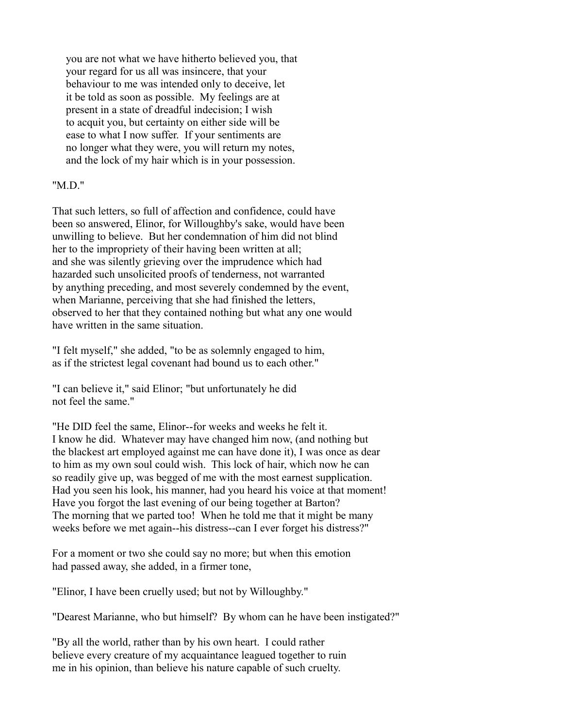you are not what we have hitherto believed you, that
your regard for us all was insincere, that your
behaviour to me was intended only to deceive, let
it be told as soon as possible. My feelings are at
present in a state of dreadful indecision; I wish
to acquit you, but certainty on either side will be
ease to what I now suffer. If your sentiments are
no longer what they were, you will return my notes,
and the lock of my hair which is in your possession.

"M.D."

That such letters, so full of affection and confidence, could have been so answered, Elinor, for Willoughby's sake, would have been unwilling to believe. But her condemnation of him did not blind her to the impropriety of their having been written at all; and she was silently grieving over the imprudence which had hazarded such unsolicited proofs of tenderness, not warranted by anything preceding, and most severely condemned by the event, when Marianne, perceiving that she had finished the letters, observed to her that they contained nothing but what any one would have written in the same situation.

"I felt myself," she added, "to be as solemnly engaged to him, as if the strictest legal covenant had bound us to each other."

"I can believe it," said Elinor; "but unfortunately he did not feel the same."

"He DID feel the same, Elinor--for weeks and weeks he felt it. I know he did. Whatever may have changed him now, (and nothing but the blackest art employed against me can have done it), I was once as dear to him as my own soul could wish. This lock of hair, which now he can so readily give up, was begged of me with the most earnest supplication. Had you seen his look, his manner, had you heard his voice at that moment! Have you forgot the last evening of our being together at Barton? The morning that we parted too! When he told me that it might be many weeks before we met again--his distress--can I ever forget his distress?"

For a moment or two she could say no more; but when this emotion had passed away, she added, in a firmer tone,

"Elinor, I have been cruelly used; but not by Willoughby."

"Dearest Marianne, who but himself? By whom can he have been instigated?"

"By all the world, rather than by his own heart. I could rather believe every creature of my acquaintance leagued together to ruin me in his opinion, than believe his nature capable of such cruelty.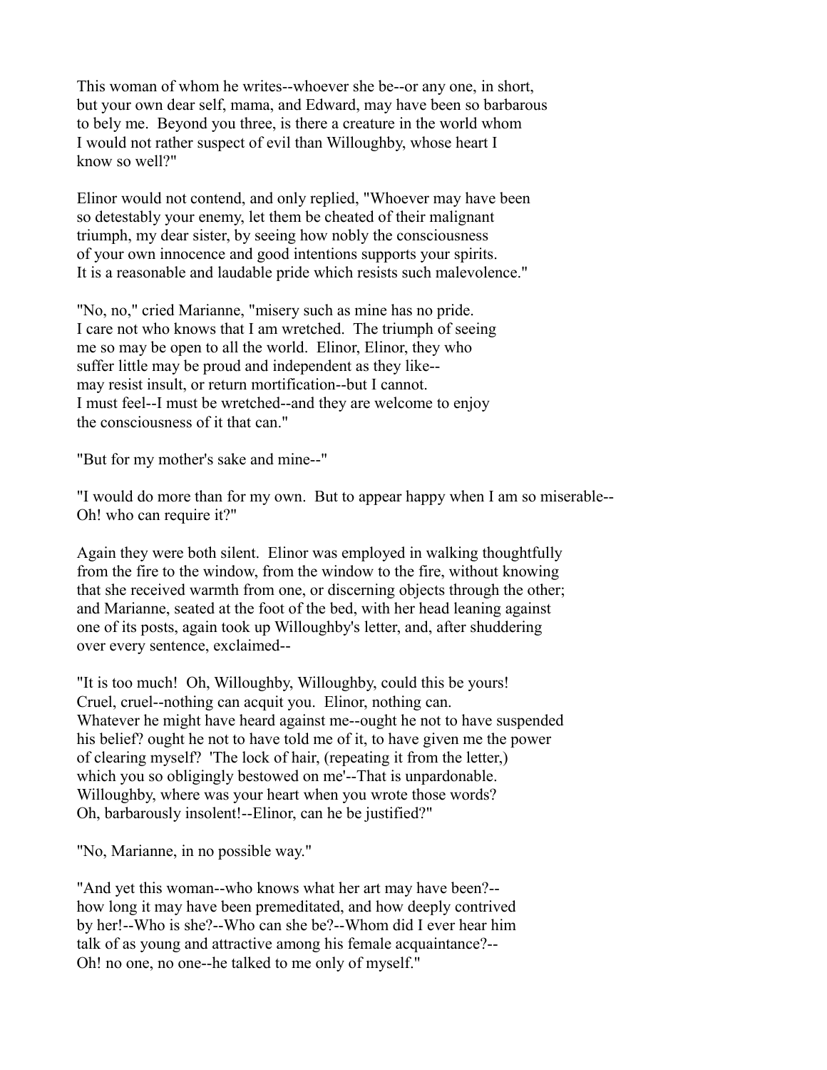This woman of whom he writes--whoever she be--or any one, in short, but your own dear self, mama, and Edward, may have been so barbarous to bely me. Beyond you three, is there a creature in the world whom I would not rather suspect of evil than Willoughby, whose heart I know so well?"

Elinor would not contend, and only replied, "Whoever may have been so detestably your enemy, let them be cheated of their malignant triumph, my dear sister, by seeing how nobly the consciousness of your own innocence and good intentions supports your spirits. It is a reasonable and laudable pride which resists such malevolence."

"No, no," cried Marianne, "misery such as mine has no pride. I care not who knows that I am wretched. The triumph of seeing me so may be open to all the world. Elinor, Elinor, they who suffer little may be proud and independent as they like-- may resist insult, or return mortification--but I cannot. I must feel--I must be wretched--and they are welcome to enjoy the consciousness of it that can."

"But for my mother's sake and mine--"

"I would do more than for my own. But to appear happy when I am so miserable-- Oh! who can require it?"

Again they were both silent. Elinor was employed in walking thoughtfully from the fire to the window, from the window to the fire, without knowing that she received warmth from one, or discerning objects through the other; and Marianne, seated at the foot of the bed, with her head leaning against one of its posts, again took up Willoughby's letter, and, after shuddering over every sentence, exclaimed--

"It is too much! Oh, Willoughby, Willoughby, could this be yours! Cruel, cruel--nothing can acquit you. Elinor, nothing can. Whatever he might have heard against me--ought he not to have suspended his belief? ought he not to have told me of it, to have given me the power of clearing myself? 'The lock of hair, (repeating it from the letter,) which you so obligingly bestowed on me'--That is unpardonable. Willoughby, where was your heart when you wrote those words? Oh, barbarously insolent!--Elinor, can he be justified?"

"No, Marianne, in no possible way."

"And yet this woman--who knows what her art may have been?-- how long it may have been premeditated, and how deeply contrived by her!--Who is she?--Who can she be?--Whom did I ever hear him talk of as young and attractive among his female acquaintance?-- Oh! no one, no one--he talked to me only of myself."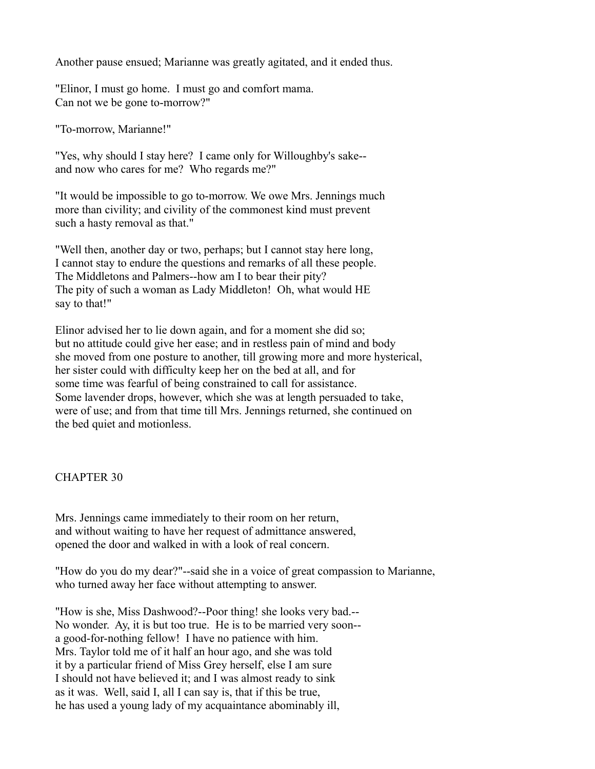Another pause ensued; Marianne was greatly agitated, and it ended thus.

"Elinor, I must go home. I must go and comfort mama. Can not we be gone to-morrow?"

"To-morrow, Marianne!"

"Yes, why should I stay here? I came only for Willoughby's sake-- and now who cares for me? Who regards me?"

"It would be impossible to go to-morrow. We owe Mrs. Jennings much more than civility; and civility of the commonest kind must prevent such a hasty removal as that."

"Well then, another day or two, perhaps; but I cannot stay here long, I cannot stay to endure the questions and remarks of all these people. The Middletons and Palmers--how am I to bear their pity? The pity of such a woman as Lady Middleton! Oh, what would HE say to that!"

Elinor advised her to lie down again, and for a moment she did so; but no attitude could give her ease; and in restless pain of mind and body she moved from one posture to another, till growing more and more hysterical, her sister could with difficulty keep her on the bed at all, and for some time was fearful of being constrained to call for assistance. Some lavender drops, however, which she was at length persuaded to take, were of use; and from that time till Mrs. Jennings returned, she continued on the bed quiet and motionless.

## CHAPTER 30

Mrs. Jennings came immediately to their room on her return, and without waiting to have her request of admittance answered, opened the door and walked in with a look of real concern.

"How do you do my dear?"--said she in a voice of great compassion to Marianne, who turned away her face without attempting to answer.

"How is she, Miss Dashwood?--Poor thing! she looks very bad.-- No wonder. Ay, it is but too true. He is to be married very soon-- a good-for-nothing fellow! I have no patience with him. Mrs. Taylor told me of it half an hour ago, and she was told it by a particular friend of Miss Grey herself, else I am sure I should not have believed it; and I was almost ready to sink as it was. Well, said I, all I can say is, that if this be true, he has used a young lady of my acquaintance abominably ill,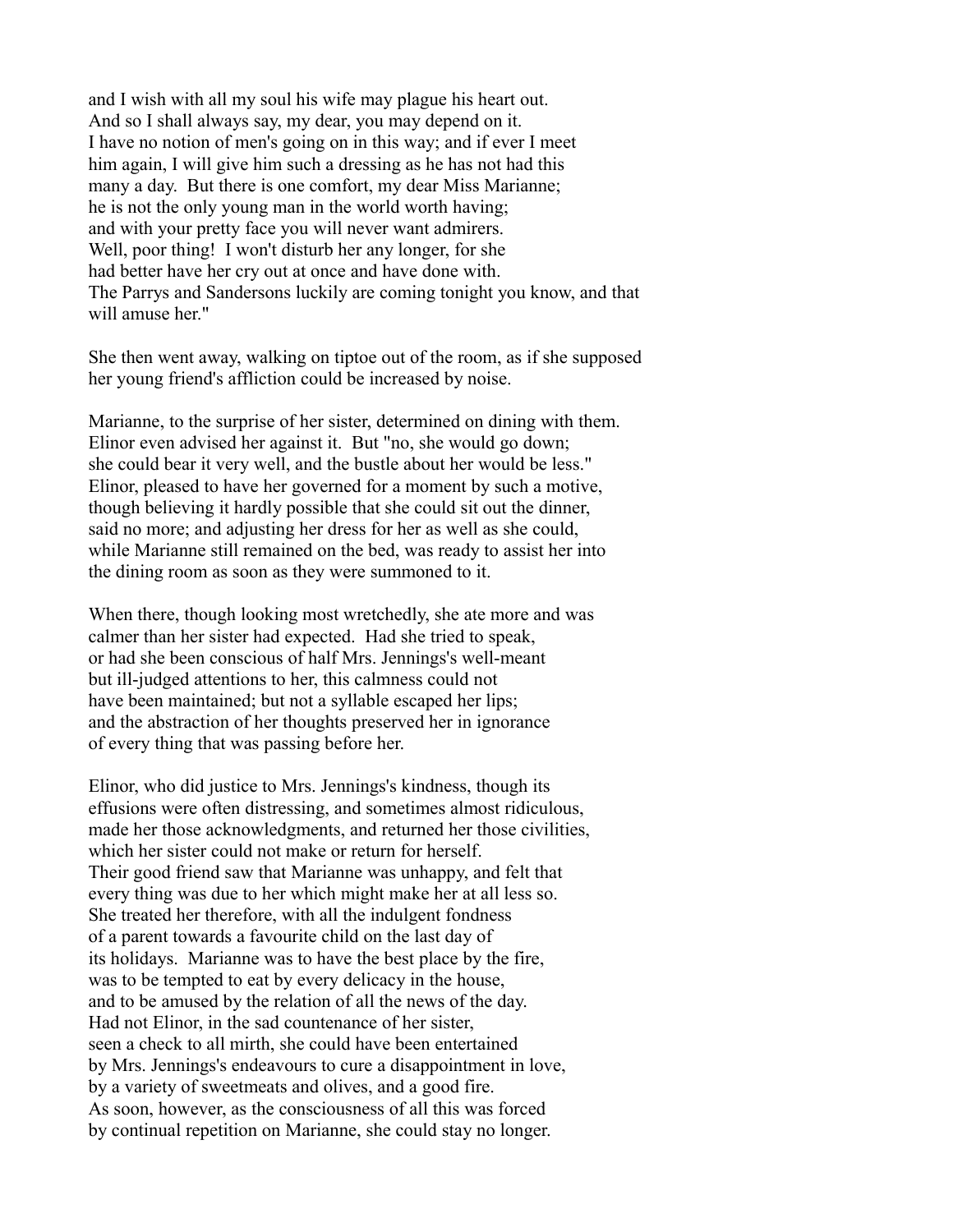and I wish with all my soul his wife may plague his heart out.
And so I shall always say, my dear, you may depend on it.
I have no notion of men's going on in this way; and if ever I meet
him again, I will give him such a dressing as he has not had this
many a day. But there is one comfort, my dear Miss Marianne;
he is not the only young man in the world worth having;
and with your pretty face you will never want admirers.
Well, poor thing! I won't disturb her any longer, for she
had better have her cry out at once and have done with.
The Parrys and Sandersons luckily are coming tonight you know, and that
will amuse her."

She then went away, walking on tiptoe out of the room, as if she supposed
her young friend's affliction could be increased by noise.

Marianne, to the surprise of her sister, determined on dining with them.
Elinor even advised her against it. But "no, she would go down;
she could bear it very well, and the bustle about her would be less."
Elinor, pleased to have her governed for a moment by such a motive,
though believing it hardly possible that she could sit out the dinner,
said no more; and adjusting her dress for her as well as she could,
while Marianne still remained on the bed, was ready to assist her into
the dining room as soon as they were summoned to it.

When there, though looking most wretchedly, she ate more and was
calmer than her sister had expected. Had she tried to speak,
or had she been conscious of half Mrs. Jennings's well-meant
but ill-judged attentions to her, this calmness could not
have been maintained; but not a syllable escaped her lips;
and the abstraction of her thoughts preserved her in ignorance
of every thing that was passing before her.

Elinor, who did justice to Mrs. Jennings's kindness, though its
effusions were often distressing, and sometimes almost ridiculous,
made her those acknowledgments, and returned her those civilities,
which her sister could not make or return for herself.
Their good friend saw that Marianne was unhappy, and felt that
every thing was due to her which might make her at all less so.
She treated her therefore, with all the indulgent fondness
of a parent towards a favourite child on the last day of
its holidays. Marianne was to have the best place by the fire,
was to be tempted to eat by every delicacy in the house,
and to be amused by the relation of all the news of the day.
Had not Elinor, in the sad countenance of her sister,
seen a check to all mirth, she could have been entertained
by Mrs. Jennings's endeavours to cure a disappointment in love,
by a variety of sweetmeats and olives, and a good fire.
As soon, however, as the consciousness of all this was forced
by continual repetition on Marianne, she could stay no longer.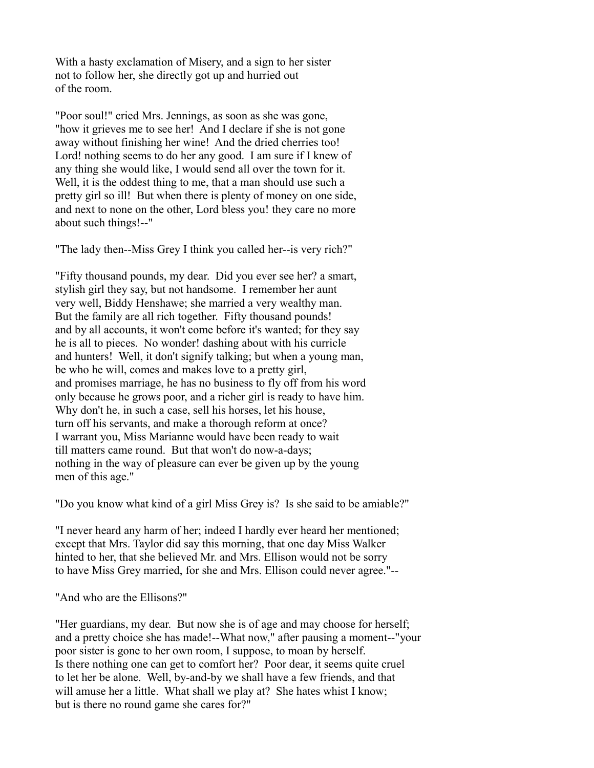With a hasty exclamation of Misery, and a sign to her sister not to follow her, she directly got up and hurried out of the room.

"Poor soul!" cried Mrs. Jennings, as soon as she was gone, "how it grieves me to see her! And I declare if she is not gone away without finishing her wine! And the dried cherries too! Lord! nothing seems to do her any good. I am sure if I knew of any thing she would like, I would send all over the town for it. Well, it is the oddest thing to me, that a man should use such a pretty girl so ill! But when there is plenty of money on one side, and next to none on the other, Lord bless you! they care no more about such things!--"

"The lady then--Miss Grey I think you called her--is very rich?"

"Fifty thousand pounds, my dear. Did you ever see her? a smart, stylish girl they say, but not handsome. I remember her aunt very well, Biddy Henshawe; she married a very wealthy man. But the family are all rich together. Fifty thousand pounds! and by all accounts, it won't come before it's wanted; for they say he is all to pieces. No wonder! dashing about with his curricle and hunters! Well, it don't signify talking; but when a young man, be who he will, comes and makes love to a pretty girl, and promises marriage, he has no business to fly off from his word only because he grows poor, and a richer girl is ready to have him. Why don't he, in such a case, sell his horses, let his house, turn off his servants, and make a thorough reform at once? I warrant you, Miss Marianne would have been ready to wait till matters came round. But that won't do now-a-days; nothing in the way of pleasure can ever be given up by the young men of this age."

"Do you know what kind of a girl Miss Grey is? Is she said to be amiable?"

"I never heard any harm of her; indeed I hardly ever heard her mentioned; except that Mrs. Taylor did say this morning, that one day Miss Walker hinted to her, that she believed Mr. and Mrs. Ellison would not be sorry to have Miss Grey married, for she and Mrs. Ellison could never agree."--

"And who are the Ellisons?"

"Her guardians, my dear. But now she is of age and may choose for herself; and a pretty choice she has made!--What now," after pausing a moment--"your poor sister is gone to her own room, I suppose, to moan by herself. Is there nothing one can get to comfort her? Poor dear, it seems quite cruel to let her be alone. Well, by-and-by we shall have a few friends, and that will amuse her a little. What shall we play at? She hates whist I know; but is there no round game she cares for?"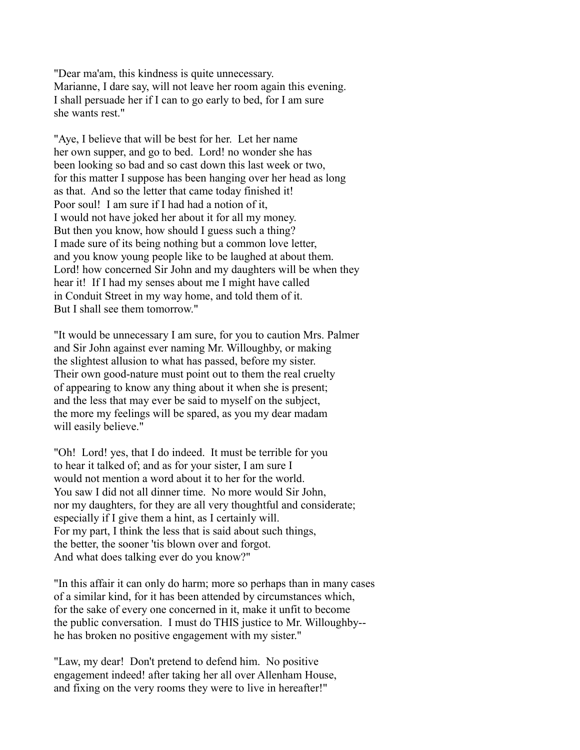"Dear ma'am, this kindness is quite unnecessary.
Marianne, I dare say, will not leave her room again this evening.
I shall persuade her if I can to go early to bed, for I am sure
she wants rest."

"Aye, I believe that will be best for her. Let her name
her own supper, and go to bed. Lord! no wonder she has
been looking so bad and so cast down this last week or two,
for this matter I suppose has been hanging over her head as long
as that. And so the letter that came today finished it!
Poor soul! I am sure if I had had a notion of it,
I would not have joked her about it for all my money.
But then you know, how should I guess such a thing?
I made sure of its being nothing but a common love letter,
and you know young people like to be laughed at about them.
Lord! how concerned Sir John and my daughters will be when they
hear it! If I had my senses about me I might have called
in Conduit Street in my way home, and told them of it.
But I shall see them tomorrow."

"It would be unnecessary I am sure, for you to caution Mrs. Palmer
and Sir John against ever naming Mr. Willoughby, or making
the slightest allusion to what has passed, before my sister.
Their own good-nature must point out to them the real cruelty
of appearing to know any thing about it when she is present;
and the less that may ever be said to myself on the subject,
the more my feelings will be spared, as you my dear madam
will easily believe."

"Oh! Lord! yes, that I do indeed. It must be terrible for you
to hear it talked of; and as for your sister, I am sure I
would not mention a word about it to her for the world.
You saw I did not all dinner time. No more would Sir John,
nor my daughters, for they are all very thoughtful and considerate;
especially if I give them a hint, as I certainly will.
For my part, I think the less that is said about such things,
the better, the sooner 'tis blown over and forgot.
And what does talking ever do you know?"

"In this affair it can only do harm; more so perhaps than in many cases
of a similar kind, for it has been attended by circumstances which,
for the sake of every one concerned in it, make it unfit to become
the public conversation. I must do THIS justice to Mr. Willoughby--
he has broken no positive engagement with my sister."

"Law, my dear! Don't pretend to defend him. No positive
engagement indeed! after taking her all over Allenham House,
and fixing on the very rooms they were to live in hereafter!"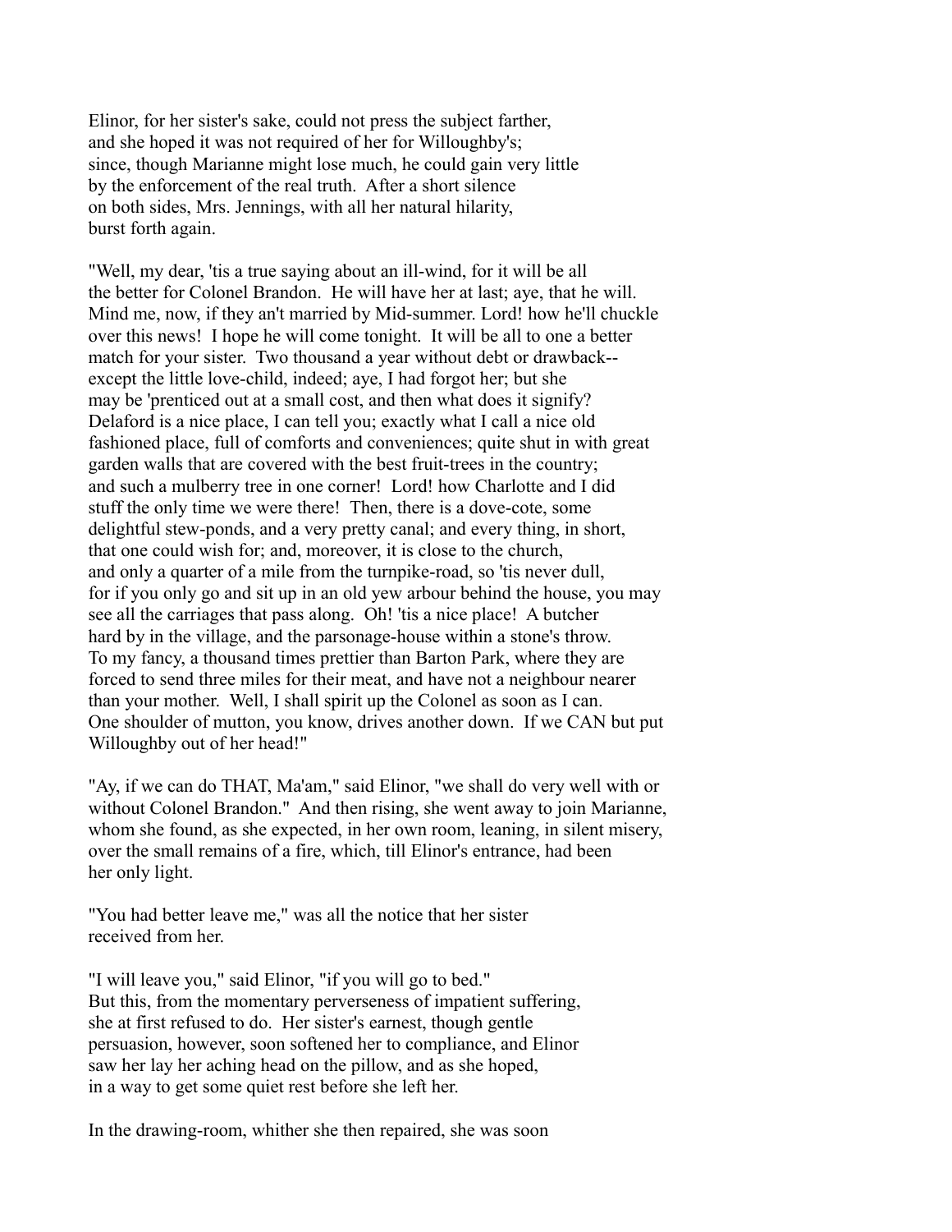Elinor, for her sister's sake, could not press the subject farther, and she hoped it was not required of her for Willoughby's; since, though Marianne might lose much, he could gain very little by the enforcement of the real truth. After a short silence on both sides, Mrs. Jennings, with all her natural hilarity, burst forth again.

"Well, my dear, 'tis a true saying about an ill-wind, for it will be all the better for Colonel Brandon. He will have her at last; aye, that he will. Mind me, now, if they an't married by Mid-summer. Lord! how he'll chuckle over this news! I hope he will come tonight. It will be all to one a better match for your sister. Two thousand a year without debt or drawback-- except the little love-child, indeed; aye, I had forgot her; but she may be 'prenticed out at a small cost, and then what does it signify? Delaford is a nice place, I can tell you; exactly what I call a nice old fashioned place, full of comforts and conveniences; quite shut in with great garden walls that are covered with the best fruit-trees in the country; and such a mulberry tree in one corner! Lord! how Charlotte and I did stuff the only time we were there! Then, there is a dove-cote, some delightful stew-ponds, and a very pretty canal; and every thing, in short, that one could wish for; and, moreover, it is close to the church, and only a quarter of a mile from the turnpike-road, so 'tis never dull, for if you only go and sit up in an old yew arbour behind the house, you may see all the carriages that pass along. Oh! 'tis a nice place! A butcher hard by in the village, and the parsonage-house within a stone's throw. To my fancy, a thousand times prettier than Barton Park, where they are forced to send three miles for their meat, and have not a neighbour nearer than your mother. Well, I shall spirit up the Colonel as soon as I can. One shoulder of mutton, you know, drives another down. If we CAN but put Willoughby out of her head!"

"Ay, if we can do THAT, Ma'am," said Elinor, "we shall do very well with or without Colonel Brandon." And then rising, she went away to join Marianne, whom she found, as she expected, in her own room, leaning, in silent misery, over the small remains of a fire, which, till Elinor's entrance, had been her only light.

"You had better leave me," was all the notice that her sister received from her.

"I will leave you," said Elinor, "if you will go to bed." But this, from the momentary perverseness of impatient suffering, she at first refused to do. Her sister's earnest, though gentle persuasion, however, soon softened her to compliance, and Elinor saw her lay her aching head on the pillow, and as she hoped, in a way to get some quiet rest before she left her.

In the drawing-room, whither she then repaired, she was soon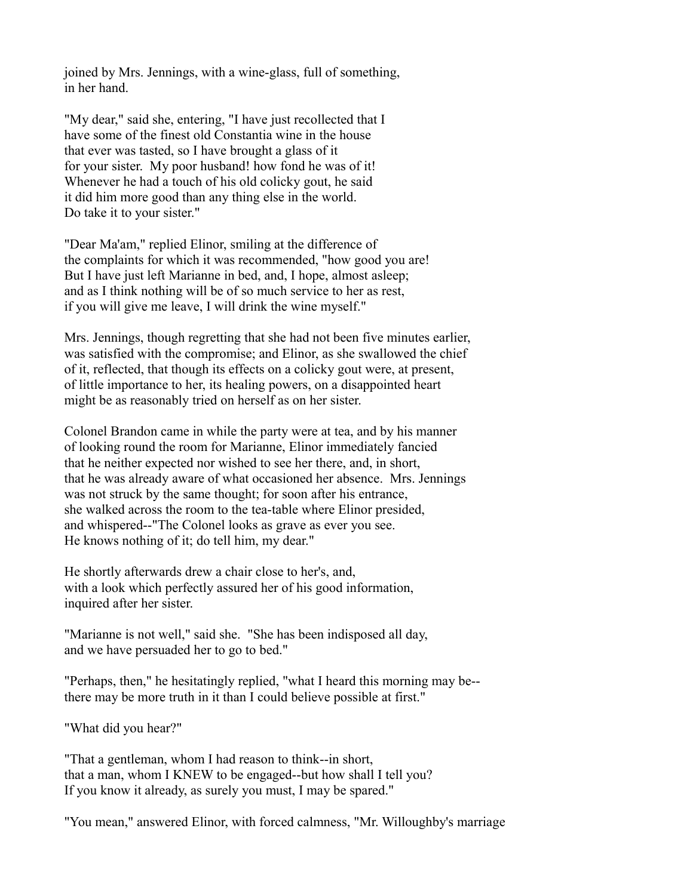joined by Mrs. Jennings, with a wine-glass, full of something, in her hand.

"My dear," said she, entering, "I have just recollected that I have some of the finest old Constantia wine in the house that ever was tasted, so I have brought a glass of it for your sister. My poor husband! how fond he was of it! Whenever he had a touch of his old colicky gout, he said it did him more good than any thing else in the world. Do take it to your sister."

"Dear Ma'am," replied Elinor, smiling at the difference of the complaints for which it was recommended, "how good you are! But I have just left Marianne in bed, and, I hope, almost asleep; and as I think nothing will be of so much service to her as rest, if you will give me leave, I will drink the wine myself."

Mrs. Jennings, though regretting that she had not been five minutes earlier, was satisfied with the compromise; and Elinor, as she swallowed the chief of it, reflected, that though its effects on a colicky gout were, at present, of little importance to her, its healing powers, on a disappointed heart might be as reasonably tried on herself as on her sister.

Colonel Brandon came in while the party were at tea, and by his manner of looking round the room for Marianne, Elinor immediately fancied that he neither expected nor wished to see her there, and, in short, that he was already aware of what occasioned her absence. Mrs. Jennings was not struck by the same thought; for soon after his entrance, she walked across the room to the tea-table where Elinor presided, and whispered--"The Colonel looks as grave as ever you see. He knows nothing of it; do tell him, my dear."

He shortly afterwards drew a chair close to her's, and, with a look which perfectly assured her of his good information, inquired after her sister.

"Marianne is not well," said she. "She has been indisposed all day, and we have persuaded her to go to bed."

"Perhaps, then," he hesitatingly replied, "what I heard this morning may be-- there may be more truth in it than I could believe possible at first."

"What did you hear?"

"That a gentleman, whom I had reason to think--in short, that a man, whom I KNEW to be engaged--but how shall I tell you? If you know it already, as surely you must, I may be spared."

"You mean," answered Elinor, with forced calmness, "Mr. Willoughby's marriage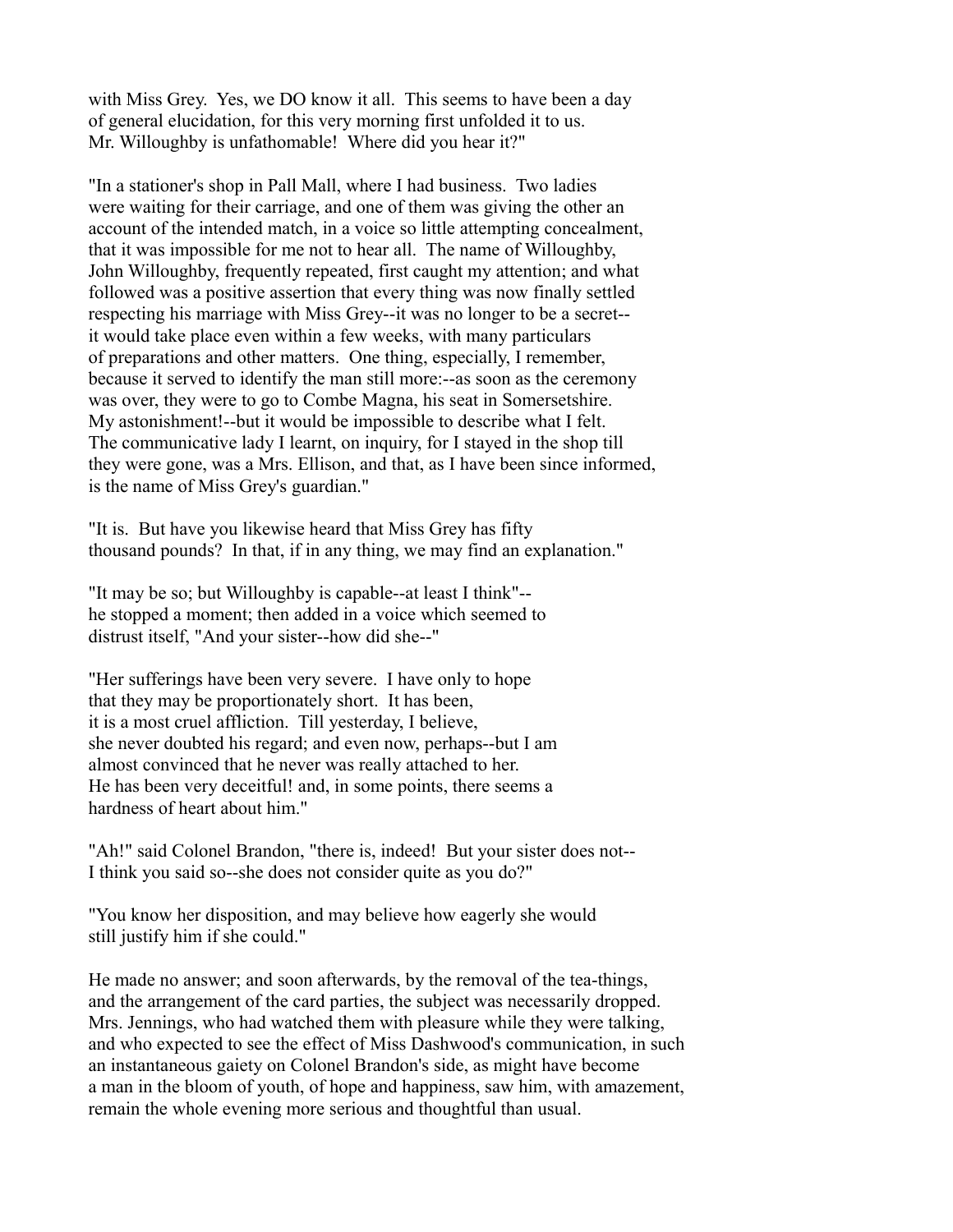with Miss Grey. Yes, we DO know it all. This seems to have been a day of general elucidation, for this very morning first unfolded it to us. Mr. Willoughby is unfathomable! Where did you hear it?"

"In a stationer's shop in Pall Mall, where I had business. Two ladies were waiting for their carriage, and one of them was giving the other an account of the intended match, in a voice so little attempting concealment, that it was impossible for me not to hear all. The name of Willoughby, John Willoughby, frequently repeated, first caught my attention; and what followed was a positive assertion that every thing was now finally settled respecting his marriage with Miss Grey--it was no longer to be a secret--it would take place even within a few weeks, with many particulars of preparations and other matters. One thing, especially, I remember, because it served to identify the man still more:--as soon as the ceremony was over, they were to go to Combe Magna, his seat in Somersetshire. My astonishment!--but it would be impossible to describe what I felt. The communicative lady I learnt, on inquiry, for I stayed in the shop till they were gone, was a Mrs. Ellison, and that, as I have been since informed, is the name of Miss Grey's guardian."

"It is. But have you likewise heard that Miss Grey has fifty thousand pounds? In that, if in any thing, we may find an explanation."

"It may be so; but Willoughby is capable--at least I think"--he stopped a moment; then added in a voice which seemed to distrust itself, "And your sister--how did she--"

"Her sufferings have been very severe. I have only to hope that they may be proportionately short. It has been, it is a most cruel affliction. Till yesterday, I believe, she never doubted his regard; and even now, perhaps--but I am almost convinced that he never was really attached to her. He has been very deceitful! and, in some points, there seems a hardness of heart about him."

"Ah!" said Colonel Brandon, "there is, indeed! But your sister does not--I think you said so--she does not consider quite as you do?"

"You know her disposition, and may believe how eagerly she would still justify him if she could."

He made no answer; and soon afterwards, by the removal of the tea-things, and the arrangement of the card parties, the subject was necessarily dropped. Mrs. Jennings, who had watched them with pleasure while they were talking, and who expected to see the effect of Miss Dashwood's communication, in such an instantaneous gaiety on Colonel Brandon's side, as might have become a man in the bloom of youth, of hope and happiness, saw him, with amazement, remain the whole evening more serious and thoughtful than usual.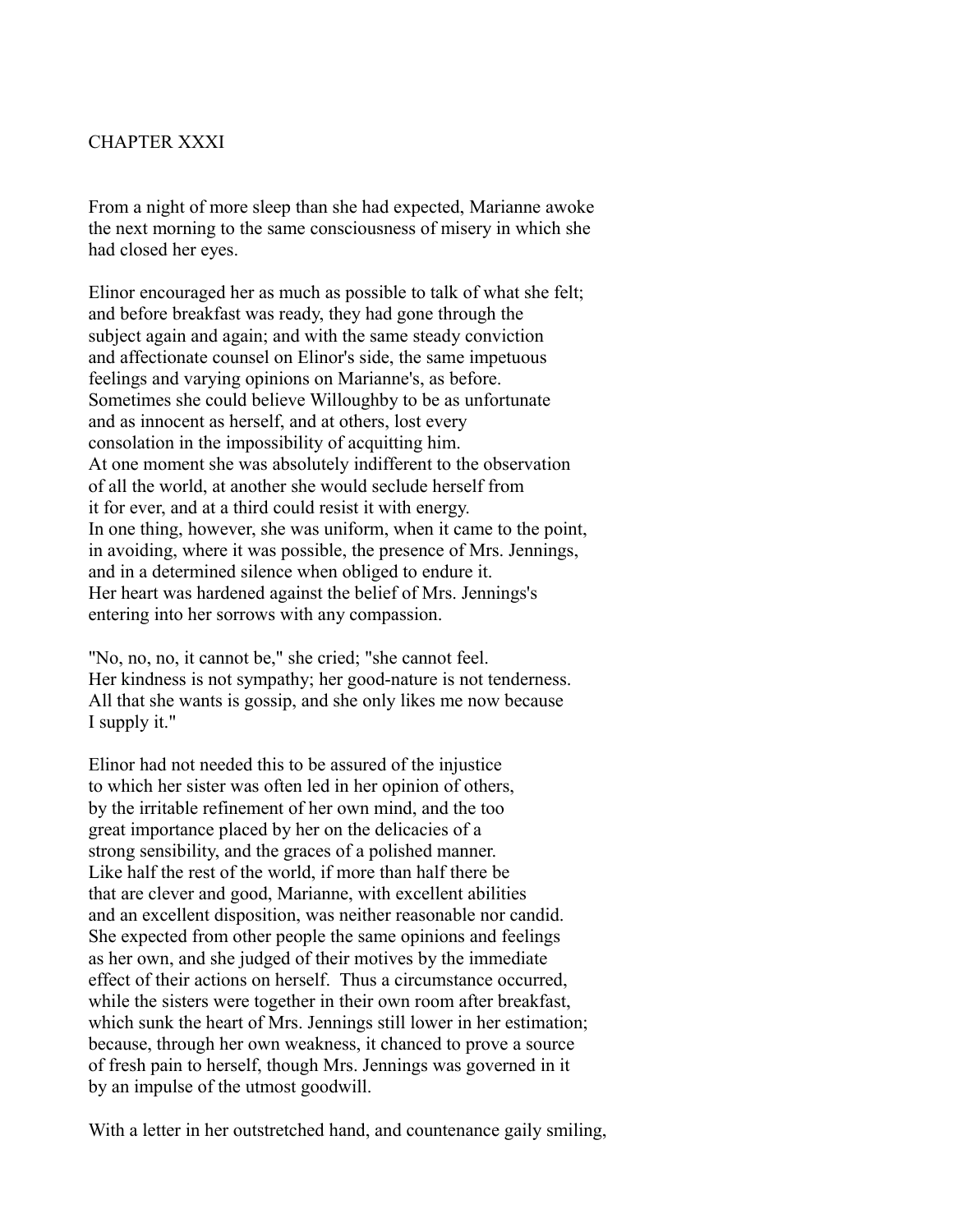# CHAPTER XXXI

From a night of more sleep than she had expected, Marianne awoke the next morning to the same consciousness of misery in which she had closed her eyes.

Elinor encouraged her as much as possible to talk of what she felt; and before breakfast was ready, they had gone through the subject again and again; and with the same steady conviction and affectionate counsel on Elinor's side, the same impetuous feelings and varying opinions on Marianne's, as before. Sometimes she could believe Willoughby to be as unfortunate and as innocent as herself, and at others, lost every consolation in the impossibility of acquitting him. At one moment she was absolutely indifferent to the observation of all the world, at another she would seclude herself from it for ever, and at a third could resist it with energy. In one thing, however, she was uniform, when it came to the point, in avoiding, where it was possible, the presence of Mrs. Jennings, and in a determined silence when obliged to endure it. Her heart was hardened against the belief of Mrs. Jennings's entering into her sorrows with any compassion.

"No, no, no, it cannot be," she cried; "she cannot feel. Her kindness is not sympathy; her good-nature is not tenderness. All that she wants is gossip, and she only likes me now because I supply it."

Elinor had not needed this to be assured of the injustice to which her sister was often led in her opinion of others, by the irritable refinement of her own mind, and the too great importance placed by her on the delicacies of a strong sensibility, and the graces of a polished manner. Like half the rest of the world, if more than half there be that are clever and good, Marianne, with excellent abilities and an excellent disposition, was neither reasonable nor candid. She expected from other people the same opinions and feelings as her own, and she judged of their motives by the immediate effect of their actions on herself. Thus a circumstance occurred, while the sisters were together in their own room after breakfast, which sunk the heart of Mrs. Jennings still lower in her estimation; because, through her own weakness, it chanced to prove a source of fresh pain to herself, though Mrs. Jennings was governed in it by an impulse of the utmost goodwill.

With a letter in her outstretched hand, and countenance gaily smiling,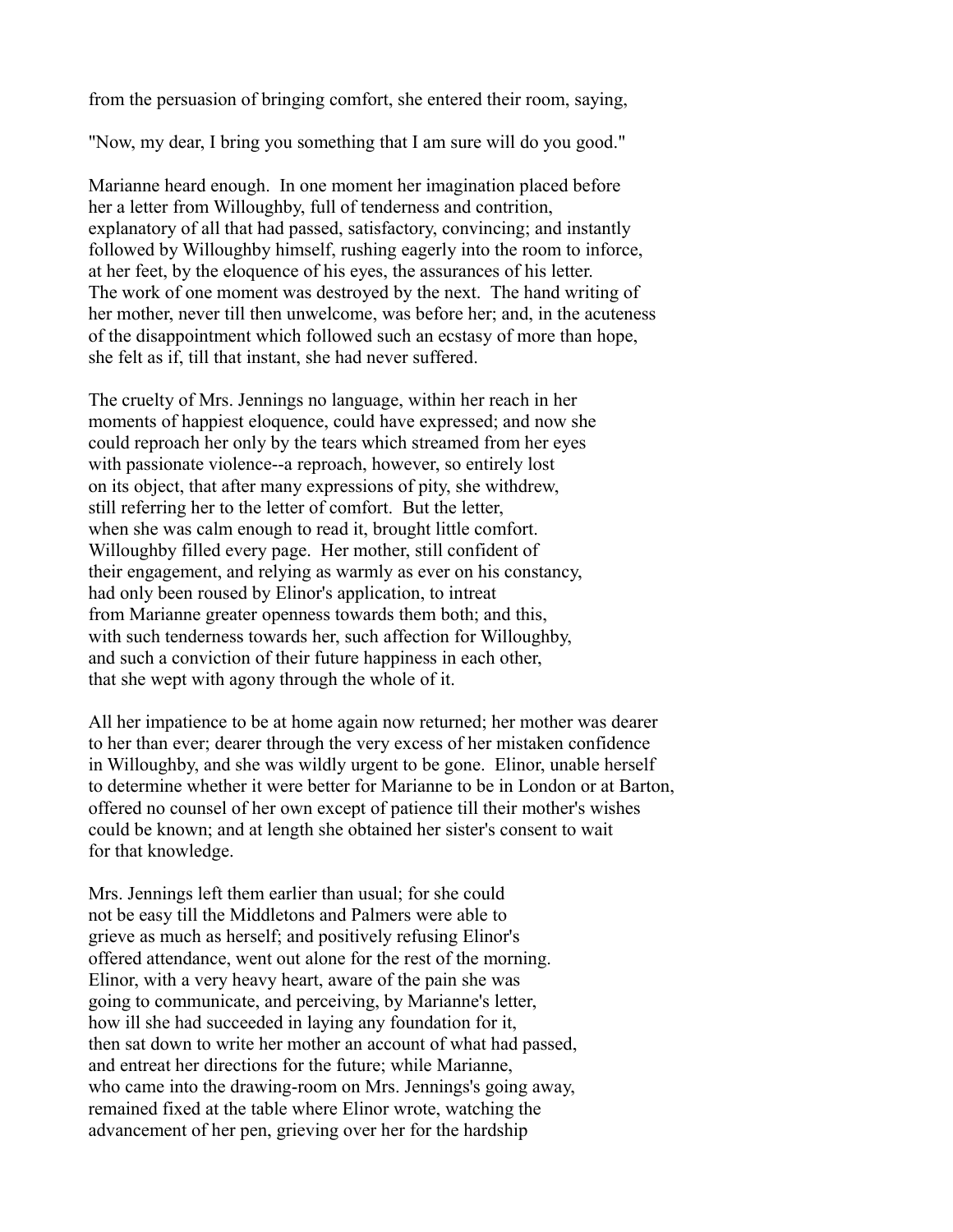from the persuasion of bringing comfort, she entered their room, saying,

"Now, my dear, I bring you something that I am sure will do you good."

Marianne heard enough. In one moment her imagination placed before her a letter from Willoughby, full of tenderness and contrition, explanatory of all that had passed, satisfactory, convincing; and instantly followed by Willoughby himself, rushing eagerly into the room to inforce, at her feet, by the eloquence of his eyes, the assurances of his letter. The work of one moment was destroyed by the next. The hand writing of her mother, never till then unwelcome, was before her; and, in the acuteness of the disappointment which followed such an ecstasy of more than hope, she felt as if, till that instant, she had never suffered.

The cruelty of Mrs. Jennings no language, within her reach in her moments of happiest eloquence, could have expressed; and now she could reproach her only by the tears which streamed from her eyes with passionate violence--a reproach, however, so entirely lost on its object, that after many expressions of pity, she withdrew, still referring her to the letter of comfort. But the letter, when she was calm enough to read it, brought little comfort. Willoughby filled every page. Her mother, still confident of their engagement, and relying as warmly as ever on his constancy, had only been roused by Elinor's application, to intreat from Marianne greater openness towards them both; and this, with such tenderness towards her, such affection for Willoughby, and such a conviction of their future happiness in each other, that she wept with agony through the whole of it.

All her impatience to be at home again now returned; her mother was dearer to her than ever; dearer through the very excess of her mistaken confidence in Willoughby, and she was wildly urgent to be gone. Elinor, unable herself to determine whether it were better for Marianne to be in London or at Barton, offered no counsel of her own except of patience till their mother's wishes could be known; and at length she obtained her sister's consent to wait for that knowledge.

Mrs. Jennings left them earlier than usual; for she could not be easy till the Middletons and Palmers were able to grieve as much as herself; and positively refusing Elinor's offered attendance, went out alone for the rest of the morning. Elinor, with a very heavy heart, aware of the pain she was going to communicate, and perceiving, by Marianne's letter, how ill she had succeeded in laying any foundation for it, then sat down to write her mother an account of what had passed, and entreat her directions for the future; while Marianne, who came into the drawing-room on Mrs. Jennings's going away, remained fixed at the table where Elinor wrote, watching the advancement of her pen, grieving over her for the hardship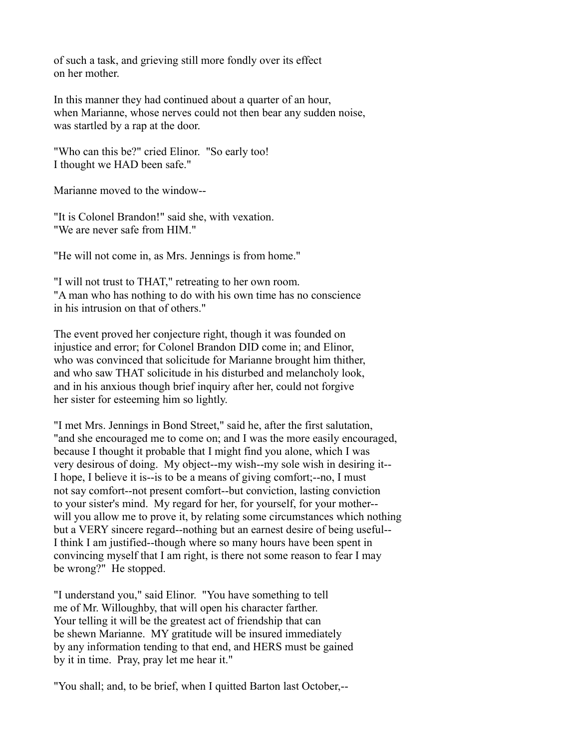of such a task, and grieving still more fondly over its effect
on her mother.

In this manner they had continued about a quarter of an hour,
when Marianne, whose nerves could not then bear any sudden noise,
was startled by a rap at the door.

"Who can this be?" cried Elinor. "So early too!
I thought we HAD been safe."

Marianne moved to the window--

"It is Colonel Brandon!" said she, with vexation.
"We are never safe from HIM."

"He will not come in, as Mrs. Jennings is from home."

"I will not trust to THAT," retreating to her own room.
"A man who has nothing to do with his own time has no conscience
in his intrusion on that of others."

The event proved her conjecture right, though it was founded on
injustice and error; for Colonel Brandon DID come in; and Elinor,
who was convinced that solicitude for Marianne brought him thither,
and who saw THAT solicitude in his disturbed and melancholy look,
and in his anxious though brief inquiry after her, could not forgive
her sister for esteeming him so lightly.

"I met Mrs. Jennings in Bond Street," said he, after the first salutation,
"and she encouraged me to come on; and I was the more easily encouraged,
because I thought it probable that I might find you alone, which I was
very desirous of doing. My object--my wish--my sole wish in desiring it--
I hope, I believe it is--is to be a means of giving comfort;--no, I must
not say comfort--not present comfort--but conviction, lasting conviction
to your sister's mind. My regard for her, for yourself, for your mother--
will you allow me to prove it, by relating some circumstances which nothing
but a VERY sincere regard--nothing but an earnest desire of being useful--
I think I am justified--though where so many hours have been spent in
convincing myself that I am right, is there not some reason to fear I may
be wrong?" He stopped.

"I understand you," said Elinor. "You have something to tell
me of Mr. Willoughby, that will open his character farther.
Your telling it will be the greatest act of friendship that can
be shewn Marianne. MY gratitude will be insured immediately
by any information tending to that end, and HERS must be gained
by it in time. Pray, pray let me hear it."

"You shall; and, to be brief, when I quitted Barton last October,--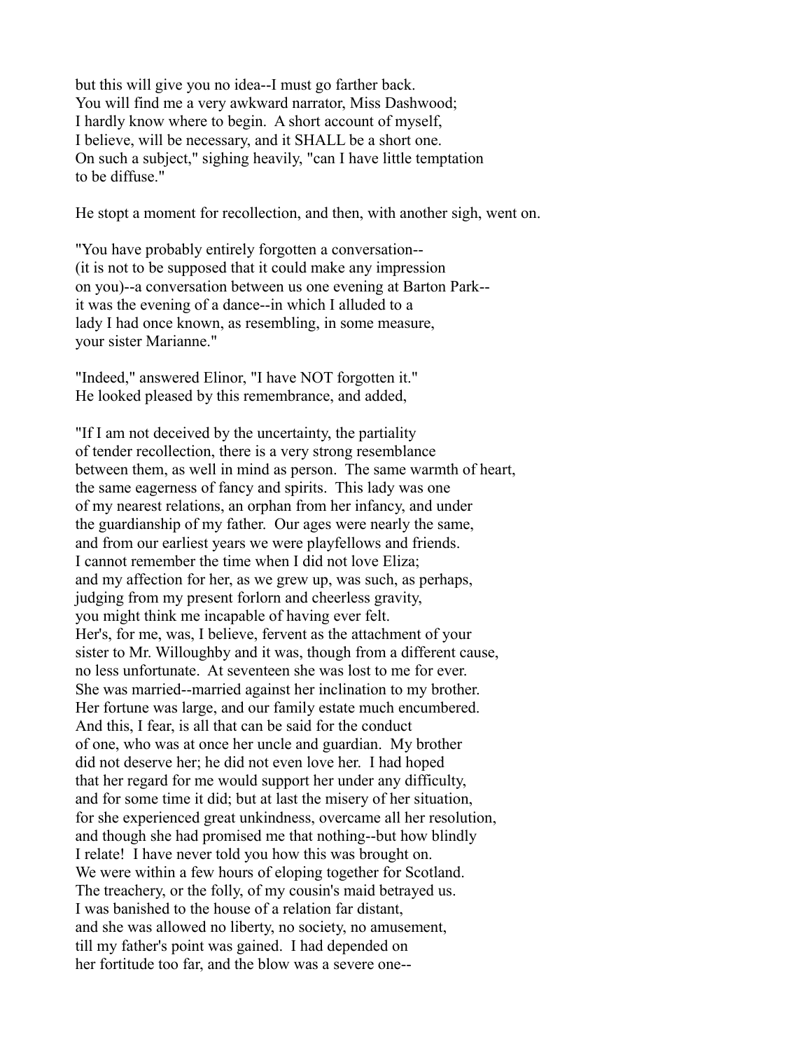but this will give you no idea--I must go farther back.
You will find me a very awkward narrator, Miss Dashwood;
I hardly know where to begin. A short account of myself,
I believe, will be necessary, and it SHALL be a short one.
On such a subject," sighing heavily, "can I have little temptation
to be diffuse."

He stopt a moment for recollection, and then, with another sigh, went on.

"You have probably entirely forgotten a conversation--
(it is not to be supposed that it could make any impression
on you)--a conversation between us one evening at Barton Park--
it was the evening of a dance--in which I alluded to a
lady I had once known, as resembling, in some measure,
your sister Marianne."

"Indeed," answered Elinor, "I have NOT forgotten it."
He looked pleased by this remembrance, and added,

"If I am not deceived by the uncertainty, the partiality
of tender recollection, there is a very strong resemblance
between them, as well in mind as person. The same warmth of heart,
the same eagerness of fancy and spirits. This lady was one
of my nearest relations, an orphan from her infancy, and under
the guardianship of my father. Our ages were nearly the same,
and from our earliest years we were playfellows and friends.
I cannot remember the time when I did not love Eliza;
and my affection for her, as we grew up, was such, as perhaps,
judging from my present forlorn and cheerless gravity,
you might think me incapable of having ever felt.
Her's, for me, was, I believe, fervent as the attachment of your
sister to Mr. Willoughby and it was, though from a different cause,
no less unfortunate. At seventeen she was lost to me for ever.
She was married--married against her inclination to my brother.
Her fortune was large, and our family estate much encumbered.
And this, I fear, is all that can be said for the conduct
of one, who was at once her uncle and guardian. My brother
did not deserve her; he did not even love her. I had hoped
that her regard for me would support her under any difficulty,
and for some time it did; but at last the misery of her situation,
for she experienced great unkindness, overcame all her resolution,
and though she had promised me that nothing--but how blindly
I relate! I have never told you how this was brought on.
We were within a few hours of eloping together for Scotland.
The treachery, or the folly, of my cousin's maid betrayed us.
I was banished to the house of a relation far distant,
and she was allowed no liberty, no society, no amusement,
till my father's point was gained. I had depended on
her fortitude too far, and the blow was a severe one--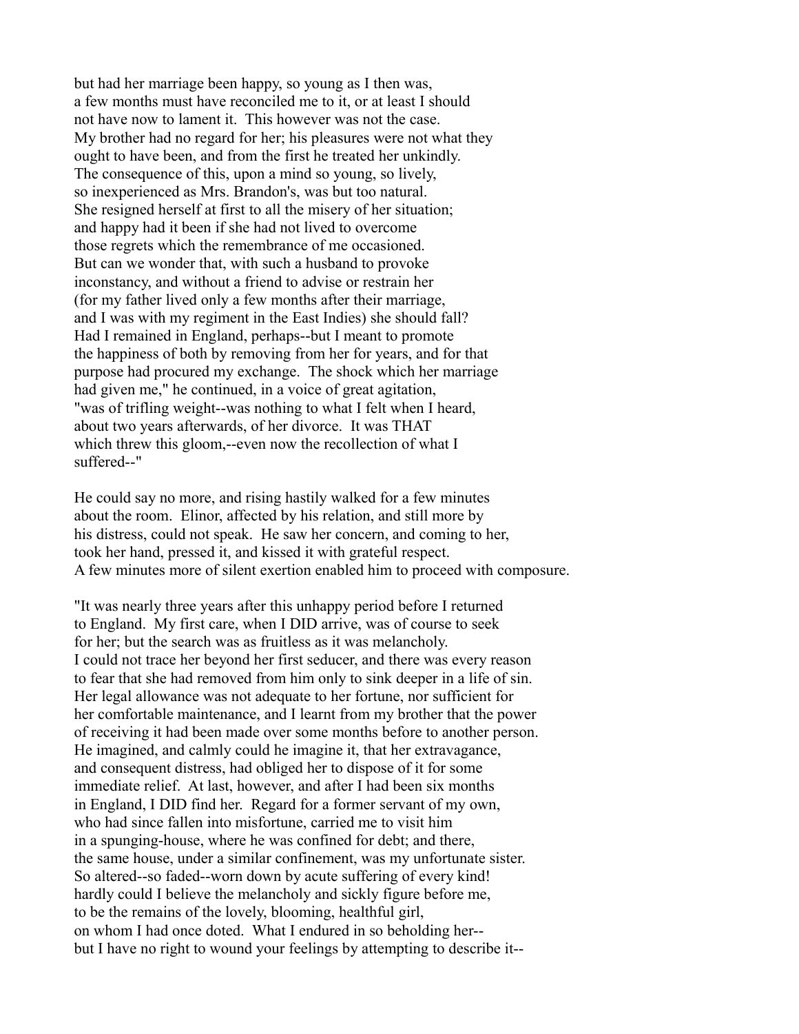but had her marriage been happy, so young as I then was, a few months must have reconciled me to it, or at least I should not have now to lament it. This however was not the case. My brother had no regard for her; his pleasures were not what they ought to have been, and from the first he treated her unkindly. The consequence of this, upon a mind so young, so lively, so inexperienced as Mrs. Brandon's, was but too natural. She resigned herself at first to all the misery of her situation; and happy had it been if she had not lived to overcome those regrets which the remembrance of me occasioned. But can we wonder that, with such a husband to provoke inconstancy, and without a friend to advise or restrain her (for my father lived only a few months after their marriage, and I was with my regiment in the East Indies) she should fall? Had I remained in England, perhaps--but I meant to promote the happiness of both by removing from her for years, and for that purpose had procured my exchange. The shock which her marriage had given me," he continued, in a voice of great agitation, "was of trifling weight--was nothing to what I felt when I heard, about two years afterwards, of her divorce. It was THAT which threw this gloom,--even now the recollection of what I suffered--"

He could say no more, and rising hastily walked for a few minutes about the room. Elinor, affected by his relation, and still more by his distress, could not speak. He saw her concern, and coming to her, took her hand, pressed it, and kissed it with grateful respect. A few minutes more of silent exertion enabled him to proceed with composure.

"It was nearly three years after this unhappy period before I returned to England. My first care, when I DID arrive, was of course to seek for her; but the search was as fruitless as it was melancholy. I could not trace her beyond her first seducer, and there was every reason to fear that she had removed from him only to sink deeper in a life of sin. Her legal allowance was not adequate to her fortune, nor sufficient for her comfortable maintenance, and I learnt from my brother that the power of receiving it had been made over some months before to another person. He imagined, and calmly could he imagine it, that her extravagance, and consequent distress, had obliged her to dispose of it for some immediate relief. At last, however, and after I had been six months in England, I DID find her. Regard for a former servant of my own, who had since fallen into misfortune, carried me to visit him in a spunging-house, where he was confined for debt; and there, the same house, under a similar confinement, was my unfortunate sister. So altered--so faded--worn down by acute suffering of every kind! hardly could I believe the melancholy and sickly figure before me, to be the remains of the lovely, blooming, healthful girl, on whom I had once doted. What I endured in so beholding her-- but I have no right to wound your feelings by attempting to describe it--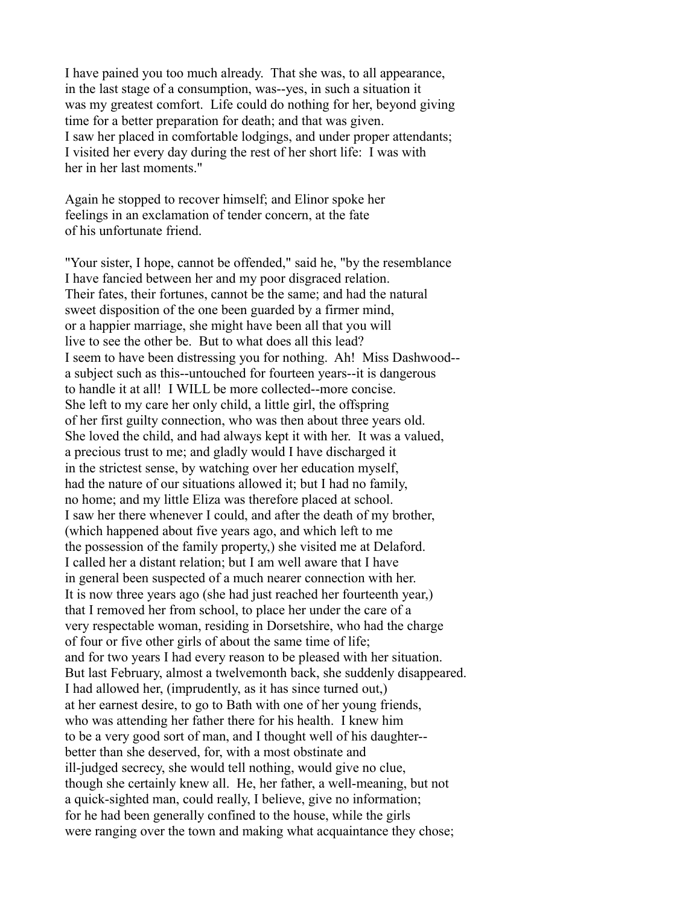I have pained you too much already. That she was, to all appearance, in the last stage of a consumption, was--yes, in such a situation it was my greatest comfort. Life could do nothing for her, beyond giving time for a better preparation for death; and that was given. I saw her placed in comfortable lodgings, and under proper attendants; I visited her every day during the rest of her short life: I was with her in her last moments."

Again he stopped to recover himself; and Elinor spoke her feelings in an exclamation of tender concern, at the fate of his unfortunate friend.

"Your sister, I hope, cannot be offended," said he, "by the resemblance I have fancied between her and my poor disgraced relation. Their fates, their fortunes, cannot be the same; and had the natural sweet disposition of the one been guarded by a firmer mind, or a happier marriage, she might have been all that you will live to see the other be. But to what does all this lead? I seem to have been distressing you for nothing. Ah! Miss Dashwood-- a subject such as this--untouched for fourteen years--it is dangerous to handle it at all! I WILL be more collected--more concise. She left to my care her only child, a little girl, the offspring of her first guilty connection, who was then about three years old. She loved the child, and had always kept it with her. It was a valued, a precious trust to me; and gladly would I have discharged it in the strictest sense, by watching over her education myself, had the nature of our situations allowed it; but I had no family, no home; and my little Eliza was therefore placed at school. I saw her there whenever I could, and after the death of my brother, (which happened about five years ago, and which left to me the possession of the family property,) she visited me at Delaford. I called her a distant relation; but I am well aware that I have in general been suspected of a much nearer connection with her. It is now three years ago (she had just reached her fourteenth year,) that I removed her from school, to place her under the care of a very respectable woman, residing in Dorsetshire, who had the charge of four or five other girls of about the same time of life; and for two years I had every reason to be pleased with her situation. But last February, almost a twelvemonth back, she suddenly disappeared. I had allowed her, (imprudently, as it has since turned out,) at her earnest desire, to go to Bath with one of her young friends, who was attending her father there for his health. I knew him to be a very good sort of man, and I thought well of his daughter-- better than she deserved, for, with a most obstinate and ill-judged secrecy, she would tell nothing, would give no clue, though she certainly knew all. He, her father, a well-meaning, but not a quick-sighted man, could really, I believe, give no information; for he had been generally confined to the house, while the girls were ranging over the town and making what acquaintance they chose;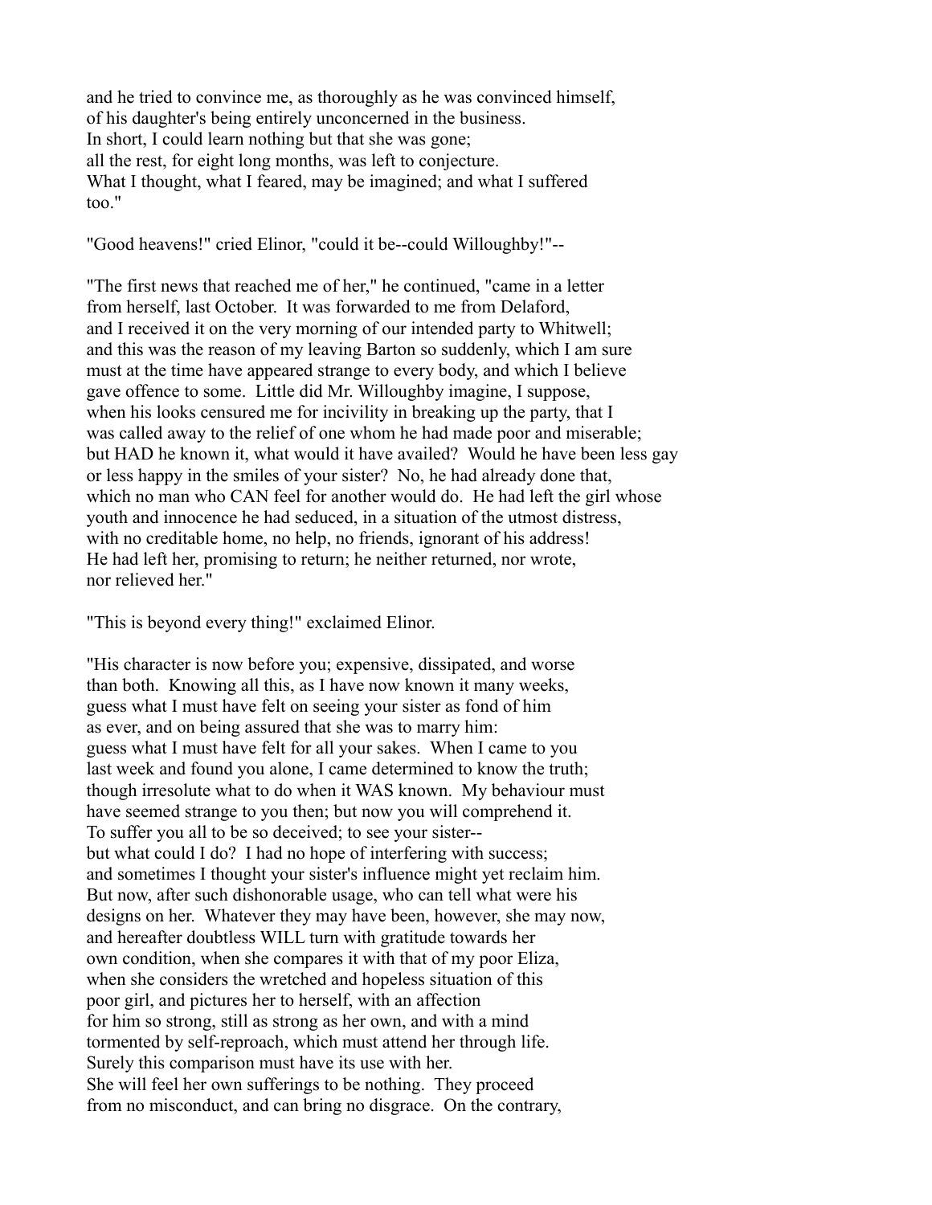and he tried to convince me, as thoroughly as he was convinced himself, of his daughter's being entirely unconcerned in the business. In short, I could learn nothing but that she was gone; all the rest, for eight long months, was left to conjecture. What I thought, what I feared, may be imagined; and what I suffered too."

"Good heavens!" cried Elinor, "could it be--could Willoughby!"--

"The first news that reached me of her," he continued, "came in a letter from herself, last October. It was forwarded to me from Delaford, and I received it on the very morning of our intended party to Whitwell; and this was the reason of my leaving Barton so suddenly, which I am sure must at the time have appeared strange to every body, and which I believe gave offence to some. Little did Mr. Willoughby imagine, I suppose, when his looks censured me for incivility in breaking up the party, that I was called away to the relief of one whom he had made poor and miserable; but HAD he known it, what would it have availed? Would he have been less gay or less happy in the smiles of your sister? No, he had already done that, which no man who CAN feel for another would do. He had left the girl whose youth and innocence he had seduced, in a situation of the utmost distress, with no creditable home, no help, no friends, ignorant of his address! He had left her, promising to return; he neither returned, nor wrote, nor relieved her."

"This is beyond every thing!" exclaimed Elinor.

"His character is now before you; expensive, dissipated, and worse than both. Knowing all this, as I have now known it many weeks, guess what I must have felt on seeing your sister as fond of him as ever, and on being assured that she was to marry him: guess what I must have felt for all your sakes. When I came to you last week and found you alone, I came determined to know the truth; though irresolute what to do when it WAS known. My behaviour must have seemed strange to you then; but now you will comprehend it. To suffer you all to be so deceived; to see your sister-- but what could I do? I had no hope of interfering with success; and sometimes I thought your sister's influence might yet reclaim him. But now, after such dishonorable usage, who can tell what were his designs on her. Whatever they may have been, however, she may now, and hereafter doubtless WILL turn with gratitude towards her own condition, when she compares it with that of my poor Eliza, when she considers the wretched and hopeless situation of this poor girl, and pictures her to herself, with an affection for him so strong, still as strong as her own, and with a mind tormented by self-reproach, which must attend her through life. Surely this comparison must have its use with her. She will feel her own sufferings to be nothing. They proceed from no misconduct, and can bring no disgrace. On the contrary,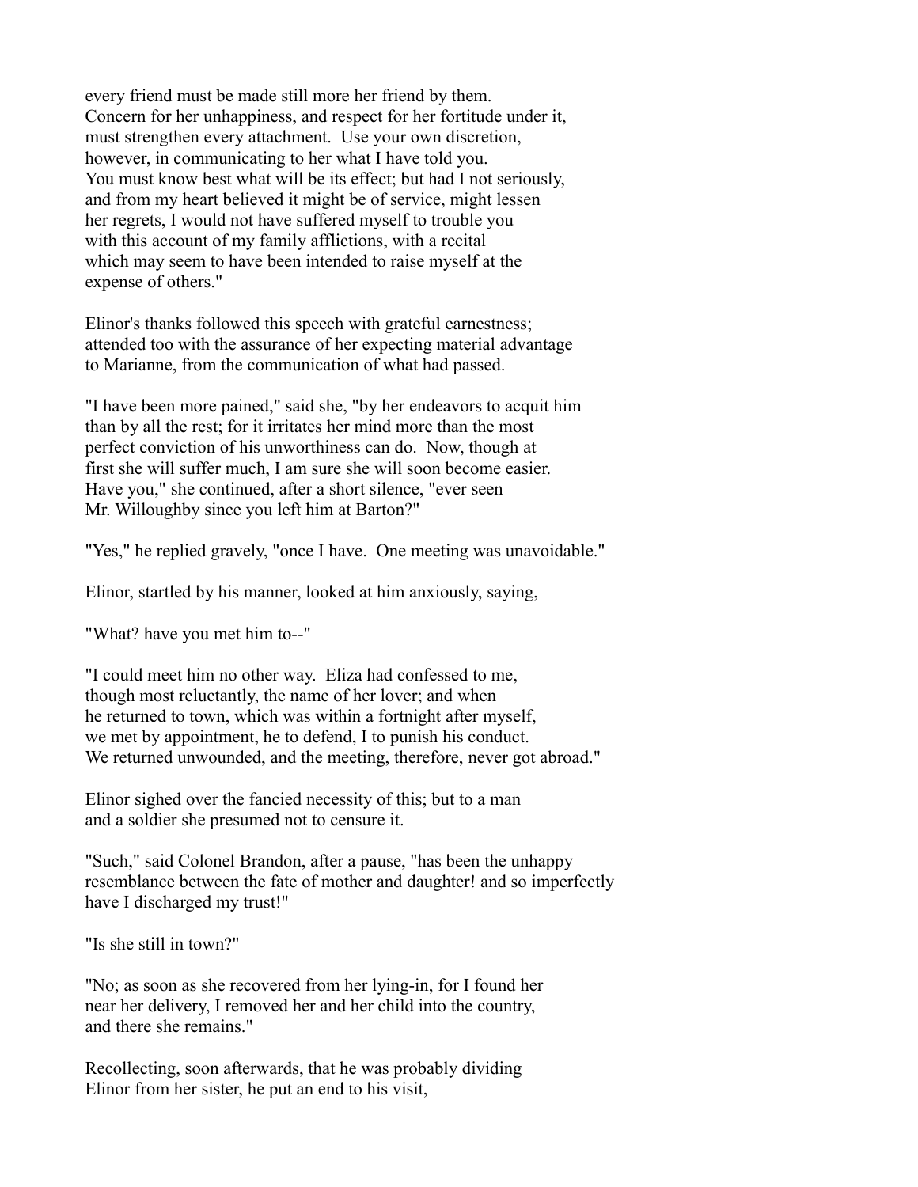every friend must be made still more her friend by them. Concern for her unhappiness, and respect for her fortitude under it, must strengthen every attachment. Use your own discretion, however, in communicating to her what I have told you. You must know best what will be its effect; but had I not seriously, and from my heart believed it might be of service, might lessen her regrets, I would not have suffered myself to trouble you with this account of my family afflictions, with a recital which may seem to have been intended to raise myself at the expense of others."

Elinor's thanks followed this speech with grateful earnestness; attended too with the assurance of her expecting material advantage to Marianne, from the communication of what had passed.

"I have been more pained," said she, "by her endeavors to acquit him than by all the rest; for it irritates her mind more than the most perfect conviction of his unworthiness can do. Now, though at first she will suffer much, I am sure she will soon become easier. Have you," she continued, after a short silence, "ever seen Mr. Willoughby since you left him at Barton?"

"Yes," he replied gravely, "once I have. One meeting was unavoidable."

Elinor, startled by his manner, looked at him anxiously, saying,

"What? have you met him to--"

"I could meet him no other way. Eliza had confessed to me, though most reluctantly, the name of her lover; and when he returned to town, which was within a fortnight after myself, we met by appointment, he to defend, I to punish his conduct. We returned unwounded, and the meeting, therefore, never got abroad."

Elinor sighed over the fancied necessity of this; but to a man and a soldier she presumed not to censure it.

"Such," said Colonel Brandon, after a pause, "has been the unhappy resemblance between the fate of mother and daughter! and so imperfectly have I discharged my trust!"

"Is she still in town?"

"No; as soon as she recovered from her lying-in, for I found her near her delivery, I removed her and her child into the country, and there she remains."

Recollecting, soon afterwards, that he was probably dividing Elinor from her sister, he put an end to his visit,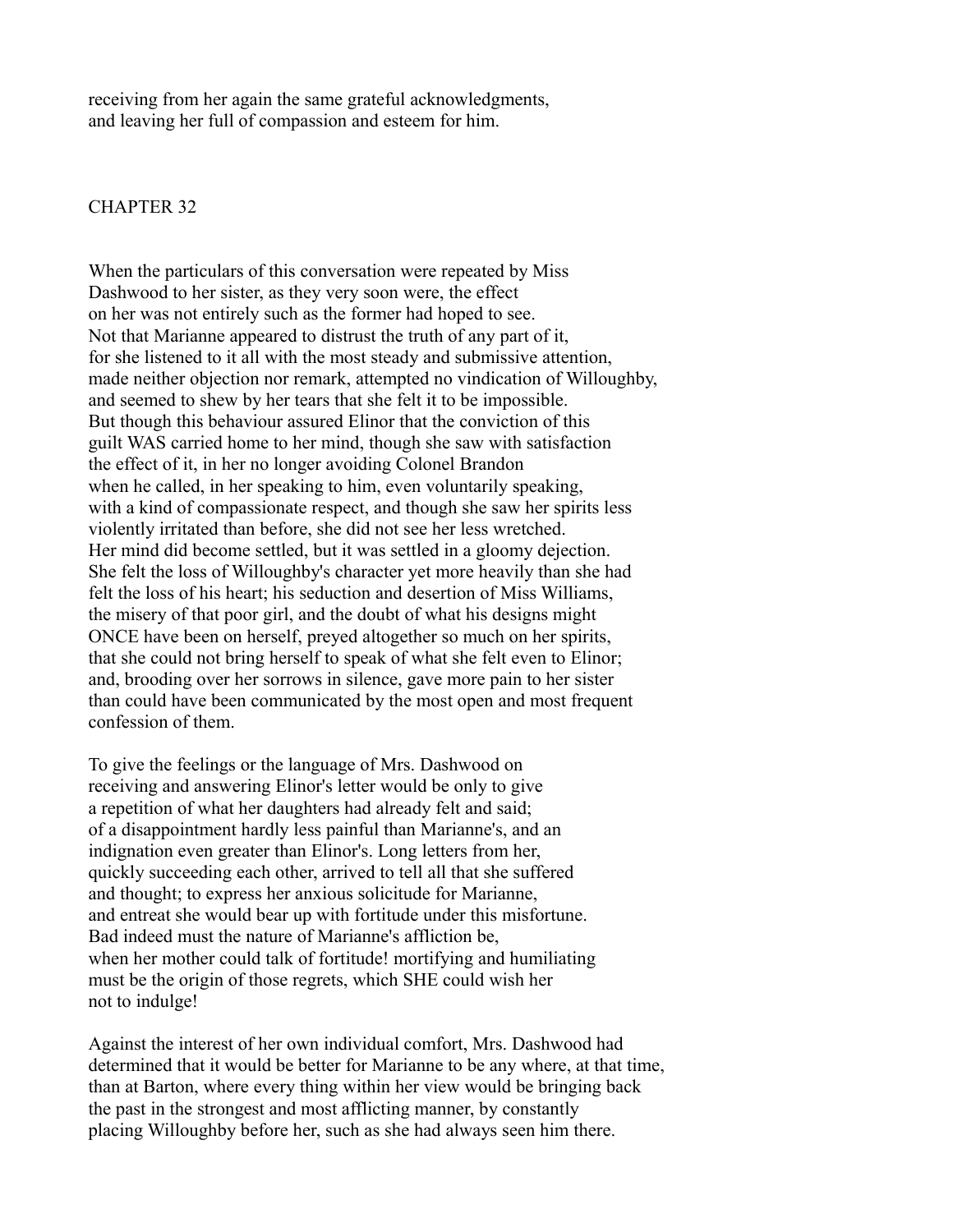receiving from her again the same grateful acknowledgments, and leaving her full of compassion and esteem for him.

## CHAPTER 32

When the particulars of this conversation were repeated by Miss Dashwood to her sister, as they very soon were, the effect on her was not entirely such as the former had hoped to see. Not that Marianne appeared to distrust the truth of any part of it, for she listened to it all with the most steady and submissive attention, made neither objection nor remark, attempted no vindication of Willoughby, and seemed to shew by her tears that she felt it to be impossible. But though this behaviour assured Elinor that the conviction of this guilt WAS carried home to her mind, though she saw with satisfaction the effect of it, in her no longer avoiding Colonel Brandon when he called, in her speaking to him, even voluntarily speaking, with a kind of compassionate respect, and though she saw her spirits less violently irritated than before, she did not see her less wretched. Her mind did become settled, but it was settled in a gloomy dejection. She felt the loss of Willoughby's character yet more heavily than she had felt the loss of his heart; his seduction and desertion of Miss Williams, the misery of that poor girl, and the doubt of what his designs might ONCE have been on herself, preyed altogether so much on her spirits, that she could not bring herself to speak of what she felt even to Elinor; and, brooding over her sorrows in silence, gave more pain to her sister than could have been communicated by the most open and most frequent confession of them.

To give the feelings or the language of Mrs. Dashwood on receiving and answering Elinor's letter would be only to give a repetition of what her daughters had already felt and said; of a disappointment hardly less painful than Marianne's, and an indignation even greater than Elinor's. Long letters from her, quickly succeeding each other, arrived to tell all that she suffered and thought; to express her anxious solicitude for Marianne, and entreat she would bear up with fortitude under this misfortune. Bad indeed must the nature of Marianne's affliction be, when her mother could talk of fortitude! mortifying and humiliating must be the origin of those regrets, which SHE could wish her not to indulge!

Against the interest of her own individual comfort, Mrs. Dashwood had determined that it would be better for Marianne to be any where, at that time, than at Barton, where every thing within her view would be bringing back the past in the strongest and most afflicting manner, by constantly placing Willoughby before her, such as she had always seen him there.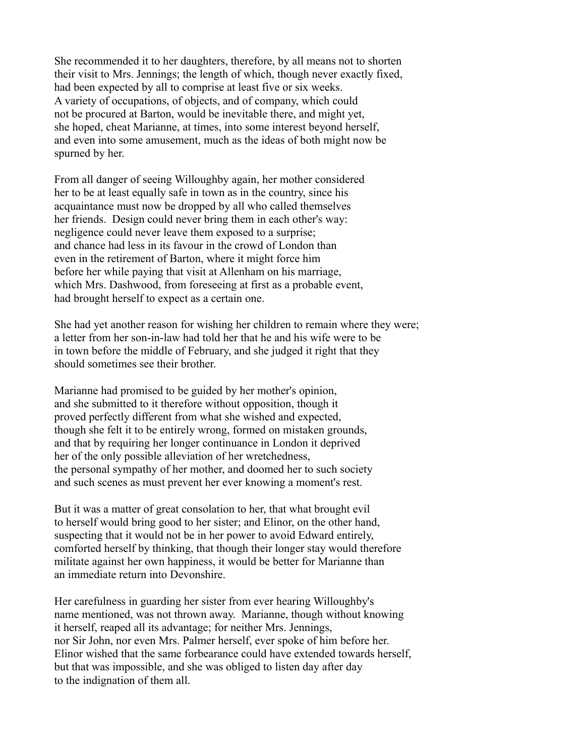She recommended it to her daughters, therefore, by all means not to shorten their visit to Mrs. Jennings; the length of which, though never exactly fixed, had been expected by all to comprise at least five or six weeks. A variety of occupations, of objects, and of company, which could not be procured at Barton, would be inevitable there, and might yet, she hoped, cheat Marianne, at times, into some interest beyond herself, and even into some amusement, much as the ideas of both might now be spurned by her.

From all danger of seeing Willoughby again, her mother considered her to be at least equally safe in town as in the country, since his acquaintance must now be dropped by all who called themselves her friends. Design could never bring them in each other's way: negligence could never leave them exposed to a surprise; and chance had less in its favour in the crowd of London than even in the retirement of Barton, where it might force him before her while paying that visit at Allenham on his marriage, which Mrs. Dashwood, from foreseeing at first as a probable event, had brought herself to expect as a certain one.

She had yet another reason for wishing her children to remain where they were; a letter from her son-in-law had told her that he and his wife were to be in town before the middle of February, and she judged it right that they should sometimes see their brother.

Marianne had promised to be guided by her mother's opinion, and she submitted to it therefore without opposition, though it proved perfectly different from what she wished and expected, though she felt it to be entirely wrong, formed on mistaken grounds, and that by requiring her longer continuance in London it deprived her of the only possible alleviation of her wretchedness, the personal sympathy of her mother, and doomed her to such society and such scenes as must prevent her ever knowing a moment's rest.

But it was a matter of great consolation to her, that what brought evil to herself would bring good to her sister; and Elinor, on the other hand, suspecting that it would not be in her power to avoid Edward entirely, comforted herself by thinking, that though their longer stay would therefore militate against her own happiness, it would be better for Marianne than an immediate return into Devonshire.

Her carefulness in guarding her sister from ever hearing Willoughby's name mentioned, was not thrown away. Marianne, though without knowing it herself, reaped all its advantage; for neither Mrs. Jennings, nor Sir John, nor even Mrs. Palmer herself, ever spoke of him before her. Elinor wished that the same forbearance could have extended towards herself, but that was impossible, and she was obliged to listen day after day to the indignation of them all.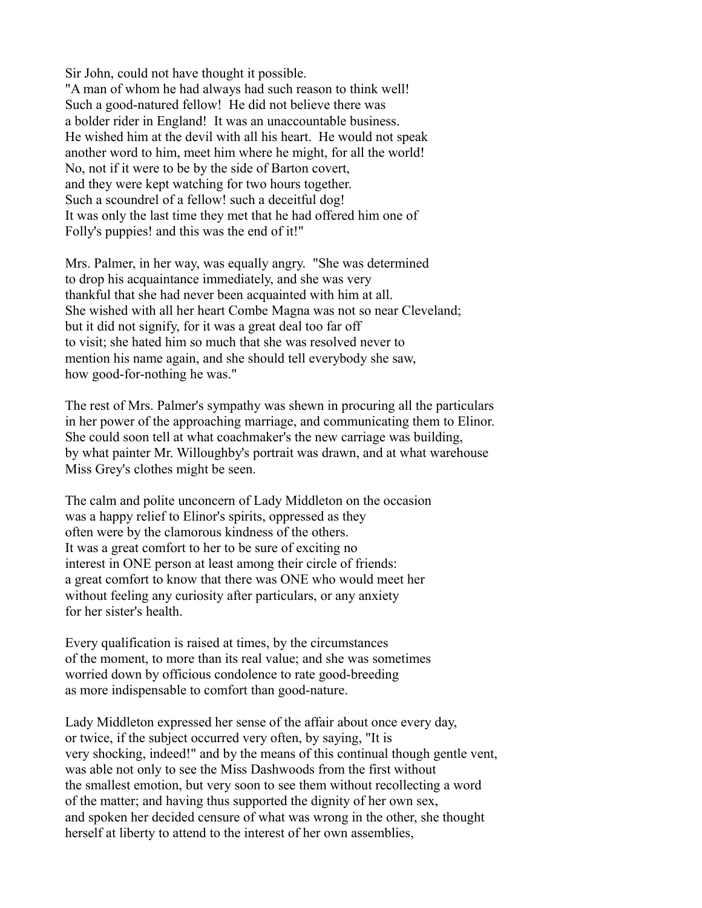Sir John, could not have thought it possible.
"A man of whom he had always had such reason to think well!
Such a good-natured fellow! He did not believe there was
a bolder rider in England! It was an unaccountable business.
He wished him at the devil with all his heart. He would not speak
another word to him, meet him where he might, for all the world!
No, not if it were to be by the side of Barton covert,
and they were kept watching for two hours together.
Such a scoundrel of a fellow! such a deceitful dog!
It was only the last time they met that he had offered him one of
Folly's puppies! and this was the end of it!"

Mrs. Palmer, in her way, was equally angry. "She was determined
to drop his acquaintance immediately, and she was very
thankful that she had never been acquainted with him at all.
She wished with all her heart Combe Magna was not so near Cleveland;
but it did not signify, for it was a great deal too far off
to visit; she hated him so much that she was resolved never to
mention his name again, and she should tell everybody she saw,
how good-for-nothing he was."

The rest of Mrs. Palmer's sympathy was shewn in procuring all the particulars
in her power of the approaching marriage, and communicating them to Elinor.
She could soon tell at what coachmaker's the new carriage was building,
by what painter Mr. Willoughby's portrait was drawn, and at what warehouse
Miss Grey's clothes might be seen.

The calm and polite unconcern of Lady Middleton on the occasion
was a happy relief to Elinor's spirits, oppressed as they
often were by the clamorous kindness of the others.
It was a great comfort to her to be sure of exciting no
interest in ONE person at least among their circle of friends:
a great comfort to know that there was ONE who would meet her
without feeling any curiosity after particulars, or any anxiety
for her sister's health.

Every qualification is raised at times, by the circumstances
of the moment, to more than its real value; and she was sometimes
worried down by officious condolence to rate good-breeding
as more indispensable to comfort than good-nature.

Lady Middleton expressed her sense of the affair about once every day,
or twice, if the subject occurred very often, by saying, "It is
very shocking, indeed!" and by the means of this continual though gentle vent,
was able not only to see the Miss Dashwoods from the first without
the smallest emotion, but very soon to see them without recollecting a word
of the matter; and having thus supported the dignity of her own sex,
and spoken her decided censure of what was wrong in the other, she thought
herself at liberty to attend to the interest of her own assemblies,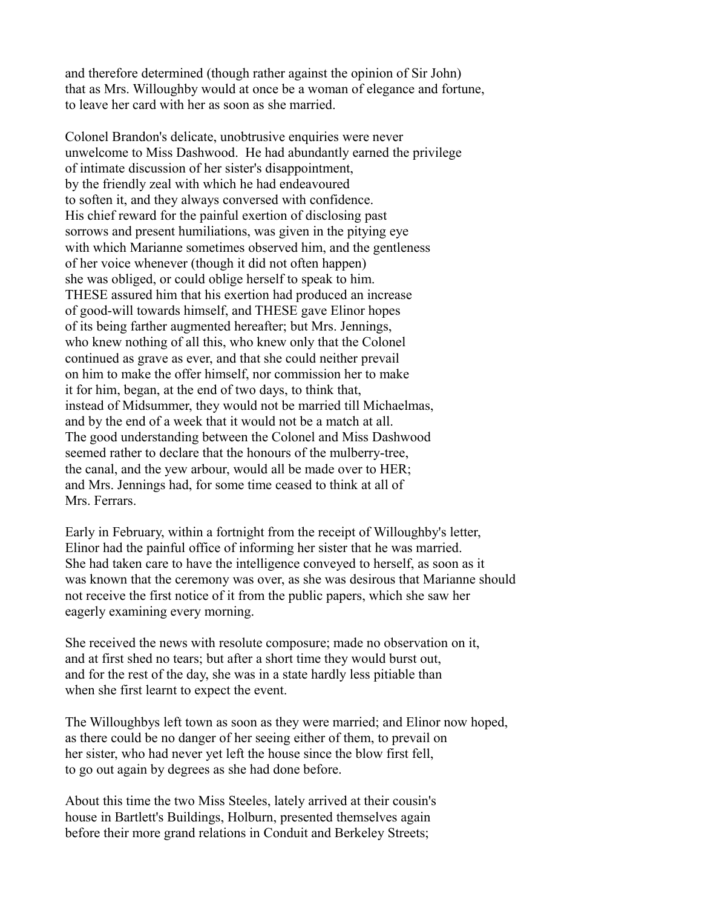and therefore determined (though rather against the opinion of Sir John) that as Mrs. Willoughby would at once be a woman of elegance and fortune, to leave her card with her as soon as she married.

Colonel Brandon's delicate, unobtrusive enquiries were never unwelcome to Miss Dashwood. He had abundantly earned the privilege of intimate discussion of her sister's disappointment, by the friendly zeal with which he had endeavoured to soften it, and they always conversed with confidence. His chief reward for the painful exertion of disclosing past sorrows and present humiliations, was given in the pitying eye with which Marianne sometimes observed him, and the gentleness of her voice whenever (though it did not often happen) she was obliged, or could oblige herself to speak to him. THESE assured him that his exertion had produced an increase of good-will towards himself, and THESE gave Elinor hopes of its being farther augmented hereafter; but Mrs. Jennings, who knew nothing of all this, who knew only that the Colonel continued as grave as ever, and that she could neither prevail on him to make the offer himself, nor commission her to make it for him, began, at the end of two days, to think that, instead of Midsummer, they would not be married till Michaelmas, and by the end of a week that it would not be a match at all. The good understanding between the Colonel and Miss Dashwood seemed rather to declare that the honours of the mulberry-tree, the canal, and the yew arbour, would all be made over to HER; and Mrs. Jennings had, for some time ceased to think at all of Mrs. Ferrars.

Early in February, within a fortnight from the receipt of Willoughby's letter, Elinor had the painful office of informing her sister that he was married. She had taken care to have the intelligence conveyed to herself, as soon as it was known that the ceremony was over, as she was desirous that Marianne should not receive the first notice of it from the public papers, which she saw her eagerly examining every morning.

She received the news with resolute composure; made no observation on it, and at first shed no tears; but after a short time they would burst out, and for the rest of the day, she was in a state hardly less pitiable than when she first learnt to expect the event.

The Willoughbys left town as soon as they were married; and Elinor now hoped, as there could be no danger of her seeing either of them, to prevail on her sister, who had never yet left the house since the blow first fell, to go out again by degrees as she had done before.

About this time the two Miss Steeles, lately arrived at their cousin's house in Bartlett's Buildings, Holburn, presented themselves again before their more grand relations in Conduit and Berkeley Streets;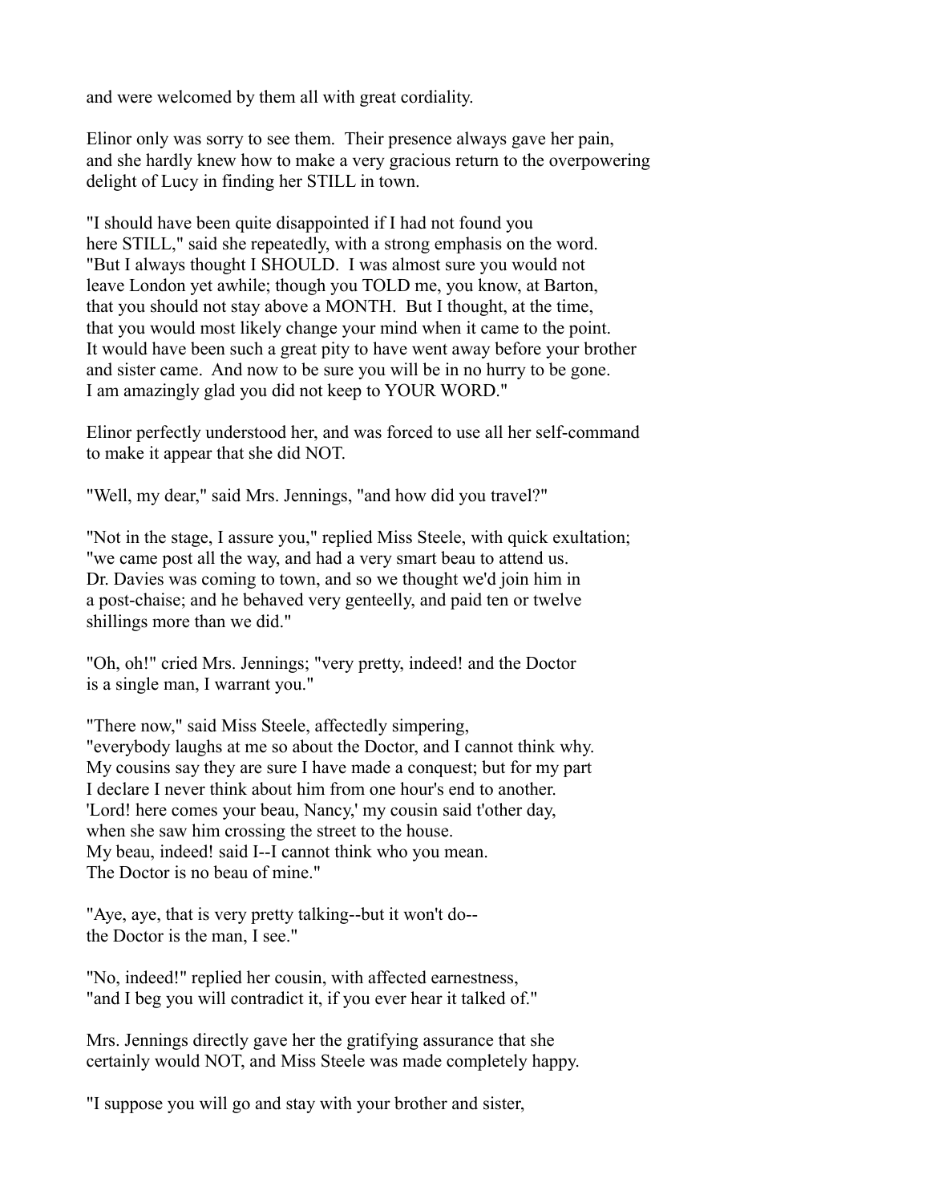and were welcomed by them all with great cordiality.

Elinor only was sorry to see them. Their presence always gave her pain, and she hardly knew how to make a very gracious return to the overpowering delight of Lucy in finding her STILL in town.

"I should have been quite disappointed if I had not found you here STILL," said she repeatedly, with a strong emphasis on the word. "But I always thought I SHOULD. I was almost sure you would not leave London yet awhile; though you TOLD me, you know, at Barton, that you should not stay above a MONTH. But I thought, at the time, that you would most likely change your mind when it came to the point. It would have been such a great pity to have went away before your brother and sister came. And now to be sure you will be in no hurry to be gone. I am amazingly glad you did not keep to YOUR WORD."

Elinor perfectly understood her, and was forced to use all her self-command to make it appear that she did NOT.

"Well, my dear," said Mrs. Jennings, "and how did you travel?"

"Not in the stage, I assure you," replied Miss Steele, with quick exultation; "we came post all the way, and had a very smart beau to attend us. Dr. Davies was coming to town, and so we thought we'd join him in a post-chaise; and he behaved very genteelly, and paid ten or twelve shillings more than we did."

"Oh, oh!" cried Mrs. Jennings; "very pretty, indeed! and the Doctor is a single man, I warrant you."

"There now," said Miss Steele, affectedly simpering, "everybody laughs at me so about the Doctor, and I cannot think why. My cousins say they are sure I have made a conquest; but for my part I declare I never think about him from one hour's end to another. 'Lord! here comes your beau, Nancy,' my cousin said t'other day, when she saw him crossing the street to the house. My beau, indeed! said I--I cannot think who you mean. The Doctor is no beau of mine."

"Aye, aye, that is very pretty talking--but it won't do-- the Doctor is the man, I see."

"No, indeed!" replied her cousin, with affected earnestness, "and I beg you will contradict it, if you ever hear it talked of."

Mrs. Jennings directly gave her the gratifying assurance that she certainly would NOT, and Miss Steele was made completely happy.

"I suppose you will go and stay with your brother and sister,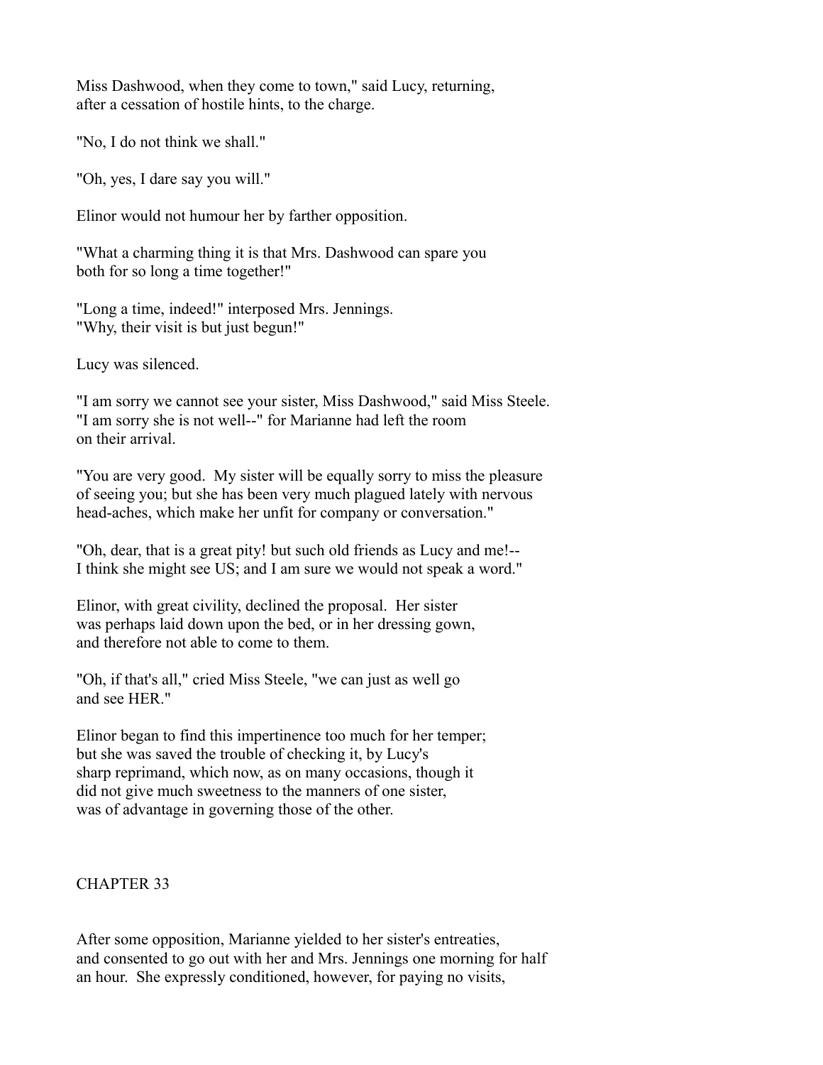Miss Dashwood, when they come to town," said Lucy, returning, after a cessation of hostile hints, to the charge.

"No, I do not think we shall."

"Oh, yes, I dare say you will."

Elinor would not humour her by farther opposition.

"What a charming thing it is that Mrs. Dashwood can spare you both for so long a time together!"

"Long a time, indeed!" interposed Mrs. Jennings. "Why, their visit is but just begun!"

Lucy was silenced.

"I am sorry we cannot see your sister, Miss Dashwood," said Miss Steele. "I am sorry she is not well--" for Marianne had left the room on their arrival.

"You are very good. My sister will be equally sorry to miss the pleasure of seeing you; but she has been very much plagued lately with nervous head-aches, which make her unfit for company or conversation."

"Oh, dear, that is a great pity! but such old friends as Lucy and me!-- I think she might see US; and I am sure we would not speak a word."

Elinor, with great civility, declined the proposal. Her sister was perhaps laid down upon the bed, or in her dressing gown, and therefore not able to come to them.

"Oh, if that's all," cried Miss Steele, "we can just as well go and see HER."

Elinor began to find this impertinence too much for her temper; but she was saved the trouble of checking it, by Lucy's sharp reprimand, which now, as on many occasions, though it did not give much sweetness to the manners of one sister, was of advantage in governing those of the other.

## CHAPTER 33

After some opposition, Marianne yielded to her sister's entreaties, and consented to go out with her and Mrs. Jennings one morning for half an hour. She expressly conditioned, however, for paying no visits,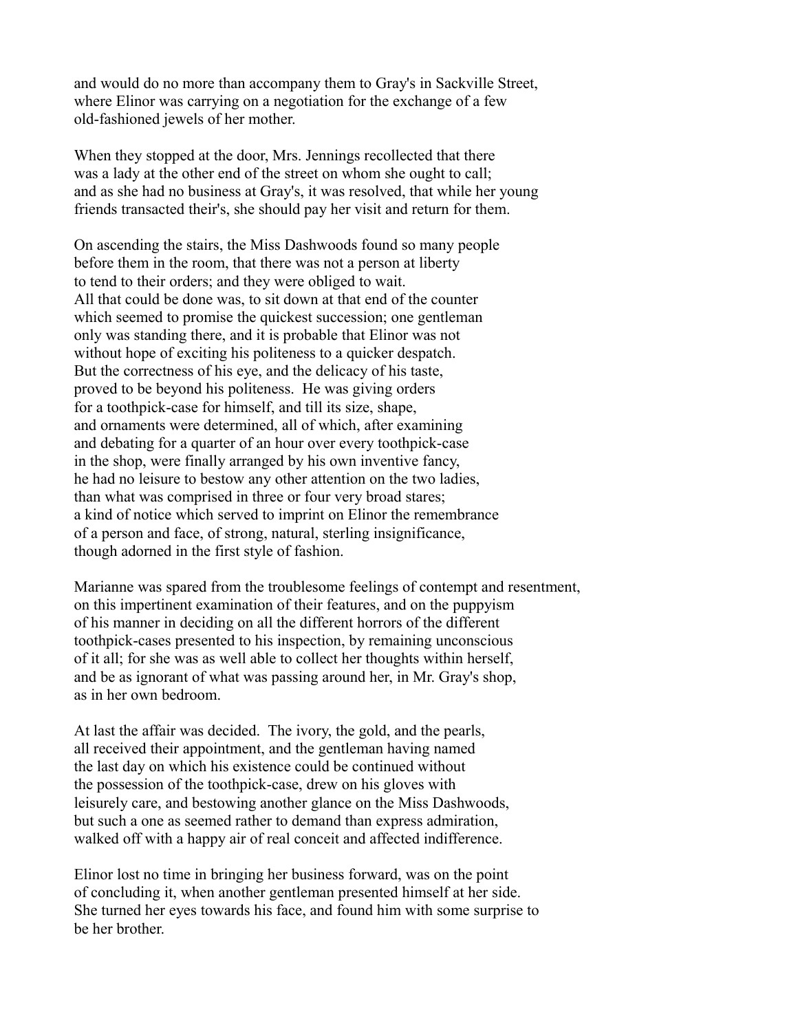and would do no more than accompany them to Gray's in Sackville Street, where Elinor was carrying on a negotiation for the exchange of a few old-fashioned jewels of her mother.

When they stopped at the door, Mrs. Jennings recollected that there was a lady at the other end of the street on whom she ought to call; and as she had no business at Gray's, it was resolved, that while her young friends transacted their's, she should pay her visit and return for them.

On ascending the stairs, the Miss Dashwoods found so many people before them in the room, that there was not a person at liberty to tend to their orders; and they were obliged to wait. All that could be done was, to sit down at that end of the counter which seemed to promise the quickest succession; one gentleman only was standing there, and it is probable that Elinor was not without hope of exciting his politeness to a quicker despatch. But the correctness of his eye, and the delicacy of his taste, proved to be beyond his politeness. He was giving orders for a toothpick-case for himself, and till its size, shape, and ornaments were determined, all of which, after examining and debating for a quarter of an hour over every toothpick-case in the shop, were finally arranged by his own inventive fancy, he had no leisure to bestow any other attention on the two ladies, than what was comprised in three or four very broad stares; a kind of notice which served to imprint on Elinor the remembrance of a person and face, of strong, natural, sterling insignificance, though adorned in the first style of fashion.

Marianne was spared from the troublesome feelings of contempt and resentment, on this impertinent examination of their features, and on the puppyism of his manner in deciding on all the different horrors of the different toothpick-cases presented to his inspection, by remaining unconscious of it all; for she was as well able to collect her thoughts within herself, and be as ignorant of what was passing around her, in Mr. Gray's shop, as in her own bedroom.

At last the affair was decided. The ivory, the gold, and the pearls, all received their appointment, and the gentleman having named the last day on which his existence could be continued without the possession of the toothpick-case, drew on his gloves with leisurely care, and bestowing another glance on the Miss Dashwoods, but such a one as seemed rather to demand than express admiration, walked off with a happy air of real conceit and affected indifference.

Elinor lost no time in bringing her business forward, was on the point of concluding it, when another gentleman presented himself at her side. She turned her eyes towards his face, and found him with some surprise to be her brother.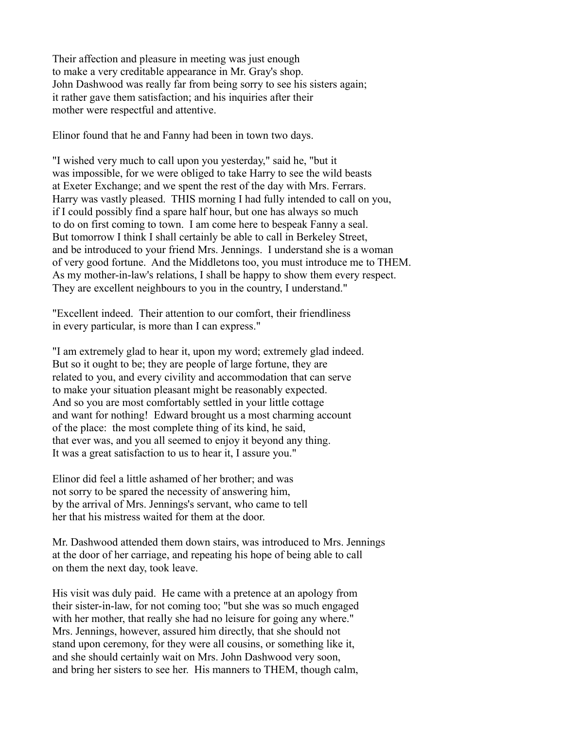Their affection and pleasure in meeting was just enough to make a very creditable appearance in Mr. Gray's shop. John Dashwood was really far from being sorry to see his sisters again; it rather gave them satisfaction; and his inquiries after their mother were respectful and attentive.

Elinor found that he and Fanny had been in town two days.

"I wished very much to call upon you yesterday," said he, "but it was impossible, for we were obliged to take Harry to see the wild beasts at Exeter Exchange; and we spent the rest of the day with Mrs. Ferrars. Harry was vastly pleased. THIS morning I had fully intended to call on you, if I could possibly find a spare half hour, but one has always so much to do on first coming to town. I am come here to bespeak Fanny a seal. But tomorrow I think I shall certainly be able to call in Berkeley Street, and be introduced to your friend Mrs. Jennings. I understand she is a woman of very good fortune. And the Middletons too, you must introduce me to THEM. As my mother-in-law's relations, I shall be happy to show them every respect. They are excellent neighbours to you in the country, I understand."

"Excellent indeed. Their attention to our comfort, their friendliness in every particular, is more than I can express."

"I am extremely glad to hear it, upon my word; extremely glad indeed. But so it ought to be; they are people of large fortune, they are related to you, and every civility and accommodation that can serve to make your situation pleasant might be reasonably expected. And so you are most comfortably settled in your little cottage and want for nothing! Edward brought us a most charming account of the place: the most complete thing of its kind, he said, that ever was, and you all seemed to enjoy it beyond any thing. It was a great satisfaction to us to hear it, I assure you."

Elinor did feel a little ashamed of her brother; and was not sorry to be spared the necessity of answering him, by the arrival of Mrs. Jennings's servant, who came to tell her that his mistress waited for them at the door.

Mr. Dashwood attended them down stairs, was introduced to Mrs. Jennings at the door of her carriage, and repeating his hope of being able to call on them the next day, took leave.

His visit was duly paid. He came with a pretence at an apology from their sister-in-law, for not coming too; "but she was so much engaged with her mother, that really she had no leisure for going any where." Mrs. Jennings, however, assured him directly, that she should not stand upon ceremony, for they were all cousins, or something like it, and she should certainly wait on Mrs. John Dashwood very soon, and bring her sisters to see her. His manners to THEM, though calm,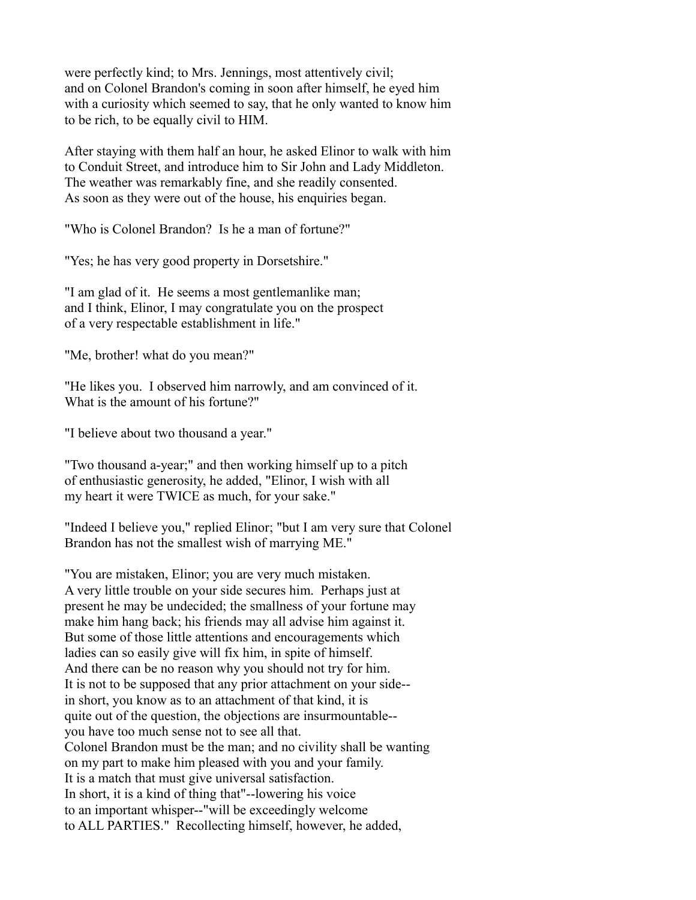were perfectly kind; to Mrs. Jennings, most attentively civil; and on Colonel Brandon's coming in soon after himself, he eyed him with a curiosity which seemed to say, that he only wanted to know him to be rich, to be equally civil to HIM.

After staying with them half an hour, he asked Elinor to walk with him to Conduit Street, and introduce him to Sir John and Lady Middleton. The weather was remarkably fine, and she readily consented. As soon as they were out of the house, his enquiries began.

"Who is Colonel Brandon? Is he a man of fortune?"

"Yes; he has very good property in Dorsetshire."

"I am glad of it. He seems a most gentlemanlike man; and I think, Elinor, I may congratulate you on the prospect of a very respectable establishment in life."

"Me, brother! what do you mean?"

"He likes you. I observed him narrowly, and am convinced of it. What is the amount of his fortune?"

"I believe about two thousand a year."

"Two thousand a-year;" and then working himself up to a pitch of enthusiastic generosity, he added, "Elinor, I wish with all my heart it were TWICE as much, for your sake."

"Indeed I believe you," replied Elinor; "but I am very sure that Colonel Brandon has not the smallest wish of marrying ME."

"You are mistaken, Elinor; you are very much mistaken. A very little trouble on your side secures him. Perhaps just at present he may be undecided; the smallness of your fortune may make him hang back; his friends may all advise him against it. But some of those little attentions and encouragements which ladies can so easily give will fix him, in spite of himself. And there can be no reason why you should not try for him. It is not to be supposed that any prior attachment on your side-- in short, you know as to an attachment of that kind, it is quite out of the question, the objections are insurmountable-- you have too much sense not to see all that. Colonel Brandon must be the man; and no civility shall be wanting on my part to make him pleased with you and your family. It is a match that must give universal satisfaction. In short, it is a kind of thing that"--lowering his voice to an important whisper--"will be exceedingly welcome to ALL PARTIES." Recollecting himself, however, he added,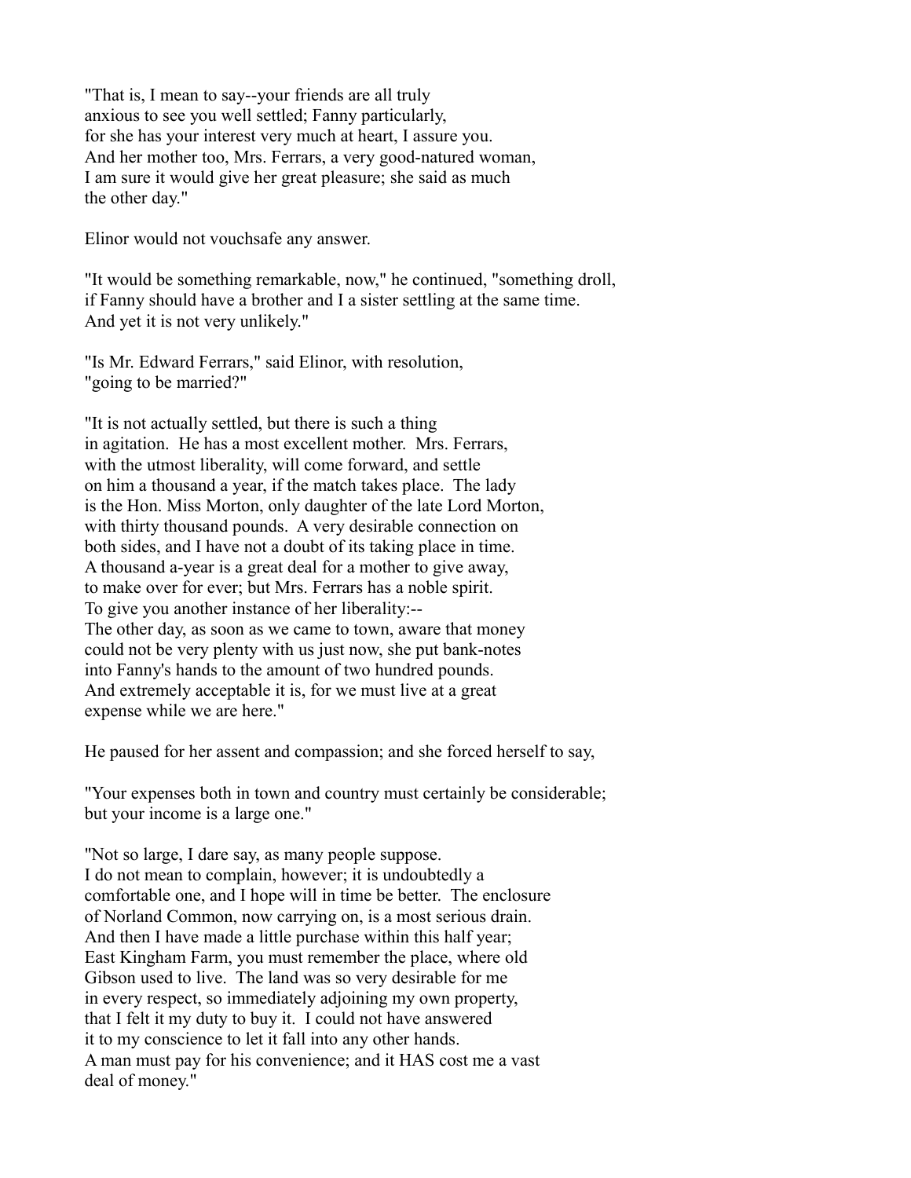"That is, I mean to say--your friends are all truly anxious to see you well settled; Fanny particularly, for she has your interest very much at heart, I assure you. And her mother too, Mrs. Ferrars, a very good-natured woman, I am sure it would give her great pleasure; she said as much the other day."

Elinor would not vouchsafe any answer.

"It would be something remarkable, now," he continued, "something droll, if Fanny should have a brother and I a sister settling at the same time. And yet it is not very unlikely."

"Is Mr. Edward Ferrars," said Elinor, with resolution, "going to be married?"

"It is not actually settled, but there is such a thing in agitation. He has a most excellent mother. Mrs. Ferrars, with the utmost liberality, will come forward, and settle on him a thousand a year, if the match takes place. The lady is the Hon. Miss Morton, only daughter of the late Lord Morton, with thirty thousand pounds. A very desirable connection on both sides, and I have not a doubt of its taking place in time. A thousand a-year is a great deal for a mother to give away, to make over for ever; but Mrs. Ferrars has a noble spirit. To give you another instance of her liberality:-- The other day, as soon as we came to town, aware that money could not be very plenty with us just now, she put bank-notes into Fanny's hands to the amount of two hundred pounds. And extremely acceptable it is, for we must live at a great expense while we are here."

He paused for her assent and compassion; and she forced herself to say,

"Your expenses both in town and country must certainly be considerable; but your income is a large one."

"Not so large, I dare say, as many people suppose. I do not mean to complain, however; it is undoubtedly a comfortable one, and I hope will in time be better. The enclosure of Norland Common, now carrying on, is a most serious drain. And then I have made a little purchase within this half year; East Kingham Farm, you must remember the place, where old Gibson used to live. The land was so very desirable for me in every respect, so immediately adjoining my own property, that I felt it my duty to buy it. I could not have answered it to my conscience to let it fall into any other hands. A man must pay for his convenience; and it HAS cost me a vast deal of money."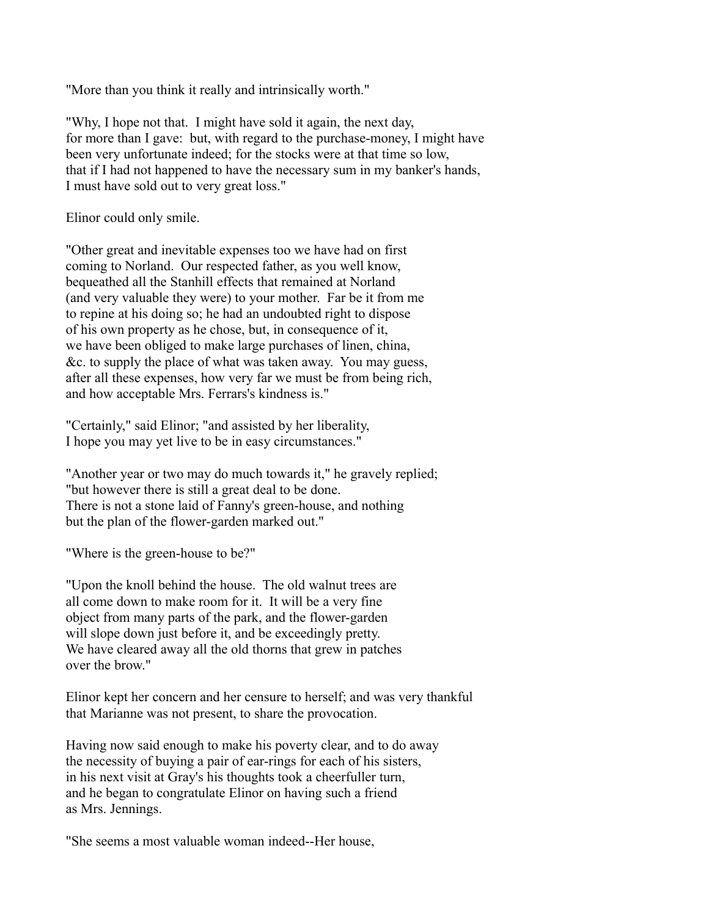"More than you think it really and intrinsically worth."

"Why, I hope not that. I might have sold it again, the next day, for more than I gave: but, with regard to the purchase-money, I might have been very unfortunate indeed; for the stocks were at that time so low, that if I had not happened to have the necessary sum in my banker's hands, I must have sold out to very great loss."

Elinor could only smile.

"Other great and inevitable expenses too we have had on first coming to Norland. Our respected father, as you well know, bequeathed all the Stanhill effects that remained at Norland (and very valuable they were) to your mother. Far be it from me to repine at his doing so; he had an undoubted right to dispose of his own property as he chose, but, in consequence of it, we have been obliged to make large purchases of linen, china, &c. to supply the place of what was taken away. You may guess, after all these expenses, how very far we must be from being rich, and how acceptable Mrs. Ferrars's kindness is."

"Certainly," said Elinor; "and assisted by her liberality, I hope you may yet live to be in easy circumstances."

"Another year or two may do much towards it," he gravely replied; "but however there is still a great deal to be done. There is not a stone laid of Fanny's green-house, and nothing but the plan of the flower-garden marked out."

"Where is the green-house to be?"

"Upon the knoll behind the house. The old walnut trees are all come down to make room for it. It will be a very fine object from many parts of the park, and the flower-garden will slope down just before it, and be exceedingly pretty. We have cleared away all the old thorns that grew in patches over the brow."

Elinor kept her concern and her censure to herself; and was very thankful that Marianne was not present, to share the provocation.

Having now said enough to make his poverty clear, and to do away the necessity of buying a pair of ear-rings for each of his sisters, in his next visit at Gray's his thoughts took a cheerfuller turn, and he began to congratulate Elinor on having such a friend as Mrs. Jennings.

"She seems a most valuable woman indeed--Her house,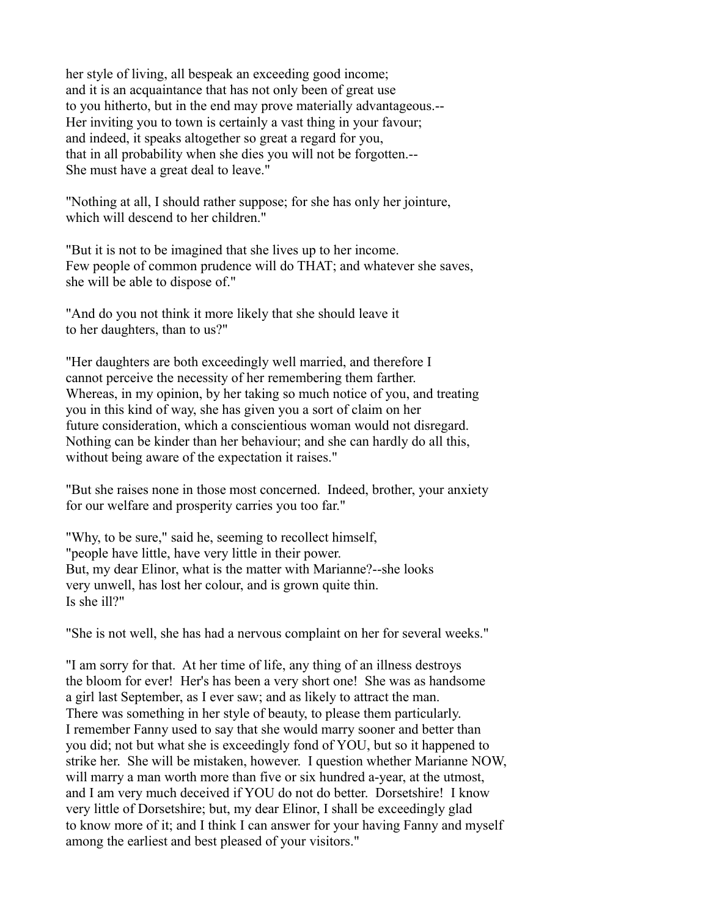her style of living, all bespeak an exceeding good income;
and it is an acquaintance that has not only been of great use
to you hitherto, but in the end may prove materially advantageous.--
Her inviting you to town is certainly a vast thing in your favour;
and indeed, it speaks altogether so great a regard for you,
that in all probability when she dies you will not be forgotten.--
She must have a great deal to leave."

"Nothing at all, I should rather suppose; for she has only her jointure,
which will descend to her children."

"But it is not to be imagined that she lives up to her income.
Few people of common prudence will do THAT; and whatever she saves,
she will be able to dispose of."

"And do you not think it more likely that she should leave it
to her daughters, than to us?"

"Her daughters are both exceedingly well married, and therefore I
cannot perceive the necessity of her remembering them farther.
Whereas, in my opinion, by her taking so much notice of you, and treating
you in this kind of way, she has given you a sort of claim on her
future consideration, which a conscientious woman would not disregard.
Nothing can be kinder than her behaviour; and she can hardly do all this,
without being aware of the expectation it raises."

"But she raises none in those most concerned. Indeed, brother, your anxiety
for our welfare and prosperity carries you too far."

"Why, to be sure," said he, seeming to recollect himself,
"people have little, have very little in their power.
But, my dear Elinor, what is the matter with Marianne?--she looks
very unwell, has lost her colour, and is grown quite thin.
Is she ill?"

"She is not well, she has had a nervous complaint on her for several weeks."

"I am sorry for that. At her time of life, any thing of an illness destroys
the bloom for ever! Her's has been a very short one! She was as handsome
a girl last September, as I ever saw; and as likely to attract the man.
There was something in her style of beauty, to please them particularly.
I remember Fanny used to say that she would marry sooner and better than
you did; not but what she is exceedingly fond of YOU, but so it happened to
strike her. She will be mistaken, however. I question whether Marianne NOW,
will marry a man worth more than five or six hundred a-year, at the utmost,
and I am very much deceived if YOU do not do better. Dorsetshire! I know
very little of Dorsetshire; but, my dear Elinor, I shall be exceedingly glad
to know more of it; and I think I can answer for your having Fanny and myself
among the earliest and best pleased of your visitors."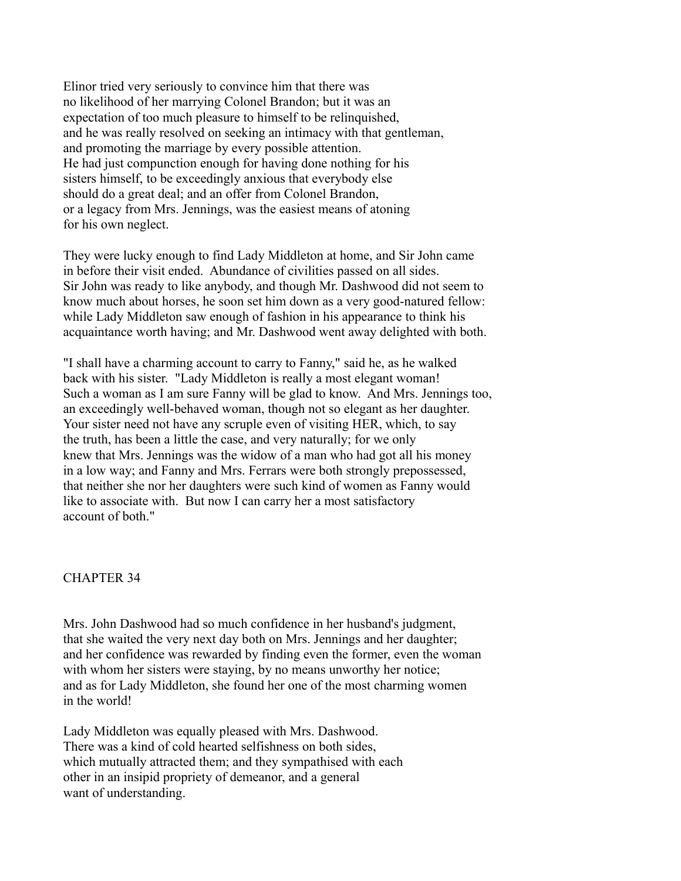Elinor tried very seriously to convince him that there was no likelihood of her marrying Colonel Brandon; but it was an expectation of too much pleasure to himself to be relinquished, and he was really resolved on seeking an intimacy with that gentleman, and promoting the marriage by every possible attention. He had just compunction enough for having done nothing for his sisters himself, to be exceedingly anxious that everybody else should do a great deal; and an offer from Colonel Brandon, or a legacy from Mrs. Jennings, was the easiest means of atoning for his own neglect.

They were lucky enough to find Lady Middleton at home, and Sir John came in before their visit ended. Abundance of civilities passed on all sides. Sir John was ready to like anybody, and though Mr. Dashwood did not seem to know much about horses, he soon set him down as a very good-natured fellow: while Lady Middleton saw enough of fashion in his appearance to think his acquaintance worth having; and Mr. Dashwood went away delighted with both.

"I shall have a charming account to carry to Fanny," said he, as he walked back with his sister. "Lady Middleton is really a most elegant woman! Such a woman as I am sure Fanny will be glad to know. And Mrs. Jennings too, an exceedingly well-behaved woman, though not so elegant as her daughter. Your sister need not have any scruple even of visiting HER, which, to say the truth, has been a little the case, and very naturally; for we only knew that Mrs. Jennings was the widow of a man who had got all his money in a low way; and Fanny and Mrs. Ferrars were both strongly prepossessed, that neither she nor her daughters were such kind of women as Fanny would like to associate with. But now I can carry her a most satisfactory account of both."

## CHAPTER 34

Mrs. John Dashwood had so much confidence in her husband's judgment, that she waited the very next day both on Mrs. Jennings and her daughter; and her confidence was rewarded by finding even the former, even the woman with whom her sisters were staying, by no means unworthy her notice; and as for Lady Middleton, she found her one of the most charming women in the world!

Lady Middleton was equally pleased with Mrs. Dashwood. There was a kind of cold hearted selfishness on both sides, which mutually attracted them; and they sympathised with each other in an insipid propriety of demeanor, and a general want of understanding.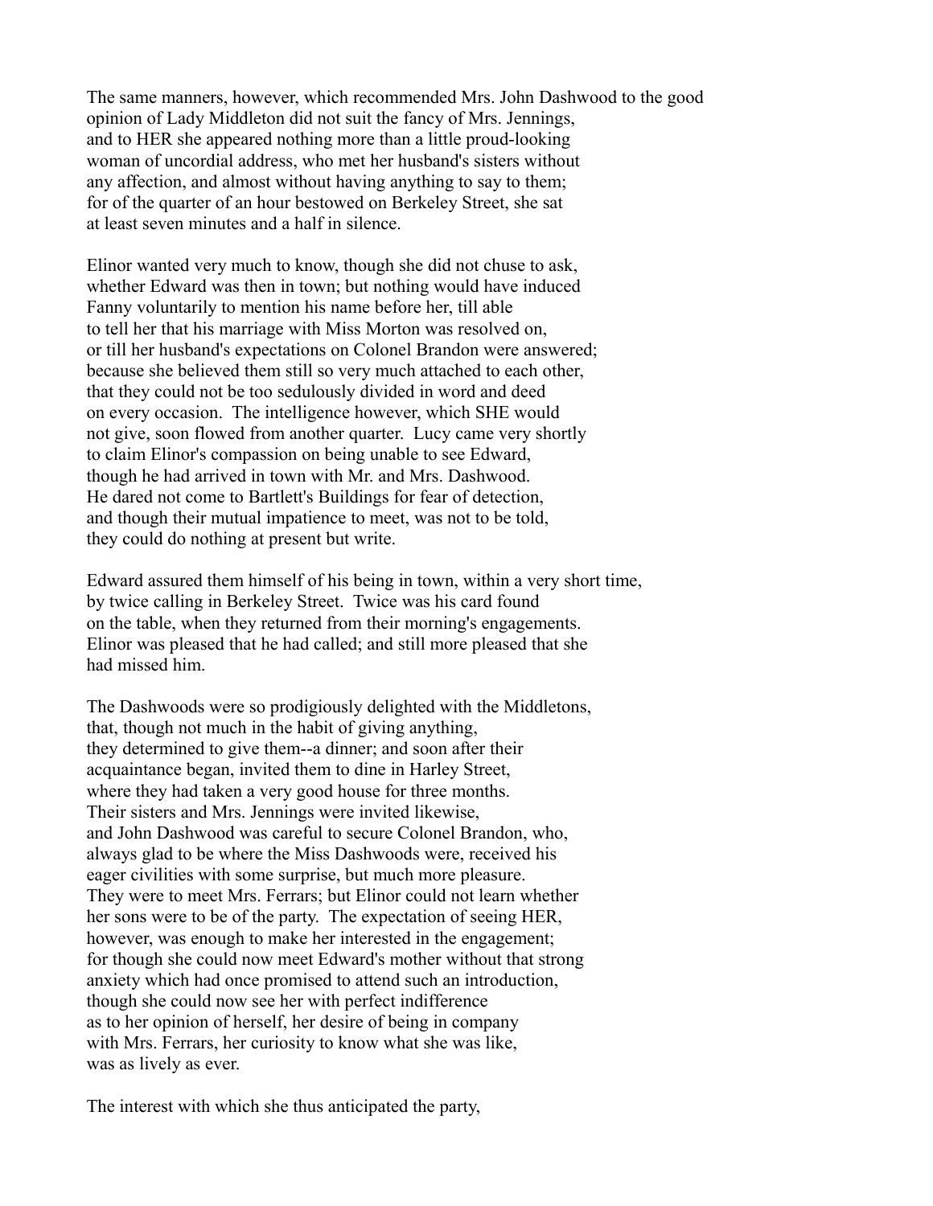The same manners, however, which recommended Mrs. John Dashwood to the good opinion of Lady Middleton did not suit the fancy of Mrs. Jennings, and to HER she appeared nothing more than a little proud-looking woman of uncordial address, who met her husband's sisters without any affection, and almost without having anything to say to them; for of the quarter of an hour bestowed on Berkeley Street, she sat at least seven minutes and a half in silence.

Elinor wanted very much to know, though she did not chuse to ask, whether Edward was then in town; but nothing would have induced Fanny voluntarily to mention his name before her, till able to tell her that his marriage with Miss Morton was resolved on, or till her husband's expectations on Colonel Brandon were answered; because she believed them still so very much attached to each other, that they could not be too sedulously divided in word and deed on every occasion. The intelligence however, which SHE would not give, soon flowed from another quarter. Lucy came very shortly to claim Elinor's compassion on being unable to see Edward, though he had arrived in town with Mr. and Mrs. Dashwood. He dared not come to Bartlett's Buildings for fear of detection, and though their mutual impatience to meet, was not to be told, they could do nothing at present but write.

Edward assured them himself of his being in town, within a very short time, by twice calling in Berkeley Street. Twice was his card found on the table, when they returned from their morning's engagements. Elinor was pleased that he had called; and still more pleased that she had missed him.

The Dashwoods were so prodigiously delighted with the Middletons, that, though not much in the habit of giving anything, they determined to give them--a dinner; and soon after their acquaintance began, invited them to dine in Harley Street, where they had taken a very good house for three months. Their sisters and Mrs. Jennings were invited likewise, and John Dashwood was careful to secure Colonel Brandon, who, always glad to be where the Miss Dashwoods were, received his eager civilities with some surprise, but much more pleasure. They were to meet Mrs. Ferrars; but Elinor could not learn whether her sons were to be of the party. The expectation of seeing HER, however, was enough to make her interested in the engagement; for though she could now meet Edward's mother without that strong anxiety which had once promised to attend such an introduction, though she could now see her with perfect indifference as to her opinion of herself, her desire of being in company with Mrs. Ferrars, her curiosity to know what she was like, was as lively as ever.

The interest with which she thus anticipated the party,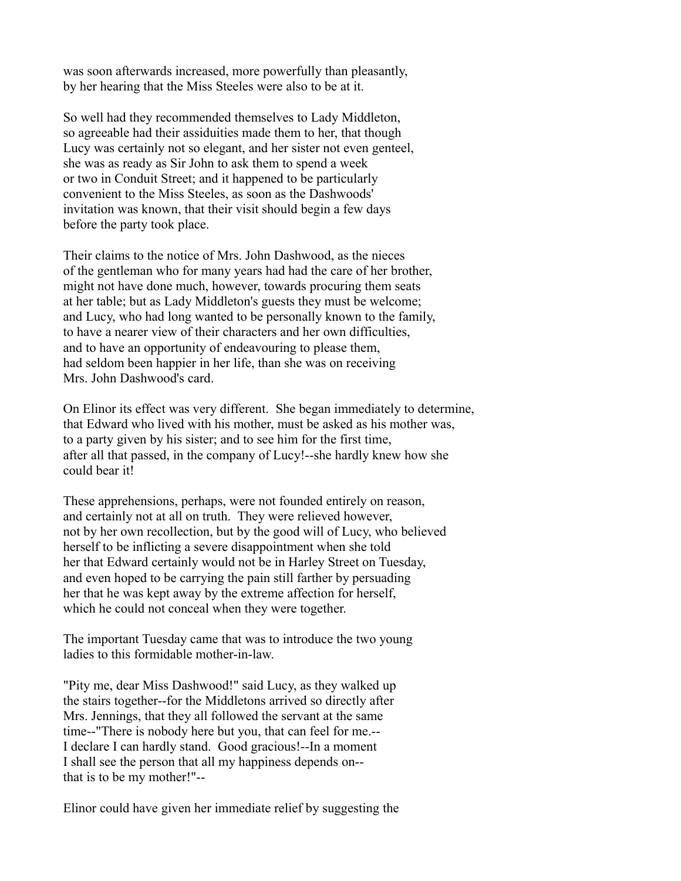was soon afterwards increased, more powerfully than pleasantly, by her hearing that the Miss Steeles were also to be at it.

So well had they recommended themselves to Lady Middleton, so agreeable had their assiduities made them to her, that though Lucy was certainly not so elegant, and her sister not even genteel, she was as ready as Sir John to ask them to spend a week or two in Conduit Street; and it happened to be particularly convenient to the Miss Steeles, as soon as the Dashwoods' invitation was known, that their visit should begin a few days before the party took place.

Their claims to the notice of Mrs. John Dashwood, as the nieces of the gentleman who for many years had had the care of her brother, might not have done much, however, towards procuring them seats at her table; but as Lady Middleton's guests they must be welcome; and Lucy, who had long wanted to be personally known to the family, to have a nearer view of their characters and her own difficulties, and to have an opportunity of endeavouring to please them, had seldom been happier in her life, than she was on receiving Mrs. John Dashwood's card.

On Elinor its effect was very different. She began immediately to determine, that Edward who lived with his mother, must be asked as his mother was, to a party given by his sister; and to see him for the first time, after all that passed, in the company of Lucy!--she hardly knew how she could bear it!

These apprehensions, perhaps, were not founded entirely on reason, and certainly not at all on truth. They were relieved however, not by her own recollection, but by the good will of Lucy, who believed herself to be inflicting a severe disappointment when she told her that Edward certainly would not be in Harley Street on Tuesday, and even hoped to be carrying the pain still farther by persuading her that he was kept away by the extreme affection for herself, which he could not conceal when they were together.

The important Tuesday came that was to introduce the two young ladies to this formidable mother-in-law.

"Pity me, dear Miss Dashwood!" said Lucy, as they walked up the stairs together--for the Middletons arrived so directly after Mrs. Jennings, that they all followed the servant at the same time--"There is nobody here but you, that can feel for me.-- I declare I can hardly stand. Good gracious!--In a moment I shall see the person that all my happiness depends on-- that is to be my mother!"--

Elinor could have given her immediate relief by suggesting the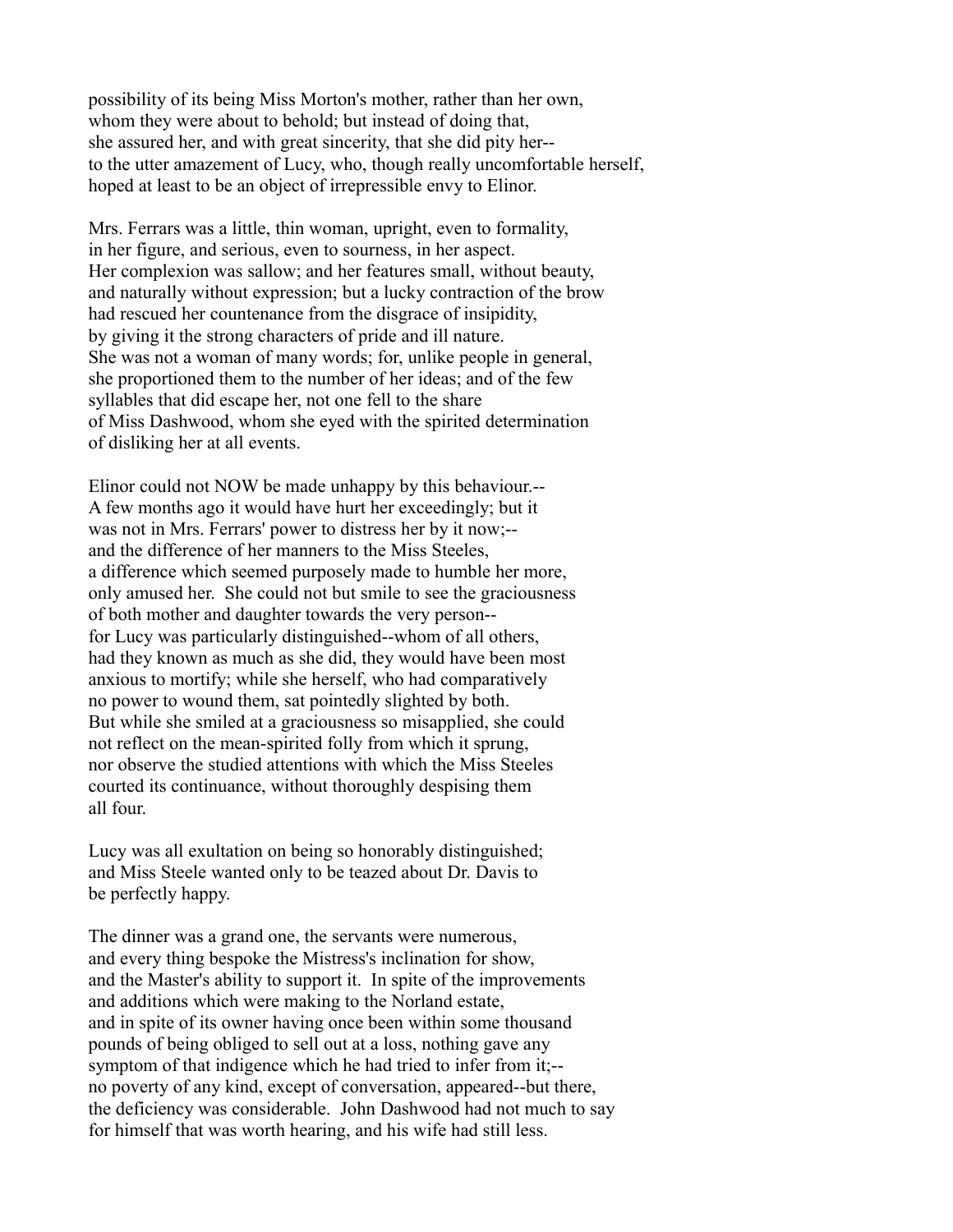possibility of its being Miss Morton's mother, rather than her own, whom they were about to behold; but instead of doing that, she assured her, and with great sincerity, that she did pity her-- to the utter amazement of Lucy, who, though really uncomfortable herself, hoped at least to be an object of irrepressible envy to Elinor.

Mrs. Ferrars was a little, thin woman, upright, even to formality, in her figure, and serious, even to sourness, in her aspect. Her complexion was sallow; and her features small, without beauty, and naturally without expression; but a lucky contraction of the brow had rescued her countenance from the disgrace of insipidity, by giving it the strong characters of pride and ill nature. She was not a woman of many words; for, unlike people in general, she proportioned them to the number of her ideas; and of the few syllables that did escape her, not one fell to the share of Miss Dashwood, whom she eyed with the spirited determination of disliking her at all events.

Elinor could not NOW be made unhappy by this behaviour.-- A few months ago it would have hurt her exceedingly; but it was not in Mrs. Ferrars' power to distress her by it now;-- and the difference of her manners to the Miss Steeles, a difference which seemed purposely made to humble her more, only amused her. She could not but smile to see the graciousness of both mother and daughter towards the very person-- for Lucy was particularly distinguished--whom of all others, had they known as much as she did, they would have been most anxious to mortify; while she herself, who had comparatively no power to wound them, sat pointedly slighted by both. But while she smiled at a graciousness so misapplied, she could not reflect on the mean-spirited folly from which it sprung, nor observe the studied attentions with which the Miss Steeles courted its continuance, without thoroughly despising them all four.

Lucy was all exultation on being so honorably distinguished; and Miss Steele wanted only to be teazed about Dr. Davis to be perfectly happy.

The dinner was a grand one, the servants were numerous, and every thing bespoke the Mistress's inclination for show, and the Master's ability to support it. In spite of the improvements and additions which were making to the Norland estate, and in spite of its owner having once been within some thousand pounds of being obliged to sell out at a loss, nothing gave any symptom of that indigence which he had tried to infer from it;-- no poverty of any kind, except of conversation, appeared--but there, the deficiency was considerable. John Dashwood had not much to say for himself that was worth hearing, and his wife had still less.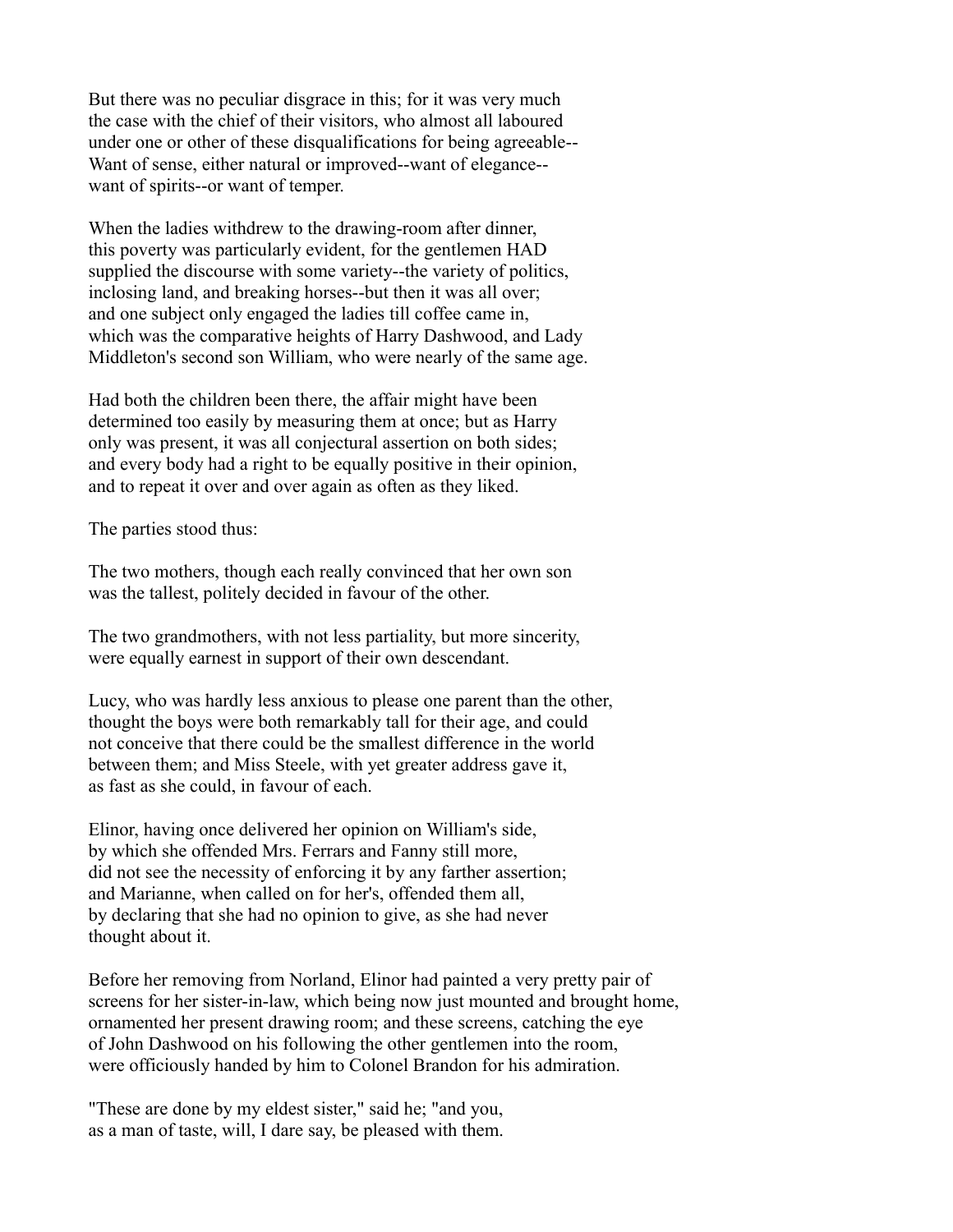But there was no peculiar disgrace in this; for it was very much the case with the chief of their visitors, who almost all laboured under one or other of these disqualifications for being agreeable-- Want of sense, either natural or improved--want of elegance-- want of spirits--or want of temper.

When the ladies withdrew to the drawing-room after dinner, this poverty was particularly evident, for the gentlemen HAD supplied the discourse with some variety--the variety of politics, inclosing land, and breaking horses--but then it was all over; and one subject only engaged the ladies till coffee came in, which was the comparative heights of Harry Dashwood, and Lady Middleton's second son William, who were nearly of the same age.

Had both the children been there, the affair might have been determined too easily by measuring them at once; but as Harry only was present, it was all conjectural assertion on both sides; and every body had a right to be equally positive in their opinion, and to repeat it over and over again as often as they liked.

The parties stood thus:

The two mothers, though each really convinced that her own son was the tallest, politely decided in favour of the other.

The two grandmothers, with not less partiality, but more sincerity, were equally earnest in support of their own descendant.

Lucy, who was hardly less anxious to please one parent than the other, thought the boys were both remarkably tall for their age, and could not conceive that there could be the smallest difference in the world between them; and Miss Steele, with yet greater address gave it, as fast as she could, in favour of each.

Elinor, having once delivered her opinion on William's side, by which she offended Mrs. Ferrars and Fanny still more, did not see the necessity of enforcing it by any farther assertion; and Marianne, when called on for her's, offended them all, by declaring that she had no opinion to give, as she had never thought about it.

Before her removing from Norland, Elinor had painted a very pretty pair of screens for her sister-in-law, which being now just mounted and brought home, ornamented her present drawing room; and these screens, catching the eye of John Dashwood on his following the other gentlemen into the room, were officiously handed by him to Colonel Brandon for his admiration.

"These are done by my eldest sister," said he; "and you, as a man of taste, will, I dare say, be pleased with them.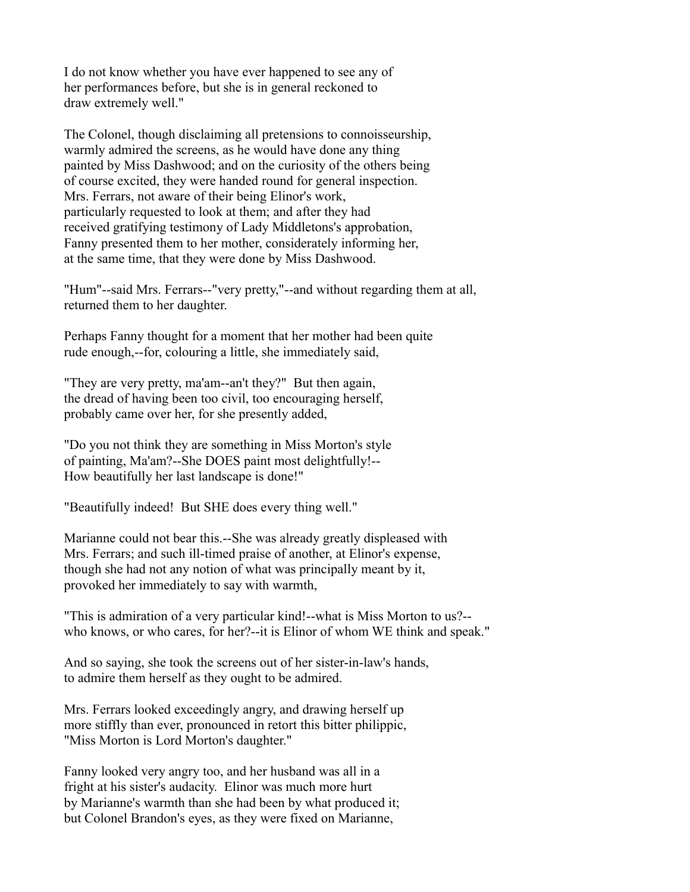I do not know whether you have ever happened to see any of her performances before, but she is in general reckoned to draw extremely well."

The Colonel, though disclaiming all pretensions to connoisseurship, warmly admired the screens, as he would have done any thing painted by Miss Dashwood; and on the curiosity of the others being of course excited, they were handed round for general inspection. Mrs. Ferrars, not aware of their being Elinor's work, particularly requested to look at them; and after they had received gratifying testimony of Lady Middletons's approbation, Fanny presented them to her mother, considerately informing her, at the same time, that they were done by Miss Dashwood.

"Hum"--said Mrs. Ferrars--"very pretty,"--and without regarding them at all, returned them to her daughter.

Perhaps Fanny thought for a moment that her mother had been quite rude enough,--for, colouring a little, she immediately said,

"They are very pretty, ma'am--an't they?" But then again, the dread of having been too civil, too encouraging herself, probably came over her, for she presently added,

"Do you not think they are something in Miss Morton's style of painting, Ma'am?--She DOES paint most delightfully!--How beautifully her last landscape is done!"

"Beautifully indeed! But SHE does every thing well."

Marianne could not bear this.--She was already greatly displeased with Mrs. Ferrars; and such ill-timed praise of another, at Elinor's expense, though she had not any notion of what was principally meant by it, provoked her immediately to say with warmth,

"This is admiration of a very particular kind!--what is Miss Morton to us?--who knows, or who cares, for her?--it is Elinor of whom WE think and speak."

And so saying, she took the screens out of her sister-in-law's hands, to admire them herself as they ought to be admired.

Mrs. Ferrars looked exceedingly angry, and drawing herself up more stiffly than ever, pronounced in retort this bitter philippic, "Miss Morton is Lord Morton's daughter."

Fanny looked very angry too, and her husband was all in a fright at his sister's audacity. Elinor was much more hurt by Marianne's warmth than she had been by what produced it; but Colonel Brandon's eyes, as they were fixed on Marianne,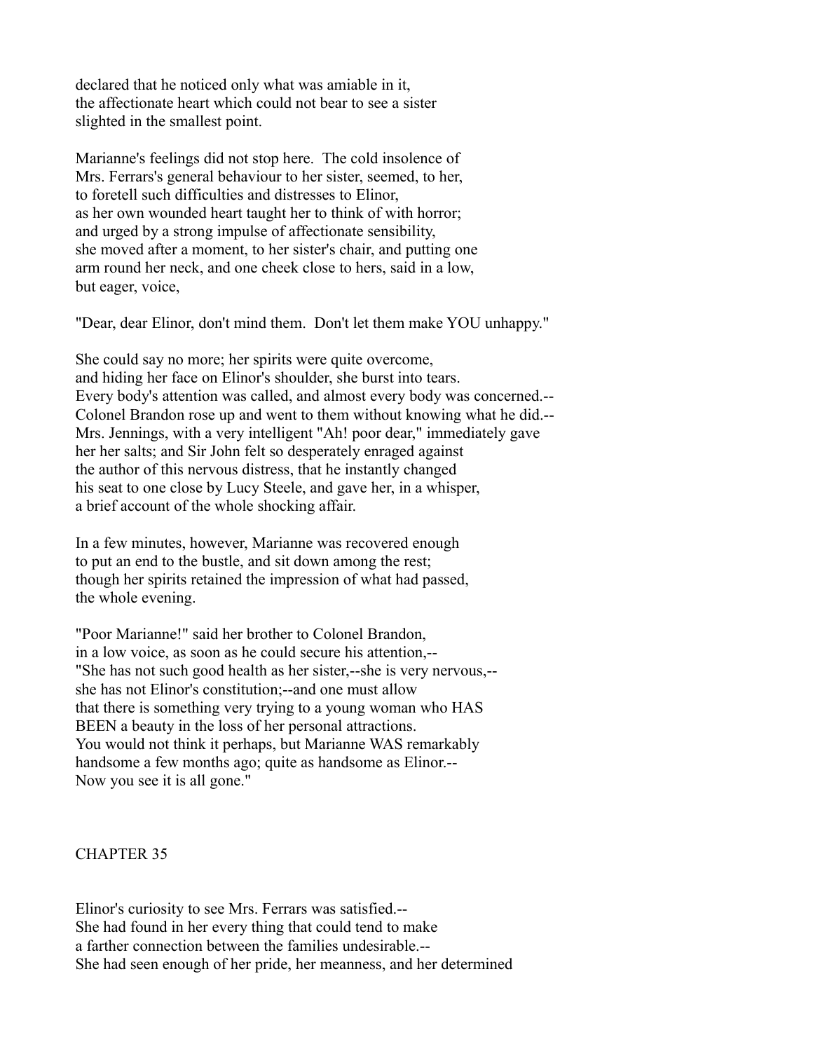declared that he noticed only what was amiable in it, the affectionate heart which could not bear to see a sister slighted in the smallest point.

Marianne's feelings did not stop here. The cold insolence of Mrs. Ferrars's general behaviour to her sister, seemed, to her, to foretell such difficulties and distresses to Elinor, as her own wounded heart taught her to think of with horror; and urged by a strong impulse of affectionate sensibility, she moved after a moment, to her sister's chair, and putting one arm round her neck, and one cheek close to hers, said in a low, but eager, voice,

"Dear, dear Elinor, don't mind them. Don't let them make YOU unhappy."

She could say no more; her spirits were quite overcome, and hiding her face on Elinor's shoulder, she burst into tears. Every body's attention was called, and almost every body was concerned.-- Colonel Brandon rose up and went to them without knowing what he did.-- Mrs. Jennings, with a very intelligent "Ah! poor dear," immediately gave her her salts; and Sir John felt so desperately enraged against the author of this nervous distress, that he instantly changed his seat to one close by Lucy Steele, and gave her, in a whisper, a brief account of the whole shocking affair.

In a few minutes, however, Marianne was recovered enough to put an end to the bustle, and sit down among the rest; though her spirits retained the impression of what had passed, the whole evening.

"Poor Marianne!" said her brother to Colonel Brandon, in a low voice, as soon as he could secure his attention,-- "She has not such good health as her sister,--she is very nervous,-- she has not Elinor's constitution;--and one must allow that there is something very trying to a young woman who HAS BEEN a beauty in the loss of her personal attractions. You would not think it perhaps, but Marianne WAS remarkably handsome a few months ago; quite as handsome as Elinor.-- Now you see it is all gone."

## CHAPTER 35

Elinor's curiosity to see Mrs. Ferrars was satisfied.-- She had found in her every thing that could tend to make a farther connection between the families undesirable.-- She had seen enough of her pride, her meanness, and her determined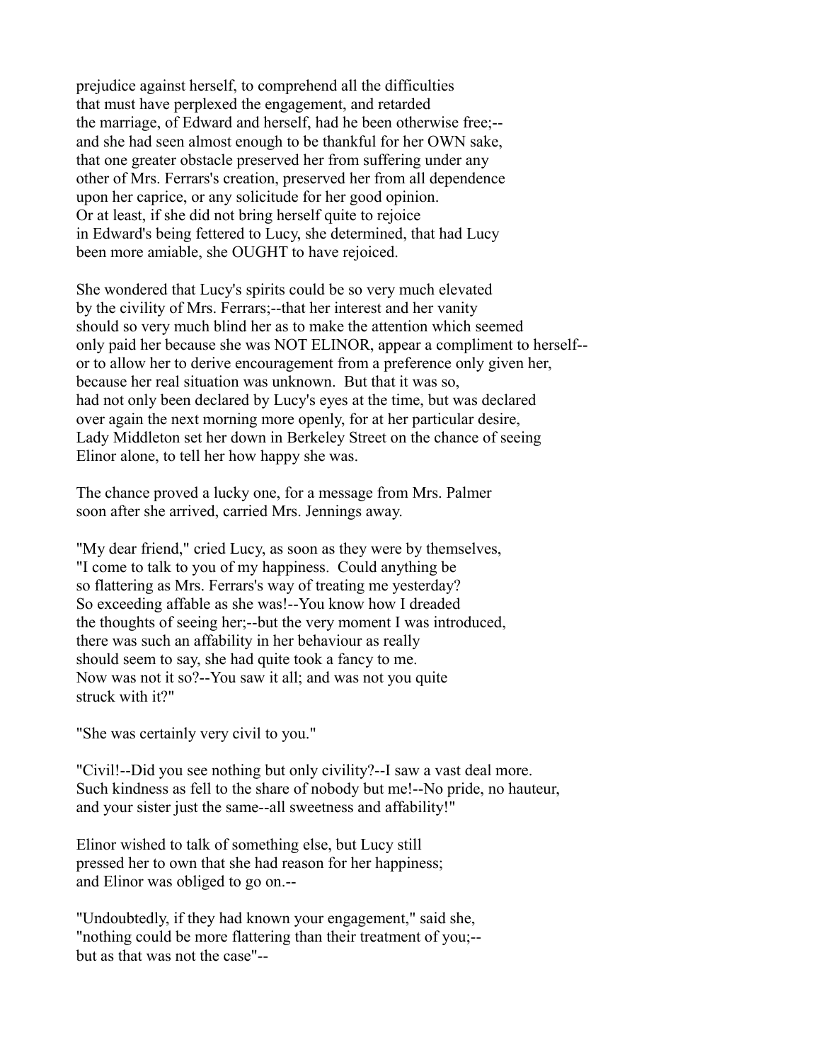prejudice against herself, to comprehend all the difficulties that must have perplexed the engagement, and retarded the marriage, of Edward and herself, had he been otherwise free;-- and she had seen almost enough to be thankful for her OWN sake, that one greater obstacle preserved her from suffering under any other of Mrs. Ferrars's creation, preserved her from all dependence upon her caprice, or any solicitude for her good opinion. Or at least, if she did not bring herself quite to rejoice in Edward's being fettered to Lucy, she determined, that had Lucy been more amiable, she OUGHT to have rejoiced.

She wondered that Lucy's spirits could be so very much elevated by the civility of Mrs. Ferrars;--that her interest and her vanity should so very much blind her as to make the attention which seemed only paid her because she was NOT ELINOR, appear a compliment to herself-- or to allow her to derive encouragement from a preference only given her, because her real situation was unknown. But that it was so, had not only been declared by Lucy's eyes at the time, but was declared over again the next morning more openly, for at her particular desire, Lady Middleton set her down in Berkeley Street on the chance of seeing Elinor alone, to tell her how happy she was.

The chance proved a lucky one, for a message from Mrs. Palmer soon after she arrived, carried Mrs. Jennings away.

"My dear friend," cried Lucy, as soon as they were by themselves, "I come to talk to you of my happiness. Could anything be so flattering as Mrs. Ferrars's way of treating me yesterday? So exceeding affable as she was!--You know how I dreaded the thoughts of seeing her;--but the very moment I was introduced, there was such an affability in her behaviour as really should seem to say, she had quite took a fancy to me. Now was not it so?--You saw it all; and was not you quite struck with it?"

"She was certainly very civil to you."

"Civil!--Did you see nothing but only civility?--I saw a vast deal more. Such kindness as fell to the share of nobody but me!--No pride, no hauteur, and your sister just the same--all sweetness and affability!"

Elinor wished to talk of something else, but Lucy still pressed her to own that she had reason for her happiness; and Elinor was obliged to go on.--

"Undoubtedly, if they had known your engagement," said she, "nothing could be more flattering than their treatment of you;-- but as that was not the case"--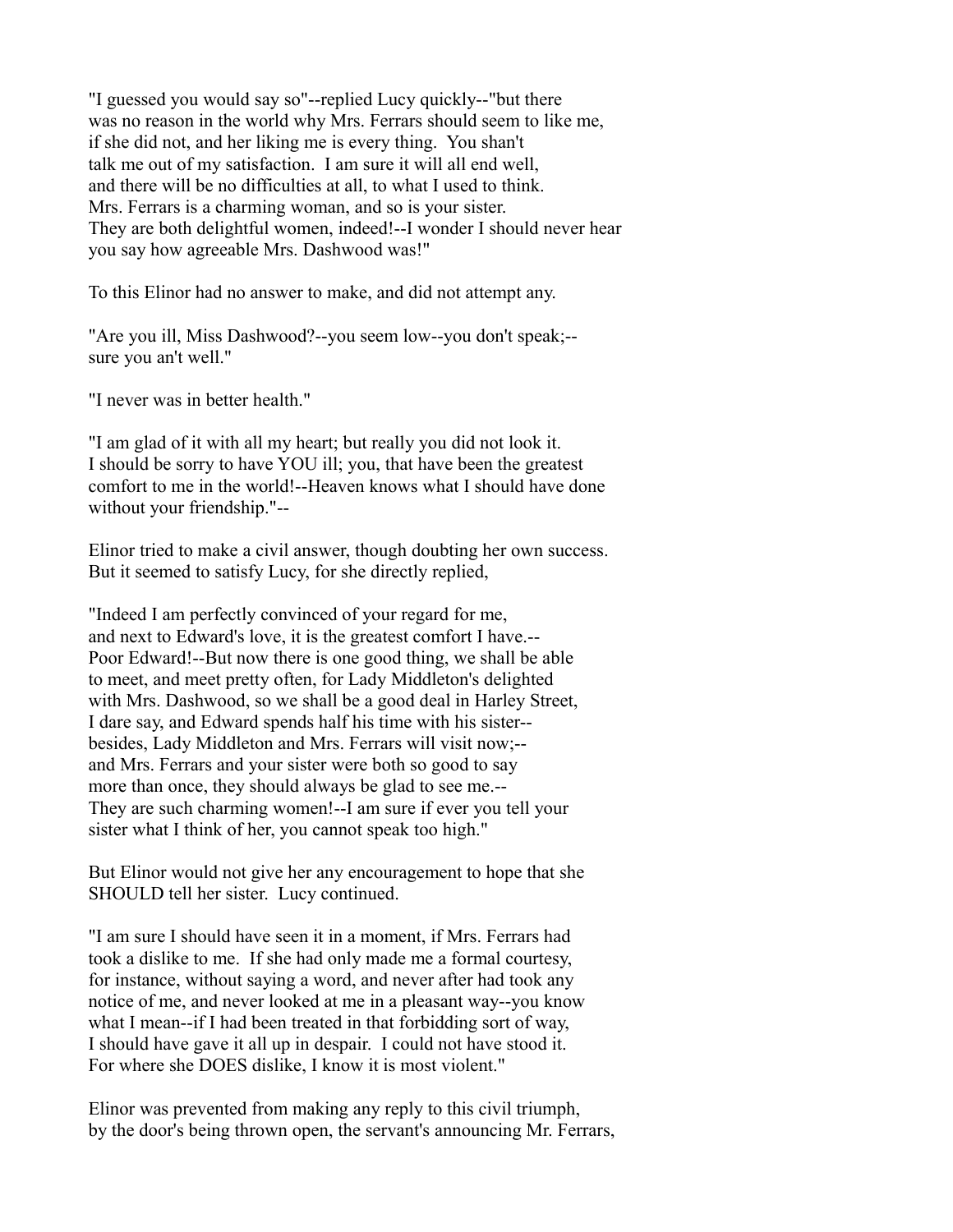"I guessed you would say so"--replied Lucy quickly--"but there was no reason in the world why Mrs. Ferrars should seem to like me, if she did not, and her liking me is every thing. You shan't talk me out of my satisfaction. I am sure it will all end well, and there will be no difficulties at all, to what I used to think. Mrs. Ferrars is a charming woman, and so is your sister. They are both delightful women, indeed!--I wonder I should never hear you say how agreeable Mrs. Dashwood was!"

To this Elinor had no answer to make, and did not attempt any.

"Are you ill, Miss Dashwood?--you seem low--you don't speak;--sure you an't well."

"I never was in better health."

"I am glad of it with all my heart; but really you did not look it. I should be sorry to have YOU ill; you, that have been the greatest comfort to me in the world!--Heaven knows what I should have done without your friendship."--

Elinor tried to make a civil answer, though doubting her own success. But it seemed to satisfy Lucy, for she directly replied,

"Indeed I am perfectly convinced of your regard for me, and next to Edward's love, it is the greatest comfort I have.--Poor Edward!--But now there is one good thing, we shall be able to meet, and meet pretty often, for Lady Middleton's delighted with Mrs. Dashwood, so we shall be a good deal in Harley Street, I dare say, and Edward spends half his time with his sister--besides, Lady Middleton and Mrs. Ferrars will visit now;--and Mrs. Ferrars and your sister were both so good to say more than once, they should always be glad to see me.--They are such charming women!--I am sure if ever you tell your sister what I think of her, you cannot speak too high."

But Elinor would not give her any encouragement to hope that she SHOULD tell her sister. Lucy continued.

"I am sure I should have seen it in a moment, if Mrs. Ferrars had took a dislike to me. If she had only made me a formal courtesy, for instance, without saying a word, and never after had took any notice of me, and never looked at me in a pleasant way--you know what I mean--if I had been treated in that forbidding sort of way, I should have gave it all up in despair. I could not have stood it. For where she DOES dislike, I know it is most violent."

Elinor was prevented from making any reply to this civil triumph, by the door's being thrown open, the servant's announcing Mr. Ferrars,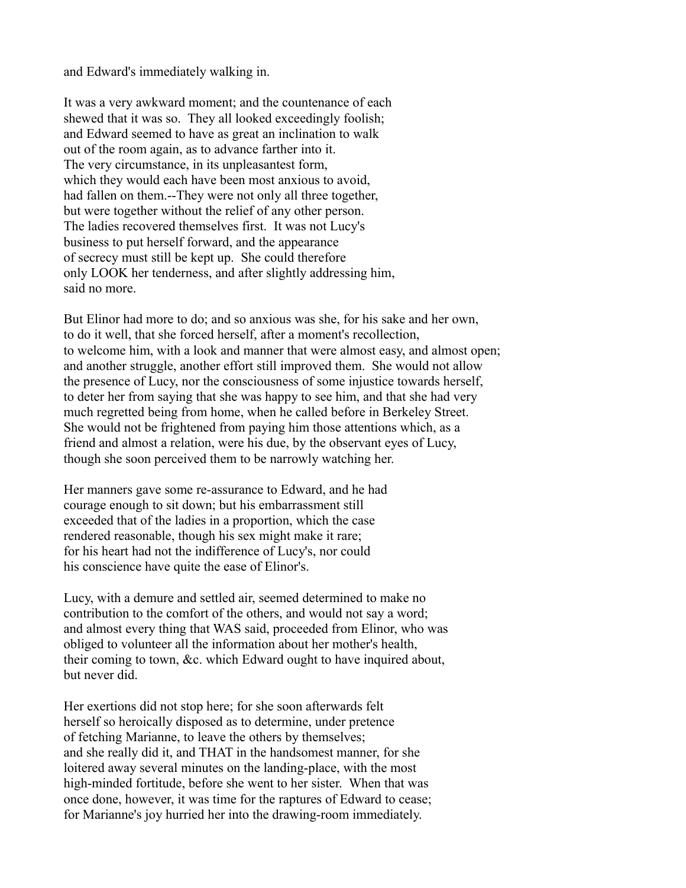and Edward's immediately walking in.

It was a very awkward moment; and the countenance of each shewed that it was so. They all looked exceedingly foolish; and Edward seemed to have as great an inclination to walk out of the room again, as to advance farther into it. The very circumstance, in its unpleasantest form, which they would each have been most anxious to avoid, had fallen on them.--They were not only all three together, but were together without the relief of any other person. The ladies recovered themselves first. It was not Lucy's business to put herself forward, and the appearance of secrecy must still be kept up. She could therefore only LOOK her tenderness, and after slightly addressing him, said no more.

But Elinor had more to do; and so anxious was she, for his sake and her own, to do it well, that she forced herself, after a moment's recollection, to welcome him, with a look and manner that were almost easy, and almost open; and another struggle, another effort still improved them. She would not allow the presence of Lucy, nor the consciousness of some injustice towards herself, to deter her from saying that she was happy to see him, and that she had very much regretted being from home, when he called before in Berkeley Street. She would not be frightened from paying him those attentions which, as a friend and almost a relation, were his due, by the observant eyes of Lucy, though she soon perceived them to be narrowly watching her.

Her manners gave some re-assurance to Edward, and he had courage enough to sit down; but his embarrassment still exceeded that of the ladies in a proportion, which the case rendered reasonable, though his sex might make it rare; for his heart had not the indifference of Lucy's, nor could his conscience have quite the ease of Elinor's.

Lucy, with a demure and settled air, seemed determined to make no contribution to the comfort of the others, and would not say a word; and almost every thing that WAS said, proceeded from Elinor, who was obliged to volunteer all the information about her mother's health, their coming to town, &c. which Edward ought to have inquired about, but never did.

Her exertions did not stop here; for she soon afterwards felt herself so heroically disposed as to determine, under pretence of fetching Marianne, to leave the others by themselves; and she really did it, and THAT in the handsomest manner, for she loitered away several minutes on the landing-place, with the most high-minded fortitude, before she went to her sister. When that was once done, however, it was time for the raptures of Edward to cease; for Marianne's joy hurried her into the drawing-room immediately.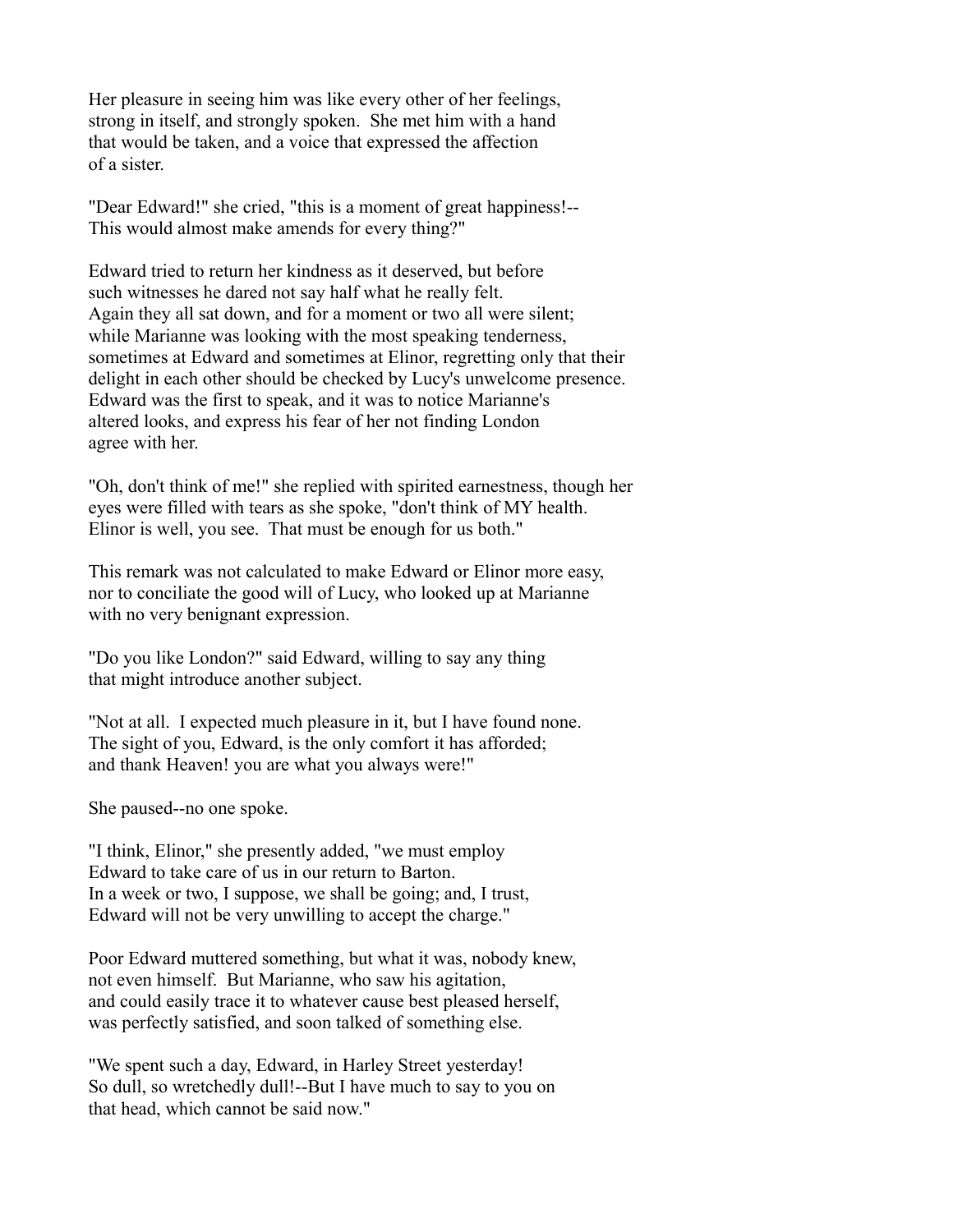Her pleasure in seeing him was like every other of her feelings, strong in itself, and strongly spoken. She met him with a hand that would be taken, and a voice that expressed the affection of a sister.

"Dear Edward!" she cried, "this is a moment of great happiness!-- This would almost make amends for every thing?"

Edward tried to return her kindness as it deserved, but before such witnesses he dared not say half what he really felt. Again they all sat down, and for a moment or two all were silent; while Marianne was looking with the most speaking tenderness, sometimes at Edward and sometimes at Elinor, regretting only that their delight in each other should be checked by Lucy's unwelcome presence. Edward was the first to speak, and it was to notice Marianne's altered looks, and express his fear of her not finding London agree with her.

"Oh, don't think of me!" she replied with spirited earnestness, though her eyes were filled with tears as she spoke, "don't think of MY health. Elinor is well, you see. That must be enough for us both."

This remark was not calculated to make Edward or Elinor more easy, nor to conciliate the good will of Lucy, who looked up at Marianne with no very benignant expression.

"Do you like London?" said Edward, willing to say any thing that might introduce another subject.

"Not at all. I expected much pleasure in it, but I have found none. The sight of you, Edward, is the only comfort it has afforded; and thank Heaven! you are what you always were!"

She paused--no one spoke.

"I think, Elinor," she presently added, "we must employ Edward to take care of us in our return to Barton. In a week or two, I suppose, we shall be going; and, I trust, Edward will not be very unwilling to accept the charge."

Poor Edward muttered something, but what it was, nobody knew, not even himself. But Marianne, who saw his agitation, and could easily trace it to whatever cause best pleased herself, was perfectly satisfied, and soon talked of something else.

"We spent such a day, Edward, in Harley Street yesterday! So dull, so wretchedly dull!--But I have much to say to you on that head, which cannot be said now."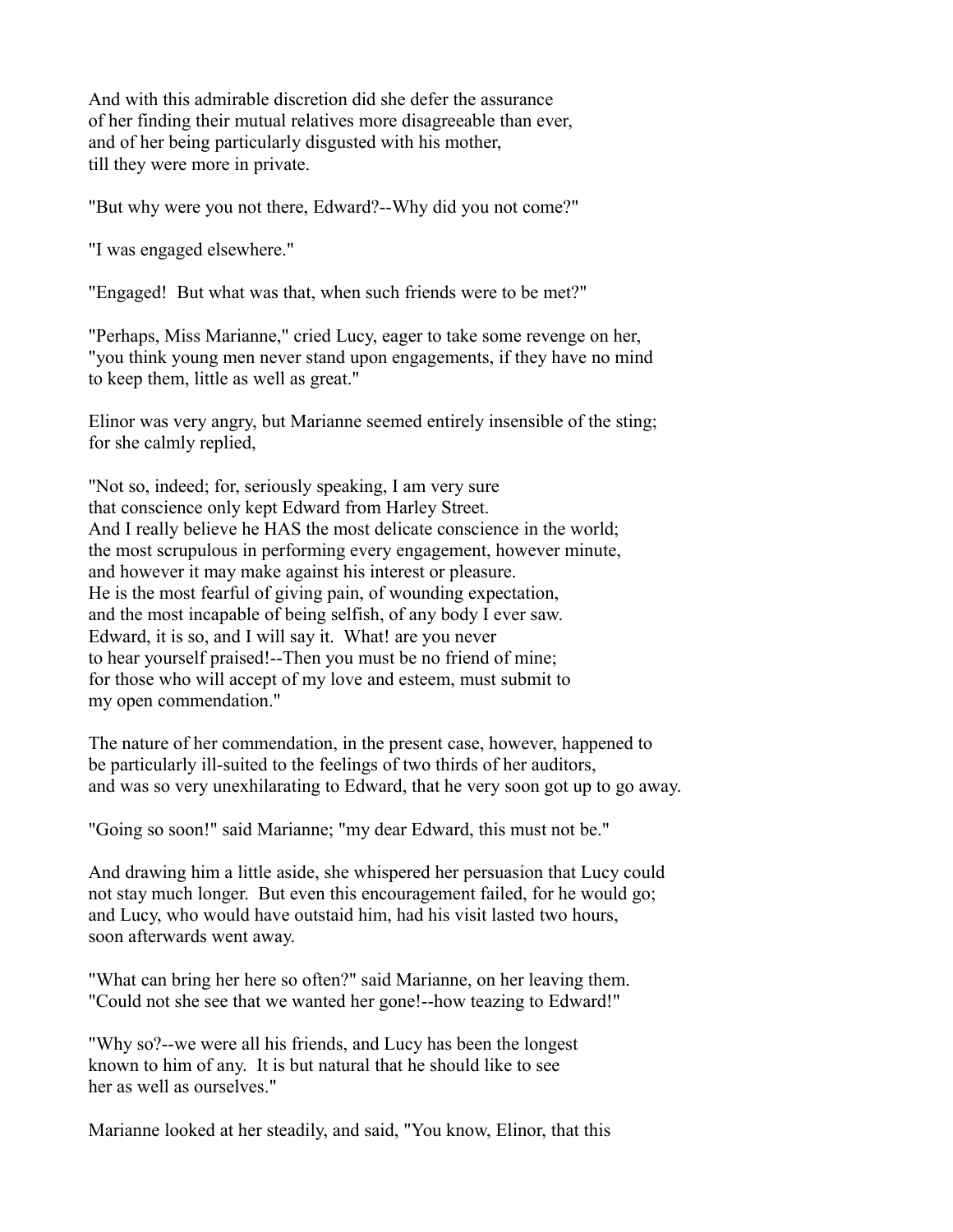And with this admirable discretion did she defer the assurance
of her finding their mutual relatives more disagreeable than ever,
and of her being particularly disgusted with his mother,
till they were more in private.

"But why were you not there, Edward?--Why did you not come?"

"I was engaged elsewhere."

"Engaged! But what was that, when such friends were to be met?"

"Perhaps, Miss Marianne," cried Lucy, eager to take some revenge on her,
"you think young men never stand upon engagements, if they have no mind
to keep them, little as well as great."

Elinor was very angry, but Marianne seemed entirely insensible of the sting;
for she calmly replied,

"Not so, indeed; for, seriously speaking, I am very sure
that conscience only kept Edward from Harley Street.
And I really believe he HAS the most delicate conscience in the world;
the most scrupulous in performing every engagement, however minute,
and however it may make against his interest or pleasure.
He is the most fearful of giving pain, of wounding expectation,
and the most incapable of being selfish, of any body I ever saw.
Edward, it is so, and I will say it. What! are you never
to hear yourself praised!--Then you must be no friend of mine;
for those who will accept of my love and esteem, must submit to
my open commendation."

The nature of her commendation, in the present case, however, happened to
be particularly ill-suited to the feelings of two thirds of her auditors,
and was so very unexhilarating to Edward, that he very soon got up to go away.

"Going so soon!" said Marianne; "my dear Edward, this must not be."

And drawing him a little aside, she whispered her persuasion that Lucy could
not stay much longer. But even this encouragement failed, for he would go;
and Lucy, who would have outstaid him, had his visit lasted two hours,
soon afterwards went away.

"What can bring her here so often?" said Marianne, on her leaving them.
"Could not she see that we wanted her gone!--how teazing to Edward!"

"Why so?--we were all his friends, and Lucy has been the longest
known to him of any. It is but natural that he should like to see
her as well as ourselves."

Marianne looked at her steadily, and said, "You know, Elinor, that this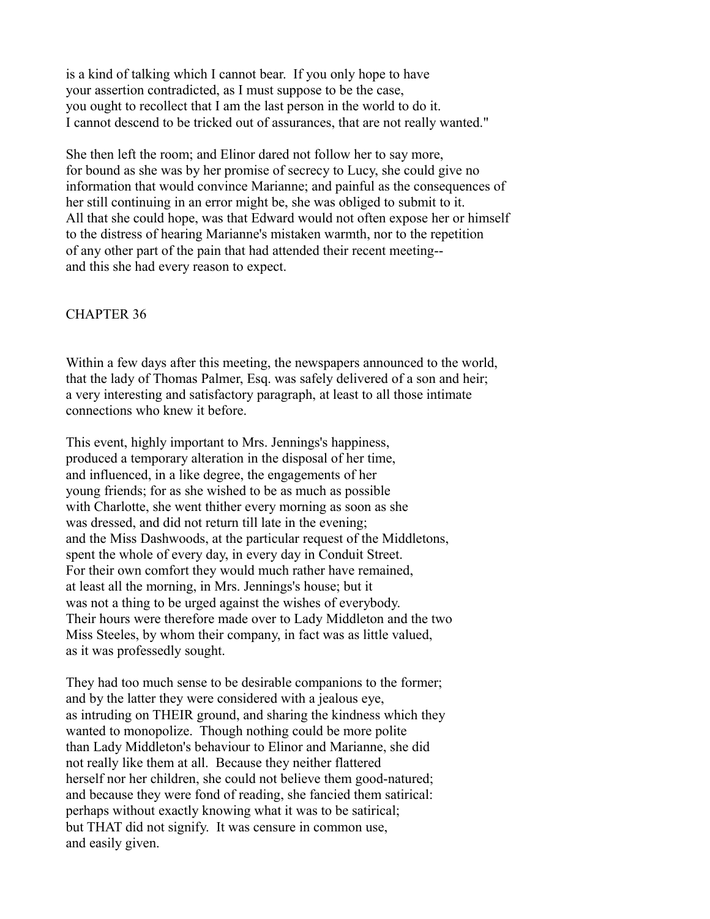is a kind of talking which I cannot bear. If you only hope to have your assertion contradicted, as I must suppose to be the case, you ought to recollect that I am the last person in the world to do it. I cannot descend to be tricked out of assurances, that are not really wanted."

She then left the room; and Elinor dared not follow her to say more, for bound as she was by her promise of secrecy to Lucy, she could give no information that would convince Marianne; and painful as the consequences of her still continuing in an error might be, she was obliged to submit to it. All that she could hope, was that Edward would not often expose her or himself to the distress of hearing Marianne's mistaken warmth, nor to the repetition of any other part of the pain that had attended their recent meeting-- and this she had every reason to expect.

## CHAPTER 36

Within a few days after this meeting, the newspapers announced to the world, that the lady of Thomas Palmer, Esq. was safely delivered of a son and heir; a very interesting and satisfactory paragraph, at least to all those intimate connections who knew it before.

This event, highly important to Mrs. Jennings's happiness, produced a temporary alteration in the disposal of her time, and influenced, in a like degree, the engagements of her young friends; for as she wished to be as much as possible with Charlotte, she went thither every morning as soon as she was dressed, and did not return till late in the evening; and the Miss Dashwoods, at the particular request of the Middletons, spent the whole of every day, in every day in Conduit Street. For their own comfort they would much rather have remained, at least all the morning, in Mrs. Jennings's house; but it was not a thing to be urged against the wishes of everybody. Their hours were therefore made over to Lady Middleton and the two Miss Steeles, by whom their company, in fact was as little valued, as it was professedly sought.

They had too much sense to be desirable companions to the former; and by the latter they were considered with a jealous eye, as intruding on THEIR ground, and sharing the kindness which they wanted to monopolize. Though nothing could be more polite than Lady Middleton's behaviour to Elinor and Marianne, she did not really like them at all. Because they neither flattered herself nor her children, she could not believe them good-natured; and because they were fond of reading, she fancied them satirical: perhaps without exactly knowing what it was to be satirical; but THAT did not signify. It was censure in common use, and easily given.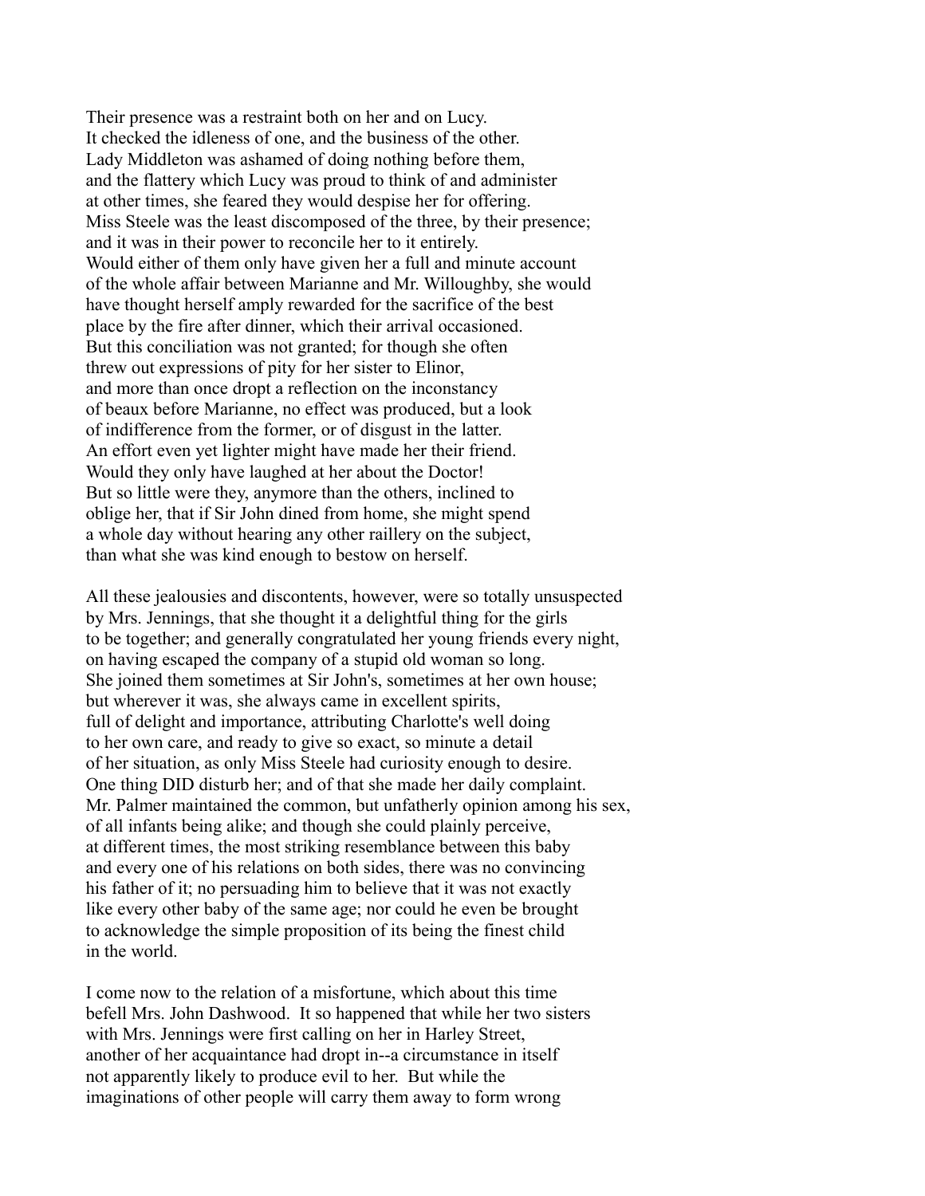Their presence was a restraint both on her and on Lucy. It checked the idleness of one, and the business of the other. Lady Middleton was ashamed of doing nothing before them, and the flattery which Lucy was proud to think of and administer at other times, she feared they would despise her for offering. Miss Steele was the least discomposed of the three, by their presence; and it was in their power to reconcile her to it entirely. Would either of them only have given her a full and minute account of the whole affair between Marianne and Mr. Willoughby, she would have thought herself amply rewarded for the sacrifice of the best place by the fire after dinner, which their arrival occasioned. But this conciliation was not granted; for though she often threw out expressions of pity for her sister to Elinor, and more than once dropt a reflection on the inconstancy of beaux before Marianne, no effect was produced, but a look of indifference from the former, or of disgust in the latter. An effort even yet lighter might have made her their friend. Would they only have laughed at her about the Doctor! But so little were they, anymore than the others, inclined to oblige her, that if Sir John dined from home, she might spend a whole day without hearing any other raillery on the subject, than what she was kind enough to bestow on herself.

All these jealousies and discontents, however, were so totally unsuspected by Mrs. Jennings, that she thought it a delightful thing for the girls to be together; and generally congratulated her young friends every night, on having escaped the company of a stupid old woman so long. She joined them sometimes at Sir John's, sometimes at her own house; but wherever it was, she always came in excellent spirits, full of delight and importance, attributing Charlotte's well doing to her own care, and ready to give so exact, so minute a detail of her situation, as only Miss Steele had curiosity enough to desire. One thing DID disturb her; and of that she made her daily complaint. Mr. Palmer maintained the common, but unfatherly opinion among his sex, of all infants being alike; and though she could plainly perceive, at different times, the most striking resemblance between this baby and every one of his relations on both sides, there was no convincing his father of it; no persuading him to believe that it was not exactly like every other baby of the same age; nor could he even be brought to acknowledge the simple proposition of its being the finest child in the world.

I come now to the relation of a misfortune, which about this time befell Mrs. John Dashwood. It so happened that while her two sisters with Mrs. Jennings were first calling on her in Harley Street, another of her acquaintance had dropt in--a circumstance in itself not apparently likely to produce evil to her. But while the imaginations of other people will carry them away to form wrong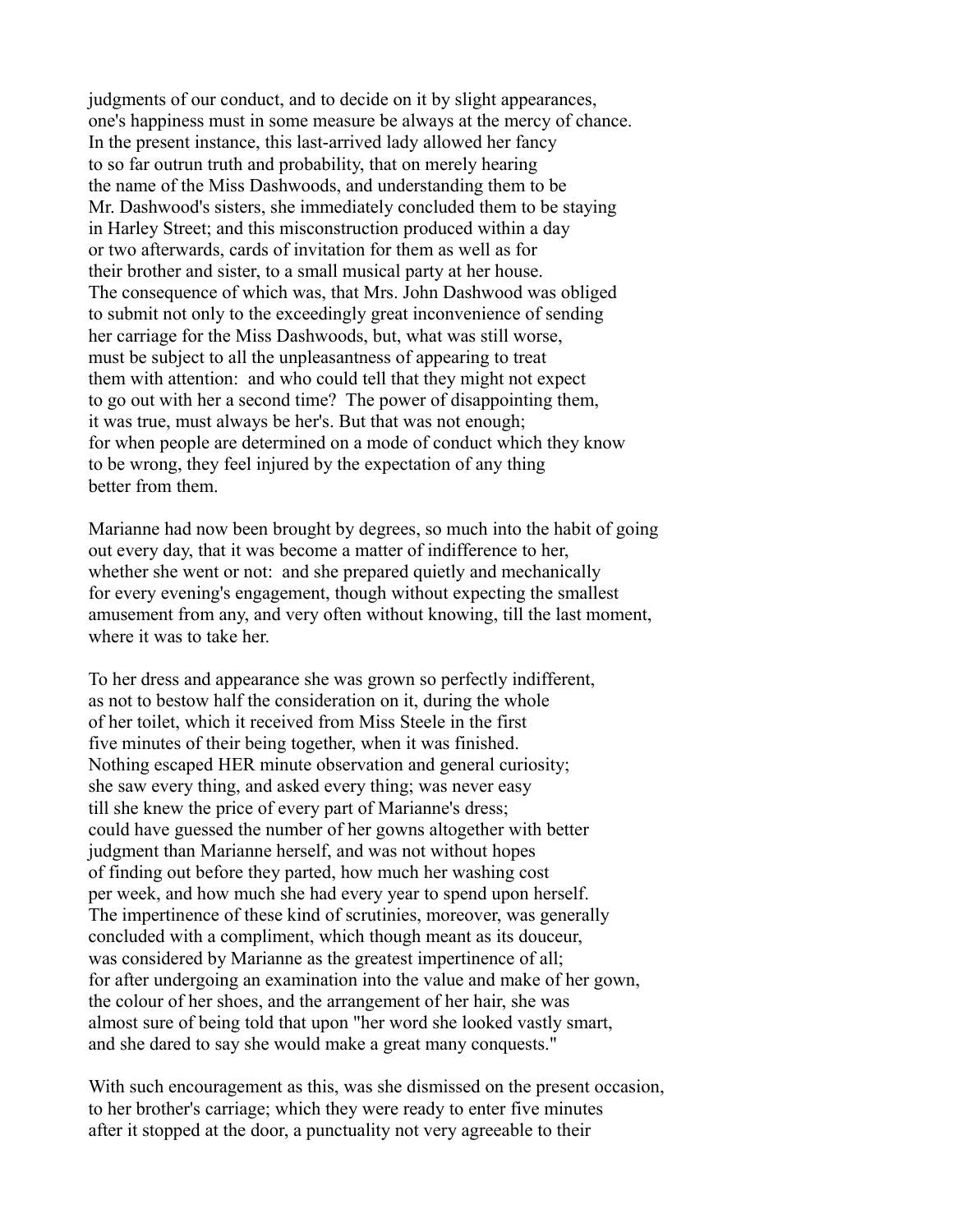judgments of our conduct, and to decide on it by slight appearances, one's happiness must in some measure be always at the mercy of chance. In the present instance, this last-arrived lady allowed her fancy to so far outrun truth and probability, that on merely hearing the name of the Miss Dashwoods, and understanding them to be Mr. Dashwood's sisters, she immediately concluded them to be staying in Harley Street; and this misconstruction produced within a day or two afterwards, cards of invitation for them as well as for their brother and sister, to a small musical party at her house. The consequence of which was, that Mrs. John Dashwood was obliged to submit not only to the exceedingly great inconvenience of sending her carriage for the Miss Dashwoods, but, what was still worse, must be subject to all the unpleasantness of appearing to treat them with attention: and who could tell that they might not expect to go out with her a second time? The power of disappointing them, it was true, must always be her's. But that was not enough; for when people are determined on a mode of conduct which they know to be wrong, they feel injured by the expectation of any thing better from them.

Marianne had now been brought by degrees, so much into the habit of going out every day, that it was become a matter of indifference to her, whether she went or not: and she prepared quietly and mechanically for every evening's engagement, though without expecting the smallest amusement from any, and very often without knowing, till the last moment, where it was to take her.

To her dress and appearance she was grown so perfectly indifferent, as not to bestow half the consideration on it, during the whole of her toilet, which it received from Miss Steele in the first five minutes of their being together, when it was finished. Nothing escaped HER minute observation and general curiosity; she saw every thing, and asked every thing; was never easy till she knew the price of every part of Marianne's dress; could have guessed the number of her gowns altogether with better judgment than Marianne herself, and was not without hopes of finding out before they parted, how much her washing cost per week, and how much she had every year to spend upon herself. The impertinence of these kind of scrutinies, moreover, was generally concluded with a compliment, which though meant as its douceur, was considered by Marianne as the greatest impertinence of all; for after undergoing an examination into the value and make of her gown, the colour of her shoes, and the arrangement of her hair, she was almost sure of being told that upon "her word she looked vastly smart, and she dared to say she would make a great many conquests."

With such encouragement as this, was she dismissed on the present occasion, to her brother's carriage; which they were ready to enter five minutes after it stopped at the door, a punctuality not very agreeable to their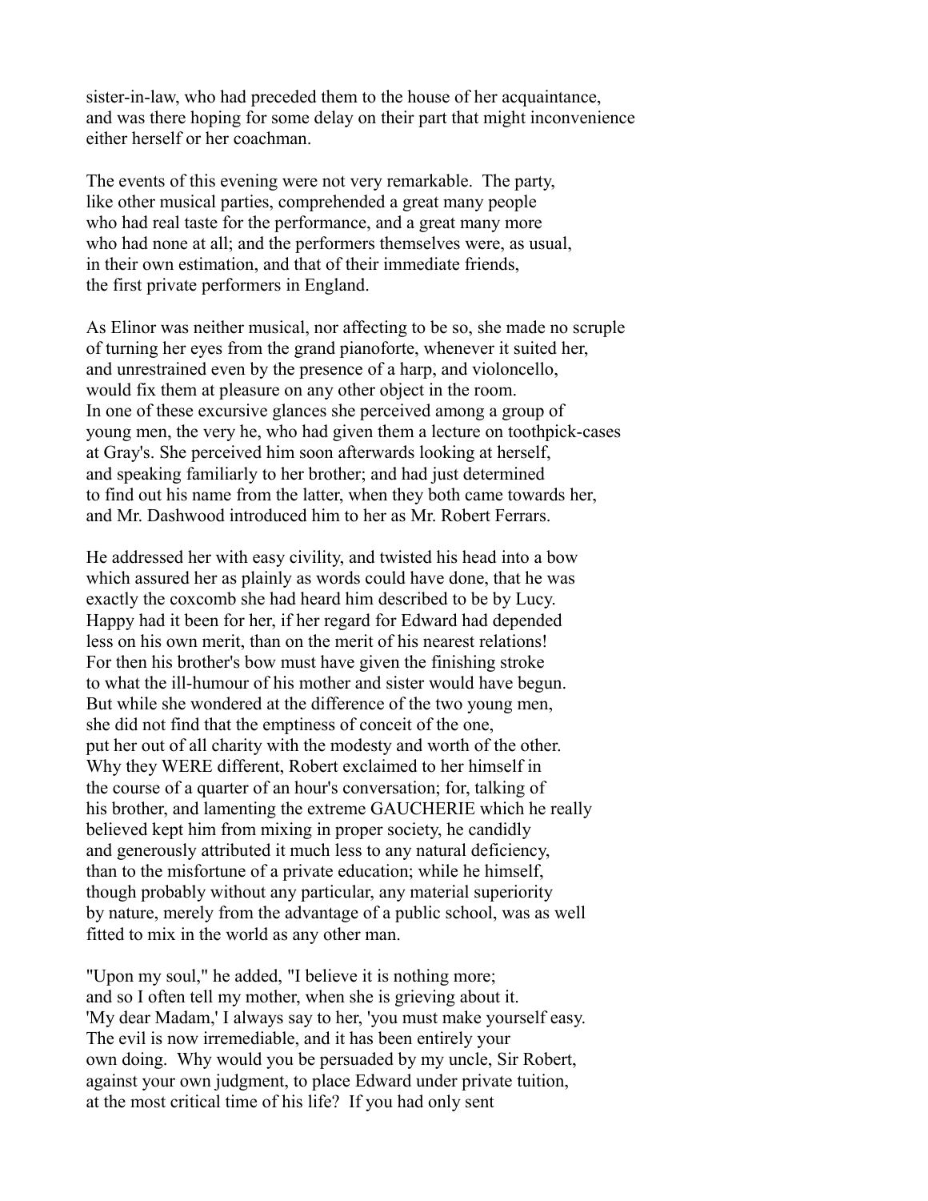sister-in-law, who had preceded them to the house of her acquaintance, and was there hoping for some delay on their part that might inconvenience either herself or her coachman.

The events of this evening were not very remarkable. The party, like other musical parties, comprehended a great many people who had real taste for the performance, and a great many more who had none at all; and the performers themselves were, as usual, in their own estimation, and that of their immediate friends, the first private performers in England.

As Elinor was neither musical, nor affecting to be so, she made no scruple of turning her eyes from the grand pianoforte, whenever it suited her, and unrestrained even by the presence of a harp, and violoncello, would fix them at pleasure on any other object in the room. In one of these excursive glances she perceived among a group of young men, the very he, who had given them a lecture on toothpick-cases at Gray's. She perceived him soon afterwards looking at herself, and speaking familiarly to her brother; and had just determined to find out his name from the latter, when they both came towards her, and Mr. Dashwood introduced him to her as Mr. Robert Ferrars.

He addressed her with easy civility, and twisted his head into a bow which assured her as plainly as words could have done, that he was exactly the coxcomb she had heard him described to be by Lucy. Happy had it been for her, if her regard for Edward had depended less on his own merit, than on the merit of his nearest relations! For then his brother's bow must have given the finishing stroke to what the ill-humour of his mother and sister would have begun. But while she wondered at the difference of the two young men, she did not find that the emptiness of conceit of the one, put her out of all charity with the modesty and worth of the other. Why they WERE different, Robert exclaimed to her himself in the course of a quarter of an hour's conversation; for, talking of his brother, and lamenting the extreme GAUCHERIE which he really believed kept him from mixing in proper society, he candidly and generously attributed it much less to any natural deficiency, than to the misfortune of a private education; while he himself, though probably without any particular, any material superiority by nature, merely from the advantage of a public school, was as well fitted to mix in the world as any other man.

"Upon my soul," he added, "I believe it is nothing more; and so I often tell my mother, when she is grieving about it. 'My dear Madam,' I always say to her, 'you must make yourself easy. The evil is now irremediable, and it has been entirely your own doing. Why would you be persuaded by my uncle, Sir Robert, against your own judgment, to place Edward under private tuition, at the most critical time of his life? If you had only sent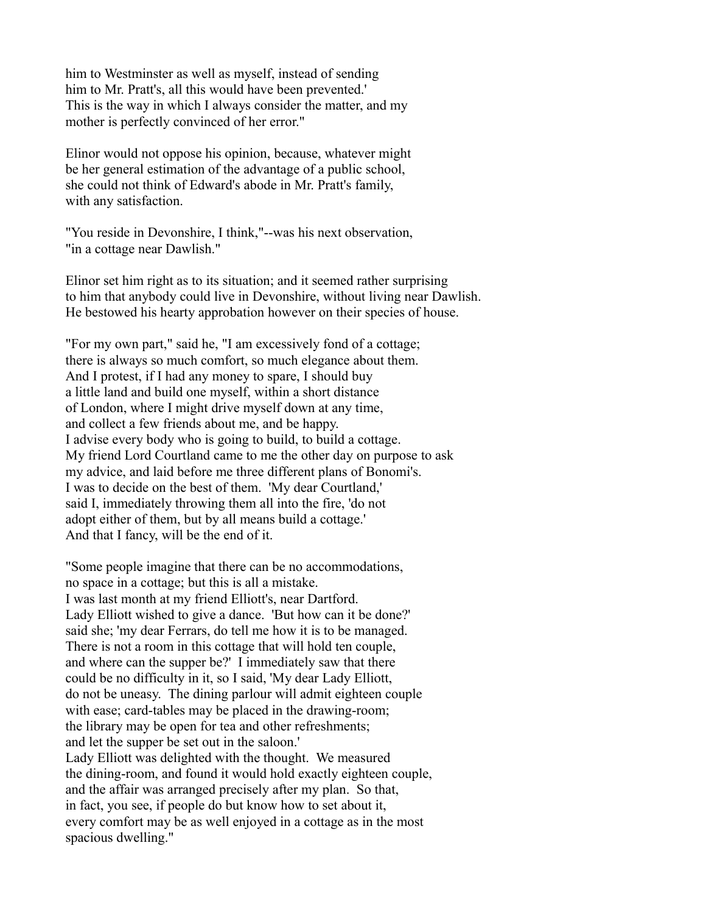him to Westminster as well as myself, instead of sending
him to Mr. Pratt's, all this would have been prevented.'
This is the way in which I always consider the matter, and my
mother is perfectly convinced of her error."

Elinor would not oppose his opinion, because, whatever might
be her general estimation of the advantage of a public school,
she could not think of Edward's abode in Mr. Pratt's family,
with any satisfaction.

"You reside in Devonshire, I think,"--was his next observation,
"in a cottage near Dawlish."

Elinor set him right as to its situation; and it seemed rather surprising
to him that anybody could live in Devonshire, without living near Dawlish.
He bestowed his hearty approbation however on their species of house.

"For my own part," said he, "I am excessively fond of a cottage;
there is always so much comfort, so much elegance about them.
And I protest, if I had any money to spare, I should buy
a little land and build one myself, within a short distance
of London, where I might drive myself down at any time,
and collect a few friends about me, and be happy.
I advise every body who is going to build, to build a cottage.
My friend Lord Courtland came to me the other day on purpose to ask
my advice, and laid before me three different plans of Bonomi's.
I was to decide on the best of them. 'My dear Courtland,'
said I, immediately throwing them all into the fire, 'do not
adopt either of them, but by all means build a cottage.'
And that I fancy, will be the end of it.

"Some people imagine that there can be no accommodations,
no space in a cottage; but this is all a mistake.
I was last month at my friend Elliott's, near Dartford.
Lady Elliott wished to give a dance. 'But how can it be done?'
said she; 'my dear Ferrars, do tell me how it is to be managed.
There is not a room in this cottage that will hold ten couple,
and where can the supper be?' I immediately saw that there
could be no difficulty in it, so I said, 'My dear Lady Elliott,
do not be uneasy. The dining parlour will admit eighteen couple
with ease; card-tables may be placed in the drawing-room;
the library may be open for tea and other refreshments;
and let the supper be set out in the saloon.'
Lady Elliott was delighted with the thought. We measured
the dining-room, and found it would hold exactly eighteen couple,
and the affair was arranged precisely after my plan. So that,
in fact, you see, if people do but know how to set about it,
every comfort may be as well enjoyed in a cottage as in the most
spacious dwelling."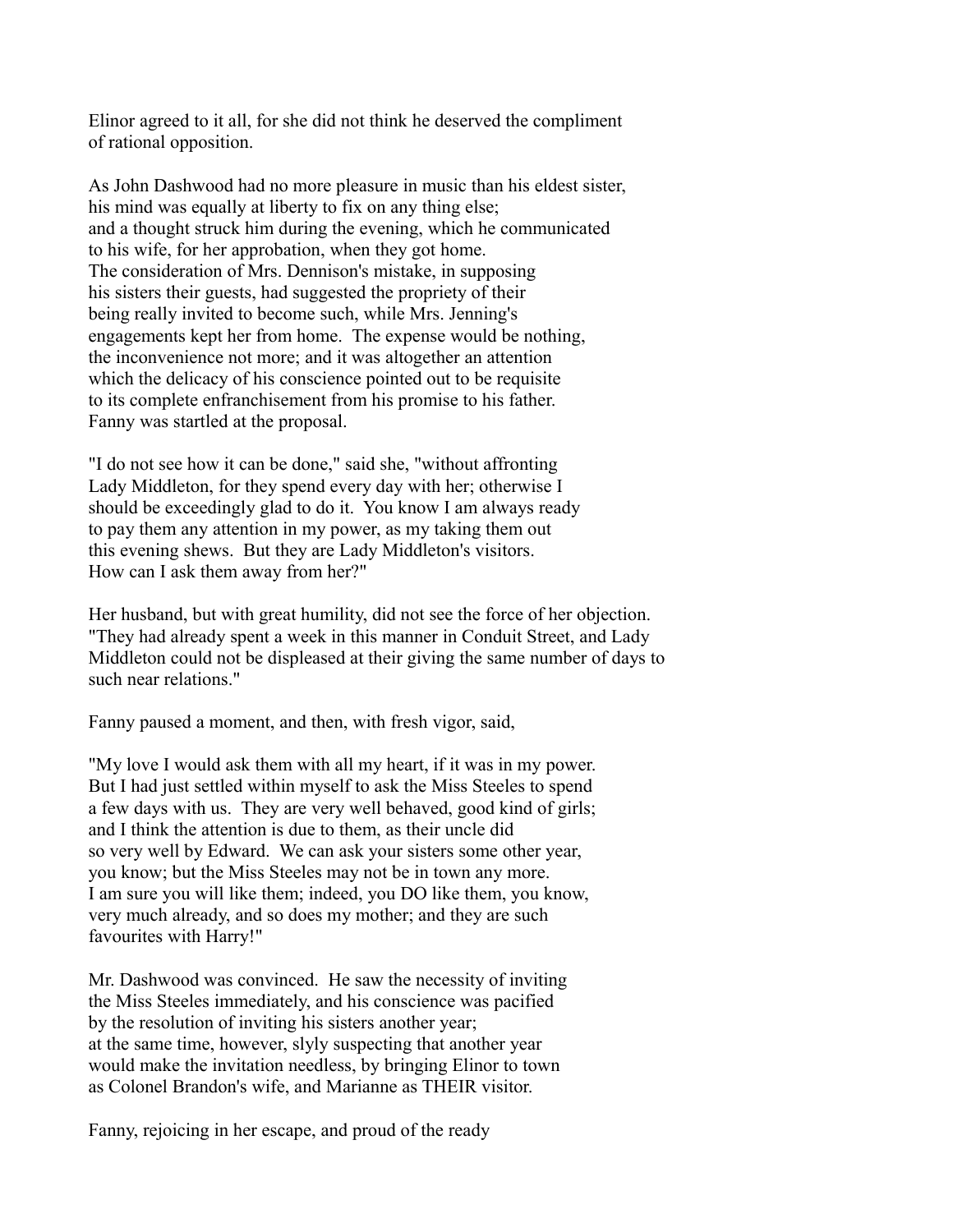Elinor agreed to it all, for she did not think he deserved the compliment of rational opposition.

As John Dashwood had no more pleasure in music than his eldest sister, his mind was equally at liberty to fix on any thing else; and a thought struck him during the evening, which he communicated to his wife, for her approbation, when they got home. The consideration of Mrs. Dennison's mistake, in supposing his sisters their guests, had suggested the propriety of their being really invited to become such, while Mrs. Jenning's engagements kept her from home. The expense would be nothing, the inconvenience not more; and it was altogether an attention which the delicacy of his conscience pointed out to be requisite to its complete enfranchisement from his promise to his father. Fanny was startled at the proposal.

"I do not see how it can be done," said she, "without affronting Lady Middleton, for they spend every day with her; otherwise I should be exceedingly glad to do it. You know I am always ready to pay them any attention in my power, as my taking them out this evening shews. But they are Lady Middleton's visitors. How can I ask them away from her?"

Her husband, but with great humility, did not see the force of her objection. "They had already spent a week in this manner in Conduit Street, and Lady Middleton could not be displeased at their giving the same number of days to such near relations."

Fanny paused a moment, and then, with fresh vigor, said,

"My love I would ask them with all my heart, if it was in my power. But I had just settled within myself to ask the Miss Steeles to spend a few days with us. They are very well behaved, good kind of girls; and I think the attention is due to them, as their uncle did so very well by Edward. We can ask your sisters some other year, you know; but the Miss Steeles may not be in town any more. I am sure you will like them; indeed, you DO like them, you know, very much already, and so does my mother; and they are such favourites with Harry!"

Mr. Dashwood was convinced. He saw the necessity of inviting the Miss Steeles immediately, and his conscience was pacified by the resolution of inviting his sisters another year; at the same time, however, slyly suspecting that another year would make the invitation needless, by bringing Elinor to town as Colonel Brandon's wife, and Marianne as THEIR visitor.

Fanny, rejoicing in her escape, and proud of the ready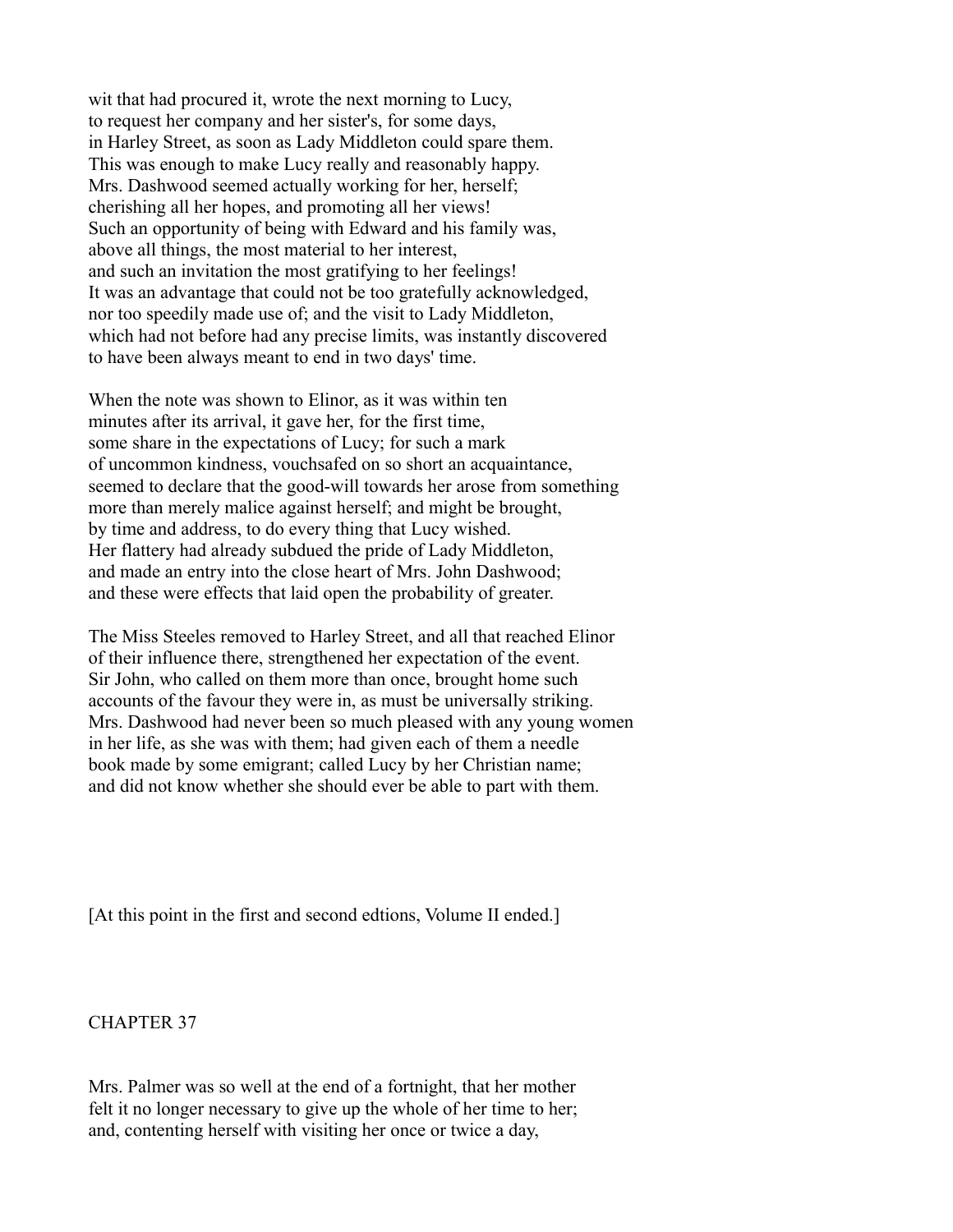wit that had procured it, wrote the next morning to Lucy, to request her company and her sister's, for some days, in Harley Street, as soon as Lady Middleton could spare them. This was enough to make Lucy really and reasonably happy. Mrs. Dashwood seemed actually working for her, herself; cherishing all her hopes, and promoting all her views! Such an opportunity of being with Edward and his family was, above all things, the most material to her interest, and such an invitation the most gratifying to her feelings! It was an advantage that could not be too gratefully acknowledged, nor too speedily made use of; and the visit to Lady Middleton, which had not before had any precise limits, was instantly discovered to have been always meant to end in two days' time.

When the note was shown to Elinor, as it was within ten minutes after its arrival, it gave her, for the first time, some share in the expectations of Lucy; for such a mark of uncommon kindness, vouchsafed on so short an acquaintance, seemed to declare that the good-will towards her arose from something more than merely malice against herself; and might be brought, by time and address, to do every thing that Lucy wished. Her flattery had already subdued the pride of Lady Middleton, and made an entry into the close heart of Mrs. John Dashwood; and these were effects that laid open the probability of greater.

The Miss Steeles removed to Harley Street, and all that reached Elinor of their influence there, strengthened her expectation of the event. Sir John, who called on them more than once, brought home such accounts of the favour they were in, as must be universally striking. Mrs. Dashwood had never been so much pleased with any young women in her life, as she was with them; had given each of them a needle book made by some emigrant; called Lucy by her Christian name; and did not know whether she should ever be able to part with them.

[At this point in the first and second edtions, Volume II ended.]

## CHAPTER 37

Mrs. Palmer was so well at the end of a fortnight, that her mother felt it no longer necessary to give up the whole of her time to her; and, contenting herself with visiting her once or twice a day,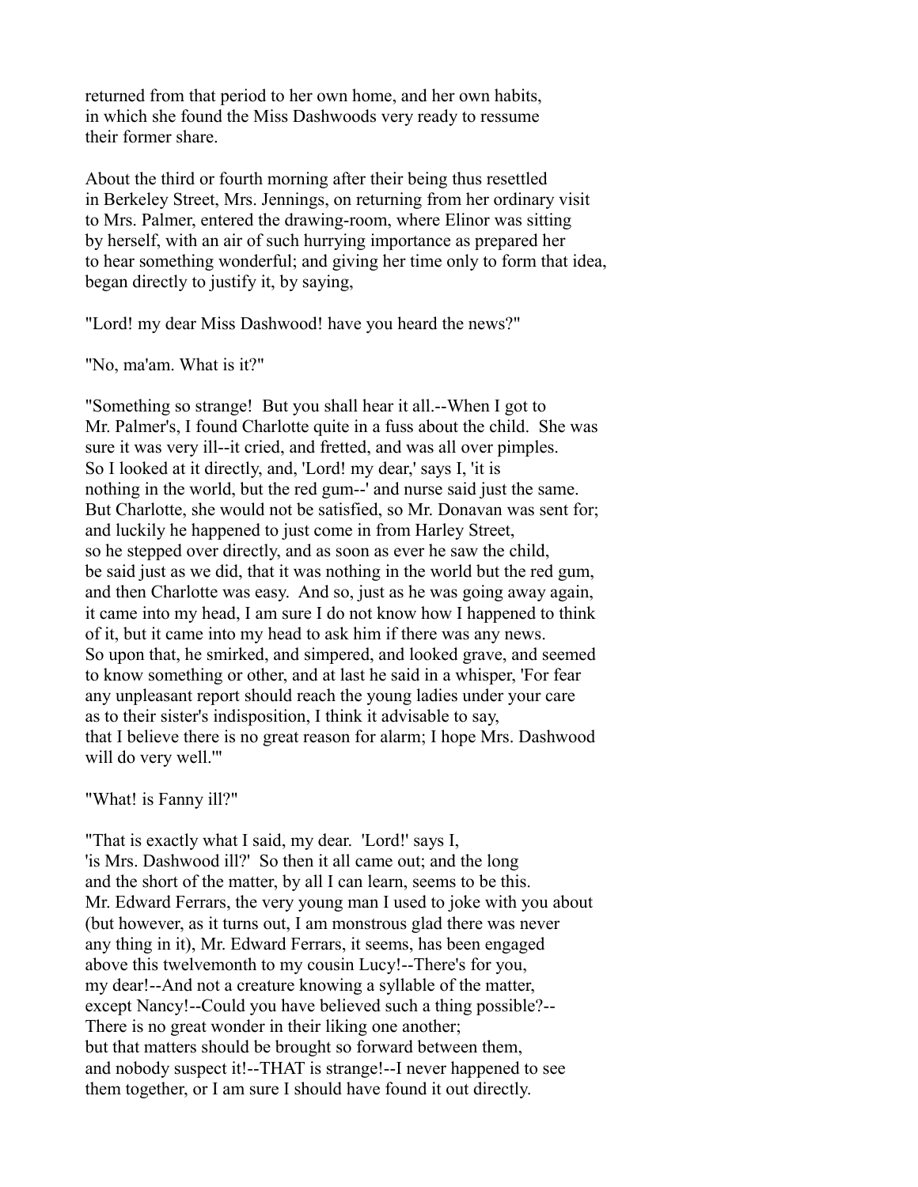returned from that period to her own home, and her own habits, in which she found the Miss Dashwoods very ready to ressume their former share.

About the third or fourth morning after their being thus resettled in Berkeley Street, Mrs. Jennings, on returning from her ordinary visit to Mrs. Palmer, entered the drawing-room, where Elinor was sitting by herself, with an air of such hurrying importance as prepared her to hear something wonderful; and giving her time only to form that idea, began directly to justify it, by saying,

"Lord! my dear Miss Dashwood! have you heard the news?"

"No, ma'am. What is it?"

"Something so strange! But you shall hear it all.--When I got to Mr. Palmer's, I found Charlotte quite in a fuss about the child. She was sure it was very ill--it cried, and fretted, and was all over pimples. So I looked at it directly, and, 'Lord! my dear,' says I, 'it is nothing in the world, but the red gum--' and nurse said just the same. But Charlotte, she would not be satisfied, so Mr. Donavan was sent for; and luckily he happened to just come in from Harley Street, so he stepped over directly, and as soon as ever he saw the child, be said just as we did, that it was nothing in the world but the red gum, and then Charlotte was easy. And so, just as he was going away again, it came into my head, I am sure I do not know how I happened to think of it, but it came into my head to ask him if there was any news. So upon that, he smirked, and simpered, and looked grave, and seemed to know something or other, and at last he said in a whisper, 'For fear any unpleasant report should reach the young ladies under your care as to their sister's indisposition, I think it advisable to say, that I believe there is no great reason for alarm; I hope Mrs. Dashwood will do very well.'"

"What! is Fanny ill?"

"That is exactly what I said, my dear. 'Lord!' says I, 'is Mrs. Dashwood ill?' So then it all came out; and the long and the short of the matter, by all I can learn, seems to be this. Mr. Edward Ferrars, the very young man I used to joke with you about (but however, as it turns out, I am monstrous glad there was never any thing in it), Mr. Edward Ferrars, it seems, has been engaged above this twelvemonth to my cousin Lucy!--There's for you, my dear!--And not a creature knowing a syllable of the matter, except Nancy!--Could you have believed such a thing possible?-- There is no great wonder in their liking one another; but that matters should be brought so forward between them, and nobody suspect it!--THAT is strange!--I never happened to see them together, or I am sure I should have found it out directly.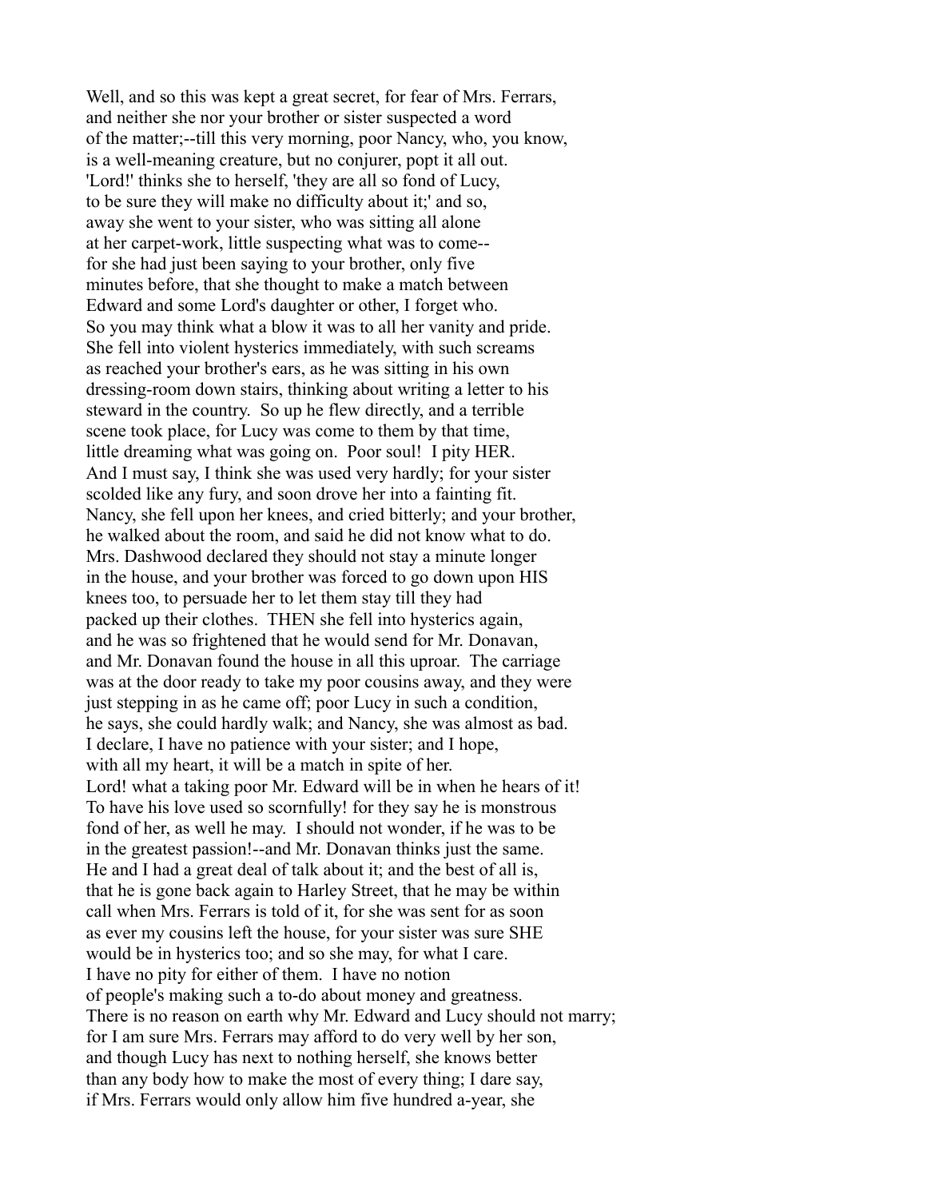Well, and so this was kept a great secret, for fear of Mrs. Ferrars, and neither she nor your brother or sister suspected a word of the matter;--till this very morning, poor Nancy, who, you know, is a well-meaning creature, but no conjurer, popt it all out. 'Lord!' thinks she to herself, 'they are all so fond of Lucy, to be sure they will make no difficulty about it;' and so, away she went to your sister, who was sitting all alone at her carpet-work, little suspecting what was to come-- for she had just been saying to your brother, only five minutes before, that she thought to make a match between Edward and some Lord's daughter or other, I forget who. So you may think what a blow it was to all her vanity and pride. She fell into violent hysterics immediately, with such screams as reached your brother's ears, as he was sitting in his own dressing-room down stairs, thinking about writing a letter to his steward in the country. So up he flew directly, and a terrible scene took place, for Lucy was come to them by that time, little dreaming what was going on. Poor soul! I pity HER. And I must say, I think she was used very hardly; for your sister scolded like any fury, and soon drove her into a fainting fit. Nancy, she fell upon her knees, and cried bitterly; and your brother, he walked about the room, and said he did not know what to do. Mrs. Dashwood declared they should not stay a minute longer in the house, and your brother was forced to go down upon HIS knees too, to persuade her to let them stay till they had packed up their clothes. THEN she fell into hysterics again, and he was so frightened that he would send for Mr. Donavan, and Mr. Donavan found the house in all this uproar. The carriage was at the door ready to take my poor cousins away, and they were just stepping in as he came off; poor Lucy in such a condition, he says, she could hardly walk; and Nancy, she was almost as bad. I declare, I have no patience with your sister; and I hope, with all my heart, it will be a match in spite of her. Lord! what a taking poor Mr. Edward will be in when he hears of it! To have his love used so scornfully! for they say he is monstrous fond of her, as well he may. I should not wonder, if he was to be in the greatest passion!--and Mr. Donavan thinks just the same. He and I had a great deal of talk about it; and the best of all is, that he is gone back again to Harley Street, that he may be within call when Mrs. Ferrars is told of it, for she was sent for as soon as ever my cousins left the house, for your sister was sure SHE would be in hysterics too; and so she may, for what I care. I have no pity for either of them. I have no notion of people's making such a to-do about money and greatness. There is no reason on earth why Mr. Edward and Lucy should not marry; for I am sure Mrs. Ferrars may afford to do very well by her son, and though Lucy has next to nothing herself, she knows better than any body how to make the most of every thing; I dare say, if Mrs. Ferrars would only allow him five hundred a-year, she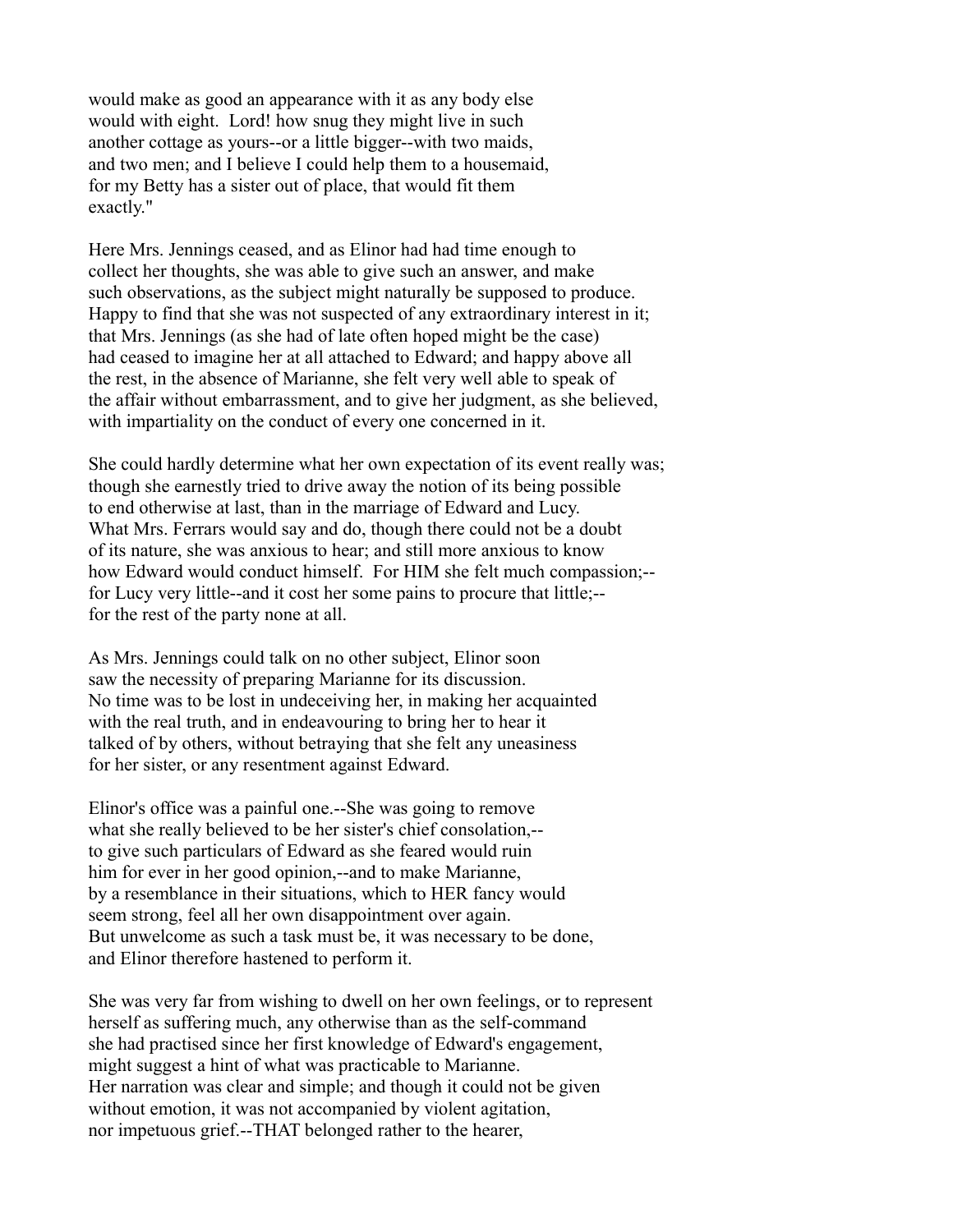would make as good an appearance with it as any body else would with eight. Lord! how snug they might live in such another cottage as yours--or a little bigger--with two maids, and two men; and I believe I could help them to a housemaid, for my Betty has a sister out of place, that would fit them exactly."

Here Mrs. Jennings ceased, and as Elinor had had time enough to collect her thoughts, she was able to give such an answer, and make such observations, as the subject might naturally be supposed to produce. Happy to find that she was not suspected of any extraordinary interest in it; that Mrs. Jennings (as she had of late often hoped might be the case) had ceased to imagine her at all attached to Edward; and happy above all the rest, in the absence of Marianne, she felt very well able to speak of the affair without embarrassment, and to give her judgment, as she believed, with impartiality on the conduct of every one concerned in it.

She could hardly determine what her own expectation of its event really was; though she earnestly tried to drive away the notion of its being possible to end otherwise at last, than in the marriage of Edward and Lucy. What Mrs. Ferrars would say and do, though there could not be a doubt of its nature, she was anxious to hear; and still more anxious to know how Edward would conduct himself. For HIM she felt much compassion;--for Lucy very little--and it cost her some pains to procure that little;--for the rest of the party none at all.

As Mrs. Jennings could talk on no other subject, Elinor soon saw the necessity of preparing Marianne for its discussion. No time was to be lost in undeceiving her, in making her acquainted with the real truth, and in endeavouring to bring her to hear it talked of by others, without betraying that she felt any uneasiness for her sister, or any resentment against Edward.

Elinor's office was a painful one.--She was going to remove what she really believed to be her sister's chief consolation,--to give such particulars of Edward as she feared would ruin him for ever in her good opinion,--and to make Marianne, by a resemblance in their situations, which to HER fancy would seem strong, feel all her own disappointment over again. But unwelcome as such a task must be, it was necessary to be done, and Elinor therefore hastened to perform it.

She was very far from wishing to dwell on her own feelings, or to represent herself as suffering much, any otherwise than as the self-command she had practised since her first knowledge of Edward's engagement, might suggest a hint of what was practicable to Marianne. Her narration was clear and simple; and though it could not be given without emotion, it was not accompanied by violent agitation, nor impetuous grief.--THAT belonged rather to the hearer,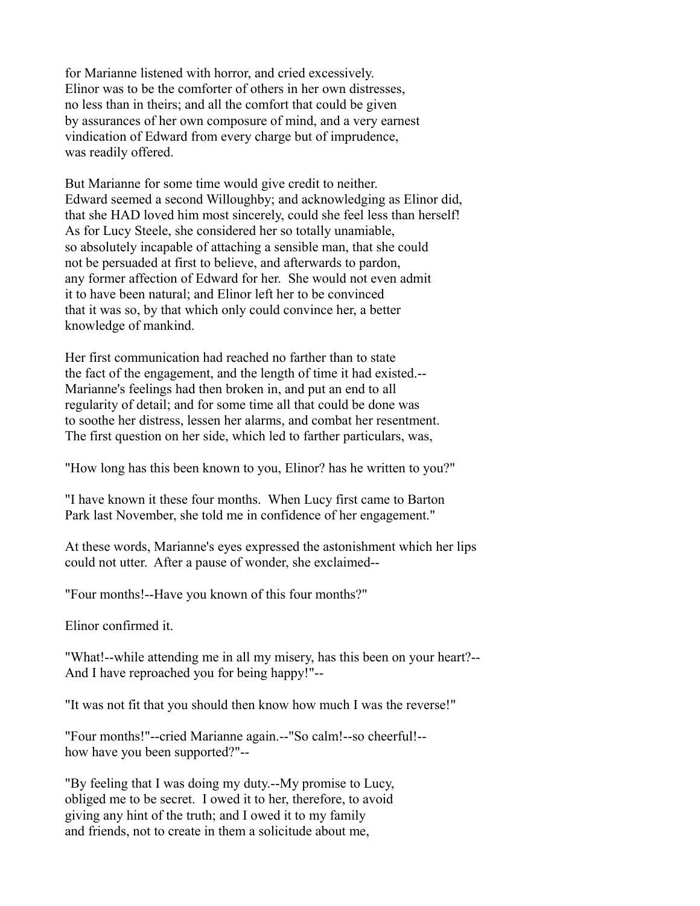for Marianne listened with horror, and cried excessively.
Elinor was to be the comforter of others in her own distresses,
no less than in theirs; and all the comfort that could be given
by assurances of her own composure of mind, and a very earnest
vindication of Edward from every charge but of imprudence,
was readily offered.

But Marianne for some time would give credit to neither.
Edward seemed a second Willoughby; and acknowledging as Elinor did,
that she HAD loved him most sincerely, could she feel less than herself!
As for Lucy Steele, she considered her so totally unamiable,
so absolutely incapable of attaching a sensible man, that she could
not be persuaded at first to believe, and afterwards to pardon,
any former affection of Edward for her. She would not even admit
it to have been natural; and Elinor left her to be convinced
that it was so, by that which only could convince her, a better
knowledge of mankind.

Her first communication had reached no farther than to state
the fact of the engagement, and the length of time it had existed.--
Marianne's feelings had then broken in, and put an end to all
regularity of detail; and for some time all that could be done was
to soothe her distress, lessen her alarms, and combat her resentment.
The first question on her side, which led to farther particulars, was,

"How long has this been known to you, Elinor? has he written to you?"

"I have known it these four months. When Lucy first came to Barton
Park last November, she told me in confidence of her engagement."

At these words, Marianne's eyes expressed the astonishment which her lips
could not utter. After a pause of wonder, she exclaimed--

"Four months!--Have you known of this four months?"

Elinor confirmed it.

"What!--while attending me in all my misery, has this been on your heart?--
And I have reproached you for being happy!"--

"It was not fit that you should then know how much I was the reverse!"

"Four months!"--cried Marianne again.--"So calm!--so cheerful!--
how have you been supported?"--

"By feeling that I was doing my duty.--My promise to Lucy,
obliged me to be secret. I owed it to her, therefore, to avoid
giving any hint of the truth; and I owed it to my family
and friends, not to create in them a solicitude about me,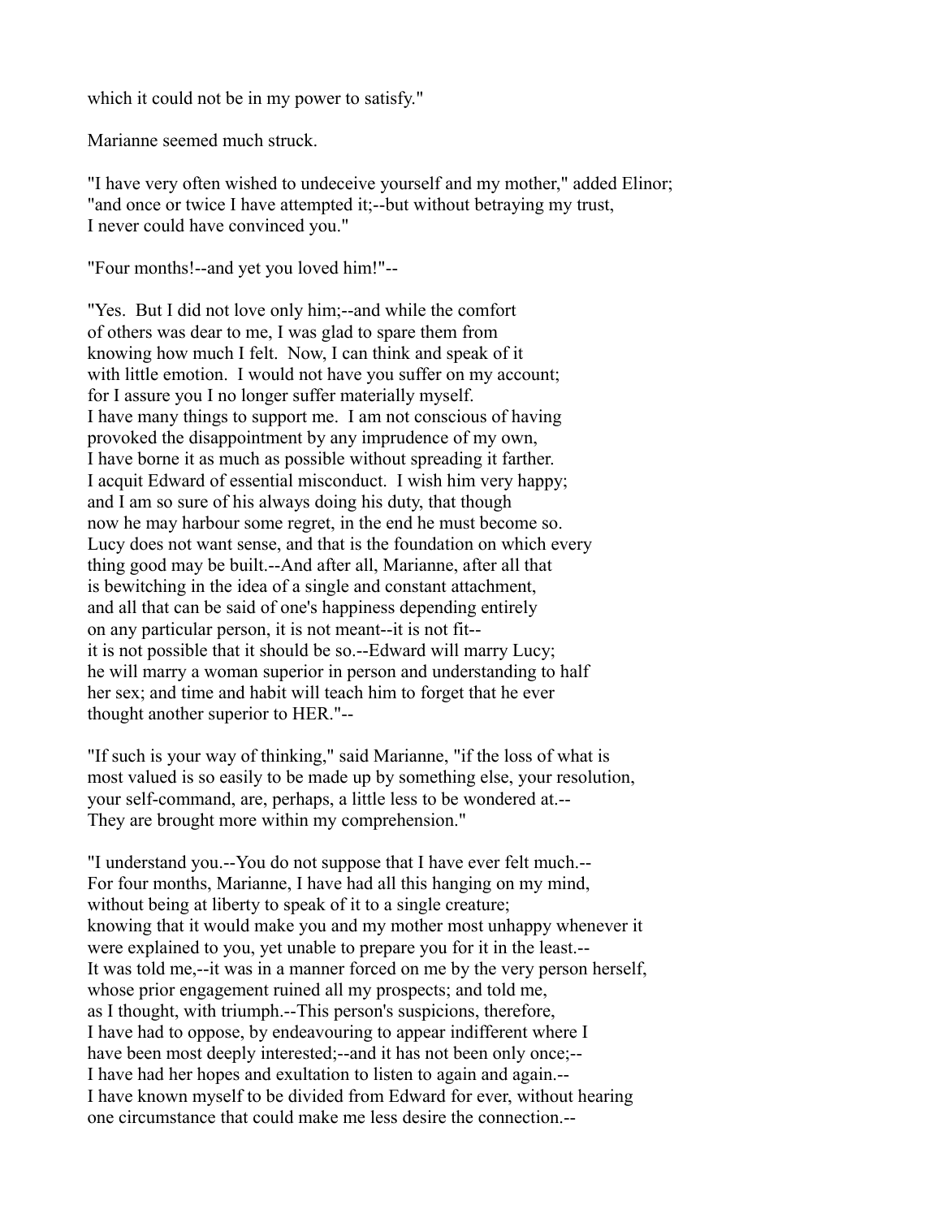which it could not be in my power to satisfy."

Marianne seemed much struck.

"I have very often wished to undeceive yourself and my mother," added Elinor; "and once or twice I have attempted it;--but without betraying my trust, I never could have convinced you."

"Four months!--and yet you loved him!"--

"Yes. But I did not love only him;--and while the comfort of others was dear to me, I was glad to spare them from knowing how much I felt. Now, I can think and speak of it with little emotion. I would not have you suffer on my account; for I assure you I no longer suffer materially myself. I have many things to support me. I am not conscious of having provoked the disappointment by any imprudence of my own, I have borne it as much as possible without spreading it farther. I acquit Edward of essential misconduct. I wish him very happy; and I am so sure of his always doing his duty, that though now he may harbour some regret, in the end he must become so. Lucy does not want sense, and that is the foundation on which every thing good may be built.--And after all, Marianne, after all that is bewitching in the idea of a single and constant attachment, and all that can be said of one's happiness depending entirely on any particular person, it is not meant--it is not fit--it is not possible that it should be so.--Edward will marry Lucy; he will marry a woman superior in person and understanding to half her sex; and time and habit will teach him to forget that he ever thought another superior to HER."--

"If such is your way of thinking," said Marianne, "if the loss of what is most valued is so easily to be made up by something else, your resolution, your self-command, are, perhaps, a little less to be wondered at.--They are brought more within my comprehension."

"I understand you.--You do not suppose that I have ever felt much.--For four months, Marianne, I have had all this hanging on my mind, without being at liberty to speak of it to a single creature; knowing that it would make you and my mother most unhappy whenever it were explained to you, yet unable to prepare you for it in the least.--It was told me,--it was in a manner forced on me by the very person herself, whose prior engagement ruined all my prospects; and told me, as I thought, with triumph.--This person's suspicions, therefore, I have had to oppose, by endeavouring to appear indifferent where I have been most deeply interested;--and it has not been only once;--I have had her hopes and exultation to listen to again and again.--I have known myself to be divided from Edward for ever, without hearing one circumstance that could make me less desire the connection.--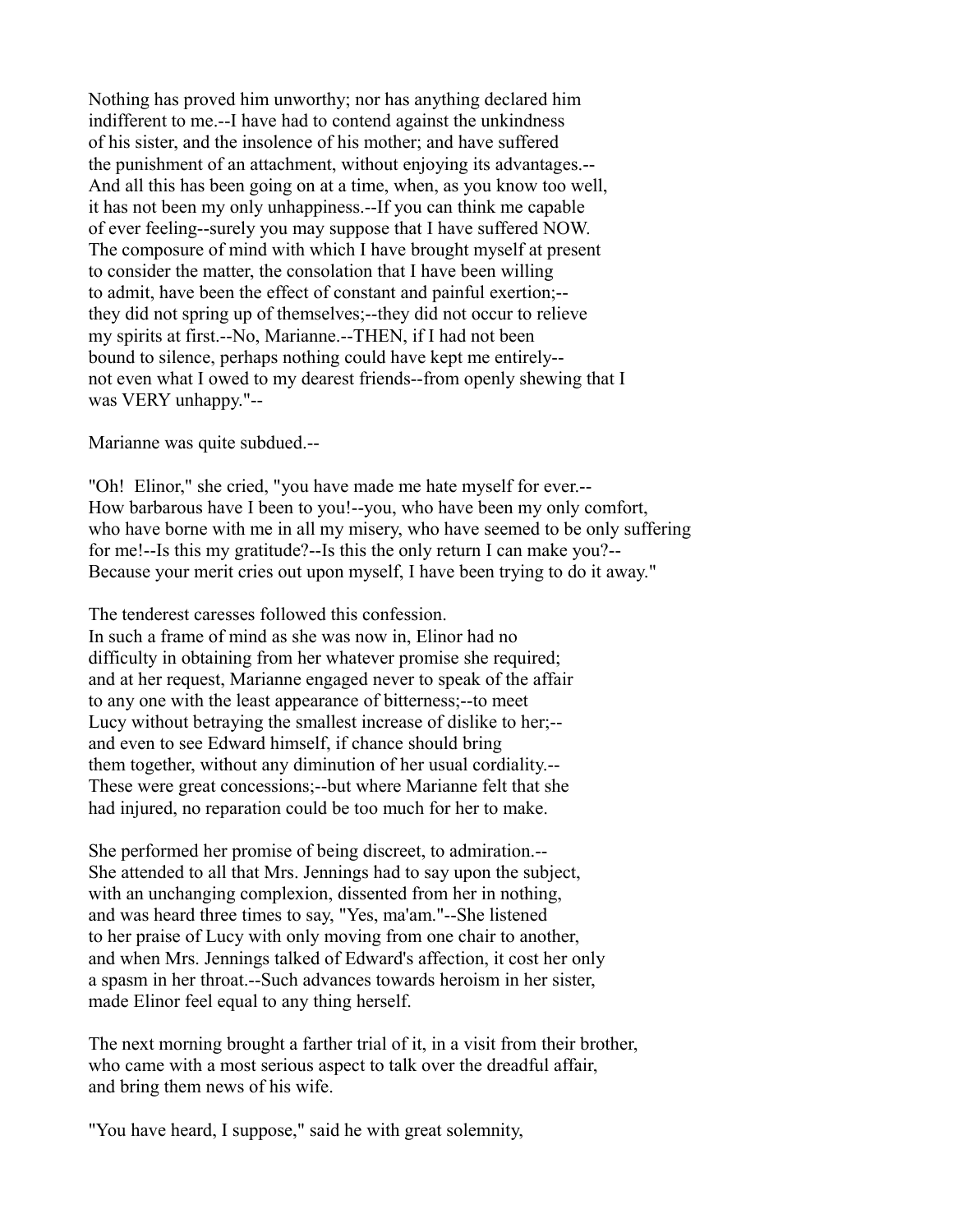Nothing has proved him unworthy; nor has anything declared him indifferent to me.--I have had to contend against the unkindness of his sister, and the insolence of his mother; and have suffered the punishment of an attachment, without enjoying its advantages.-- And all this has been going on at a time, when, as you know too well, it has not been my only unhappiness.--If you can think me capable of ever feeling--surely you may suppose that I have suffered NOW. The composure of mind with which I have brought myself at present to consider the matter, the consolation that I have been willing to admit, have been the effect of constant and painful exertion;-- they did not spring up of themselves;--they did not occur to relieve my spirits at first.--No, Marianne.--THEN, if I had not been bound to silence, perhaps nothing could have kept me entirely-- not even what I owed to my dearest friends--from openly shewing that I was VERY unhappy."--

Marianne was quite subdued.--

"Oh! Elinor," she cried, "you have made me hate myself for ever.-- How barbarous have I been to you!--you, who have been my only comfort, who have borne with me in all my misery, who have seemed to be only suffering for me!--Is this my gratitude?--Is this the only return I can make you?-- Because your merit cries out upon myself, I have been trying to do it away."

The tenderest caresses followed this confession. In such a frame of mind as she was now in, Elinor had no difficulty in obtaining from her whatever promise she required; and at her request, Marianne engaged never to speak of the affair to any one with the least appearance of bitterness;--to meet Lucy without betraying the smallest increase of dislike to her;-- and even to see Edward himself, if chance should bring them together, without any diminution of her usual cordiality.-- These were great concessions;--but where Marianne felt that she had injured, no reparation could be too much for her to make.

She performed her promise of being discreet, to admiration.-- She attended to all that Mrs. Jennings had to say upon the subject, with an unchanging complexion, dissented from her in nothing, and was heard three times to say, "Yes, ma'am."--She listened to her praise of Lucy with only moving from one chair to another, and when Mrs. Jennings talked of Edward's affection, it cost her only a spasm in her throat.--Such advances towards heroism in her sister, made Elinor feel equal to any thing herself.

The next morning brought a farther trial of it, in a visit from their brother, who came with a most serious aspect to talk over the dreadful affair, and bring them news of his wife.

"You have heard, I suppose," said he with great solemnity,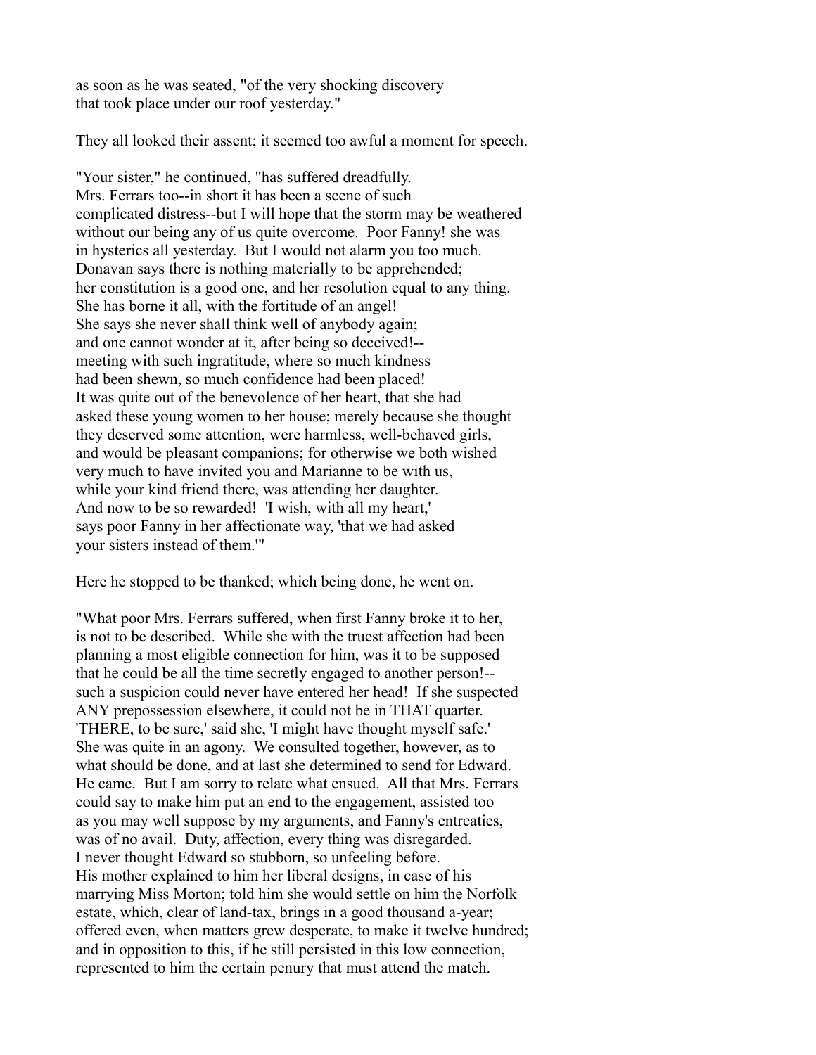as soon as he was seated, "of the very shocking discovery that took place under our roof yesterday."

They all looked their assent; it seemed too awful a moment for speech.

"Your sister," he continued, "has suffered dreadfully. Mrs. Ferrars too--in short it has been a scene of such complicated distress--but I will hope that the storm may be weathered without our being any of us quite overcome. Poor Fanny! she was in hysterics all yesterday. But I would not alarm you too much. Donavan says there is nothing materially to be apprehended; her constitution is a good one, and her resolution equal to any thing. She has borne it all, with the fortitude of an angel! She says she never shall think well of anybody again; and one cannot wonder at it, after being so deceived!--meeting with such ingratitude, where so much kindness had been shewn, so much confidence had been placed! It was quite out of the benevolence of her heart, that she had asked these young women to her house; merely because she thought they deserved some attention, were harmless, well-behaved girls, and would be pleasant companions; for otherwise we both wished very much to have invited you and Marianne to be with us, while your kind friend there, was attending her daughter. And now to be so rewarded! 'I wish, with all my heart,' says poor Fanny in her affectionate way, 'that we had asked your sisters instead of them.'"

Here he stopped to be thanked; which being done, he went on.

"What poor Mrs. Ferrars suffered, when first Fanny broke it to her, is not to be described. While she with the truest affection had been planning a most eligible connection for him, was it to be supposed that he could be all the time secretly engaged to another person!--such a suspicion could never have entered her head! If she suspected ANY prepossession elsewhere, it could not be in THAT quarter. 'THERE, to be sure,' said she, 'I might have thought myself safe.' She was quite in an agony. We consulted together, however, as to what should be done, and at last she determined to send for Edward. He came. But I am sorry to relate what ensued. All that Mrs. Ferrars could say to make him put an end to the engagement, assisted too as you may well suppose by my arguments, and Fanny's entreaties, was of no avail. Duty, affection, every thing was disregarded. I never thought Edward so stubborn, so unfeeling before. His mother explained to him her liberal designs, in case of his marrying Miss Morton; told him she would settle on him the Norfolk estate, which, clear of land-tax, brings in a good thousand a-year; offered even, when matters grew desperate, to make it twelve hundred; and in opposition to this, if he still persisted in this low connection, represented to him the certain penury that must attend the match.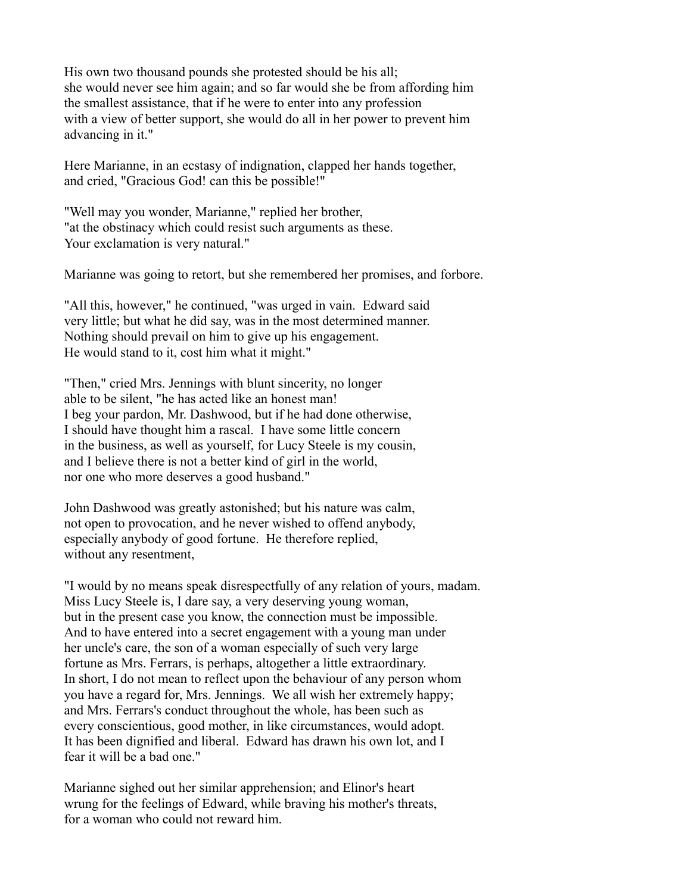His own two thousand pounds she protested should be his all;
she would never see him again; and so far would she be from affording him
the smallest assistance, that if he were to enter into any profession
with a view of better support, she would do all in her power to prevent him
advancing in it."

Here Marianne, in an ecstasy of indignation, clapped her hands together,
and cried, "Gracious God! can this be possible!"

"Well may you wonder, Marianne," replied her brother,
"at the obstinacy which could resist such arguments as these.
Your exclamation is very natural."

Marianne was going to retort, but she remembered her promises, and forbore.

"All this, however," he continued, "was urged in vain. Edward said
very little; but what he did say, was in the most determined manner.
Nothing should prevail on him to give up his engagement.
He would stand to it, cost him what it might."

"Then," cried Mrs. Jennings with blunt sincerity, no longer
able to be silent, "he has acted like an honest man!
I beg your pardon, Mr. Dashwood, but if he had done otherwise,
I should have thought him a rascal. I have some little concern
in the business, as well as yourself, for Lucy Steele is my cousin,
and I believe there is not a better kind of girl in the world,
nor one who more deserves a good husband."

John Dashwood was greatly astonished; but his nature was calm,
not open to provocation, and he never wished to offend anybody,
especially anybody of good fortune. He therefore replied,
without any resentment,

"I would by no means speak disrespectfully of any relation of yours, madam.
Miss Lucy Steele is, I dare say, a very deserving young woman,
but in the present case you know, the connection must be impossible.
And to have entered into a secret engagement with a young man under
her uncle's care, the son of a woman especially of such very large
fortune as Mrs. Ferrars, is perhaps, altogether a little extraordinary.
In short, I do not mean to reflect upon the behaviour of any person whom
you have a regard for, Mrs. Jennings. We all wish her extremely happy;
and Mrs. Ferrars's conduct throughout the whole, has been such as
every conscientious, good mother, in like circumstances, would adopt.
It has been dignified and liberal. Edward has drawn his own lot, and I
fear it will be a bad one."

Marianne sighed out her similar apprehension; and Elinor's heart
wrung for the feelings of Edward, while braving his mother's threats,
for a woman who could not reward him.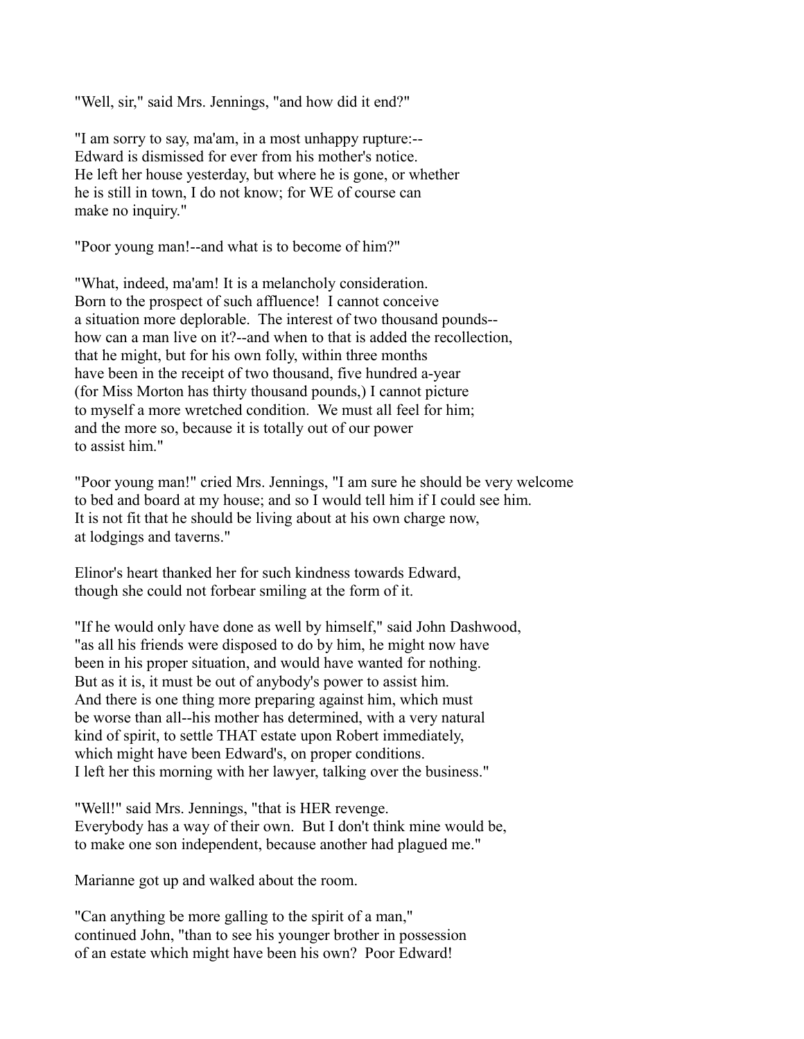"Well, sir," said Mrs. Jennings, "and how did it end?"

"I am sorry to say, ma'am, in a most unhappy rupture:-- Edward is dismissed for ever from his mother's notice. He left her house yesterday, but where he is gone, or whether he is still in town, I do not know; for WE of course can make no inquiry."

"Poor young man!--and what is to become of him?"

"What, indeed, ma'am! It is a melancholy consideration. Born to the prospect of such affluence! I cannot conceive a situation more deplorable. The interest of two thousand pounds-- how can a man live on it?--and when to that is added the recollection, that he might, but for his own folly, within three months have been in the receipt of two thousand, five hundred a-year (for Miss Morton has thirty thousand pounds,) I cannot picture to myself a more wretched condition. We must all feel for him; and the more so, because it is totally out of our power to assist him."

"Poor young man!" cried Mrs. Jennings, "I am sure he should be very welcome to bed and board at my house; and so I would tell him if I could see him. It is not fit that he should be living about at his own charge now, at lodgings and taverns."

Elinor's heart thanked her for such kindness towards Edward, though she could not forbear smiling at the form of it.

"If he would only have done as well by himself," said John Dashwood, "as all his friends were disposed to do by him, he might now have been in his proper situation, and would have wanted for nothing. But as it is, it must be out of anybody's power to assist him. And there is one thing more preparing against him, which must be worse than all--his mother has determined, with a very natural kind of spirit, to settle THAT estate upon Robert immediately, which might have been Edward's, on proper conditions. I left her this morning with her lawyer, talking over the business."

"Well!" said Mrs. Jennings, "that is HER revenge. Everybody has a way of their own. But I don't think mine would be, to make one son independent, because another had plagued me."

Marianne got up and walked about the room.

"Can anything be more galling to the spirit of a man," continued John, "than to see his younger brother in possession of an estate which might have been his own? Poor Edward!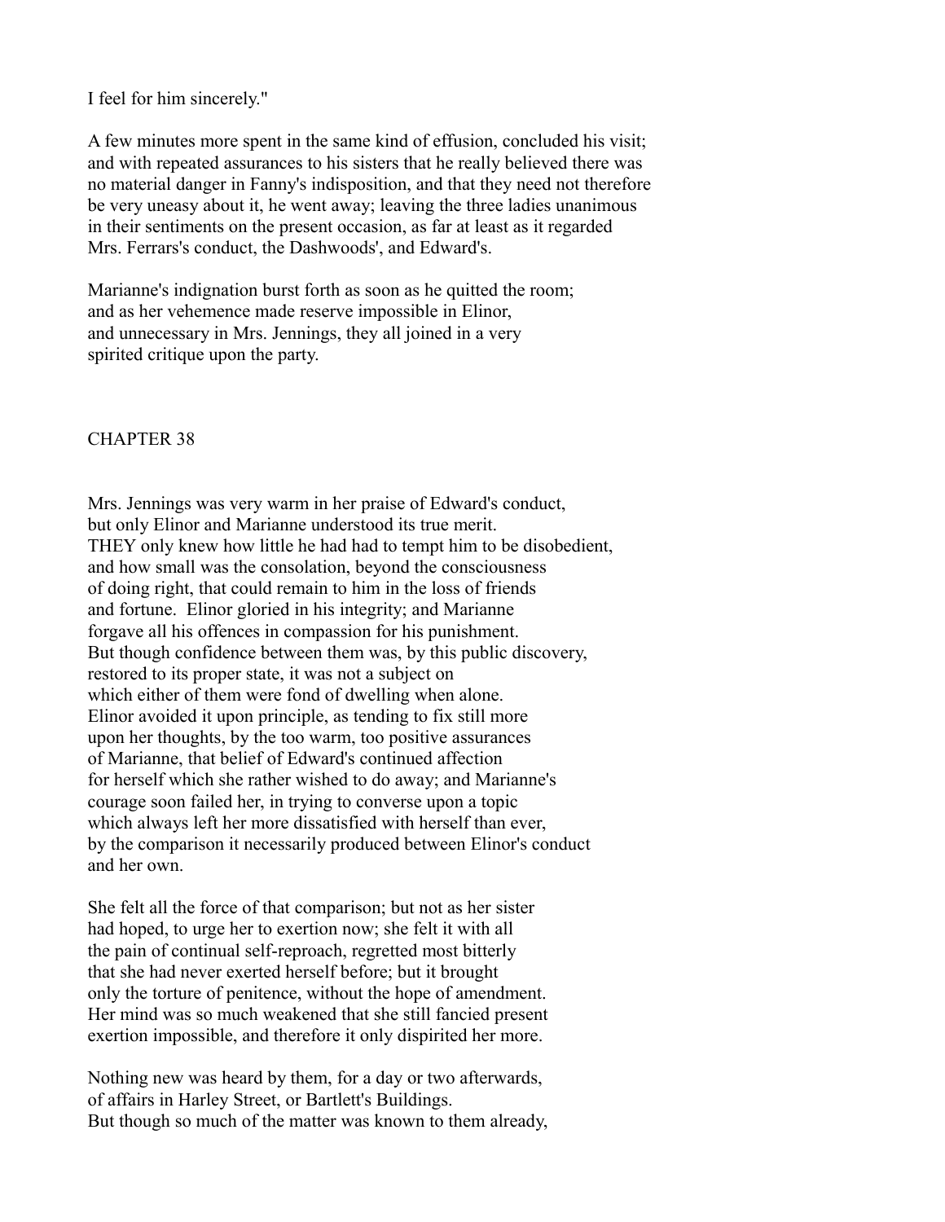I feel for him sincerely."

A few minutes more spent in the same kind of effusion, concluded his visit; and with repeated assurances to his sisters that he really believed there was no material danger in Fanny's indisposition, and that they need not therefore be very uneasy about it, he went away; leaving the three ladies unanimous in their sentiments on the present occasion, as far at least as it regarded Mrs. Ferrars's conduct, the Dashwoods', and Edward's.

Marianne's indignation burst forth as soon as he quitted the room; and as her vehemence made reserve impossible in Elinor, and unnecessary in Mrs. Jennings, they all joined in a very spirited critique upon the party.

## CHAPTER 38

Mrs. Jennings was very warm in her praise of Edward's conduct, but only Elinor and Marianne understood its true merit. THEY only knew how little he had had to tempt him to be disobedient, and how small was the consolation, beyond the consciousness of doing right, that could remain to him in the loss of friends and fortune. Elinor gloried in his integrity; and Marianne forgave all his offences in compassion for his punishment. But though confidence between them was, by this public discovery, restored to its proper state, it was not a subject on which either of them were fond of dwelling when alone. Elinor avoided it upon principle, as tending to fix still more upon her thoughts, by the too warm, too positive assurances of Marianne, that belief of Edward's continued affection for herself which she rather wished to do away; and Marianne's courage soon failed her, in trying to converse upon a topic which always left her more dissatisfied with herself than ever, by the comparison it necessarily produced between Elinor's conduct and her own.

She felt all the force of that comparison; but not as her sister had hoped, to urge her to exertion now; she felt it with all the pain of continual self-reproach, regretted most bitterly that she had never exerted herself before; but it brought only the torture of penitence, without the hope of amendment. Her mind was so much weakened that she still fancied present exertion impossible, and therefore it only dispirited her more.

Nothing new was heard by them, for a day or two afterwards, of affairs in Harley Street, or Bartlett's Buildings. But though so much of the matter was known to them already,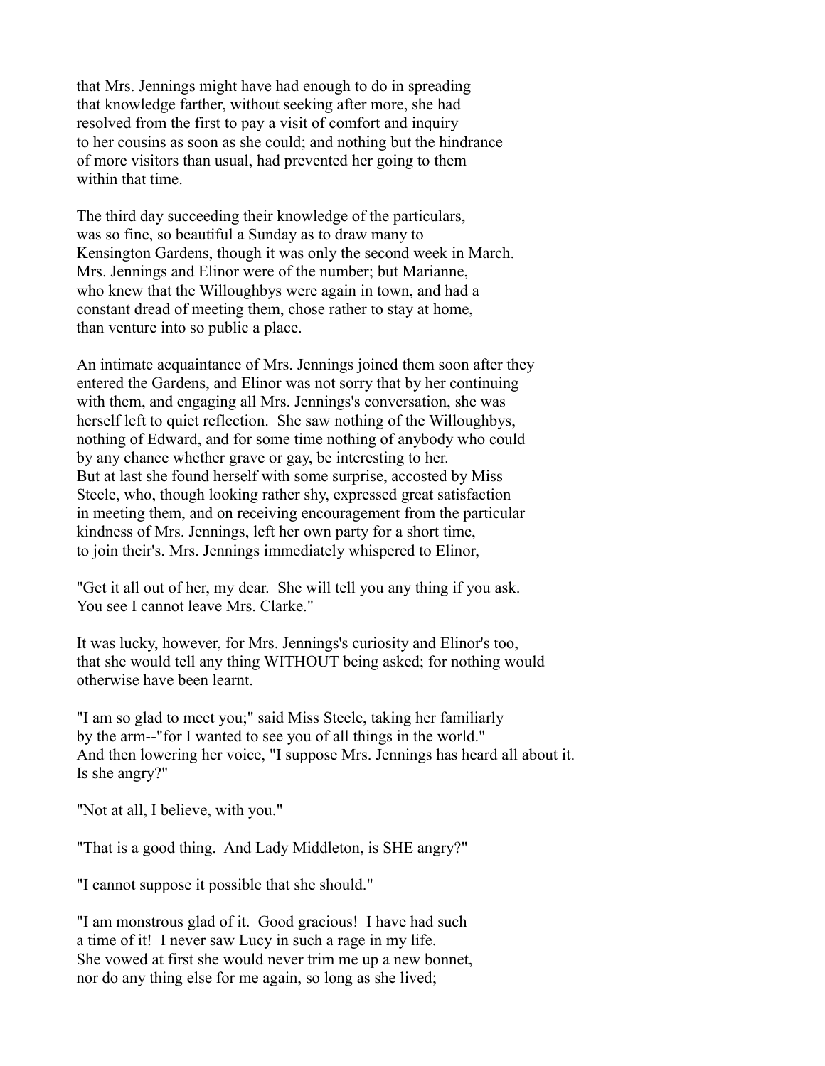that Mrs. Jennings might have had enough to do in spreading that knowledge farther, without seeking after more, she had resolved from the first to pay a visit of comfort and inquiry to her cousins as soon as she could; and nothing but the hindrance of more visitors than usual, had prevented her going to them within that time.

The third day succeeding their knowledge of the particulars, was so fine, so beautiful a Sunday as to draw many to Kensington Gardens, though it was only the second week in March. Mrs. Jennings and Elinor were of the number; but Marianne, who knew that the Willoughbys were again in town, and had a constant dread of meeting them, chose rather to stay at home, than venture into so public a place.

An intimate acquaintance of Mrs. Jennings joined them soon after they entered the Gardens, and Elinor was not sorry that by her continuing with them, and engaging all Mrs. Jennings's conversation, she was herself left to quiet reflection. She saw nothing of the Willoughbys, nothing of Edward, and for some time nothing of anybody who could by any chance whether grave or gay, be interesting to her. But at last she found herself with some surprise, accosted by Miss Steele, who, though looking rather shy, expressed great satisfaction in meeting them, and on receiving encouragement from the particular kindness of Mrs. Jennings, left her own party for a short time, to join their's. Mrs. Jennings immediately whispered to Elinor,

"Get it all out of her, my dear. She will tell you any thing if you ask. You see I cannot leave Mrs. Clarke."

It was lucky, however, for Mrs. Jennings's curiosity and Elinor's too, that she would tell any thing WITHOUT being asked; for nothing would otherwise have been learnt.

"I am so glad to meet you;" said Miss Steele, taking her familiarly by the arm--"for I wanted to see you of all things in the world." And then lowering her voice, "I suppose Mrs. Jennings has heard all about it. Is she angry?"

"Not at all, I believe, with you."

"That is a good thing. And Lady Middleton, is SHE angry?"

"I cannot suppose it possible that she should."

"I am monstrous glad of it. Good gracious! I have had such a time of it! I never saw Lucy in such a rage in my life. She vowed at first she would never trim me up a new bonnet, nor do any thing else for me again, so long as she lived;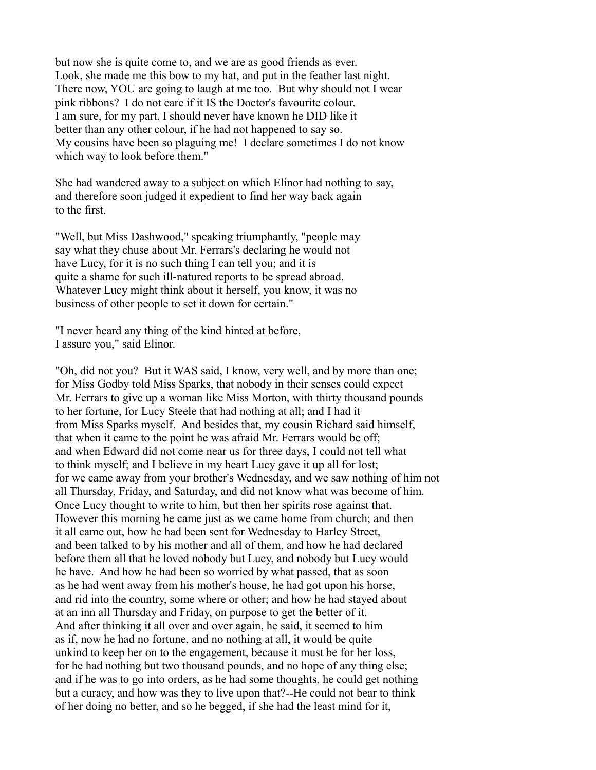but now she is quite come to, and we are as good friends as ever. Look, she made me this bow to my hat, and put in the feather last night. There now, YOU are going to laugh at me too. But why should not I wear pink ribbons? I do not care if it IS the Doctor's favourite colour. I am sure, for my part, I should never have known he DID like it better than any other colour, if he had not happened to say so. My cousins have been so plaguing me! I declare sometimes I do not know which way to look before them."

She had wandered away to a subject on which Elinor had nothing to say, and therefore soon judged it expedient to find her way back again to the first.

"Well, but Miss Dashwood," speaking triumphantly, "people may say what they chuse about Mr. Ferrars's declaring he would not have Lucy, for it is no such thing I can tell you; and it is quite a shame for such ill-natured reports to be spread abroad. Whatever Lucy might think about it herself, you know, it was no business of other people to set it down for certain."

"I never heard any thing of the kind hinted at before, I assure you," said Elinor.

"Oh, did not you? But it WAS said, I know, very well, and by more than one; for Miss Godby told Miss Sparks, that nobody in their senses could expect Mr. Ferrars to give up a woman like Miss Morton, with thirty thousand pounds to her fortune, for Lucy Steele that had nothing at all; and I had it from Miss Sparks myself. And besides that, my cousin Richard said himself, that when it came to the point he was afraid Mr. Ferrars would be off; and when Edward did not come near us for three days, I could not tell what to think myself; and I believe in my heart Lucy gave it up all for lost; for we came away from your brother's Wednesday, and we saw nothing of him not all Thursday, Friday, and Saturday, and did not know what was become of him. Once Lucy thought to write to him, but then her spirits rose against that. However this morning he came just as we came home from church; and then it all came out, how he had been sent for Wednesday to Harley Street, and been talked to by his mother and all of them, and how he had declared before them all that he loved nobody but Lucy, and nobody but Lucy would he have. And how he had been so worried by what passed, that as soon as he had went away from his mother's house, he had got upon his horse, and rid into the country, some where or other; and how he had stayed about at an inn all Thursday and Friday, on purpose to get the better of it. And after thinking it all over and over again, he said, it seemed to him as if, now he had no fortune, and no nothing at all, it would be quite unkind to keep her on to the engagement, because it must be for her loss, for he had nothing but two thousand pounds, and no hope of any thing else; and if he was to go into orders, as he had some thoughts, he could get nothing but a curacy, and how was they to live upon that?--He could not bear to think of her doing no better, and so he begged, if she had the least mind for it,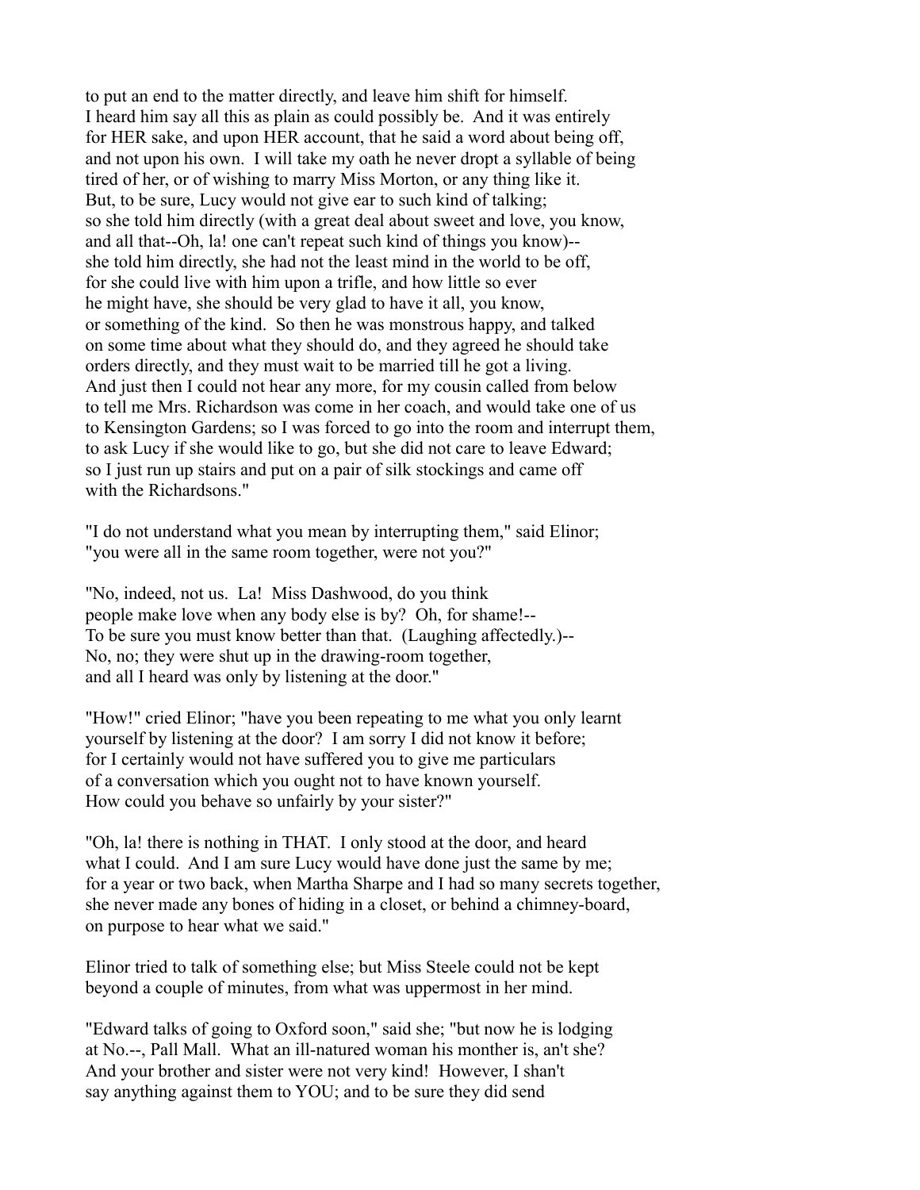to put an end to the matter directly, and leave him shift for himself. I heard him say all this as plain as could possibly be. And it was entirely for HER sake, and upon HER account, that he said a word about being off, and not upon his own. I will take my oath he never dropt a syllable of being tired of her, or of wishing to marry Miss Morton, or any thing like it. But, to be sure, Lucy would not give ear to such kind of talking; so she told him directly (with a great deal about sweet and love, you know, and all that--Oh, la! one can't repeat such kind of things you know)-- she told him directly, she had not the least mind in the world to be off, for she could live with him upon a trifle, and how little so ever he might have, she should be very glad to have it all, you know, or something of the kind. So then he was monstrous happy, and talked on some time about what they should do, and they agreed he should take orders directly, and they must wait to be married till he got a living. And just then I could not hear any more, for my cousin called from below to tell me Mrs. Richardson was come in her coach, and would take one of us to Kensington Gardens; so I was forced to go into the room and interrupt them, to ask Lucy if she would like to go, but she did not care to leave Edward; so I just run up stairs and put on a pair of silk stockings and came off with the Richardsons."

"I do not understand what you mean by interrupting them," said Elinor; "you were all in the same room together, were not you?"

"No, indeed, not us. La! Miss Dashwood, do you think people make love when any body else is by? Oh, for shame!-- To be sure you must know better than that. (Laughing affectedly.)-- No, no; they were shut up in the drawing-room together, and all I heard was only by listening at the door."

"How!" cried Elinor; "have you been repeating to me what you only learnt yourself by listening at the door? I am sorry I did not know it before; for I certainly would not have suffered you to give me particulars of a conversation which you ought not to have known yourself. How could you behave so unfairly by your sister?"

"Oh, la! there is nothing in THAT. I only stood at the door, and heard what I could. And I am sure Lucy would have done just the same by me; for a year or two back, when Martha Sharpe and I had so many secrets together, she never made any bones of hiding in a closet, or behind a chimney-board, on purpose to hear what we said."

Elinor tried to talk of something else; but Miss Steele could not be kept beyond a couple of minutes, from what was uppermost in her mind.

"Edward talks of going to Oxford soon," said she; "but now he is lodging at No.--, Pall Mall. What an ill-natured woman his monther is, an't she? And your brother and sister were not very kind! However, I shan't say anything against them to YOU; and to be sure they did send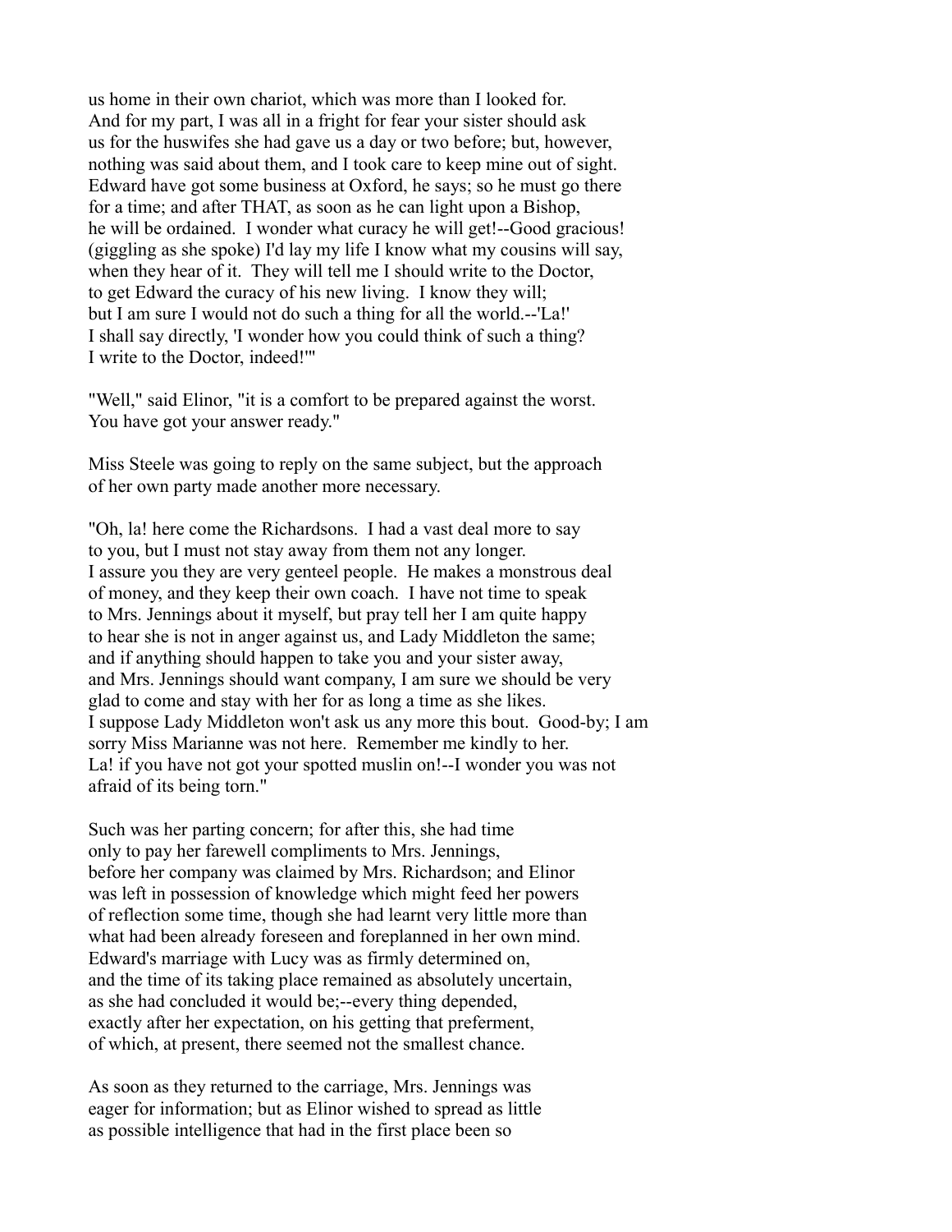us home in their own chariot, which was more than I looked for. And for my part, I was all in a fright for fear your sister should ask us for the huswifes she had gave us a day or two before; but, however, nothing was said about them, and I took care to keep mine out of sight. Edward have got some business at Oxford, he says; so he must go there for a time; and after THAT, as soon as he can light upon a Bishop, he will be ordained. I wonder what curacy he will get!--Good gracious! (giggling as she spoke) I'd lay my life I know what my cousins will say, when they hear of it. They will tell me I should write to the Doctor, to get Edward the curacy of his new living. I know they will; but I am sure I would not do such a thing for all the world.--'La!' I shall say directly, 'I wonder how you could think of such a thing? I write to the Doctor, indeed!'"

"Well," said Elinor, "it is a comfort to be prepared against the worst. You have got your answer ready."

Miss Steele was going to reply on the same subject, but the approach of her own party made another more necessary.

"Oh, la! here come the Richardsons. I had a vast deal more to say to you, but I must not stay away from them not any longer. I assure you they are very genteel people. He makes a monstrous deal of money, and they keep their own coach. I have not time to speak to Mrs. Jennings about it myself, but pray tell her I am quite happy to hear she is not in anger against us, and Lady Middleton the same; and if anything should happen to take you and your sister away, and Mrs. Jennings should want company, I am sure we should be very glad to come and stay with her for as long a time as she likes. I suppose Lady Middleton won't ask us any more this bout. Good-by; I am sorry Miss Marianne was not here. Remember me kindly to her. La! if you have not got your spotted muslin on!--I wonder you was not afraid of its being torn."

Such was her parting concern; for after this, she had time only to pay her farewell compliments to Mrs. Jennings, before her company was claimed by Mrs. Richardson; and Elinor was left in possession of knowledge which might feed her powers of reflection some time, though she had learnt very little more than what had been already foreseen and foreplanned in her own mind. Edward's marriage with Lucy was as firmly determined on, and the time of its taking place remained as absolutely uncertain, as she had concluded it would be;--every thing depended, exactly after her expectation, on his getting that preferment, of which, at present, there seemed not the smallest chance.

As soon as they returned to the carriage, Mrs. Jennings was eager for information; but as Elinor wished to spread as little as possible intelligence that had in the first place been so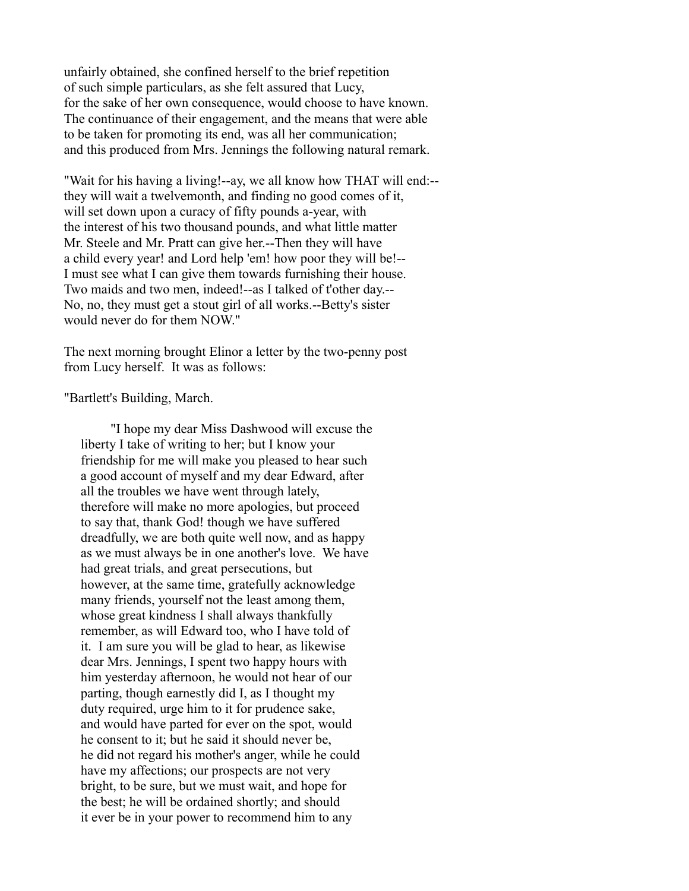unfairly obtained, she confined herself to the brief repetition of such simple particulars, as she felt assured that Lucy, for the sake of her own consequence, would choose to have known. The continuance of their engagement, and the means that were able to be taken for promoting its end, was all her communication; and this produced from Mrs. Jennings the following natural remark.

"Wait for his having a living!--ay, we all know how THAT will end:-- they will wait a twelvemonth, and finding no good comes of it, will set down upon a curacy of fifty pounds a-year, with the interest of his two thousand pounds, and what little matter Mr. Steele and Mr. Pratt can give her.--Then they will have a child every year! and Lord help 'em! how poor they will be!-- I must see what I can give them towards furnishing their house. Two maids and two men, indeed!--as I talked of t'other day.-- No, no, they must get a stout girl of all works.--Betty's sister would never do for them NOW."

The next morning brought Elinor a letter by the two-penny post from Lucy herself. It was as follows:

"Bartlett's Building, March.

> "I hope my dear Miss Dashwood will excuse the liberty I take of writing to her; but I know your friendship for me will make you pleased to hear such a good account of myself and my dear Edward, after all the troubles we have went through lately, therefore will make no more apologies, but proceed to say that, thank God! though we have suffered dreadfully, we are both quite well now, and as happy as we must always be in one another's love. We have had great trials, and great persecutions, but however, at the same time, gratefully acknowledge many friends, yourself not the least among them, whose great kindness I shall always thankfully remember, as will Edward too, who I have told of it. I am sure you will be glad to hear, as likewise dear Mrs. Jennings, I spent two happy hours with him yesterday afternoon, he would not hear of our parting, though earnestly did I, as I thought my duty required, urge him to it for prudence sake, and would have parted for ever on the spot, would he consent to it; but he said it should never be, he did not regard his mother's anger, while he could have my affections; our prospects are not very bright, to be sure, but we must wait, and hope for the best; he will be ordained shortly; and should it ever be in your power to recommend him to any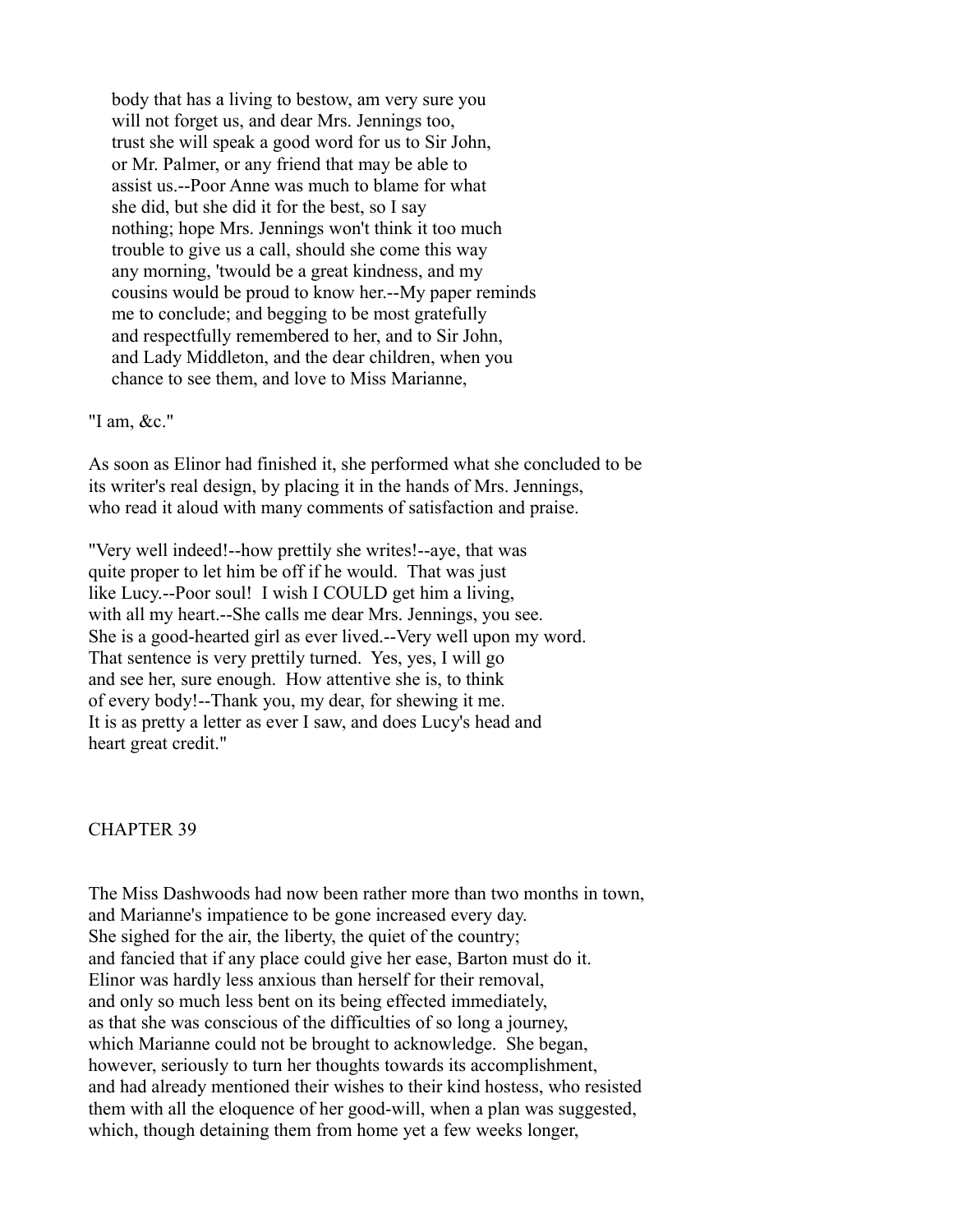body that has a living to bestow, am very sure you will not forget us, and dear Mrs. Jennings too, trust she will speak a good word for us to Sir John, or Mr. Palmer, or any friend that may be able to assist us.--Poor Anne was much to blame for what she did, but she did it for the best, so I say nothing; hope Mrs. Jennings won't think it too much trouble to give us a call, should she come this way any morning, 'twould be a great kindness, and my cousins would be proud to know her.--My paper reminds me to conclude; and begging to be most gratefully and respectfully remembered to her, and to Sir John, and Lady Middleton, and the dear children, when you chance to see them, and love to Miss Marianne,

"I am, &c."

As soon as Elinor had finished it, she performed what she concluded to be its writer's real design, by placing it in the hands of Mrs. Jennings, who read it aloud with many comments of satisfaction and praise.

"Very well indeed!--how prettily she writes!--aye, that was quite proper to let him be off if he would. That was just like Lucy.--Poor soul! I wish I COULD get him a living, with all my heart.--She calls me dear Mrs. Jennings, you see. She is a good-hearted girl as ever lived.--Very well upon my word. That sentence is very prettily turned. Yes, yes, I will go and see her, sure enough. How attentive she is, to think of every body!--Thank you, my dear, for shewing it me. It is as pretty a letter as ever I saw, and does Lucy's head and heart great credit."

## CHAPTER 39

The Miss Dashwoods had now been rather more than two months in town, and Marianne's impatience to be gone increased every day. She sighed for the air, the liberty, the quiet of the country; and fancied that if any place could give her ease, Barton must do it. Elinor was hardly less anxious than herself for their removal, and only so much less bent on its being effected immediately, as that she was conscious of the difficulties of so long a journey, which Marianne could not be brought to acknowledge. She began, however, seriously to turn her thoughts towards its accomplishment, and had already mentioned their wishes to their kind hostess, who resisted them with all the eloquence of her good-will, when a plan was suggested, which, though detaining them from home yet a few weeks longer,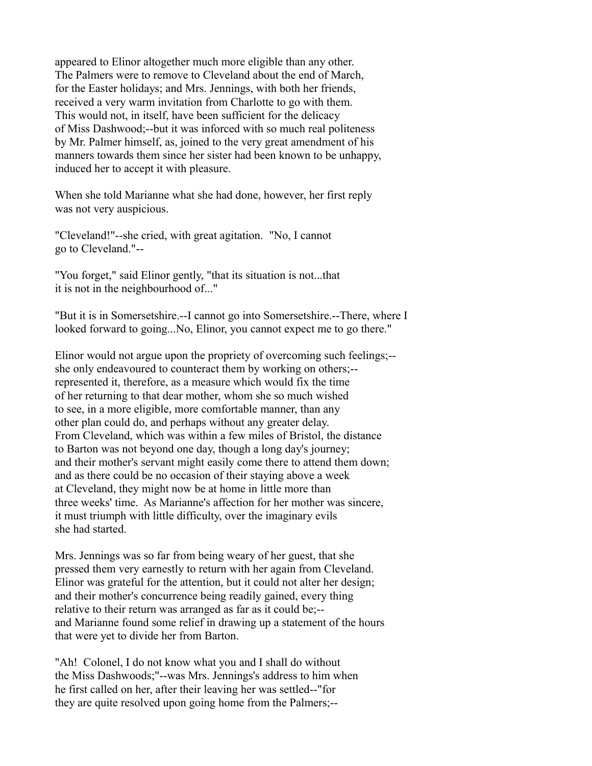appeared to Elinor altogether much more eligible than any other. The Palmers were to remove to Cleveland about the end of March, for the Easter holidays; and Mrs. Jennings, with both her friends, received a very warm invitation from Charlotte to go with them. This would not, in itself, have been sufficient for the delicacy of Miss Dashwood;--but it was inforced with so much real politeness by Mr. Palmer himself, as, joined to the very great amendment of his manners towards them since her sister had been known to be unhappy, induced her to accept it with pleasure.

When she told Marianne what she had done, however, her first reply was not very auspicious.

"Cleveland!"--she cried, with great agitation. "No, I cannot go to Cleveland."--

"You forget," said Elinor gently, "that its situation is not...that it is not in the neighbourhood of..."

"But it is in Somersetshire.--I cannot go into Somersetshire.--There, where I looked forward to going...No, Elinor, you cannot expect me to go there."

Elinor would not argue upon the propriety of overcoming such feelings;-- she only endeavoured to counteract them by working on others;-- represented it, therefore, as a measure which would fix the time of her returning to that dear mother, whom she so much wished to see, in a more eligible, more comfortable manner, than any other plan could do, and perhaps without any greater delay. From Cleveland, which was within a few miles of Bristol, the distance to Barton was not beyond one day, though a long day's journey; and their mother's servant might easily come there to attend them down; and as there could be no occasion of their staying above a week at Cleveland, they might now be at home in little more than three weeks' time. As Marianne's affection for her mother was sincere, it must triumph with little difficulty, over the imaginary evils she had started.

Mrs. Jennings was so far from being weary of her guest, that she pressed them very earnestly to return with her again from Cleveland. Elinor was grateful for the attention, but it could not alter her design; and their mother's concurrence being readily gained, every thing relative to their return was arranged as far as it could be;-- and Marianne found some relief in drawing up a statement of the hours that were yet to divide her from Barton.

"Ah! Colonel, I do not know what you and I shall do without the Miss Dashwoods;"--was Mrs. Jennings's address to him when he first called on her, after their leaving her was settled--"for they are quite resolved upon going home from the Palmers;--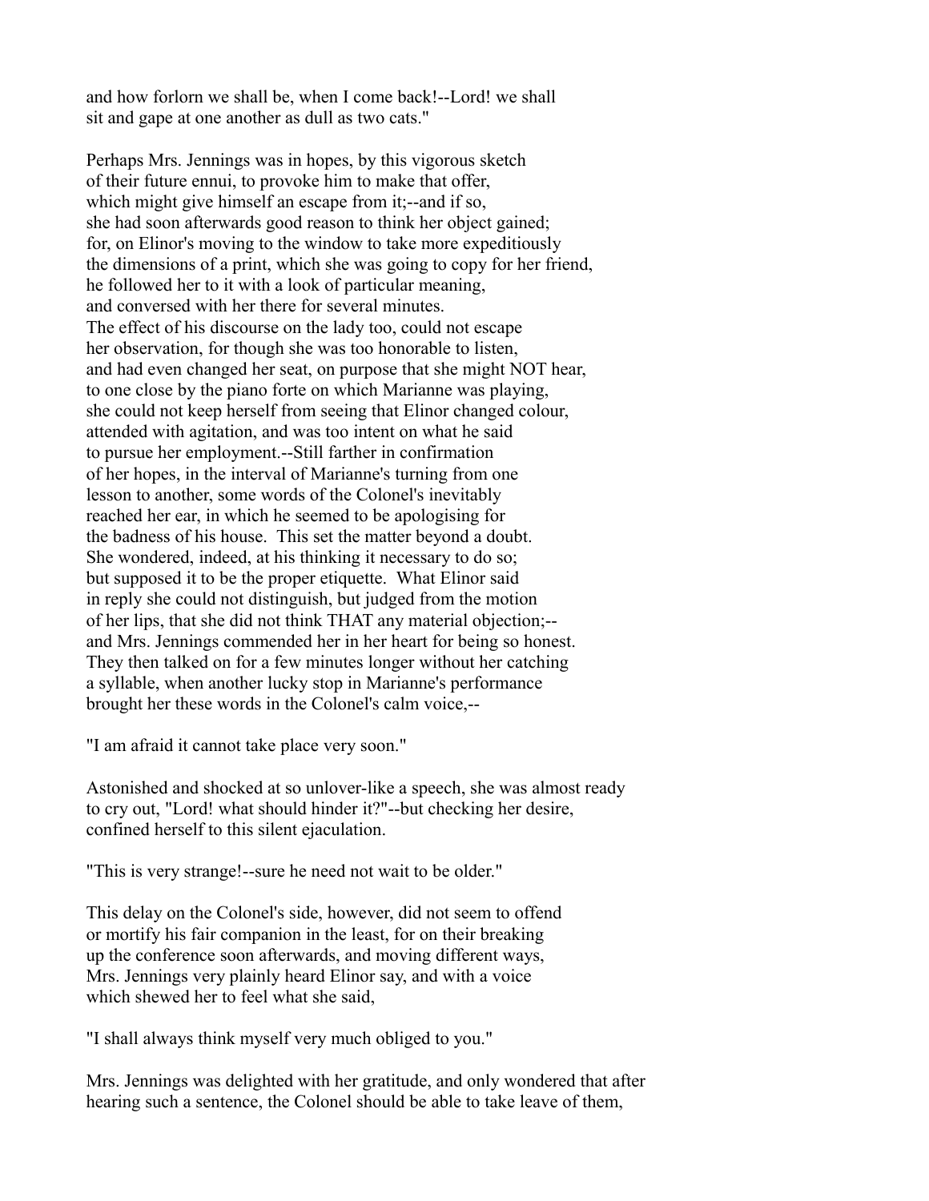and how forlorn we shall be, when I come back!--Lord! we shall sit and gape at one another as dull as two cats."

Perhaps Mrs. Jennings was in hopes, by this vigorous sketch of their future ennui, to provoke him to make that offer, which might give himself an escape from it;--and if so, she had soon afterwards good reason to think her object gained; for, on Elinor's moving to the window to take more expeditiously the dimensions of a print, which she was going to copy for her friend, he followed her to it with a look of particular meaning, and conversed with her there for several minutes. The effect of his discourse on the lady too, could not escape her observation, for though she was too honorable to listen, and had even changed her seat, on purpose that she might NOT hear, to one close by the piano forte on which Marianne was playing, she could not keep herself from seeing that Elinor changed colour, attended with agitation, and was too intent on what he said to pursue her employment.--Still farther in confirmation of her hopes, in the interval of Marianne's turning from one lesson to another, some words of the Colonel's inevitably reached her ear, in which he seemed to be apologising for the badness of his house. This set the matter beyond a doubt. She wondered, indeed, at his thinking it necessary to do so; but supposed it to be the proper etiquette. What Elinor said in reply she could not distinguish, but judged from the motion of her lips, that she did not think THAT any material objection;-- and Mrs. Jennings commended her in her heart for being so honest. They then talked on for a few minutes longer without her catching a syllable, when another lucky stop in Marianne's performance brought her these words in the Colonel's calm voice,--

"I am afraid it cannot take place very soon."

Astonished and shocked at so unlover-like a speech, she was almost ready to cry out, "Lord! what should hinder it?"--but checking her desire, confined herself to this silent ejaculation.

"This is very strange!--sure he need not wait to be older."

This delay on the Colonel's side, however, did not seem to offend or mortify his fair companion in the least, for on their breaking up the conference soon afterwards, and moving different ways, Mrs. Jennings very plainly heard Elinor say, and with a voice which shewed her to feel what she said,

"I shall always think myself very much obliged to you."

Mrs. Jennings was delighted with her gratitude, and only wondered that after hearing such a sentence, the Colonel should be able to take leave of them,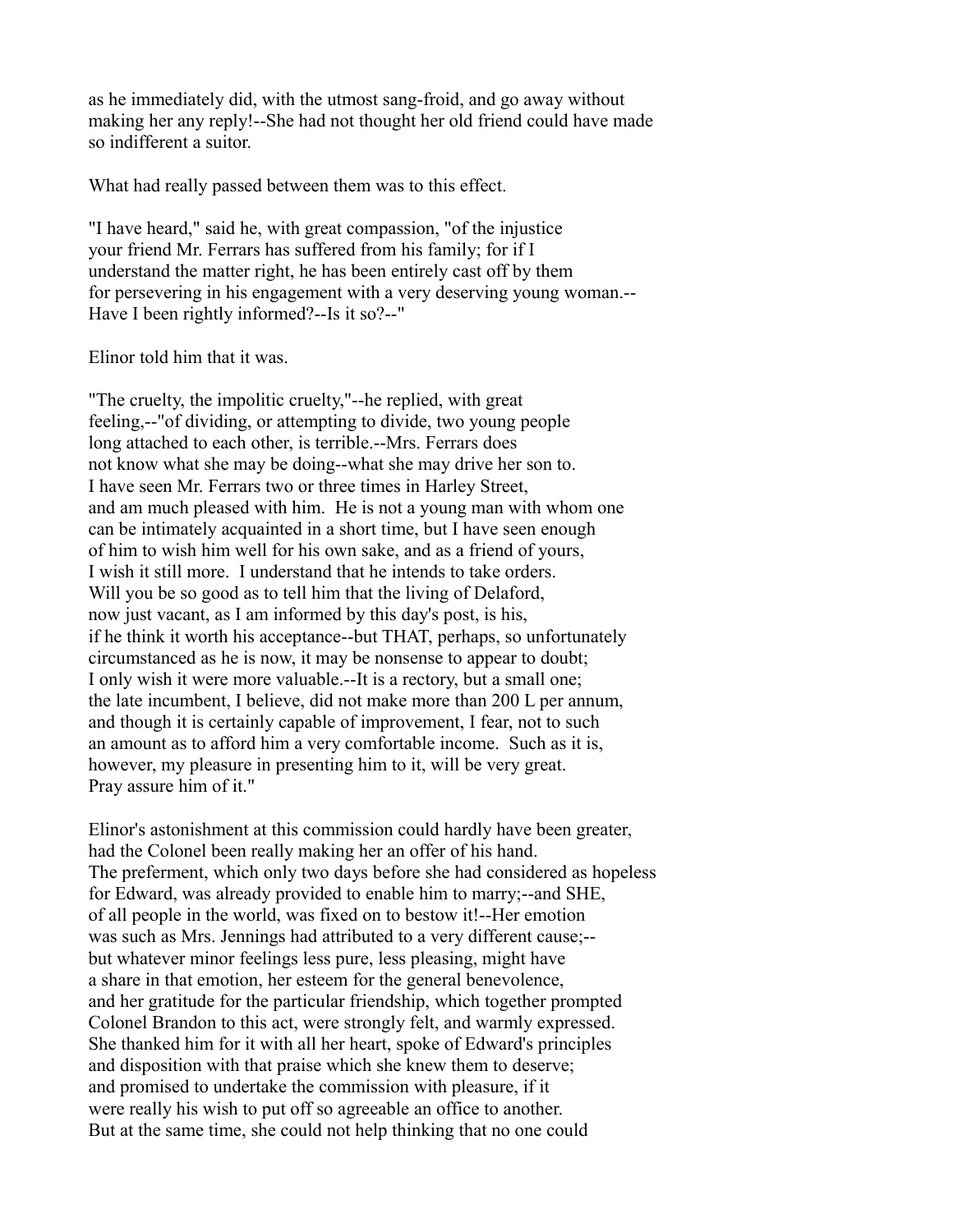as he immediately did, with the utmost sang-froid, and go away without making her any reply!--She had not thought her old friend could have made so indifferent a suitor.

What had really passed between them was to this effect.

"I have heard," said he, with great compassion, "of the injustice your friend Mr. Ferrars has suffered from his family; for if I understand the matter right, he has been entirely cast off by them for persevering in his engagement with a very deserving young woman.-- Have I been rightly informed?--Is it so?--"

Elinor told him that it was.

"The cruelty, the impolitic cruelty,"--he replied, with great feeling,--"of dividing, or attempting to divide, two young people long attached to each other, is terrible.--Mrs. Ferrars does not know what she may be doing--what she may drive her son to. I have seen Mr. Ferrars two or three times in Harley Street, and am much pleased with him. He is not a young man with whom one can be intimately acquainted in a short time, but I have seen enough of him to wish him well for his own sake, and as a friend of yours, I wish it still more. I understand that he intends to take orders. Will you be so good as to tell him that the living of Delaford, now just vacant, as I am informed by this day's post, is his, if he think it worth his acceptance--but THAT, perhaps, so unfortunately circumstanced as he is now, it may be nonsense to appear to doubt; I only wish it were more valuable.--It is a rectory, but a small one; the late incumbent, I believe, did not make more than 200 L per annum, and though it is certainly capable of improvement, I fear, not to such an amount as to afford him a very comfortable income. Such as it is, however, my pleasure in presenting him to it, will be very great. Pray assure him of it."

Elinor's astonishment at this commission could hardly have been greater, had the Colonel been really making her an offer of his hand. The preferment, which only two days before she had considered as hopeless for Edward, was already provided to enable him to marry;--and SHE, of all people in the world, was fixed on to bestow it!--Her emotion was such as Mrs. Jennings had attributed to a very different cause;-- but whatever minor feelings less pure, less pleasing, might have a share in that emotion, her esteem for the general benevolence, and her gratitude for the particular friendship, which together prompted Colonel Brandon to this act, were strongly felt, and warmly expressed. She thanked him for it with all her heart, spoke of Edward's principles and disposition with that praise which she knew them to deserve; and promised to undertake the commission with pleasure, if it were really his wish to put off so agreeable an office to another. But at the same time, she could not help thinking that no one could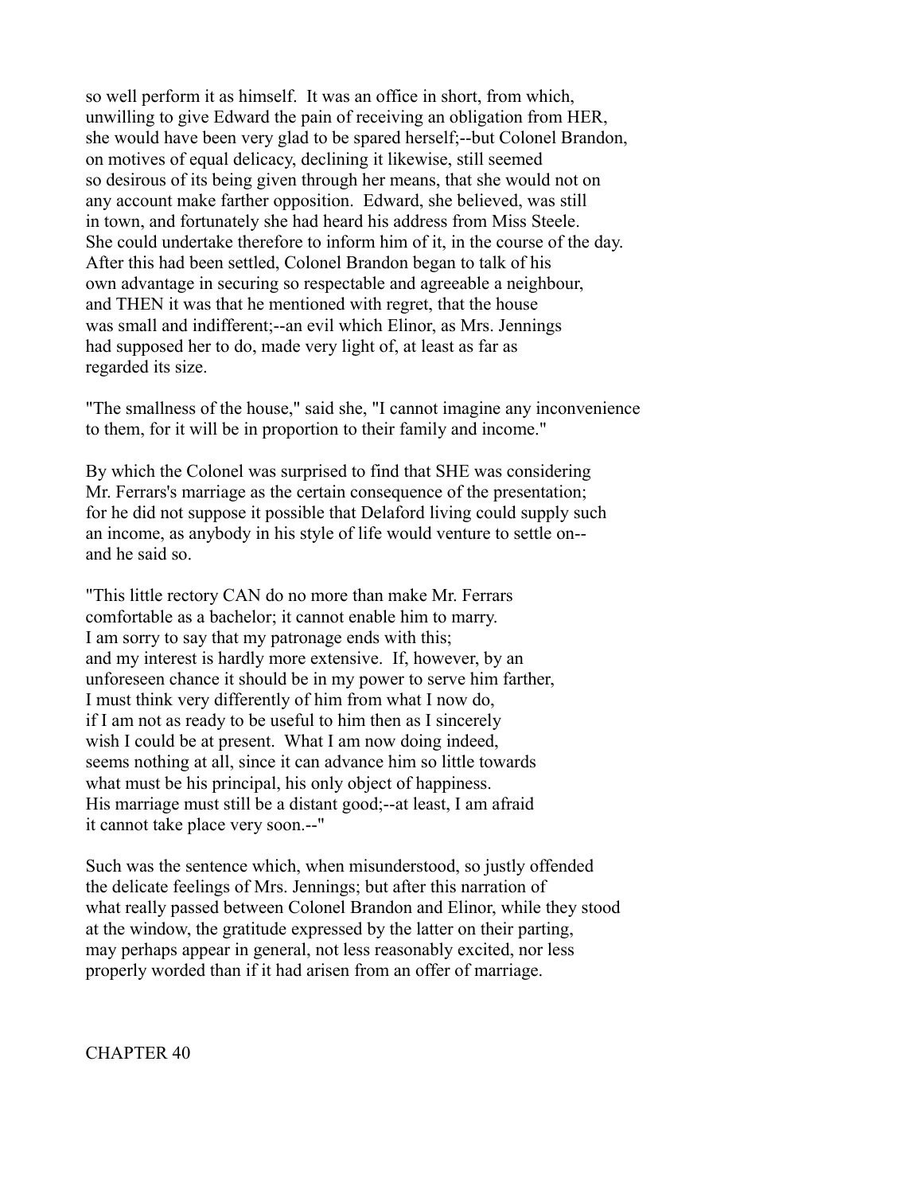so well perform it as himself. It was an office in short, from which, unwilling to give Edward the pain of receiving an obligation from HER, she would have been very glad to be spared herself;--but Colonel Brandon, on motives of equal delicacy, declining it likewise, still seemed so desirous of its being given through her means, that she would not on any account make farther opposition. Edward, she believed, was still in town, and fortunately she had heard his address from Miss Steele. She could undertake therefore to inform him of it, in the course of the day. After this had been settled, Colonel Brandon began to talk of his own advantage in securing so respectable and agreeable a neighbour, and THEN it was that he mentioned with regret, that the house was small and indifferent;--an evil which Elinor, as Mrs. Jennings had supposed her to do, made very light of, at least as far as regarded its size.

"The smallness of the house," said she, "I cannot imagine any inconvenience to them, for it will be in proportion to their family and income."

By which the Colonel was surprised to find that SHE was considering Mr. Ferrars's marriage as the certain consequence of the presentation; for he did not suppose it possible that Delaford living could supply such an income, as anybody in his style of life would venture to settle on-- and he said so.

"This little rectory CAN do no more than make Mr. Ferrars comfortable as a bachelor; it cannot enable him to marry. I am sorry to say that my patronage ends with this; and my interest is hardly more extensive. If, however, by an unforeseen chance it should be in my power to serve him farther, I must think very differently of him from what I now do, if I am not as ready to be useful to him then as I sincerely wish I could be at present. What I am now doing indeed, seems nothing at all, since it can advance him so little towards what must be his principal, his only object of happiness. His marriage must still be a distant good;--at least, I am afraid it cannot take place very soon.--"

Such was the sentence which, when misunderstood, so justly offended the delicate feelings of Mrs. Jennings; but after this narration of what really passed between Colonel Brandon and Elinor, while they stood at the window, the gratitude expressed by the latter on their parting, may perhaps appear in general, not less reasonably excited, nor less properly worded than if it had arisen from an offer of marriage.

## CHAPTER 40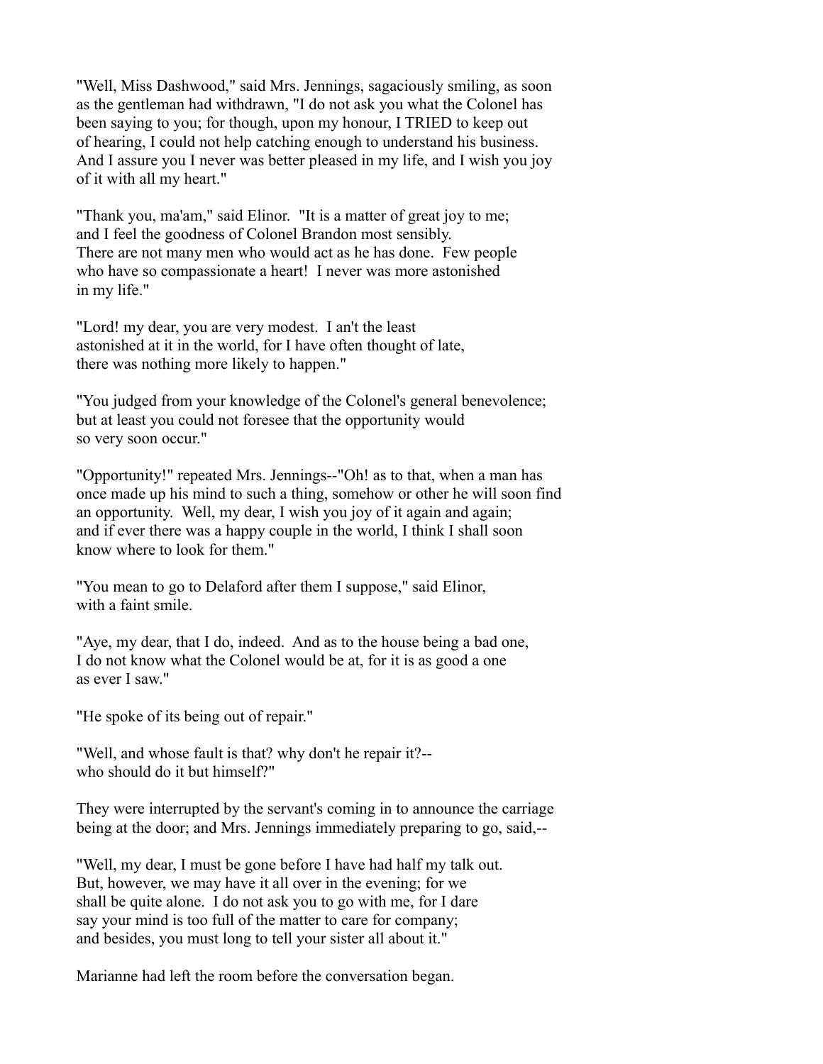"Well, Miss Dashwood," said Mrs. Jennings, sagaciously smiling, as soon as the gentleman had withdrawn, "I do not ask you what the Colonel has been saying to you; for though, upon my honour, I TRIED to keep out of hearing, I could not help catching enough to understand his business. And I assure you I never was better pleased in my life, and I wish you joy of it with all my heart."

"Thank you, ma'am," said Elinor. "It is a matter of great joy to me; and I feel the goodness of Colonel Brandon most sensibly. There are not many men who would act as he has done. Few people who have so compassionate a heart! I never was more astonished in my life."

"Lord! my dear, you are very modest. I an't the least astonished at it in the world, for I have often thought of late, there was nothing more likely to happen."

"You judged from your knowledge of the Colonel's general benevolence; but at least you could not foresee that the opportunity would so very soon occur."

"Opportunity!" repeated Mrs. Jennings--"Oh! as to that, when a man has once made up his mind to such a thing, somehow or other he will soon find an opportunity. Well, my dear, I wish you joy of it again and again; and if ever there was a happy couple in the world, I think I shall soon know where to look for them."

"You mean to go to Delaford after them I suppose," said Elinor, with a faint smile.

"Aye, my dear, that I do, indeed. And as to the house being a bad one, I do not know what the Colonel would be at, for it is as good a one as ever I saw."

"He spoke of its being out of repair."

"Well, and whose fault is that? why don't he repair it?-- who should do it but himself?"

They were interrupted by the servant's coming in to announce the carriage being at the door; and Mrs. Jennings immediately preparing to go, said,--

"Well, my dear, I must be gone before I have had half my talk out. But, however, we may have it all over in the evening; for we shall be quite alone. I do not ask you to go with me, for I dare say your mind is too full of the matter to care for company; and besides, you must long to tell your sister all about it."

Marianne had left the room before the conversation began.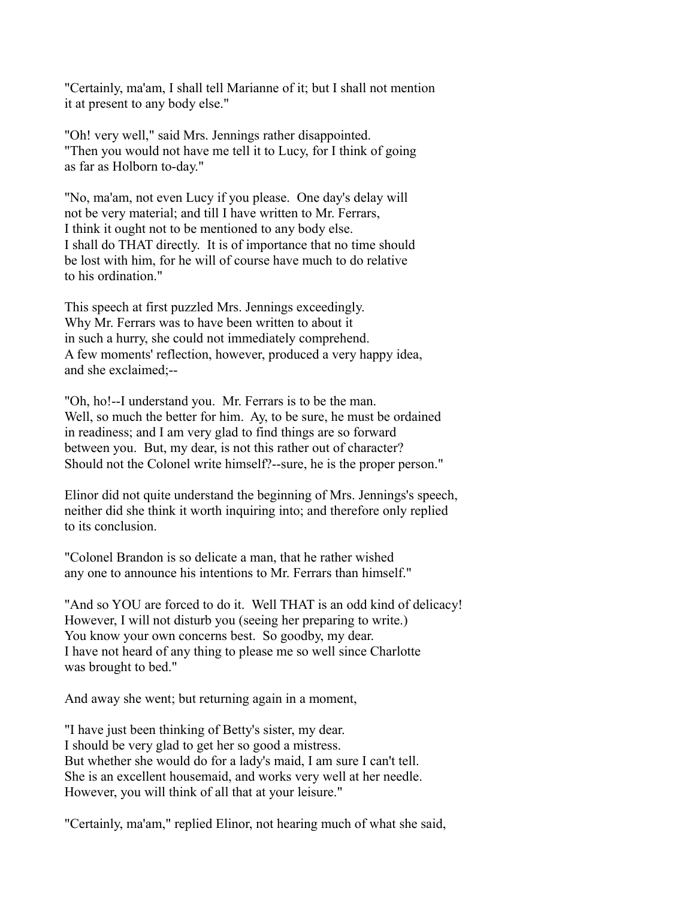"Certainly, ma'am, I shall tell Marianne of it; but I shall not mention it at present to any body else."

"Oh! very well," said Mrs. Jennings rather disappointed. "Then you would not have me tell it to Lucy, for I think of going as far as Holborn to-day."

"No, ma'am, not even Lucy if you please. One day's delay will not be very material; and till I have written to Mr. Ferrars, I think it ought not to be mentioned to any body else. I shall do THAT directly. It is of importance that no time should be lost with him, for he will of course have much to do relative to his ordination."

This speech at first puzzled Mrs. Jennings exceedingly. Why Mr. Ferrars was to have been written to about it in such a hurry, she could not immediately comprehend. A few moments' reflection, however, produced a very happy idea, and she exclaimed;--

"Oh, ho!--I understand you. Mr. Ferrars is to be the man. Well, so much the better for him. Ay, to be sure, he must be ordained in readiness; and I am very glad to find things are so forward between you. But, my dear, is not this rather out of character? Should not the Colonel write himself?--sure, he is the proper person."

Elinor did not quite understand the beginning of Mrs. Jennings's speech, neither did she think it worth inquiring into; and therefore only replied to its conclusion.

"Colonel Brandon is so delicate a man, that he rather wished any one to announce his intentions to Mr. Ferrars than himself."

"And so YOU are forced to do it. Well THAT is an odd kind of delicacy! However, I will not disturb you (seeing her preparing to write.) You know your own concerns best. So goodby, my dear. I have not heard of any thing to please me so well since Charlotte was brought to bed."

And away she went; but returning again in a moment,

"I have just been thinking of Betty's sister, my dear. I should be very glad to get her so good a mistress. But whether she would do for a lady's maid, I am sure I can't tell. She is an excellent housemaid, and works very well at her needle. However, you will think of all that at your leisure."

"Certainly, ma'am," replied Elinor, not hearing much of what she said,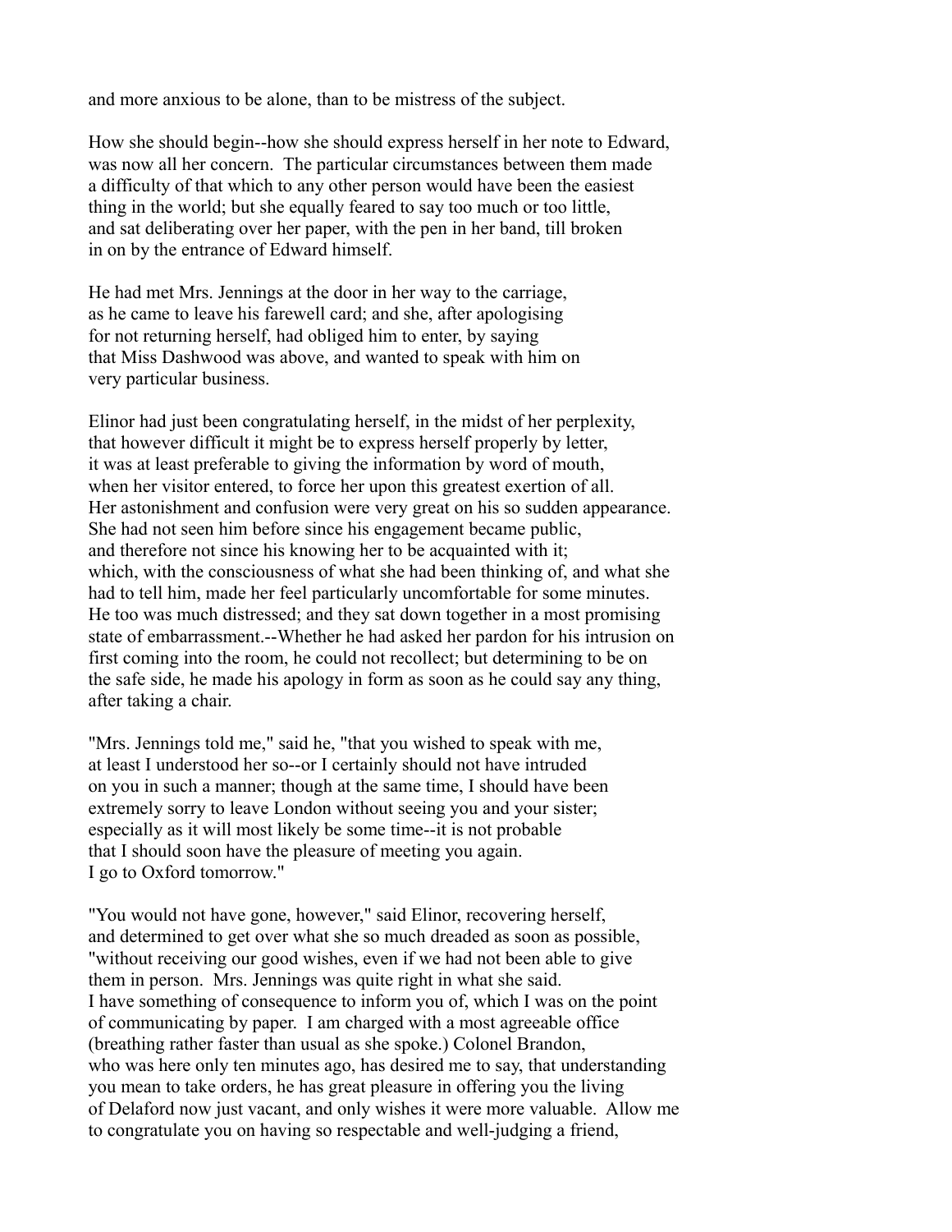and more anxious to be alone, than to be mistress of the subject.

How she should begin--how she should express herself in her note to Edward, was now all her concern. The particular circumstances between them made a difficulty of that which to any other person would have been the easiest thing in the world; but she equally feared to say too much or too little, and sat deliberating over her paper, with the pen in her band, till broken in on by the entrance of Edward himself.

He had met Mrs. Jennings at the door in her way to the carriage, as he came to leave his farewell card; and she, after apologising for not returning herself, had obliged him to enter, by saying that Miss Dashwood was above, and wanted to speak with him on very particular business.

Elinor had just been congratulating herself, in the midst of her perplexity, that however difficult it might be to express herself properly by letter, it was at least preferable to giving the information by word of mouth, when her visitor entered, to force her upon this greatest exertion of all. Her astonishment and confusion were very great on his so sudden appearance. She had not seen him before since his engagement became public, and therefore not since his knowing her to be acquainted with it; which, with the consciousness of what she had been thinking of, and what she had to tell him, made her feel particularly uncomfortable for some minutes. He too was much distressed; and they sat down together in a most promising state of embarrassment.--Whether he had asked her pardon for his intrusion on first coming into the room, he could not recollect; but determining to be on the safe side, he made his apology in form as soon as he could say any thing, after taking a chair.

"Mrs. Jennings told me," said he, "that you wished to speak with me, at least I understood her so--or I certainly should not have intruded on you in such a manner; though at the same time, I should have been extremely sorry to leave London without seeing you and your sister; especially as it will most likely be some time--it is not probable that I should soon have the pleasure of meeting you again. I go to Oxford tomorrow."

"You would not have gone, however," said Elinor, recovering herself, and determined to get over what she so much dreaded as soon as possible, "without receiving our good wishes, even if we had not been able to give them in person. Mrs. Jennings was quite right in what she said. I have something of consequence to inform you of, which I was on the point of communicating by paper. I am charged with a most agreeable office (breathing rather faster than usual as she spoke.) Colonel Brandon, who was here only ten minutes ago, has desired me to say, that understanding you mean to take orders, he has great pleasure in offering you the living of Delaford now just vacant, and only wishes it were more valuable. Allow me to congratulate you on having so respectable and well-judging a friend,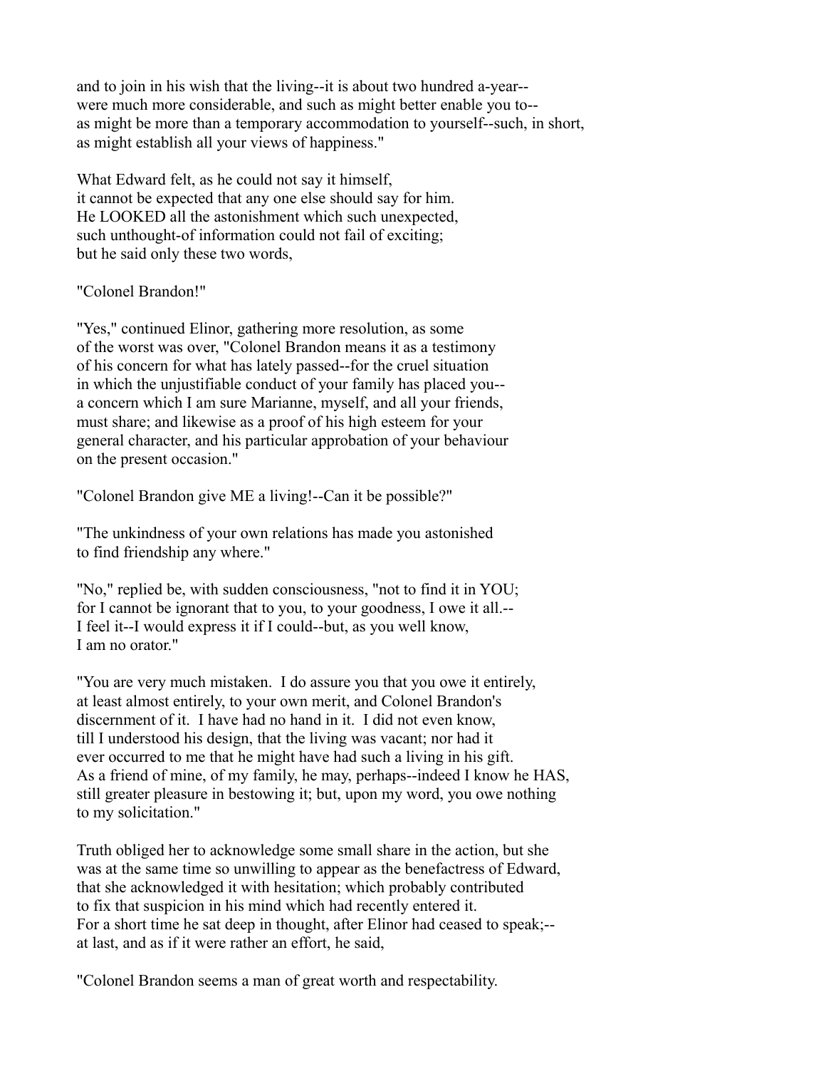and to join in his wish that the living--it is about two hundred a-year--
were much more considerable, and such as might better enable you to--
as might be more than a temporary accommodation to yourself--such, in short,
as might establish all your views of happiness."

What Edward felt, as he could not say it himself,
it cannot be expected that any one else should say for him.
He LOOKED all the astonishment which such unexpected,
such unthought-of information could not fail of exciting;
but he said only these two words,

"Colonel Brandon!"

"Yes," continued Elinor, gathering more resolution, as some
of the worst was over, "Colonel Brandon means it as a testimony
of his concern for what has lately passed--for the cruel situation
in which the unjustifiable conduct of your family has placed you--
a concern which I am sure Marianne, myself, and all your friends,
must share; and likewise as a proof of his high esteem for your
general character, and his particular approbation of your behaviour
on the present occasion."

"Colonel Brandon give ME a living!--Can it be possible?"

"The unkindness of your own relations has made you astonished
to find friendship any where."

"No," replied be, with sudden consciousness, "not to find it in YOU;
for I cannot be ignorant that to you, to your goodness, I owe it all.--
I feel it--I would express it if I could--but, as you well know,
I am no orator."

"You are very much mistaken. I do assure you that you owe it entirely,
at least almost entirely, to your own merit, and Colonel Brandon's
discernment of it. I have had no hand in it. I did not even know,
till I understood his design, that the living was vacant; nor had it
ever occurred to me that he might have had such a living in his gift.
As a friend of mine, of my family, he may, perhaps--indeed I know he HAS,
still greater pleasure in bestowing it; but, upon my word, you owe nothing
to my solicitation."

Truth obliged her to acknowledge some small share in the action, but she
was at the same time so unwilling to appear as the benefactress of Edward,
that she acknowledged it with hesitation; which probably contributed
to fix that suspicion in his mind which had recently entered it.
For a short time he sat deep in thought, after Elinor had ceased to speak;--
at last, and as if it were rather an effort, he said,

"Colonel Brandon seems a man of great worth and respectability.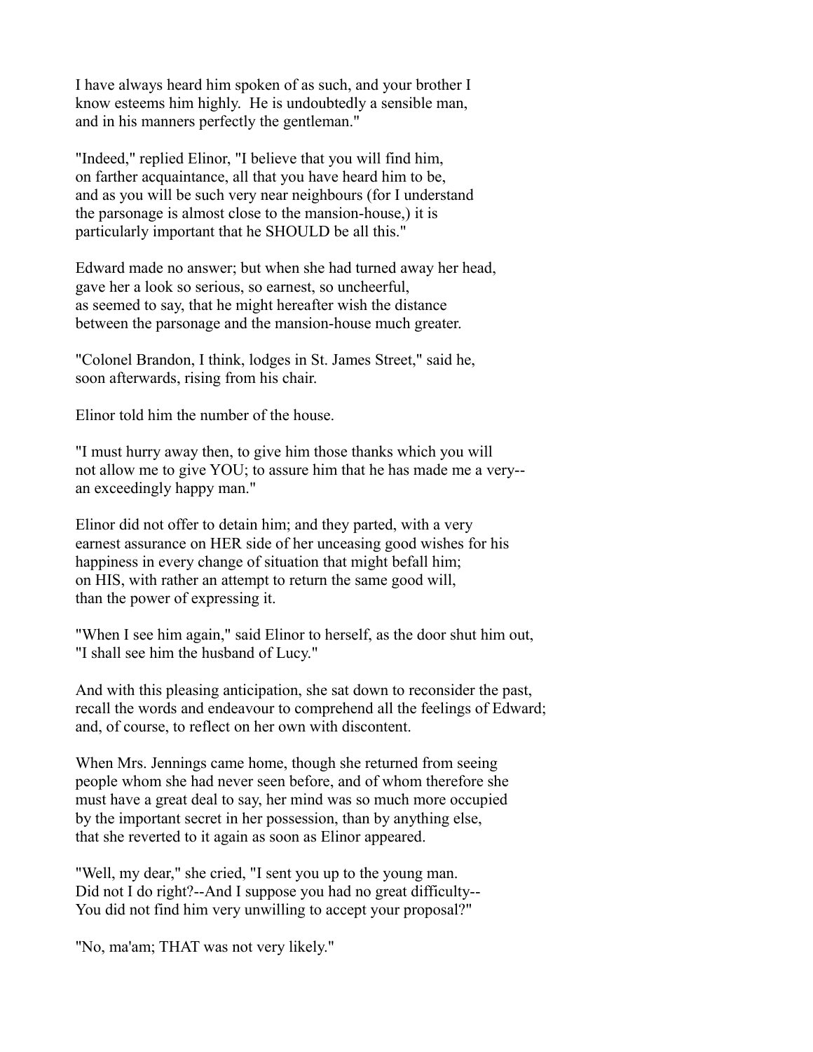I have always heard him spoken of as such, and your brother I
know esteems him highly. He is undoubtedly a sensible man,
and in his manners perfectly the gentleman."

"Indeed," replied Elinor, "I believe that you will find him,
on farther acquaintance, all that you have heard him to be,
and as you will be such very near neighbours (for I understand
the parsonage is almost close to the mansion-house,) it is
particularly important that he SHOULD be all this."

Edward made no answer; but when she had turned away her head,
gave her a look so serious, so earnest, so uncheerful,
as seemed to say, that he might hereafter wish the distance
between the parsonage and the mansion-house much greater.

"Colonel Brandon, I think, lodges in St. James Street," said he,
soon afterwards, rising from his chair.

Elinor told him the number of the house.

"I must hurry away then, to give him those thanks which you will
not allow me to give YOU; to assure him that he has made me a very--
an exceedingly happy man."

Elinor did not offer to detain him; and they parted, with a very
earnest assurance on HER side of her unceasing good wishes for his
happiness in every change of situation that might befall him;
on HIS, with rather an attempt to return the same good will,
than the power of expressing it.

"When I see him again," said Elinor to herself, as the door shut him out,
"I shall see him the husband of Lucy."

And with this pleasing anticipation, she sat down to reconsider the past,
recall the words and endeavour to comprehend all the feelings of Edward;
and, of course, to reflect on her own with discontent.

When Mrs. Jennings came home, though she returned from seeing
people whom she had never seen before, and of whom therefore she
must have a great deal to say, her mind was so much more occupied
by the important secret in her possession, than by anything else,
that she reverted to it again as soon as Elinor appeared.

"Well, my dear," she cried, "I sent you up to the young man.
Did not I do right?--And I suppose you had no great difficulty--
You did not find him very unwilling to accept your proposal?"

"No, ma'am; THAT was not very likely."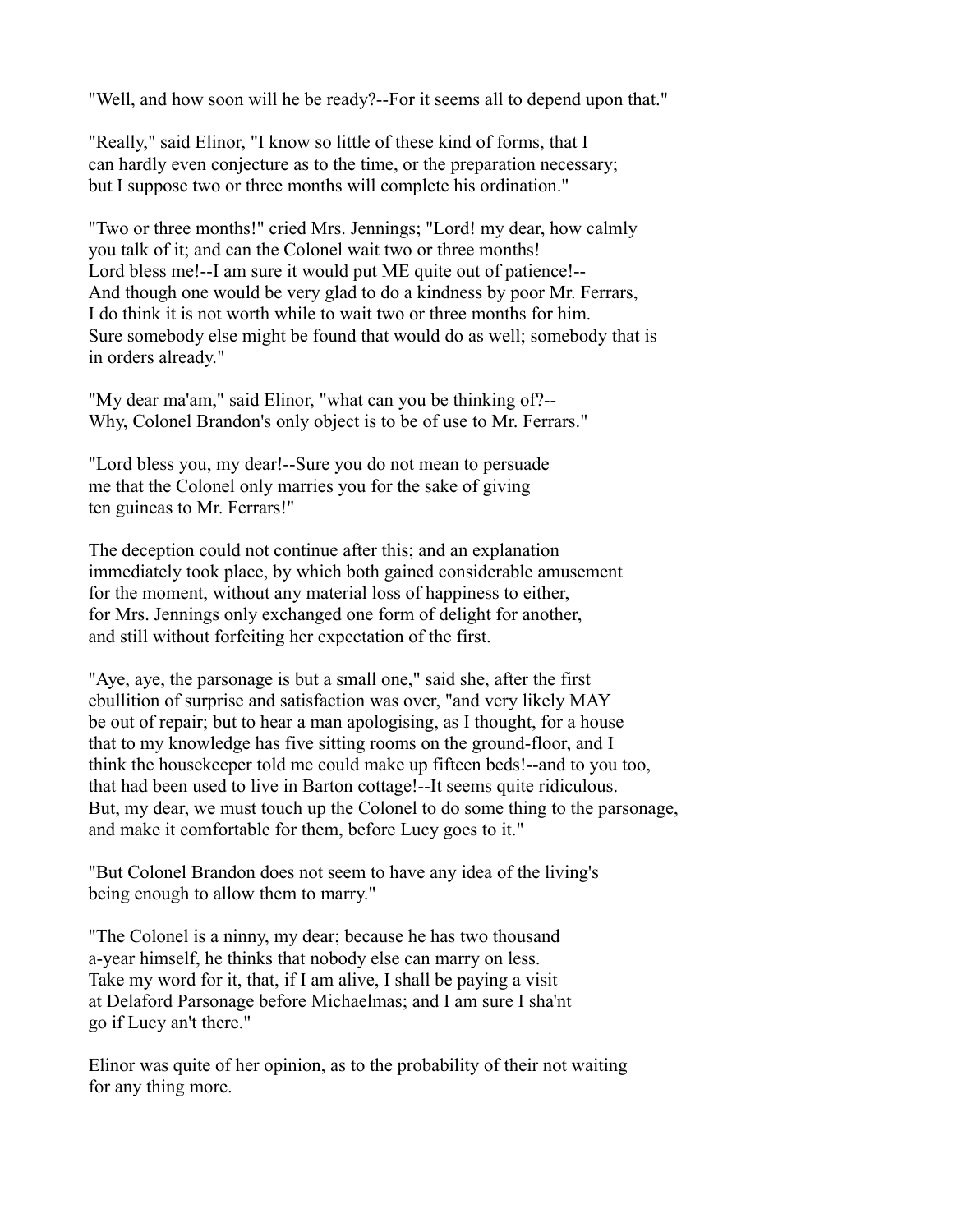"Well, and how soon will he be ready?--For it seems all to depend upon that."

"Really," said Elinor, "I know so little of these kind of forms, that I can hardly even conjecture as to the time, or the preparation necessary; but I suppose two or three months will complete his ordination."

"Two or three months!" cried Mrs. Jennings; "Lord! my dear, how calmly you talk of it; and can the Colonel wait two or three months! Lord bless me!--I am sure it would put ME quite out of patience!-- And though one would be very glad to do a kindness by poor Mr. Ferrars, I do think it is not worth while to wait two or three months for him. Sure somebody else might be found that would do as well; somebody that is in orders already."

"My dear ma'am," said Elinor, "what can you be thinking of?-- Why, Colonel Brandon's only object is to be of use to Mr. Ferrars."

"Lord bless you, my dear!--Sure you do not mean to persuade me that the Colonel only marries you for the sake of giving ten guineas to Mr. Ferrars!"

The deception could not continue after this; and an explanation immediately took place, by which both gained considerable amusement for the moment, without any material loss of happiness to either, for Mrs. Jennings only exchanged one form of delight for another, and still without forfeiting her expectation of the first.

"Aye, aye, the parsonage is but a small one," said she, after the first ebullition of surprise and satisfaction was over, "and very likely MAY be out of repair; but to hear a man apologising, as I thought, for a house that to my knowledge has five sitting rooms on the ground-floor, and I think the housekeeper told me could make up fifteen beds!--and to you too, that had been used to live in Barton cottage!--It seems quite ridiculous. But, my dear, we must touch up the Colonel to do some thing to the parsonage, and make it comfortable for them, before Lucy goes to it."

"But Colonel Brandon does not seem to have any idea of the living's being enough to allow them to marry."

"The Colonel is a ninny, my dear; because he has two thousand a-year himself, he thinks that nobody else can marry on less. Take my word for it, that, if I am alive, I shall be paying a visit at Delaford Parsonage before Michaelmas; and I am sure I sha'nt go if Lucy an't there."

Elinor was quite of her opinion, as to the probability of their not waiting for any thing more.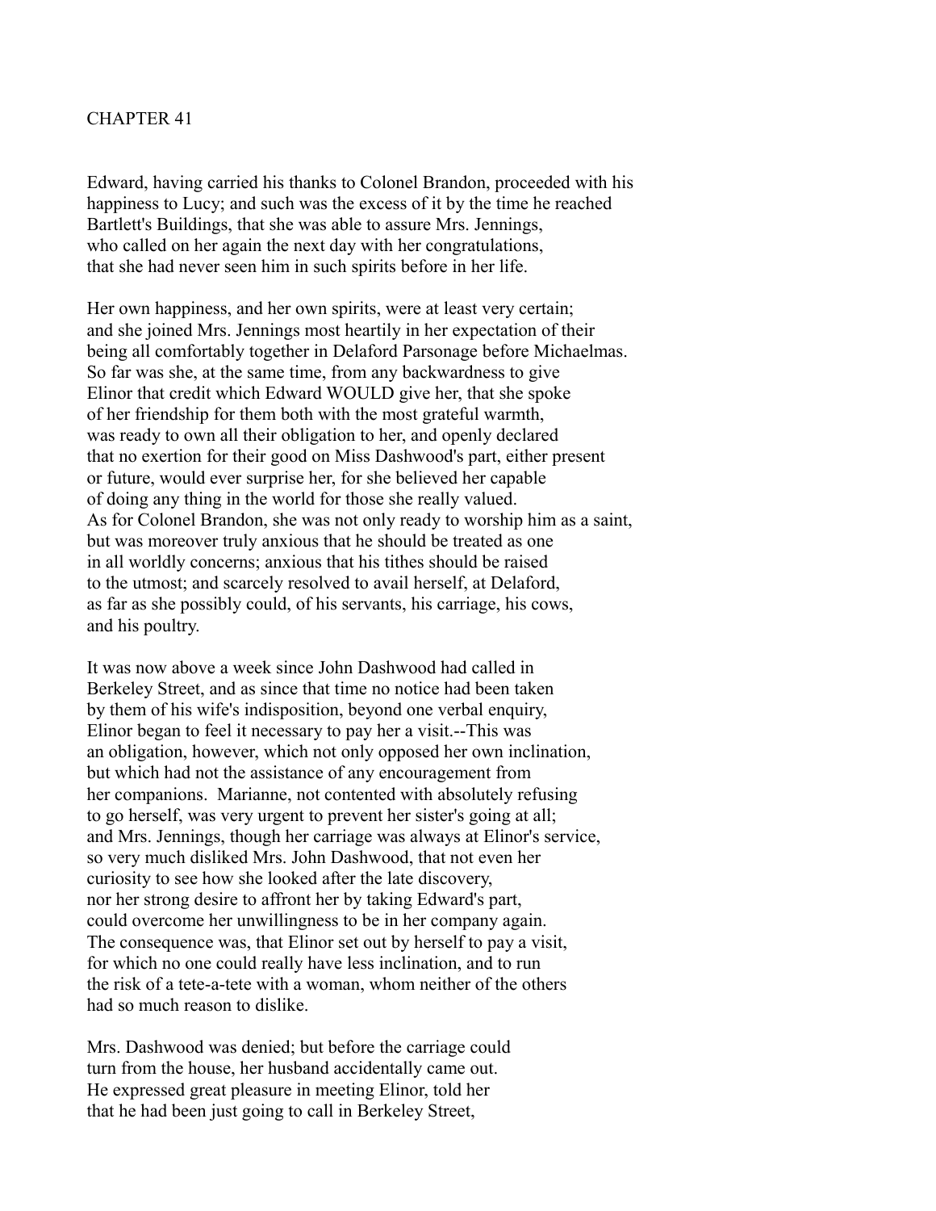## CHAPTER 41

Edward, having carried his thanks to Colonel Brandon, proceeded with his happiness to Lucy; and such was the excess of it by the time he reached Bartlett's Buildings, that she was able to assure Mrs. Jennings, who called on her again the next day with her congratulations, that she had never seen him in such spirits before in her life.

Her own happiness, and her own spirits, were at least very certain; and she joined Mrs. Jennings most heartily in her expectation of their being all comfortably together in Delaford Parsonage before Michaelmas. So far was she, at the same time, from any backwardness to give Elinor that credit which Edward WOULD give her, that she spoke of her friendship for them both with the most grateful warmth, was ready to own all their obligation to her, and openly declared that no exertion for their good on Miss Dashwood's part, either present or future, would ever surprise her, for she believed her capable of doing any thing in the world for those she really valued. As for Colonel Brandon, she was not only ready to worship him as a saint, but was moreover truly anxious that he should be treated as one in all worldly concerns; anxious that his tithes should be raised to the utmost; and scarcely resolved to avail herself, at Delaford, as far as she possibly could, of his servants, his carriage, his cows, and his poultry.

It was now above a week since John Dashwood had called in Berkeley Street, and as since that time no notice had been taken by them of his wife's indisposition, beyond one verbal enquiry, Elinor began to feel it necessary to pay her a visit.--This was an obligation, however, which not only opposed her own inclination, but which had not the assistance of any encouragement from her companions. Marianne, not contented with absolutely refusing to go herself, was very urgent to prevent her sister's going at all; and Mrs. Jennings, though her carriage was always at Elinor's service, so very much disliked Mrs. John Dashwood, that not even her curiosity to see how she looked after the late discovery, nor her strong desire to affront her by taking Edward's part, could overcome her unwillingness to be in her company again. The consequence was, that Elinor set out by herself to pay a visit, for which no one could really have less inclination, and to run the risk of a tete-a-tete with a woman, whom neither of the others had so much reason to dislike.

Mrs. Dashwood was denied; but before the carriage could turn from the house, her husband accidentally came out. He expressed great pleasure in meeting Elinor, told her that he had been just going to call in Berkeley Street,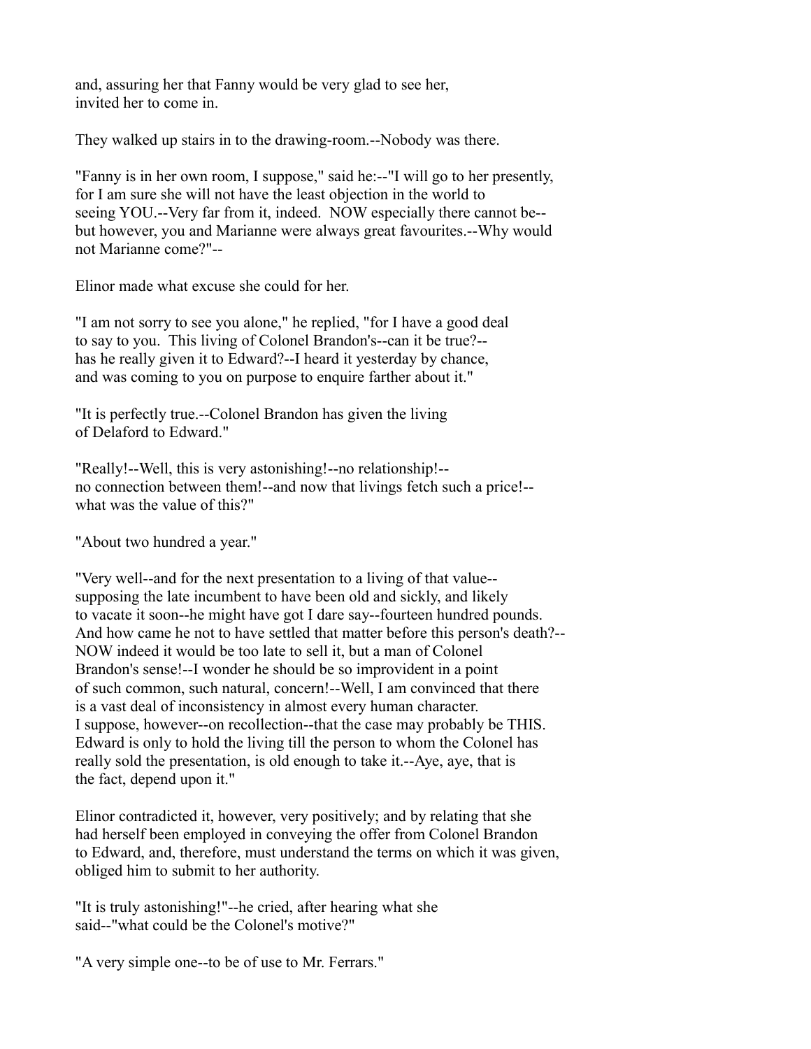and, assuring her that Fanny would be very glad to see her, invited her to come in.

They walked up stairs in to the drawing-room.--Nobody was there.

"Fanny is in her own room, I suppose," said he:--"I will go to her presently, for I am sure she will not have the least objection in the world to seeing YOU.--Very far from it, indeed. NOW especially there cannot be--but however, you and Marianne were always great favourites.--Why would not Marianne come?"--

Elinor made what excuse she could for her.

"I am not sorry to see you alone," he replied, "for I have a good deal to say to you. This living of Colonel Brandon's--can it be true?--has he really given it to Edward?--I heard it yesterday by chance, and was coming to you on purpose to enquire farther about it."

"It is perfectly true.--Colonel Brandon has given the living of Delaford to Edward."

"Really!--Well, this is very astonishing!--no relationship!--no connection between them!--and now that livings fetch such a price!--what was the value of this?"

"About two hundred a year."

"Very well--and for the next presentation to a living of that value--supposing the late incumbent to have been old and sickly, and likely to vacate it soon--he might have got I dare say--fourteen hundred pounds. And how came he not to have settled that matter before this person's death?--NOW indeed it would be too late to sell it, but a man of Colonel Brandon's sense!--I wonder he should be so improvident in a point of such common, such natural, concern!--Well, I am convinced that there is a vast deal of inconsistency in almost every human character. I suppose, however--on recollection--that the case may probably be THIS. Edward is only to hold the living till the person to whom the Colonel has really sold the presentation, is old enough to take it.--Aye, aye, that is the fact, depend upon it."

Elinor contradicted it, however, very positively; and by relating that she had herself been employed in conveying the offer from Colonel Brandon to Edward, and, therefore, must understand the terms on which it was given, obliged him to submit to her authority.

"It is truly astonishing!"--he cried, after hearing what she said--"what could be the Colonel's motive?"

"A very simple one--to be of use to Mr. Ferrars."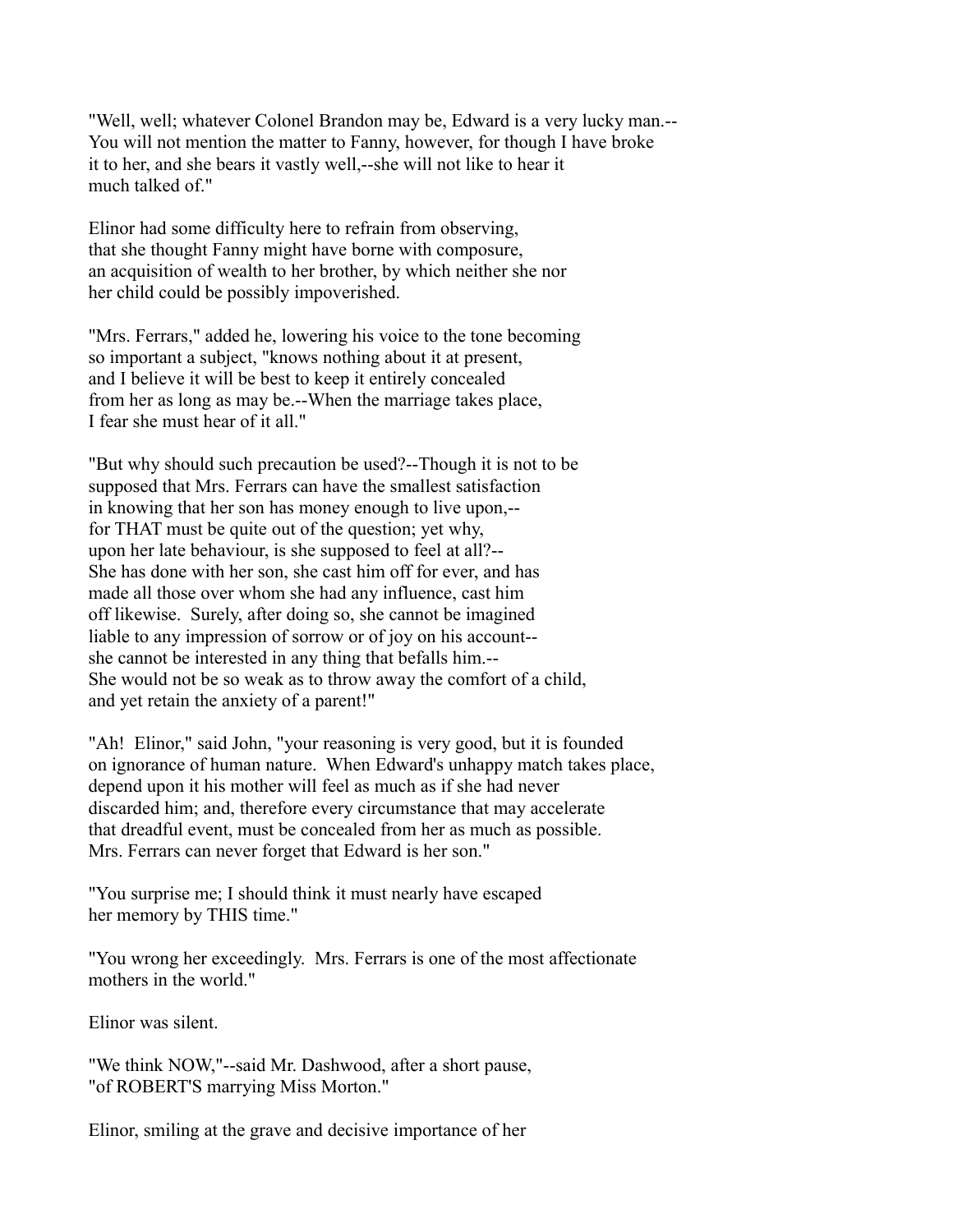"Well, well; whatever Colonel Brandon may be, Edward is a very lucky man.-- You will not mention the matter to Fanny, however, for though I have broke it to her, and she bears it vastly well,--she will not like to hear it much talked of."

Elinor had some difficulty here to refrain from observing, that she thought Fanny might have borne with composure, an acquisition of wealth to her brother, by which neither she nor her child could be possibly impoverished.

"Mrs. Ferrars," added he, lowering his voice to the tone becoming so important a subject, "knows nothing about it at present, and I believe it will be best to keep it entirely concealed from her as long as may be.--When the marriage takes place, I fear she must hear of it all."

"But why should such precaution be used?--Though it is not to be supposed that Mrs. Ferrars can have the smallest satisfaction in knowing that her son has money enough to live upon,-- for THAT must be quite out of the question; yet why, upon her late behaviour, is she supposed to feel at all?-- She has done with her son, she cast him off for ever, and has made all those over whom she had any influence, cast him off likewise. Surely, after doing so, she cannot be imagined liable to any impression of sorrow or of joy on his account-- she cannot be interested in any thing that befalls him.-- She would not be so weak as to throw away the comfort of a child, and yet retain the anxiety of a parent!"

"Ah! Elinor," said John, "your reasoning is very good, but it is founded on ignorance of human nature. When Edward's unhappy match takes place, depend upon it his mother will feel as much as if she had never discarded him; and, therefore every circumstance that may accelerate that dreadful event, must be concealed from her as much as possible. Mrs. Ferrars can never forget that Edward is her son."

"You surprise me; I should think it must nearly have escaped her memory by THIS time."

"You wrong her exceedingly. Mrs. Ferrars is one of the most affectionate mothers in the world."

Elinor was silent.

"We think NOW,"--said Mr. Dashwood, after a short pause, "of ROBERT'S marrying Miss Morton."

Elinor, smiling at the grave and decisive importance of her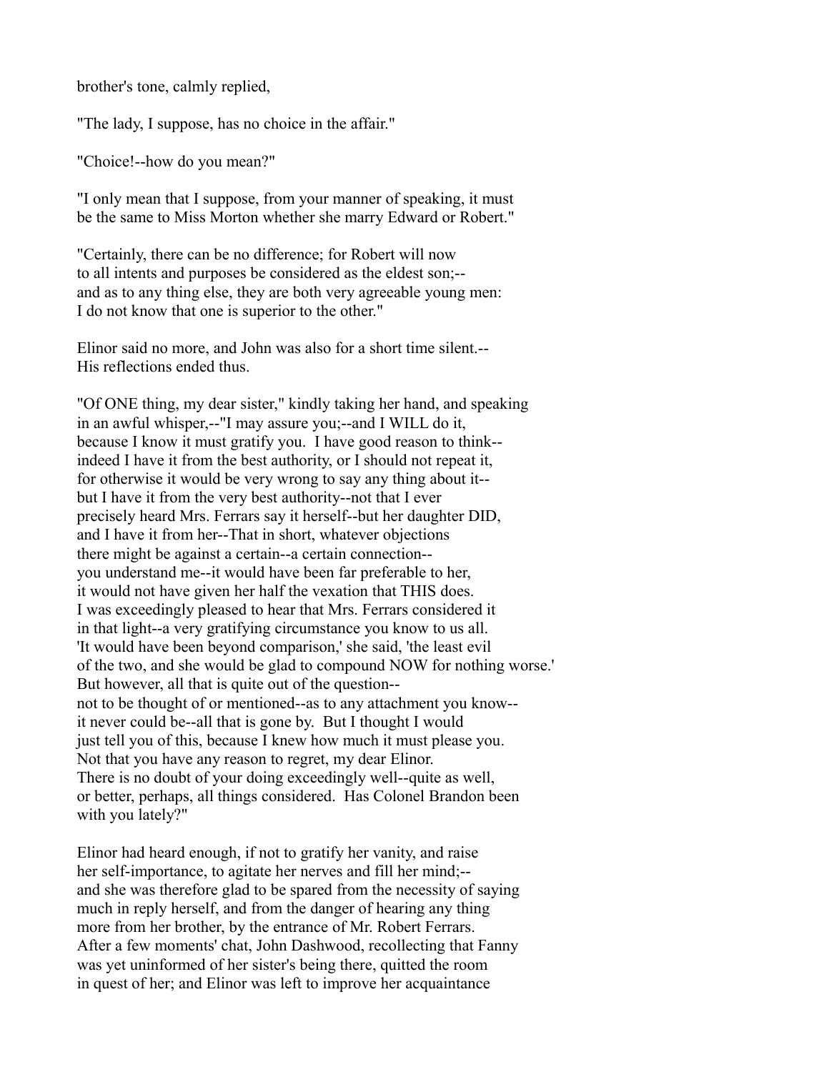brother's tone, calmly replied,

"The lady, I suppose, has no choice in the affair."

"Choice!--how do you mean?"

"I only mean that I suppose, from your manner of speaking, it must be the same to Miss Morton whether she marry Edward or Robert."

"Certainly, there can be no difference; for Robert will now to all intents and purposes be considered as the eldest son;-- and as to any thing else, they are both very agreeable young men: I do not know that one is superior to the other."

Elinor said no more, and John was also for a short time silent.-- His reflections ended thus.

"Of ONE thing, my dear sister," kindly taking her hand, and speaking in an awful whisper,--"I may assure you;--and I WILL do it, because I know it must gratify you. I have good reason to think-- indeed I have it from the best authority, or I should not repeat it, for otherwise it would be very wrong to say any thing about it-- but I have it from the very best authority--not that I ever precisely heard Mrs. Ferrars say it herself--but her daughter DID, and I have it from her--That in short, whatever objections there might be against a certain--a certain connection-- you understand me--it would have been far preferable to her, it would not have given her half the vexation that THIS does. I was exceedingly pleased to hear that Mrs. Ferrars considered it in that light--a very gratifying circumstance you know to us all. 'It would have been beyond comparison,' she said, 'the least evil of the two, and she would be glad to compound NOW for nothing worse.' But however, all that is quite out of the question-- not to be thought of or mentioned--as to any attachment you know-- it never could be--all that is gone by. But I thought I would just tell you of this, because I knew how much it must please you. Not that you have any reason to regret, my dear Elinor. There is no doubt of your doing exceedingly well--quite as well, or better, perhaps, all things considered. Has Colonel Brandon been with you lately?"

Elinor had heard enough, if not to gratify her vanity, and raise her self-importance, to agitate her nerves and fill her mind;-- and she was therefore glad to be spared from the necessity of saying much in reply herself, and from the danger of hearing any thing more from her brother, by the entrance of Mr. Robert Ferrars. After a few moments' chat, John Dashwood, recollecting that Fanny was yet uninformed of her sister's being there, quitted the room in quest of her; and Elinor was left to improve her acquaintance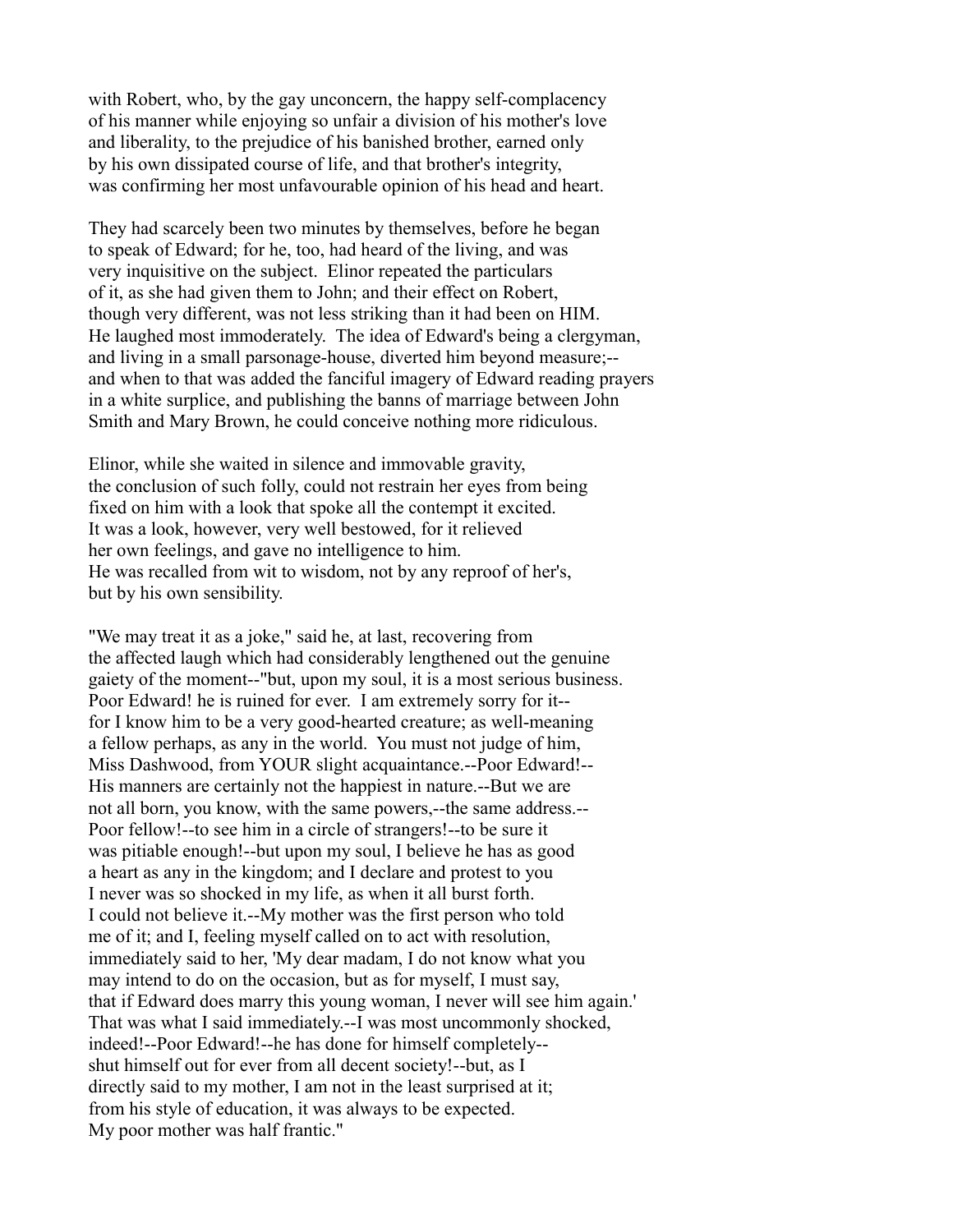with Robert, who, by the gay unconcern, the happy self-complacency of his manner while enjoying so unfair a division of his mother's love and liberality, to the prejudice of his banished brother, earned only by his own dissipated course of life, and that brother's integrity, was confirming her most unfavourable opinion of his head and heart.

They had scarcely been two minutes by themselves, before he began to speak of Edward; for he, too, had heard of the living, and was very inquisitive on the subject. Elinor repeated the particulars of it, as she had given them to John; and their effect on Robert, though very different, was not less striking than it had been on HIM. He laughed most immoderately. The idea of Edward's being a clergyman, and living in a small parsonage-house, diverted him beyond measure;-- and when to that was added the fanciful imagery of Edward reading prayers in a white surplice, and publishing the banns of marriage between John Smith and Mary Brown, he could conceive nothing more ridiculous.

Elinor, while she waited in silence and immovable gravity, the conclusion of such folly, could not restrain her eyes from being fixed on him with a look that spoke all the contempt it excited. It was a look, however, very well bestowed, for it relieved her own feelings, and gave no intelligence to him. He was recalled from wit to wisdom, not by any reproof of her's, but by his own sensibility.

"We may treat it as a joke," said he, at last, recovering from the affected laugh which had considerably lengthened out the genuine gaiety of the moment--"but, upon my soul, it is a most serious business. Poor Edward! he is ruined for ever. I am extremely sorry for it-- for I know him to be a very good-hearted creature; as well-meaning a fellow perhaps, as any in the world. You must not judge of him, Miss Dashwood, from YOUR slight acquaintance.--Poor Edward!-- His manners are certainly not the happiest in nature.--But we are not all born, you know, with the same powers,--the same address.-- Poor fellow!--to see him in a circle of strangers!--to be sure it was pitiable enough!--but upon my soul, I believe he has as good a heart as any in the kingdom; and I declare and protest to you I never was so shocked in my life, as when it all burst forth. I could not believe it.--My mother was the first person who told me of it; and I, feeling myself called on to act with resolution, immediately said to her, 'My dear madam, I do not know what you may intend to do on the occasion, but as for myself, I must say, that if Edward does marry this young woman, I never will see him again.' That was what I said immediately.--I was most uncommonly shocked, indeed!--Poor Edward!--he has done for himself completely-- shut himself out for ever from all decent society!--but, as I directly said to my mother, I am not in the least surprised at it; from his style of education, it was always to be expected. My poor mother was half frantic."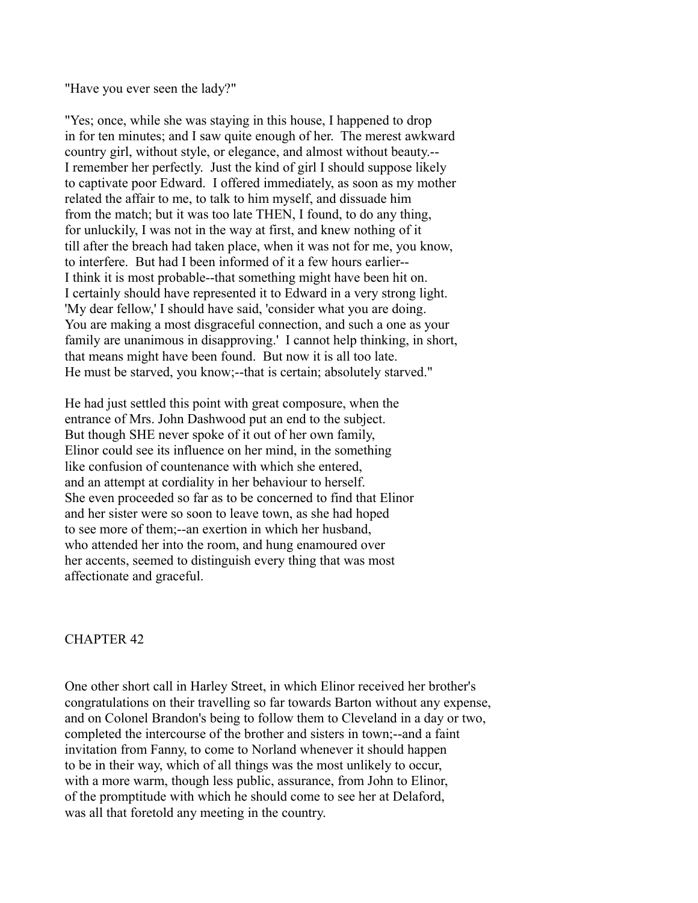"Have you ever seen the lady?"

"Yes; once, while she was staying in this house, I happened to drop in for ten minutes; and I saw quite enough of her. The merest awkward country girl, without style, or elegance, and almost without beauty.-- I remember her perfectly. Just the kind of girl I should suppose likely to captivate poor Edward. I offered immediately, as soon as my mother related the affair to me, to talk to him myself, and dissuade him from the match; but it was too late THEN, I found, to do any thing, for unluckily, I was not in the way at first, and knew nothing of it till after the breach had taken place, when it was not for me, you know, to interfere. But had I been informed of it a few hours earlier-- I think it is most probable--that something might have been hit on. I certainly should have represented it to Edward in a very strong light. 'My dear fellow,' I should have said, 'consider what you are doing. You are making a most disgraceful connection, and such a one as your family are unanimous in disapproving.' I cannot help thinking, in short, that means might have been found. But now it is all too late. He must be starved, you know;--that is certain; absolutely starved."

He had just settled this point with great composure, when the entrance of Mrs. John Dashwood put an end to the subject. But though SHE never spoke of it out of her own family, Elinor could see its influence on her mind, in the something like confusion of countenance with which she entered, and an attempt at cordiality in her behaviour to herself. She even proceeded so far as to be concerned to find that Elinor and her sister were so soon to leave town, as she had hoped to see more of them;--an exertion in which her husband, who attended her into the room, and hung enamoured over her accents, seemed to distinguish every thing that was most affectionate and graceful.

## CHAPTER 42

One other short call in Harley Street, in which Elinor received her brother's congratulations on their travelling so far towards Barton without any expense, and on Colonel Brandon's being to follow them to Cleveland in a day or two, completed the intercourse of the brother and sisters in town;--and a faint invitation from Fanny, to come to Norland whenever it should happen to be in their way, which of all things was the most unlikely to occur, with a more warm, though less public, assurance, from John to Elinor, of the promptitude with which he should come to see her at Delaford, was all that foretold any meeting in the country.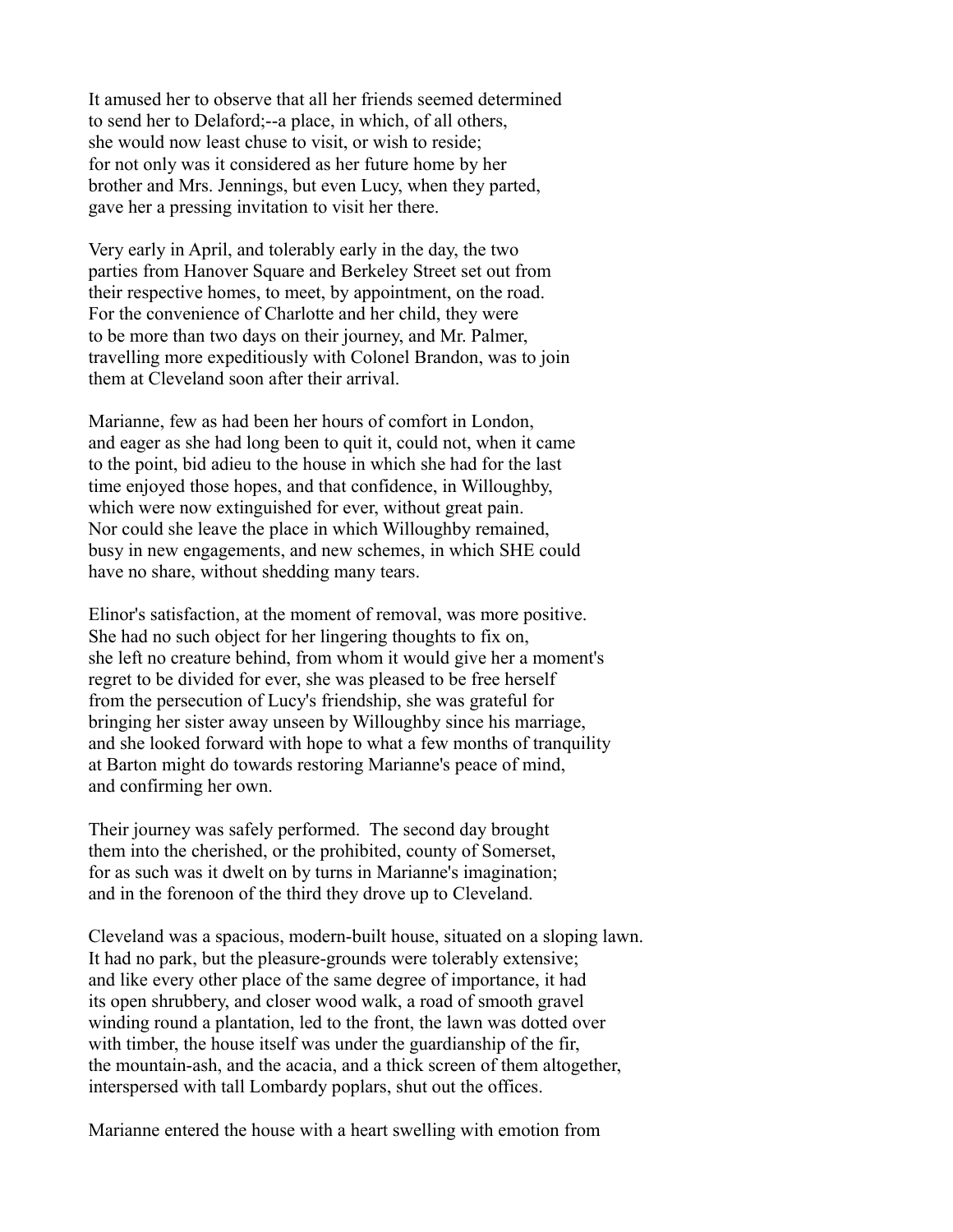It amused her to observe that all her friends seemed determined to send her to Delaford;--a place, in which, of all others, she would now least chuse to visit, or wish to reside; for not only was it considered as her future home by her brother and Mrs. Jennings, but even Lucy, when they parted, gave her a pressing invitation to visit her there.

Very early in April, and tolerably early in the day, the two parties from Hanover Square and Berkeley Street set out from their respective homes, to meet, by appointment, on the road. For the convenience of Charlotte and her child, they were to be more than two days on their journey, and Mr. Palmer, travelling more expeditiously with Colonel Brandon, was to join them at Cleveland soon after their arrival.

Marianne, few as had been her hours of comfort in London, and eager as she had long been to quit it, could not, when it came to the point, bid adieu to the house in which she had for the last time enjoyed those hopes, and that confidence, in Willoughby, which were now extinguished for ever, without great pain. Nor could she leave the place in which Willoughby remained, busy in new engagements, and new schemes, in which SHE could have no share, without shedding many tears.

Elinor's satisfaction, at the moment of removal, was more positive. She had no such object for her lingering thoughts to fix on, she left no creature behind, from whom it would give her a moment's regret to be divided for ever, she was pleased to be free herself from the persecution of Lucy's friendship, she was grateful for bringing her sister away unseen by Willoughby since his marriage, and she looked forward with hope to what a few months of tranquility at Barton might do towards restoring Marianne's peace of mind, and confirming her own.

Their journey was safely performed. The second day brought them into the cherished, or the prohibited, county of Somerset, for as such was it dwelt on by turns in Marianne's imagination; and in the forenoon of the third they drove up to Cleveland.

Cleveland was a spacious, modern-built house, situated on a sloping lawn. It had no park, but the pleasure-grounds were tolerably extensive; and like every other place of the same degree of importance, it had its open shrubbery, and closer wood walk, a road of smooth gravel winding round a plantation, led to the front, the lawn was dotted over with timber, the house itself was under the guardianship of the fir, the mountain-ash, and the acacia, and a thick screen of them altogether, interspersed with tall Lombardy poplars, shut out the offices.

Marianne entered the house with a heart swelling with emotion from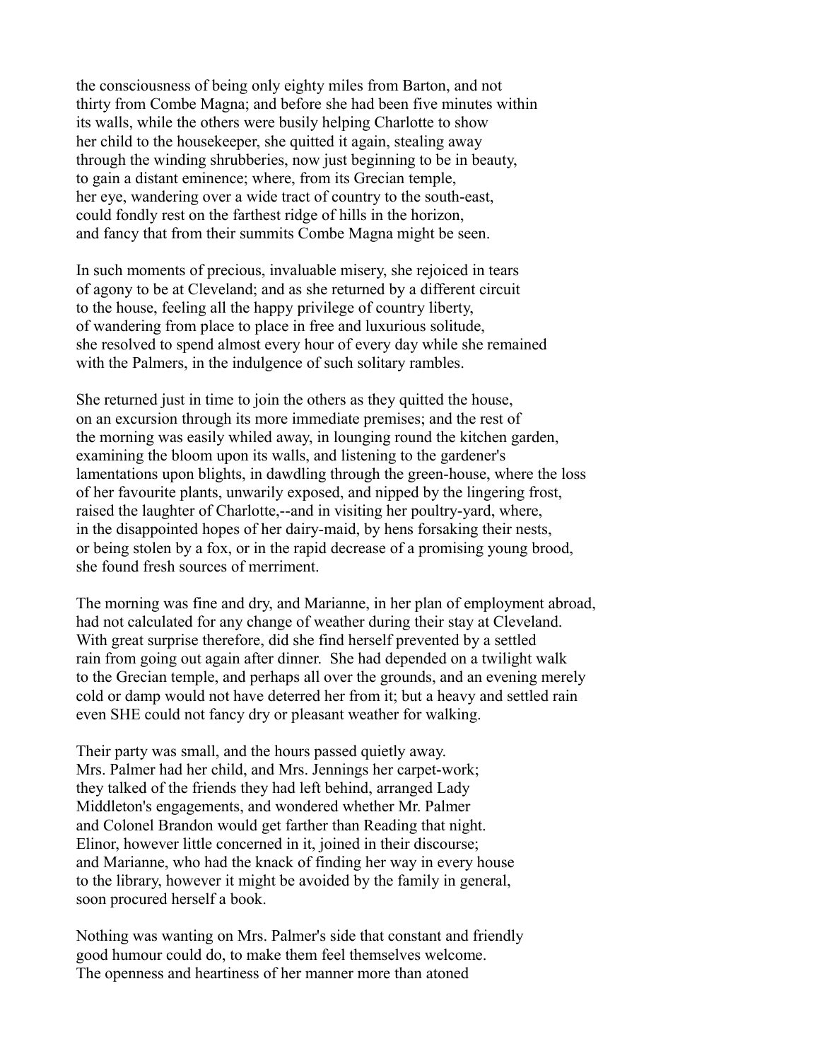the consciousness of being only eighty miles from Barton, and not thirty from Combe Magna; and before she had been five minutes within its walls, while the others were busily helping Charlotte to show her child to the housekeeper, she quitted it again, stealing away through the winding shrubberies, now just beginning to be in beauty, to gain a distant eminence; where, from its Grecian temple, her eye, wandering over a wide tract of country to the south-east, could fondly rest on the farthest ridge of hills in the horizon, and fancy that from their summits Combe Magna might be seen.

In such moments of precious, invaluable misery, she rejoiced in tears of agony to be at Cleveland; and as she returned by a different circuit to the house, feeling all the happy privilege of country liberty, of wandering from place to place in free and luxurious solitude, she resolved to spend almost every hour of every day while she remained with the Palmers, in the indulgence of such solitary rambles.

She returned just in time to join the others as they quitted the house, on an excursion through its more immediate premises; and the rest of the morning was easily whiled away, in lounging round the kitchen garden, examining the bloom upon its walls, and listening to the gardener's lamentations upon blights, in dawdling through the green-house, where the loss of her favourite plants, unwarily exposed, and nipped by the lingering frost, raised the laughter of Charlotte,--and in visiting her poultry-yard, where, in the disappointed hopes of her dairy-maid, by hens forsaking their nests, or being stolen by a fox, or in the rapid decrease of a promising young brood, she found fresh sources of merriment.

The morning was fine and dry, and Marianne, in her plan of employment abroad, had not calculated for any change of weather during their stay at Cleveland. With great surprise therefore, did she find herself prevented by a settled rain from going out again after dinner. She had depended on a twilight walk to the Grecian temple, and perhaps all over the grounds, and an evening merely cold or damp would not have deterred her from it; but a heavy and settled rain even SHE could not fancy dry or pleasant weather for walking.

Their party was small, and the hours passed quietly away. Mrs. Palmer had her child, and Mrs. Jennings her carpet-work; they talked of the friends they had left behind, arranged Lady Middleton's engagements, and wondered whether Mr. Palmer and Colonel Brandon would get farther than Reading that night. Elinor, however little concerned in it, joined in their discourse; and Marianne, who had the knack of finding her way in every house to the library, however it might be avoided by the family in general, soon procured herself a book.

Nothing was wanting on Mrs. Palmer's side that constant and friendly good humour could do, to make them feel themselves welcome. The openness and heartiness of her manner more than atoned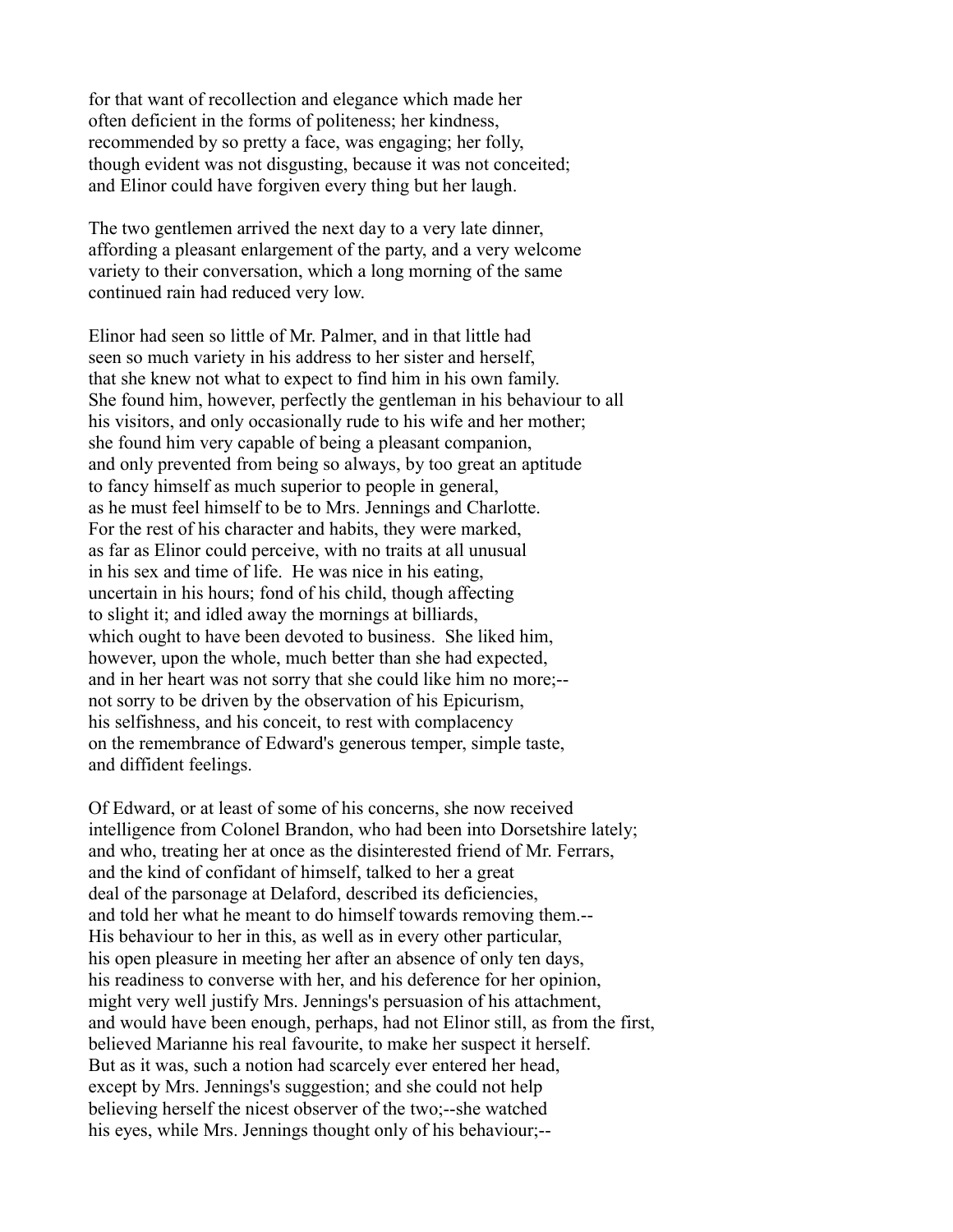for that want of recollection and elegance which made her often deficient in the forms of politeness; her kindness, recommended by so pretty a face, was engaging; her folly, though evident was not disgusting, because it was not conceited; and Elinor could have forgiven every thing but her laugh.

The two gentlemen arrived the next day to a very late dinner, affording a pleasant enlargement of the party, and a very welcome variety to their conversation, which a long morning of the same continued rain had reduced very low.

Elinor had seen so little of Mr. Palmer, and in that little had seen so much variety in his address to her sister and herself, that she knew not what to expect to find him in his own family. She found him, however, perfectly the gentleman in his behaviour to all his visitors, and only occasionally rude to his wife and her mother; she found him very capable of being a pleasant companion, and only prevented from being so always, by too great an aptitude to fancy himself as much superior to people in general, as he must feel himself to be to Mrs. Jennings and Charlotte. For the rest of his character and habits, they were marked, as far as Elinor could perceive, with no traits at all unusual in his sex and time of life. He was nice in his eating, uncertain in his hours; fond of his child, though affecting to slight it; and idled away the mornings at billiards, which ought to have been devoted to business. She liked him, however, upon the whole, much better than she had expected, and in her heart was not sorry that she could like him no more;-- not sorry to be driven by the observation of his Epicurism, his selfishness, and his conceit, to rest with complacency on the remembrance of Edward's generous temper, simple taste, and diffident feelings.

Of Edward, or at least of some of his concerns, she now received intelligence from Colonel Brandon, who had been into Dorsetshire lately; and who, treating her at once as the disinterested friend of Mr. Ferrars, and the kind of confidant of himself, talked to her a great deal of the parsonage at Delaford, described its deficiencies, and told her what he meant to do himself towards removing them.-- His behaviour to her in this, as well as in every other particular, his open pleasure in meeting her after an absence of only ten days, his readiness to converse with her, and his deference for her opinion, might very well justify Mrs. Jennings's persuasion of his attachment, and would have been enough, perhaps, had not Elinor still, as from the first, believed Marianne his real favourite, to make her suspect it herself. But as it was, such a notion had scarcely ever entered her head, except by Mrs. Jennings's suggestion; and she could not help believing herself the nicest observer of the two;--she watched his eyes, while Mrs. Jennings thought only of his behaviour;--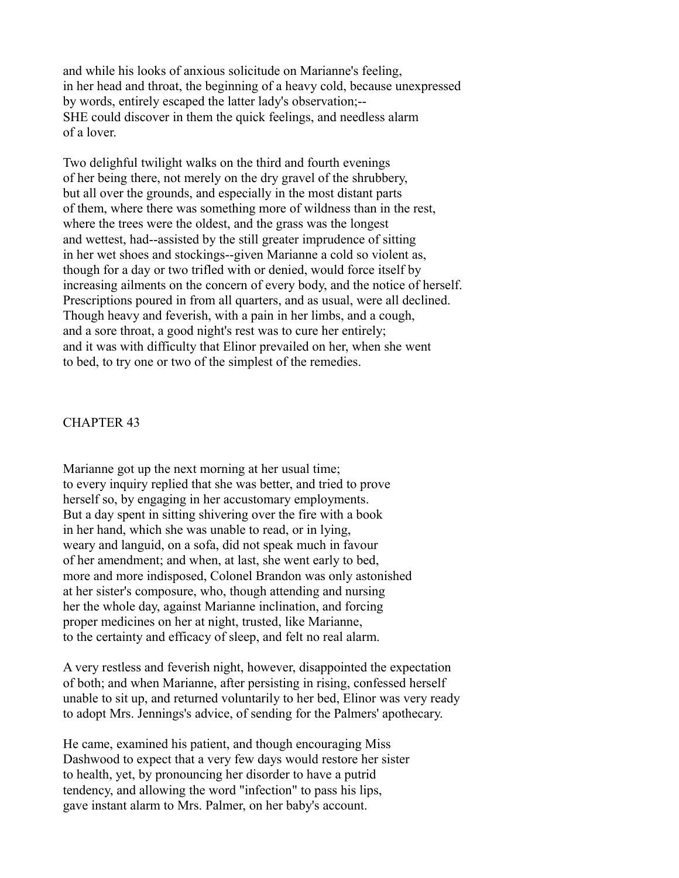and while his looks of anxious solicitude on Marianne's feeling, in her head and throat, the beginning of a heavy cold, because unexpressed by words, entirely escaped the latter lady's observation;-- SHE could discover in them the quick feelings, and needless alarm of a lover.

Two delightful twilight walks on the third and fourth evenings of her being there, not merely on the dry gravel of the shrubbery, but all over the grounds, and especially in the most distant parts of them, where there was something more of wildness than in the rest, where the trees were the oldest, and the grass was the longest and wettest, had--assisted by the still greater imprudence of sitting in her wet shoes and stockings--given Marianne a cold so violent as, though for a day or two trifled with or denied, would force itself by increasing ailments on the concern of every body, and the notice of herself. Prescriptions poured in from all quarters, and as usual, were all declined. Though heavy and feverish, with a pain in her limbs, and a cough, and a sore throat, a good night's rest was to cure her entirely; and it was with difficulty that Elinor prevailed on her, when she went to bed, to try one or two of the simplest of the remedies.

## CHAPTER 43

Marianne got up the next morning at her usual time; to every inquiry replied that she was better, and tried to prove herself so, by engaging in her accustomary employments. But a day spent in sitting shivering over the fire with a book in her hand, which she was unable to read, or in lying, weary and languid, on a sofa, did not speak much in favour of her amendment; and when, at last, she went early to bed, more and more indisposed, Colonel Brandon was only astonished at her sister's composure, who, though attending and nursing her the whole day, against Marianne inclination, and forcing proper medicines on her at night, trusted, like Marianne, to the certainty and efficacy of sleep, and felt no real alarm.

A very restless and feverish night, however, disappointed the expectation of both; and when Marianne, after persisting in rising, confessed herself unable to sit up, and returned voluntarily to her bed, Elinor was very ready to adopt Mrs. Jennings's advice, of sending for the Palmers' apothecary.

He came, examined his patient, and though encouraging Miss Dashwood to expect that a very few days would restore her sister to health, yet, by pronouncing her disorder to have a putrid tendency, and allowing the word "infection" to pass his lips, gave instant alarm to Mrs. Palmer, on her baby's account.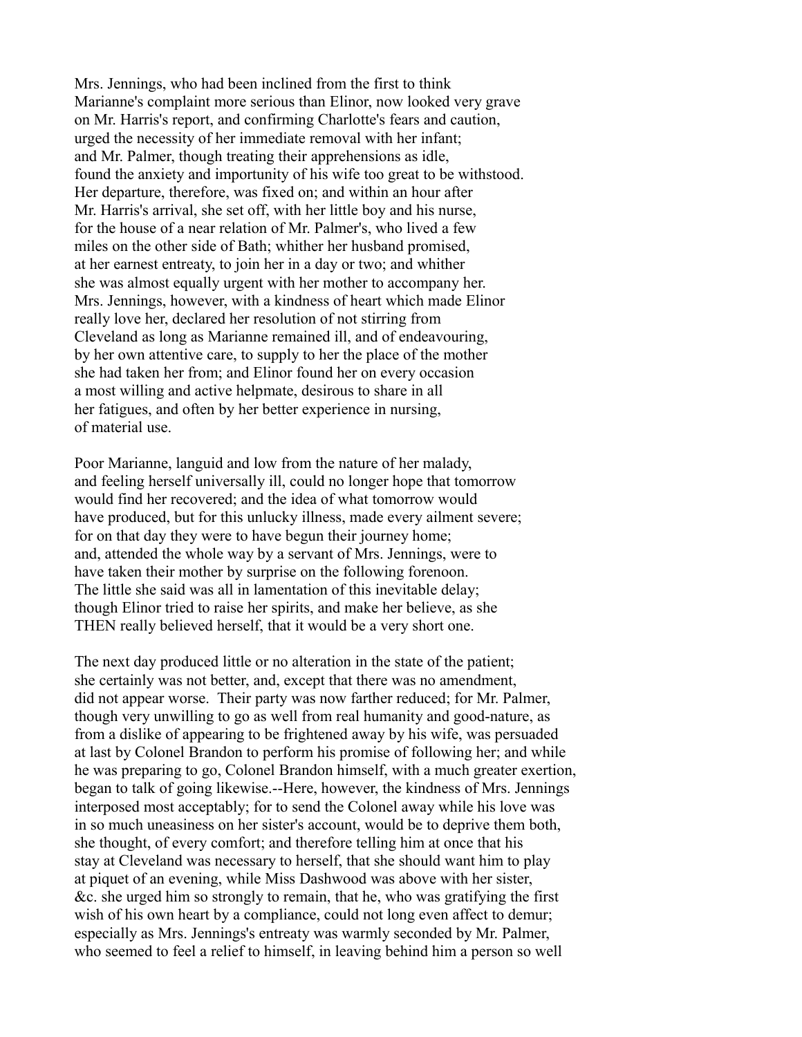Mrs. Jennings, who had been inclined from the first to think Marianne's complaint more serious than Elinor, now looked very grave on Mr. Harris's report, and confirming Charlotte's fears and caution, urged the necessity of her immediate removal with her infant; and Mr. Palmer, though treating their apprehensions as idle, found the anxiety and importunity of his wife too great to be withstood. Her departure, therefore, was fixed on; and within an hour after Mr. Harris's arrival, she set off, with her little boy and his nurse, for the house of a near relation of Mr. Palmer's, who lived a few miles on the other side of Bath; whither her husband promised, at her earnest entreaty, to join her in a day or two; and whither she was almost equally urgent with her mother to accompany her. Mrs. Jennings, however, with a kindness of heart which made Elinor really love her, declared her resolution of not stirring from Cleveland as long as Marianne remained ill, and of endeavouring, by her own attentive care, to supply to her the place of the mother she had taken her from; and Elinor found her on every occasion a most willing and active helpmate, desirous to share in all her fatigues, and often by her better experience in nursing, of material use.

Poor Marianne, languid and low from the nature of her malady, and feeling herself universally ill, could no longer hope that tomorrow would find her recovered; and the idea of what tomorrow would have produced, but for this unlucky illness, made every ailment severe; for on that day they were to have begun their journey home; and, attended the whole way by a servant of Mrs. Jennings, were to have taken their mother by surprise on the following forenoon. The little she said was all in lamentation of this inevitable delay; though Elinor tried to raise her spirits, and make her believe, as she THEN really believed herself, that it would be a very short one.

The next day produced little or no alteration in the state of the patient; she certainly was not better, and, except that there was no amendment, did not appear worse. Their party was now farther reduced; for Mr. Palmer, though very unwilling to go as well from real humanity and good-nature, as from a dislike of appearing to be frightened away by his wife, was persuaded at last by Colonel Brandon to perform his promise of following her; and while he was preparing to go, Colonel Brandon himself, with a much greater exertion, began to talk of going likewise.--Here, however, the kindness of Mrs. Jennings interposed most acceptably; for to send the Colonel away while his love was in so much uneasiness on her sister's account, would be to deprive them both, she thought, of every comfort; and therefore telling him at once that his stay at Cleveland was necessary to herself, that she should want him to play at piquet of an evening, while Miss Dashwood was above with her sister, &c. she urged him so strongly to remain, that he, who was gratifying the first wish of his own heart by a compliance, could not long even affect to demur; especially as Mrs. Jennings's entreaty was warmly seconded by Mr. Palmer, who seemed to feel a relief to himself, in leaving behind him a person so well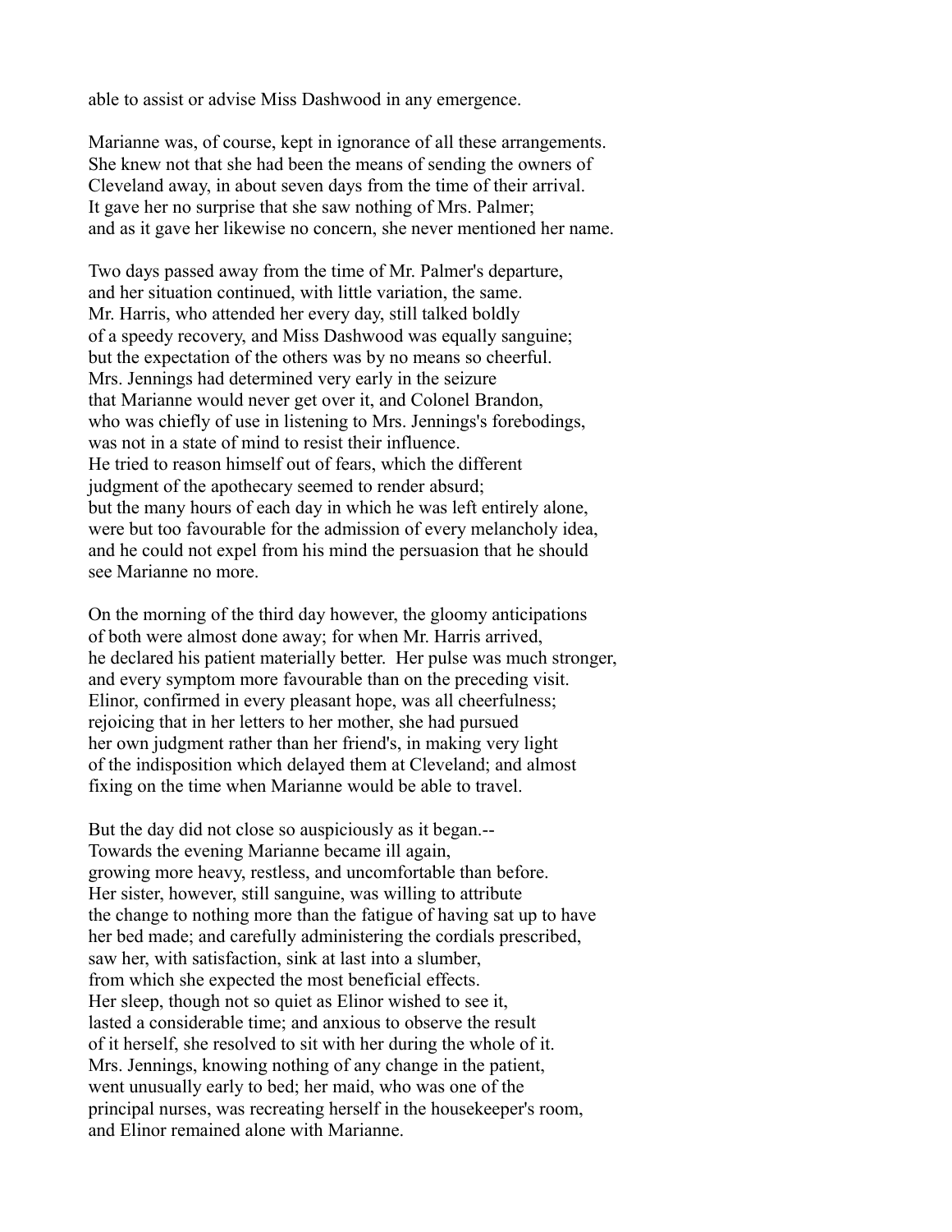able to assist or advise Miss Dashwood in any emergence.

Marianne was, of course, kept in ignorance of all these arrangements. She knew not that she had been the means of sending the owners of Cleveland away, in about seven days from the time of their arrival. It gave her no surprise that she saw nothing of Mrs. Palmer; and as it gave her likewise no concern, she never mentioned her name.

Two days passed away from the time of Mr. Palmer's departure, and her situation continued, with little variation, the same. Mr. Harris, who attended her every day, still talked boldly of a speedy recovery, and Miss Dashwood was equally sanguine; but the expectation of the others was by no means so cheerful. Mrs. Jennings had determined very early in the seizure that Marianne would never get over it, and Colonel Brandon, who was chiefly of use in listening to Mrs. Jennings's forebodings, was not in a state of mind to resist their influence. He tried to reason himself out of fears, which the different judgment of the apothecary seemed to render absurd; but the many hours of each day in which he was left entirely alone, were but too favourable for the admission of every melancholy idea, and he could not expel from his mind the persuasion that he should see Marianne no more.

On the morning of the third day however, the gloomy anticipations of both were almost done away; for when Mr. Harris arrived, he declared his patient materially better. Her pulse was much stronger, and every symptom more favourable than on the preceding visit. Elinor, confirmed in every pleasant hope, was all cheerfulness; rejoicing that in her letters to her mother, she had pursued her own judgment rather than her friend's, in making very light of the indisposition which delayed them at Cleveland; and almost fixing on the time when Marianne would be able to travel.

But the day did not close so auspiciously as it began.-- Towards the evening Marianne became ill again, growing more heavy, restless, and uncomfortable than before. Her sister, however, still sanguine, was willing to attribute the change to nothing more than the fatigue of having sat up to have her bed made; and carefully administering the cordials prescribed, saw her, with satisfaction, sink at last into a slumber, from which she expected the most beneficial effects. Her sleep, though not so quiet as Elinor wished to see it, lasted a considerable time; and anxious to observe the result of it herself, she resolved to sit with her during the whole of it. Mrs. Jennings, knowing nothing of any change in the patient, went unusually early to bed; her maid, who was one of the principal nurses, was recreating herself in the housekeeper's room, and Elinor remained alone with Marianne.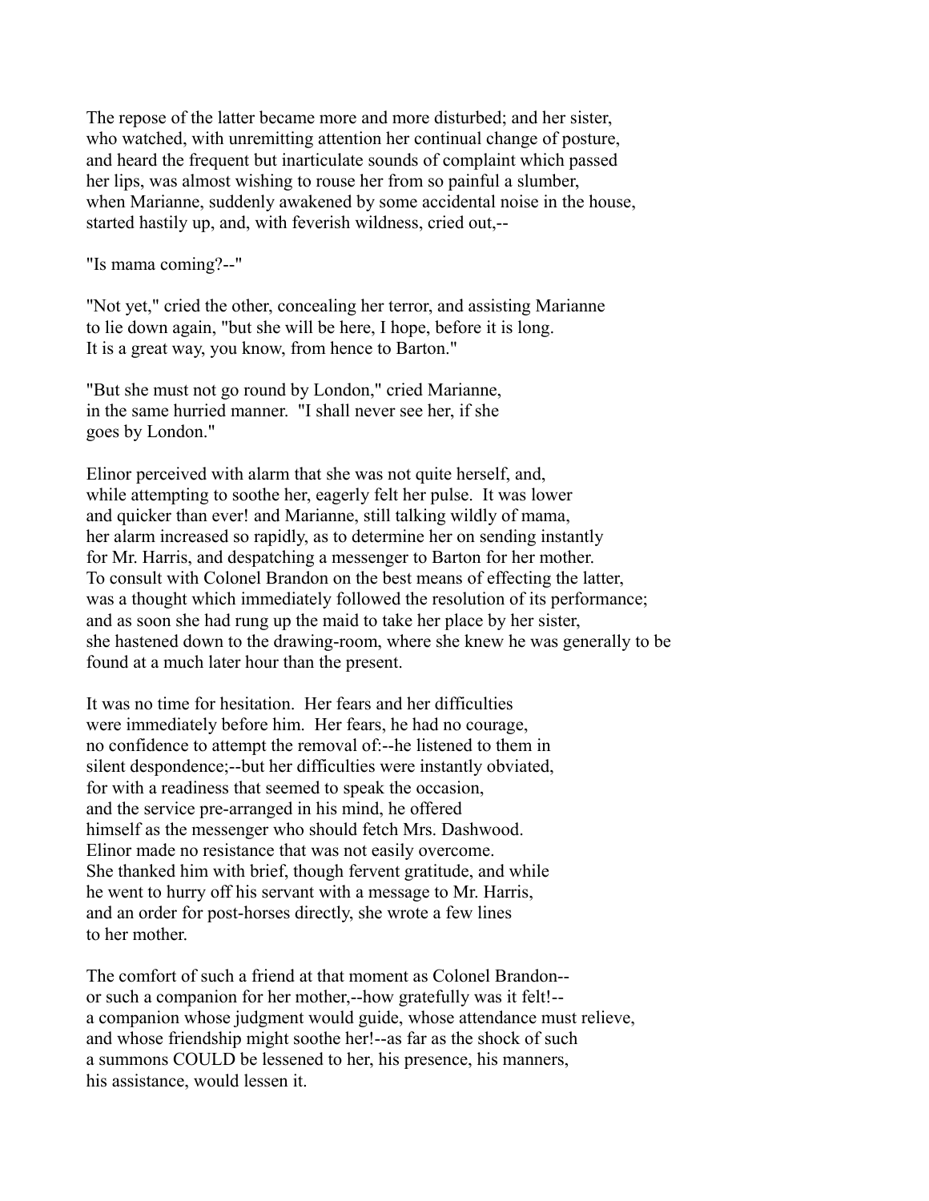The repose of the latter became more and more disturbed; and her sister, who watched, with unremitting attention her continual change of posture, and heard the frequent but inarticulate sounds of complaint which passed her lips, was almost wishing to rouse her from so painful a slumber, when Marianne, suddenly awakened by some accidental noise in the house, started hastily up, and, with feverish wildness, cried out,--

"Is mama coming?--"

"Not yet," cried the other, concealing her terror, and assisting Marianne to lie down again, "but she will be here, I hope, before it is long. It is a great way, you know, from hence to Barton."

"But she must not go round by London," cried Marianne, in the same hurried manner. "I shall never see her, if she goes by London."

Elinor perceived with alarm that she was not quite herself, and, while attempting to soothe her, eagerly felt her pulse. It was lower and quicker than ever! and Marianne, still talking wildly of mama, her alarm increased so rapidly, as to determine her on sending instantly for Mr. Harris, and despatching a messenger to Barton for her mother. To consult with Colonel Brandon on the best means of effecting the latter, was a thought which immediately followed the resolution of its performance; and as soon she had rung up the maid to take her place by her sister, she hastened down to the drawing-room, where she knew he was generally to be found at a much later hour than the present.

It was no time for hesitation. Her fears and her difficulties were immediately before him. Her fears, he had no courage, no confidence to attempt the removal of:--he listened to them in silent despondence;--but her difficulties were instantly obviated, for with a readiness that seemed to speak the occasion, and the service pre-arranged in his mind, he offered himself as the messenger who should fetch Mrs. Dashwood. Elinor made no resistance that was not easily overcome. She thanked him with brief, though fervent gratitude, and while he went to hurry off his servant with a message to Mr. Harris, and an order for post-horses directly, she wrote a few lines to her mother.

The comfort of such a friend at that moment as Colonel Brandon-- or such a companion for her mother,--how gratefully was it felt!-- a companion whose judgment would guide, whose attendance must relieve, and whose friendship might soothe her!--as far as the shock of such a summons COULD be lessened to her, his presence, his manners, his assistance, would lessen it.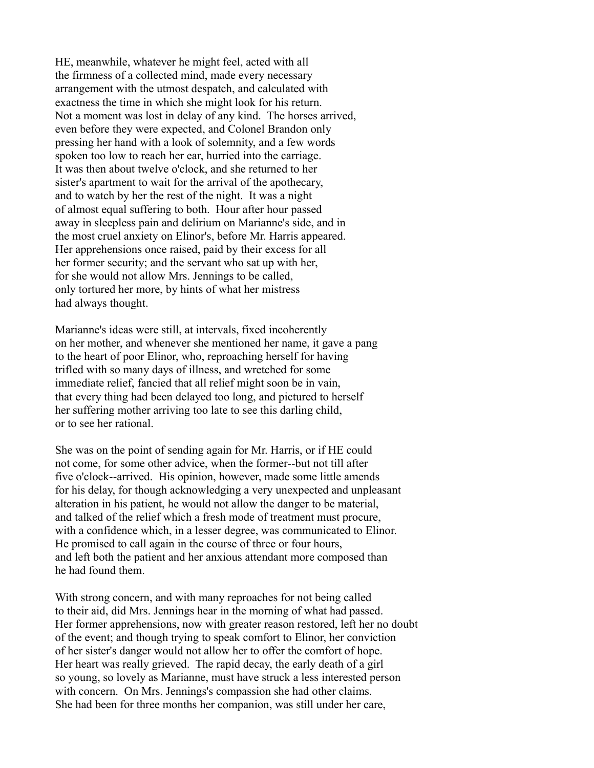HE, meanwhile, whatever he might feel, acted with all the firmness of a collected mind, made every necessary arrangement with the utmost despatch, and calculated with exactness the time in which she might look for his return. Not a moment was lost in delay of any kind. The horses arrived, even before they were expected, and Colonel Brandon only pressing her hand with a look of solemnity, and a few words spoken too low to reach her ear, hurried into the carriage. It was then about twelve o'clock, and she returned to her sister's apartment to wait for the arrival of the apothecary, and to watch by her the rest of the night. It was a night of almost equal suffering to both. Hour after hour passed away in sleepless pain and delirium on Marianne's side, and in the most cruel anxiety on Elinor's, before Mr. Harris appeared. Her apprehensions once raised, paid by their excess for all her former security; and the servant who sat up with her, for she would not allow Mrs. Jennings to be called, only tortured her more, by hints of what her mistress had always thought.

Marianne's ideas were still, at intervals, fixed incoherently on her mother, and whenever she mentioned her name, it gave a pang to the heart of poor Elinor, who, reproaching herself for having trifled with so many days of illness, and wretched for some immediate relief, fancied that all relief might soon be in vain, that every thing had been delayed too long, and pictured to herself her suffering mother arriving too late to see this darling child, or to see her rational.

She was on the point of sending again for Mr. Harris, or if HE could not come, for some other advice, when the former--but not till after five o'clock--arrived. His opinion, however, made some little amends for his delay, for though acknowledging a very unexpected and unpleasant alteration in his patient, he would not allow the danger to be material, and talked of the relief which a fresh mode of treatment must procure, with a confidence which, in a lesser degree, was communicated to Elinor. He promised to call again in the course of three or four hours, and left both the patient and her anxious attendant more composed than he had found them.

With strong concern, and with many reproaches for not being called to their aid, did Mrs. Jennings hear in the morning of what had passed. Her former apprehensions, now with greater reason restored, left her no doubt of the event; and though trying to speak comfort to Elinor, her conviction of her sister's danger would not allow her to offer the comfort of hope. Her heart was really grieved. The rapid decay, the early death of a girl so young, so lovely as Marianne, must have struck a less interested person with concern. On Mrs. Jennings's compassion she had other claims. She had been for three months her companion, was still under her care,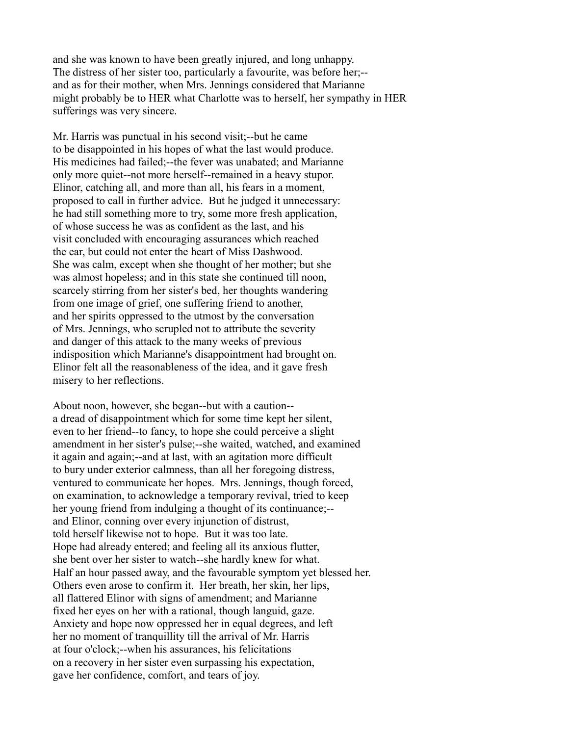and she was known to have been greatly injured, and long unhappy. The distress of her sister too, particularly a favourite, was before her;--and as for their mother, when Mrs. Jennings considered that Marianne might probably be to HER what Charlotte was to herself, her sympathy in HER sufferings was very sincere.

Mr. Harris was punctual in his second visit;--but he came to be disappointed in his hopes of what the last would produce. His medicines had failed;--the fever was unabated; and Marianne only more quiet--not more herself--remained in a heavy stupor. Elinor, catching all, and more than all, his fears in a moment, proposed to call in further advice. But he judged it unnecessary: he had still something more to try, some more fresh application, of whose success he was as confident as the last, and his visit concluded with encouraging assurances which reached the ear, but could not enter the heart of Miss Dashwood. She was calm, except when she thought of her mother; but she was almost hopeless; and in this state she continued till noon, scarcely stirring from her sister's bed, her thoughts wandering from one image of grief, one suffering friend to another, and her spirits oppressed to the utmost by the conversation of Mrs. Jennings, who scrupled not to attribute the severity and danger of this attack to the many weeks of previous indisposition which Marianne's disappointment had brought on. Elinor felt all the reasonableness of the idea, and it gave fresh misery to her reflections.

About noon, however, she began--but with a caution--a dread of disappointment which for some time kept her silent, even to her friend--to fancy, to hope she could perceive a slight amendment in her sister's pulse;--she waited, watched, and examined it again and again;--and at last, with an agitation more difficult to bury under exterior calmness, than all her foregoing distress, ventured to communicate her hopes. Mrs. Jennings, though forced, on examination, to acknowledge a temporary revival, tried to keep her young friend from indulging a thought of its continuance;--and Elinor, conning over every injunction of distrust, told herself likewise not to hope. But it was too late. Hope had already entered; and feeling all its anxious flutter, she bent over her sister to watch--she hardly knew for what. Half an hour passed away, and the favourable symptom yet blessed her. Others even arose to confirm it. Her breath, her skin, her lips, all flattered Elinor with signs of amendment; and Marianne fixed her eyes on her with a rational, though languid, gaze. Anxiety and hope now oppressed her in equal degrees, and left her no moment of tranquillity till the arrival of Mr. Harris at four o'clock;--when his assurances, his felicitations on a recovery in her sister even surpassing his expectation, gave her confidence, comfort, and tears of joy.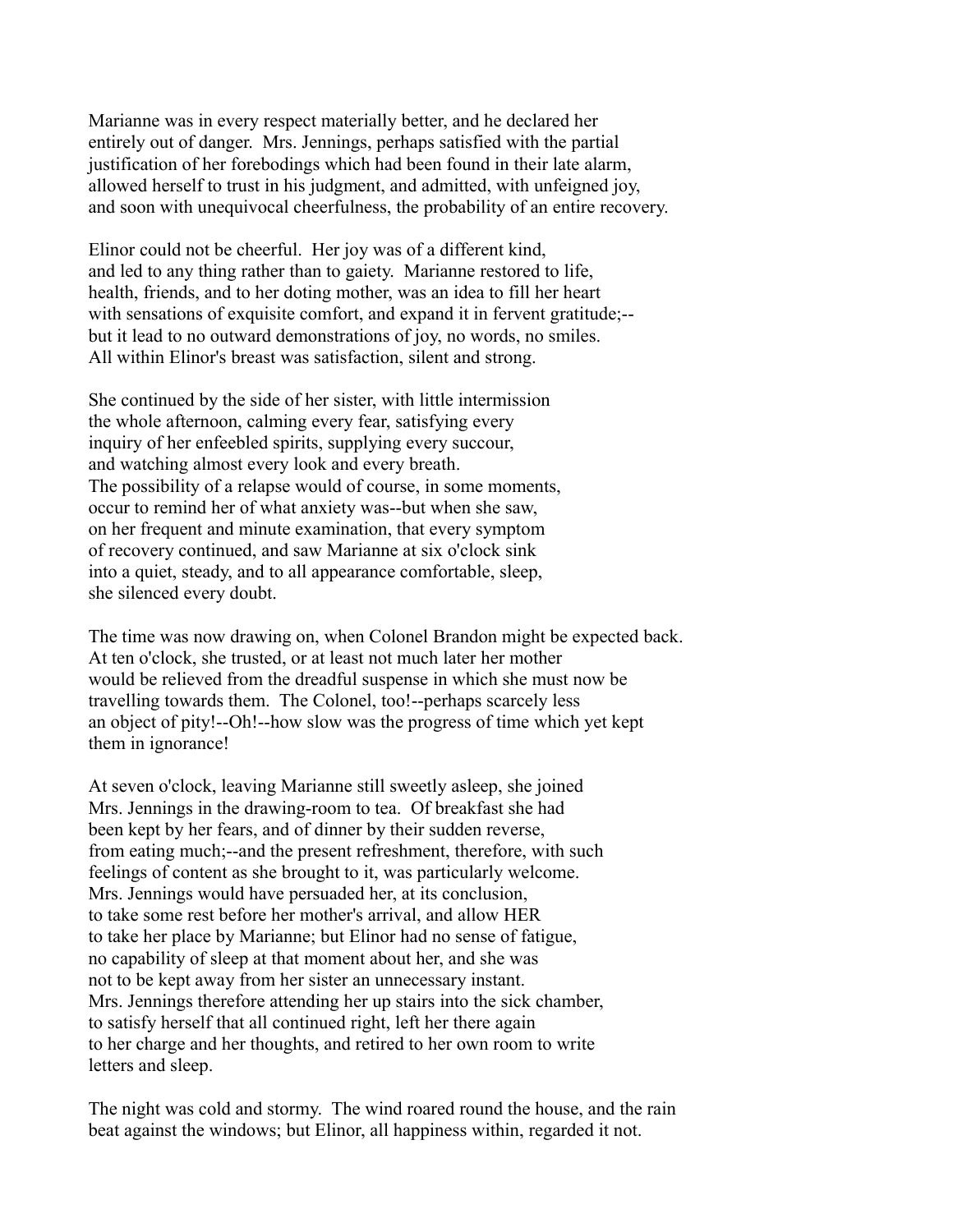Marianne was in every respect materially better, and he declared her entirely out of danger. Mrs. Jennings, perhaps satisfied with the partial justification of her forebodings which had been found in their late alarm, allowed herself to trust in his judgment, and admitted, with unfeigned joy, and soon with unequivocal cheerfulness, the probability of an entire recovery.

Elinor could not be cheerful. Her joy was of a different kind, and led to any thing rather than to gaiety. Marianne restored to life, health, friends, and to her doting mother, was an idea to fill her heart with sensations of exquisite comfort, and expand it in fervent gratitude;--but it lead to no outward demonstrations of joy, no words, no smiles. All within Elinor's breast was satisfaction, silent and strong.

She continued by the side of her sister, with little intermission the whole afternoon, calming every fear, satisfying every inquiry of her enfeebled spirits, supplying every succour, and watching almost every look and every breath. The possibility of a relapse would of course, in some moments, occur to remind her of what anxiety was--but when she saw, on her frequent and minute examination, that every symptom of recovery continued, and saw Marianne at six o'clock sink into a quiet, steady, and to all appearance comfortable, sleep, she silenced every doubt.

The time was now drawing on, when Colonel Brandon might be expected back. At ten o'clock, she trusted, or at least not much later her mother would be relieved from the dreadful suspense in which she must now be travelling towards them. The Colonel, too!--perhaps scarcely less an object of pity!--Oh!--how slow was the progress of time which yet kept them in ignorance!

At seven o'clock, leaving Marianne still sweetly asleep, she joined Mrs. Jennings in the drawing-room to tea. Of breakfast she had been kept by her fears, and of dinner by their sudden reverse, from eating much;--and the present refreshment, therefore, with such feelings of content as she brought to it, was particularly welcome. Mrs. Jennings would have persuaded her, at its conclusion, to take some rest before her mother's arrival, and allow HER to take her place by Marianne; but Elinor had no sense of fatigue, no capability of sleep at that moment about her, and she was not to be kept away from her sister an unnecessary instant. Mrs. Jennings therefore attending her up stairs into the sick chamber, to satisfy herself that all continued right, left her there again to her charge and her thoughts, and retired to her own room to write letters and sleep.

The night was cold and stormy. The wind roared round the house, and the rain beat against the windows; but Elinor, all happiness within, regarded it not.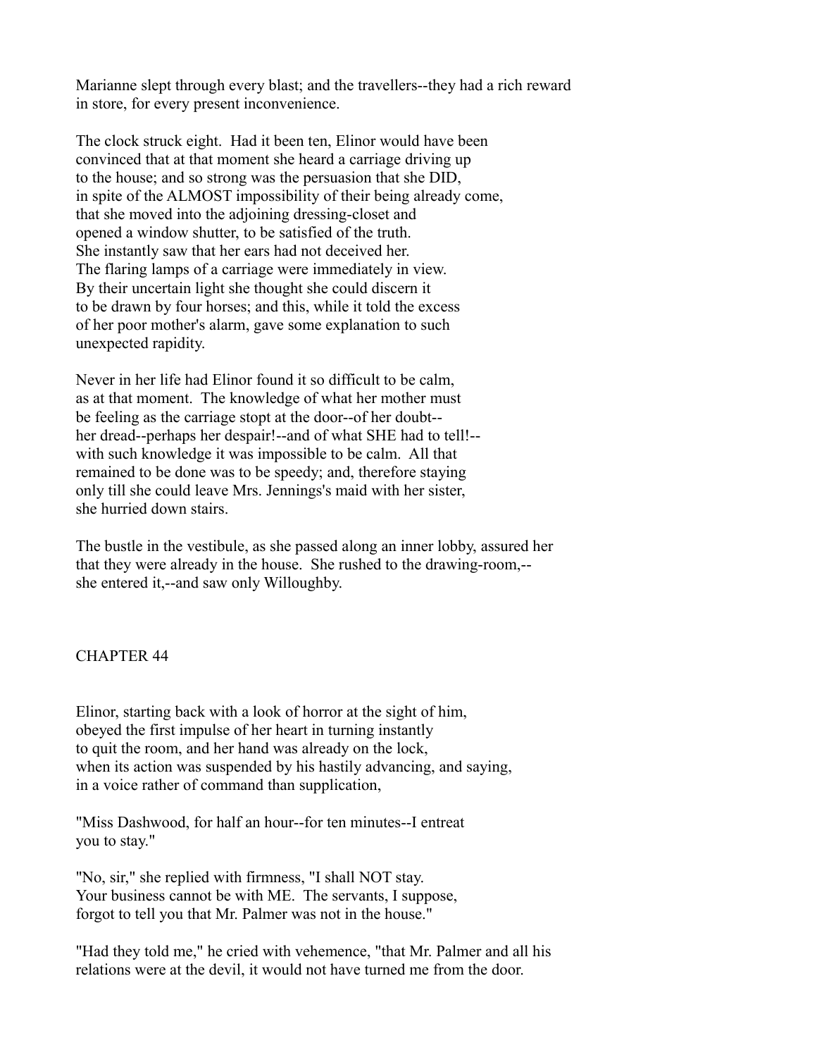Marianne slept through every blast; and the travellers--they had a rich reward in store, for every present inconvenience.

The clock struck eight. Had it been ten, Elinor would have been convinced that at that moment she heard a carriage driving up to the house; and so strong was the persuasion that she DID, in spite of the ALMOST impossibility of their being already come, that she moved into the adjoining dressing-closet and opened a window shutter, to be satisfied of the truth. She instantly saw that her ears had not deceived her. The flaring lamps of a carriage were immediately in view. By their uncertain light she thought she could discern it to be drawn by four horses; and this, while it told the excess of her poor mother's alarm, gave some explanation to such unexpected rapidity.

Never in her life had Elinor found it so difficult to be calm, as at that moment. The knowledge of what her mother must be feeling as the carriage stopt at the door--of her doubt--her dread--perhaps her despair!--and of what SHE had to tell!--with such knowledge it was impossible to be calm. All that remained to be done was to be speedy; and, therefore staying only till she could leave Mrs. Jennings's maid with her sister, she hurried down stairs.

The bustle in the vestibule, as she passed along an inner lobby, assured her that they were already in the house. She rushed to the drawing-room,--she entered it,--and saw only Willoughby.

## CHAPTER 44

Elinor, starting back with a look of horror at the sight of him, obeyed the first impulse of her heart in turning instantly to quit the room, and her hand was already on the lock, when its action was suspended by his hastily advancing, and saying, in a voice rather of command than supplication,

"Miss Dashwood, for half an hour--for ten minutes--I entreat you to stay."

"No, sir," she replied with firmness, "I shall NOT stay. Your business cannot be with ME. The servants, I suppose, forgot to tell you that Mr. Palmer was not in the house."

"Had they told me," he cried with vehemence, "that Mr. Palmer and all his relations were at the devil, it would not have turned me from the door.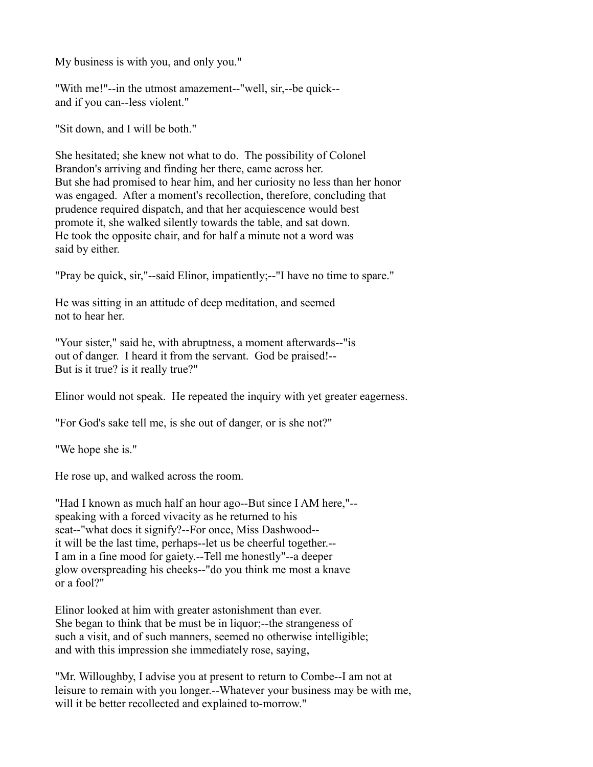My business is with you, and only you."

"With me!"--in the utmost amazement--"well, sir,--be quick-- and if you can--less violent."

"Sit down, and I will be both."

She hesitated; she knew not what to do. The possibility of Colonel Brandon's arriving and finding her there, came across her. But she had promised to hear him, and her curiosity no less than her honor was engaged. After a moment's recollection, therefore, concluding that prudence required dispatch, and that her acquiescence would best promote it, she walked silently towards the table, and sat down. He took the opposite chair, and for half a minute not a word was said by either.

"Pray be quick, sir,"--said Elinor, impatiently;--"I have no time to spare."

He was sitting in an attitude of deep meditation, and seemed not to hear her.

"Your sister," said he, with abruptness, a moment afterwards--"is out of danger. I heard it from the servant. God be praised!-- But is it true? is it really true?"

Elinor would not speak. He repeated the inquiry with yet greater eagerness.

"For God's sake tell me, is she out of danger, or is she not?"

"We hope she is."

He rose up, and walked across the room.

"Had I known as much half an hour ago--But since I AM here,"-- speaking with a forced vivacity as he returned to his seat--"what does it signify?--For once, Miss Dashwood-- it will be the last time, perhaps--let us be cheerful together.-- I am in a fine mood for gaiety.--Tell me honestly"--a deeper glow overspreading his cheeks--"do you think me most a knave or a fool?"

Elinor looked at him with greater astonishment than ever. She began to think that be must be in liquor;--the strangeness of such a visit, and of such manners, seemed no otherwise intelligible; and with this impression she immediately rose, saying,

"Mr. Willoughby, I advise you at present to return to Combe--I am not at leisure to remain with you longer.--Whatever your business may be with me, will it be better recollected and explained to-morrow."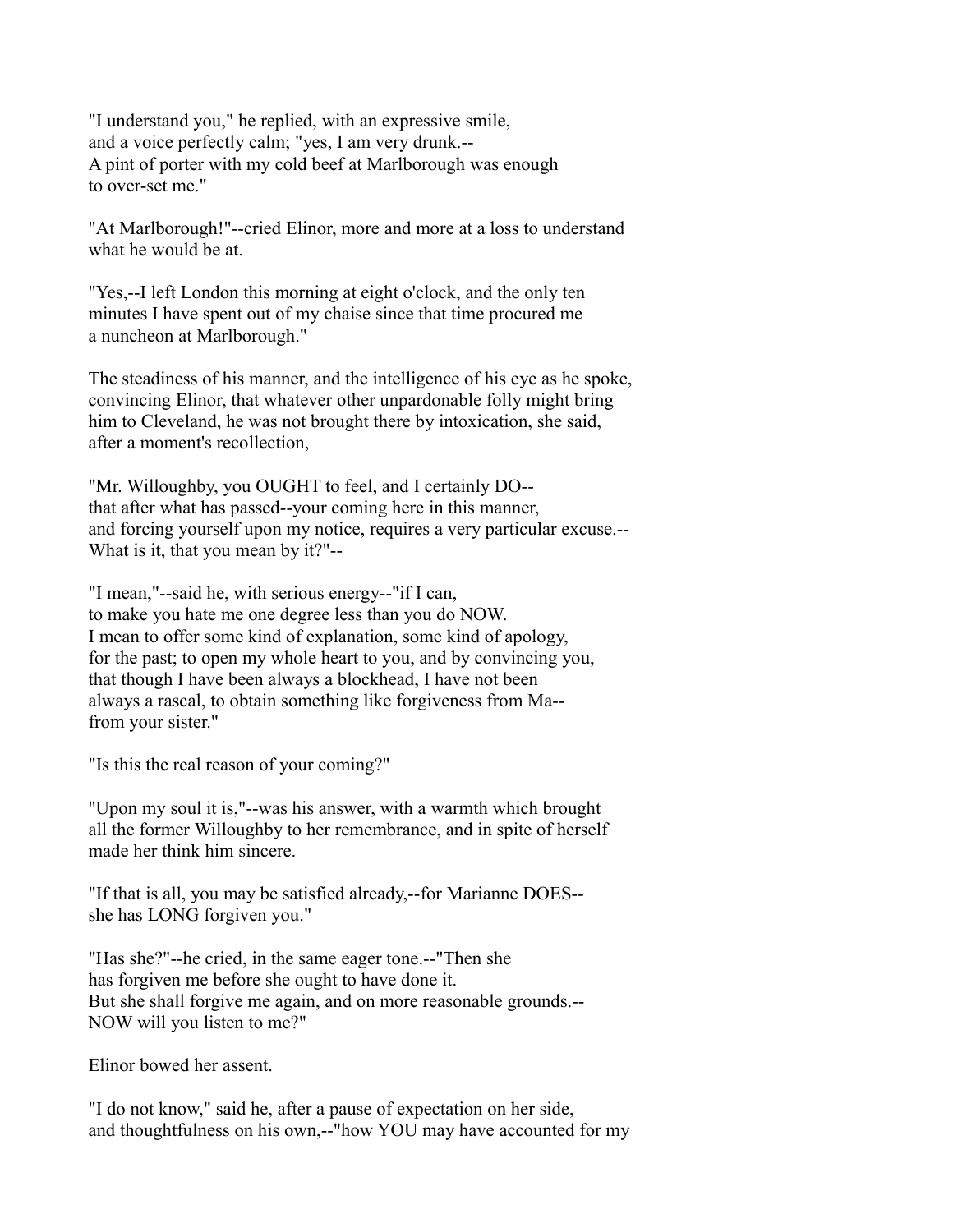"I understand you," he replied, with an expressive smile, and a voice perfectly calm; "yes, I am very drunk.-- A pint of porter with my cold beef at Marlborough was enough to over-set me."

"At Marlborough!"--cried Elinor, more and more at a loss to understand what he would be at.

"Yes,--I left London this morning at eight o'clock, and the only ten minutes I have spent out of my chaise since that time procured me a nuncheon at Marlborough."

The steadiness of his manner, and the intelligence of his eye as he spoke, convincing Elinor, that whatever other unpardonable folly might bring him to Cleveland, he was not brought there by intoxication, she said, after a moment's recollection,

"Mr. Willoughby, you OUGHT to feel, and I certainly DO-- that after what has passed--your coming here in this manner, and forcing yourself upon my notice, requires a very particular excuse.-- What is it, that you mean by it?"--

"I mean,"--said he, with serious energy--"if I can, to make you hate me one degree less than you do NOW. I mean to offer some kind of explanation, some kind of apology, for the past; to open my whole heart to you, and by convincing you, that though I have been always a blockhead, I have not been always a rascal, to obtain something like forgiveness from Ma-- from your sister."

"Is this the real reason of your coming?"

"Upon my soul it is,"--was his answer, with a warmth which brought all the former Willoughby to her remembrance, and in spite of herself made her think him sincere.

"If that is all, you may be satisfied already,--for Marianne DOES-- she has LONG forgiven you."

"Has she?"--he cried, in the same eager tone.--"Then she has forgiven me before she ought to have done it. But she shall forgive me again, and on more reasonable grounds.-- NOW will you listen to me?"

Elinor bowed her assent.

"I do not know," said he, after a pause of expectation on her side, and thoughtfulness on his own,--"how YOU may have accounted for my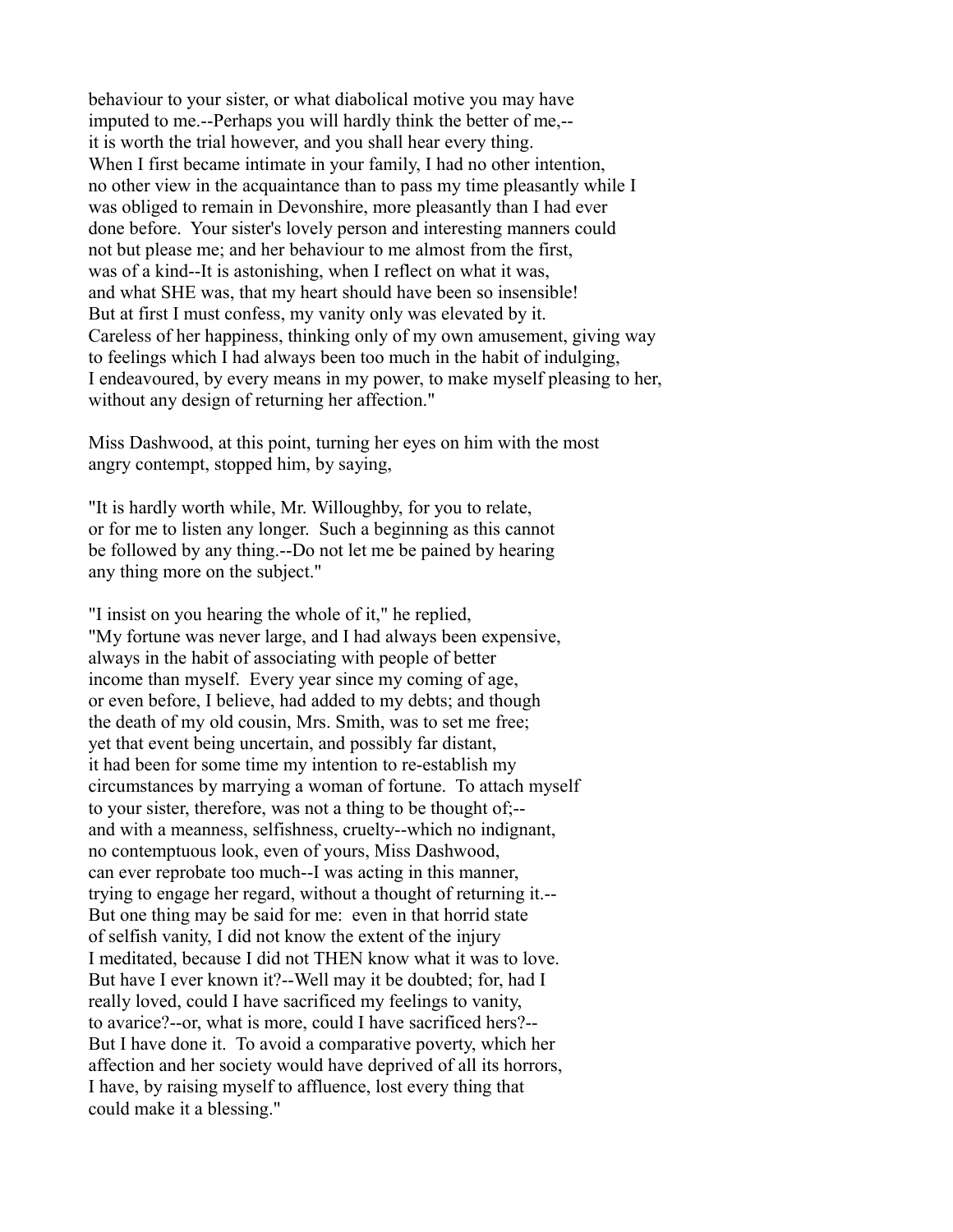behaviour to your sister, or what diabolical motive you may have imputed to me.--Perhaps you will hardly think the better of me,--it is worth the trial however, and you shall hear every thing. When I first became intimate in your family, I had no other intention, no other view in the acquaintance than to pass my time pleasantly while I was obliged to remain in Devonshire, more pleasantly than I had ever done before. Your sister's lovely person and interesting manners could not but please me; and her behaviour to me almost from the first, was of a kind--It is astonishing, when I reflect on what it was, and what SHE was, that my heart should have been so insensible! But at first I must confess, my vanity only was elevated by it. Careless of her happiness, thinking only of my own amusement, giving way to feelings which I had always been too much in the habit of indulging, I endeavoured, by every means in my power, to make myself pleasing to her, without any design of returning her affection."

Miss Dashwood, at this point, turning her eyes on him with the most angry contempt, stopped him, by saying,

"It is hardly worth while, Mr. Willoughby, for you to relate, or for me to listen any longer. Such a beginning as this cannot be followed by any thing.--Do not let me be pained by hearing any thing more on the subject."

"I insist on you hearing the whole of it," he replied, "My fortune was never large, and I had always been expensive, always in the habit of associating with people of better income than myself. Every year since my coming of age, or even before, I believe, had added to my debts; and though the death of my old cousin, Mrs. Smith, was to set me free; yet that event being uncertain, and possibly far distant, it had been for some time my intention to re-establish my circumstances by marrying a woman of fortune. To attach myself to your sister, therefore, was not a thing to be thought of;--and with a meanness, selfishness, cruelty--which no indignant, no contemptuous look, even of yours, Miss Dashwood, can ever reprobate too much--I was acting in this manner, trying to engage her regard, without a thought of returning it.--But one thing may be said for me: even in that horrid state of selfish vanity, I did not know the extent of the injury I meditated, because I did not THEN know what it was to love. But have I ever known it?--Well may it be doubted; for, had I really loved, could I have sacrificed my feelings to vanity, to avarice?--or, what is more, could I have sacrificed hers?--But I have done it. To avoid a comparative poverty, which her affection and her society would have deprived of all its horrors, I have, by raising myself to affluence, lost every thing that could make it a blessing."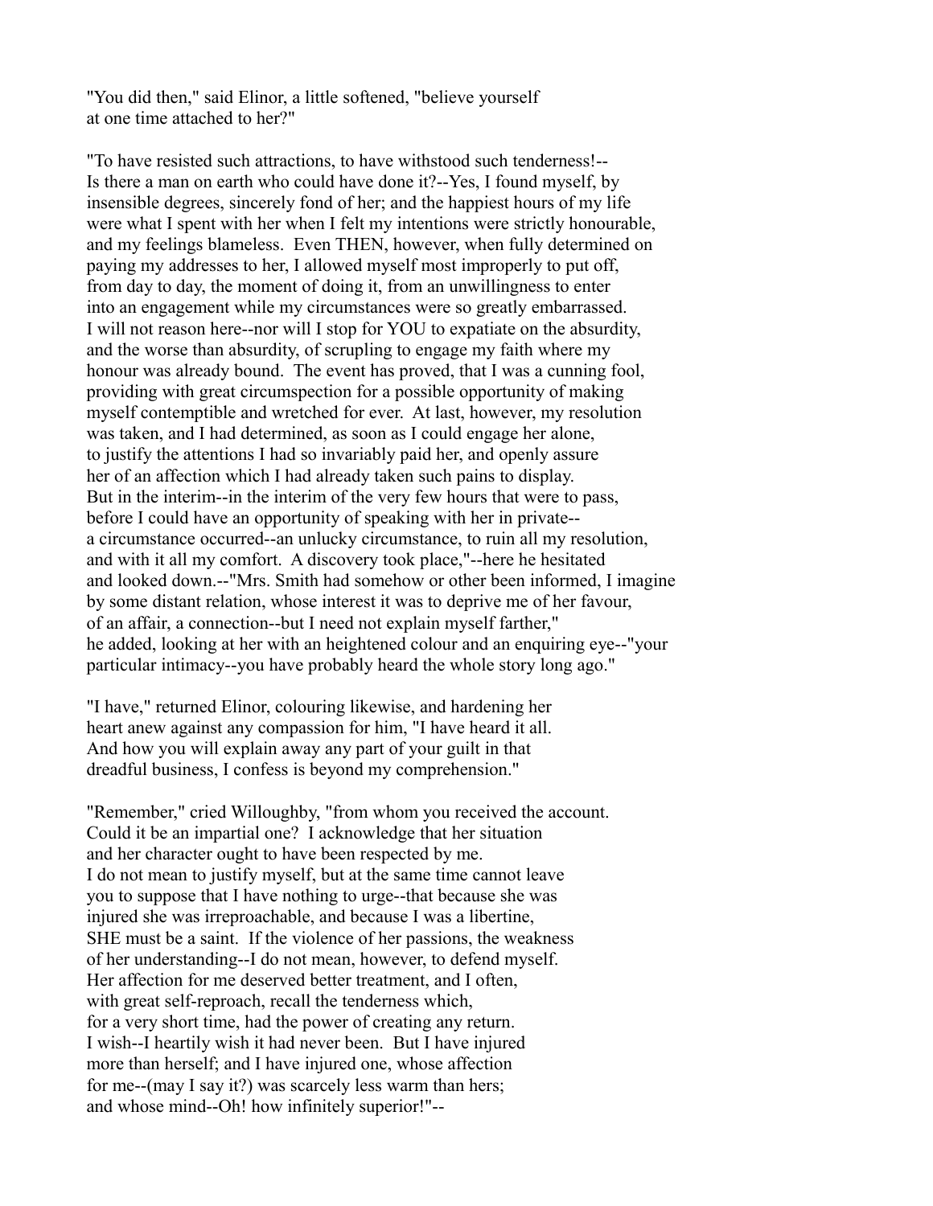"You did then," said Elinor, a little softened, "believe yourself at one time attached to her?"

"To have resisted such attractions, to have withstood such tenderness!-- Is there a man on earth who could have done it?--Yes, I found myself, by insensible degrees, sincerely fond of her; and the happiest hours of my life were what I spent with her when I felt my intentions were strictly honourable, and my feelings blameless. Even THEN, however, when fully determined on paying my addresses to her, I allowed myself most improperly to put off, from day to day, the moment of doing it, from an unwillingness to enter into an engagement while my circumstances were so greatly embarrassed. I will not reason here--nor will I stop for YOU to expatiate on the absurdity, and the worse than absurdity, of scrupling to engage my faith where my honour was already bound. The event has proved, that I was a cunning fool, providing with great circumspection for a possible opportunity of making myself contemptible and wretched for ever. At last, however, my resolution was taken, and I had determined, as soon as I could engage her alone, to justify the attentions I had so invariably paid her, and openly assure her of an affection which I had already taken such pains to display. But in the interim--in the interim of the very few hours that were to pass, before I could have an opportunity of speaking with her in private-- a circumstance occurred--an unlucky circumstance, to ruin all my resolution, and with it all my comfort. A discovery took place,"--here he hesitated and looked down.--"Mrs. Smith had somehow or other been informed, I imagine by some distant relation, whose interest it was to deprive me of her favour, of an affair, a connection--but I need not explain myself farther," he added, looking at her with an heightened colour and an enquiring eye--"your particular intimacy--you have probably heard the whole story long ago."

"I have," returned Elinor, colouring likewise, and hardening her heart anew against any compassion for him, "I have heard it all. And how you will explain away any part of your guilt in that dreadful business, I confess is beyond my comprehension."

"Remember," cried Willoughby, "from whom you received the account. Could it be an impartial one? I acknowledge that her situation and her character ought to have been respected by me. I do not mean to justify myself, but at the same time cannot leave you to suppose that I have nothing to urge--that because she was injured she was irreproachable, and because I was a libertine, SHE must be a saint. If the violence of her passions, the weakness of her understanding--I do not mean, however, to defend myself. Her affection for me deserved better treatment, and I often, with great self-reproach, recall the tenderness which, for a very short time, had the power of creating any return. I wish--I heartily wish it had never been. But I have injured more than herself; and I have injured one, whose affection for me--(may I say it?) was scarcely less warm than hers; and whose mind--Oh! how infinitely superior!"--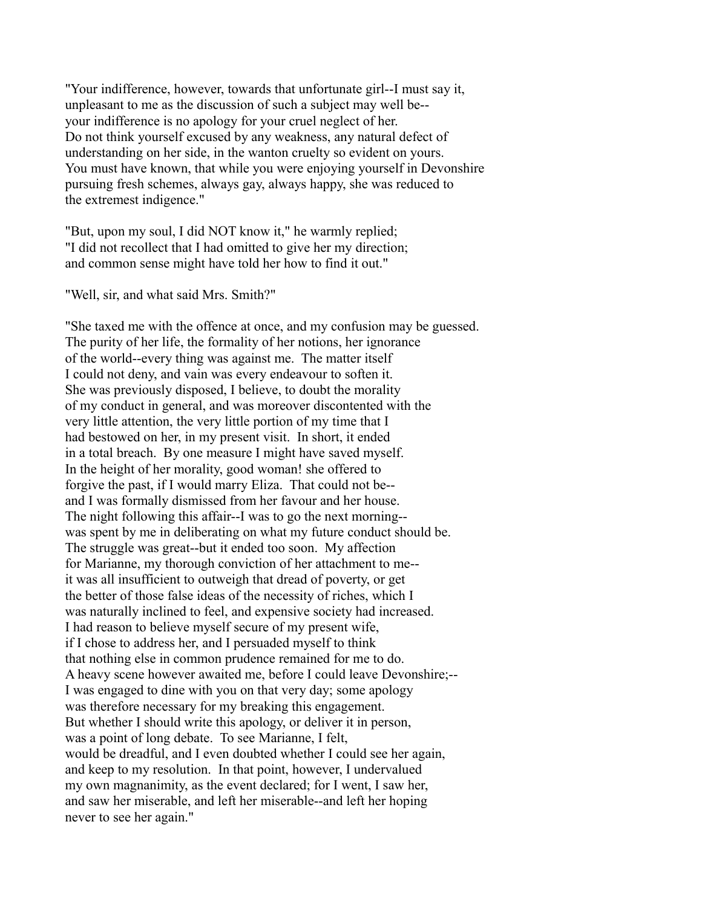"Your indifference, however, towards that unfortunate girl--I must say it, unpleasant to me as the discussion of such a subject may well be-- your indifference is no apology for your cruel neglect of her. Do not think yourself excused by any weakness, any natural defect of understanding on her side, in the wanton cruelty so evident on yours. You must have known, that while you were enjoying yourself in Devonshire pursuing fresh schemes, always gay, always happy, she was reduced to the extremest indigence."

"But, upon my soul, I did NOT know it," he warmly replied; "I did not recollect that I had omitted to give her my direction; and common sense might have told her how to find it out."

"Well, sir, and what said Mrs. Smith?"

"She taxed me with the offence at once, and my confusion may be guessed. The purity of her life, the formality of her notions, her ignorance of the world--every thing was against me. The matter itself I could not deny, and vain was every endeavour to soften it. She was previously disposed, I believe, to doubt the morality of my conduct in general, and was moreover discontented with the very little attention, the very little portion of my time that I had bestowed on her, in my present visit. In short, it ended in a total breach. By one measure I might have saved myself. In the height of her morality, good woman! she offered to forgive the past, if I would marry Eliza. That could not be-- and I was formally dismissed from her favour and her house. The night following this affair--I was to go the next morning-- was spent by me in deliberating on what my future conduct should be. The struggle was great--but it ended too soon. My affection for Marianne, my thorough conviction of her attachment to me-- it was all insufficient to outweigh that dread of poverty, or get the better of those false ideas of the necessity of riches, which I was naturally inclined to feel, and expensive society had increased. I had reason to believe myself secure of my present wife, if I chose to address her, and I persuaded myself to think that nothing else in common prudence remained for me to do. A heavy scene however awaited me, before I could leave Devonshire;-- I was engaged to dine with you on that very day; some apology was therefore necessary for my breaking this engagement. But whether I should write this apology, or deliver it in person, was a point of long debate. To see Marianne, I felt, would be dreadful, and I even doubted whether I could see her again, and keep to my resolution. In that point, however, I undervalued my own magnanimity, as the event declared; for I went, I saw her, and saw her miserable, and left her miserable--and left her hoping never to see her again."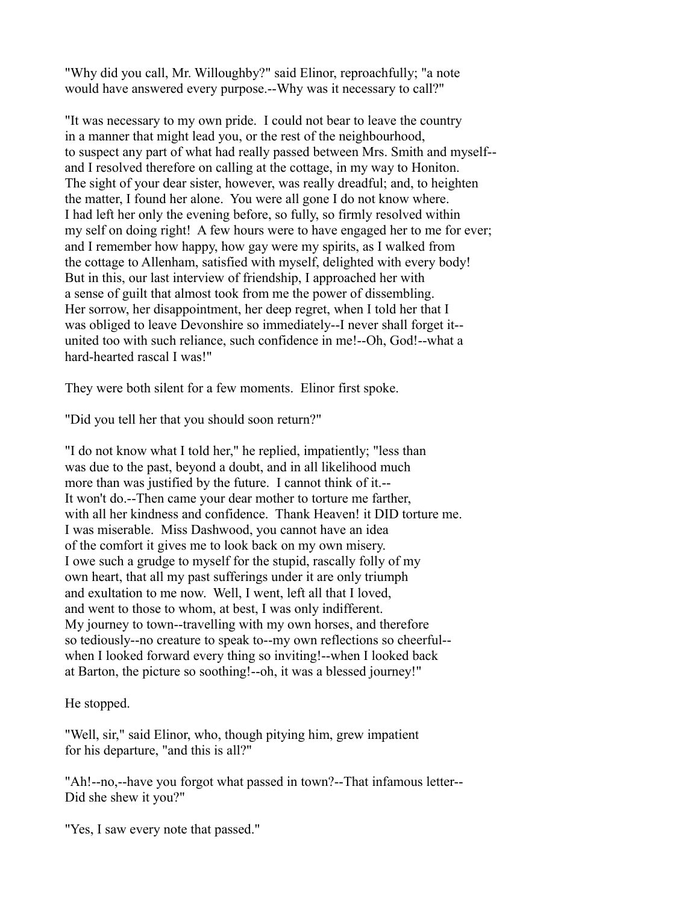"Why did you call, Mr. Willoughby?" said Elinor, reproachfully; "a note would have answered every purpose.--Why was it necessary to call?"

"It was necessary to my own pride. I could not bear to leave the country in a manner that might lead you, or the rest of the neighbourhood, to suspect any part of what had really passed between Mrs. Smith and myself-- and I resolved therefore on calling at the cottage, in my way to Honiton. The sight of your dear sister, however, was really dreadful; and, to heighten the matter, I found her alone. You were all gone I do not know where. I had left her only the evening before, so fully, so firmly resolved within my self on doing right! A few hours were to have engaged her to me for ever; and I remember how happy, how gay were my spirits, as I walked from the cottage to Allenham, satisfied with myself, delighted with every body! But in this, our last interview of friendship, I approached her with a sense of guilt that almost took from me the power of dissembling. Her sorrow, her disappointment, her deep regret, when I told her that I was obliged to leave Devonshire so immediately--I never shall forget it-- united too with such reliance, such confidence in me!--Oh, God!--what a hard-hearted rascal I was!"

They were both silent for a few moments. Elinor first spoke.

"Did you tell her that you should soon return?"

"I do not know what I told her," he replied, impatiently; "less than was due to the past, beyond a doubt, and in all likelihood much more than was justified by the future. I cannot think of it.-- It won't do.--Then came your dear mother to torture me farther, with all her kindness and confidence. Thank Heaven! it DID torture me. I was miserable. Miss Dashwood, you cannot have an idea of the comfort it gives me to look back on my own misery. I owe such a grudge to myself for the stupid, rascally folly of my own heart, that all my past sufferings under it are only triumph and exultation to me now. Well, I went, left all that I loved, and went to those to whom, at best, I was only indifferent. My journey to town--travelling with my own horses, and therefore so tediously--no creature to speak to--my own reflections so cheerful-- when I looked forward every thing so inviting!--when I looked back at Barton, the picture so soothing!--oh, it was a blessed journey!"

He stopped.

"Well, sir," said Elinor, who, though pitying him, grew impatient for his departure, "and this is all?"

"Ah!--no,--have you forgot what passed in town?--That infamous letter-- Did she shew it you?"

"Yes, I saw every note that passed."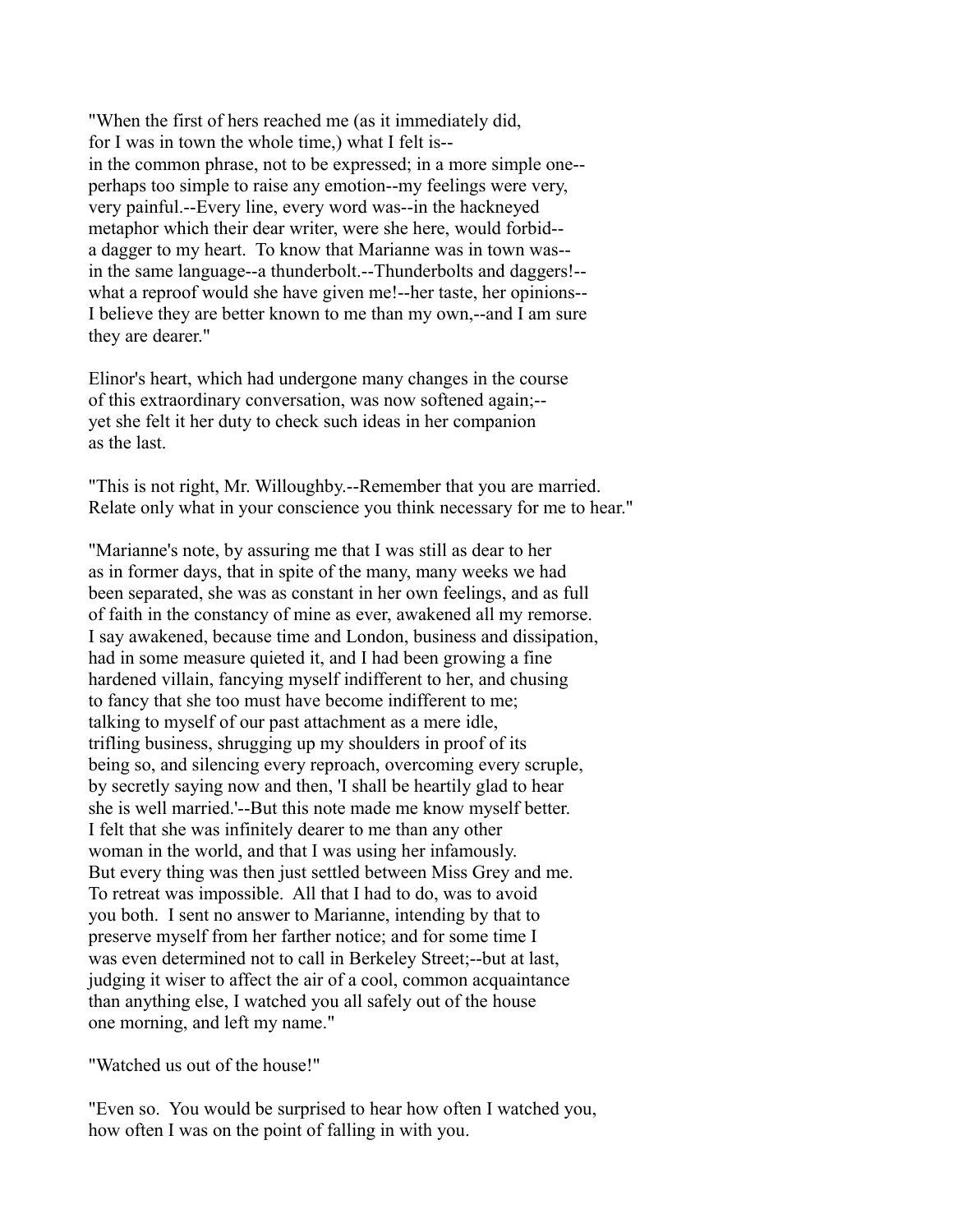"When the first of hers reached me (as it immediately did, for I was in town the whole time,) what I felt is-- in the common phrase, not to be expressed; in a more simple one-- perhaps too simple to raise any emotion--my feelings were very, very painful.--Every line, every word was--in the hackneyed metaphor which their dear writer, were she here, would forbid-- a dagger to my heart. To know that Marianne was in town was-- in the same language--a thunderbolt.--Thunderbolts and daggers!-- what a reproof would she have given me!--her taste, her opinions-- I believe they are better known to me than my own,--and I am sure they are dearer."

Elinor's heart, which had undergone many changes in the course of this extraordinary conversation, was now softened again;-- yet she felt it her duty to check such ideas in her companion as the last.

"This is not right, Mr. Willoughby.--Remember that you are married. Relate only what in your conscience you think necessary for me to hear."

"Marianne's note, by assuring me that I was still as dear to her as in former days, that in spite of the many, many weeks we had been separated, she was as constant in her own feelings, and as full of faith in the constancy of mine as ever, awakened all my remorse. I say awakened, because time and London, business and dissipation, had in some measure quieted it, and I had been growing a fine hardened villain, fancying myself indifferent to her, and chusing to fancy that she too must have become indifferent to me; talking to myself of our past attachment as a mere idle, trifling business, shrugging up my shoulders in proof of its being so, and silencing every reproach, overcoming every scruple, by secretly saying now and then, 'I shall be heartily glad to hear she is well married.'--But this note made me know myself better. I felt that she was infinitely dearer to me than any other woman in the world, and that I was using her infamously. But every thing was then just settled between Miss Grey and me. To retreat was impossible. All that I had to do, was to avoid you both. I sent no answer to Marianne, intending by that to preserve myself from her farther notice; and for some time I was even determined not to call in Berkeley Street;--but at last, judging it wiser to affect the air of a cool, common acquaintance than anything else, I watched you all safely out of the house one morning, and left my name."

"Watched us out of the house!"

"Even so. You would be surprised to hear how often I watched you, how often I was on the point of falling in with you.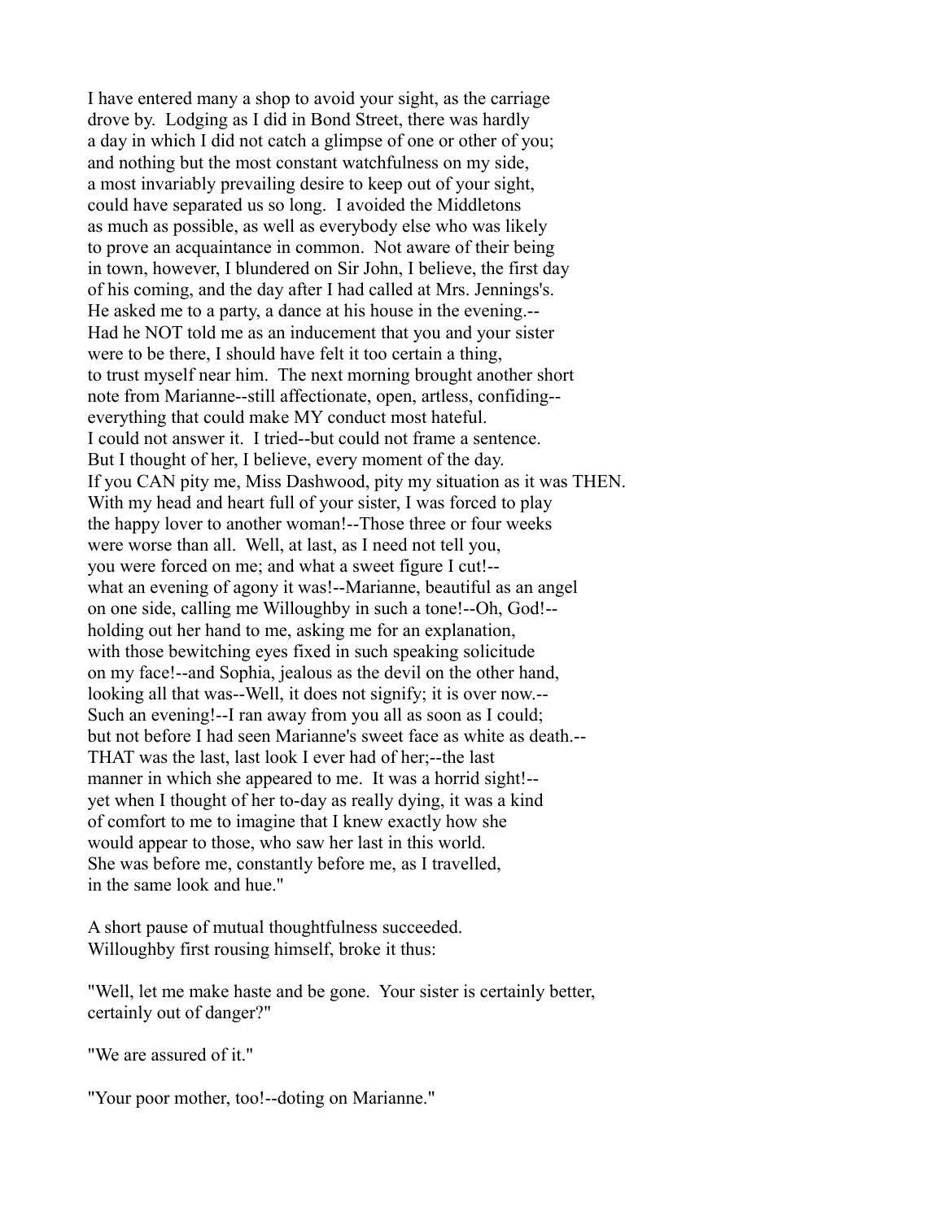I have entered many a shop to avoid your sight, as the carriage drove by. Lodging as I did in Bond Street, there was hardly a day in which I did not catch a glimpse of one or other of you; and nothing but the most constant watchfulness on my side, a most invariably prevailing desire to keep out of your sight, could have separated us so long. I avoided the Middletons as much as possible, as well as everybody else who was likely to prove an acquaintance in common. Not aware of their being in town, however, I blundered on Sir John, I believe, the first day of his coming, and the day after I had called at Mrs. Jennings's. He asked me to a party, a dance at his house in the evening.--Had he NOT told me as an inducement that you and your sister were to be there, I should have felt it too certain a thing, to trust myself near him. The next morning brought another short note from Marianne--still affectionate, open, artless, confiding--everything that could make MY conduct most hateful. I could not answer it. I tried--but could not frame a sentence. But I thought of her, I believe, every moment of the day. If you CAN pity me, Miss Dashwood, pity my situation as it was THEN. With my head and heart full of your sister, I was forced to play the happy lover to another woman!--Those three or four weeks were worse than all. Well, at last, as I need not tell you, you were forced on me; and what a sweet figure I cut!--what an evening of agony it was!--Marianne, beautiful as an angel on one side, calling me Willoughby in such a tone!--Oh, God!--holding out her hand to me, asking me for an explanation, with those bewitching eyes fixed in such speaking solicitude on my face!--and Sophia, jealous as the devil on the other hand, looking all that was--Well, it does not signify; it is over now.--Such an evening!--I ran away from you all as soon as I could; but not before I had seen Marianne's sweet face as white as death.--THAT was the last, last look I ever had of her;--the last manner in which she appeared to me. It was a horrid sight!--yet when I thought of her to-day as really dying, it was a kind of comfort to me to imagine that I knew exactly how she would appear to those, who saw her last in this world. She was before me, constantly before me, as I travelled, in the same look and hue."

A short pause of mutual thoughtfulness succeeded. Willoughby first rousing himself, broke it thus:

"Well, let me make haste and be gone. Your sister is certainly better, certainly out of danger?"

"We are assured of it."

"Your poor mother, too!--doting on Marianne."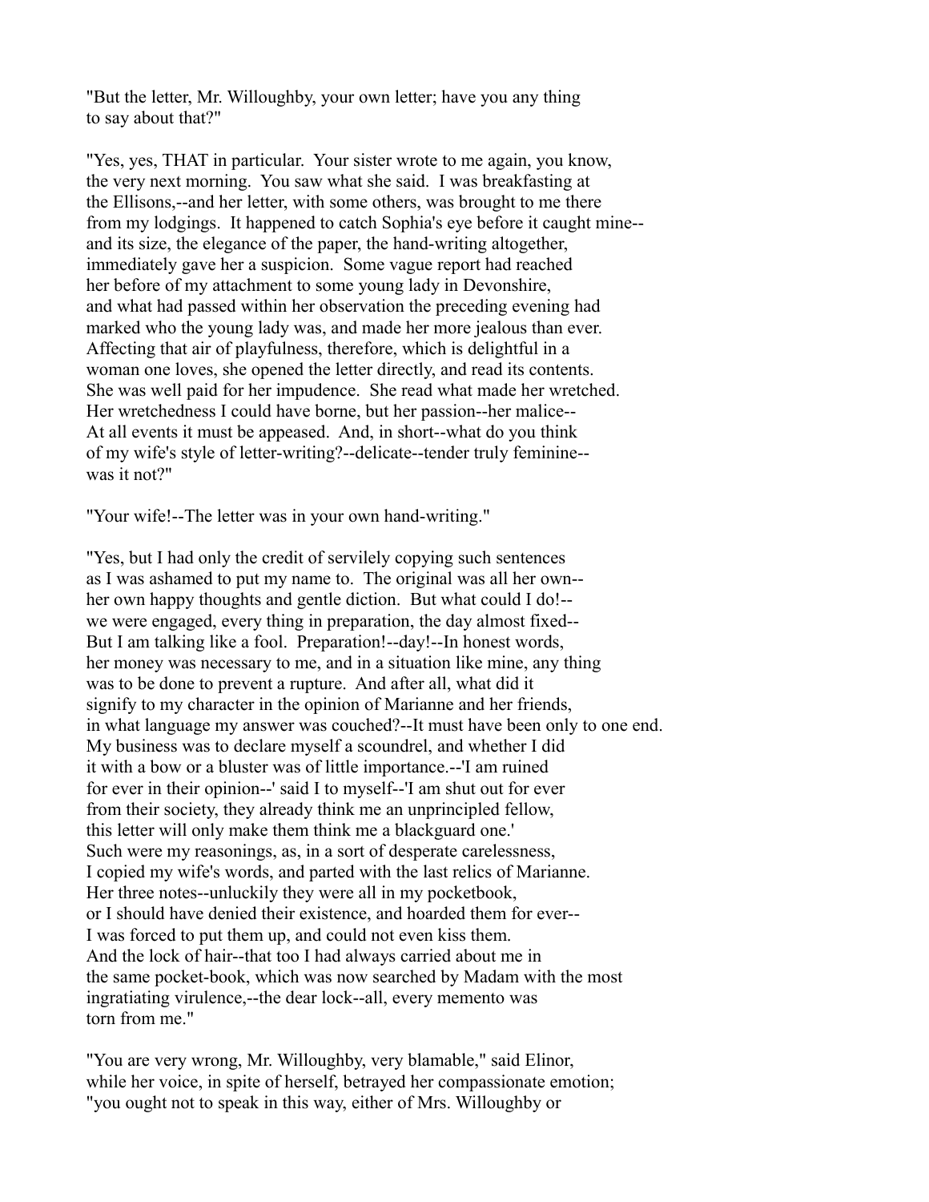"But the letter, Mr. Willoughby, your own letter; have you any thing to say about that?"

"Yes, yes, THAT in particular. Your sister wrote to me again, you know, the very next morning. You saw what she said. I was breakfasting at the Ellisons,--and her letter, with some others, was brought to me there from my lodgings. It happened to catch Sophia's eye before it caught mine--and its size, the elegance of the paper, the hand-writing altogether, immediately gave her a suspicion. Some vague report had reached her before of my attachment to some young lady in Devonshire, and what had passed within her observation the preceding evening had marked who the young lady was, and made her more jealous than ever. Affecting that air of playfulness, therefore, which is delightful in a woman one loves, she opened the letter directly, and read its contents. She was well paid for her impudence. She read what made her wretched. Her wretchedness I could have borne, but her passion--her malice--At all events it must be appeased. And, in short--what do you think of my wife's style of letter-writing?--delicate--tender truly feminine--was it not?"

"Your wife!--The letter was in your own hand-writing."

"Yes, but I had only the credit of servilely copying such sentences as I was ashamed to put my name to. The original was all her own--her own happy thoughts and gentle diction. But what could I do!--we were engaged, every thing in preparation, the day almost fixed--But I am talking like a fool. Preparation!--day!--In honest words, her money was necessary to me, and in a situation like mine, any thing was to be done to prevent a rupture. And after all, what did it signify to my character in the opinion of Marianne and her friends, in what language my answer was couched?--It must have been only to one end. My business was to declare myself a scoundrel, and whether I did it with a bow or a bluster was of little importance.--'I am ruined for ever in their opinion--' said I to myself--'I am shut out for ever from their society, they already think me an unprincipled fellow, this letter will only make them think me a blackguard one.' Such were my reasonings, as, in a sort of desperate carelessness, I copied my wife's words, and parted with the last relics of Marianne. Her three notes--unluckily they were all in my pocketbook, or I should have denied their existence, and hoarded them for ever--I was forced to put them up, and could not even kiss them. And the lock of hair--that too I had always carried about me in the same pocket-book, which was now searched by Madam with the most ingratiating virulence,--the dear lock--all, every memento was torn from me."

"You are very wrong, Mr. Willoughby, very blamable," said Elinor, while her voice, in spite of herself, betrayed her compassionate emotion; "you ought not to speak in this way, either of Mrs. Willoughby or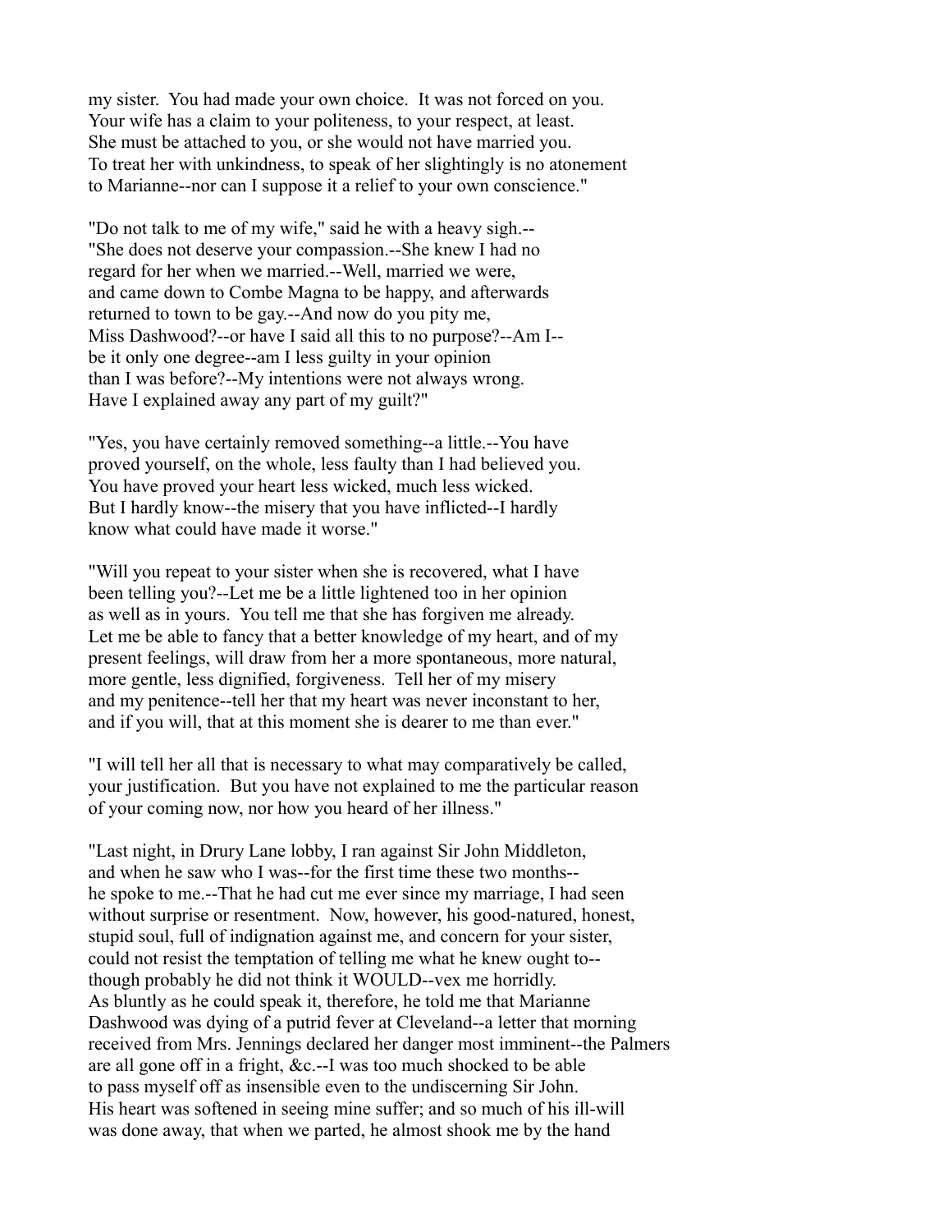my sister. You had made your own choice. It was not forced on you. Your wife has a claim to your politeness, to your respect, at least. She must be attached to you, or she would not have married you. To treat her with unkindness, to speak of her slightingly is no atonement to Marianne--nor can I suppose it a relief to your own conscience."

"Do not talk to me of my wife," said he with a heavy sigh.-- "She does not deserve your compassion.--She knew I had no regard for her when we married.--Well, married we were, and came down to Combe Magna to be happy, and afterwards returned to town to be gay.--And now do you pity me, Miss Dashwood?--or have I said all this to no purpose?--Am I-- be it only one degree--am I less guilty in your opinion than I was before?--My intentions were not always wrong. Have I explained away any part of my guilt?"

"Yes, you have certainly removed something--a little.--You have proved yourself, on the whole, less faulty than I had believed you. You have proved your heart less wicked, much less wicked. But I hardly know--the misery that you have inflicted--I hardly know what could have made it worse."

"Will you repeat to your sister when she is recovered, what I have been telling you?--Let me be a little lightened too in her opinion as well as in yours. You tell me that she has forgiven me already. Let me be able to fancy that a better knowledge of my heart, and of my present feelings, will draw from her a more spontaneous, more natural, more gentle, less dignified, forgiveness. Tell her of my misery and my penitence--tell her that my heart was never inconstant to her, and if you will, that at this moment she is dearer to me than ever."

"I will tell her all that is necessary to what may comparatively be called, your justification. But you have not explained to me the particular reason of your coming now, nor how you heard of her illness."

"Last night, in Drury Lane lobby, I ran against Sir John Middleton, and when he saw who I was--for the first time these two months-- he spoke to me.--That he had cut me ever since my marriage, I had seen without surprise or resentment. Now, however, his good-natured, honest, stupid soul, full of indignation against me, and concern for your sister, could not resist the temptation of telling me what he knew ought to-- though probably he did not think it WOULD--vex me horridly. As bluntly as he could speak it, therefore, he told me that Marianne Dashwood was dying of a putrid fever at Cleveland--a letter that morning received from Mrs. Jennings declared her danger most imminent--the Palmers are all gone off in a fright, &c.--I was too much shocked to be able to pass myself off as insensible even to the undiscerning Sir John. His heart was softened in seeing mine suffer; and so much of his ill-will was done away, that when we parted, he almost shook me by the hand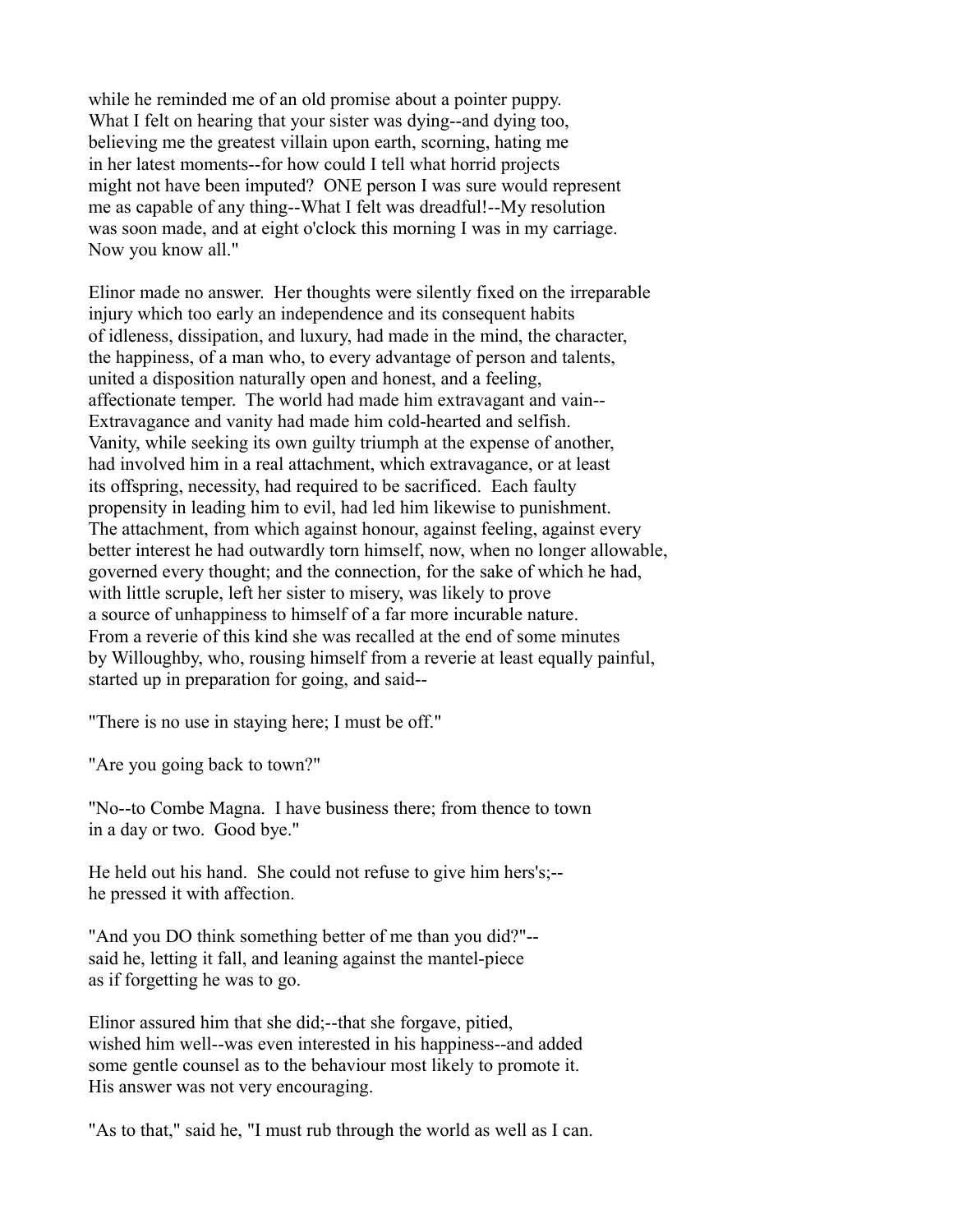while he reminded me of an old promise about a pointer puppy.
What I felt on hearing that your sister was dying--and dying too,
believing me the greatest villain upon earth, scorning, hating me
in her latest moments--for how could I tell what horrid projects
might not have been imputed? ONE person I was sure would represent
me as capable of any thing--What I felt was dreadful!--My resolution
was soon made, and at eight o'clock this morning I was in my carriage.
Now you know all."

Elinor made no answer. Her thoughts were silently fixed on the irreparable
injury which too early an independence and its consequent habits
of idleness, dissipation, and luxury, had made in the mind, the character,
the happiness, of a man who, to every advantage of person and talents,
united a disposition naturally open and honest, and a feeling,
affectionate temper. The world had made him extravagant and vain--
Extravagance and vanity had made him cold-hearted and selfish.
Vanity, while seeking its own guilty triumph at the expense of another,
had involved him in a real attachment, which extravagance, or at least
its offspring, necessity, had required to be sacrificed. Each faulty
propensity in leading him to evil, had led him likewise to punishment.
The attachment, from which against honour, against feeling, against every
better interest he had outwardly torn himself, now, when no longer allowable,
governed every thought; and the connection, for the sake of which he had,
with little scruple, left her sister to misery, was likely to prove
a source of unhappiness to himself of a far more incurable nature.
From a reverie of this kind she was recalled at the end of some minutes
by Willoughby, who, rousing himself from a reverie at least equally painful,
started up in preparation for going, and said--

"There is no use in staying here; I must be off."

"Are you going back to town?"

"No--to Combe Magna. I have business there; from thence to town
in a day or two. Good bye."

He held out his hand. She could not refuse to give him hers's;--
he pressed it with affection.

"And you DO think something better of me than you did?"--
said he, letting it fall, and leaning against the mantel-piece
as if forgetting he was to go.

Elinor assured him that she did;--that she forgave, pitied,
wished him well--was even interested in his happiness--and added
some gentle counsel as to the behaviour most likely to promote it.
His answer was not very encouraging.

"As to that," said he, "I must rub through the world as well as I can.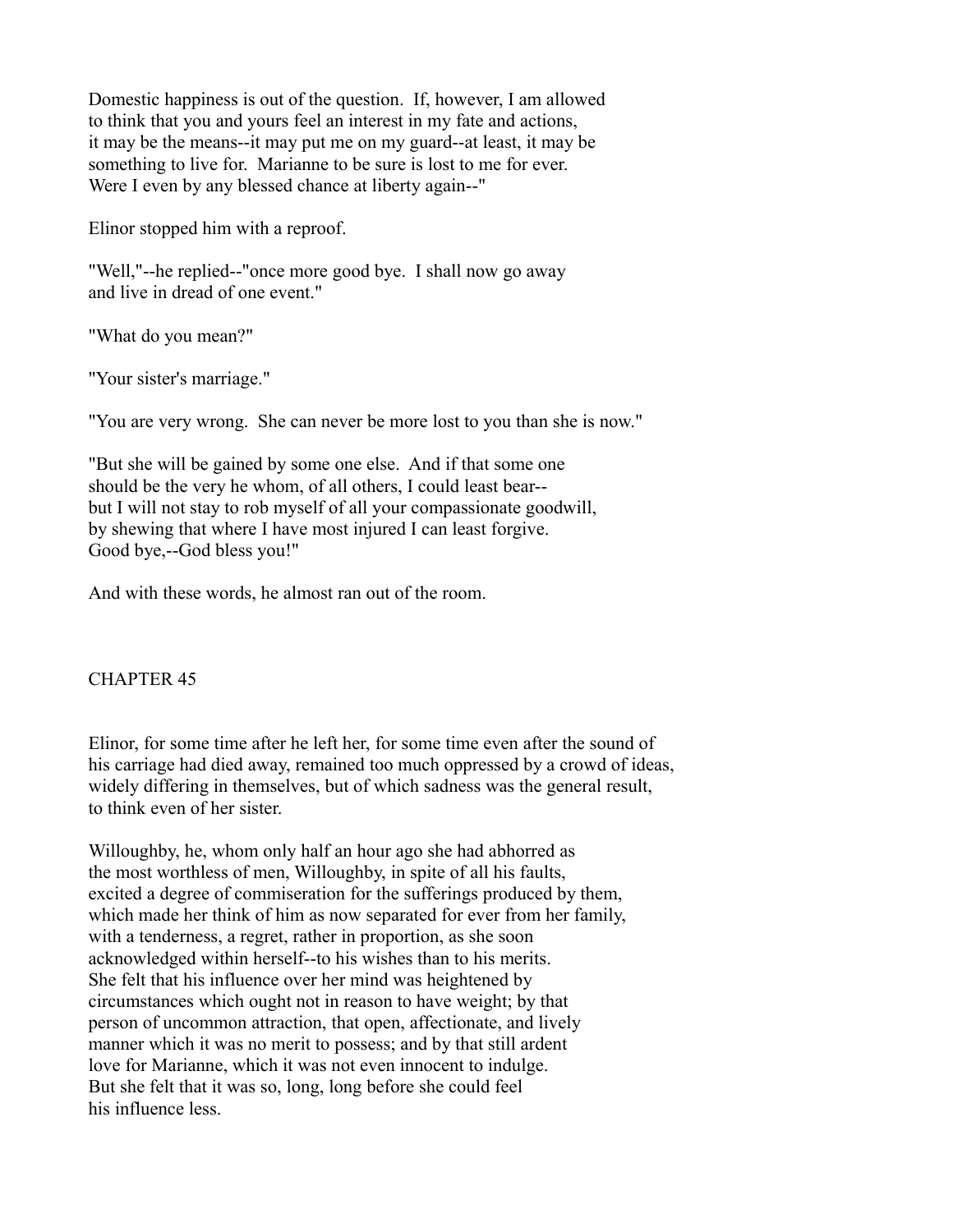Domestic happiness is out of the question. If, however, I am allowed to think that you and yours feel an interest in my fate and actions, it may be the means--it may put me on my guard--at least, it may be something to live for. Marianne to be sure is lost to me for ever. Were I even by any blessed chance at liberty again--"

Elinor stopped him with a reproof.

"Well,"--he replied--"once more good bye. I shall now go away and live in dread of one event."

"What do you mean?"

"Your sister's marriage."

"You are very wrong. She can never be more lost to you than she is now."

"But she will be gained by some one else. And if that some one should be the very he whom, of all others, I could least bear-- but I will not stay to rob myself of all your compassionate goodwill, by shewing that where I have most injured I can least forgive. Good bye,--God bless you!"

And with these words, he almost ran out of the room.

## CHAPTER 45

Elinor, for some time after he left her, for some time even after the sound of his carriage had died away, remained too much oppressed by a crowd of ideas, widely differing in themselves, but of which sadness was the general result, to think even of her sister.

Willoughby, he, whom only half an hour ago she had abhorred as the most worthless of men, Willoughby, in spite of all his faults, excited a degree of commiseration for the sufferings produced by them, which made her think of him as now separated for ever from her family, with a tenderness, a regret, rather in proportion, as she soon acknowledged within herself--to his wishes than to his merits. She felt that his influence over her mind was heightened by circumstances which ought not in reason to have weight; by that person of uncommon attraction, that open, affectionate, and lively manner which it was no merit to possess; and by that still ardent love for Marianne, which it was not even innocent to indulge. But she felt that it was so, long, long before she could feel his influence less.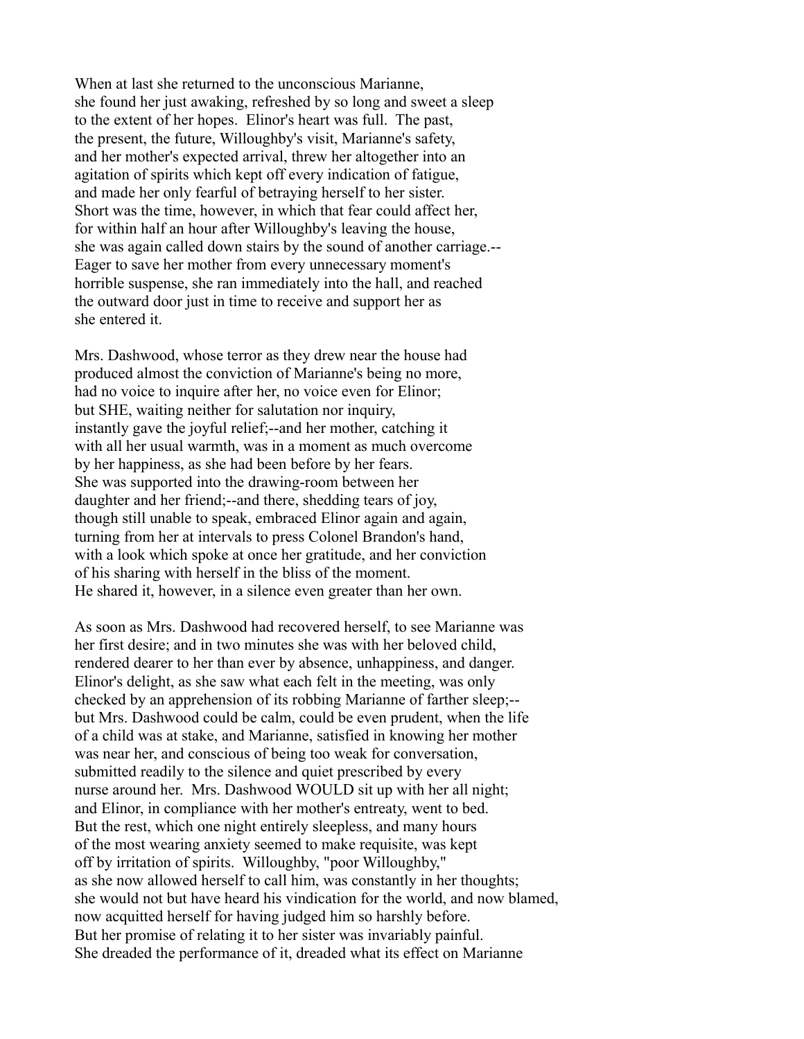When at last she returned to the unconscious Marianne, she found her just awaking, refreshed by so long and sweet a sleep to the extent of her hopes. Elinor's heart was full. The past, the present, the future, Willoughby's visit, Marianne's safety, and her mother's expected arrival, threw her altogether into an agitation of spirits which kept off every indication of fatigue, and made her only fearful of betraying herself to her sister. Short was the time, however, in which that fear could affect her, for within half an hour after Willoughby's leaving the house, she was again called down stairs by the sound of another carriage.-- Eager to save her mother from every unnecessary moment's horrible suspense, she ran immediately into the hall, and reached the outward door just in time to receive and support her as she entered it.

Mrs. Dashwood, whose terror as they drew near the house had produced almost the conviction of Marianne's being no more, had no voice to inquire after her, no voice even for Elinor; but SHE, waiting neither for salutation nor inquiry, instantly gave the joyful relief;--and her mother, catching it with all her usual warmth, was in a moment as much overcome by her happiness, as she had been before by her fears. She was supported into the drawing-room between her daughter and her friend;--and there, shedding tears of joy, though still unable to speak, embraced Elinor again and again, turning from her at intervals to press Colonel Brandon's hand, with a look which spoke at once her gratitude, and her conviction of his sharing with herself in the bliss of the moment. He shared it, however, in a silence even greater than her own.

As soon as Mrs. Dashwood had recovered herself, to see Marianne was her first desire; and in two minutes she was with her beloved child, rendered dearer to her than ever by absence, unhappiness, and danger. Elinor's delight, as she saw what each felt in the meeting, was only checked by an apprehension of its robbing Marianne of farther sleep;-- but Mrs. Dashwood could be calm, could be even prudent, when the life of a child was at stake, and Marianne, satisfied in knowing her mother was near her, and conscious of being too weak for conversation, submitted readily to the silence and quiet prescribed by every nurse around her. Mrs. Dashwood WOULD sit up with her all night; and Elinor, in compliance with her mother's entreaty, went to bed. But the rest, which one night entirely sleepless, and many hours of the most wearing anxiety seemed to make requisite, was kept off by irritation of spirits. Willoughby, "poor Willoughby," as she now allowed herself to call him, was constantly in her thoughts; she would not but have heard his vindication for the world, and now blamed, now acquitted herself for having judged him so harshly before. But her promise of relating it to her sister was invariably painful. She dreaded the performance of it, dreaded what its effect on Marianne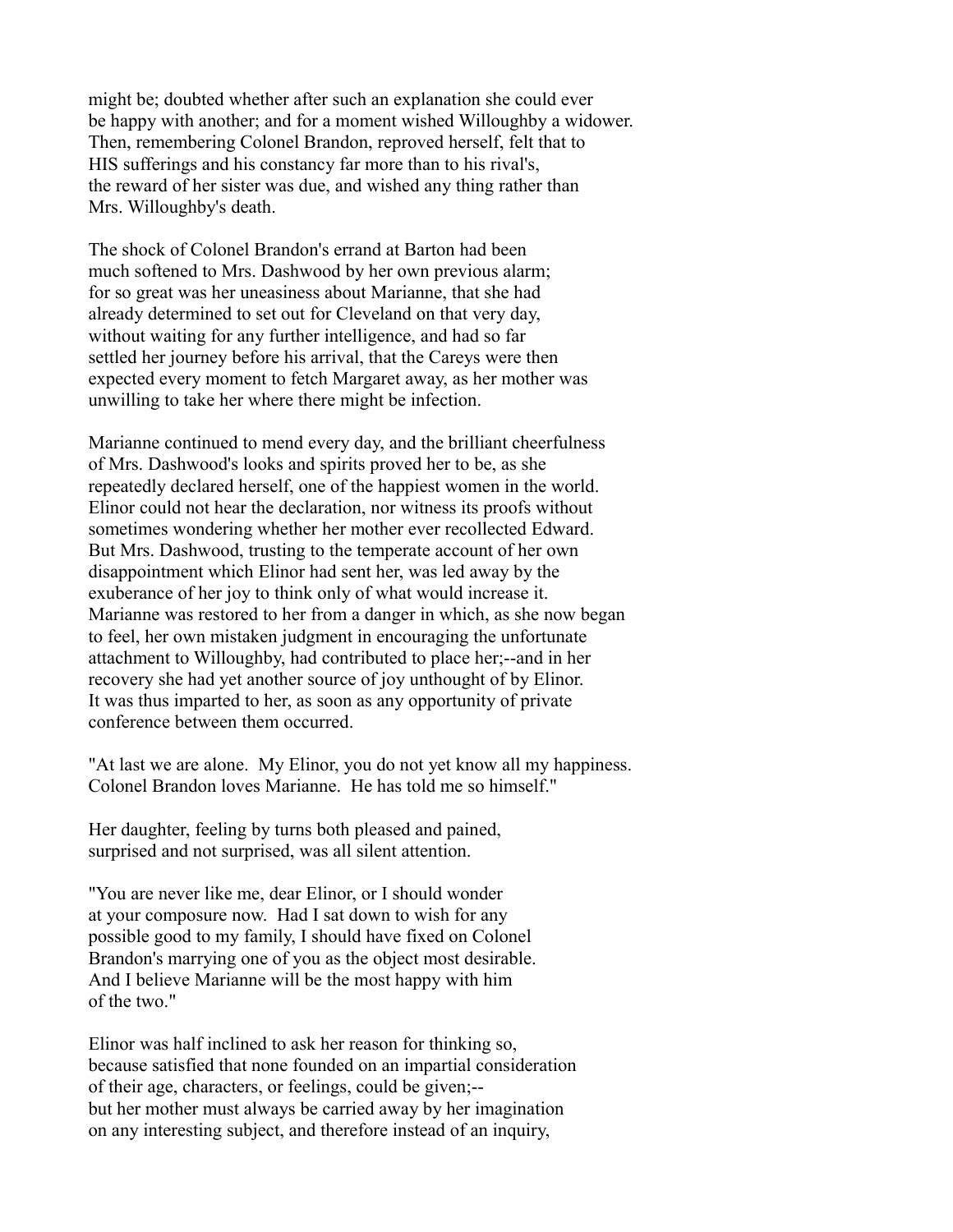might be; doubted whether after such an explanation she could ever be happy with another; and for a moment wished Willoughby a widower. Then, remembering Colonel Brandon, reproved herself, felt that to HIS sufferings and his constancy far more than to his rival's, the reward of her sister was due, and wished any thing rather than Mrs. Willoughby's death.

The shock of Colonel Brandon's errand at Barton had been much softened to Mrs. Dashwood by her own previous alarm; for so great was her uneasiness about Marianne, that she had already determined to set out for Cleveland on that very day, without waiting for any further intelligence, and had so far settled her journey before his arrival, that the Careys were then expected every moment to fetch Margaret away, as her mother was unwilling to take her where there might be infection.

Marianne continued to mend every day, and the brilliant cheerfulness of Mrs. Dashwood's looks and spirits proved her to be, as she repeatedly declared herself, one of the happiest women in the world. Elinor could not hear the declaration, nor witness its proofs without sometimes wondering whether her mother ever recollected Edward. But Mrs. Dashwood, trusting to the temperate account of her own disappointment which Elinor had sent her, was led away by the exuberance of her joy to think only of what would increase it. Marianne was restored to her from a danger in which, as she now began to feel, her own mistaken judgment in encouraging the unfortunate attachment to Willoughby, had contributed to place her;--and in her recovery she had yet another source of joy unthought of by Elinor. It was thus imparted to her, as soon as any opportunity of private conference between them occurred.

"At last we are alone. My Elinor, you do not yet know all my happiness. Colonel Brandon loves Marianne. He has told me so himself."

Her daughter, feeling by turns both pleased and pained, surprised and not surprised, was all silent attention.

"You are never like me, dear Elinor, or I should wonder at your composure now. Had I sat down to wish for any possible good to my family, I should have fixed on Colonel Brandon's marrying one of you as the object most desirable. And I believe Marianne will be the most happy with him of the two."

Elinor was half inclined to ask her reason for thinking so, because satisfied that none founded on an impartial consideration of their age, characters, or feelings, could be given;-- but her mother must always be carried away by her imagination on any interesting subject, and therefore instead of an inquiry,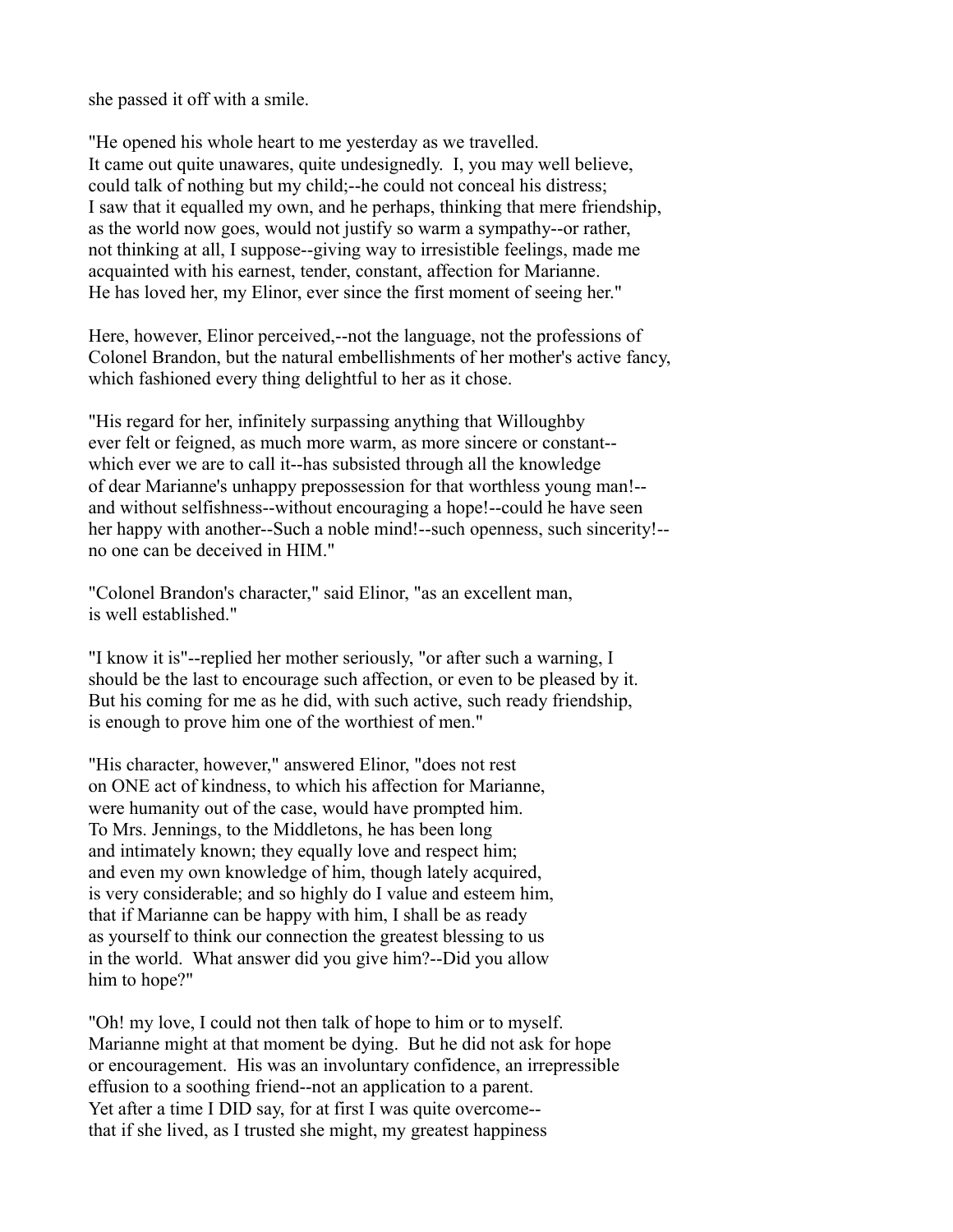she passed it off with a smile.

"He opened his whole heart to me yesterday as we travelled. It came out quite unawares, quite undesignedly. I, you may well believe, could talk of nothing but my child;--he could not conceal his distress; I saw that it equalled my own, and he perhaps, thinking that mere friendship, as the world now goes, would not justify so warm a sympathy--or rather, not thinking at all, I suppose--giving way to irresistible feelings, made me acquainted with his earnest, tender, constant, affection for Marianne. He has loved her, my Elinor, ever since the first moment of seeing her."

Here, however, Elinor perceived,--not the language, not the professions of Colonel Brandon, but the natural embellishments of her mother's active fancy, which fashioned every thing delightful to her as it chose.

"His regard for her, infinitely surpassing anything that Willoughby ever felt or feigned, as much more warm, as more sincere or constant--which ever we are to call it--has subsisted through all the knowledge of dear Marianne's unhappy prepossession for that worthless young man!--and without selfishness--without encouraging a hope!--could he have seen her happy with another--Such a noble mind!--such openness, such sincerity!--no one can be deceived in HIM."

"Colonel Brandon's character," said Elinor, "as an excellent man, is well established."

"I know it is"--replied her mother seriously, "or after such a warning, I should be the last to encourage such affection, or even to be pleased by it. But his coming for me as he did, with such active, such ready friendship, is enough to prove him one of the worthiest of men."

"His character, however," answered Elinor, "does not rest on ONE act of kindness, to which his affection for Marianne, were humanity out of the case, would have prompted him. To Mrs. Jennings, to the Middletons, he has been long and intimately known; they equally love and respect him; and even my own knowledge of him, though lately acquired, is very considerable; and so highly do I value and esteem him, that if Marianne can be happy with him, I shall be as ready as yourself to think our connection the greatest blessing to us in the world. What answer did you give him?--Did you allow him to hope?"

"Oh! my love, I could not then talk of hope to him or to myself. Marianne might at that moment be dying. But he did not ask for hope or encouragement. His was an involuntary confidence, an irrepressible effusion to a soothing friend--not an application to a parent. Yet after a time I DID say, for at first I was quite overcome--that if she lived, as I trusted she might, my greatest happiness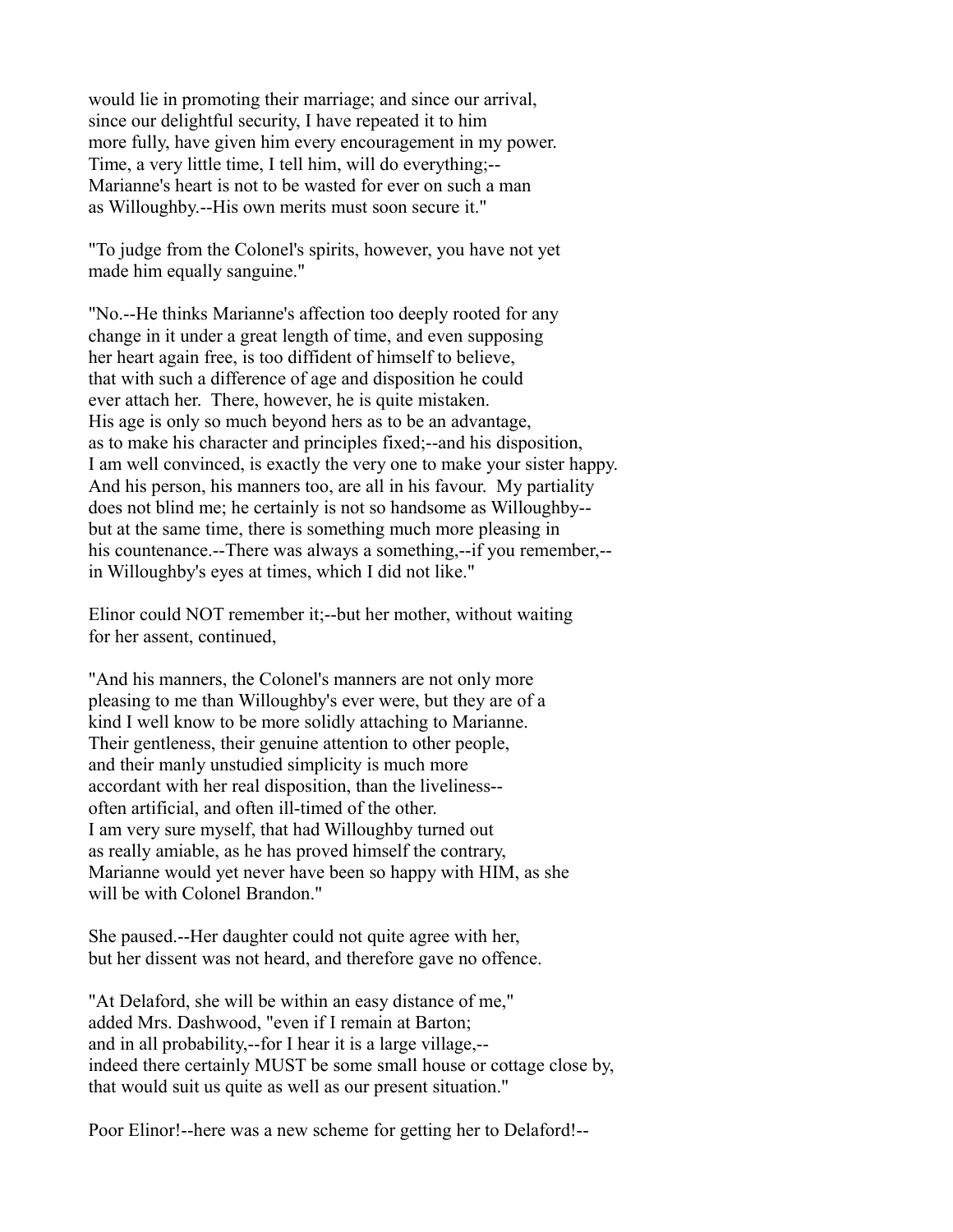would lie in promoting their marriage; and since our arrival, since our delightful security, I have repeated it to him more fully, have given him every encouragement in my power. Time, a very little time, I tell him, will do everything;--Marianne's heart is not to be wasted for ever on such a man as Willoughby.--His own merits must soon secure it."

"To judge from the Colonel's spirits, however, you have not yet made him equally sanguine."

"No.--He thinks Marianne's affection too deeply rooted for any change in it under a great length of time, and even supposing her heart again free, is too diffident of himself to believe, that with such a difference of age and disposition he could ever attach her. There, however, he is quite mistaken. His age is only so much beyond hers as to be an advantage, as to make his character and principles fixed;--and his disposition, I am well convinced, is exactly the very one to make your sister happy. And his person, his manners too, are all in his favour. My partiality does not blind me; he certainly is not so handsome as Willoughby--but at the same time, there is something much more pleasing in his countenance.--There was always a something,--if you remember,--in Willoughby's eyes at times, which I did not like."

Elinor could NOT remember it;--but her mother, without waiting for her assent, continued,

"And his manners, the Colonel's manners are not only more pleasing to me than Willoughby's ever were, but they are of a kind I well know to be more solidly attaching to Marianne. Their gentleness, their genuine attention to other people, and their manly unstudied simplicity is much more accordant with her real disposition, than the liveliness--often artificial, and often ill-timed of the other. I am very sure myself, that had Willoughby turned out as really amiable, as he has proved himself the contrary, Marianne would yet never have been so happy with HIM, as she will be with Colonel Brandon."

She paused.--Her daughter could not quite agree with her, but her dissent was not heard, and therefore gave no offence.

"At Delaford, she will be within an easy distance of me," added Mrs. Dashwood, "even if I remain at Barton; and in all probability,--for I hear it is a large village,--indeed there certainly MUST be some small house or cottage close by, that would suit us quite as well as our present situation."

Poor Elinor!--here was a new scheme for getting her to Delaford!--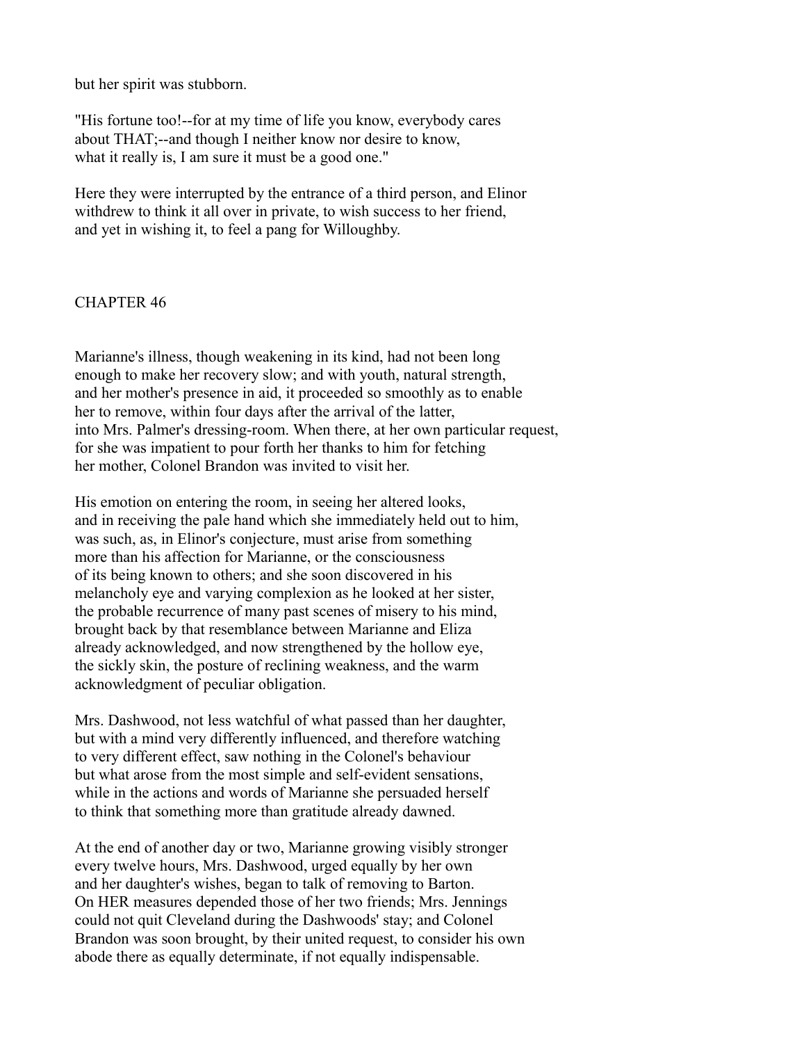but her spirit was stubborn.

"His fortune too!--for at my time of life you know, everybody cares about THAT;--and though I neither know nor desire to know, what it really is, I am sure it must be a good one."

Here they were interrupted by the entrance of a third person, and Elinor withdrew to think it all over in private, to wish success to her friend, and yet in wishing it, to feel a pang for Willoughby.

## CHAPTER 46

Marianne's illness, though weakening in its kind, had not been long enough to make her recovery slow; and with youth, natural strength, and her mother's presence in aid, it proceeded so smoothly as to enable her to remove, within four days after the arrival of the latter, into Mrs. Palmer's dressing-room. When there, at her own particular request, for she was impatient to pour forth her thanks to him for fetching her mother, Colonel Brandon was invited to visit her.

His emotion on entering the room, in seeing her altered looks, and in receiving the pale hand which she immediately held out to him, was such, as, in Elinor's conjecture, must arise from something more than his affection for Marianne, or the consciousness of its being known to others; and she soon discovered in his melancholy eye and varying complexion as he looked at her sister, the probable recurrence of many past scenes of misery to his mind, brought back by that resemblance between Marianne and Eliza already acknowledged, and now strengthened by the hollow eye, the sickly skin, the posture of reclining weakness, and the warm acknowledgment of peculiar obligation.

Mrs. Dashwood, not less watchful of what passed than her daughter, but with a mind very differently influenced, and therefore watching to very different effect, saw nothing in the Colonel's behaviour but what arose from the most simple and self-evident sensations, while in the actions and words of Marianne she persuaded herself to think that something more than gratitude already dawned.

At the end of another day or two, Marianne growing visibly stronger every twelve hours, Mrs. Dashwood, urged equally by her own and her daughter's wishes, began to talk of removing to Barton. On HER measures depended those of her two friends; Mrs. Jennings could not quit Cleveland during the Dashwoods' stay; and Colonel Brandon was soon brought, by their united request, to consider his own abode there as equally determinate, if not equally indispensable.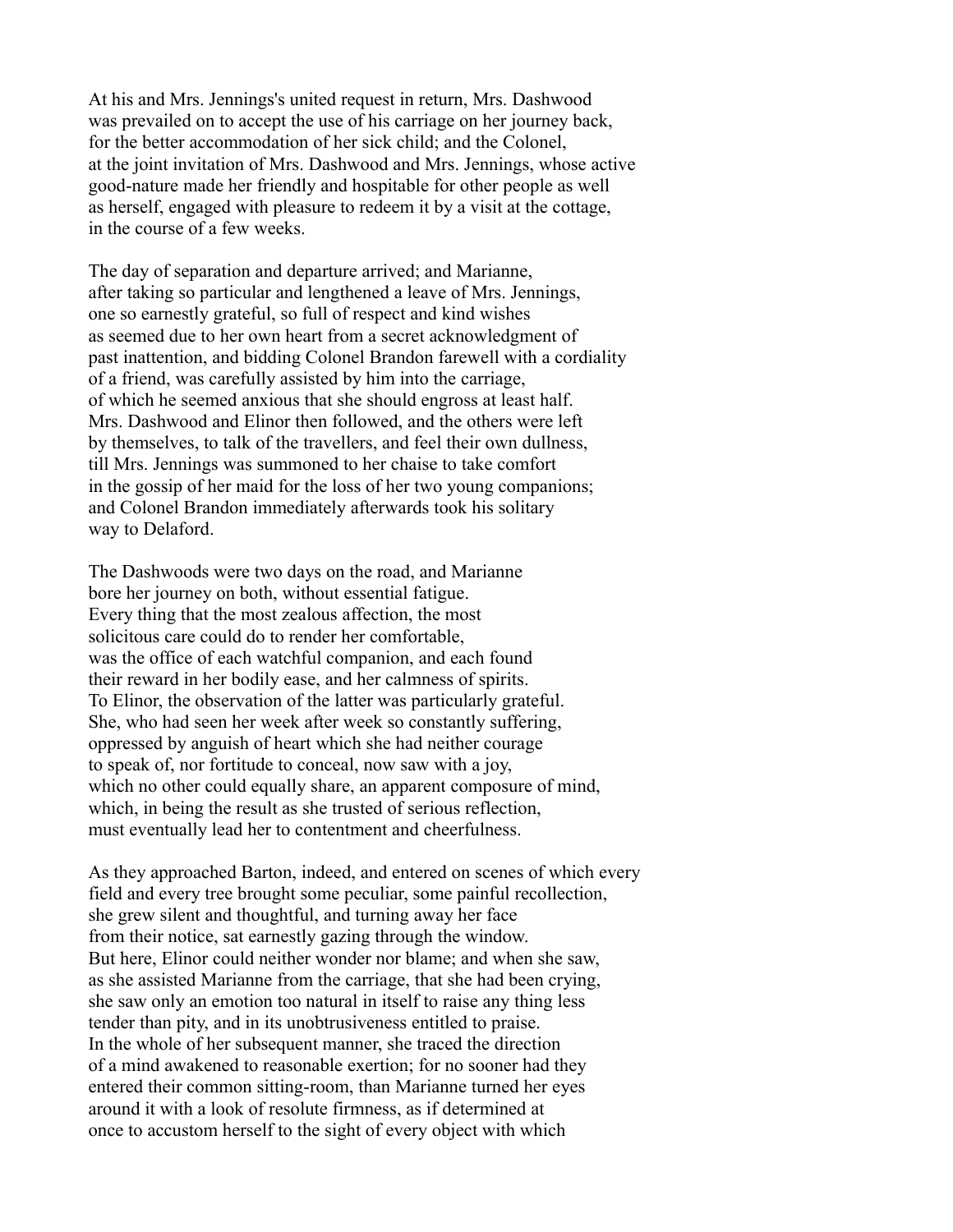At his and Mrs. Jennings's united request in return, Mrs. Dashwood was prevailed on to accept the use of his carriage on her journey back, for the better accommodation of her sick child; and the Colonel, at the joint invitation of Mrs. Dashwood and Mrs. Jennings, whose active good-nature made her friendly and hospitable for other people as well as herself, engaged with pleasure to redeem it by a visit at the cottage, in the course of a few weeks.

The day of separation and departure arrived; and Marianne, after taking so particular and lengthened a leave of Mrs. Jennings, one so earnestly grateful, so full of respect and kind wishes as seemed due to her own heart from a secret acknowledgment of past inattention, and bidding Colonel Brandon farewell with a cordiality of a friend, was carefully assisted by him into the carriage, of which he seemed anxious that she should engross at least half. Mrs. Dashwood and Elinor then followed, and the others were left by themselves, to talk of the travellers, and feel their own dullness, till Mrs. Jennings was summoned to her chaise to take comfort in the gossip of her maid for the loss of her two young companions; and Colonel Brandon immediately afterwards took his solitary way to Delaford.

The Dashwoods were two days on the road, and Marianne bore her journey on both, without essential fatigue. Every thing that the most zealous affection, the most solicitous care could do to render her comfortable, was the office of each watchful companion, and each found their reward in her bodily ease, and her calmness of spirits. To Elinor, the observation of the latter was particularly grateful. She, who had seen her week after week so constantly suffering, oppressed by anguish of heart which she had neither courage to speak of, nor fortitude to conceal, now saw with a joy, which no other could equally share, an apparent composure of mind, which, in being the result as she trusted of serious reflection, must eventually lead her to contentment and cheerfulness.

As they approached Barton, indeed, and entered on scenes of which every field and every tree brought some peculiar, some painful recollection, she grew silent and thoughtful, and turning away her face from their notice, sat earnestly gazing through the window. But here, Elinor could neither wonder nor blame; and when she saw, as she assisted Marianne from the carriage, that she had been crying, she saw only an emotion too natural in itself to raise any thing less tender than pity, and in its unobtrusiveness entitled to praise. In the whole of her subsequent manner, she traced the direction of a mind awakened to reasonable exertion; for no sooner had they entered their common sitting-room, than Marianne turned her eyes around it with a look of resolute firmness, as if determined at once to accustom herself to the sight of every object with which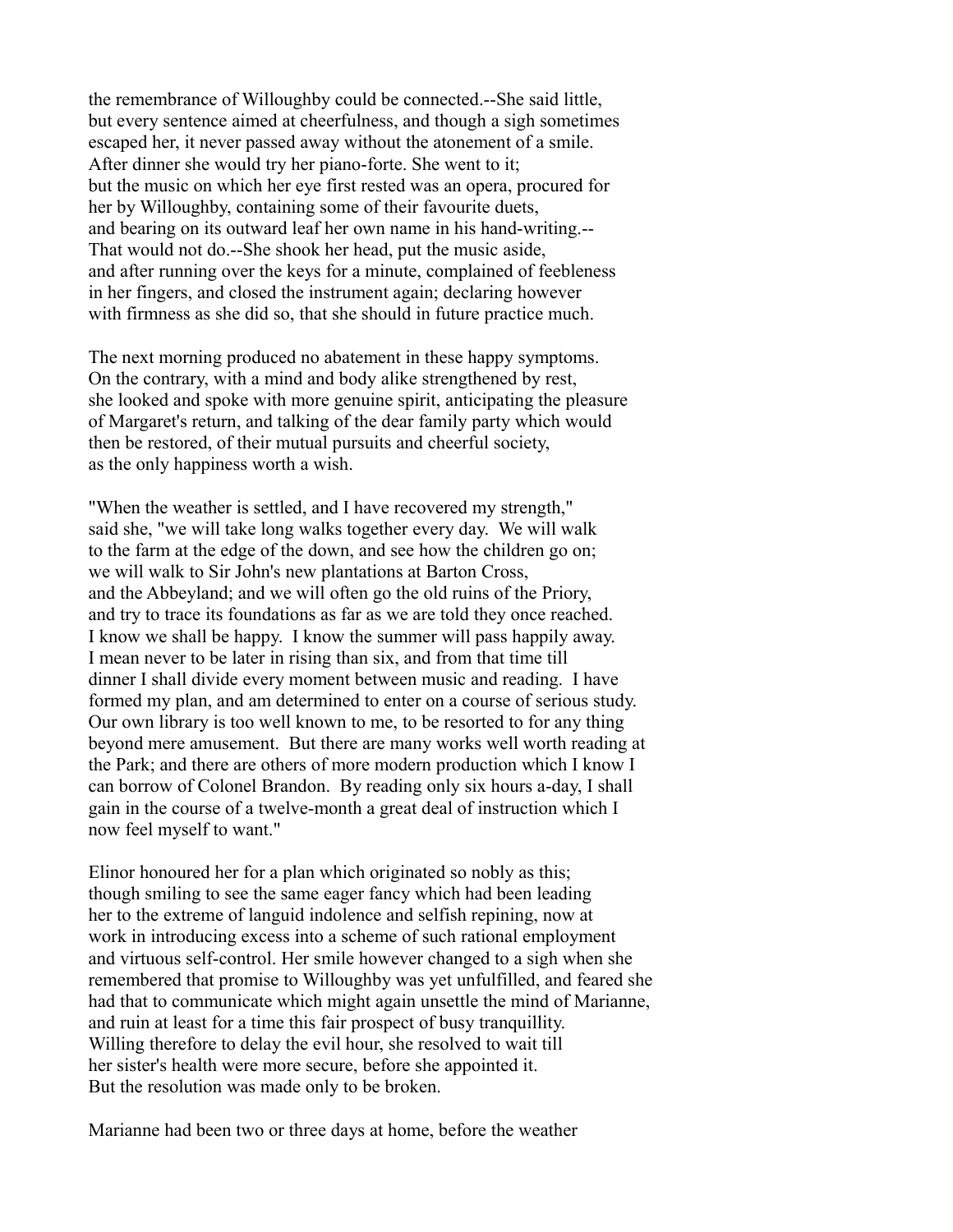the remembrance of Willoughby could be connected.--She said little, but every sentence aimed at cheerfulness, and though a sigh sometimes escaped her, it never passed away without the atonement of a smile. After dinner she would try her piano-forte. She went to it; but the music on which her eye first rested was an opera, procured for her by Willoughby, containing some of their favourite duets, and bearing on its outward leaf her own name in his hand-writing.--That would not do.--She shook her head, put the music aside, and after running over the keys for a minute, complained of feebleness in her fingers, and closed the instrument again; declaring however with firmness as she did so, that she should in future practice much.

The next morning produced no abatement in these happy symptoms. On the contrary, with a mind and body alike strengthened by rest, she looked and spoke with more genuine spirit, anticipating the pleasure of Margaret's return, and talking of the dear family party which would then be restored, of their mutual pursuits and cheerful society, as the only happiness worth a wish.

"When the weather is settled, and I have recovered my strength," said she, "we will take long walks together every day. We will walk to the farm at the edge of the down, and see how the children go on; we will walk to Sir John's new plantations at Barton Cross, and the Abbeyland; and we will often go the old ruins of the Priory, and try to trace its foundations as far as we are told they once reached. I know we shall be happy. I know the summer will pass happily away. I mean never to be later in rising than six, and from that time till dinner I shall divide every moment between music and reading. I have formed my plan, and am determined to enter on a course of serious study. Our own library is too well known to me, to be resorted to for any thing beyond mere amusement. But there are many works well worth reading at the Park; and there are others of more modern production which I know I can borrow of Colonel Brandon. By reading only six hours a-day, I shall gain in the course of a twelve-month a great deal of instruction which I now feel myself to want."

Elinor honoured her for a plan which originated so nobly as this; though smiling to see the same eager fancy which had been leading her to the extreme of languid indolence and selfish repining, now at work in introducing excess into a scheme of such rational employment and virtuous self-control. Her smile however changed to a sigh when she remembered that promise to Willoughby was yet unfulfilled, and feared she had that to communicate which might again unsettle the mind of Marianne, and ruin at least for a time this fair prospect of busy tranquillity. Willing therefore to delay the evil hour, she resolved to wait till her sister's health were more secure, before she appointed it. But the resolution was made only to be broken.

Marianne had been two or three days at home, before the weather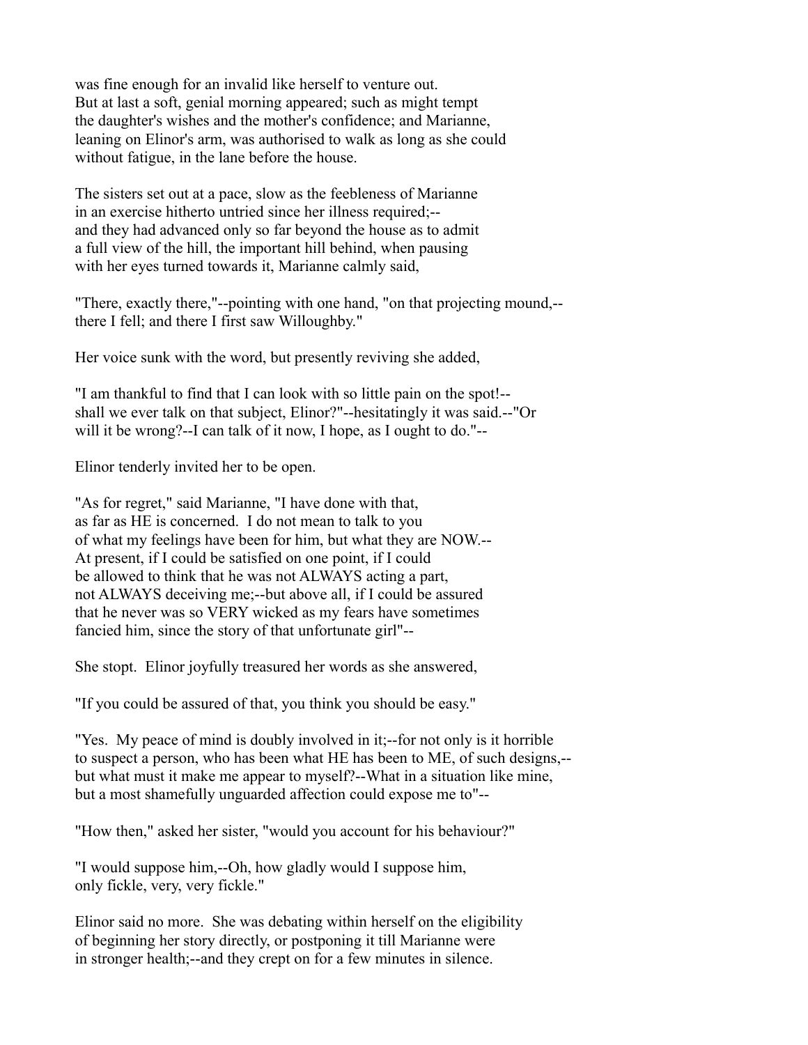was fine enough for an invalid like herself to venture out. But at last a soft, genial morning appeared; such as might tempt the daughter's wishes and the mother's confidence; and Marianne, leaning on Elinor's arm, was authorised to walk as long as she could without fatigue, in the lane before the house.

The sisters set out at a pace, slow as the feebleness of Marianne in an exercise hitherto untried since her illness required;--and they had advanced only so far beyond the house as to admit a full view of the hill, the important hill behind, when pausing with her eyes turned towards it, Marianne calmly said,

"There, exactly there,"--pointing with one hand, "on that projecting mound,--there I fell; and there I first saw Willoughby."

Her voice sunk with the word, but presently reviving she added,

"I am thankful to find that I can look with so little pain on the spot!--shall we ever talk on that subject, Elinor?"--hesitatingly it was said.--"Or will it be wrong?--I can talk of it now, I hope, as I ought to do."--

Elinor tenderly invited her to be open.

"As for regret," said Marianne, "I have done with that, as far as HE is concerned. I do not mean to talk to you of what my feelings have been for him, but what they are NOW.--At present, if I could be satisfied on one point, if I could be allowed to think that he was not ALWAYS acting a part, not ALWAYS deceiving me;--but above all, if I could be assured that he never was so VERY wicked as my fears have sometimes fancied him, since the story of that unfortunate girl"--

She stopt. Elinor joyfully treasured her words as she answered,

"If you could be assured of that, you think you should be easy."

"Yes. My peace of mind is doubly involved in it;--for not only is it horrible to suspect a person, who has been what HE has been to ME, of such designs,--but what must it make me appear to myself?--What in a situation like mine, but a most shamefully unguarded affection could expose me to"--

"How then," asked her sister, "would you account for his behaviour?"

"I would suppose him,--Oh, how gladly would I suppose him, only fickle, very, very fickle."

Elinor said no more. She was debating within herself on the eligibility of beginning her story directly, or postponing it till Marianne were in stronger health;--and they crept on for a few minutes in silence.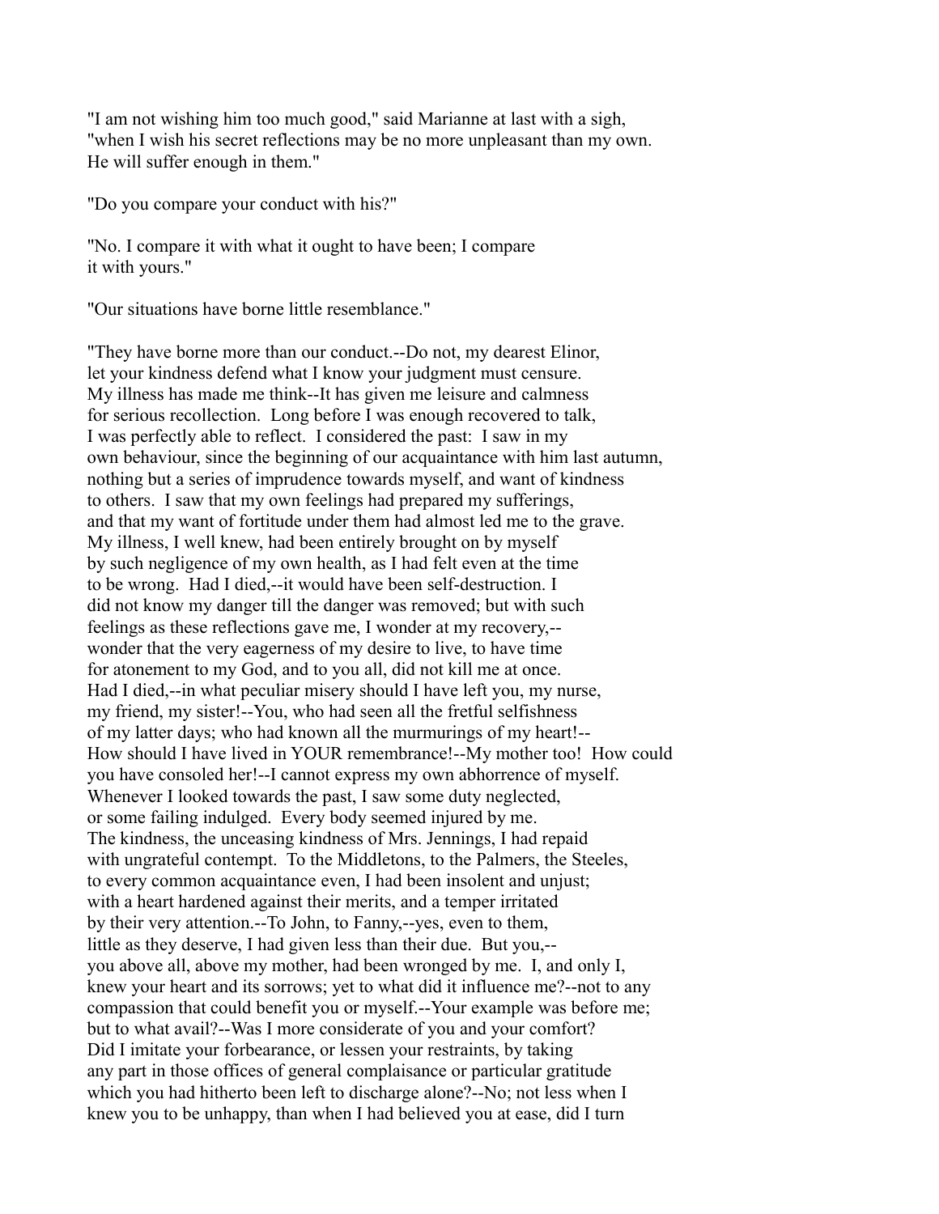"I am not wishing him too much good," said Marianne at last with a sigh, "when I wish his secret reflections may be no more unpleasant than my own. He will suffer enough in them."

"Do you compare your conduct with his?"

"No. I compare it with what it ought to have been; I compare it with yours."

"Our situations have borne little resemblance."

"They have borne more than our conduct.--Do not, my dearest Elinor, let your kindness defend what I know your judgment must censure. My illness has made me think--It has given me leisure and calmness for serious recollection. Long before I was enough recovered to talk, I was perfectly able to reflect. I considered the past: I saw in my own behaviour, since the beginning of our acquaintance with him last autumn, nothing but a series of imprudence towards myself, and want of kindness to others. I saw that my own feelings had prepared my sufferings, and that my want of fortitude under them had almost led me to the grave. My illness, I well knew, had been entirely brought on by myself by such negligence of my own health, as I had felt even at the time to be wrong. Had I died,--it would have been self-destruction. I did not know my danger till the danger was removed; but with such feelings as these reflections gave me, I wonder at my recovery,--wonder that the very eagerness of my desire to live, to have time for atonement to my God, and to you all, did not kill me at once. Had I died,--in what peculiar misery should I have left you, my nurse, my friend, my sister!--You, who had seen all the fretful selfishness of my latter days; who had known all the murmurings of my heart!--How should I have lived in YOUR remembrance!--My mother too! How could you have consoled her!--I cannot express my own abhorrence of myself. Whenever I looked towards the past, I saw some duty neglected, or some failing indulged. Every body seemed injured by me. The kindness, the unceasing kindness of Mrs. Jennings, I had repaid with ungrateful contempt. To the Middletons, to the Palmers, the Steeles, to every common acquaintance even, I had been insolent and unjust; with a heart hardened against their merits, and a temper irritated by their very attention.--To John, to Fanny,--yes, even to them, little as they deserve, I had given less than their due. But you,--you above all, above my mother, had been wronged by me. I, and only I, knew your heart and its sorrows; yet to what did it influence me?--not to any compassion that could benefit you or myself.--Your example was before me; but to what avail?--Was I more considerate of you and your comfort? Did I imitate your forbearance, or lessen your restraints, by taking any part in those offices of general complaisance or particular gratitude which you had hitherto been left to discharge alone?--No; not less when I knew you to be unhappy, than when I had believed you at ease, did I turn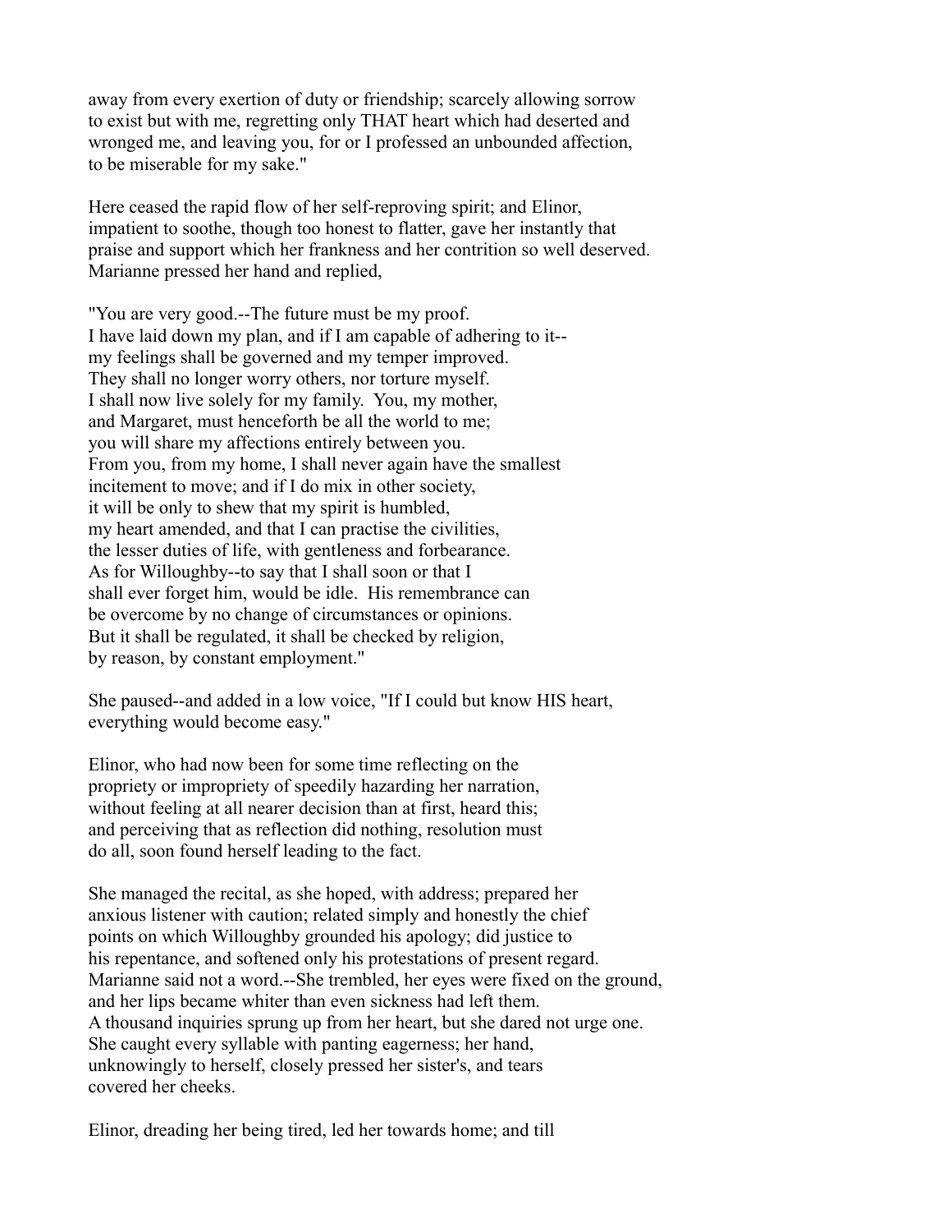away from every exertion of duty or friendship; scarcely allowing sorrow to exist but with me, regretting only THAT heart which had deserted and wronged me, and leaving you, for or I professed an unbounded affection, to be miserable for my sake."

Here ceased the rapid flow of her self-reproving spirit; and Elinor, impatient to soothe, though too honest to flatter, gave her instantly that praise and support which her frankness and her contrition so well deserved. Marianne pressed her hand and replied,

"You are very good.--The future must be my proof. I have laid down my plan, and if I am capable of adhering to it-- my feelings shall be governed and my temper improved. They shall no longer worry others, nor torture myself. I shall now live solely for my family. You, my mother, and Margaret, must henceforth be all the world to me; you will share my affections entirely between you. From you, from my home, I shall never again have the smallest incitement to move; and if I do mix in other society, it will be only to shew that my spirit is humbled, my heart amended, and that I can practise the civilities, the lesser duties of life, with gentleness and forbearance. As for Willoughby--to say that I shall soon or that I shall ever forget him, would be idle. His remembrance can be overcome by no change of circumstances or opinions. But it shall be regulated, it shall be checked by religion, by reason, by constant employment."

She paused--and added in a low voice, "If I could but know HIS heart, everything would become easy."

Elinor, who had now been for some time reflecting on the propriety or impropriety of speedily hazarding her narration, without feeling at all nearer decision than at first, heard this; and perceiving that as reflection did nothing, resolution must do all, soon found herself leading to the fact.

She managed the recital, as she hoped, with address; prepared her anxious listener with caution; related simply and honestly the chief points on which Willoughby grounded his apology; did justice to his repentance, and softened only his protestations of present regard. Marianne said not a word.--She trembled, her eyes were fixed on the ground, and her lips became whiter than even sickness had left them. A thousand inquiries sprung up from her heart, but she dared not urge one. She caught every syllable with panting eagerness; her hand, unknowingly to herself, closely pressed her sister's, and tears covered her cheeks.

Elinor, dreading her being tired, led her towards home; and till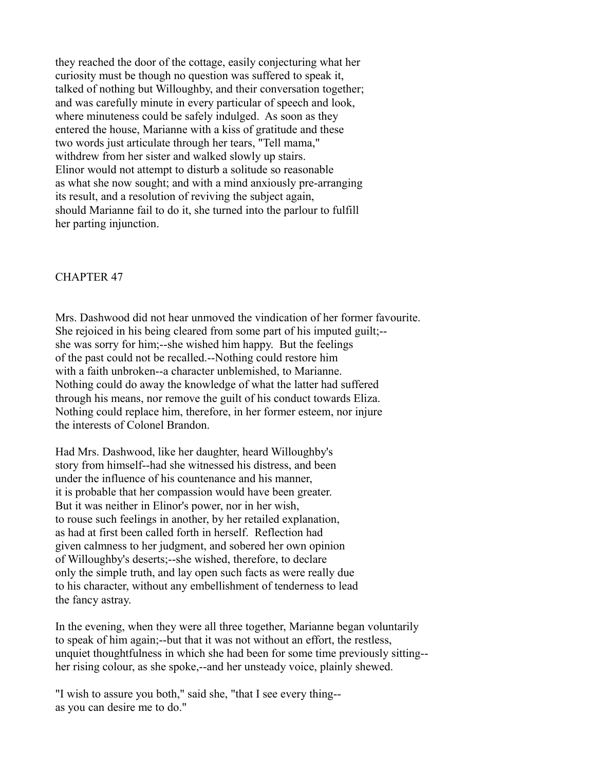they reached the door of the cottage, easily conjecturing what her curiosity must be though no question was suffered to speak it, talked of nothing but Willoughby, and their conversation together; and was carefully minute in every particular of speech and look, where minuteness could be safely indulged. As soon as they entered the house, Marianne with a kiss of gratitude and these two words just articulate through her tears, "Tell mama," withdrew from her sister and walked slowly up stairs. Elinor would not attempt to disturb a solitude so reasonable as what she now sought; and with a mind anxiously pre-arranging its result, and a resolution of reviving the subject again, should Marianne fail to do it, she turned into the parlour to fulfill her parting injunction.

## CHAPTER 47

Mrs. Dashwood did not hear unmoved the vindication of her former favourite. She rejoiced in his being cleared from some part of his imputed guilt;--she was sorry for him;--she wished him happy. But the feelings of the past could not be recalled.--Nothing could restore him with a faith unbroken--a character unblemished, to Marianne. Nothing could do away the knowledge of what the latter had suffered through his means, nor remove the guilt of his conduct towards Eliza. Nothing could replace him, therefore, in her former esteem, nor injure the interests of Colonel Brandon.

Had Mrs. Dashwood, like her daughter, heard Willoughby's story from himself--had she witnessed his distress, and been under the influence of his countenance and his manner, it is probable that her compassion would have been greater. But it was neither in Elinor's power, nor in her wish, to rouse such feelings in another, by her retailed explanation, as had at first been called forth in herself. Reflection had given calmness to her judgment, and sobered her own opinion of Willoughby's deserts;--she wished, therefore, to declare only the simple truth, and lay open such facts as were really due to his character, without any embellishment of tenderness to lead the fancy astray.

In the evening, when they were all three together, Marianne began voluntarily to speak of him again;--but that it was not without an effort, the restless, unquiet thoughtfulness in which she had been for some time previously sitting--her rising colour, as she spoke,--and her unsteady voice, plainly shewed.

"I wish to assure you both," said she, "that I see every thing--as you can desire me to do."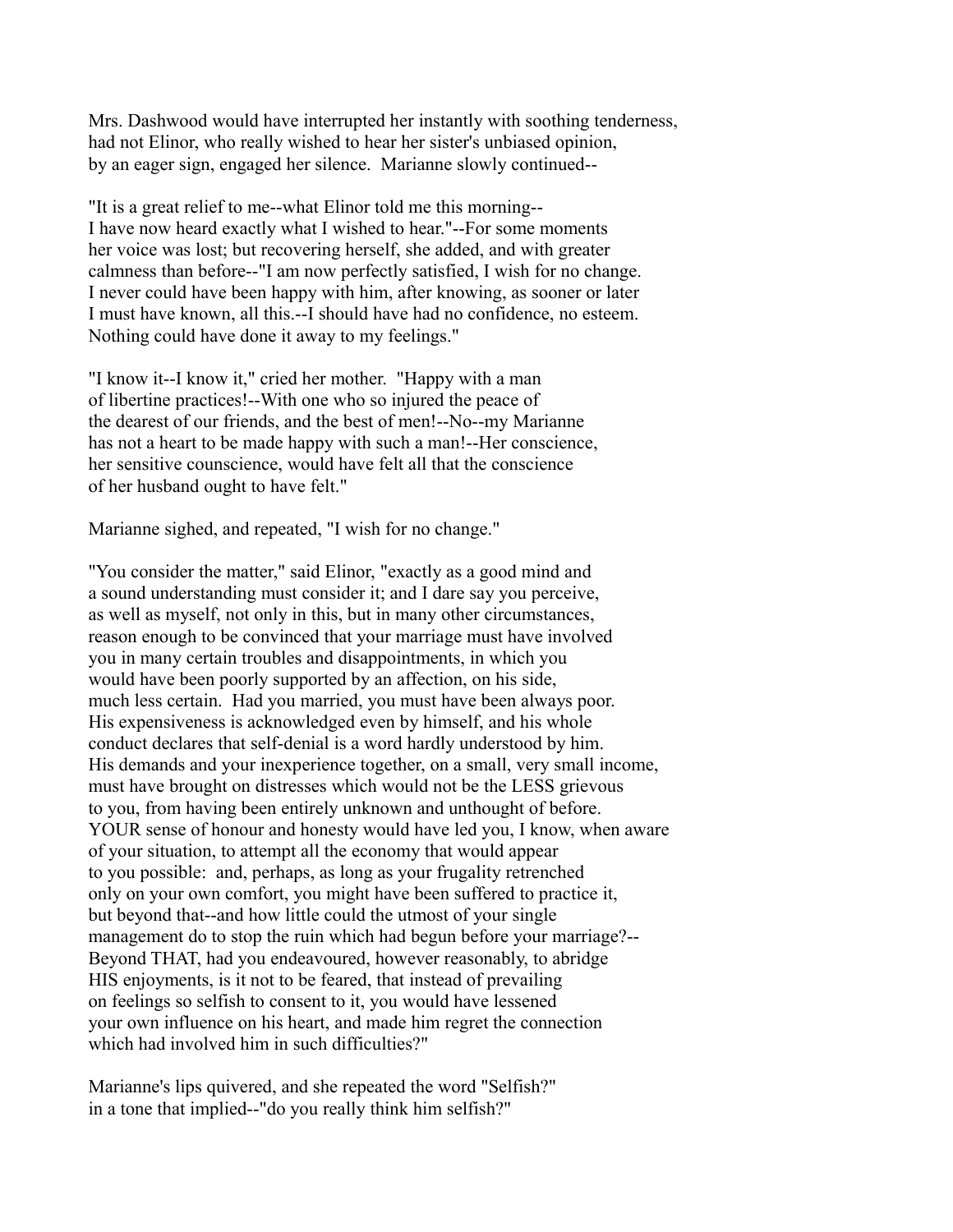Mrs. Dashwood would have interrupted her instantly with soothing tenderness, had not Elinor, who really wished to hear her sister's unbiased opinion, by an eager sign, engaged her silence. Marianne slowly continued--

"It is a great relief to me--what Elinor told me this morning-- I have now heard exactly what I wished to hear."--For some moments her voice was lost; but recovering herself, she added, and with greater calmness than before--"I am now perfectly satisfied, I wish for no change. I never could have been happy with him, after knowing, as sooner or later I must have known, all this.--I should have had no confidence, no esteem. Nothing could have done it away to my feelings."

"I know it--I know it," cried her mother. "Happy with a man of libertine practices!--With one who so injured the peace of the dearest of our friends, and the best of men!--No--my Marianne has not a heart to be made happy with such a man!--Her conscience, her sensitive counscience, would have felt all that the conscience of her husband ought to have felt."

Marianne sighed, and repeated, "I wish for no change."

"You consider the matter," said Elinor, "exactly as a good mind and a sound understanding must consider it; and I dare say you perceive, as well as myself, not only in this, but in many other circumstances, reason enough to be convinced that your marriage must have involved you in many certain troubles and disappointments, in which you would have been poorly supported by an affection, on his side, much less certain. Had you married, you must have been always poor. His expensiveness is acknowledged even by himself, and his whole conduct declares that self-denial is a word hardly understood by him. His demands and your inexperience together, on a small, very small income, must have brought on distresses which would not be the LESS grievous to you, from having been entirely unknown and unthought of before. YOUR sense of honour and honesty would have led you, I know, when aware of your situation, to attempt all the economy that would appear to you possible: and, perhaps, as long as your frugality retrenched only on your own comfort, you might have been suffered to practice it, but beyond that--and how little could the utmost of your single management do to stop the ruin which had begun before your marriage?-- Beyond THAT, had you endeavoured, however reasonably, to abridge HIS enjoyments, is it not to be feared, that instead of prevailing on feelings so selfish to consent to it, you would have lessened your own influence on his heart, and made him regret the connection which had involved him in such difficulties?"

Marianne's lips quivered, and she repeated the word "Selfish?" in a tone that implied--"do you really think him selfish?"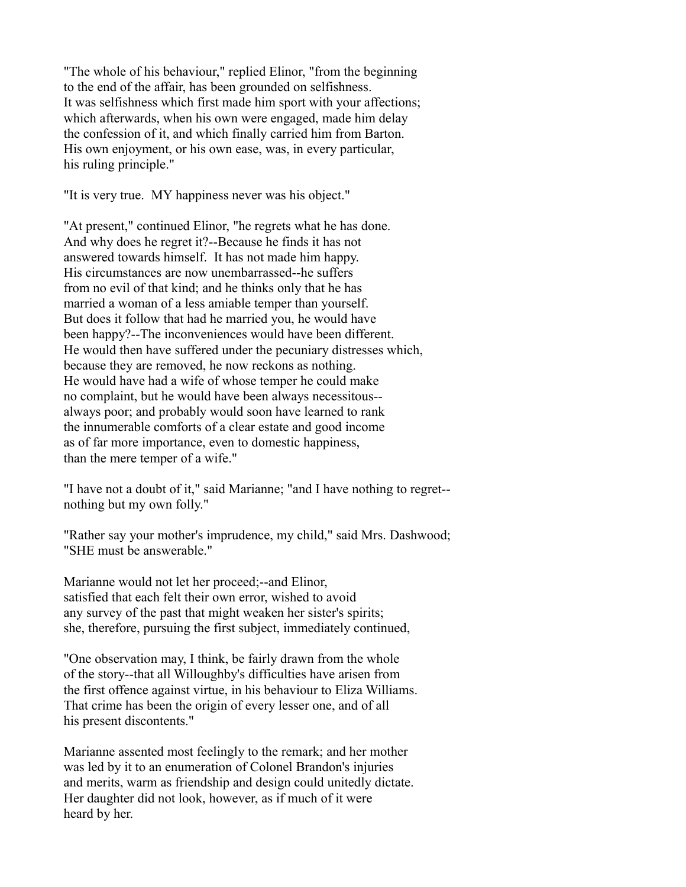"The whole of his behaviour," replied Elinor, "from the beginning to the end of the affair, has been grounded on selfishness. It was selfishness which first made him sport with your affections; which afterwards, when his own were engaged, made him delay the confession of it, and which finally carried him from Barton. His own enjoyment, or his own ease, was, in every particular, his ruling principle."

"It is very true. MY happiness never was his object."

"At present," continued Elinor, "he regrets what he has done. And why does he regret it?--Because he finds it has not answered towards himself. It has not made him happy. His circumstances are now unembarrassed--he suffers from no evil of that kind; and he thinks only that he has married a woman of a less amiable temper than yourself. But does it follow that had he married you, he would have been happy?--The inconveniences would have been different. He would then have suffered under the pecuniary distresses which, because they are removed, he now reckons as nothing. He would have had a wife of whose temper he could make no complaint, but he would have been always necessitous--always poor; and probably would soon have learned to rank the innumerable comforts of a clear estate and good income as of far more importance, even to domestic happiness, than the mere temper of a wife."

"I have not a doubt of it," said Marianne; "and I have nothing to regret--nothing but my own folly."

"Rather say your mother's imprudence, my child," said Mrs. Dashwood; "SHE must be answerable."

Marianne would not let her proceed;--and Elinor, satisfied that each felt their own error, wished to avoid any survey of the past that might weaken her sister's spirits; she, therefore, pursuing the first subject, immediately continued,

"One observation may, I think, be fairly drawn from the whole of the story--that all Willoughby's difficulties have arisen from the first offence against virtue, in his behaviour to Eliza Williams. That crime has been the origin of every lesser one, and of all his present discontents."

Marianne assented most feelingly to the remark; and her mother was led by it to an enumeration of Colonel Brandon's injuries and merits, warm as friendship and design could unitedly dictate. Her daughter did not look, however, as if much of it were heard by her.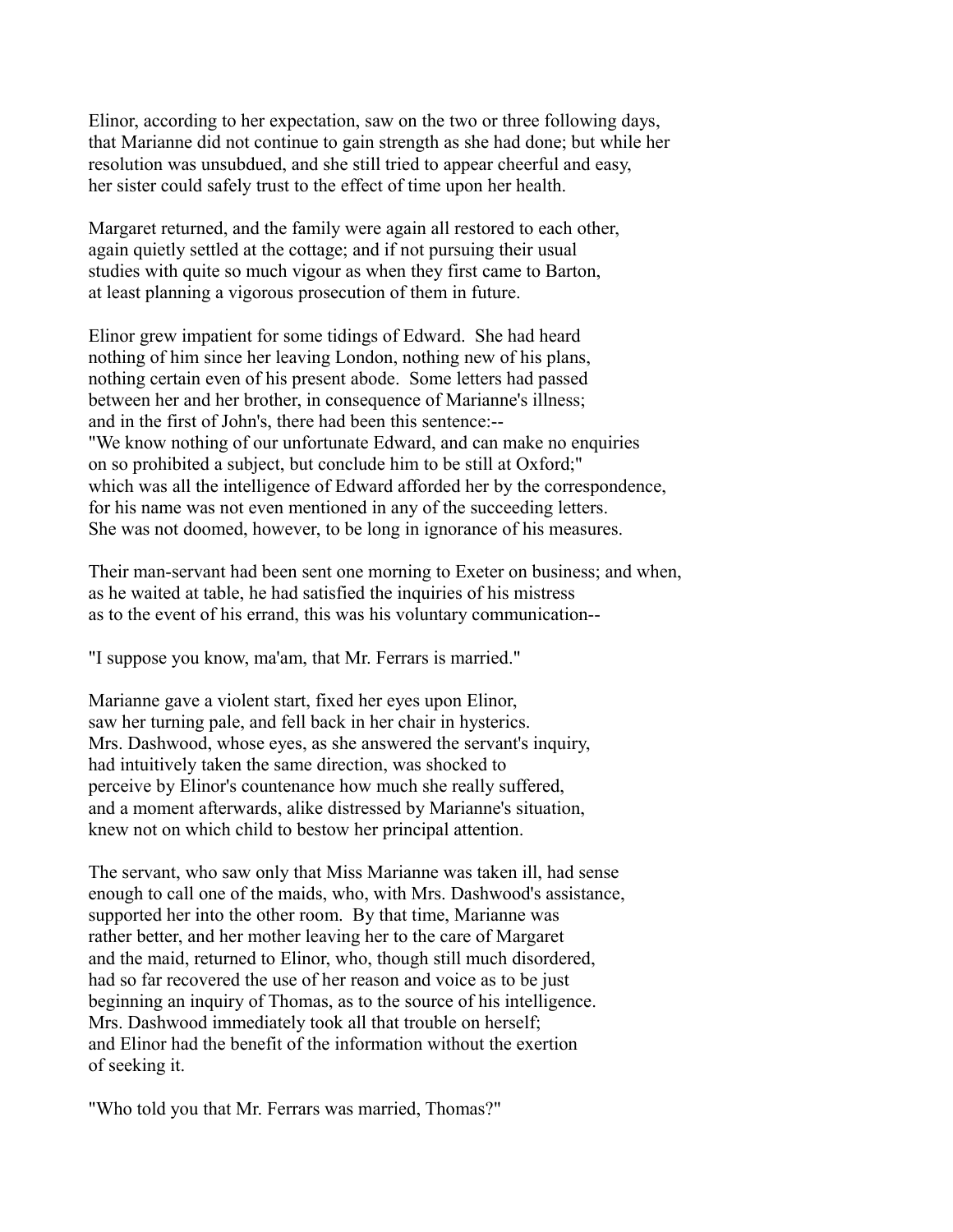Elinor, according to her expectation, saw on the two or three following days, that Marianne did not continue to gain strength as she had done; but while her resolution was unsubdued, and she still tried to appear cheerful and easy, her sister could safely trust to the effect of time upon her health.

Margaret returned, and the family were again all restored to each other, again quietly settled at the cottage; and if not pursuing their usual studies with quite so much vigour as when they first came to Barton, at least planning a vigorous prosecution of them in future.

Elinor grew impatient for some tidings of Edward. She had heard nothing of him since her leaving London, nothing new of his plans, nothing certain even of his present abode. Some letters had passed between her and her brother, in consequence of Marianne's illness; and in the first of John's, there had been this sentence:-- "We know nothing of our unfortunate Edward, and can make no enquiries on so prohibited a subject, but conclude him to be still at Oxford;" which was all the intelligence of Edward afforded her by the correspondence, for his name was not even mentioned in any of the succeeding letters. She was not doomed, however, to be long in ignorance of his measures.

Their man-servant had been sent one morning to Exeter on business; and when, as he waited at table, he had satisfied the inquiries of his mistress as to the event of his errand, this was his voluntary communication--

"I suppose you know, ma'am, that Mr. Ferrars is married."

Marianne gave a violent start, fixed her eyes upon Elinor, saw her turning pale, and fell back in her chair in hysterics. Mrs. Dashwood, whose eyes, as she answered the servant's inquiry, had intuitively taken the same direction, was shocked to perceive by Elinor's countenance how much she really suffered, and a moment afterwards, alike distressed by Marianne's situation, knew not on which child to bestow her principal attention.

The servant, who saw only that Miss Marianne was taken ill, had sense enough to call one of the maids, who, with Mrs. Dashwood's assistance, supported her into the other room. By that time, Marianne was rather better, and her mother leaving her to the care of Margaret and the maid, returned to Elinor, who, though still much disordered, had so far recovered the use of her reason and voice as to be just beginning an inquiry of Thomas, as to the source of his intelligence. Mrs. Dashwood immediately took all that trouble on herself; and Elinor had the benefit of the information without the exertion of seeking it.

"Who told you that Mr. Ferrars was married, Thomas?"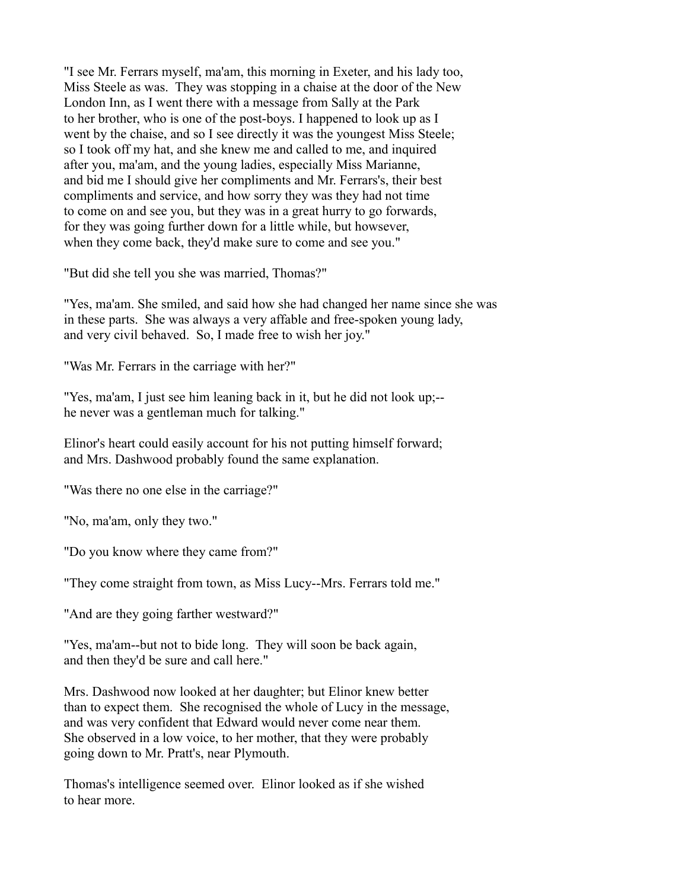"I see Mr. Ferrars myself, ma'am, this morning in Exeter, and his lady too, Miss Steele as was. They was stopping in a chaise at the door of the New London Inn, as I went there with a message from Sally at the Park to her brother, who is one of the post-boys. I happened to look up as I went by the chaise, and so I see directly it was the youngest Miss Steele; so I took off my hat, and she knew me and called to me, and inquired after you, ma'am, and the young ladies, especially Miss Marianne, and bid me I should give her compliments and Mr. Ferrars's, their best compliments and service, and how sorry they was they had not time to come on and see you, but they was in a great hurry to go forwards, for they was going further down for a little while, but howsever, when they come back, they'd make sure to come and see you."

"But did she tell you she was married, Thomas?"

"Yes, ma'am. She smiled, and said how she had changed her name since she was in these parts. She was always a very affable and free-spoken young lady, and very civil behaved. So, I made free to wish her joy."

"Was Mr. Ferrars in the carriage with her?"

"Yes, ma'am, I just see him leaning back in it, but he did not look up;--he never was a gentleman much for talking."

Elinor's heart could easily account for his not putting himself forward; and Mrs. Dashwood probably found the same explanation.

"Was there no one else in the carriage?"

"No, ma'am, only they two."

"Do you know where they came from?"

"They come straight from town, as Miss Lucy--Mrs. Ferrars told me."

"And are they going farther westward?"

"Yes, ma'am--but not to bide long. They will soon be back again, and then they'd be sure and call here."

Mrs. Dashwood now looked at her daughter; but Elinor knew better than to expect them. She recognised the whole of Lucy in the message, and was very confident that Edward would never come near them. She observed in a low voice, to her mother, that they were probably going down to Mr. Pratt's, near Plymouth.

Thomas's intelligence seemed over. Elinor looked as if she wished to hear more.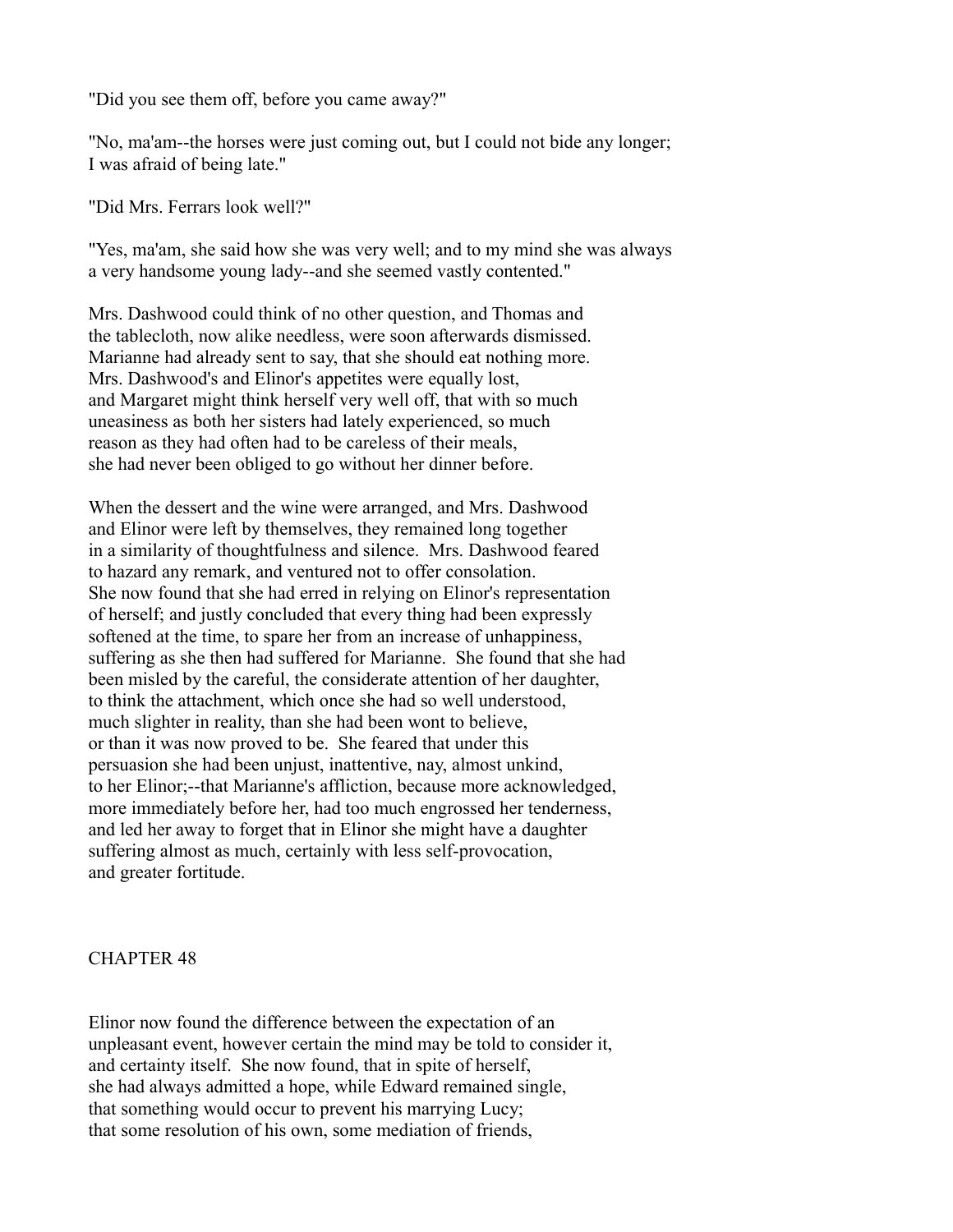"Did you see them off, before you came away?"

"No, ma'am--the horses were just coming out, but I could not bide any longer; I was afraid of being late."

"Did Mrs. Ferrars look well?"

"Yes, ma'am, she said how she was very well; and to my mind she was always a very handsome young lady--and she seemed vastly contented."

Mrs. Dashwood could think of no other question, and Thomas and the tablecloth, now alike needless, were soon afterwards dismissed. Marianne had already sent to say, that she should eat nothing more. Mrs. Dashwood's and Elinor's appetites were equally lost, and Margaret might think herself very well off, that with so much uneasiness as both her sisters had lately experienced, so much reason as they had often had to be careless of their meals, she had never been obliged to go without her dinner before.

When the dessert and the wine were arranged, and Mrs. Dashwood and Elinor were left by themselves, they remained long together in a similarity of thoughtfulness and silence. Mrs. Dashwood feared to hazard any remark, and ventured not to offer consolation. She now found that she had erred in relying on Elinor's representation of herself; and justly concluded that every thing had been expressly softened at the time, to spare her from an increase of unhappiness, suffering as she then had suffered for Marianne. She found that she had been misled by the careful, the considerate attention of her daughter, to think the attachment, which once she had so well understood, much slighter in reality, than she had been wont to believe, or than it was now proved to be. She feared that under this persuasion she had been unjust, inattentive, nay, almost unkind, to her Elinor;--that Marianne's affliction, because more acknowledged, more immediately before her, had too much engrossed her tenderness, and led her away to forget that in Elinor she might have a daughter suffering almost as much, certainly with less self-provocation, and greater fortitude.

## CHAPTER 48

Elinor now found the difference between the expectation of an unpleasant event, however certain the mind may be told to consider it, and certainty itself. She now found, that in spite of herself, she had always admitted a hope, while Edward remained single, that something would occur to prevent his marrying Lucy; that some resolution of his own, some mediation of friends,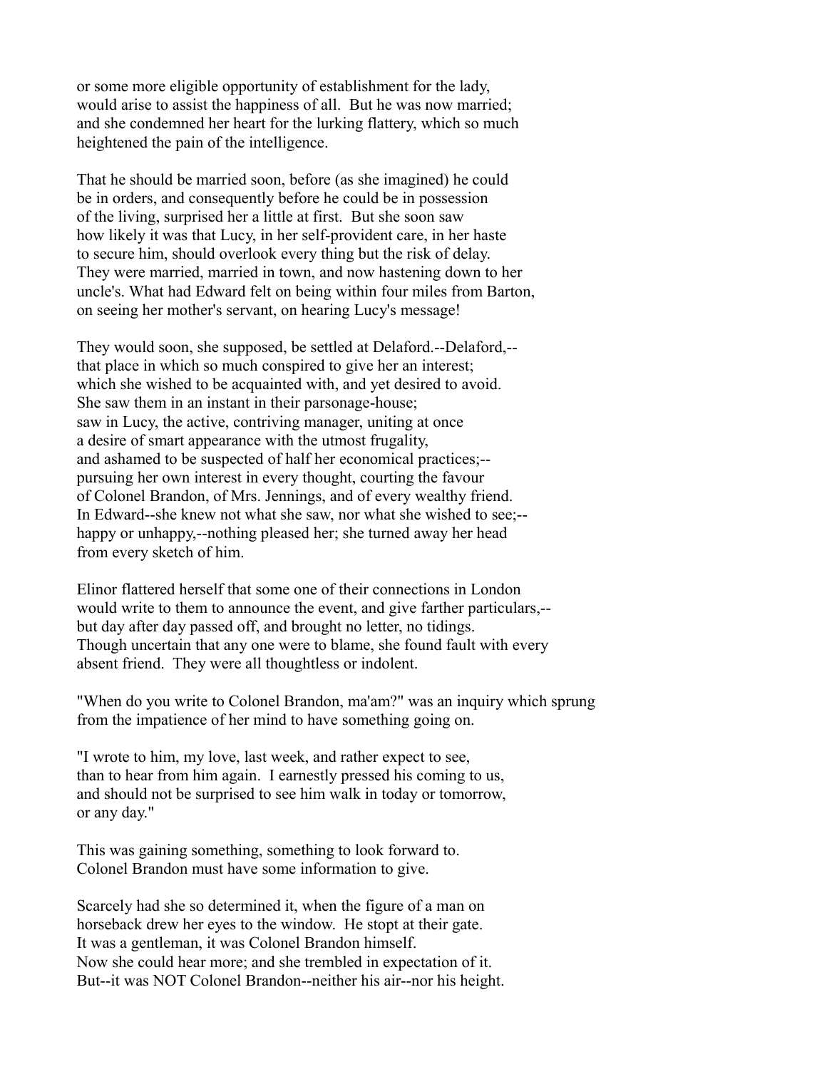or some more eligible opportunity of establishment for the lady, would arise to assist the happiness of all. But he was now married; and she condemned her heart for the lurking flattery, which so much heightened the pain of the intelligence.

That he should be married soon, before (as she imagined) he could be in orders, and consequently before he could be in possession of the living, surprised her a little at first. But she soon saw how likely it was that Lucy, in her self-provident care, in her haste to secure him, should overlook every thing but the risk of delay. They were married, married in town, and now hastening down to her uncle's. What had Edward felt on being within four miles from Barton, on seeing her mother's servant, on hearing Lucy's message!

They would soon, she supposed, be settled at Delaford.--Delaford,-- that place in which so much conspired to give her an interest; which she wished to be acquainted with, and yet desired to avoid. She saw them in an instant in their parsonage-house; saw in Lucy, the active, contriving manager, uniting at once a desire of smart appearance with the utmost frugality, and ashamed to be suspected of half her economical practices;-- pursuing her own interest in every thought, courting the favour of Colonel Brandon, of Mrs. Jennings, and of every wealthy friend. In Edward--she knew not what she saw, nor what she wished to see;-- happy or unhappy,--nothing pleased her; she turned away her head from every sketch of him.

Elinor flattered herself that some one of their connections in London would write to them to announce the event, and give farther particulars,-- but day after day passed off, and brought no letter, no tidings. Though uncertain that any one were to blame, she found fault with every absent friend. They were all thoughtless or indolent.

"When do you write to Colonel Brandon, ma'am?" was an inquiry which sprung from the impatience of her mind to have something going on.

"I wrote to him, my love, last week, and rather expect to see, than to hear from him again. I earnestly pressed his coming to us, and should not be surprised to see him walk in today or tomorrow, or any day."

This was gaining something, something to look forward to. Colonel Brandon must have some information to give.

Scarcely had she so determined it, when the figure of a man on horseback drew her eyes to the window. He stopt at their gate. It was a gentleman, it was Colonel Brandon himself. Now she could hear more; and she trembled in expectation of it. But--it was NOT Colonel Brandon--neither his air--nor his height.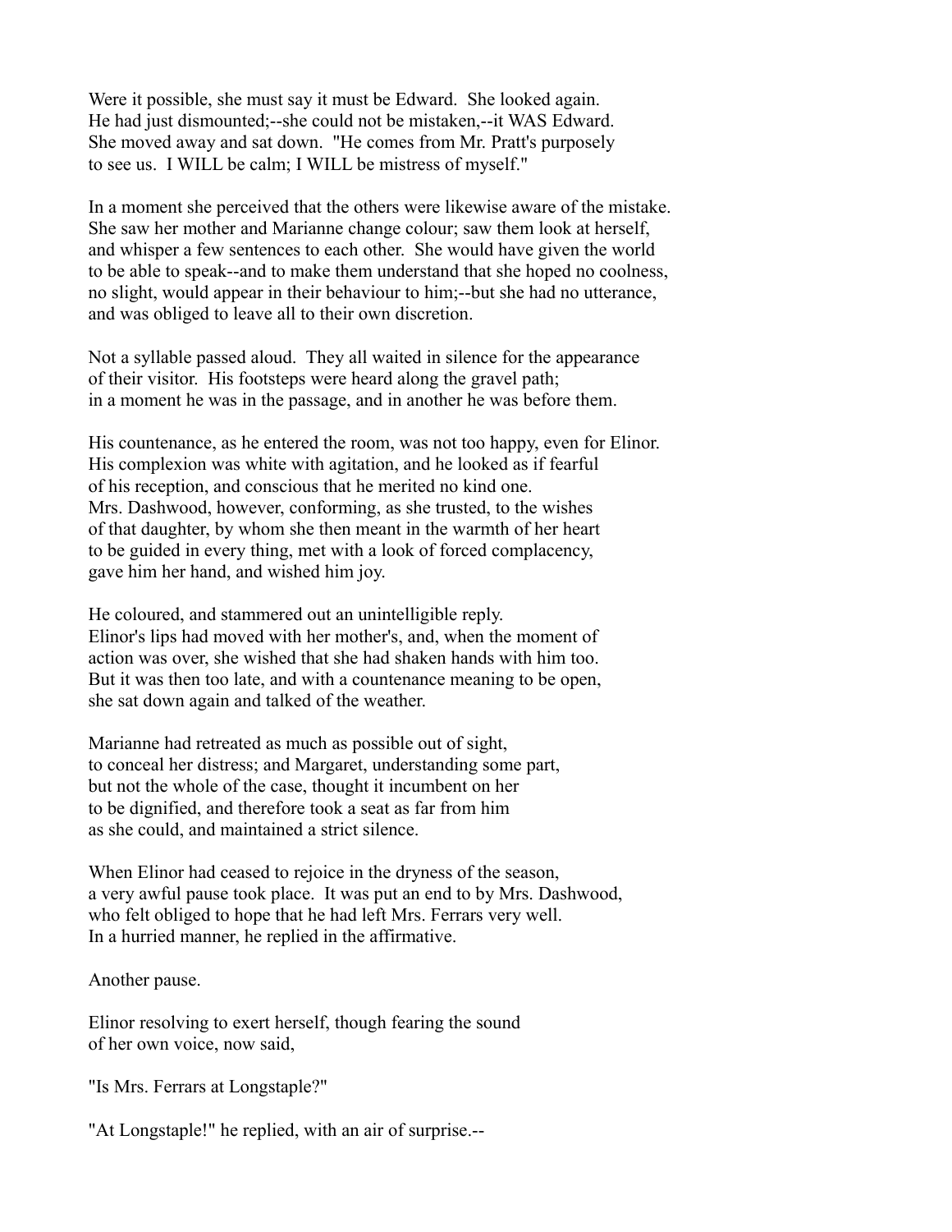Were it possible, she must say it must be Edward. She looked again. He had just dismounted;--she could not be mistaken,--it WAS Edward. She moved away and sat down. "He comes from Mr. Pratt's purposely to see us. I WILL be calm; I WILL be mistress of myself."

In a moment she perceived that the others were likewise aware of the mistake. She saw her mother and Marianne change colour; saw them look at herself, and whisper a few sentences to each other. She would have given the world to be able to speak--and to make them understand that she hoped no coolness, no slight, would appear in their behaviour to him;--but she had no utterance, and was obliged to leave all to their own discretion.

Not a syllable passed aloud. They all waited in silence for the appearance of their visitor. His footsteps were heard along the gravel path; in a moment he was in the passage, and in another he was before them.

His countenance, as he entered the room, was not too happy, even for Elinor. His complexion was white with agitation, and he looked as if fearful of his reception, and conscious that he merited no kind one. Mrs. Dashwood, however, conforming, as she trusted, to the wishes of that daughter, by whom she then meant in the warmth of her heart to be guided in every thing, met with a look of forced complacency, gave him her hand, and wished him joy.

He coloured, and stammered out an unintelligible reply. Elinor's lips had moved with her mother's, and, when the moment of action was over, she wished that she had shaken hands with him too. But it was then too late, and with a countenance meaning to be open, she sat down again and talked of the weather.

Marianne had retreated as much as possible out of sight, to conceal her distress; and Margaret, understanding some part, but not the whole of the case, thought it incumbent on her to be dignified, and therefore took a seat as far from him as she could, and maintained a strict silence.

When Elinor had ceased to rejoice in the dryness of the season, a very awful pause took place. It was put an end to by Mrs. Dashwood, who felt obliged to hope that he had left Mrs. Ferrars very well. In a hurried manner, he replied in the affirmative.

Another pause.

Elinor resolving to exert herself, though fearing the sound of her own voice, now said,

"Is Mrs. Ferrars at Longstaple?"

"At Longstaple!" he replied, with an air of surprise.--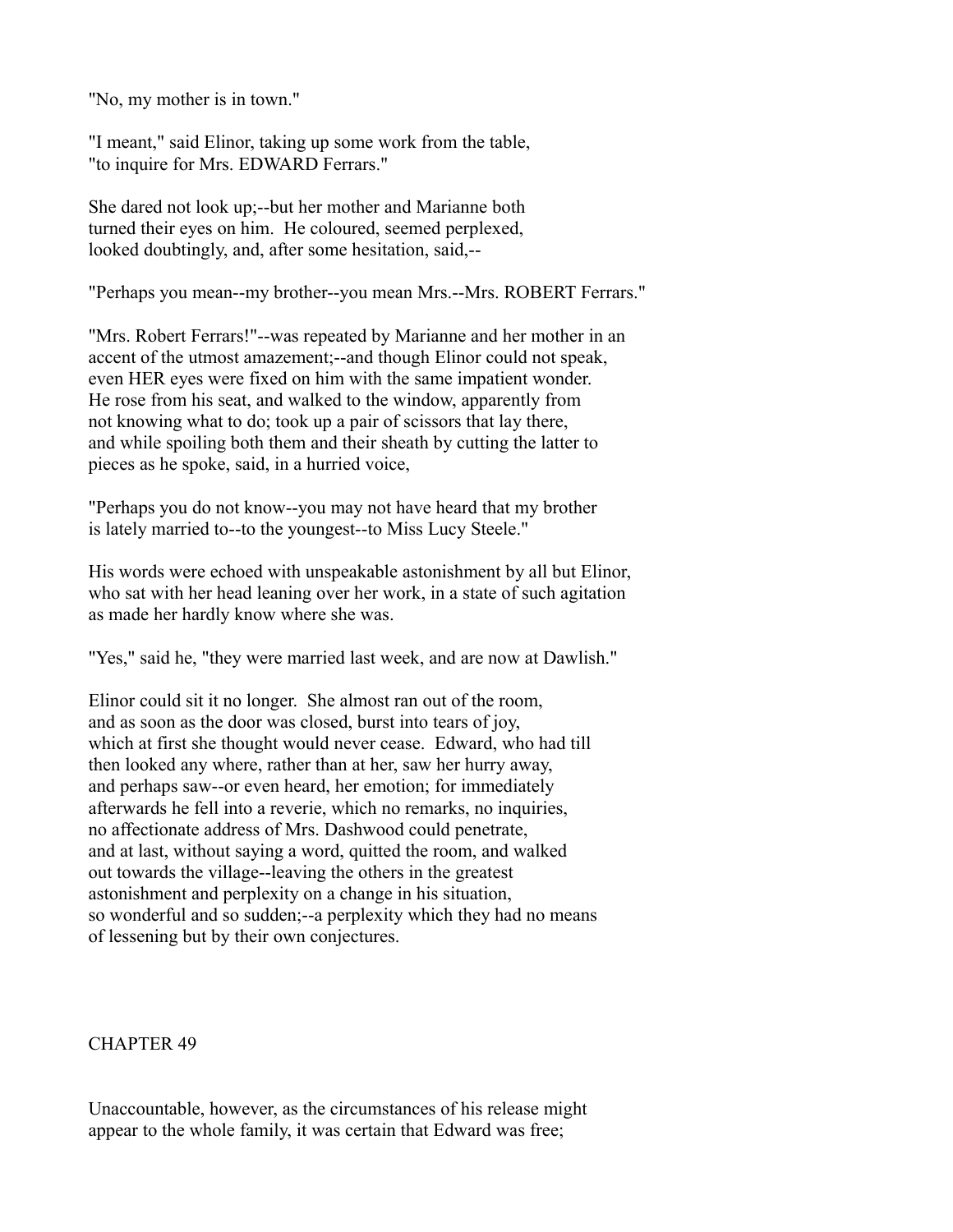"No, my mother is in town."

"I meant," said Elinor, taking up some work from the table, "to inquire for Mrs. EDWARD Ferrars."

She dared not look up;--but her mother and Marianne both turned their eyes on him. He coloured, seemed perplexed, looked doubtingly, and, after some hesitation, said,--

"Perhaps you mean--my brother--you mean Mrs.--Mrs. ROBERT Ferrars."

"Mrs. Robert Ferrars!"--was repeated by Marianne and her mother in an accent of the utmost amazement;--and though Elinor could not speak, even HER eyes were fixed on him with the same impatient wonder. He rose from his seat, and walked to the window, apparently from not knowing what to do; took up a pair of scissors that lay there, and while spoiling both them and their sheath by cutting the latter to pieces as he spoke, said, in a hurried voice,

"Perhaps you do not know--you may not have heard that my brother is lately married to--to the youngest--to Miss Lucy Steele."

His words were echoed with unspeakable astonishment by all but Elinor, who sat with her head leaning over her work, in a state of such agitation as made her hardly know where she was.

"Yes," said he, "they were married last week, and are now at Dawlish."

Elinor could sit it no longer. She almost ran out of the room, and as soon as the door was closed, burst into tears of joy, which at first she thought would never cease. Edward, who had till then looked any where, rather than at her, saw her hurry away, and perhaps saw--or even heard, her emotion; for immediately afterwards he fell into a reverie, which no remarks, no inquiries, no affectionate address of Mrs. Dashwood could penetrate, and at last, without saying a word, quitted the room, and walked out towards the village--leaving the others in the greatest astonishment and perplexity on a change in his situation, so wonderful and so sudden;--a perplexity which they had no means of lessening but by their own conjectures.

## CHAPTER 49

Unaccountable, however, as the circumstances of his release might appear to the whole family, it was certain that Edward was free;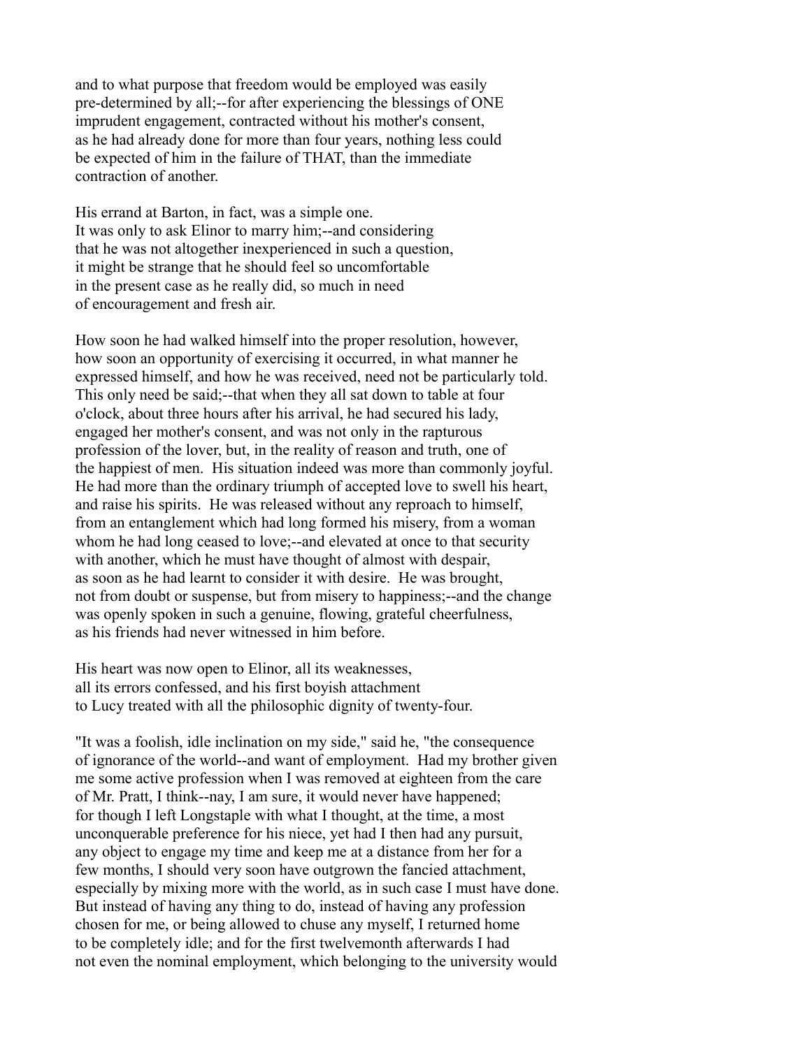and to what purpose that freedom would be employed was easily pre-determined by all;--for after experiencing the blessings of ONE imprudent engagement, contracted without his mother's consent, as he had already done for more than four years, nothing less could be expected of him in the failure of THAT, than the immediate contraction of another.

His errand at Barton, in fact, was a simple one. It was only to ask Elinor to marry him;--and considering that he was not altogether inexperienced in such a question, it might be strange that he should feel so uncomfortable in the present case as he really did, so much in need of encouragement and fresh air.

How soon he had walked himself into the proper resolution, however, how soon an opportunity of exercising it occurred, in what manner he expressed himself, and how he was received, need not be particularly told. This only need be said;--that when they all sat down to table at four o'clock, about three hours after his arrival, he had secured his lady, engaged her mother's consent, and was not only in the rapturous profession of the lover, but, in the reality of reason and truth, one of the happiest of men. His situation indeed was more than commonly joyful. He had more than the ordinary triumph of accepted love to swell his heart, and raise his spirits. He was released without any reproach to himself, from an entanglement which had long formed his misery, from a woman whom he had long ceased to love;--and elevated at once to that security with another, which he must have thought of almost with despair, as soon as he had learnt to consider it with desire. He was brought, not from doubt or suspense, but from misery to happiness;--and the change was openly spoken in such a genuine, flowing, grateful cheerfulness, as his friends had never witnessed in him before.

His heart was now open to Elinor, all its weaknesses, all its errors confessed, and his first boyish attachment to Lucy treated with all the philosophic dignity of twenty-four.

"It was a foolish, idle inclination on my side," said he, "the consequence of ignorance of the world--and want of employment. Had my brother given me some active profession when I was removed at eighteen from the care of Mr. Pratt, I think--nay, I am sure, it would never have happened; for though I left Longstaple with what I thought, at the time, a most unconquerable preference for his niece, yet had I then had any pursuit, any object to engage my time and keep me at a distance from her for a few months, I should very soon have outgrown the fancied attachment, especially by mixing more with the world, as in such case I must have done. But instead of having any thing to do, instead of having any profession chosen for me, or being allowed to chuse any myself, I returned home to be completely idle; and for the first twelvemonth afterwards I had not even the nominal employment, which belonging to the university would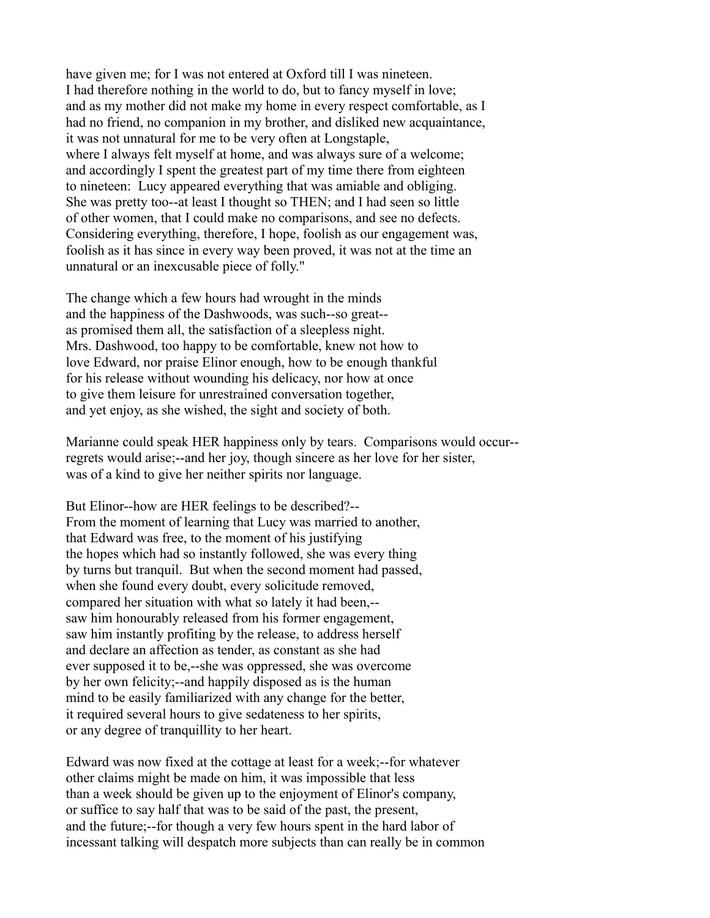have given me; for I was not entered at Oxford till I was nineteen. I had therefore nothing in the world to do, but to fancy myself in love; and as my mother did not make my home in every respect comfortable, as I had no friend, no companion in my brother, and disliked new acquaintance, it was not unnatural for me to be very often at Longstaple, where I always felt myself at home, and was always sure of a welcome; and accordingly I spent the greatest part of my time there from eighteen to nineteen: Lucy appeared everything that was amiable and obliging. She was pretty too--at least I thought so THEN; and I had seen so little of other women, that I could make no comparisons, and see no defects. Considering everything, therefore, I hope, foolish as our engagement was, foolish as it has since in every way been proved, it was not at the time an unnatural or an inexcusable piece of folly."

The change which a few hours had wrought in the minds and the happiness of the Dashwoods, was such--so great-- as promised them all, the satisfaction of a sleepless night. Mrs. Dashwood, too happy to be comfortable, knew not how to love Edward, nor praise Elinor enough, how to be enough thankful for his release without wounding his delicacy, nor how at once to give them leisure for unrestrained conversation together, and yet enjoy, as she wished, the sight and society of both.

Marianne could speak HER happiness only by tears. Comparisons would occur-- regrets would arise;--and her joy, though sincere as her love for her sister, was of a kind to give her neither spirits nor language.

But Elinor--how are HER feelings to be described?-- From the moment of learning that Lucy was married to another, that Edward was free, to the moment of his justifying the hopes which had so instantly followed, she was every thing by turns but tranquil. But when the second moment had passed, when she found every doubt, every solicitude removed, compared her situation with what so lately it had been,-- saw him honourably released from his former engagement, saw him instantly profiting by the release, to address herself and declare an affection as tender, as constant as she had ever supposed it to be,--she was oppressed, she was overcome by her own felicity;--and happily disposed as is the human mind to be easily familiarized with any change for the better, it required several hours to give sedateness to her spirits, or any degree of tranquillity to her heart.

Edward was now fixed at the cottage at least for a week;--for whatever other claims might be made on him, it was impossible that less than a week should be given up to the enjoyment of Elinor's company, or suffice to say half that was to be said of the past, the present, and the future;--for though a very few hours spent in the hard labor of incessant talking will despatch more subjects than can really be in common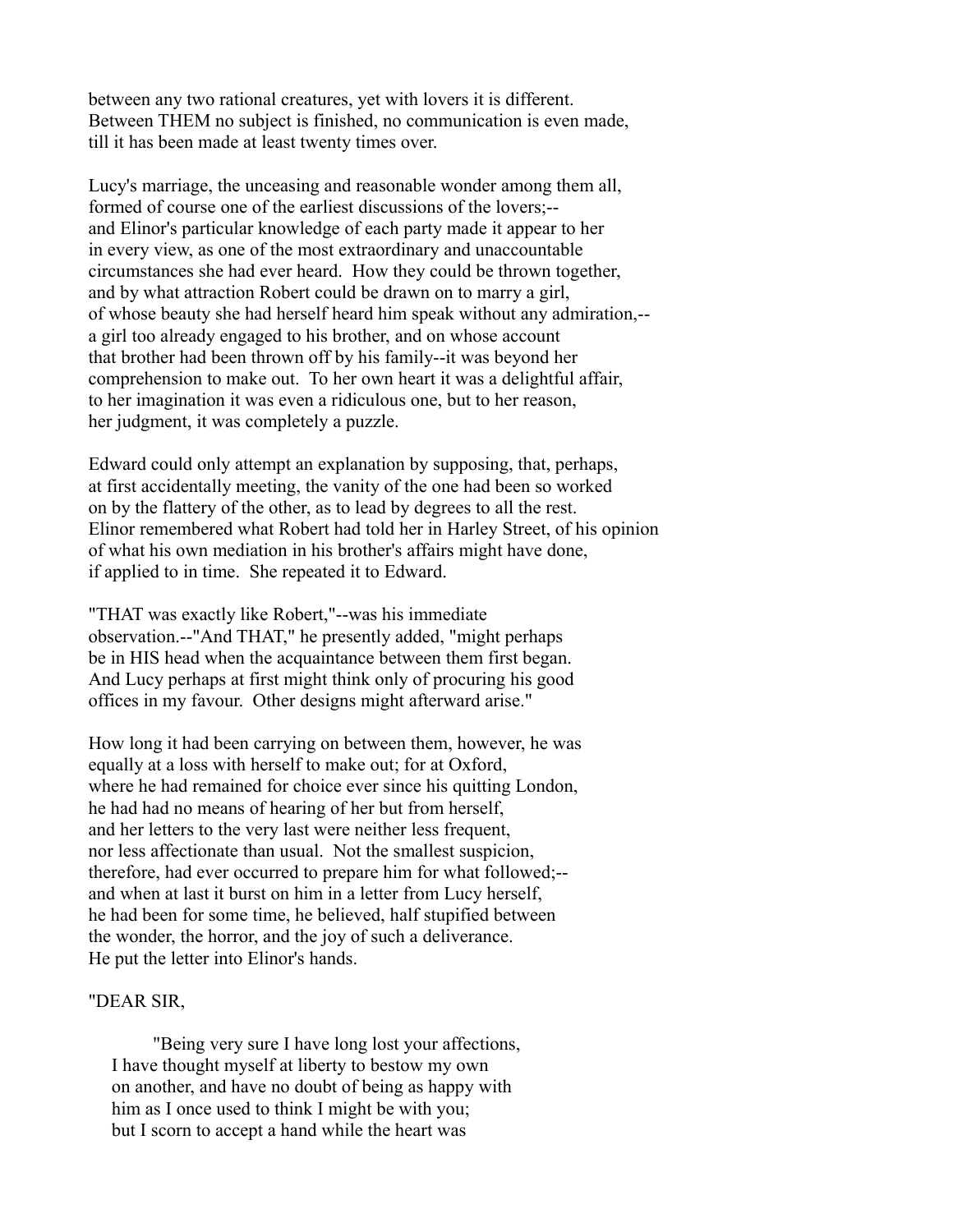between any two rational creatures, yet with lovers it is different. Between THEM no subject is finished, no communication is even made, till it has been made at least twenty times over.

Lucy's marriage, the unceasing and reasonable wonder among them all, formed of course one of the earliest discussions of the lovers;-- and Elinor's particular knowledge of each party made it appear to her in every view, as one of the most extraordinary and unaccountable circumstances she had ever heard. How they could be thrown together, and by what attraction Robert could be drawn on to marry a girl, of whose beauty she had herself heard him speak without any admiration,-- a girl too already engaged to his brother, and on whose account that brother had been thrown off by his family--it was beyond her comprehension to make out. To her own heart it was a delightful affair, to her imagination it was even a ridiculous one, but to her reason, her judgment, it was completely a puzzle.

Edward could only attempt an explanation by supposing, that, perhaps, at first accidentally meeting, the vanity of the one had been so worked on by the flattery of the other, as to lead by degrees to all the rest. Elinor remembered what Robert had told her in Harley Street, of his opinion of what his own mediation in his brother's affairs might have done, if applied to in time. She repeated it to Edward.

"THAT was exactly like Robert,"--was his immediate observation.--"And THAT," he presently added, "might perhaps be in HIS head when the acquaintance between them first began. And Lucy perhaps at first might think only of procuring his good offices in my favour. Other designs might afterward arise."

How long it had been carrying on between them, however, he was equally at a loss with herself to make out; for at Oxford, where he had remained for choice ever since his quitting London, he had had no means of hearing of her but from herself, and her letters to the very last were neither less frequent, nor less affectionate than usual. Not the smallest suspicion, therefore, had ever occurred to prepare him for what followed;-- and when at last it burst on him in a letter from Lucy herself, he had been for some time, he believed, half stupified between the wonder, the horror, and the joy of such a deliverance. He put the letter into Elinor's hands.

"DEAR SIR,

"Being very sure I have long lost your affections, I have thought myself at liberty to bestow my own on another, and have no doubt of being as happy with him as I once used to think I might be with you; but I scorn to accept a hand while the heart was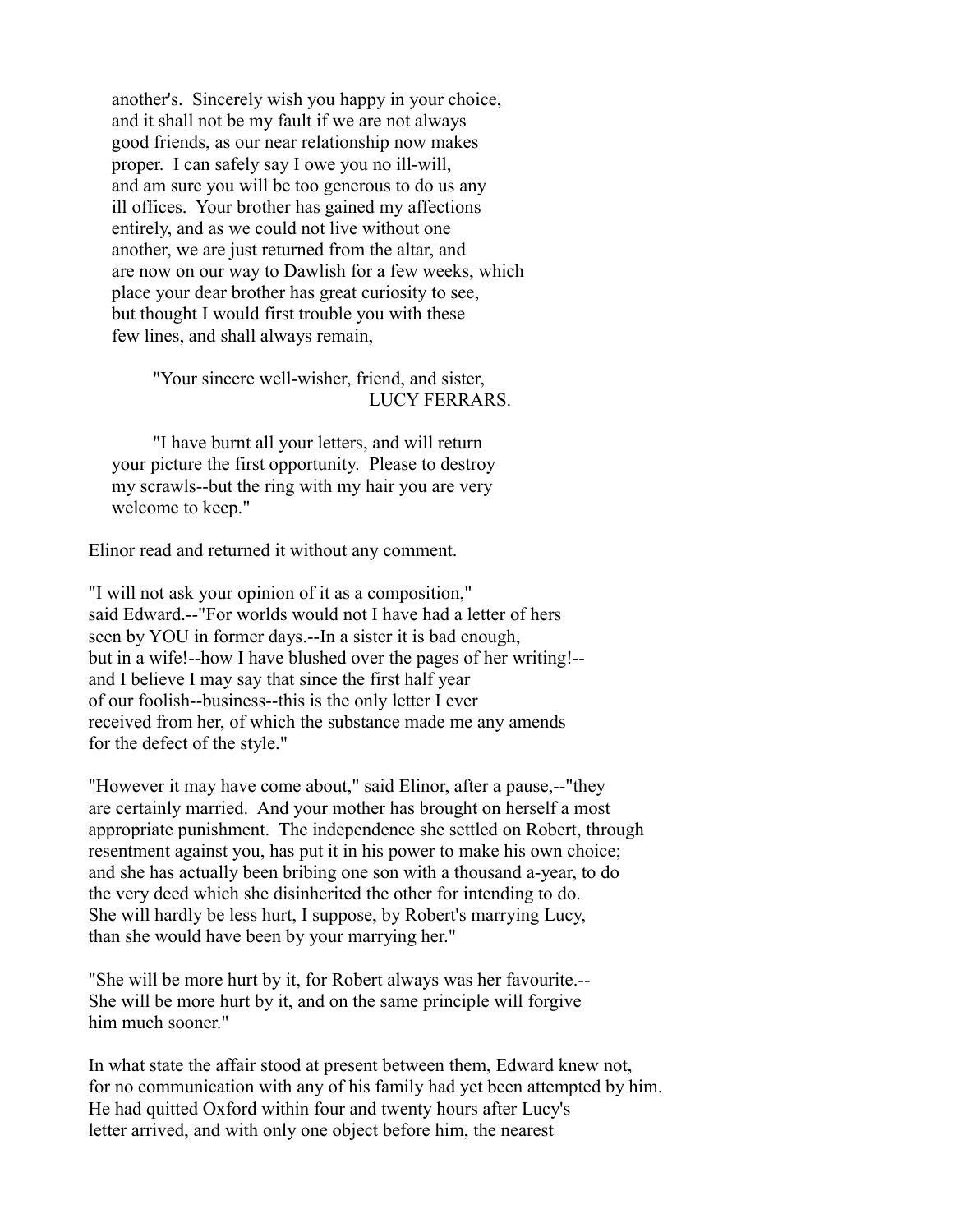another's. Sincerely wish you happy in your choice, and it shall not be my fault if we are not always good friends, as our near relationship now makes proper. I can safely say I owe you no ill-will, and am sure you will be too generous to do us any ill offices. Your brother has gained my affections entirely, and as we could not live without one another, we are just returned from the altar, and are now on our way to Dawlish for a few weeks, which place your dear brother has great curiosity to see, but thought I would first trouble you with these few lines, and shall always remain,

"Your sincere well-wisher, friend, and sister,
LUCY FERRARS.

"I have burnt all your letters, and will return your picture the first opportunity. Please to destroy my scrawls--but the ring with my hair you are very welcome to keep."

Elinor read and returned it without any comment.

"I will not ask your opinion of it as a composition," said Edward.--"For worlds would not I have had a letter of hers seen by YOU in former days.--In a sister it is bad enough, but in a wife!--how I have blushed over the pages of her writing!--and I believe I may say that since the first half year of our foolish--business--this is the only letter I ever received from her, of which the substance made me any amends for the defect of the style."

"However it may have come about," said Elinor, after a pause,--"they are certainly married. And your mother has brought on herself a most appropriate punishment. The independence she settled on Robert, through resentment against you, has put it in his power to make his own choice; and she has actually been bribing one son with a thousand a-year, to do the very deed which she disinherited the other for intending to do. She will hardly be less hurt, I suppose, by Robert's marrying Lucy, than she would have been by your marrying her."

"She will be more hurt by it, for Robert always was her favourite.--She will be more hurt by it, and on the same principle will forgive him much sooner."

In what state the affair stood at present between them, Edward knew not, for no communication with any of his family had yet been attempted by him. He had quitted Oxford within four and twenty hours after Lucy's letter arrived, and with only one object before him, the nearest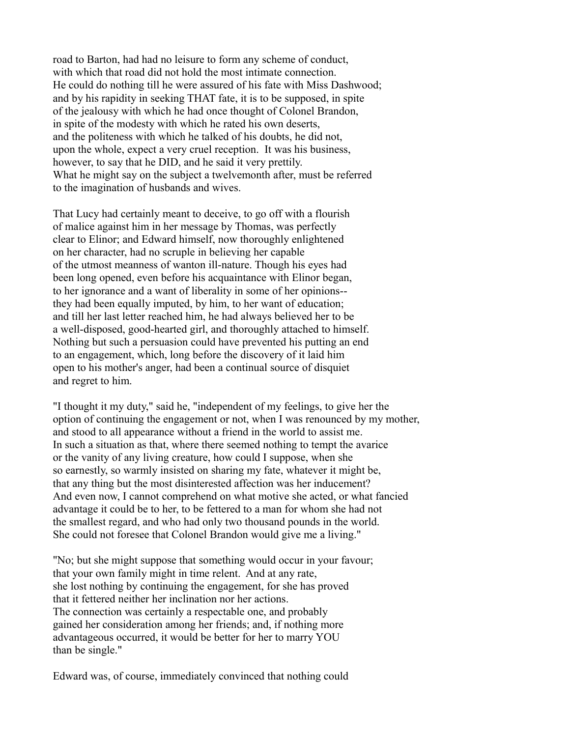road to Barton, had had no leisure to form any scheme of conduct, with which that road did not hold the most intimate connection. He could do nothing till he were assured of his fate with Miss Dashwood; and by his rapidity in seeking THAT fate, it is to be supposed, in spite of the jealousy with which he had once thought of Colonel Brandon, in spite of the modesty with which he rated his own deserts, and the politeness with which he talked of his doubts, he did not, upon the whole, expect a very cruel reception. It was his business, however, to say that he DID, and he said it very prettily. What he might say on the subject a twelvemonth after, must be referred to the imagination of husbands and wives.

That Lucy had certainly meant to deceive, to go off with a flourish of malice against him in her message by Thomas, was perfectly clear to Elinor; and Edward himself, now thoroughly enlightened on her character, had no scruple in believing her capable of the utmost meanness of wanton ill-nature. Though his eyes had been long opened, even before his acquaintance with Elinor began, to her ignorance and a want of liberality in some of her opinions-- they had been equally imputed, by him, to her want of education; and till her last letter reached him, he had always believed her to be a well-disposed, good-hearted girl, and thoroughly attached to himself. Nothing but such a persuasion could have prevented his putting an end to an engagement, which, long before the discovery of it laid him open to his mother's anger, had been a continual source of disquiet and regret to him.

"I thought it my duty," said he, "independent of my feelings, to give her the option of continuing the engagement or not, when I was renounced by my mother, and stood to all appearance without a friend in the world to assist me. In such a situation as that, where there seemed nothing to tempt the avarice or the vanity of any living creature, how could I suppose, when she so earnestly, so warmly insisted on sharing my fate, whatever it might be, that any thing but the most disinterested affection was her inducement? And even now, I cannot comprehend on what motive she acted, or what fancied advantage it could be to her, to be fettered to a man for whom she had not the smallest regard, and who had only two thousand pounds in the world. She could not foresee that Colonel Brandon would give me a living."

"No; but she might suppose that something would occur in your favour; that your own family might in time relent. And at any rate, she lost nothing by continuing the engagement, for she has proved that it fettered neither her inclination nor her actions. The connection was certainly a respectable one, and probably gained her consideration among her friends; and, if nothing more advantageous occurred, it would be better for her to marry YOU than be single."

Edward was, of course, immediately convinced that nothing could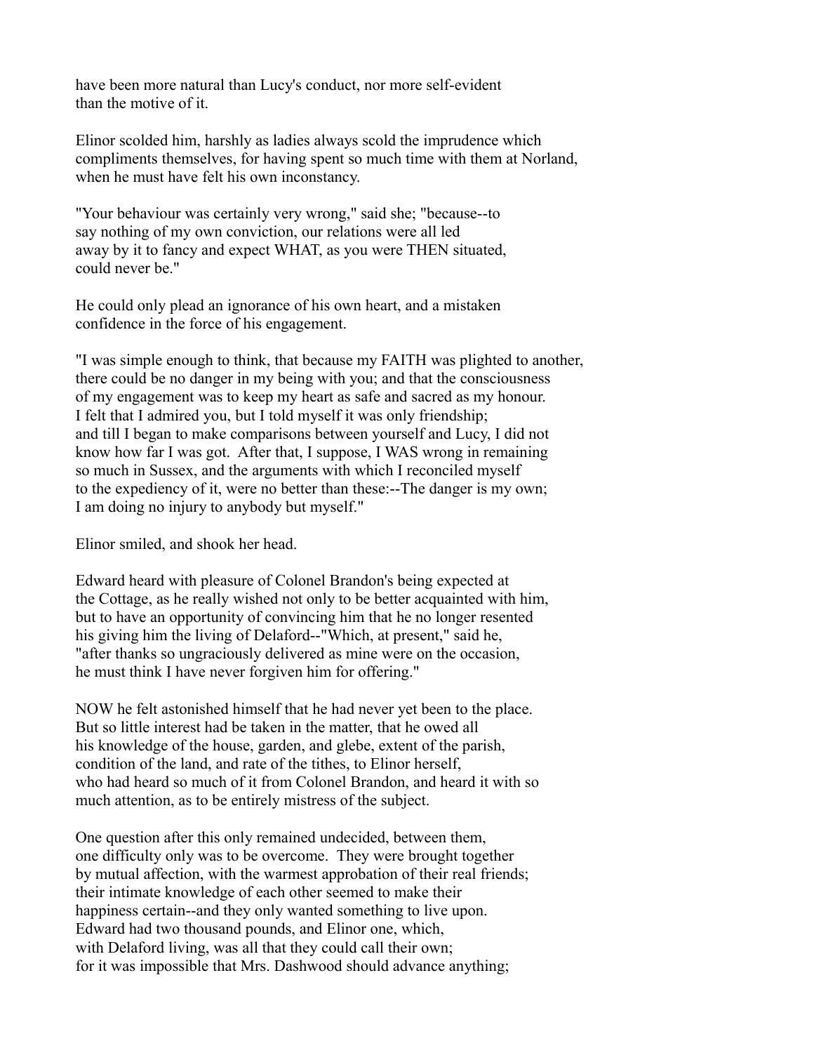have been more natural than Lucy's conduct, nor more self-evident than the motive of it.

Elinor scolded him, harshly as ladies always scold the imprudence which compliments themselves, for having spent so much time with them at Norland, when he must have felt his own inconstancy.

"Your behaviour was certainly very wrong," said she; "because--to say nothing of my own conviction, our relations were all led away by it to fancy and expect WHAT, as you were THEN situated, could never be."

He could only plead an ignorance of his own heart, and a mistaken confidence in the force of his engagement.

"I was simple enough to think, that because my FAITH was plighted to another, there could be no danger in my being with you; and that the consciousness of my engagement was to keep my heart as safe and sacred as my honour. I felt that I admired you, but I told myself it was only friendship; and till I began to make comparisons between yourself and Lucy, I did not know how far I was got. After that, I suppose, I WAS wrong in remaining so much in Sussex, and the arguments with which I reconciled myself to the expediency of it, were no better than these:--The danger is my own; I am doing no injury to anybody but myself."

Elinor smiled, and shook her head.

Edward heard with pleasure of Colonel Brandon's being expected at the Cottage, as he really wished not only to be better acquainted with him, but to have an opportunity of convincing him that he no longer resented his giving him the living of Delaford--"Which, at present," said he, "after thanks so ungraciously delivered as mine were on the occasion, he must think I have never forgiven him for offering."

NOW he felt astonished himself that he had never yet been to the place. But so little interest had be taken in the matter, that he owed all his knowledge of the house, garden, and glebe, extent of the parish, condition of the land, and rate of the tithes, to Elinor herself, who had heard so much of it from Colonel Brandon, and heard it with so much attention, as to be entirely mistress of the subject.

One question after this only remained undecided, between them, one difficulty only was to be overcome. They were brought together by mutual affection, with the warmest approbation of their real friends; their intimate knowledge of each other seemed to make their happiness certain--and they only wanted something to live upon. Edward had two thousand pounds, and Elinor one, which, with Delaford living, was all that they could call their own; for it was impossible that Mrs. Dashwood should advance anything;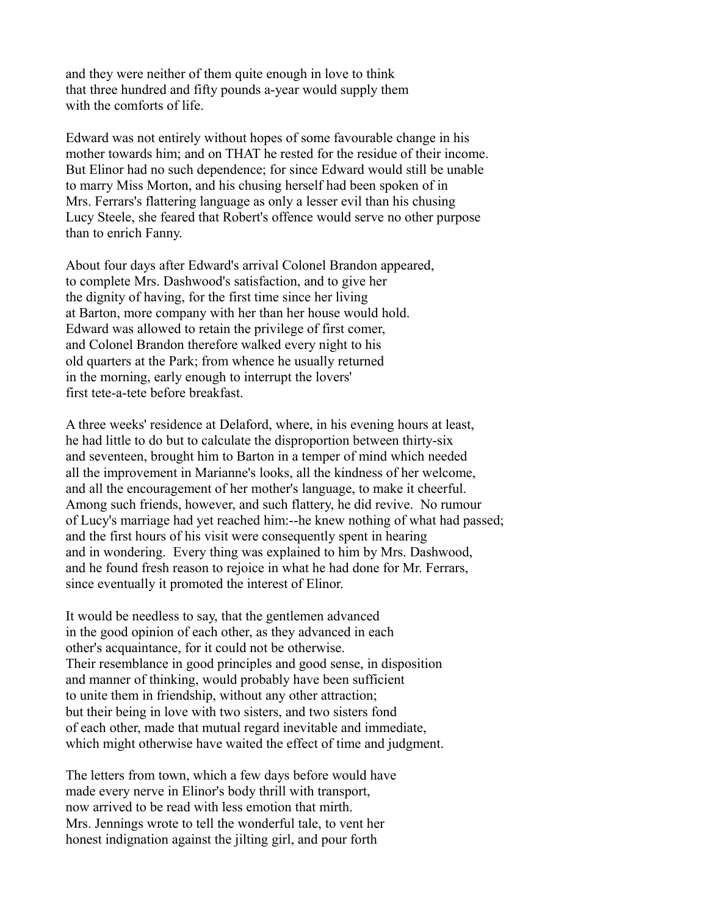and they were neither of them quite enough in love to think
that three hundred and fifty pounds a-year would supply them
with the comforts of life.

Edward was not entirely without hopes of some favourable change in his
mother towards him; and on THAT he rested for the residue of their income.
But Elinor had no such dependence; for since Edward would still be unable
to marry Miss Morton, and his chusing herself had been spoken of in
Mrs. Ferrars's flattering language as only a lesser evil than his chusing
Lucy Steele, she feared that Robert's offence would serve no other purpose
than to enrich Fanny.

About four days after Edward's arrival Colonel Brandon appeared,
to complete Mrs. Dashwood's satisfaction, and to give her
the dignity of having, for the first time since her living
at Barton, more company with her than her house would hold.
Edward was allowed to retain the privilege of first comer,
and Colonel Brandon therefore walked every night to his
old quarters at the Park; from whence he usually returned
in the morning, early enough to interrupt the lovers'
first tete-a-tete before breakfast.

A three weeks' residence at Delaford, where, in his evening hours at least,
he had little to do but to calculate the disproportion between thirty-six
and seventeen, brought him to Barton in a temper of mind which needed
all the improvement in Marianne's looks, all the kindness of her welcome,
and all the encouragement of her mother's language, to make it cheerful.
Among such friends, however, and such flattery, he did revive. No rumour
of Lucy's marriage had yet reached him:--he knew nothing of what had passed;
and the first hours of his visit were consequently spent in hearing
and in wondering. Every thing was explained to him by Mrs. Dashwood,
and he found fresh reason to rejoice in what he had done for Mr. Ferrars,
since eventually it promoted the interest of Elinor.

It would be needless to say, that the gentlemen advanced
in the good opinion of each other, as they advanced in each
other's acquaintance, for it could not be otherwise.
Their resemblance in good principles and good sense, in disposition
and manner of thinking, would probably have been sufficient
to unite them in friendship, without any other attraction;
but their being in love with two sisters, and two sisters fond
of each other, made that mutual regard inevitable and immediate,
which might otherwise have waited the effect of time and judgment.

The letters from town, which a few days before would have
made every nerve in Elinor's body thrill with transport,
now arrived to be read with less emotion that mirth.
Mrs. Jennings wrote to tell the wonderful tale, to vent her
honest indignation against the jilting girl, and pour forth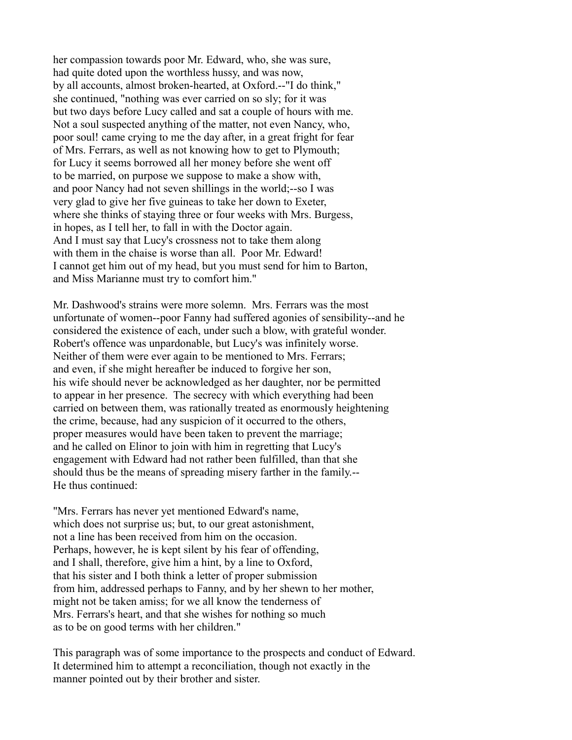her compassion towards poor Mr. Edward, who, she was sure, had quite doted upon the worthless hussy, and was now, by all accounts, almost broken-hearted, at Oxford.--"I do think," she continued, "nothing was ever carried on so sly; for it was but two days before Lucy called and sat a couple of hours with me. Not a soul suspected anything of the matter, not even Nancy, who, poor soul! came crying to me the day after, in a great fright for fear of Mrs. Ferrars, as well as not knowing how to get to Plymouth; for Lucy it seems borrowed all her money before she went off to be married, on purpose we suppose to make a show with, and poor Nancy had not seven shillings in the world;--so I was very glad to give her five guineas to take her down to Exeter, where she thinks of staying three or four weeks with Mrs. Burgess, in hopes, as I tell her, to fall in with the Doctor again. And I must say that Lucy's crossness not to take them along with them in the chaise is worse than all. Poor Mr. Edward! I cannot get him out of my head, but you must send for him to Barton, and Miss Marianne must try to comfort him."

Mr. Dashwood's strains were more solemn. Mrs. Ferrars was the most unfortunate of women--poor Fanny had suffered agonies of sensibility--and he considered the existence of each, under such a blow, with grateful wonder. Robert's offence was unpardonable, but Lucy's was infinitely worse. Neither of them were ever again to be mentioned to Mrs. Ferrars; and even, if she might hereafter be induced to forgive her son, his wife should never be acknowledged as her daughter, nor be permitted to appear in her presence. The secrecy with which everything had been carried on between them, was rationally treated as enormously heightening the crime, because, had any suspicion of it occurred to the others, proper measures would have been taken to prevent the marriage; and he called on Elinor to join with him in regretting that Lucy's engagement with Edward had not rather been fulfilled, than that she should thus be the means of spreading misery farther in the family.-- He thus continued:

"Mrs. Ferrars has never yet mentioned Edward's name, which does not surprise us; but, to our great astonishment, not a line has been received from him on the occasion. Perhaps, however, he is kept silent by his fear of offending, and I shall, therefore, give him a hint, by a line to Oxford, that his sister and I both think a letter of proper submission from him, addressed perhaps to Fanny, and by her shewn to her mother, might not be taken amiss; for we all know the tenderness of Mrs. Ferrars's heart, and that she wishes for nothing so much as to be on good terms with her children."

This paragraph was of some importance to the prospects and conduct of Edward. It determined him to attempt a reconciliation, though not exactly in the manner pointed out by their brother and sister.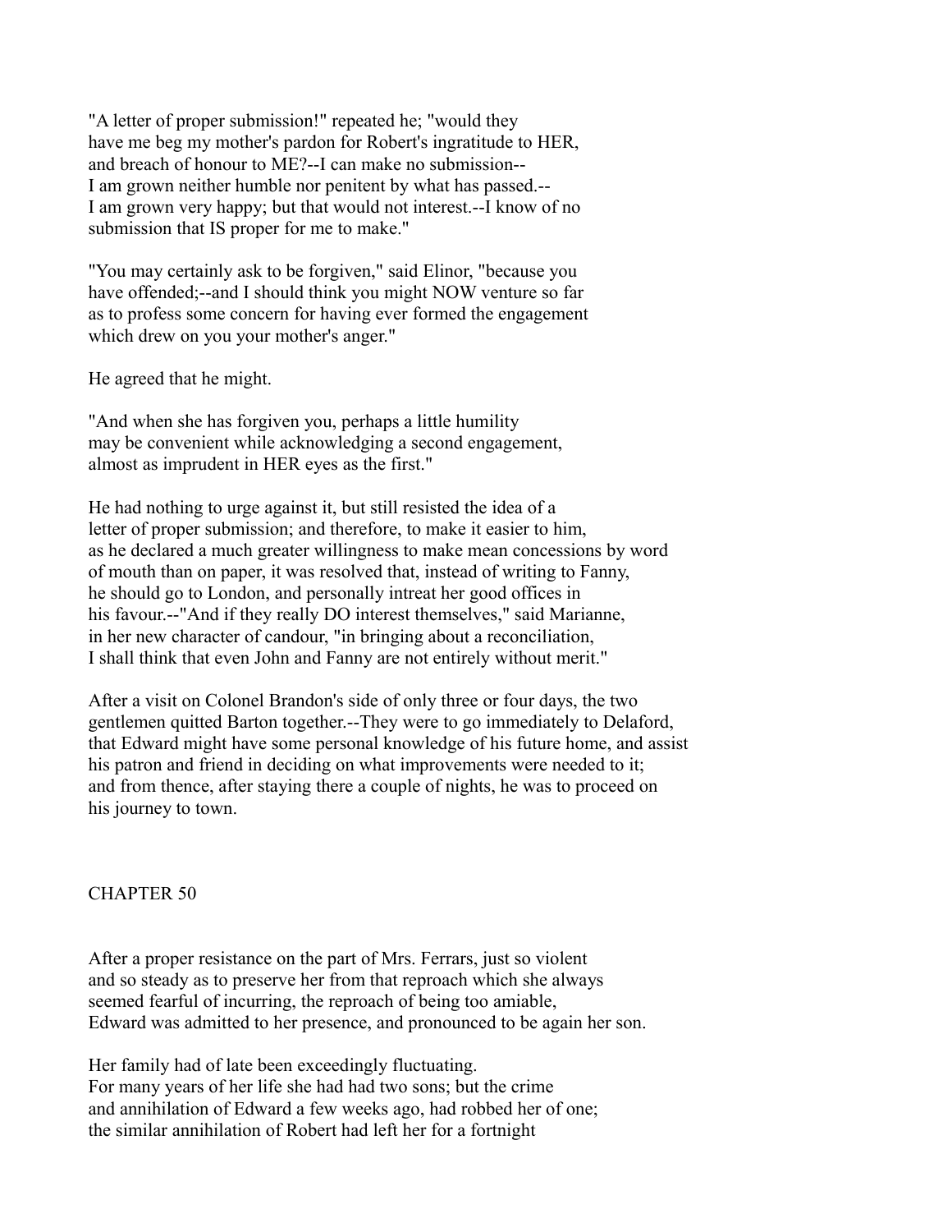"A letter of proper submission!" repeated he; "would they have me beg my mother's pardon for Robert's ingratitude to HER, and breach of honour to ME?--I can make no submission-- I am grown neither humble nor penitent by what has passed.-- I am grown very happy; but that would not interest.--I know of no submission that IS proper for me to make."

"You may certainly ask to be forgiven," said Elinor, "because you have offended;--and I should think you might NOW venture so far as to profess some concern for having ever formed the engagement which drew on you your mother's anger."

He agreed that he might.

"And when she has forgiven you, perhaps a little humility may be convenient while acknowledging a second engagement, almost as imprudent in HER eyes as the first."

He had nothing to urge against it, but still resisted the idea of a letter of proper submission; and therefore, to make it easier to him, as he declared a much greater willingness to make mean concessions by word of mouth than on paper, it was resolved that, instead of writing to Fanny, he should go to London, and personally intreat her good offices in his favour.--"And if they really DO interest themselves," said Marianne, in her new character of candour, "in bringing about a reconciliation, I shall think that even John and Fanny are not entirely without merit."

After a visit on Colonel Brandon's side of only three or four days, the two gentlemen quitted Barton together.--They were to go immediately to Delaford, that Edward might have some personal knowledge of his future home, and assist his patron and friend in deciding on what improvements were needed to it; and from thence, after staying there a couple of nights, he was to proceed on his journey to town.

## CHAPTER 50

After a proper resistance on the part of Mrs. Ferrars, just so violent and so steady as to preserve her from that reproach which she always seemed fearful of incurring, the reproach of being too amiable, Edward was admitted to her presence, and pronounced to be again her son.

Her family had of late been exceedingly fluctuating. For many years of her life she had had two sons; but the crime and annihilation of Edward a few weeks ago, had robbed her of one; the similar annihilation of Robert had left her for a fortnight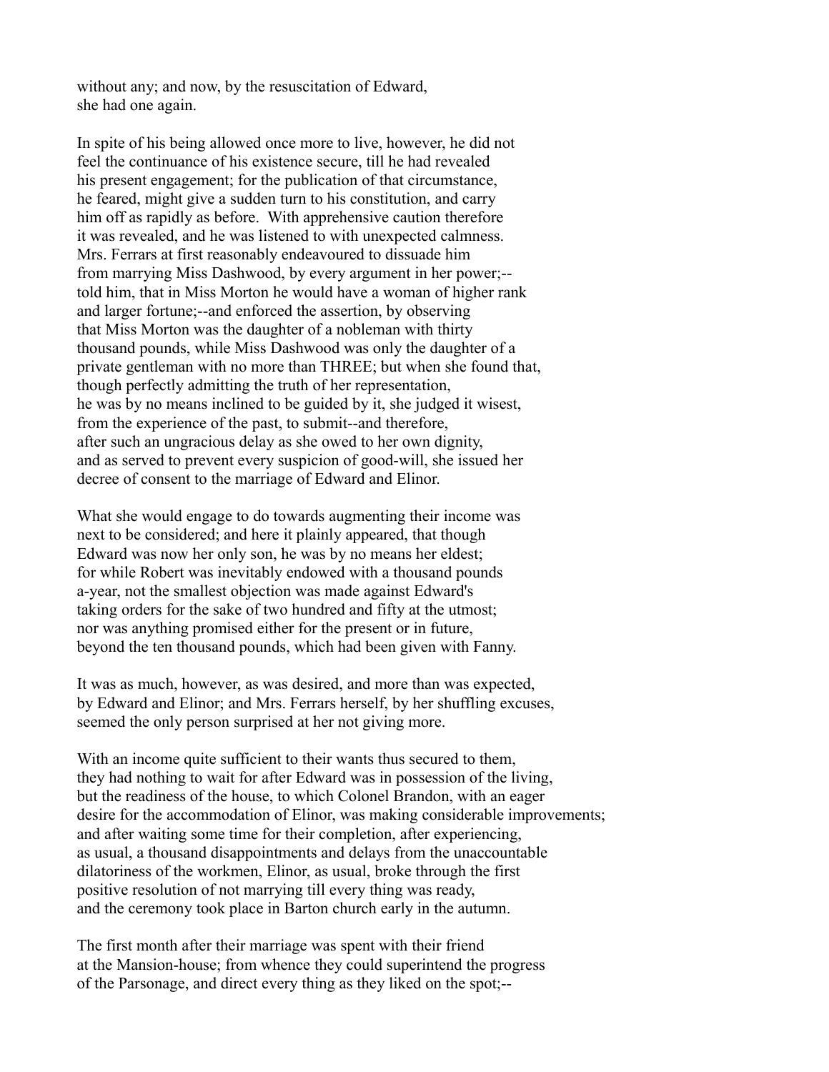without any; and now, by the resuscitation of Edward, she had one again.

In spite of his being allowed once more to live, however, he did not feel the continuance of his existence secure, till he had revealed his present engagement; for the publication of that circumstance, he feared, might give a sudden turn to his constitution, and carry him off as rapidly as before. With apprehensive caution therefore it was revealed, and he was listened to with unexpected calmness. Mrs. Ferrars at first reasonably endeavoured to dissuade him from marrying Miss Dashwood, by every argument in her power;--told him, that in Miss Morton he would have a woman of higher rank and larger fortune;--and enforced the assertion, by observing that Miss Morton was the daughter of a nobleman with thirty thousand pounds, while Miss Dashwood was only the daughter of a private gentleman with no more than THREE; but when she found that, though perfectly admitting the truth of her representation, he was by no means inclined to be guided by it, she judged it wisest, from the experience of the past, to submit--and therefore, after such an ungracious delay as she owed to her own dignity, and as served to prevent every suspicion of good-will, she issued her decree of consent to the marriage of Edward and Elinor.

What she would engage to do towards augmenting their income was next to be considered; and here it plainly appeared, that though Edward was now her only son, he was by no means her eldest; for while Robert was inevitably endowed with a thousand pounds a-year, not the smallest objection was made against Edward's taking orders for the sake of two hundred and fifty at the utmost; nor was anything promised either for the present or in future, beyond the ten thousand pounds, which had been given with Fanny.

It was as much, however, as was desired, and more than was expected, by Edward and Elinor; and Mrs. Ferrars herself, by her shuffling excuses, seemed the only person surprised at her not giving more.

With an income quite sufficient to their wants thus secured to them, they had nothing to wait for after Edward was in possession of the living, but the readiness of the house, to which Colonel Brandon, with an eager desire for the accommodation of Elinor, was making considerable improvements; and after waiting some time for their completion, after experiencing, as usual, a thousand disappointments and delays from the unaccountable dilatoriness of the workmen, Elinor, as usual, broke through the first positive resolution of not marrying till every thing was ready, and the ceremony took place in Barton church early in the autumn.

The first month after their marriage was spent with their friend at the Mansion-house; from whence they could superintend the progress of the Parsonage, and direct every thing as they liked on the spot;--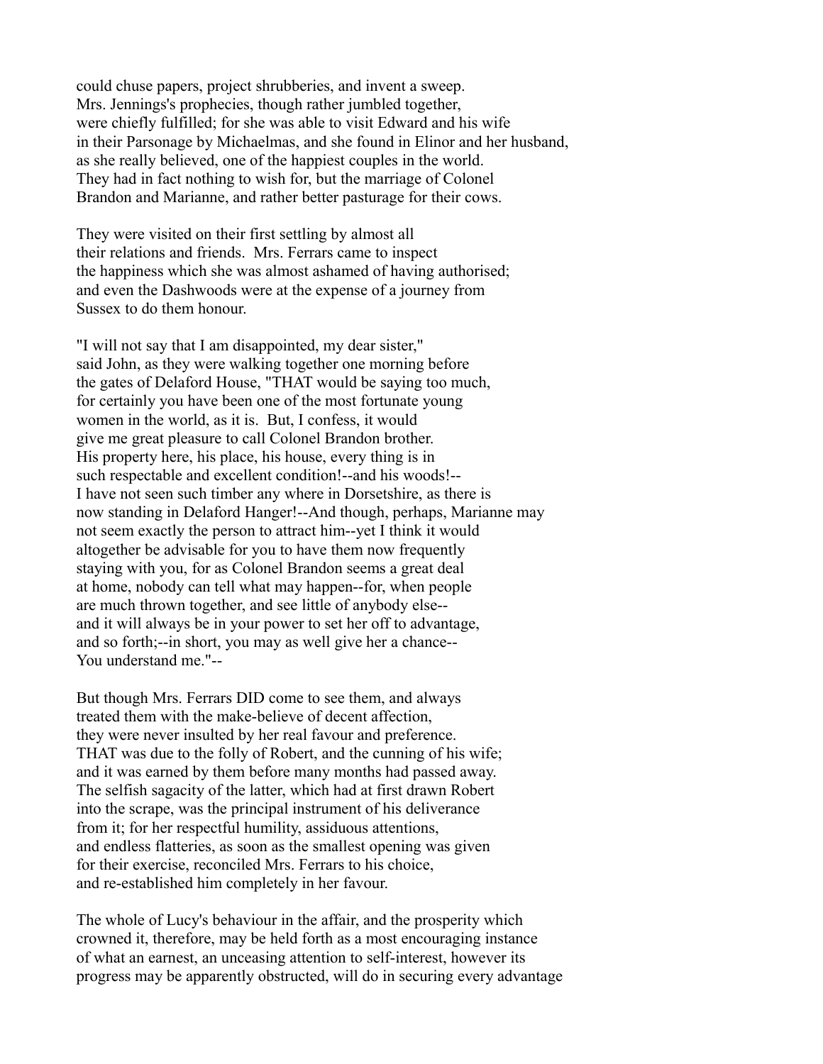could chuse papers, project shrubberies, and invent a sweep. Mrs. Jennings's prophecies, though rather jumbled together, were chiefly fulfilled; for she was able to visit Edward and his wife in their Parsonage by Michaelmas, and she found in Elinor and her husband, as she really believed, one of the happiest couples in the world. They had in fact nothing to wish for, but the marriage of Colonel Brandon and Marianne, and rather better pasturage for their cows.

They were visited on their first settling by almost all their relations and friends. Mrs. Ferrars came to inspect the happiness which she was almost ashamed of having authorised; and even the Dashwoods were at the expense of a journey from Sussex to do them honour.

"I will not say that I am disappointed, my dear sister," said John, as they were walking together one morning before the gates of Delaford House, "THAT would be saying too much, for certainly you have been one of the most fortunate young women in the world, as it is. But, I confess, it would give me great pleasure to call Colonel Brandon brother. His property here, his place, his house, every thing is in such respectable and excellent condition!--and his woods!-- I have not seen such timber any where in Dorsetshire, as there is now standing in Delaford Hanger!--And though, perhaps, Marianne may not seem exactly the person to attract him--yet I think it would altogether be advisable for you to have them now frequently staying with you, for as Colonel Brandon seems a great deal at home, nobody can tell what may happen--for, when people are much thrown together, and see little of anybody else-- and it will always be in your power to set her off to advantage, and so forth;--in short, you may as well give her a chance-- You understand me."--

But though Mrs. Ferrars DID come to see them, and always treated them with the make-believe of decent affection, they were never insulted by her real favour and preference. THAT was due to the folly of Robert, and the cunning of his wife; and it was earned by them before many months had passed away. The selfish sagacity of the latter, which had at first drawn Robert into the scrape, was the principal instrument of his deliverance from it; for her respectful humility, assiduous attentions, and endless flatteries, as soon as the smallest opening was given for their exercise, reconciled Mrs. Ferrars to his choice, and re-established him completely in her favour.

The whole of Lucy's behaviour in the affair, and the prosperity which crowned it, therefore, may be held forth as a most encouraging instance of what an earnest, an unceasing attention to self-interest, however its progress may be apparently obstructed, will do in securing every advantage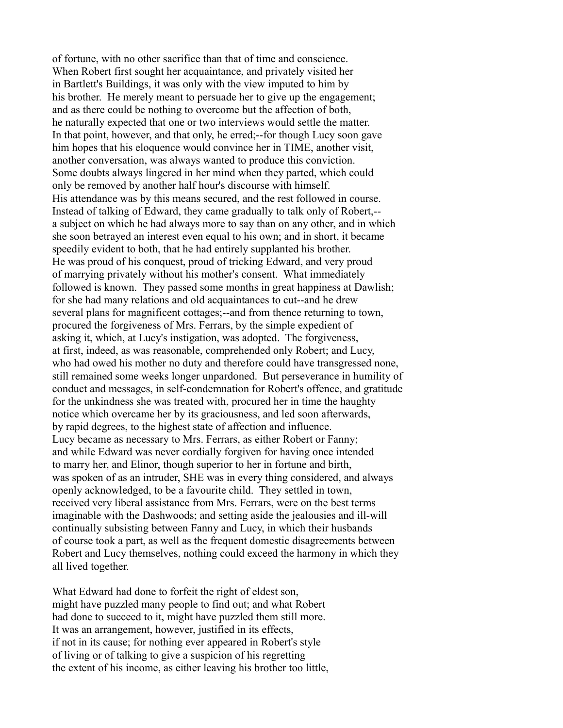of fortune, with no other sacrifice than that of time and conscience. When Robert first sought her acquaintance, and privately visited her in Bartlett's Buildings, it was only with the view imputed to him by his brother. He merely meant to persuade her to give up the engagement; and as there could be nothing to overcome but the affection of both, he naturally expected that one or two interviews would settle the matter. In that point, however, and that only, he erred;--for though Lucy soon gave him hopes that his eloquence would convince her in TIME, another visit, another conversation, was always wanted to produce this conviction. Some doubts always lingered in her mind when they parted, which could only be removed by another half hour's discourse with himself. His attendance was by this means secured, and the rest followed in course. Instead of talking of Edward, they came gradually to talk only of Robert,--a subject on which he had always more to say than on any other, and in which she soon betrayed an interest even equal to his own; and in short, it became speedily evident to both, that he had entirely supplanted his brother. He was proud of his conquest, proud of tricking Edward, and very proud of marrying privately without his mother's consent. What immediately followed is known. They passed some months in great happiness at Dawlish; for she had many relations and old acquaintances to cut--and he drew several plans for magnificent cottages;--and from thence returning to town, procured the forgiveness of Mrs. Ferrars, by the simple expedient of asking it, which, at Lucy's instigation, was adopted. The forgiveness, at first, indeed, as was reasonable, comprehended only Robert; and Lucy, who had owed his mother no duty and therefore could have transgressed none, still remained some weeks longer unpardoned. But perseverance in humility of conduct and messages, in self-condemnation for Robert's offence, and gratitude for the unkindness she was treated with, procured her in time the haughty notice which overcame her by its graciousness, and led soon afterwards, by rapid degrees, to the highest state of affection and influence. Lucy became as necessary to Mrs. Ferrars, as either Robert or Fanny; and while Edward was never cordially forgiven for having once intended to marry her, and Elinor, though superior to her in fortune and birth, was spoken of as an intruder, SHE was in every thing considered, and always openly acknowledged, to be a favourite child. They settled in town, received very liberal assistance from Mrs. Ferrars, were on the best terms imaginable with the Dashwoods; and setting aside the jealousies and ill-will continually subsisting between Fanny and Lucy, in which their husbands of course took a part, as well as the frequent domestic disagreements between Robert and Lucy themselves, nothing could exceed the harmony in which they all lived together.

What Edward had done to forfeit the right of eldest son, might have puzzled many people to find out; and what Robert had done to succeed to it, might have puzzled them still more. It was an arrangement, however, justified in its effects, if not in its cause; for nothing ever appeared in Robert's style of living or of talking to give a suspicion of his regretting the extent of his income, as either leaving his brother too little,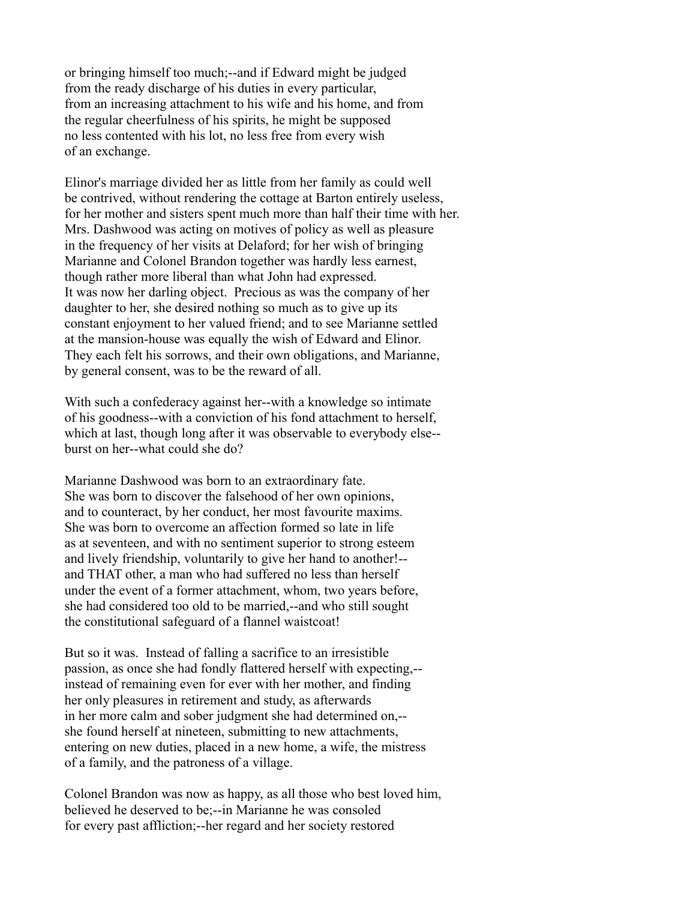or bringing himself too much;--and if Edward might be judged from the ready discharge of his duties in every particular, from an increasing attachment to his wife and his home, and from the regular cheerfulness of his spirits, he might be supposed no less contented with his lot, no less free from every wish of an exchange.

Elinor's marriage divided her as little from her family as could well be contrived, without rendering the cottage at Barton entirely useless, for her mother and sisters spent much more than half their time with her. Mrs. Dashwood was acting on motives of policy as well as pleasure in the frequency of her visits at Delaford; for her wish of bringing Marianne and Colonel Brandon together was hardly less earnest, though rather more liberal than what John had expressed. It was now her darling object. Precious as was the company of her daughter to her, she desired nothing so much as to give up its constant enjoyment to her valued friend; and to see Marianne settled at the mansion-house was equally the wish of Edward and Elinor. They each felt his sorrows, and their own obligations, and Marianne, by general consent, was to be the reward of all.

With such a confederacy against her--with a knowledge so intimate of his goodness--with a conviction of his fond attachment to herself, which at last, though long after it was observable to everybody else--burst on her--what could she do?

Marianne Dashwood was born to an extraordinary fate. She was born to discover the falsehood of her own opinions, and to counteract, by her conduct, her most favourite maxims. She was born to overcome an affection formed so late in life as at seventeen, and with no sentiment superior to strong esteem and lively friendship, voluntarily to give her hand to another!--and THAT other, a man who had suffered no less than herself under the event of a former attachment, whom, two years before, she had considered too old to be married,--and who still sought the constitutional safeguard of a flannel waistcoat!

But so it was. Instead of falling a sacrifice to an irresistible passion, as once she had fondly flattered herself with expecting,--instead of remaining even for ever with her mother, and finding her only pleasures in retirement and study, as afterwards in her more calm and sober judgment she had determined on,--she found herself at nineteen, submitting to new attachments, entering on new duties, placed in a new home, a wife, the mistress of a family, and the patroness of a village.

Colonel Brandon was now as happy, as all those who best loved him, believed he deserved to be;--in Marianne he was consoled for every past affliction;--her regard and her society restored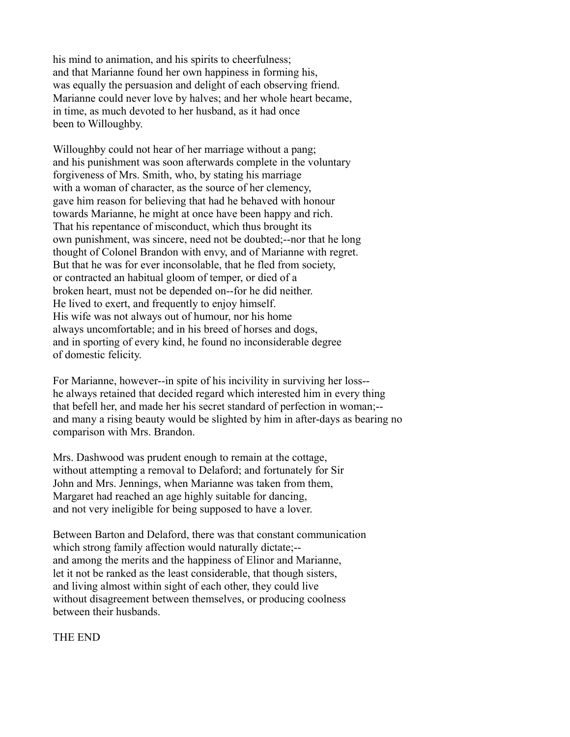his mind to animation, and his spirits to cheerfulness; and that Marianne found her own happiness in forming his, was equally the persuasion and delight of each observing friend. Marianne could never love by halves; and her whole heart became, in time, as much devoted to her husband, as it had once been to Willoughby.

Willoughby could not hear of her marriage without a pang; and his punishment was soon afterwards complete in the voluntary forgiveness of Mrs. Smith, who, by stating his marriage with a woman of character, as the source of her clemency, gave him reason for believing that had he behaved with honour towards Marianne, he might at once have been happy and rich. That his repentance of misconduct, which thus brought its own punishment, was sincere, need not be doubted;--nor that he long thought of Colonel Brandon with envy, and of Marianne with regret. But that he was for ever inconsolable, that he fled from society, or contracted an habitual gloom of temper, or died of a broken heart, must not be depended on--for he did neither. He lived to exert, and frequently to enjoy himself. His wife was not always out of humour, nor his home always uncomfortable; and in his breed of horses and dogs, and in sporting of every kind, he found no inconsiderable degree of domestic felicity.

For Marianne, however--in spite of his incivility in surviving her loss-- he always retained that decided regard which interested him in every thing that befell her, and made her his secret standard of perfection in woman;-- and many a rising beauty would be slighted by him in after-days as bearing no comparison with Mrs. Brandon.

Mrs. Dashwood was prudent enough to remain at the cottage, without attempting a removal to Delaford; and fortunately for Sir John and Mrs. Jennings, when Marianne was taken from them, Margaret had reached an age highly suitable for dancing, and not very ineligible for being supposed to have a lover.

Between Barton and Delaford, there was that constant communication which strong family affection would naturally dictate;-- and among the merits and the happiness of Elinor and Marianne, let it not be ranked as the least considerable, that though sisters, and living almost within sight of each other, they could live without disagreement between themselves, or producing coolness between their husbands.

THE END